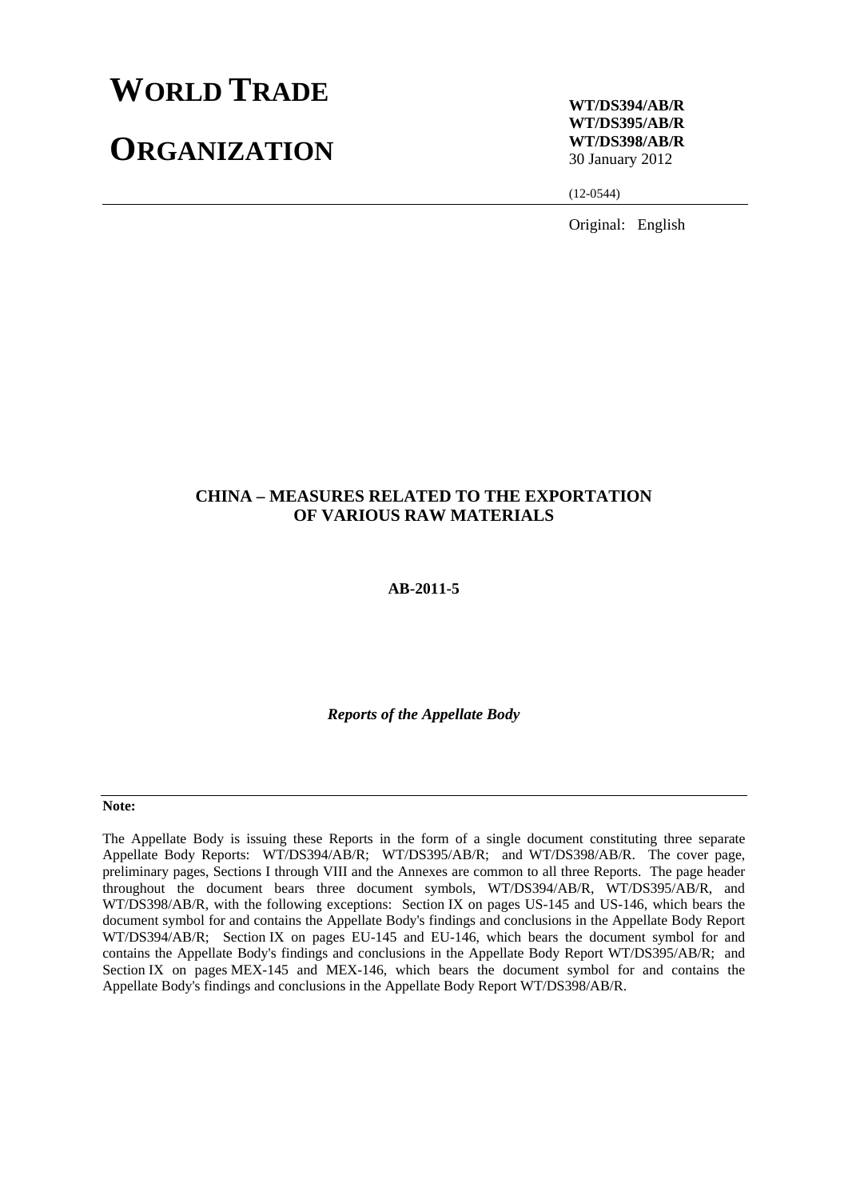# WORLD TRADE ORGANIZATION

**WT/DS394/AB/R**
**WT/DS395/AB/R**
**WT/DS398/AB/R**
30 January 2012

(12-0544)

Original: English

## CHINA – MEASURES RELATED TO THE EXPORTATION OF VARIOUS RAW MATERIALS

**AB-2011-5**

***Reports of the Appellate Body***

**Note:**

The Appellate Body is issuing these Reports in the form of a single document constituting three separate Appellate Body Reports: WT/DS394/AB/R; WT/DS395/AB/R; and WT/DS398/AB/R. The cover page, preliminary pages, Sections I through VIII and the Annexes are common to all three Reports. The page header throughout the document bears three document symbols, WT/DS394/AB/R, WT/DS395/AB/R, and WT/DS398/AB/R, with the following exceptions: Section IX on pages US-145 and US-146, which bears the document symbol for and contains the Appellate Body's findings and conclusions in the Appellate Body Report WT/DS394/AB/R; Section IX on pages EU-145 and EU-146, which bears the document symbol for and contains the Appellate Body's findings and conclusions in the Appellate Body Report WT/DS395/AB/R; and Section IX on pages MEX-145 and MEX-146, which bears the document symbol for and contains the Appellate Body's findings and conclusions in the Appellate Body Report WT/DS398/AB/R.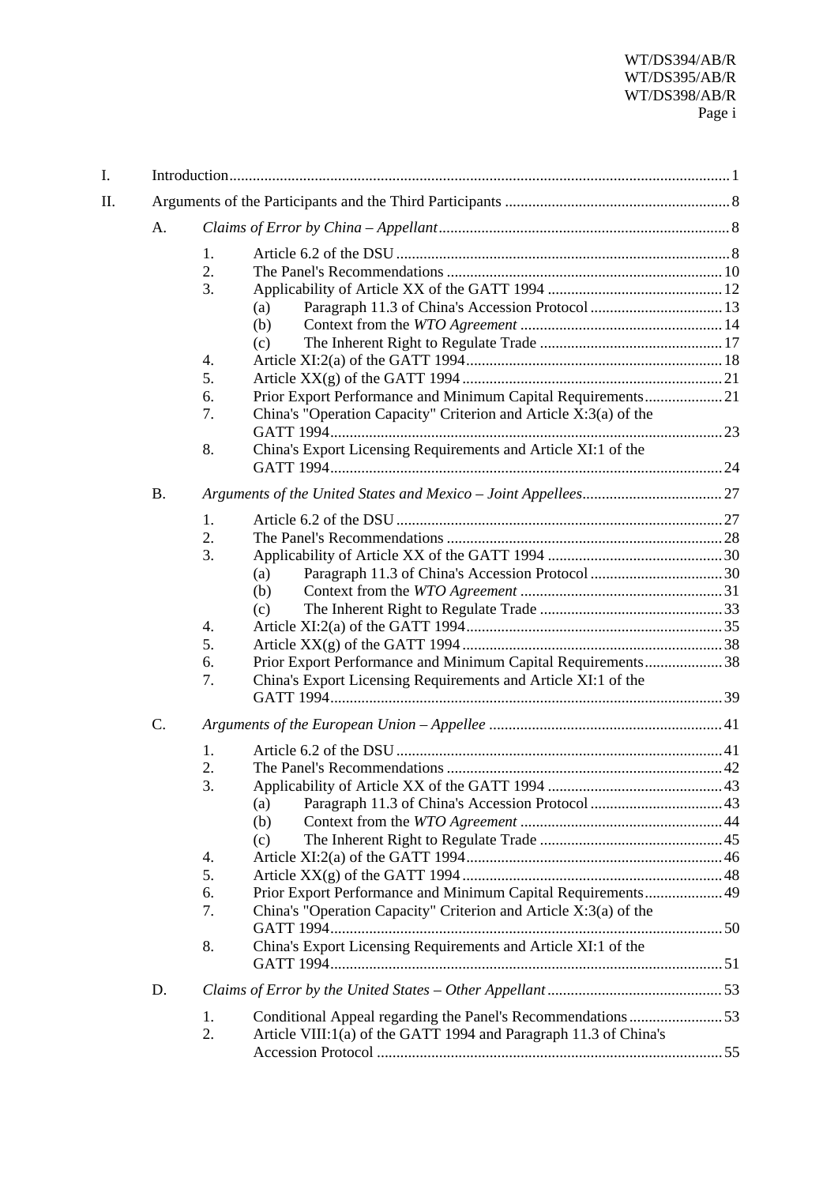| | | | |
|---|---|---|---|
| I. | Introduction | | 1 |
| II. | Arguments of the Participants and the Third Participants | | 8 |
| | A. | *Claims of Error by China – Appellant* | 8 |
| | | 1. Article 6.2 of the DSU | 8 |
| | | 2. The Panel's Recommendations | 10 |
| | | 3. Applicability of Article XX of the GATT 1994 | 12 |
| | | (a) Paragraph 11.3 of China's Accession Protocol | 13 |
| | | (b) Context from the *WTO Agreement* | 14 |
| | | (c) The Inherent Right to Regulate Trade | 17 |
| | | 4. Article XI:2(a) of the GATT 1994 | 18 |
| | | 5. Article XX(g) of the GATT 1994 | 21 |
| | | 6. Prior Export Performance and Minimum Capital Requirements | 21 |
| | | 7. China's "Operation Capacity" Criterion and Article X:3(a) of the GATT 1994 | 23 |
| | | 8. China's Export Licensing Requirements and Article XI:1 of the GATT 1994 | 24 |
| | B. | *Arguments of the United States and Mexico – Joint Appellees* | 27 |
| | | 1. Article 6.2 of the DSU | 27 |
| | | 2. The Panel's Recommendations | 28 |
| | | 3. Applicability of Article XX of the GATT 1994 | 30 |
| | | (a) Paragraph 11.3 of China's Accession Protocol | 30 |
| | | (b) Context from the *WTO Agreement* | 31 |
| | | (c) The Inherent Right to Regulate Trade | 33 |
| | | 4. Article XI:2(a) of the GATT 1994 | 35 |
| | | 5. Article XX(g) of the GATT 1994 | 38 |
| | | 6. Prior Export Performance and Minimum Capital Requirements | 38 |
| | | 7. China's Export Licensing Requirements and Article XI:1 of the GATT 1994 | 39 |
| | C. | *Arguments of the European Union – Appellee* | 41 |
| | | 1. Article 6.2 of the DSU | 41 |
| | | 2. The Panel's Recommendations | 42 |
| | | 3. Applicability of Article XX of the GATT 1994 | 43 |
| | | (a) Paragraph 11.3 of China's Accession Protocol | 43 |
| | | (b) Context from the *WTO Agreement* | 44 |
| | | (c) The Inherent Right to Regulate Trade | 45 |
| | | 4. Article XI:2(a) of the GATT 1994 | 46 |
| | | 5. Article XX(g) of the GATT 1994 | 48 |
| | | 6. Prior Export Performance and Minimum Capital Requirements | 49 |
| | | 7. China's "Operation Capacity" Criterion and Article X:3(a) of the GATT 1994 | 50 |
| | | 8. China's Export Licensing Requirements and Article XI:1 of the GATT 1994 | 51 |
| | D. | *Claims of Error by the United States – Other Appellant* | 53 |
| | | 1. Conditional Appeal regarding the Panel's Recommendations | 53 |
| | | 2. Article VIII:1(a) of the GATT 1994 and Paragraph 11.3 of China's Accession Protocol | 55 |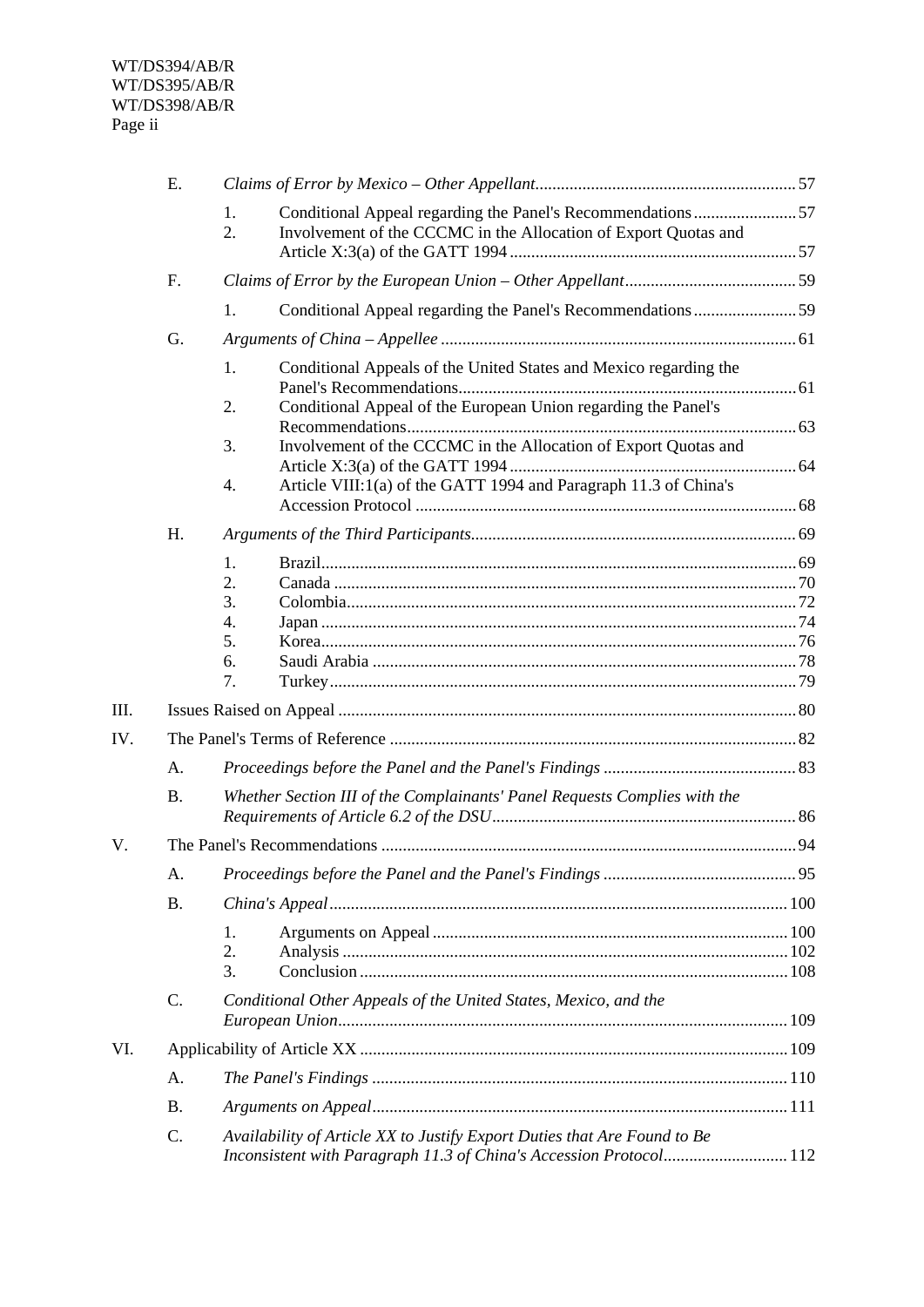E. *Claims of Error by Mexico – Other Appellant* ............ 57

1. Conditional Appeal regarding the Panel's Recommendations ............ 57
2. Involvement of the CCCMC in the Allocation of Export Quotas and Article X:3(a) of the GATT 1994 ............ 57

F. *Claims of Error by the European Union – Other Appellant* ............ 59

1. Conditional Appeal regarding the Panel's Recommendations ............ 59

G. *Arguments of China – Appellee* ............ 61

1. Conditional Appeals of the United States and Mexico regarding the Panel's Recommendations ............ 61
2. Conditional Appeal of the European Union regarding the Panel's Recommendations ............ 63
3. Involvement of the CCCMC in the Allocation of Export Quotas and Article X:3(a) of the GATT 1994 ............ 64
4. Article VIII:1(a) of the GATT 1994 and Paragraph 11.3 of China's Accession Protocol ............ 68

H. *Arguments of the Third Participants* ............ 69

1. Brazil ............ 69
2. Canada ............ 70
3. Colombia ............ 72
4. Japan ............ 74
5. Korea ............ 76
6. Saudi Arabia ............ 78
7. Turkey ............ 79

III. Issues Raised on Appeal ............ 80

IV. The Panel's Terms of Reference ............ 82

A. *Proceedings before the Panel and the Panel's Findings* ............ 83

B. *Whether Section III of the Complainants' Panel Requests Complies with the Requirements of Article 6.2 of the DSU* ............ 86

V. The Panel's Recommendations ............ 94

A. *Proceedings before the Panel and the Panel's Findings* ............ 95

B. *China's Appeal* ............ 100

1. Arguments on Appeal ............ 100
2. Analysis ............ 102
3. Conclusion ............ 108

C. *Conditional Other Appeals of the United States, Mexico, and the European Union* ............ 109

VI. Applicability of Article XX ............ 109

A. *The Panel's Findings* ............ 110

B. *Arguments on Appeal* ............ 111

C. *Availability of Article XX to Justify Export Duties that Are Found to Be Inconsistent with Paragraph 11.3 of China's Accession Protocol* ............ 112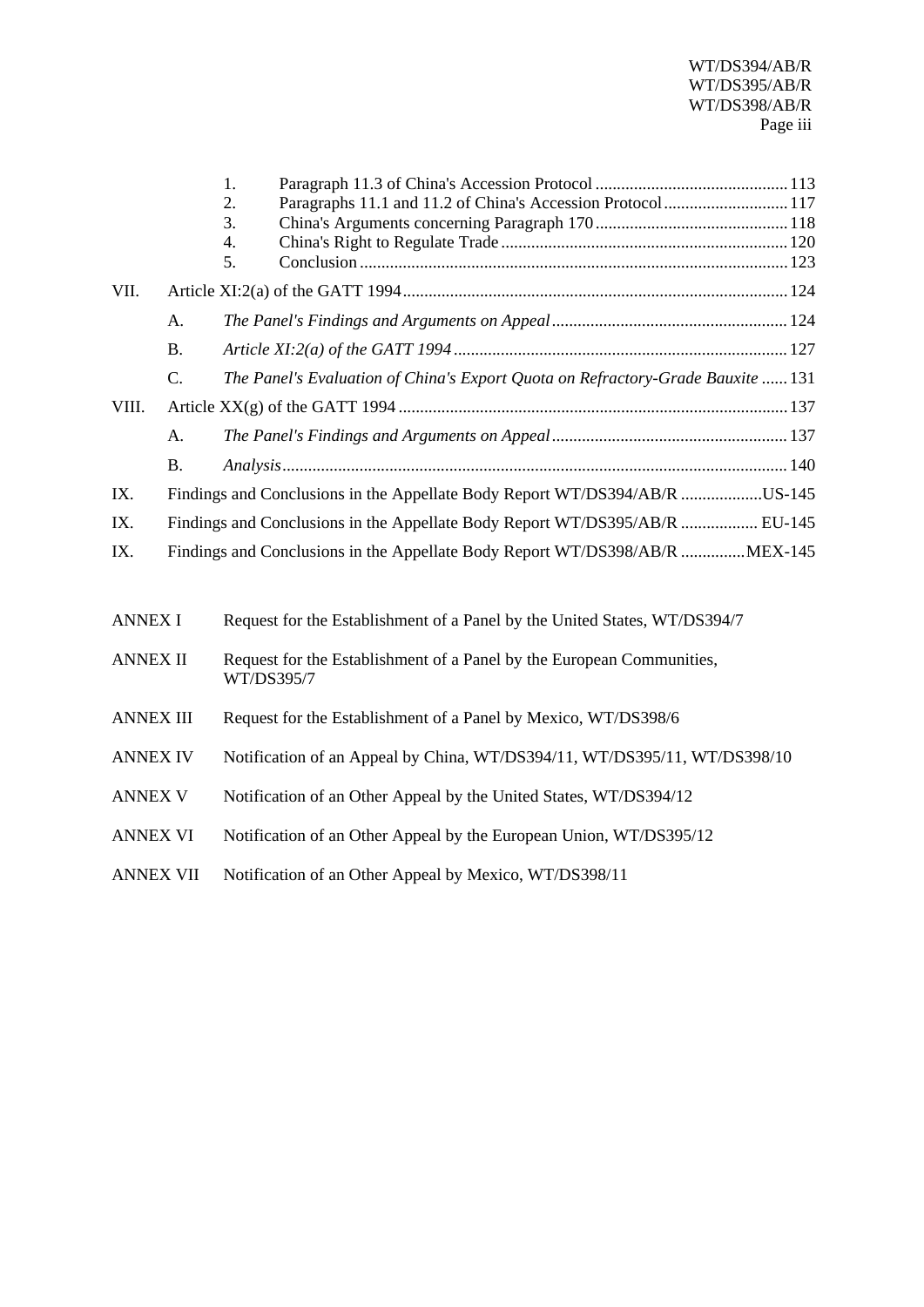1. Paragraph 11.3 of China's Accession Protocol ............................................ 113
2. Paragraphs 11.1 and 11.2 of China's Accession Protocol ............................ 117
3. China's Arguments concerning Paragraph 170 ............................................ 118
4. China's Right to Regulate Trade .................................................................. 120
5. Conclusion .................................................................................................... 123

VII. Article XI:2(a) of the GATT 1994 ......................................................................................... 124

A. *The Panel's Findings and Arguments on Appeal* ....................................................... 124

B. *Article XI:2(a) of the GATT 1994* ............................................................................. 127

C. *The Panel's Evaluation of China's Export Quota on Refractory-Grade Bauxite* ...... 131

VIII. Article XX(g) of the GATT 1994 ........................................................................................... 137

A. *The Panel's Findings and Arguments on Appeal* ....................................................... 137

B. *Analysis* ..................................................................................................................... 140

IX. Findings and Conclusions in the Appellate Body Report WT/DS394/AB/R ...................US-145

IX. Findings and Conclusions in the Appellate Body Report WT/DS395/AB/R .................. EU-145

IX. Findings and Conclusions in the Appellate Body Report WT/DS398/AB/R ...............MEX-145

ANNEX I Request for the Establishment of a Panel by the United States, WT/DS394/7

ANNEX II Request for the Establishment of a Panel by the European Communities, WT/DS395/7

ANNEX III Request for the Establishment of a Panel by Mexico, WT/DS398/6

ANNEX IV Notification of an Appeal by China, WT/DS394/11, WT/DS395/11, WT/DS398/10

ANNEX V Notification of an Other Appeal by the United States, WT/DS394/12

ANNEX VI Notification of an Other Appeal by the European Union, WT/DS395/12

ANNEX VII Notification of an Other Appeal by Mexico, WT/DS398/11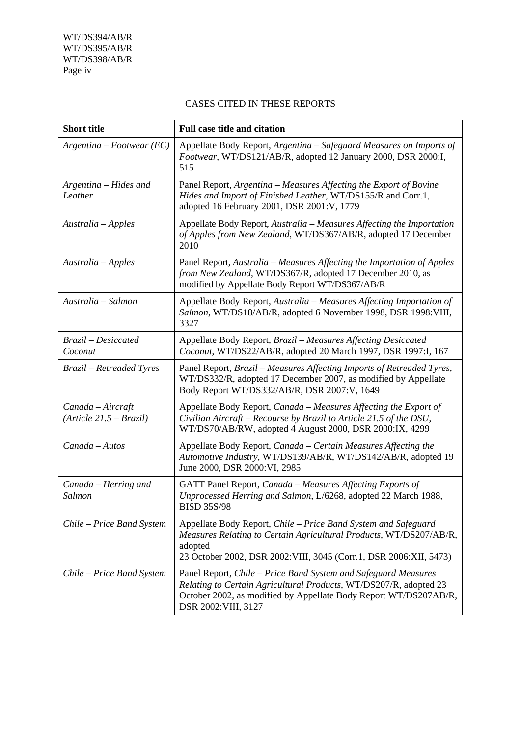## CASES CITED IN THESE REPORTS

| **Short title** | **Full case title and citation** |
|---|---|
| *Argentina – Footwear (EC)* | Appellate Body Report, *Argentina – Safeguard Measures on Imports of Footwear*, WT/DS121/AB/R, adopted 12 January 2000, DSR 2000:I, 515 |
| *Argentina – Hides and Leather* | Panel Report, *Argentina – Measures Affecting the Export of Bovine Hides and Import of Finished Leather*, WT/DS155/R and Corr.1, adopted 16 February 2001, DSR 2001:V, 1779 |
| *Australia – Apples* | Appellate Body Report, *Australia – Measures Affecting the Importation of Apples from New Zealand*, WT/DS367/AB/R, adopted 17 December 2010 |
| *Australia – Apples* | Panel Report, *Australia – Measures Affecting the Importation of Apples from New Zealand*, WT/DS367/R, adopted 17 December 2010, as modified by Appellate Body Report WT/DS367/AB/R |
| *Australia – Salmon* | Appellate Body Report, *Australia – Measures Affecting Importation of Salmon*, WT/DS18/AB/R, adopted 6 November 1998, DSR 1998:VIII, 3327 |
| *Brazil – Desiccated Coconut* | Appellate Body Report, *Brazil – Measures Affecting Desiccated Coconut*, WT/DS22/AB/R, adopted 20 March 1997, DSR 1997:I, 167 |
| *Brazil – Retreaded Tyres* | Panel Report, *Brazil – Measures Affecting Imports of Retreaded Tyres*, WT/DS332/R, adopted 17 December 2007, as modified by Appellate Body Report WT/DS332/AB/R, DSR 2007:V, 1649 |
| *Canada – Aircraft (Article 21.5 – Brazil)* | Appellate Body Report, *Canada – Measures Affecting the Export of Civilian Aircraft – Recourse by Brazil to Article 21.5 of the DSU*, WT/DS70/AB/RW, adopted 4 August 2000, DSR 2000:IX, 4299 |
| *Canada – Autos* | Appellate Body Report, *Canada – Certain Measures Affecting the Automotive Industry*, WT/DS139/AB/R, WT/DS142/AB/R, adopted 19 June 2000, DSR 2000:VI, 2985 |
| *Canada – Herring and Salmon* | GATT Panel Report, *Canada – Measures Affecting Exports of Unprocessed Herring and Salmon*, L/6268, adopted 22 March 1988, BISD 35S/98 |
| *Chile – Price Band System* | Appellate Body Report, *Chile – Price Band System and Safeguard Measures Relating to Certain Agricultural Products*, WT/DS207/AB/R, adopted 23 October 2002, DSR 2002:VIII, 3045 (Corr.1, DSR 2006:XII, 5473) |
| *Chile – Price Band System* | Panel Report, *Chile – Price Band System and Safeguard Measures Relating to Certain Agricultural Products*, WT/DS207/R, adopted 23 October 2002, as modified by Appellate Body Report WT/DS207AB/R, DSR 2002:VIII, 3127 |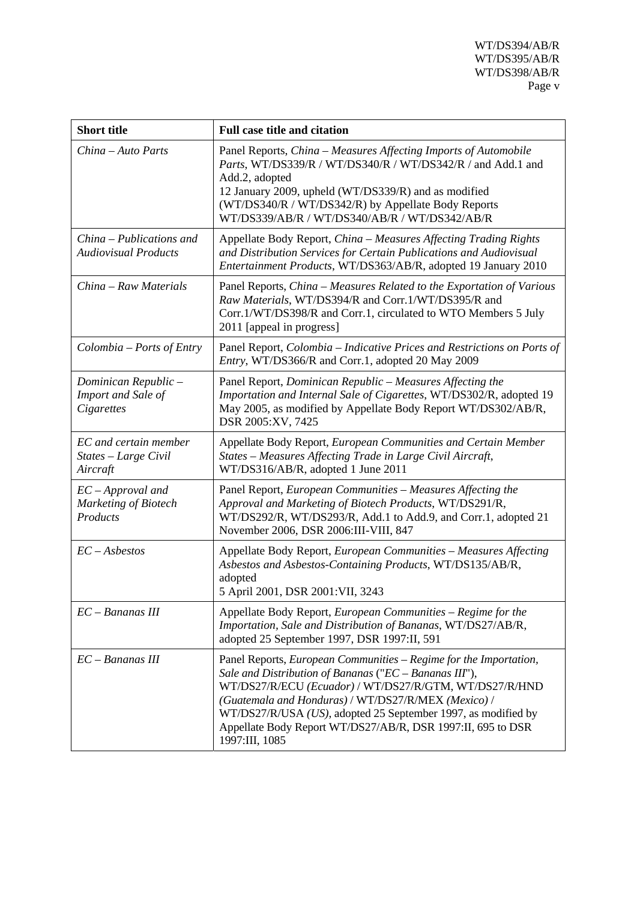| Short title | Full case title and citation |
|---|---|
| *China – Auto Parts* | Panel Reports, *China – Measures Affecting Imports of Automobile Parts*, WT/DS339/R / WT/DS340/R / WT/DS342/R / and Add.1 and Add.2, adopted 12 January 2009, upheld (WT/DS339/R) and as modified (WT/DS340/R / WT/DS342/R) by Appellate Body Reports WT/DS339/AB/R / WT/DS340/AB/R / WT/DS342/AB/R |
| *China – Publications and Audiovisual Products* | Appellate Body Report, *China – Measures Affecting Trading Rights and Distribution Services for Certain Publications and Audiovisual Entertainment Products*, WT/DS363/AB/R, adopted 19 January 2010 |
| *China – Raw Materials* | Panel Reports, *China – Measures Related to the Exportation of Various Raw Materials*, WT/DS394/R and Corr.1/WT/DS395/R and Corr.1/WT/DS398/R and Corr.1, circulated to WTO Members 5 July 2011 [appeal in progress] |
| *Colombia – Ports of Entry* | Panel Report, *Colombia – Indicative Prices and Restrictions on Ports of Entry*, WT/DS366/R and Corr.1, adopted 20 May 2009 |
| *Dominican Republic – Import and Sale of Cigarettes* | Panel Report, *Dominican Republic – Measures Affecting the Importation and Internal Sale of Cigarettes*, WT/DS302/R, adopted 19 May 2005, as modified by Appellate Body Report WT/DS302/AB/R, DSR 2005:XV, 7425 |
| *EC and certain member States – Large Civil Aircraft* | Appellate Body Report, *European Communities and Certain Member States – Measures Affecting Trade in Large Civil Aircraft*, WT/DS316/AB/R, adopted 1 June 2011 |
| *EC – Approval and Marketing of Biotech Products* | Panel Report, *European Communities – Measures Affecting the Approval and Marketing of Biotech Products*, WT/DS291/R, WT/DS292/R, WT/DS293/R, Add.1 to Add.9, and Corr.1, adopted 21 November 2006, DSR 2006:III-VIII, 847 |
| *EC – Asbestos* | Appellate Body Report, *European Communities – Measures Affecting Asbestos and Asbestos-Containing Products*, WT/DS135/AB/R, adopted 5 April 2001, DSR 2001:VII, 3243 |
| *EC – Bananas III* | Appellate Body Report, *European Communities – Regime for the Importation, Sale and Distribution of Bananas*, WT/DS27/AB/R, adopted 25 September 1997, DSR 1997:II, 591 |
| *EC – Bananas III* | Panel Reports, *European Communities – Regime for the Importation, Sale and Distribution of Bananas* ("*EC – Bananas III*"), WT/DS27/R/ECU *(Ecuador)* / WT/DS27/R/GTM, WT/DS27/R/HND *(Guatemala and Honduras)* / WT/DS27/R/MEX *(Mexico)* / WT/DS27/R/USA *(US)*, adopted 25 September 1997, as modified by Appellate Body Report WT/DS27/AB/R, DSR 1997:II, 695 to DSR 1997:III, 1085 |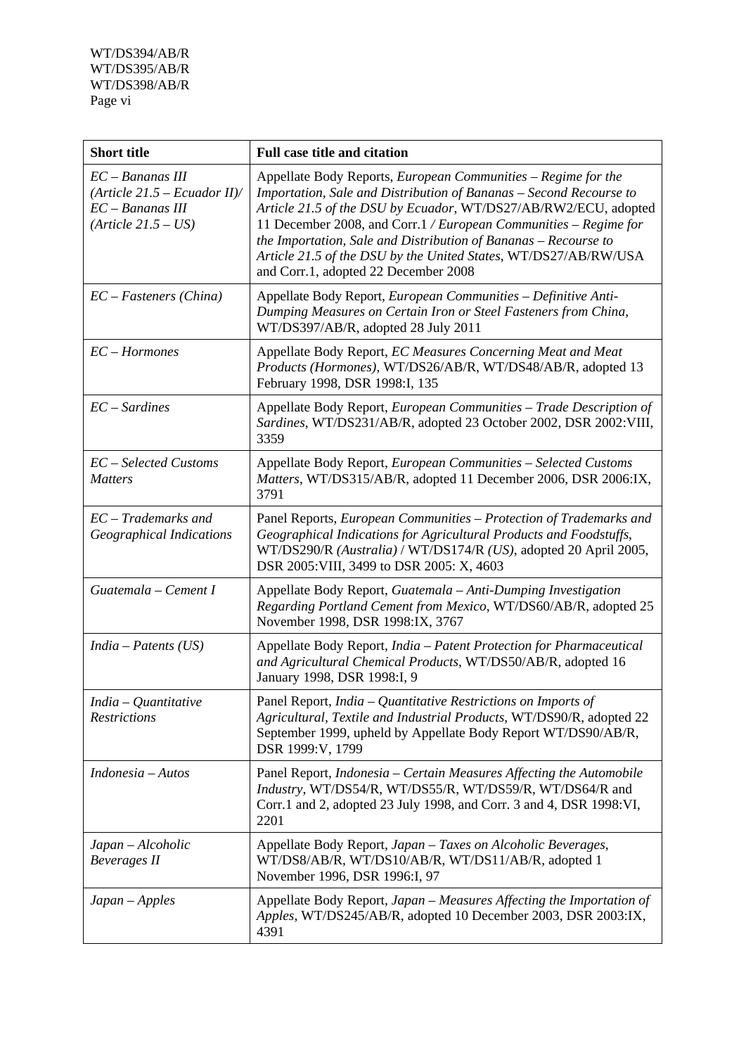| Short title | Full case title and citation |
|---|---|
| *EC – Bananas III (Article 21.5 – Ecuador II)/ EC – Bananas III (Article 21.5 – US)* | Appellate Body Reports, *European Communities – Regime for the Importation, Sale and Distribution of Bananas – Second Recourse to Article 21.5 of the DSU by Ecuador*, WT/DS27/AB/RW2/ECU, adopted 11 December 2008, and Corr.1 */ European Communities – Regime for the Importation, Sale and Distribution of Bananas – Recourse to Article 21.5 of the DSU by the United States*, WT/DS27/AB/RW/USA and Corr.1, adopted 22 December 2008 |
| *EC – Fasteners (China)* | Appellate Body Report, *European Communities – Definitive Anti-Dumping Measures on Certain Iron or Steel Fasteners from China*, WT/DS397/AB/R, adopted 28 July 2011 |
| *EC – Hormones* | Appellate Body Report, *EC Measures Concerning Meat and Meat Products (Hormones)*, WT/DS26/AB/R, WT/DS48/AB/R, adopted 13 February 1998, DSR 1998:I, 135 |
| *EC – Sardines* | Appellate Body Report, *European Communities – Trade Description of Sardines*, WT/DS231/AB/R, adopted 23 October 2002, DSR 2002:VIII, 3359 |
| *EC – Selected Customs Matters* | Appellate Body Report, *European Communities – Selected Customs Matters*, WT/DS315/AB/R, adopted 11 December 2006, DSR 2006:IX, 3791 |
| *EC – Trademarks and Geographical Indications* | Panel Reports, *European Communities – Protection of Trademarks and Geographical Indications for Agricultural Products and Foodstuffs*, WT/DS290/R *(Australia)* / WT/DS174/R *(US)*, adopted 20 April 2005, DSR 2005:VIII, 3499 to DSR 2005: X, 4603 |
| *Guatemala – Cement I* | Appellate Body Report, *Guatemala – Anti-Dumping Investigation Regarding Portland Cement from Mexico*, WT/DS60/AB/R, adopted 25 November 1998, DSR 1998:IX, 3767 |
| *India – Patents (US)* | Appellate Body Report, *India – Patent Protection for Pharmaceutical and Agricultural Chemical Products*, WT/DS50/AB/R, adopted 16 January 1998, DSR 1998:I, 9 |
| *India – Quantitative Restrictions* | Panel Report, *India – Quantitative Restrictions on Imports of Agricultural, Textile and Industrial Products*, WT/DS90/R, adopted 22 September 1999, upheld by Appellate Body Report WT/DS90/AB/R, DSR 1999:V, 1799 |
| *Indonesia – Autos* | Panel Report, *Indonesia – Certain Measures Affecting the Automobile Industry*, WT/DS54/R, WT/DS55/R, WT/DS59/R, WT/DS64/R and Corr.1 and 2, adopted 23 July 1998, and Corr. 3 and 4, DSR 1998:VI, 2201 |
| *Japan – Alcoholic Beverages II* | Appellate Body Report, *Japan – Taxes on Alcoholic Beverages*, WT/DS8/AB/R, WT/DS10/AB/R, WT/DS11/AB/R, adopted 1 November 1996, DSR 1996:I, 97 |
| *Japan – Apples* | Appellate Body Report, *Japan – Measures Affecting the Importation of Apples*, WT/DS245/AB/R, adopted 10 December 2003, DSR 2003:IX, 4391 |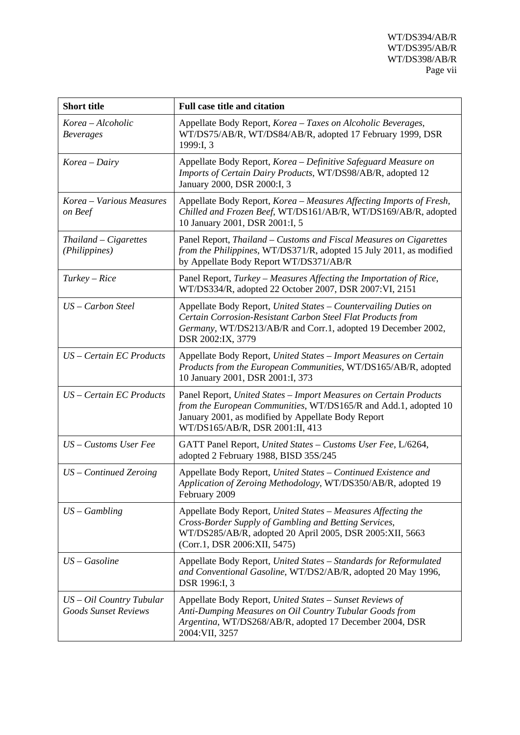| **Short title** | **Full case title and citation** |
|---|---|
| *Korea – Alcoholic Beverages* | Appellate Body Report, *Korea – Taxes on Alcoholic Beverages*, WT/DS75/AB/R, WT/DS84/AB/R, adopted 17 February 1999, DSR 1999:I, 3 |
| *Korea – Dairy* | Appellate Body Report, *Korea – Definitive Safeguard Measure on Imports of Certain Dairy Products*, WT/DS98/AB/R, adopted 12 January 2000, DSR 2000:I, 3 |
| *Korea – Various Measures on Beef* | Appellate Body Report, *Korea – Measures Affecting Imports of Fresh, Chilled and Frozen Beef*, WT/DS161/AB/R, WT/DS169/AB/R, adopted 10 January 2001, DSR 2001:I, 5 |
| *Thailand – Cigarettes (Philippines)* | Panel Report, *Thailand – Customs and Fiscal Measures on Cigarettes from the Philippines*, WT/DS371/R, adopted 15 July 2011, as modified by Appellate Body Report WT/DS371/AB/R |
| *Turkey – Rice* | Panel Report, *Turkey – Measures Affecting the Importation of Rice*, WT/DS334/R, adopted 22 October 2007, DSR 2007:VI, 2151 |
| *US – Carbon Steel* | Appellate Body Report, *United States – Countervailing Duties on Certain Corrosion-Resistant Carbon Steel Flat Products from Germany*, WT/DS213/AB/R and Corr.1, adopted 19 December 2002, DSR 2002:IX, 3779 |
| *US – Certain EC Products* | Appellate Body Report, *United States – Import Measures on Certain Products from the European Communities*, WT/DS165/AB/R, adopted 10 January 2001, DSR 2001:I, 373 |
| *US – Certain EC Products* | Panel Report, *United States – Import Measures on Certain Products from the European Communities*, WT/DS165/R and Add.1, adopted 10 January 2001, as modified by Appellate Body Report WT/DS165/AB/R, DSR 2001:II, 413 |
| *US – Customs User Fee* | GATT Panel Report, *United States – Customs User Fee*, L/6264, adopted 2 February 1988, BISD 35S/245 |
| *US – Continued Zeroing* | Appellate Body Report, *United States – Continued Existence and Application of Zeroing Methodology*, WT/DS350/AB/R, adopted 19 February 2009 |
| *US – Gambling* | Appellate Body Report, *United States – Measures Affecting the Cross-Border Supply of Gambling and Betting Services*, WT/DS285/AB/R, adopted 20 April 2005, DSR 2005:XII, 5663 (Corr.1, DSR 2006:XII, 5475) |
| *US – Gasoline* | Appellate Body Report, *United States – Standards for Reformulated and Conventional Gasoline*, WT/DS2/AB/R, adopted 20 May 1996, DSR 1996:I, 3 |
| *US – Oil Country Tubular Goods Sunset Reviews* | Appellate Body Report, *United States – Sunset Reviews of Anti-Dumping Measures on Oil Country Tubular Goods from Argentina*, WT/DS268/AB/R, adopted 17 December 2004, DSR 2004:VII, 3257 |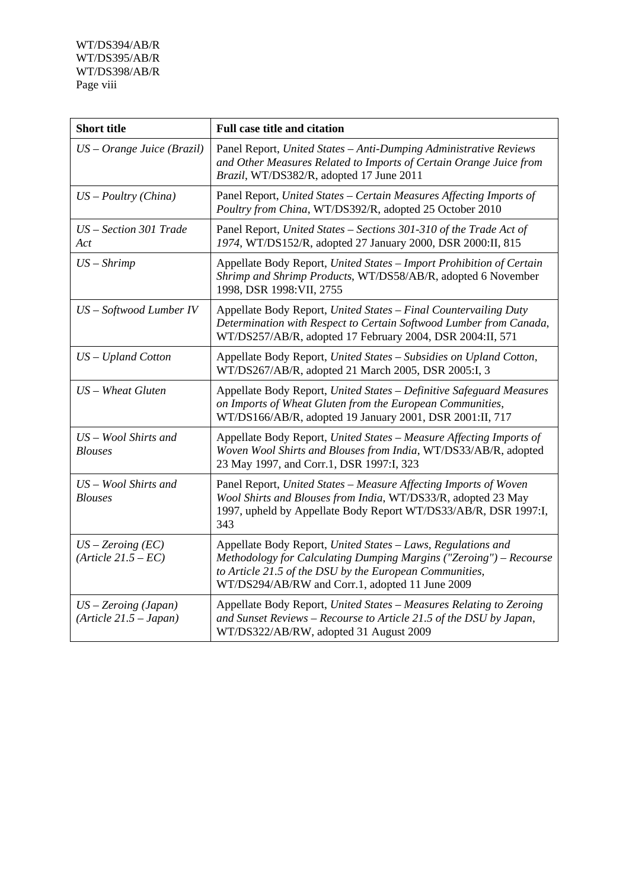| Short title | Full case title and citation |
|---|---|
| *US – Orange Juice (Brazil)* | Panel Report, *United States – Anti-Dumping Administrative Reviews and Other Measures Related to Imports of Certain Orange Juice from Brazil*, WT/DS382/R, adopted 17 June 2011 |
| *US – Poultry (China)* | Panel Report, *United States – Certain Measures Affecting Imports of Poultry from China*, WT/DS392/R, adopted 25 October 2010 |
| *US – Section 301 Trade Act* | Panel Report, *United States – Sections 301-310 of the Trade Act of 1974*, WT/DS152/R, adopted 27 January 2000, DSR 2000:II, 815 |
| *US – Shrimp* | Appellate Body Report, *United States – Import Prohibition of Certain Shrimp and Shrimp Products*, WT/DS58/AB/R, adopted 6 November 1998, DSR 1998:VII, 2755 |
| *US – Softwood Lumber IV* | Appellate Body Report, *United States – Final Countervailing Duty Determination with Respect to Certain Softwood Lumber from Canada*, WT/DS257/AB/R, adopted 17 February 2004, DSR 2004:II, 571 |
| *US – Upland Cotton* | Appellate Body Report, *United States – Subsidies on Upland Cotton*, WT/DS267/AB/R, adopted 21 March 2005, DSR 2005:I, 3 |
| *US – Wheat Gluten* | Appellate Body Report, *United States – Definitive Safeguard Measures on Imports of Wheat Gluten from the European Communities*, WT/DS166/AB/R, adopted 19 January 2001, DSR 2001:II, 717 |
| *US – Wool Shirts and Blouses* | Appellate Body Report, *United States – Measure Affecting Imports of Woven Wool Shirts and Blouses from India*, WT/DS33/AB/R, adopted 23 May 1997, and Corr.1, DSR 1997:I, 323 |
| *US – Wool Shirts and Blouses* | Panel Report, *United States – Measure Affecting Imports of Woven Wool Shirts and Blouses from India*, WT/DS33/R, adopted 23 May 1997, upheld by Appellate Body Report WT/DS33/AB/R, DSR 1997:I, 343 |
| *US – Zeroing (EC) (Article 21.5 – EC)* | Appellate Body Report, *United States – Laws, Regulations and Methodology for Calculating Dumping Margins ("Zeroing") – Recourse to Article 21.5 of the DSU by the European Communities*, WT/DS294/AB/RW and Corr.1, adopted 11 June 2009 |
| *US – Zeroing (Japan) (Article 21.5 – Japan)* | Appellate Body Report, *United States – Measures Relating to Zeroing and Sunset Reviews – Recourse to Article 21.5 of the DSU by Japan*, WT/DS322/AB/RW, adopted 31 August 2009 |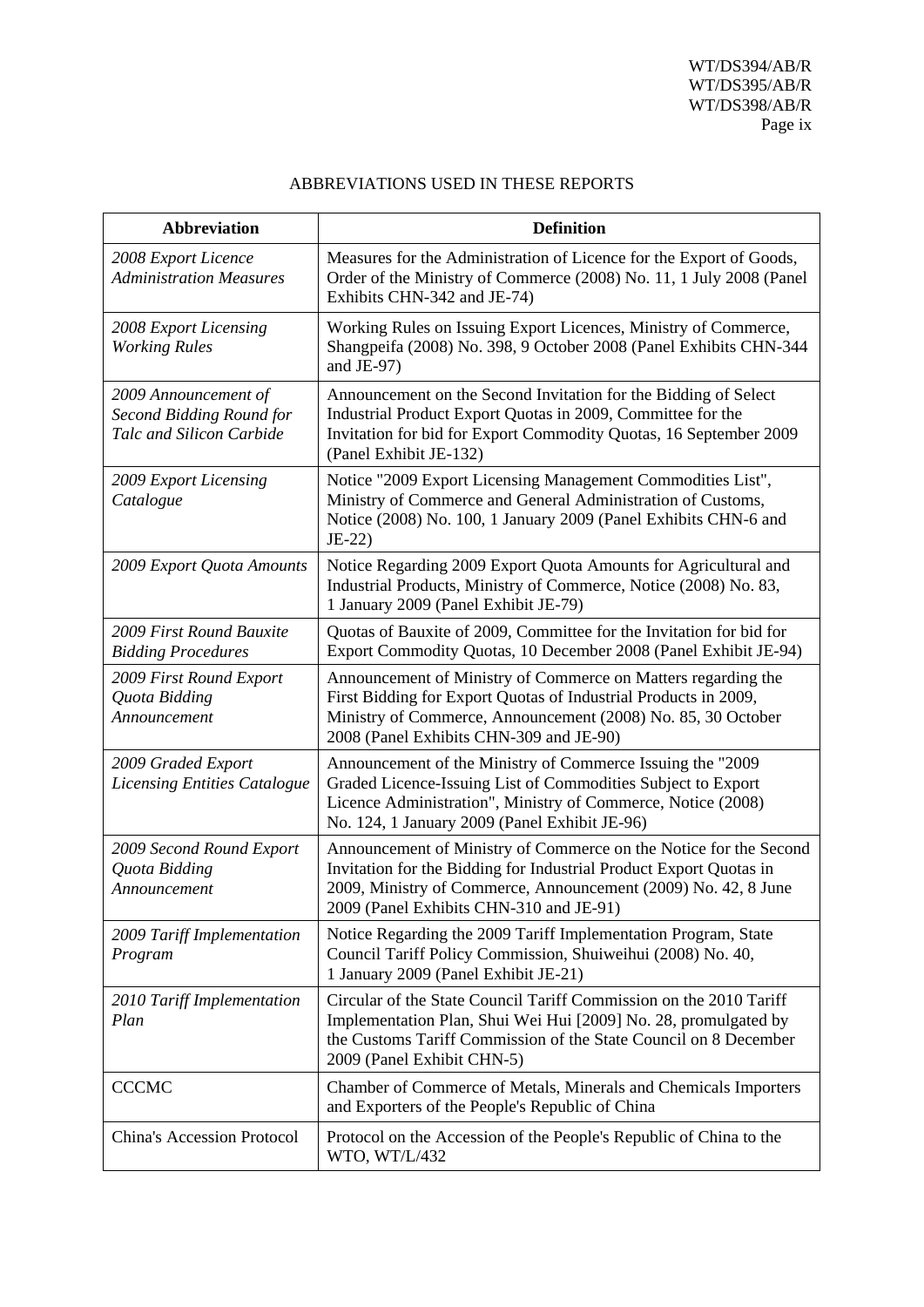ABBREVIATIONS USED IN THESE REPORTS

| Abbreviation | Definition |
|---|---|
| *2008 Export Licence Administration Measures* | Measures for the Administration of Licence for the Export of Goods, Order of the Ministry of Commerce (2008) No. 11, 1 July 2008 (Panel Exhibits CHN-342 and JE-74) |
| *2008 Export Licensing Working Rules* | Working Rules on Issuing Export Licences, Ministry of Commerce, Shangpeifa (2008) No. 398, 9 October 2008 (Panel Exhibits CHN-344 and JE-97) |
| *2009 Announcement of Second Bidding Round for Talc and Silicon Carbide* | Announcement on the Second Invitation for the Bidding of Select Industrial Product Export Quotas in 2009, Committee for the Invitation for bid for Export Commodity Quotas, 16 September 2009 (Panel Exhibit JE-132) |
| *2009 Export Licensing Catalogue* | Notice "2009 Export Licensing Management Commodities List", Ministry of Commerce and General Administration of Customs, Notice (2008) No. 100, 1 January 2009 (Panel Exhibits CHN-6 and JE-22) |
| *2009 Export Quota Amounts* | Notice Regarding 2009 Export Quota Amounts for Agricultural and Industrial Products, Ministry of Commerce, Notice (2008) No. 83, 1 January 2009 (Panel Exhibit JE-79) |
| *2009 First Round Bauxite Bidding Procedures* | Quotas of Bauxite of 2009, Committee for the Invitation for bid for Export Commodity Quotas, 10 December 2008 (Panel Exhibit JE-94) |
| *2009 First Round Export Quota Bidding Announcement* | Announcement of Ministry of Commerce on Matters regarding the First Bidding for Export Quotas of Industrial Products in 2009, Ministry of Commerce, Announcement (2008) No. 85, 30 October 2008 (Panel Exhibits CHN-309 and JE-90) |
| *2009 Graded Export Licensing Entities Catalogue* | Announcement of the Ministry of Commerce Issuing the "2009 Graded Licence-Issuing List of Commodities Subject to Export Licence Administration", Ministry of Commerce, Notice (2008) No. 124, 1 January 2009 (Panel Exhibit JE-96) |
| *2009 Second Round Export Quota Bidding Announcement* | Announcement of Ministry of Commerce on the Notice for the Second Invitation for the Bidding for Industrial Product Export Quotas in 2009, Ministry of Commerce, Announcement (2009) No. 42, 8 June 2009 (Panel Exhibits CHN-310 and JE-91) |
| *2009 Tariff Implementation Program* | Notice Regarding the 2009 Tariff Implementation Program, State Council Tariff Policy Commission, Shuiweihui (2008) No. 40, 1 January 2009 (Panel Exhibit JE-21) |
| *2010 Tariff Implementation Plan* | Circular of the State Council Tariff Commission on the 2010 Tariff Implementation Plan, Shui Wei Hui [2009] No. 28, promulgated by the Customs Tariff Commission of the State Council on 8 December 2009 (Panel Exhibit CHN-5) |
| CCCMC | Chamber of Commerce of Metals, Minerals and Chemicals Importers and Exporters of the People's Republic of China |
| China's Accession Protocol | Protocol on the Accession of the People's Republic of China to the WTO, WT/L/432 |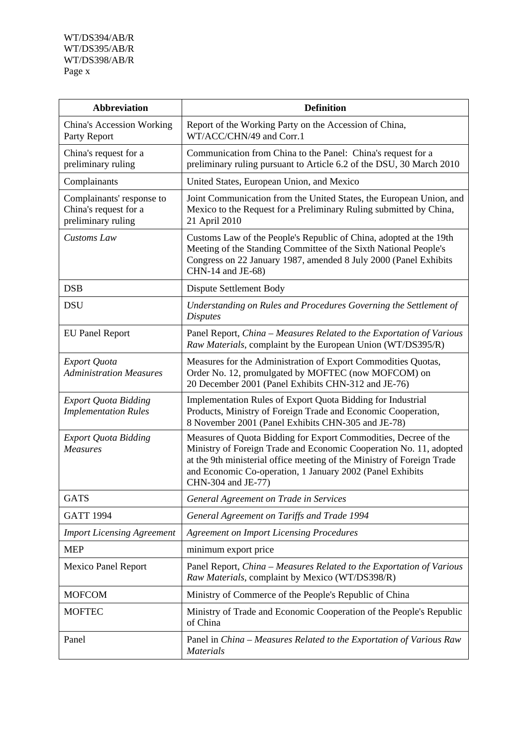| Abbreviation | Definition |
|---|---|
| China's Accession Working Party Report | Report of the Working Party on the Accession of China, WT/ACC/CHN/49 and Corr.1 |
| China's request for a preliminary ruling | Communication from China to the Panel: China's request for a preliminary ruling pursuant to Article 6.2 of the DSU, 30 March 2010 |
| Complainants | United States, European Union, and Mexico |
| Complainants' response to China's request for a preliminary ruling | Joint Communication from the United States, the European Union, and Mexico to the Request for a Preliminary Ruling submitted by China, 21 April 2010 |
| *Customs Law* | Customs Law of the People's Republic of China, adopted at the 19th Meeting of the Standing Committee of the Sixth National People's Congress on 22 January 1987, amended 8 July 2000 (Panel Exhibits CHN-14 and JE-68) |
| DSB | Dispute Settlement Body |
| DSU | *Understanding on Rules and Procedures Governing the Settlement of Disputes* |
| EU Panel Report | Panel Report, *China – Measures Related to the Exportation of Various Raw Materials*, complaint by the European Union (WT/DS395/R) |
| *Export Quota Administration Measures* | Measures for the Administration of Export Commodities Quotas, Order No. 12, promulgated by MOFTEC (now MOFCOM) on 20 December 2001 (Panel Exhibits CHN-312 and JE-76) |
| *Export Quota Bidding Implementation Rules* | Implementation Rules of Export Quota Bidding for Industrial Products, Ministry of Foreign Trade and Economic Cooperation, 8 November 2001 (Panel Exhibits CHN-305 and JE-78) |
| *Export Quota Bidding Measures* | Measures of Quota Bidding for Export Commodities, Decree of the Ministry of Foreign Trade and Economic Cooperation No. 11, adopted at the 9th ministerial office meeting of the Ministry of Foreign Trade and Economic Co-operation, 1 January 2002 (Panel Exhibits CHN-304 and JE-77) |
| GATS | *General Agreement on Trade in Services* |
| GATT 1994 | *General Agreement on Tariffs and Trade 1994* |
| *Import Licensing Agreement* | *Agreement on Import Licensing Procedures* |
| MEP | minimum export price |
| Mexico Panel Report | Panel Report, *China – Measures Related to the Exportation of Various Raw Materials*, complaint by Mexico (WT/DS398/R) |
| MOFCOM | Ministry of Commerce of the People's Republic of China |
| MOFTEC | Ministry of Trade and Economic Cooperation of the People's Republic of China |
| Panel | Panel in *China – Measures Related to the Exportation of Various Raw Materials* |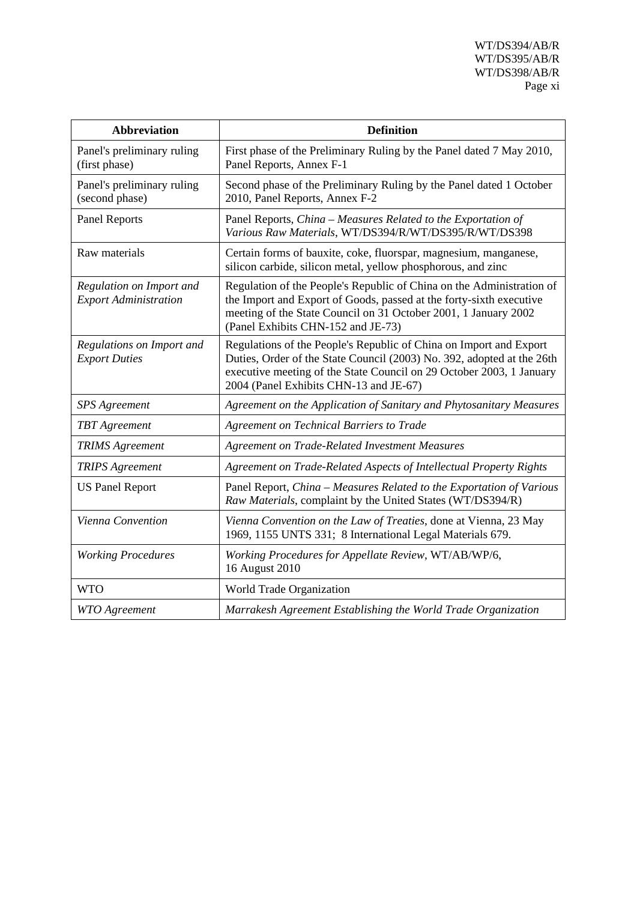| Abbreviation | Definition |
| --- | --- |
| Panel's preliminary ruling (first phase) | First phase of the Preliminary Ruling by the Panel dated 7 May 2010, Panel Reports, Annex F-1 |
| Panel's preliminary ruling (second phase) | Second phase of the Preliminary Ruling by the Panel dated 1 October 2010, Panel Reports, Annex F-2 |
| Panel Reports | Panel Reports, *China – Measures Related to the Exportation of Various Raw Materials*, WT/DS394/R/WT/DS395/R/WT/DS398 |
| Raw materials | Certain forms of bauxite, coke, fluorspar, magnesium, manganese, silicon carbide, silicon metal, yellow phosphorous, and zinc |
| *Regulation on Import and Export Administration* | Regulation of the People's Republic of China on the Administration of the Import and Export of Goods, passed at the forty-sixth executive meeting of the State Council on 31 October 2001, 1 January 2002 (Panel Exhibits CHN-152 and JE-73) |
| *Regulations on Import and Export Duties* | Regulations of the People's Republic of China on Import and Export Duties, Order of the State Council (2003) No. 392, adopted at the 26th executive meeting of the State Council on 29 October 2003, 1 January 2004 (Panel Exhibits CHN-13 and JE-67) |
| *SPS Agreement* | *Agreement on the Application of Sanitary and Phytosanitary Measures* |
| *TBT Agreement* | *Agreement on Technical Barriers to Trade* |
| *TRIMS Agreement* | *Agreement on Trade-Related Investment Measures* |
| *TRIPS Agreement* | *Agreement on Trade-Related Aspects of Intellectual Property Rights* |
| US Panel Report | Panel Report, *China – Measures Related to the Exportation of Various Raw Materials*, complaint by the United States (WT/DS394/R) |
| *Vienna Convention* | *Vienna Convention on the Law of Treaties*, done at Vienna, 23 May 1969, 1155 UNTS 331; 8 International Legal Materials 679. |
| *Working Procedures* | *Working Procedures for Appellate Review*, WT/AB/WP/6, 16 August 2010 |
| WTO | World Trade Organization |
| *WTO Agreement* | *Marrakesh Agreement Establishing the World Trade Organization* |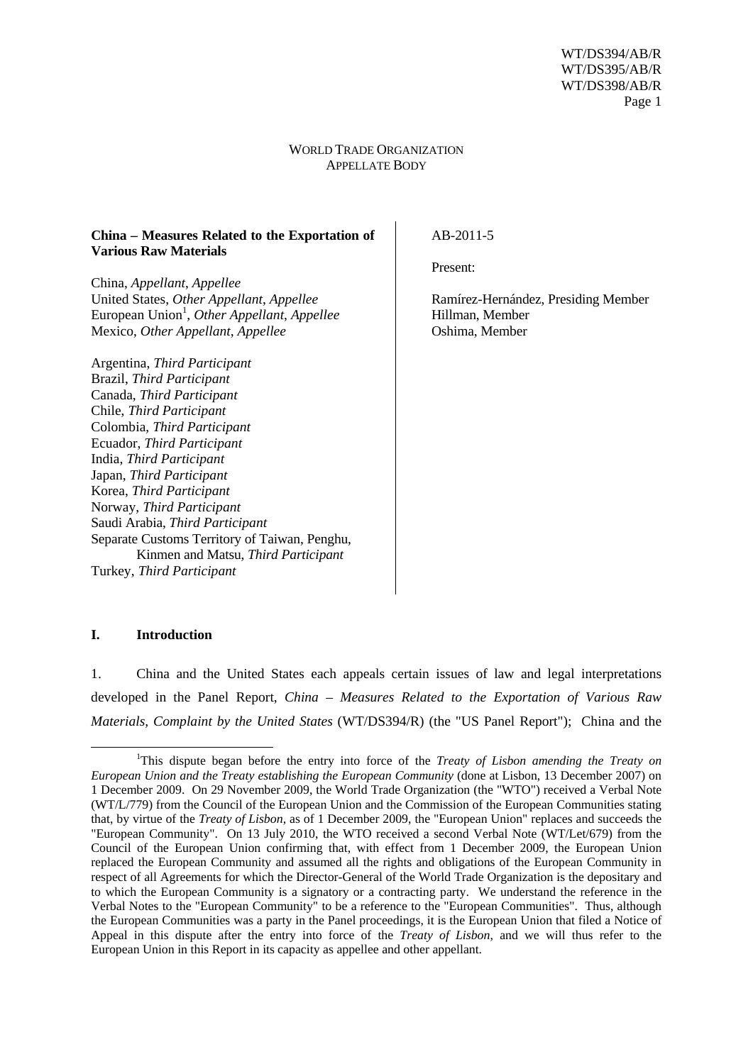WORLD TRADE ORGANIZATION
APPELLATE BODY

| **China – Measures Related to the Exportation of Various Raw Materials** | AB-2011-5 |
|---|---|
| China, *Appellant*, *Appellee* | Present: |
| United States, *Other Appellant*, *Appellee* | Ramírez-Hernández, Presiding Member |
| European Union[1], *Other Appellant*, *Appellee* | Hillman, Member |
| Mexico, *Other Appellant*, *Appellee* | Oshima, Member |
| Argentina, *Third Participant* | |
| Brazil, *Third Participant* | |
| Canada, *Third Participant* | |
| Chile, *Third Participant* | |
| Colombia, *Third Participant* | |
| Ecuador, *Third Participant* | |
| India, *Third Participant* | |
| Japan, *Third Participant* | |
| Korea, *Third Participant* | |
| Norway, *Third Participant* | |
| Saudi Arabia, *Third Participant* | |
| Separate Customs Territory of Taiwan, Penghu, Kinmen and Matsu, *Third Participant* | |
| Turkey, *Third Participant* | |

## I. Introduction

1. China and the United States each appeals certain issues of law and legal interpretations developed in the Panel Report, *China – Measures Related to the Exportation of Various Raw Materials*, *Complaint by the United States* (WT/DS394/R) (the "US Panel Report"); China and the

[1]This dispute began before the entry into force of the *Treaty of Lisbon amending the Treaty on European Union and the Treaty establishing the European Community* (done at Lisbon, 13 December 2007) on 1 December 2009. On 29 November 2009, the World Trade Organization (the "WTO") received a Verbal Note (WT/L/779) from the Council of the European Union and the Commission of the European Communities stating that, by virtue of the *Treaty of Lisbon*, as of 1 December 2009, the "European Union" replaces and succeeds the "European Community". On 13 July 2010, the WTO received a second Verbal Note (WT/Let/679) from the Council of the European Union confirming that, with effect from 1 December 2009, the European Union replaced the European Community and assumed all the rights and obligations of the European Community in respect of all Agreements for which the Director-General of the World Trade Organization is the depositary and to which the European Community is a signatory or a contracting party. We understand the reference in the Verbal Notes to the "European Community" to be a reference to the "European Communities". Thus, although the European Communities was a party in the Panel proceedings, it is the European Union that filed a Notice of Appeal in this dispute after the entry into force of the *Treaty of Lisbon*, and we will thus refer to the European Union in this Report in its capacity as appellee and other appellant.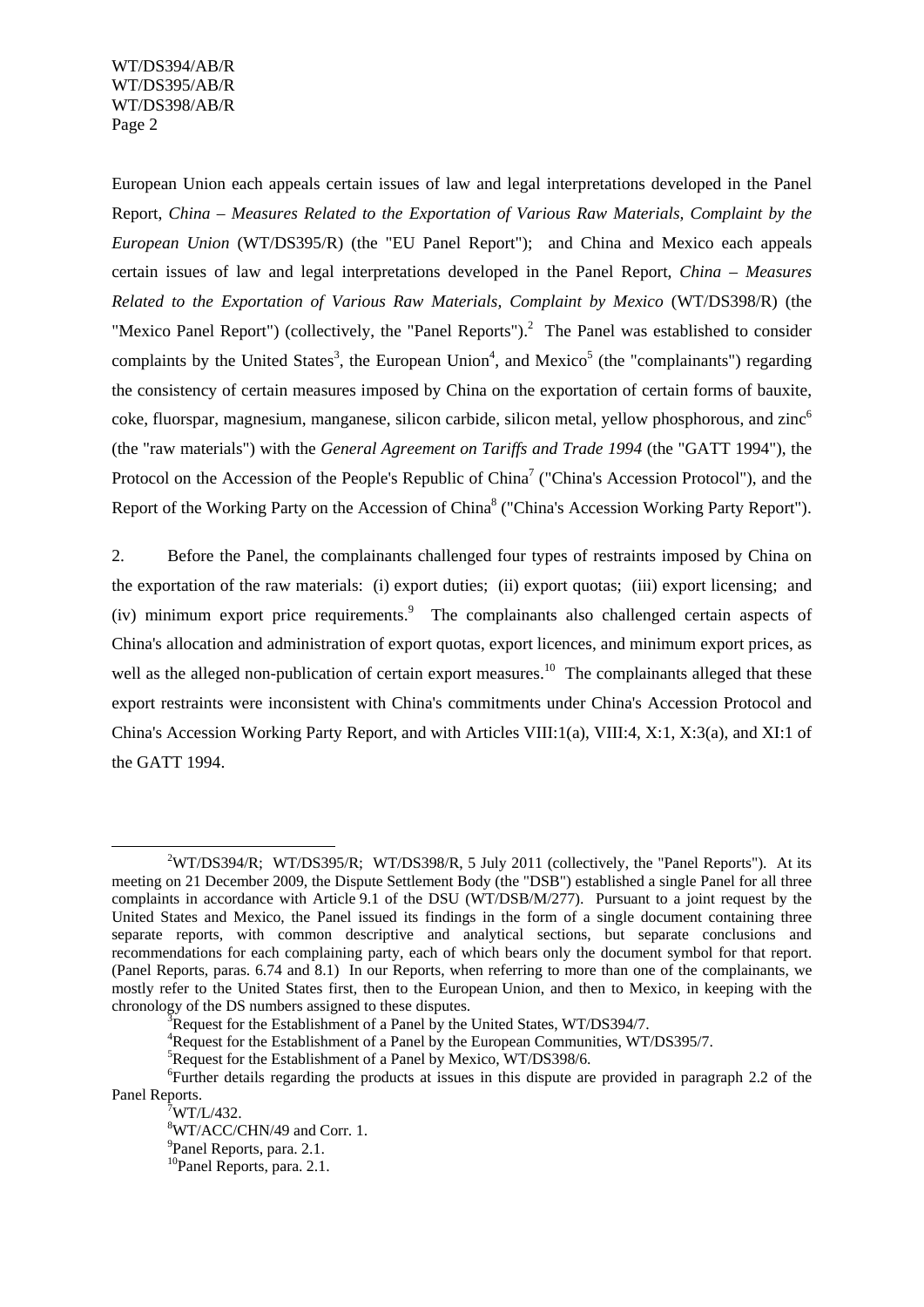European Union each appeals certain issues of law and legal interpretations developed in the Panel Report, *China – Measures Related to the Exportation of Various Raw Materials, Complaint by the European Union* (WT/DS395/R) (the "EU Panel Report"); and China and Mexico each appeals certain issues of law and legal interpretations developed in the Panel Report, *China – Measures Related to the Exportation of Various Raw Materials, Complaint by Mexico* (WT/DS398/R) (the "Mexico Panel Report") (collectively, the "Panel Reports").[2] The Panel was established to consider complaints by the United States[3], the European Union[4], and Mexico[5] (the "complainants") regarding the consistency of certain measures imposed by China on the exportation of certain forms of bauxite, coke, fluorspar, magnesium, manganese, silicon carbide, silicon metal, yellow phosphorous, and zinc[6] (the "raw materials") with the *General Agreement on Tariffs and Trade 1994* (the "GATT 1994"), the Protocol on the Accession of the People's Republic of China[7] ("China's Accession Protocol"), and the Report of the Working Party on the Accession of China[8] ("China's Accession Working Party Report").

2. Before the Panel, the complainants challenged four types of restraints imposed by China on the exportation of the raw materials: (i) export duties; (ii) export quotas; (iii) export licensing; and (iv) minimum export price requirements.[9] The complainants also challenged certain aspects of China's allocation and administration of export quotas, export licences, and minimum export prices, as well as the alleged non-publication of certain export measures.[10] The complainants alleged that these export restraints were inconsistent with China's commitments under China's Accession Protocol and China's Accession Working Party Report, and with Articles VIII:1(a), VIII:4, X:1, X:3(a), and XI:1 of the GATT 1994.

---

[2]WT/DS394/R; WT/DS395/R; WT/DS398/R, 5 July 2011 (collectively, the "Panel Reports"). At its meeting on 21 December 2009, the Dispute Settlement Body (the "DSB") established a single Panel for all three complaints in accordance with Article 9.1 of the DSU (WT/DSB/M/277). Pursuant to a joint request by the United States and Mexico, the Panel issued its findings in the form of a single document containing three separate reports, with common descriptive and analytical sections, but separate conclusions and recommendations for each complaining party, each of which bears only the document symbol for that report. (Panel Reports, paras. 6.74 and 8.1) In our Reports, when referring to more than one of the complainants, we mostly refer to the United States first, then to the European Union, and then to Mexico, in keeping with the chronology of the DS numbers assigned to these disputes.

[3]Request for the Establishment of a Panel by the United States, WT/DS394/7.

[4]Request for the Establishment of a Panel by the European Communities, WT/DS395/7.

[5]Request for the Establishment of a Panel by Mexico, WT/DS398/6.

[6]Further details regarding the products at issues in this dispute are provided in paragraph 2.2 of the Panel Reports.

[7]WT/L/432.

[8]WT/ACC/CHN/49 and Corr. 1.

[9]Panel Reports, para. 2.1.

[10]Panel Reports, para. 2.1.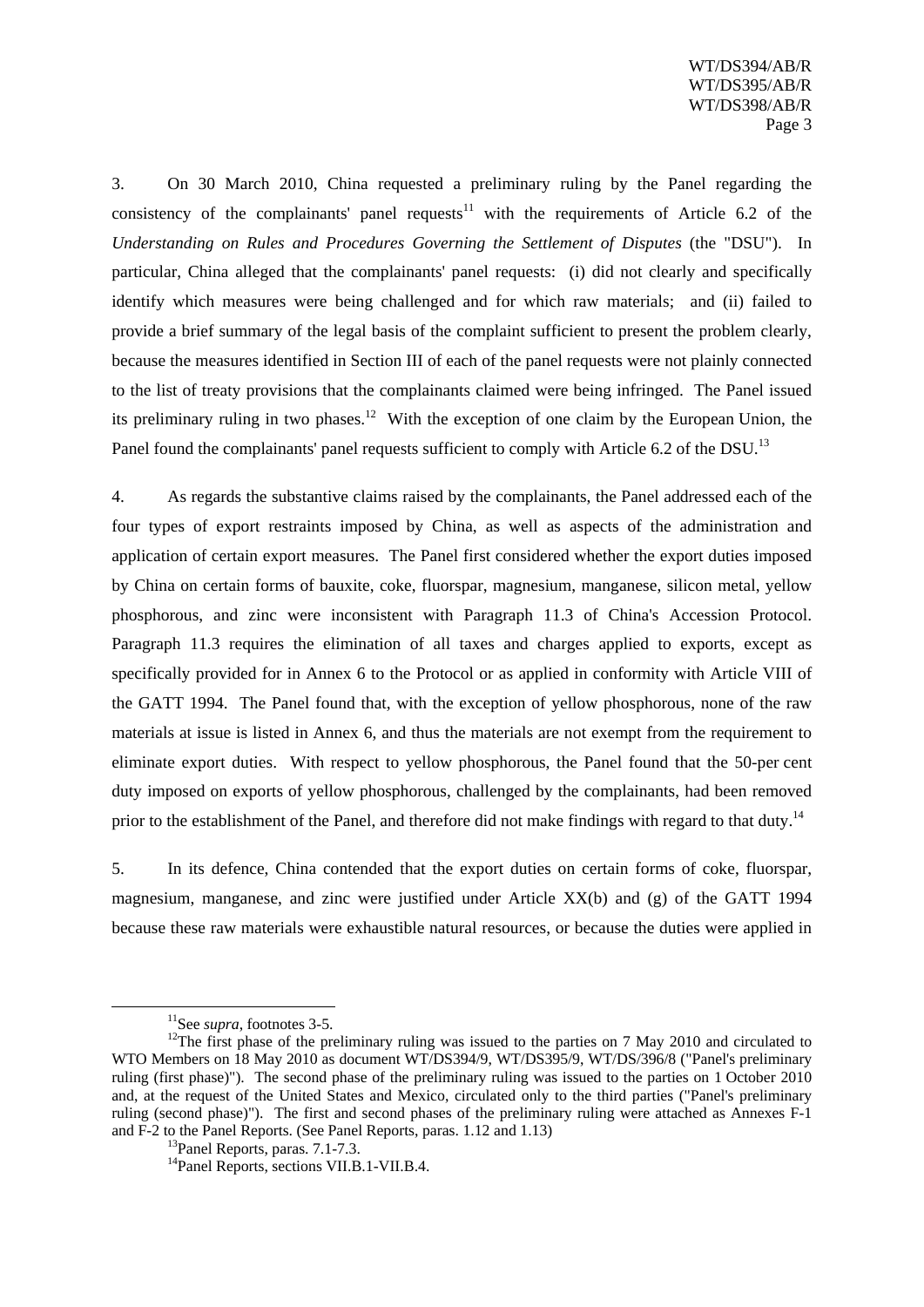3. On 30 March 2010, China requested a preliminary ruling by the Panel regarding the consistency of the complainants' panel requests[11] with the requirements of Article 6.2 of the *Understanding on Rules and Procedures Governing the Settlement of Disputes* (the "DSU"). In particular, China alleged that the complainants' panel requests: (i) did not clearly and specifically identify which measures were being challenged and for which raw materials; and (ii) failed to provide a brief summary of the legal basis of the complaint sufficient to present the problem clearly, because the measures identified in Section III of each of the panel requests were not plainly connected to the list of treaty provisions that the complainants claimed were being infringed. The Panel issued its preliminary ruling in two phases.[12] With the exception of one claim by the European Union, the Panel found the complainants' panel requests sufficient to comply with Article 6.2 of the DSU.[13]

4. As regards the substantive claims raised by the complainants, the Panel addressed each of the four types of export restraints imposed by China, as well as aspects of the administration and application of certain export measures. The Panel first considered whether the export duties imposed by China on certain forms of bauxite, coke, fluorspar, magnesium, manganese, silicon metal, yellow phosphorous, and zinc were inconsistent with Paragraph 11.3 of China's Accession Protocol. Paragraph 11.3 requires the elimination of all taxes and charges applied to exports, except as specifically provided for in Annex 6 to the Protocol or as applied in conformity with Article VIII of the GATT 1994. The Panel found that, with the exception of yellow phosphorous, none of the raw materials at issue is listed in Annex 6, and thus the materials are not exempt from the requirement to eliminate export duties. With respect to yellow phosphorous, the Panel found that the 50-per cent duty imposed on exports of yellow phosphorous, challenged by the complainants, had been removed prior to the establishment of the Panel, and therefore did not make findings with regard to that duty.[14]

5. In its defence, China contended that the export duties on certain forms of coke, fluorspar, magnesium, manganese, and zinc were justified under Article XX(b) and (g) of the GATT 1994 because these raw materials were exhaustible natural resources, or because the duties were applied in

[11] See *supra*, footnotes 3-5.

[12] The first phase of the preliminary ruling was issued to the parties on 7 May 2010 and circulated to WTO Members on 18 May 2010 as document WT/DS394/9, WT/DS395/9, WT/DS/396/8 ("Panel's preliminary ruling (first phase)"). The second phase of the preliminary ruling was issued to the parties on 1 October 2010 and, at the request of the United States and Mexico, circulated only to the third parties ("Panel's preliminary ruling (second phase)"). The first and second phases of the preliminary ruling were attached as Annexes F-1 and F-2 to the Panel Reports. (See Panel Reports, paras. 1.12 and 1.13)

[13] Panel Reports, paras. 7.1-7.3.

[14] Panel Reports, sections VII.B.1-VII.B.4.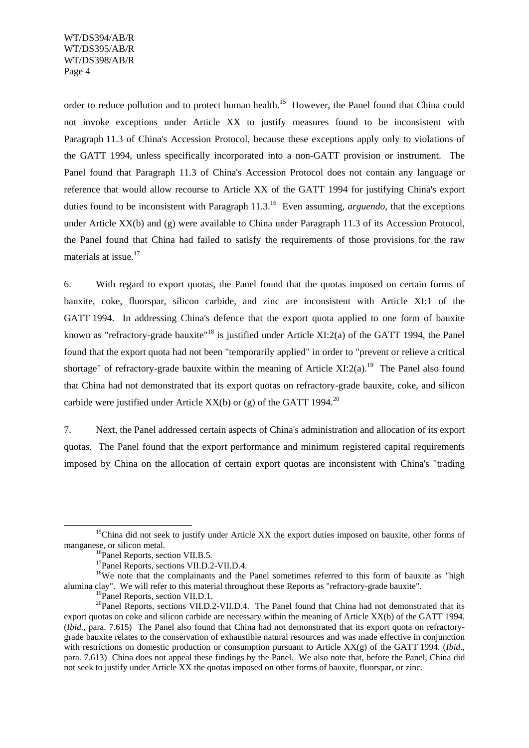order to reduce pollution and to protect human health.[15] However, the Panel found that China could not invoke exceptions under Article XX to justify measures found to be inconsistent with Paragraph 11.3 of China's Accession Protocol, because these exceptions apply only to violations of the GATT 1994, unless specifically incorporated into a non-GATT provision or instrument. The Panel found that Paragraph 11.3 of China's Accession Protocol does not contain any language or reference that would allow recourse to Article XX of the GATT 1994 for justifying China's export duties found to be inconsistent with Paragraph 11.3.[16] Even assuming, *arguendo*, that the exceptions under Article XX(b) and (g) were available to China under Paragraph 11.3 of its Accession Protocol, the Panel found that China had failed to satisfy the requirements of those provisions for the raw materials at issue.[17]

6. With regard to export quotas, the Panel found that the quotas imposed on certain forms of bauxite, coke, fluorspar, silicon carbide, and zinc are inconsistent with Article XI:1 of the GATT 1994. In addressing China's defence that the export quota applied to one form of bauxite known as "refractory-grade bauxite"[18] is justified under Article XI:2(a) of the GATT 1994, the Panel found that the export quota had not been "temporarily applied" in order to "prevent or relieve a critical shortage" of refractory-grade bauxite within the meaning of Article XI:2(a).[19] The Panel also found that China had not demonstrated that its export quotas on refractory-grade bauxite, coke, and silicon carbide were justified under Article XX(b) or (g) of the GATT 1994.[20]

7. Next, the Panel addressed certain aspects of China's administration and allocation of its export quotas. The Panel found that the export performance and minimum registered capital requirements imposed by China on the allocation of certain export quotas are inconsistent with China's "trading

---

[15] China did not seek to justify under Article XX the export duties imposed on bauxite, other forms of manganese, or silicon metal.

[16] Panel Reports, section VII.B.5.

[17] Panel Reports, sections VII.D.2-VII.D.4.

[18] We note that the complainants and the Panel sometimes referred to this form of bauxite as "high alumina clay". We will refer to this material throughout these Reports as "refractory-grade bauxite".

[19] Panel Reports, section VII.D.1.

[20] Panel Reports, sections VII.D.2-VII.D.4. The Panel found that China had not demonstrated that its export quotas on coke and silicon carbide are necessary within the meaning of Article XX(b) of the GATT 1994. (*Ibid*., para. 7.615) The Panel also found that China had not demonstrated that its export quota on refractory-grade bauxite relates to the conservation of exhaustible natural resources and was made effective in conjunction with restrictions on domestic production or consumption pursuant to Article XX(g) of the GATT 1994. (*Ibid*., para. 7.613) China does not appeal these findings by the Panel. We also note that, before the Panel, China did not seek to justify under Article XX the quotas imposed on other forms of bauxite, fluorspar, or zinc.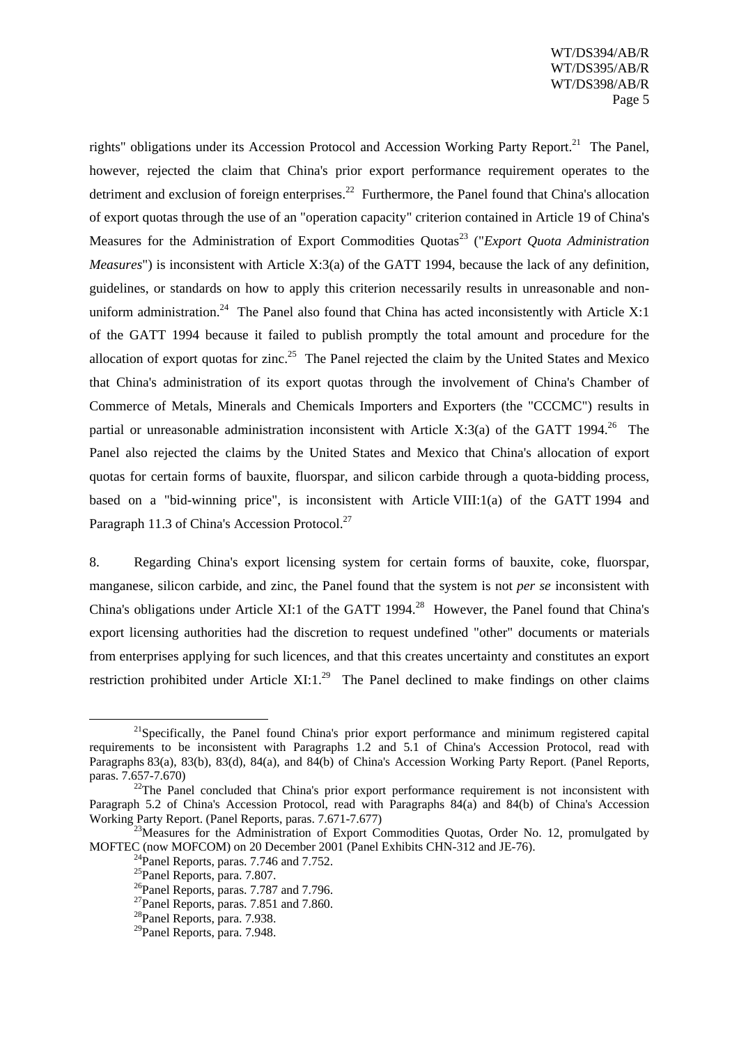rights" obligations under its Accession Protocol and Accession Working Party Report.[21] The Panel, however, rejected the claim that China's prior export performance requirement operates to the detriment and exclusion of foreign enterprises.[22] Furthermore, the Panel found that China's allocation of export quotas through the use of an "operation capacity" criterion contained in Article 19 of China's Measures for the Administration of Export Commodities Quotas[23] ("*Export Quota Administration Measures*") is inconsistent with Article X:3(a) of the GATT 1994, because the lack of any definition, guidelines, or standards on how to apply this criterion necessarily results in unreasonable and non-uniform administration.[24] The Panel also found that China has acted inconsistently with Article X:1 of the GATT 1994 because it failed to publish promptly the total amount and procedure for the allocation of export quotas for zinc.[25] The Panel rejected the claim by the United States and Mexico that China's administration of its export quotas through the involvement of China's Chamber of Commerce of Metals, Minerals and Chemicals Importers and Exporters (the "CCCMC") results in partial or unreasonable administration inconsistent with Article X:3(a) of the GATT 1994.[26] The Panel also rejected the claims by the United States and Mexico that China's allocation of export quotas for certain forms of bauxite, fluorspar, and silicon carbide through a quota-bidding process, based on a "bid-winning price", is inconsistent with Article VIII:1(a) of the GATT 1994 and Paragraph 11.3 of China's Accession Protocol.[27]

8. Regarding China's export licensing system for certain forms of bauxite, coke, fluorspar, manganese, silicon carbide, and zinc, the Panel found that the system is not *per se* inconsistent with China's obligations under Article XI:1 of the GATT 1994.[28] However, the Panel found that China's export licensing authorities had the discretion to request undefined "other" documents or materials from enterprises applying for such licences, and that this creates uncertainty and constitutes an export restriction prohibited under Article XI:1.[29] The Panel declined to make findings on other claims

---

[21]Specifically, the Panel found China's prior export performance and minimum registered capital requirements to be inconsistent with Paragraphs 1.2 and 5.1 of China's Accession Protocol, read with Paragraphs 83(a), 83(b), 83(d), 84(a), and 84(b) of China's Accession Working Party Report. (Panel Reports, paras. 7.657-7.670)

[22]The Panel concluded that China's prior export performance requirement is not inconsistent with Paragraph 5.2 of China's Accession Protocol, read with Paragraphs 84(a) and 84(b) of China's Accession Working Party Report. (Panel Reports, paras. 7.671-7.677)

[23]Measures for the Administration of Export Commodities Quotas, Order No. 12, promulgated by MOFTEC (now MOFCOM) on 20 December 2001 (Panel Exhibits CHN-312 and JE-76).

[24]Panel Reports, paras. 7.746 and 7.752.

[25]Panel Reports, para. 7.807.

[26]Panel Reports, paras. 7.787 and 7.796.

[27]Panel Reports, paras. 7.851 and 7.860.

[28]Panel Reports, para. 7.938.

[29]Panel Reports, para. 7.948.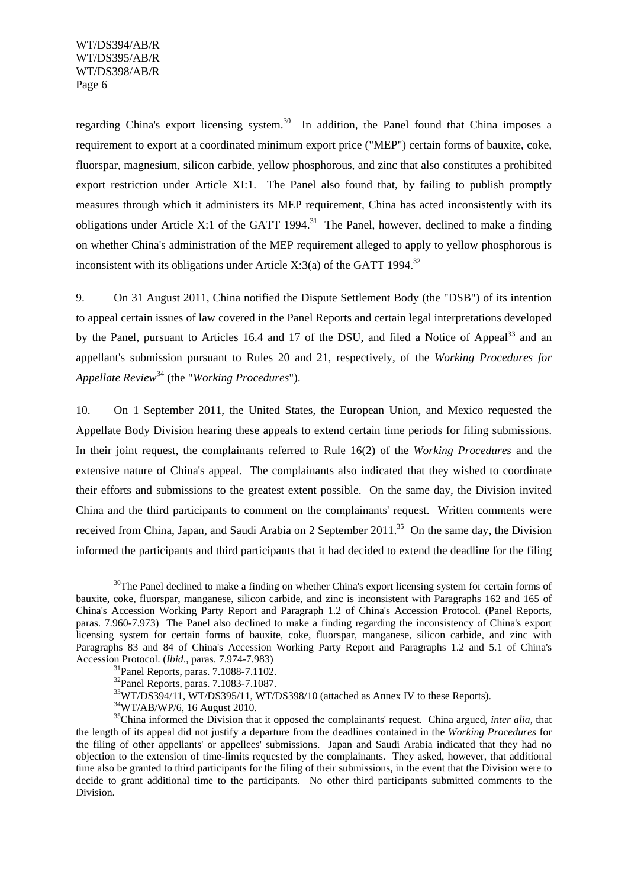regarding China's export licensing system.[30] In addition, the Panel found that China imposes a requirement to export at a coordinated minimum export price ("MEP") certain forms of bauxite, coke, fluorspar, magnesium, silicon carbide, yellow phosphorous, and zinc that also constitutes a prohibited export restriction under Article XI:1. The Panel also found that, by failing to publish promptly measures through which it administers its MEP requirement, China has acted inconsistently with its obligations under Article X:1 of the GATT 1994.[31] The Panel, however, declined to make a finding on whether China's administration of the MEP requirement alleged to apply to yellow phosphorous is inconsistent with its obligations under Article X:3(a) of the GATT 1994.[32]

9. On 31 August 2011, China notified the Dispute Settlement Body (the "DSB") of its intention to appeal certain issues of law covered in the Panel Reports and certain legal interpretations developed by the Panel, pursuant to Articles 16.4 and 17 of the DSU, and filed a Notice of Appeal[33] and an appellant's submission pursuant to Rules 20 and 21, respectively, of the *Working Procedures for Appellate Review*[34] (the "*Working Procedures*").

10. On 1 September 2011, the United States, the European Union, and Mexico requested the Appellate Body Division hearing these appeals to extend certain time periods for filing submissions. In their joint request, the complainants referred to Rule 16(2) of the *Working Procedures* and the extensive nature of China's appeal. The complainants also indicated that they wished to coordinate their efforts and submissions to the greatest extent possible. On the same day, the Division invited China and the third participants to comment on the complainants' request. Written comments were received from China, Japan, and Saudi Arabia on 2 September 2011.[35] On the same day, the Division informed the participants and third participants that it had decided to extend the deadline for the filing

---

[30] The Panel declined to make a finding on whether China's export licensing system for certain forms of bauxite, coke, fluorspar, manganese, silicon carbide, and zinc is inconsistent with Paragraphs 162 and 165 of China's Accession Working Party Report and Paragraph 1.2 of China's Accession Protocol. (Panel Reports, paras. 7.960-7.973) The Panel also declined to make a finding regarding the inconsistency of China's export licensing system for certain forms of bauxite, coke, fluorspar, manganese, silicon carbide, and zinc with Paragraphs 83 and 84 of China's Accession Working Party Report and Paragraphs 1.2 and 5.1 of China's Accession Protocol. (*Ibid*., paras. 7.974-7.983)

[31] Panel Reports, paras. 7.1088-7.1102.

[32] Panel Reports, paras. 7.1083-7.1087.

[33] WT/DS394/11, WT/DS395/11, WT/DS398/10 (attached as Annex IV to these Reports).

[34] WT/AB/WP/6, 16 August 2010.

[35] China informed the Division that it opposed the complainants' request. China argued, *inter alia*, that the length of its appeal did not justify a departure from the deadlines contained in the *Working Procedures* for the filing of other appellants' or appellees' submissions. Japan and Saudi Arabia indicated that they had no objection to the extension of time-limits requested by the complainants. They asked, however, that additional time also be granted to third participants for the filing of their submissions, in the event that the Division were to decide to grant additional time to the participants. No other third participants submitted comments to the Division.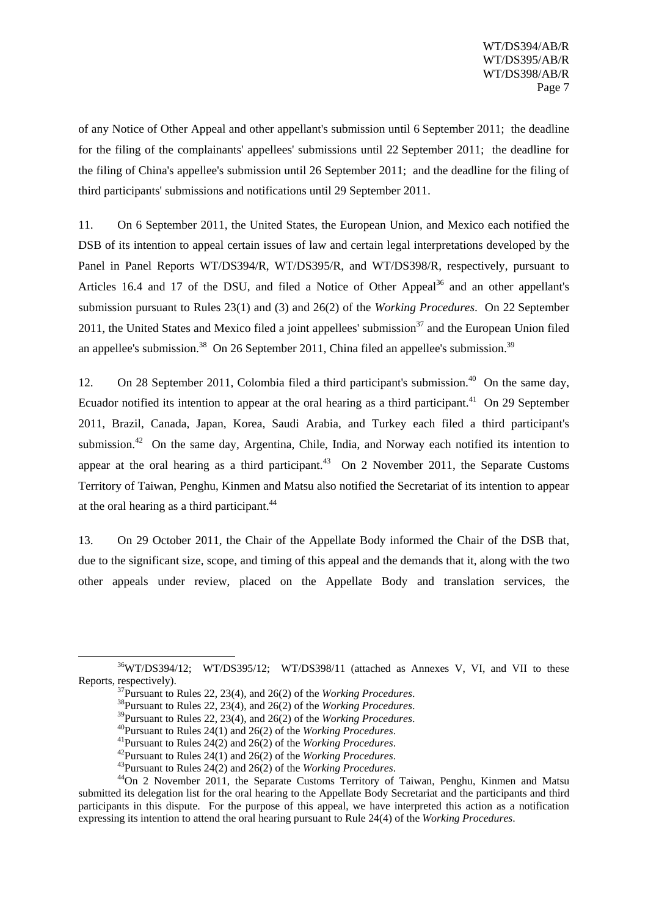of any Notice of Other Appeal and other appellant's submission until 6 September 2011; the deadline for the filing of the complainants' appellees' submissions until 22 September 2011; the deadline for the filing of China's appellee's submission until 26 September 2011; and the deadline for the filing of third participants' submissions and notifications until 29 September 2011.

11. On 6 September 2011, the United States, the European Union, and Mexico each notified the DSB of its intention to appeal certain issues of law and certain legal interpretations developed by the Panel in Panel Reports WT/DS394/R, WT/DS395/R, and WT/DS398/R, respectively, pursuant to Articles 16.4 and 17 of the DSU, and filed a Notice of Other Appeal[36] and an other appellant's submission pursuant to Rules 23(1) and (3) and 26(2) of the *Working Procedures*. On 22 September 2011, the United States and Mexico filed a joint appellees' submission[37] and the European Union filed an appellee's submission.[38] On 26 September 2011, China filed an appellee's submission.[39]

12. On 28 September 2011, Colombia filed a third participant's submission.[40] On the same day, Ecuador notified its intention to appear at the oral hearing as a third participant.[41] On 29 September 2011, Brazil, Canada, Japan, Korea, Saudi Arabia, and Turkey each filed a third participant's submission.[42] On the same day, Argentina, Chile, India, and Norway each notified its intention to appear at the oral hearing as a third participant.[43] On 2 November 2011, the Separate Customs Territory of Taiwan, Penghu, Kinmen and Matsu also notified the Secretariat of its intention to appear at the oral hearing as a third participant.[44]

13. On 29 October 2011, the Chair of the Appellate Body informed the Chair of the DSB that, due to the significant size, scope, and timing of this appeal and the demands that it, along with the two other appeals under review, placed on the Appellate Body and translation services, the

---

[36] WT/DS394/12; WT/DS395/12; WT/DS398/11 (attached as Annexes V, VI, and VII to these Reports, respectively).

[37] Pursuant to Rules 22, 23(4), and 26(2) of the *Working Procedures*.

[38] Pursuant to Rules 22, 23(4), and 26(2) of the *Working Procedures*.

[39] Pursuant to Rules 22, 23(4), and 26(2) of the *Working Procedures*.

[40] Pursuant to Rules 24(1) and 26(2) of the *Working Procedures*.

[41] Pursuant to Rules 24(2) and 26(2) of the *Working Procedures*.

[42] Pursuant to Rules 24(1) and 26(2) of the *Working Procedures*.

[43] Pursuant to Rules 24(2) and 26(2) of the *Working Procedures*.

[44] On 2 November 2011, the Separate Customs Territory of Taiwan, Penghu, Kinmen and Matsu submitted its delegation list for the oral hearing to the Appellate Body Secretariat and the participants and third participants in this dispute. For the purpose of this appeal, we have interpreted this action as a notification expressing its intention to attend the oral hearing pursuant to Rule 24(4) of the *Working Procedures*.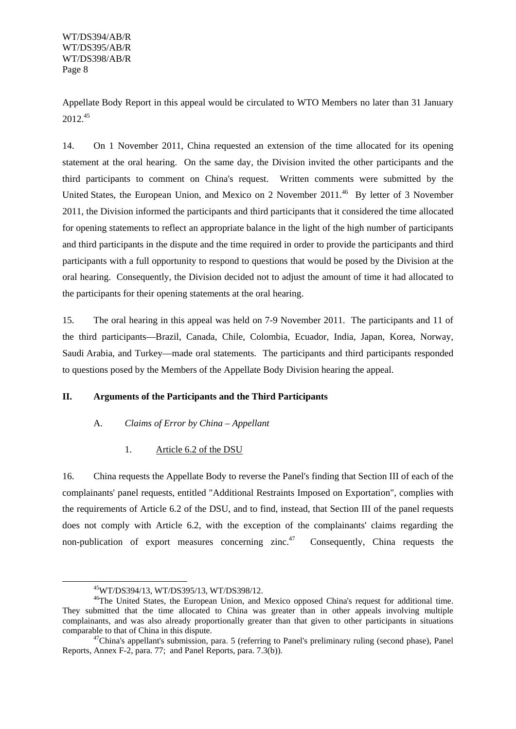Appellate Body Report in this appeal would be circulated to WTO Members no later than 31 January 2012.[45]

14. On 1 November 2011, China requested an extension of the time allocated for its opening statement at the oral hearing. On the same day, the Division invited the other participants and the third participants to comment on China's request. Written comments were submitted by the United States, the European Union, and Mexico on 2 November 2011.[46] By letter of 3 November 2011, the Division informed the participants and third participants that it considered the time allocated for opening statements to reflect an appropriate balance in the light of the high number of participants and third participants in the dispute and the time required in order to provide the participants and third participants with a full opportunity to respond to questions that would be posed by the Division at the oral hearing. Consequently, the Division decided not to adjust the amount of time it had allocated to the participants for their opening statements at the oral hearing.

15. The oral hearing in this appeal was held on 7-9 November 2011. The participants and 11 of the third participants—Brazil, Canada, Chile, Colombia, Ecuador, India, Japan, Korea, Norway, Saudi Arabia, and Turkey—made oral statements. The participants and third participants responded to questions posed by the Members of the Appellate Body Division hearing the appeal.

## II. Arguments of the Participants and the Third Participants

### A. *Claims of Error by China – Appellant*

#### 1. Article 6.2 of the DSU

16. China requests the Appellate Body to reverse the Panel's finding that Section III of each of the complainants' panel requests, entitled "Additional Restraints Imposed on Exportation", complies with the requirements of Article 6.2 of the DSU, and to find, instead, that Section III of the panel requests does not comply with Article 6.2, with the exception of the complainants' claims regarding the non-publication of export measures concerning zinc.[47] Consequently, China requests the

---

[45] WT/DS394/13, WT/DS395/13, WT/DS398/12.

[46] The United States, the European Union, and Mexico opposed China's request for additional time. They submitted that the time allocated to China was greater than in other appeals involving multiple complainants, and was also already proportionally greater than that given to other participants in situations comparable to that of China in this dispute.

[47] China's appellant's submission, para. 5 (referring to Panel's preliminary ruling (second phase), Panel Reports, Annex F-2, para. 77; and Panel Reports, para. 7.3(b)).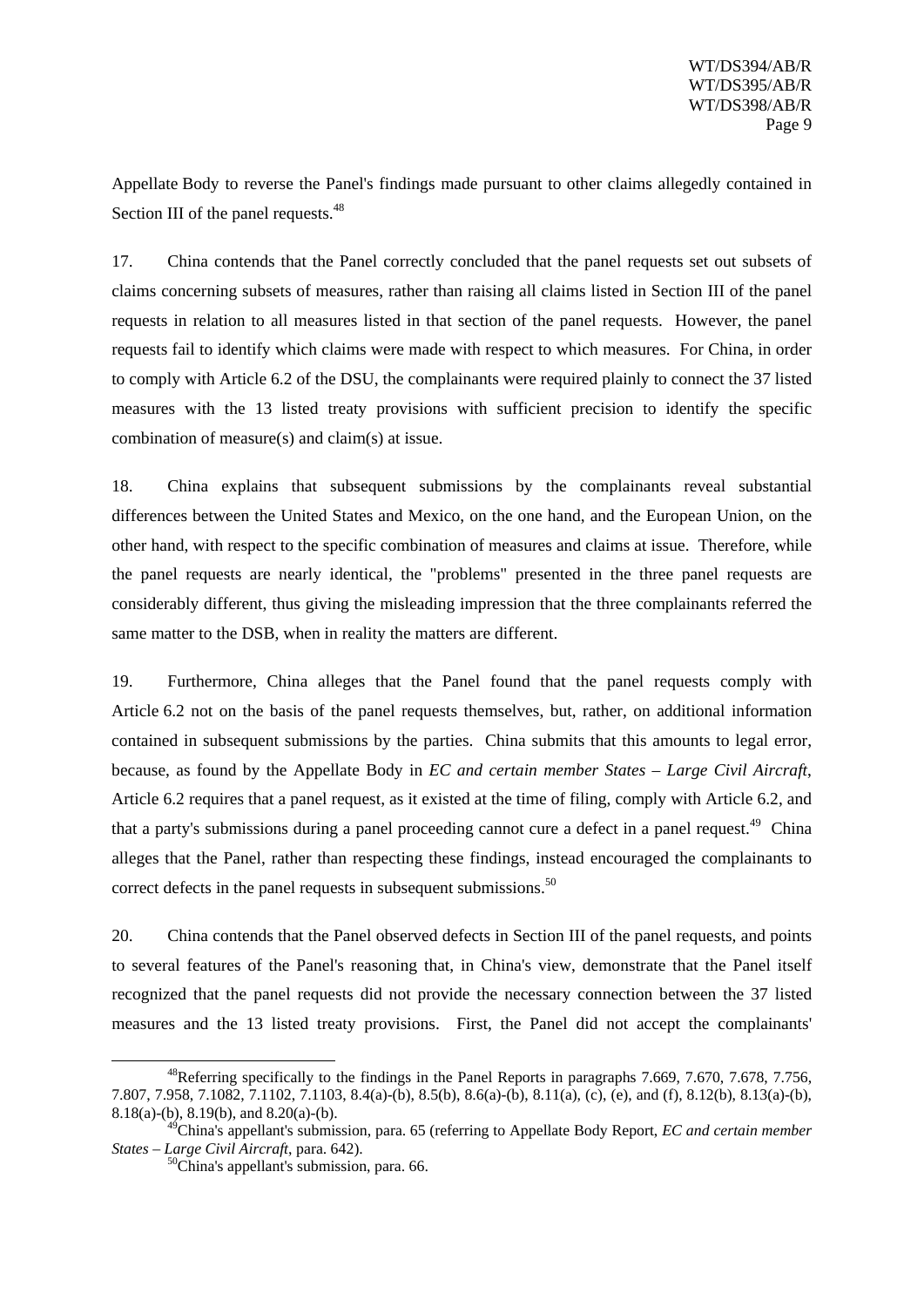Appellate Body to reverse the Panel's findings made pursuant to other claims allegedly contained in Section III of the panel requests.[48]

17. China contends that the Panel correctly concluded that the panel requests set out subsets of claims concerning subsets of measures, rather than raising all claims listed in Section III of the panel requests in relation to all measures listed in that section of the panel requests. However, the panel requests fail to identify which claims were made with respect to which measures. For China, in order to comply with Article 6.2 of the DSU, the complainants were required plainly to connect the 37 listed measures with the 13 listed treaty provisions with sufficient precision to identify the specific combination of measure(s) and claim(s) at issue.

18. China explains that subsequent submissions by the complainants reveal substantial differences between the United States and Mexico, on the one hand, and the European Union, on the other hand, with respect to the specific combination of measures and claims at issue. Therefore, while the panel requests are nearly identical, the "problems" presented in the three panel requests are considerably different, thus giving the misleading impression that the three complainants referred the same matter to the DSB, when in reality the matters are different.

19. Furthermore, China alleges that the Panel found that the panel requests comply with Article 6.2 not on the basis of the panel requests themselves, but, rather, on additional information contained in subsequent submissions by the parties. China submits that this amounts to legal error, because, as found by the Appellate Body in *EC and certain member States – Large Civil Aircraft*, Article 6.2 requires that a panel request, as it existed at the time of filing, comply with Article 6.2, and that a party's submissions during a panel proceeding cannot cure a defect in a panel request.[49] China alleges that the Panel, rather than respecting these findings, instead encouraged the complainants to correct defects in the panel requests in subsequent submissions.[50]

20. China contends that the Panel observed defects in Section III of the panel requests, and points to several features of the Panel's reasoning that, in China's view, demonstrate that the Panel itself recognized that the panel requests did not provide the necessary connection between the 37 listed measures and the 13 listed treaty provisions. First, the Panel did not accept the complainants'

---

[48]Referring specifically to the findings in the Panel Reports in paragraphs 7.669, 7.670, 7.678, 7.756, 7.807, 7.958, 7.1082, 7.1102, 7.1103, 8.4(a)-(b), 8.5(b), 8.6(a)-(b), 8.11(a), (c), (e), and (f), 8.12(b), 8.13(a)-(b), 8.18(a)-(b), 8.19(b), and 8.20(a)-(b).

[49]China's appellant's submission, para. 65 (referring to Appellate Body Report, *EC and certain member States – Large Civil Aircraft*, para. 642).

[50]China's appellant's submission, para. 66.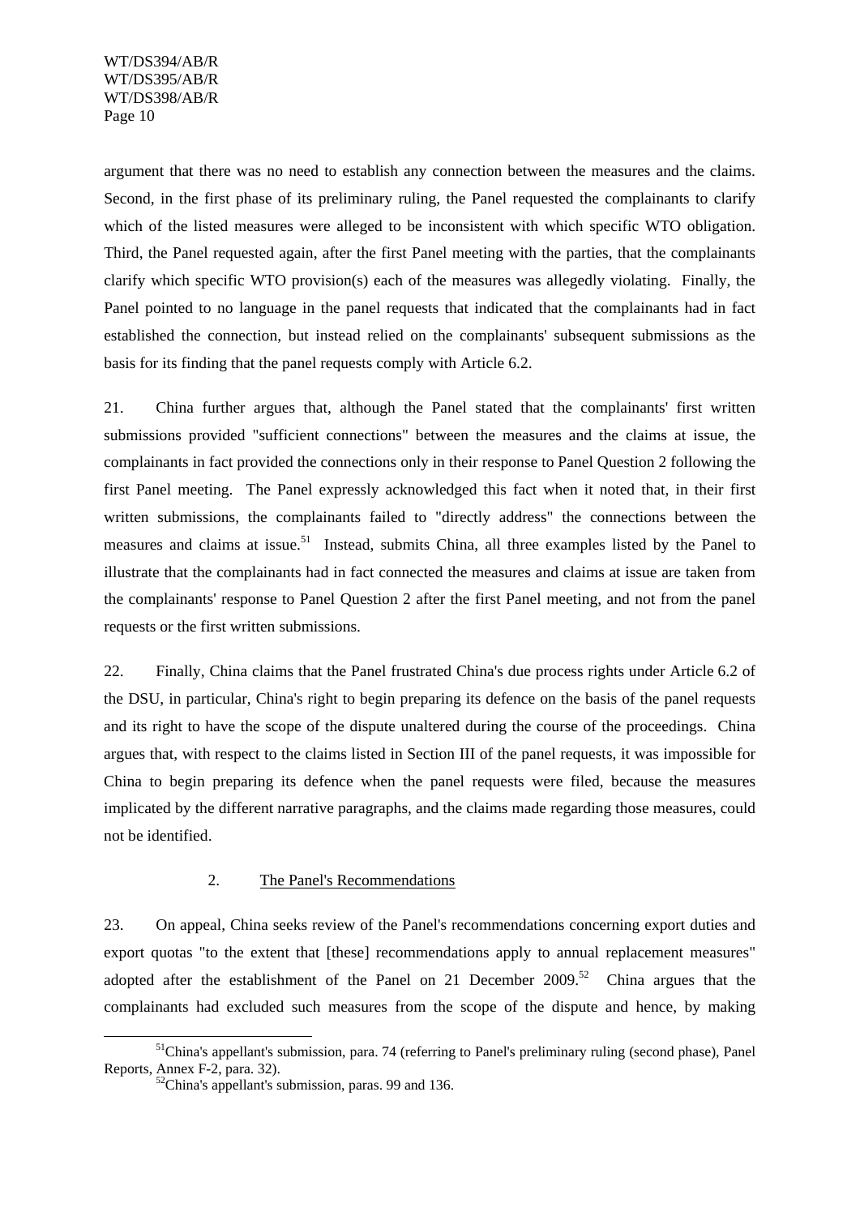argument that there was no need to establish any connection between the measures and the claims. Second, in the first phase of its preliminary ruling, the Panel requested the complainants to clarify which of the listed measures were alleged to be inconsistent with which specific WTO obligation. Third, the Panel requested again, after the first Panel meeting with the parties, that the complainants clarify which specific WTO provision(s) each of the measures was allegedly violating. Finally, the Panel pointed to no language in the panel requests that indicated that the complainants had in fact established the connection, but instead relied on the complainants' subsequent submissions as the basis for its finding that the panel requests comply with Article 6.2.

21. China further argues that, although the Panel stated that the complainants' first written submissions provided "sufficient connections" between the measures and the claims at issue, the complainants in fact provided the connections only in their response to Panel Question 2 following the first Panel meeting. The Panel expressly acknowledged this fact when it noted that, in their first written submissions, the complainants failed to "directly address" the connections between the measures and claims at issue.[51] Instead, submits China, all three examples listed by the Panel to illustrate that the complainants had in fact connected the measures and claims at issue are taken from the complainants' response to Panel Question 2 after the first Panel meeting, and not from the panel requests or the first written submissions.

22. Finally, China claims that the Panel frustrated China's due process rights under Article 6.2 of the DSU, in particular, China's right to begin preparing its defence on the basis of the panel requests and its right to have the scope of the dispute unaltered during the course of the proceedings. China argues that, with respect to the claims listed in Section III of the panel requests, it was impossible for China to begin preparing its defence when the panel requests were filed, because the measures implicated by the different narrative paragraphs, and the claims made regarding those measures, could not be identified.

### 2. The Panel's Recommendations

23. On appeal, China seeks review of the Panel's recommendations concerning export duties and export quotas "to the extent that [these] recommendations apply to annual replacement measures" adopted after the establishment of the Panel on 21 December 2009.[52] China argues that the complainants had excluded such measures from the scope of the dispute and hence, by making

[51] China's appellant's submission, para. 74 (referring to Panel's preliminary ruling (second phase), Panel Reports, Annex F-2, para. 32).

[52] China's appellant's submission, paras. 99 and 136.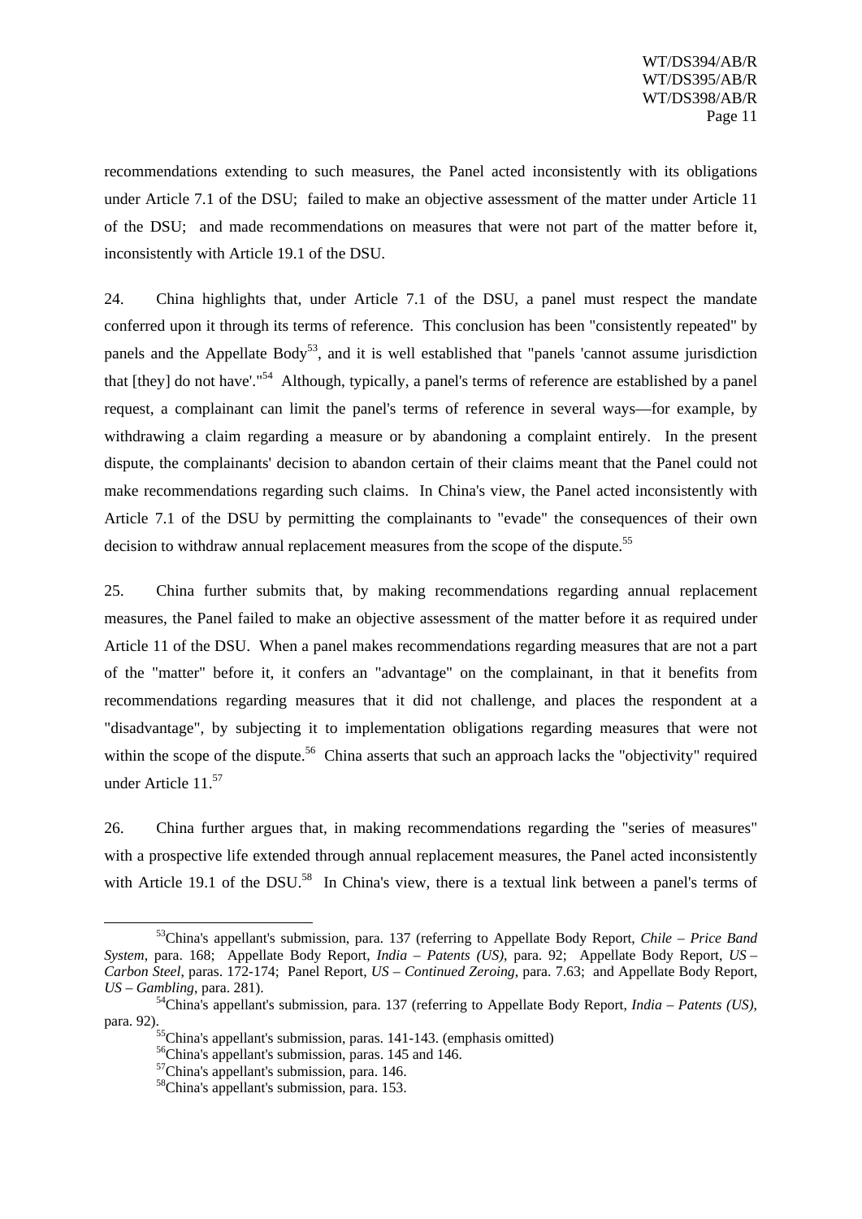recommendations extending to such measures, the Panel acted inconsistently with its obligations under Article 7.1 of the DSU; failed to make an objective assessment of the matter under Article 11 of the DSU; and made recommendations on measures that were not part of the matter before it, inconsistently with Article 19.1 of the DSU.

24. China highlights that, under Article 7.1 of the DSU, a panel must respect the mandate conferred upon it through its terms of reference. This conclusion has been "consistently repeated" by panels and the Appellate Body[53], and it is well established that "panels 'cannot assume jurisdiction that [they] do not have'."[54] Although, typically, a panel's terms of reference are established by a panel request, a complainant can limit the panel's terms of reference in several ways—for example, by withdrawing a claim regarding a measure or by abandoning a complaint entirely. In the present dispute, the complainants' decision to abandon certain of their claims meant that the Panel could not make recommendations regarding such claims. In China's view, the Panel acted inconsistently with Article 7.1 of the DSU by permitting the complainants to "evade" the consequences of their own decision to withdraw annual replacement measures from the scope of the dispute.[55]

25. China further submits that, by making recommendations regarding annual replacement measures, the Panel failed to make an objective assessment of the matter before it as required under Article 11 of the DSU. When a panel makes recommendations regarding measures that are not a part of the "matter" before it, it confers an "advantage" on the complainant, in that it benefits from recommendations regarding measures that it did not challenge, and places the respondent at a "disadvantage", by subjecting it to implementation obligations regarding measures that were not within the scope of the dispute.[56] China asserts that such an approach lacks the "objectivity" required under Article 11.[57]

26. China further argues that, in making recommendations regarding the "series of measures" with a prospective life extended through annual replacement measures, the Panel acted inconsistently with Article 19.1 of the DSU.[58] In China's view, there is a textual link between a panel's terms of

---

[53] China's appellant's submission, para. 137 (referring to Appellate Body Report, *Chile – Price Band System*, para. 168; Appellate Body Report, *India – Patents (US)*, para. 92; Appellate Body Report, *US – Carbon Steel*, paras. 172-174; Panel Report, *US – Continued Zeroing*, para. 7.63; and Appellate Body Report, *US – Gambling*, para. 281).

[54] China's appellant's submission, para. 137 (referring to Appellate Body Report, *India – Patents (US)*, para. 92).

[55] China's appellant's submission, paras. 141-143. (emphasis omitted)

[56] China's appellant's submission, paras. 145 and 146.

[57] China's appellant's submission, para. 146.

[58] China's appellant's submission, para. 153.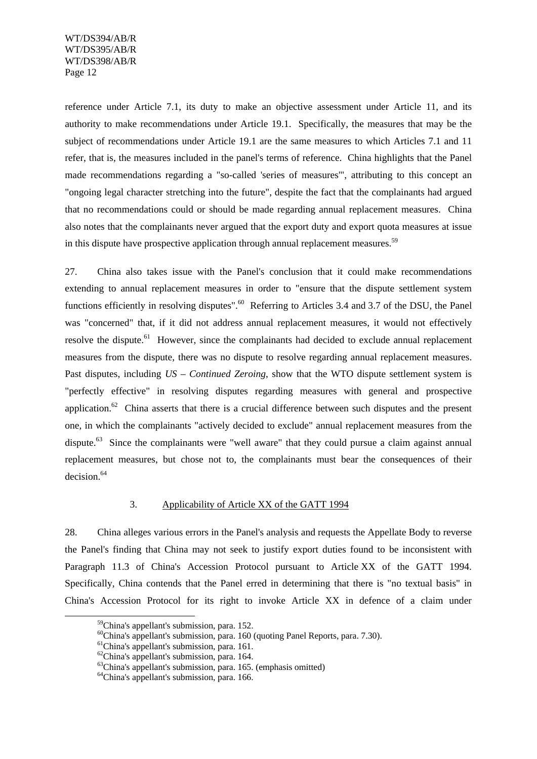reference under Article 7.1, its duty to make an objective assessment under Article 11, and its authority to make recommendations under Article 19.1. Specifically, the measures that may be the subject of recommendations under Article 19.1 are the same measures to which Articles 7.1 and 11 refer, that is, the measures included in the panel's terms of reference. China highlights that the Panel made recommendations regarding a "so-called 'series of measures'", attributing to this concept an "ongoing legal character stretching into the future", despite the fact that the complainants had argued that no recommendations could or should be made regarding annual replacement measures. China also notes that the complainants never argued that the export duty and export quota measures at issue in this dispute have prospective application through annual replacement measures.[59]

27. China also takes issue with the Panel's conclusion that it could make recommendations extending to annual replacement measures in order to "ensure that the dispute settlement system functions efficiently in resolving disputes".[60] Referring to Articles 3.4 and 3.7 of the DSU, the Panel was "concerned" that, if it did not address annual replacement measures, it would not effectively resolve the dispute.[61] However, since the complainants had decided to exclude annual replacement measures from the dispute, there was no dispute to resolve regarding annual replacement measures. Past disputes, including *US – Continued Zeroing*, show that the WTO dispute settlement system is "perfectly effective" in resolving disputes regarding measures with general and prospective application.[62] China asserts that there is a crucial difference between such disputes and the present one, in which the complainants "actively decided to exclude" annual replacement measures from the dispute.[63] Since the complainants were "well aware" that they could pursue a claim against annual replacement measures, but chose not to, the complainants must bear the consequences of their decision.[64]

### 3. Applicability of Article XX of the GATT 1994

28. China alleges various errors in the Panel's analysis and requests the Appellate Body to reverse the Panel's finding that China may not seek to justify export duties found to be inconsistent with Paragraph 11.3 of China's Accession Protocol pursuant to Article XX of the GATT 1994. Specifically, China contends that the Panel erred in determining that there is "no textual basis" in China's Accession Protocol for its right to invoke Article XX in defence of a claim under

[59]China's appellant's submission, para. 152.
[60]China's appellant's submission, para. 160 (quoting Panel Reports, para. 7.30).
[61]China's appellant's submission, para. 161.
[62]China's appellant's submission, para. 164.
[63]China's appellant's submission, para. 165. (emphasis omitted)
[64]China's appellant's submission, para. 166.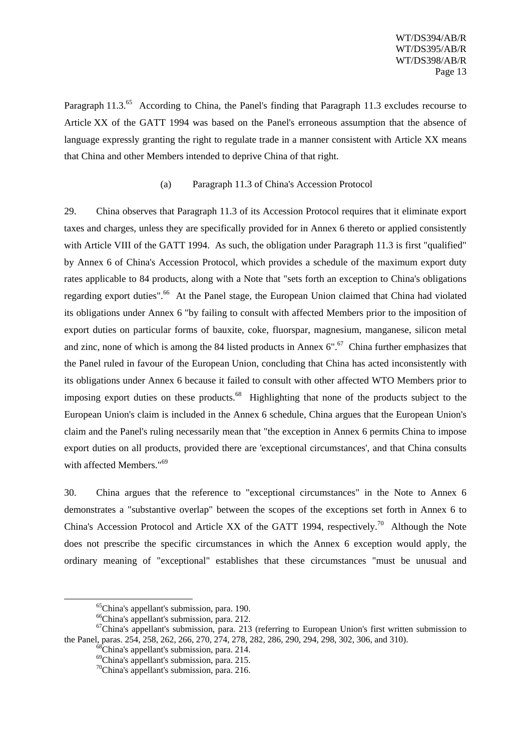Paragraph 11.3.[65] According to China, the Panel's finding that Paragraph 11.3 excludes recourse to Article XX of the GATT 1994 was based on the Panel's erroneous assumption that the absence of language expressly granting the right to regulate trade in a manner consistent with Article XX means that China and other Members intended to deprive China of that right.

(a) Paragraph 11.3 of China's Accession Protocol

29. China observes that Paragraph 11.3 of its Accession Protocol requires that it eliminate export taxes and charges, unless they are specifically provided for in Annex 6 thereto or applied consistently with Article VIII of the GATT 1994. As such, the obligation under Paragraph 11.3 is first "qualified" by Annex 6 of China's Accession Protocol, which provides a schedule of the maximum export duty rates applicable to 84 products, along with a Note that "sets forth an exception to China's obligations regarding export duties".[66] At the Panel stage, the European Union claimed that China had violated its obligations under Annex 6 "by failing to consult with affected Members prior to the imposition of export duties on particular forms of bauxite, coke, fluorspar, magnesium, manganese, silicon metal and zinc, none of which is among the 84 listed products in Annex 6".[67] China further emphasizes that the Panel ruled in favour of the European Union, concluding that China has acted inconsistently with its obligations under Annex 6 because it failed to consult with other affected WTO Members prior to imposing export duties on these products.[68] Highlighting that none of the products subject to the European Union's claim is included in the Annex 6 schedule, China argues that the European Union's claim and the Panel's ruling necessarily mean that "the exception in Annex 6 permits China to impose export duties on all products, provided there are 'exceptional circumstances', and that China consults with affected Members."[69]

30. China argues that the reference to "exceptional circumstances" in the Note to Annex 6 demonstrates a "substantive overlap" between the scopes of the exceptions set forth in Annex 6 to China's Accession Protocol and Article XX of the GATT 1994, respectively.[70] Although the Note does not prescribe the specific circumstances in which the Annex 6 exception would apply, the ordinary meaning of "exceptional" establishes that these circumstances "must be unusual and

---

[65] China's appellant's submission, para. 190.

[66] China's appellant's submission, para. 212.

[67] China's appellant's submission, para. 213 (referring to European Union's first written submission to the Panel, paras. 254, 258, 262, 266, 270, 274, 278, 282, 286, 290, 294, 298, 302, 306, and 310).

[68] China's appellant's submission, para. 214.

[69] China's appellant's submission, para. 215.

[70] China's appellant's submission, para. 216.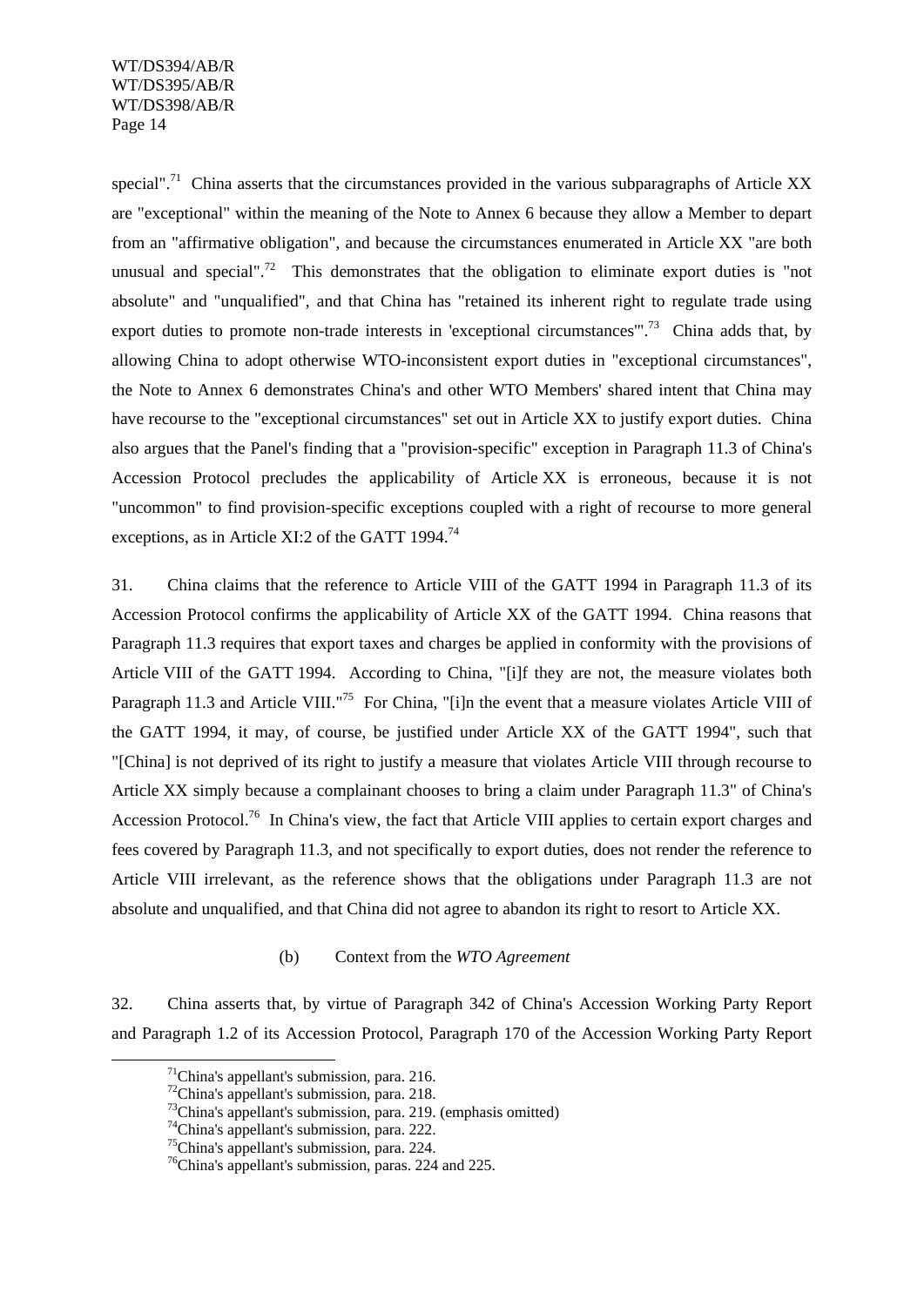special".[71] China asserts that the circumstances provided in the various subparagraphs of Article XX are "exceptional" within the meaning of the Note to Annex 6 because they allow a Member to depart from an "affirmative obligation", and because the circumstances enumerated in Article XX "are both unusual and special".[72] This demonstrates that the obligation to eliminate export duties is "not absolute" and "unqualified", and that China has "retained its inherent right to regulate trade using export duties to promote non-trade interests in 'exceptional circumstances'".[73] China adds that, by allowing China to adopt otherwise WTO-inconsistent export duties in "exceptional circumstances", the Note to Annex 6 demonstrates China's and other WTO Members' shared intent that China may have recourse to the "exceptional circumstances" set out in Article XX to justify export duties. China also argues that the Panel's finding that a "provision-specific" exception in Paragraph 11.3 of China's Accession Protocol precludes the applicability of Article XX is erroneous, because it is not "uncommon" to find provision-specific exceptions coupled with a right of recourse to more general exceptions, as in Article XI:2 of the GATT 1994.[74]

31. China claims that the reference to Article VIII of the GATT 1994 in Paragraph 11.3 of its Accession Protocol confirms the applicability of Article XX of the GATT 1994. China reasons that Paragraph 11.3 requires that export taxes and charges be applied in conformity with the provisions of Article VIII of the GATT 1994. According to China, "[i]f they are not, the measure violates both Paragraph 11.3 and Article VIII."[75] For China, "[i]n the event that a measure violates Article VIII of the GATT 1994, it may, of course, be justified under Article XX of the GATT 1994", such that "[China] is not deprived of its right to justify a measure that violates Article VIII through recourse to Article XX simply because a complainant chooses to bring a claim under Paragraph 11.3" of China's Accession Protocol.[76] In China's view, the fact that Article VIII applies to certain export charges and fees covered by Paragraph 11.3, and not specifically to export duties, does not render the reference to Article VIII irrelevant, as the reference shows that the obligations under Paragraph 11.3 are not absolute and unqualified, and that China did not agree to abandon its right to resort to Article XX.

(b) Context from the *WTO Agreement*

32. China asserts that, by virtue of Paragraph 342 of China's Accession Working Party Report and Paragraph 1.2 of its Accession Protocol, Paragraph 170 of the Accession Working Party Report

---

[71] China's appellant's submission, para. 216.

[72] China's appellant's submission, para. 218.

[73] China's appellant's submission, para. 219. (emphasis omitted)

[74] China's appellant's submission, para. 222.

[75] China's appellant's submission, para. 224.

[76] China's appellant's submission, paras. 224 and 225.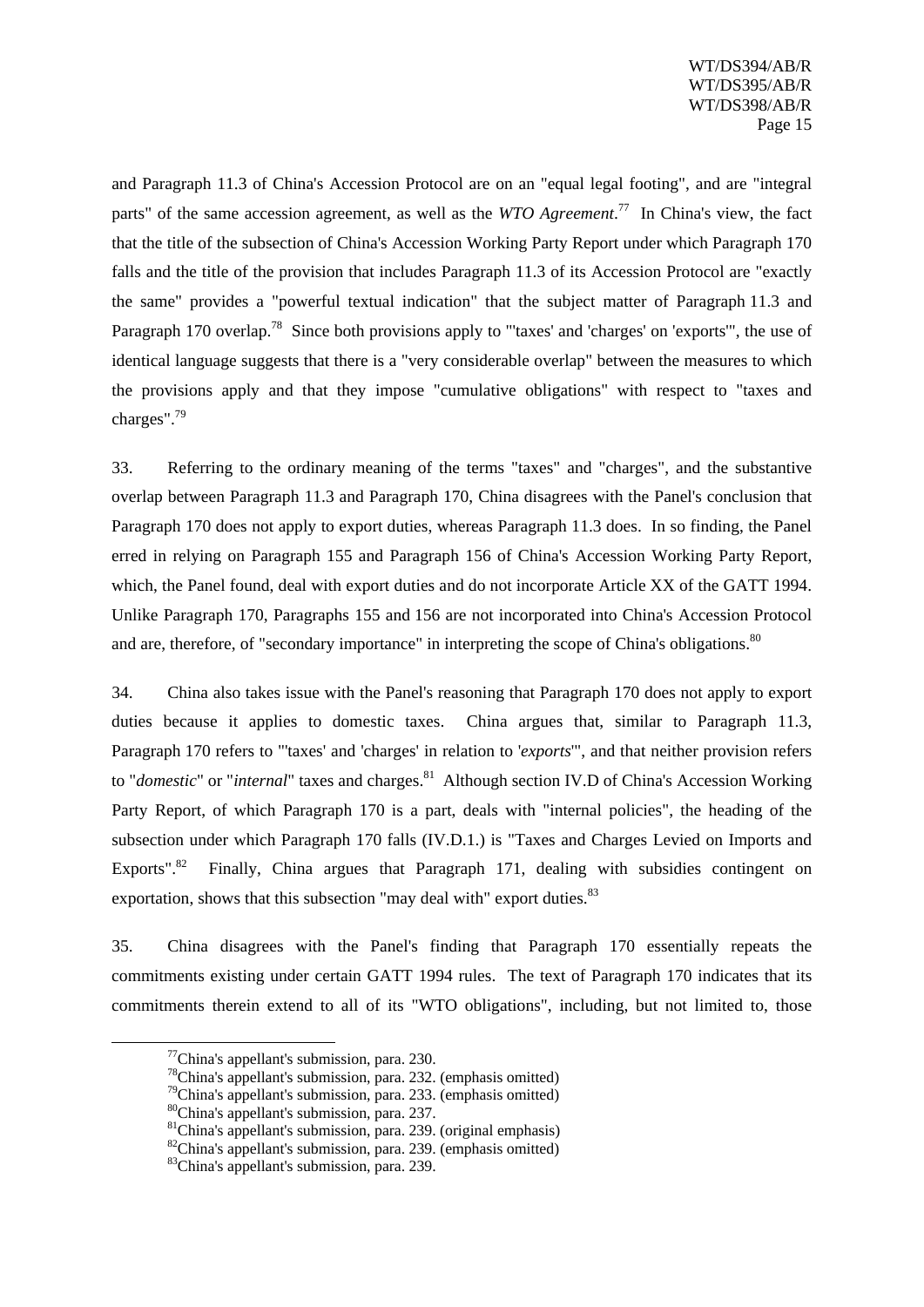and Paragraph 11.3 of China's Accession Protocol are on an "equal legal footing", and are "integral parts" of the same accession agreement, as well as the *WTO Agreement*.[77] In China's view, the fact that the title of the subsection of China's Accession Working Party Report under which Paragraph 170 falls and the title of the provision that includes Paragraph 11.3 of its Accession Protocol are "exactly the same" provides a "powerful textual indication" that the subject matter of Paragraph 11.3 and Paragraph 170 overlap.[78] Since both provisions apply to "'taxes' and 'charges' on 'exports'", the use of identical language suggests that there is a "very considerable overlap" between the measures to which the provisions apply and that they impose "cumulative obligations" with respect to "taxes and charges".[79]

33. Referring to the ordinary meaning of the terms "taxes" and "charges", and the substantive overlap between Paragraph 11.3 and Paragraph 170, China disagrees with the Panel's conclusion that Paragraph 170 does not apply to export duties, whereas Paragraph 11.3 does. In so finding, the Panel erred in relying on Paragraph 155 and Paragraph 156 of China's Accession Working Party Report, which, the Panel found, deal with export duties and do not incorporate Article XX of the GATT 1994. Unlike Paragraph 170, Paragraphs 155 and 156 are not incorporated into China's Accession Protocol and are, therefore, of "secondary importance" in interpreting the scope of China's obligations.[80]

34. China also takes issue with the Panel's reasoning that Paragraph 170 does not apply to export duties because it applies to domestic taxes. China argues that, similar to Paragraph 11.3, Paragraph 170 refers to "'taxes' and 'charges' in relation to '*exports*'", and that neither provision refers to "*domestic*" or "*internal*" taxes and charges.[81] Although section IV.D of China's Accession Working Party Report, of which Paragraph 170 is a part, deals with "internal policies", the heading of the subsection under which Paragraph 170 falls (IV.D.1.) is "Taxes and Charges Levied on Imports and Exports".[82] Finally, China argues that Paragraph 171, dealing with subsidies contingent on exportation, shows that this subsection "may deal with" export duties.[83]

35. China disagrees with the Panel's finding that Paragraph 170 essentially repeats the commitments existing under certain GATT 1994 rules. The text of Paragraph 170 indicates that its commitments therein extend to all of its "WTO obligations", including, but not limited to, those

---

[77] China's appellant's submission, para. 230.

[78] China's appellant's submission, para. 232. (emphasis omitted)

[79] China's appellant's submission, para. 233. (emphasis omitted)

[80] China's appellant's submission, para. 237.

[81] China's appellant's submission, para. 239. (original emphasis)

[82] China's appellant's submission, para. 239. (emphasis omitted)

[83] China's appellant's submission, para. 239.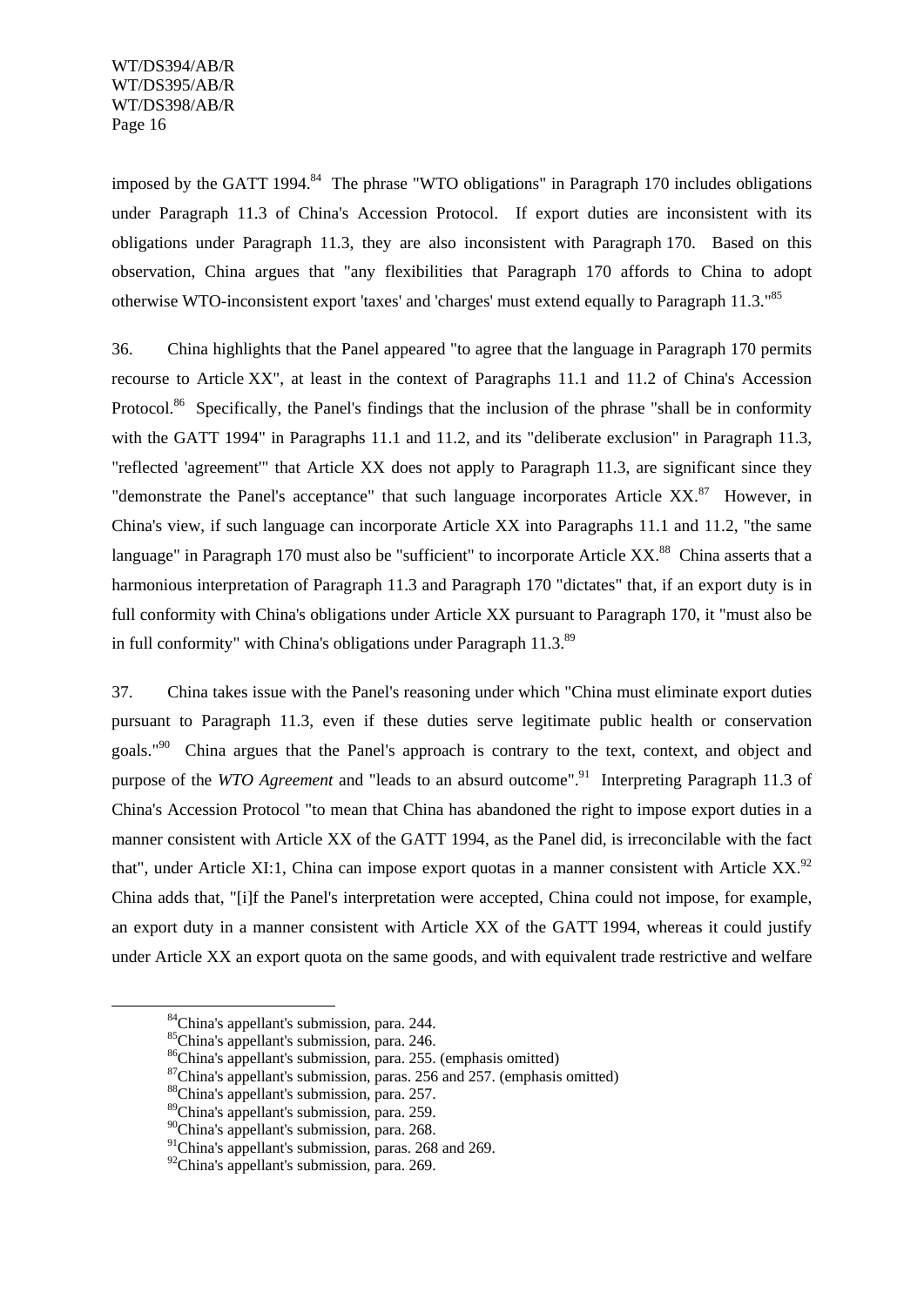imposed by the GATT 1994.[84] The phrase "WTO obligations" in Paragraph 170 includes obligations under Paragraph 11.3 of China's Accession Protocol. If export duties are inconsistent with its obligations under Paragraph 11.3, they are also inconsistent with Paragraph 170. Based on this observation, China argues that "any flexibilities that Paragraph 170 affords to China to adopt otherwise WTO-inconsistent export 'taxes' and 'charges' must extend equally to Paragraph 11.3."[85]

36. China highlights that the Panel appeared "to agree that the language in Paragraph 170 permits recourse to Article XX", at least in the context of Paragraphs 11.1 and 11.2 of China's Accession Protocol.[86] Specifically, the Panel's findings that the inclusion of the phrase "shall be in conformity with the GATT 1994" in Paragraphs 11.1 and 11.2, and its "deliberate exclusion" in Paragraph 11.3, "reflected 'agreement'" that Article XX does not apply to Paragraph 11.3, are significant since they "demonstrate the Panel's acceptance" that such language incorporates Article XX.[87] However, in China's view, if such language can incorporate Article XX into Paragraphs 11.1 and 11.2, "the same language" in Paragraph 170 must also be "sufficient" to incorporate Article XX.[88] China asserts that a harmonious interpretation of Paragraph 11.3 and Paragraph 170 "dictates" that, if an export duty is in full conformity with China's obligations under Article XX pursuant to Paragraph 170, it "must also be in full conformity" with China's obligations under Paragraph 11.3.[89]

37. China takes issue with the Panel's reasoning under which "China must eliminate export duties pursuant to Paragraph 11.3, even if these duties serve legitimate public health or conservation goals."[90] China argues that the Panel's approach is contrary to the text, context, and object and purpose of the *WTO Agreement* and "leads to an absurd outcome".[91] Interpreting Paragraph 11.3 of China's Accession Protocol "to mean that China has abandoned the right to impose export duties in a manner consistent with Article XX of the GATT 1994, as the Panel did, is irreconcilable with the fact that", under Article XI:1, China can impose export quotas in a manner consistent with Article XX.[92] China adds that, "[i]f the Panel's interpretation were accepted, China could not impose, for example, an export duty in a manner consistent with Article XX of the GATT 1994, whereas it could justify under Article XX an export quota on the same goods, and with equivalent trade restrictive and welfare

---

[84] China's appellant's submission, para. 244.
[85] China's appellant's submission, para. 246.
[86] China's appellant's submission, para. 255. (emphasis omitted)
[87] China's appellant's submission, paras. 256 and 257. (emphasis omitted)
[88] China's appellant's submission, para. 257.
[89] China's appellant's submission, para. 259.
[90] China's appellant's submission, para. 268.
[91] China's appellant's submission, paras. 268 and 269.
[92] China's appellant's submission, para. 269.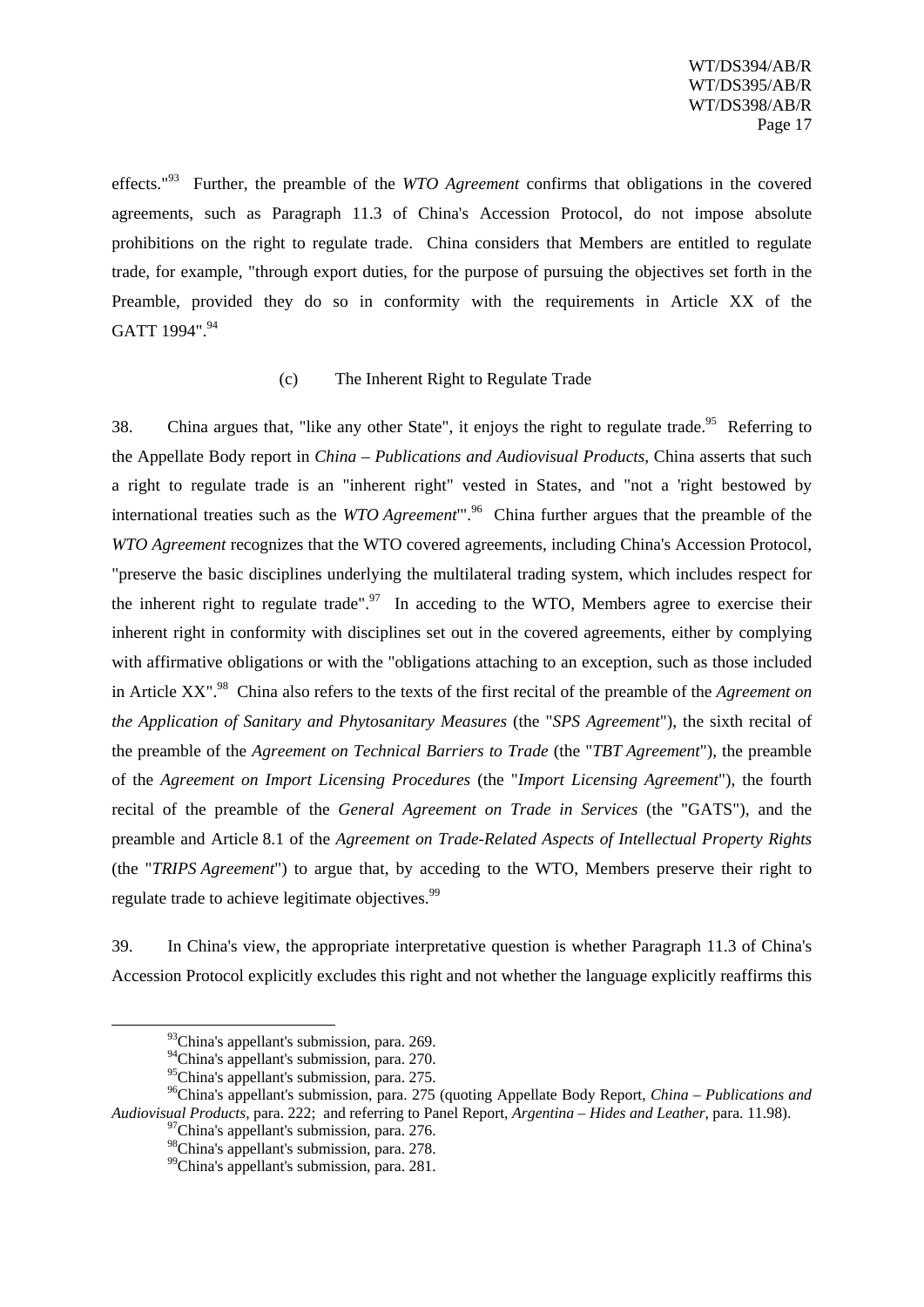effects."[93] Further, the preamble of the *WTO Agreement* confirms that obligations in the covered agreements, such as Paragraph 11.3 of China's Accession Protocol, do not impose absolute prohibitions on the right to regulate trade. China considers that Members are entitled to regulate trade, for example, "through export duties, for the purpose of pursuing the objectives set forth in the Preamble, provided they do so in conformity with the requirements in Article XX of the GATT 1994".[94]

#### (c) The Inherent Right to Regulate Trade

38. China argues that, "like any other State", it enjoys the right to regulate trade.[95] Referring to the Appellate Body report in *China – Publications and Audiovisual Products*, China asserts that such a right to regulate trade is an "inherent right" vested in States, and "not a 'right bestowed by international treaties such as the *WTO Agreement*'".[96] China further argues that the preamble of the *WTO Agreement* recognizes that the WTO covered agreements, including China's Accession Protocol, "preserve the basic disciplines underlying the multilateral trading system, which includes respect for the inherent right to regulate trade".[97] In acceding to the WTO, Members agree to exercise their inherent right in conformity with disciplines set out in the covered agreements, either by complying with affirmative obligations or with the "obligations attaching to an exception, such as those included in Article XX".[98] China also refers to the texts of the first recital of the preamble of the *Agreement on the Application of Sanitary and Phytosanitary Measures* (the "*SPS Agreement*"), the sixth recital of the preamble of the *Agreement on Technical Barriers to Trade* (the "*TBT Agreement*"), the preamble of the *Agreement on Import Licensing Procedures* (the "*Import Licensing Agreement*"), the fourth recital of the preamble of the *General Agreement on Trade in Services* (the "GATS"), and the preamble and Article 8.1 of the *Agreement on Trade-Related Aspects of Intellectual Property Rights* (the "*TRIPS Agreement*") to argue that, by acceding to the WTO, Members preserve their right to regulate trade to achieve legitimate objectives.[99]

39. In China's view, the appropriate interpretative question is whether Paragraph 11.3 of China's Accession Protocol explicitly excludes this right and not whether the language explicitly reaffirms this

---

[93] China's appellant's submission, para. 269.

[94] China's appellant's submission, para. 270.

[95] China's appellant's submission, para. 275.

[96] China's appellant's submission, para. 275 (quoting Appellate Body Report, *China – Publications and Audiovisual Products*, para. 222; and referring to Panel Report, *Argentina – Hides and Leather*, para. 11.98).

[97] China's appellant's submission, para. 276.

[98] China's appellant's submission, para. 278.

[99] China's appellant's submission, para. 281.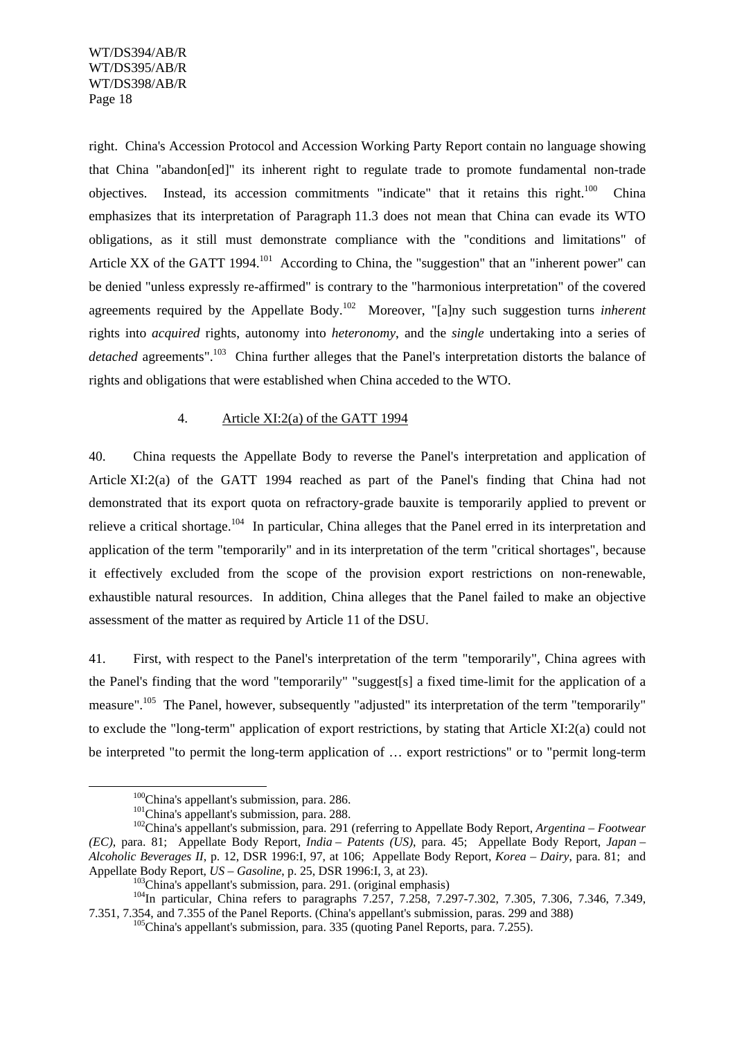right. China's Accession Protocol and Accession Working Party Report contain no language showing that China "abandon[ed]" its inherent right to regulate trade to promote fundamental non-trade objectives. Instead, its accession commitments "indicate" that it retains this right.[100] China emphasizes that its interpretation of Paragraph 11.3 does not mean that China can evade its WTO obligations, as it still must demonstrate compliance with the "conditions and limitations" of Article XX of the GATT 1994.[101] According to China, the "suggestion" that an "inherent power" can be denied "unless expressly re-affirmed" is contrary to the "harmonious interpretation" of the covered agreements required by the Appellate Body.[102] Moreover, "[a]ny such suggestion turns *inherent* rights into *acquired* rights, autonomy into *heteronomy*, and the *single* undertaking into a series of *detached* agreements".[103] China further alleges that the Panel's interpretation distorts the balance of rights and obligations that were established when China acceded to the WTO.

#### 4. Article XI:2(a) of the GATT 1994

40. China requests the Appellate Body to reverse the Panel's interpretation and application of Article XI:2(a) of the GATT 1994 reached as part of the Panel's finding that China had not demonstrated that its export quota on refractory-grade bauxite is temporarily applied to prevent or relieve a critical shortage.[104] In particular, China alleges that the Panel erred in its interpretation and application of the term "temporarily" and in its interpretation of the term "critical shortages", because it effectively excluded from the scope of the provision export restrictions on non-renewable, exhaustible natural resources. In addition, China alleges that the Panel failed to make an objective assessment of the matter as required by Article 11 of the DSU.

41. First, with respect to the Panel's interpretation of the term "temporarily", China agrees with the Panel's finding that the word "temporarily" "suggest[s] a fixed time-limit for the application of a measure".[105] The Panel, however, subsequently "adjusted" its interpretation of the term "temporarily" to exclude the "long-term" application of export restrictions, by stating that Article XI:2(a) could not be interpreted "to permit the long-term application of … export restrictions" or to "permit long-term

---

[100] China's appellant's submission, para. 286.

[101] China's appellant's submission, para. 288.

[102] China's appellant's submission, para. 291 (referring to Appellate Body Report, *Argentina – Footwear (EC)*, para. 81; Appellate Body Report, *India – Patents (US)*, para. 45; Appellate Body Report, *Japan – Alcoholic Beverages II*, p. 12, DSR 1996:I, 97, at 106; Appellate Body Report, *Korea – Dairy*, para. 81; and Appellate Body Report, *US – Gasoline*, p. 25, DSR 1996:I, 3, at 23).

[103] China's appellant's submission, para. 291. (original emphasis)

[104] In particular, China refers to paragraphs 7.257, 7.258, 7.297-7.302, 7.305, 7.306, 7.346, 7.349, 7.351, 7.354, and 7.355 of the Panel Reports. (China's appellant's submission, paras. 299 and 388)

[105] China's appellant's submission, para. 335 (quoting Panel Reports, para. 7.255).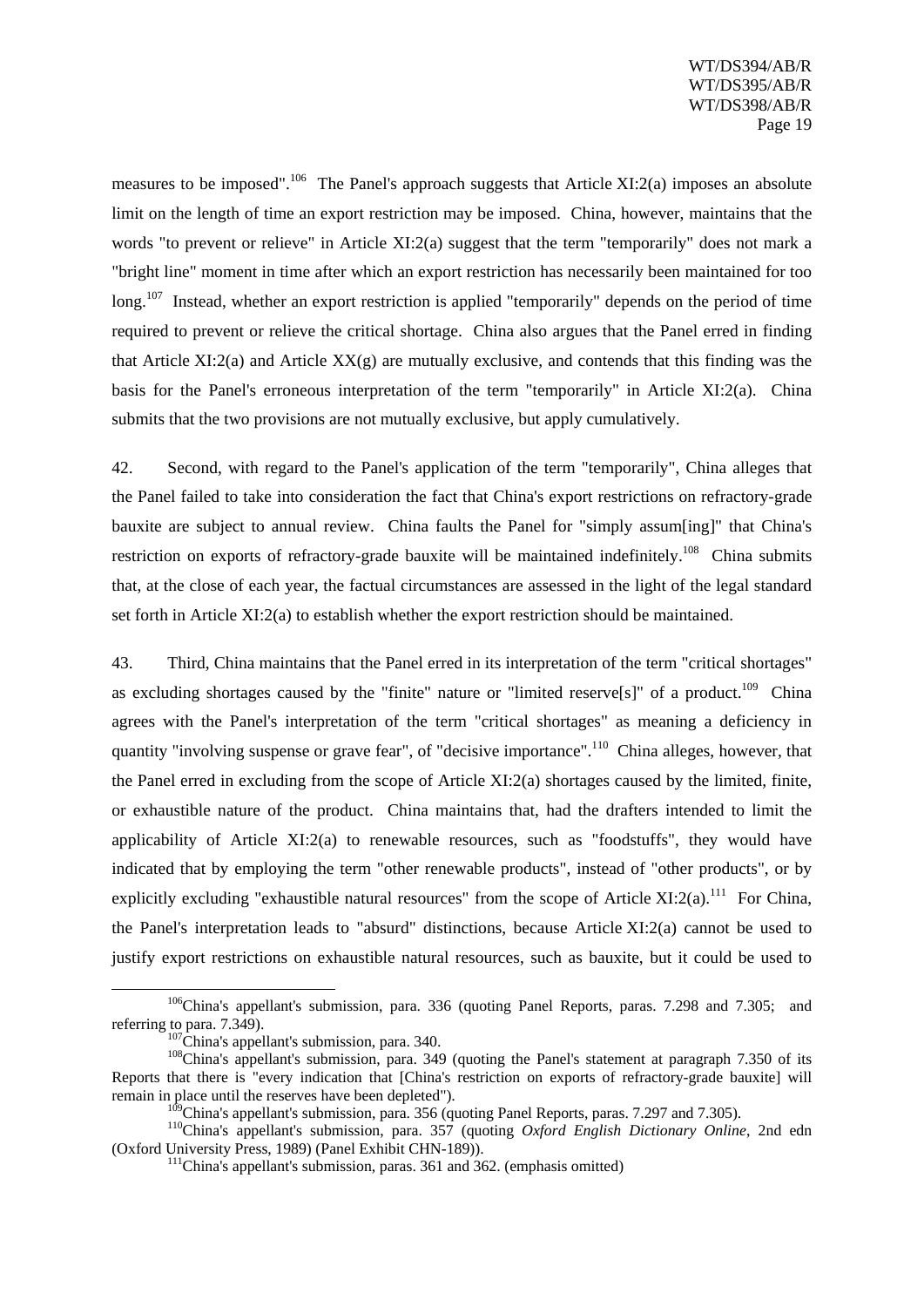measures to be imposed".[106] The Panel's approach suggests that Article XI:2(a) imposes an absolute limit on the length of time an export restriction may be imposed. China, however, maintains that the words "to prevent or relieve" in Article XI:2(a) suggest that the term "temporarily" does not mark a "bright line" moment in time after which an export restriction has necessarily been maintained for too long.[107] Instead, whether an export restriction is applied "temporarily" depends on the period of time required to prevent or relieve the critical shortage. China also argues that the Panel erred in finding that Article XI:2(a) and Article XX(g) are mutually exclusive, and contends that this finding was the basis for the Panel's erroneous interpretation of the term "temporarily" in Article XI:2(a). China submits that the two provisions are not mutually exclusive, but apply cumulatively.

42. Second, with regard to the Panel's application of the term "temporarily", China alleges that the Panel failed to take into consideration the fact that China's export restrictions on refractory-grade bauxite are subject to annual review. China faults the Panel for "simply assum[ing]" that China's restriction on exports of refractory-grade bauxite will be maintained indefinitely.[108] China submits that, at the close of each year, the factual circumstances are assessed in the light of the legal standard set forth in Article XI:2(a) to establish whether the export restriction should be maintained.

43. Third, China maintains that the Panel erred in its interpretation of the term "critical shortages" as excluding shortages caused by the "finite" nature or "limited reserve[s]" of a product.[109] China agrees with the Panel's interpretation of the term "critical shortages" as meaning a deficiency in quantity "involving suspense or grave fear", of "decisive importance".[110] China alleges, however, that the Panel erred in excluding from the scope of Article XI:2(a) shortages caused by the limited, finite, or exhaustible nature of the product. China maintains that, had the drafters intended to limit the applicability of Article XI:2(a) to renewable resources, such as "foodstuffs", they would have indicated that by employing the term "other renewable products", instead of "other products", or by explicitly excluding "exhaustible natural resources" from the scope of Article XI:2(a).[111] For China, the Panel's interpretation leads to "absurd" distinctions, because Article XI:2(a) cannot be used to justify export restrictions on exhaustible natural resources, such as bauxite, but it could be used to

---

[106] China's appellant's submission, para. 336 (quoting Panel Reports, paras. 7.298 and 7.305; and referring to para. 7.349).

[107] China's appellant's submission, para. 340.

[108] China's appellant's submission, para. 349 (quoting the Panel's statement at paragraph 7.350 of its Reports that there is "every indication that [China's restriction on exports of refractory-grade bauxite] will remain in place until the reserves have been depleted").

[109] China's appellant's submission, para. 356 (quoting Panel Reports, paras. 7.297 and 7.305).

[110] China's appellant's submission, para. 357 (quoting *Oxford English Dictionary Online*, 2nd edn (Oxford University Press, 1989) (Panel Exhibit CHN-189)).

[111] China's appellant's submission, paras. 361 and 362. (emphasis omitted)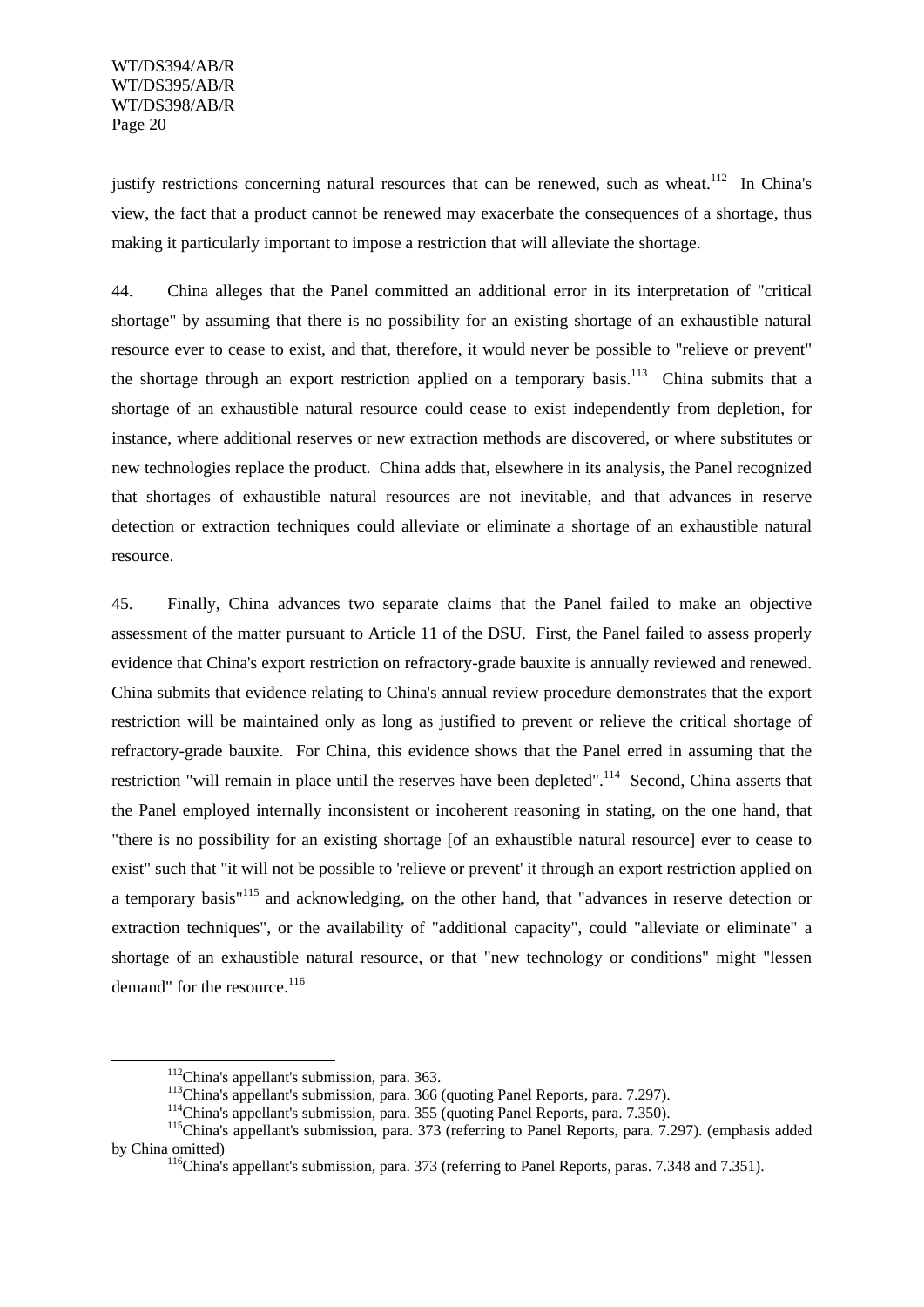justify restrictions concerning natural resources that can be renewed, such as wheat.[112] In China's view, the fact that a product cannot be renewed may exacerbate the consequences of a shortage, thus making it particularly important to impose a restriction that will alleviate the shortage.

44. China alleges that the Panel committed an additional error in its interpretation of "critical shortage" by assuming that there is no possibility for an existing shortage of an exhaustible natural resource ever to cease to exist, and that, therefore, it would never be possible to "relieve or prevent" the shortage through an export restriction applied on a temporary basis.[113] China submits that a shortage of an exhaustible natural resource could cease to exist independently from depletion, for instance, where additional reserves or new extraction methods are discovered, or where substitutes or new technologies replace the product. China adds that, elsewhere in its analysis, the Panel recognized that shortages of exhaustible natural resources are not inevitable, and that advances in reserve detection or extraction techniques could alleviate or eliminate a shortage of an exhaustible natural resource.

45. Finally, China advances two separate claims that the Panel failed to make an objective assessment of the matter pursuant to Article 11 of the DSU. First, the Panel failed to assess properly evidence that China's export restriction on refractory-grade bauxite is annually reviewed and renewed. China submits that evidence relating to China's annual review procedure demonstrates that the export restriction will be maintained only as long as justified to prevent or relieve the critical shortage of refractory-grade bauxite. For China, this evidence shows that the Panel erred in assuming that the restriction "will remain in place until the reserves have been depleted".[114] Second, China asserts that the Panel employed internally inconsistent or incoherent reasoning in stating, on the one hand, that "there is no possibility for an existing shortage [of an exhaustible natural resource] ever to cease to exist" such that "it will not be possible to 'relieve or prevent' it through an export restriction applied on a temporary basis"[115] and acknowledging, on the other hand, that "advances in reserve detection or extraction techniques", or the availability of "additional capacity", could "alleviate or eliminate" a shortage of an exhaustible natural resource, or that "new technology or conditions" might "lessen demand" for the resource.[116]

---

[112] China's appellant's submission, para. 363.

[113] China's appellant's submission, para. 366 (quoting Panel Reports, para. 7.297).

[114] China's appellant's submission, para. 355 (quoting Panel Reports, para. 7.350).

[115] China's appellant's submission, para. 373 (referring to Panel Reports, para. 7.297). (emphasis added by China omitted)

[116] China's appellant's submission, para. 373 (referring to Panel Reports, paras. 7.348 and 7.351).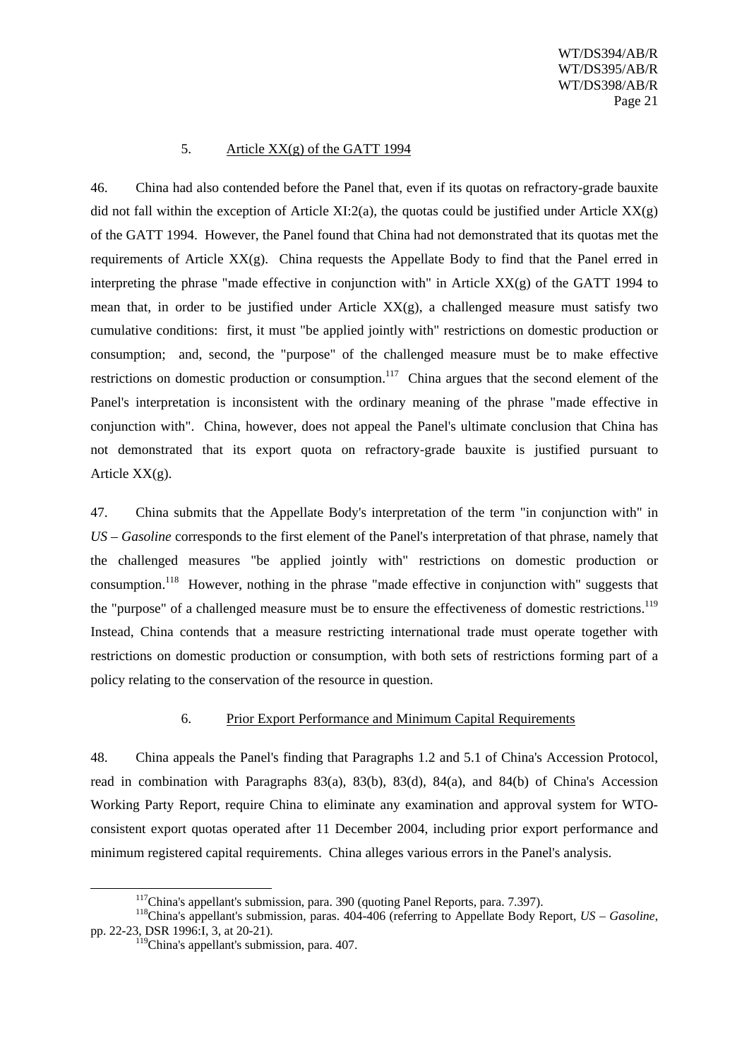### 5. Article XX(g) of the GATT 1994

46. China had also contended before the Panel that, even if its quotas on refractory-grade bauxite did not fall within the exception of Article XI:2(a), the quotas could be justified under Article XX(g) of the GATT 1994. However, the Panel found that China had not demonstrated that its quotas met the requirements of Article XX(g). China requests the Appellate Body to find that the Panel erred in interpreting the phrase "made effective in conjunction with" in Article XX(g) of the GATT 1994 to mean that, in order to be justified under Article XX(g), a challenged measure must satisfy two cumulative conditions: first, it must "be applied jointly with" restrictions on domestic production or consumption; and, second, the "purpose" of the challenged measure must be to make effective restrictions on domestic production or consumption.[117] China argues that the second element of the Panel's interpretation is inconsistent with the ordinary meaning of the phrase "made effective in conjunction with". China, however, does not appeal the Panel's ultimate conclusion that China has not demonstrated that its export quota on refractory-grade bauxite is justified pursuant to Article XX(g).

47. China submits that the Appellate Body's interpretation of the term "in conjunction with" in *US – Gasoline* corresponds to the first element of the Panel's interpretation of that phrase, namely that the challenged measures "be applied jointly with" restrictions on domestic production or consumption.[118] However, nothing in the phrase "made effective in conjunction with" suggests that the "purpose" of a challenged measure must be to ensure the effectiveness of domestic restrictions.[119] Instead, China contends that a measure restricting international trade must operate together with restrictions on domestic production or consumption, with both sets of restrictions forming part of a policy relating to the conservation of the resource in question.

### 6. Prior Export Performance and Minimum Capital Requirements

48. China appeals the Panel's finding that Paragraphs 1.2 and 5.1 of China's Accession Protocol, read in combination with Paragraphs 83(a), 83(b), 83(d), 84(a), and 84(b) of China's Accession Working Party Report, require China to eliminate any examination and approval system for WTO-consistent export quotas operated after 11 December 2004, including prior export performance and minimum registered capital requirements. China alleges various errors in the Panel's analysis.

---

[117] China's appellant's submission, para. 390 (quoting Panel Reports, para. 7.397).

[118] China's appellant's submission, paras. 404-406 (referring to Appellate Body Report, *US – Gasoline*, pp. 22-23, DSR 1996:I, 3, at 20-21).

[119] China's appellant's submission, para. 407.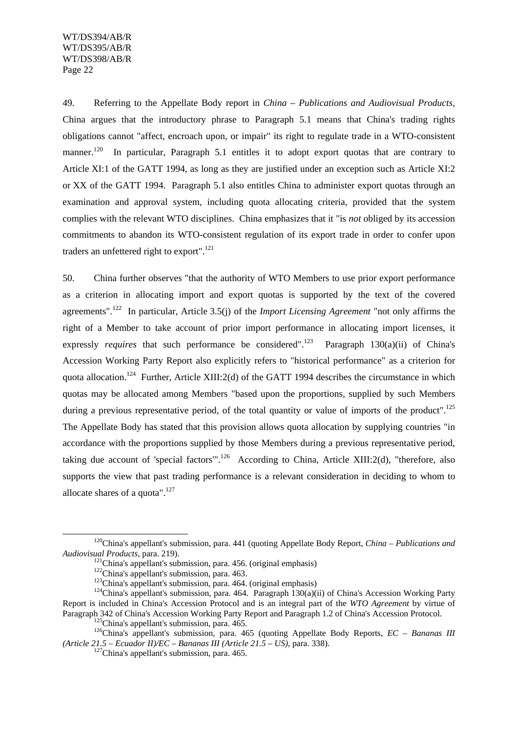49. Referring to the Appellate Body report in *China – Publications and Audiovisual Products*, China argues that the introductory phrase to Paragraph 5.1 means that China's trading rights obligations cannot "affect, encroach upon, or impair" its right to regulate trade in a WTO-consistent manner.[120] In particular, Paragraph 5.1 entitles it to adopt export quotas that are contrary to Article XI:1 of the GATT 1994, as long as they are justified under an exception such as Article XI:2 or XX of the GATT 1994. Paragraph 5.1 also entitles China to administer export quotas through an examination and approval system, including quota allocating criteria, provided that the system complies with the relevant WTO disciplines. China emphasizes that it "is *not* obliged by its accession commitments to abandon its WTO-consistent regulation of its export trade in order to confer upon traders an unfettered right to export".[121]

50. China further observes "that the authority of WTO Members to use prior export performance as a criterion in allocating import and export quotas is supported by the text of the covered agreements".[122] In particular, Article 3.5(j) of the *Import Licensing Agreement* "not only affirms the right of a Member to take account of prior import performance in allocating import licenses, it expressly *requires* that such performance be considered".[123] Paragraph 130(a)(ii) of China's Accession Working Party Report also explicitly refers to "historical performance" as a criterion for quota allocation.[124] Further, Article XIII:2(d) of the GATT 1994 describes the circumstance in which quotas may be allocated among Members "based upon the proportions, supplied by such Members during a previous representative period, of the total quantity or value of imports of the product".[125] The Appellate Body has stated that this provision allows quota allocation by supplying countries "in accordance with the proportions supplied by those Members during a previous representative period, taking due account of 'special factors'".[126] According to China, Article XIII:2(d), "therefore, also supports the view that past trading performance is a relevant consideration in deciding to whom to allocate shares of a quota".[127]

---

[120] China's appellant's submission, para. 441 (quoting Appellate Body Report, *China – Publications and Audiovisual Products*, para. 219).

[121] China's appellant's submission, para. 456. (original emphasis)

[122] China's appellant's submission, para. 463.

[123] China's appellant's submission, para. 464. (original emphasis)

[124] China's appellant's submission, para. 464. Paragraph 130(a)(ii) of China's Accession Working Party Report is included in China's Accession Protocol and is an integral part of the *WTO Agreement* by virtue of Paragraph 342 of China's Accession Working Party Report and Paragraph 1.2 of China's Accession Protocol.

[125] China's appellant's submission, para. 465.

[126] China's appellant's submission, para. 465 (quoting Appellate Body Reports, *EC – Bananas III (Article 21.5 – Ecuador II)/EC – Bananas III (Article 21.5 – US)*, para. 338).

[127] China's appellant's submission, para. 465.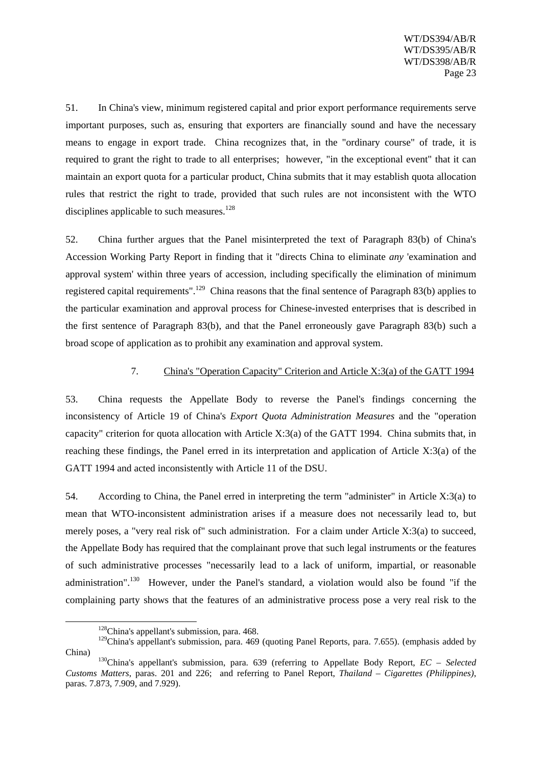51. In China's view, minimum registered capital and prior export performance requirements serve important purposes, such as, ensuring that exporters are financially sound and have the necessary means to engage in export trade. China recognizes that, in the "ordinary course" of trade, it is required to grant the right to trade to all enterprises; however, "in the exceptional event" that it can maintain an export quota for a particular product, China submits that it may establish quota allocation rules that restrict the right to trade, provided that such rules are not inconsistent with the WTO disciplines applicable to such measures.[128]

52. China further argues that the Panel misinterpreted the text of Paragraph 83(b) of China's Accession Working Party Report in finding that it "directs China to eliminate *any* 'examination and approval system' within three years of accession, including specifically the elimination of minimum registered capital requirements".[129] China reasons that the final sentence of Paragraph 83(b) applies to the particular examination and approval process for Chinese-invested enterprises that is described in the first sentence of Paragraph 83(b), and that the Panel erroneously gave Paragraph 83(b) such a broad scope of application as to prohibit any examination and approval system.

### 7. China's "Operation Capacity" Criterion and Article X:3(a) of the GATT 1994

53. China requests the Appellate Body to reverse the Panel's findings concerning the inconsistency of Article 19 of China's *Export Quota Administration Measures* and the "operation capacity" criterion for quota allocation with Article X:3(a) of the GATT 1994. China submits that, in reaching these findings, the Panel erred in its interpretation and application of Article X:3(a) of the GATT 1994 and acted inconsistently with Article 11 of the DSU.

54. According to China, the Panel erred in interpreting the term "administer" in Article X:3(a) to mean that WTO-inconsistent administration arises if a measure does not necessarily lead to, but merely poses, a "very real risk of" such administration. For a claim under Article X:3(a) to succeed, the Appellate Body has required that the complainant prove that such legal instruments or the features of such administrative processes "necessarily lead to a lack of uniform, impartial, or reasonable administration".[130] However, under the Panel's standard, a violation would also be found "if the complaining party shows that the features of an administrative process pose a very real risk to the

---

[128] China's appellant's submission, para. 468.

[129] China's appellant's submission, para. 469 (quoting Panel Reports, para. 7.655). (emphasis added by China)

[130] China's appellant's submission, para. 639 (referring to Appellate Body Report, *EC – Selected Customs Matters*, paras. 201 and 226; and referring to Panel Report, *Thailand – Cigarettes (Philippines)*, paras. 7.873, 7.909, and 7.929).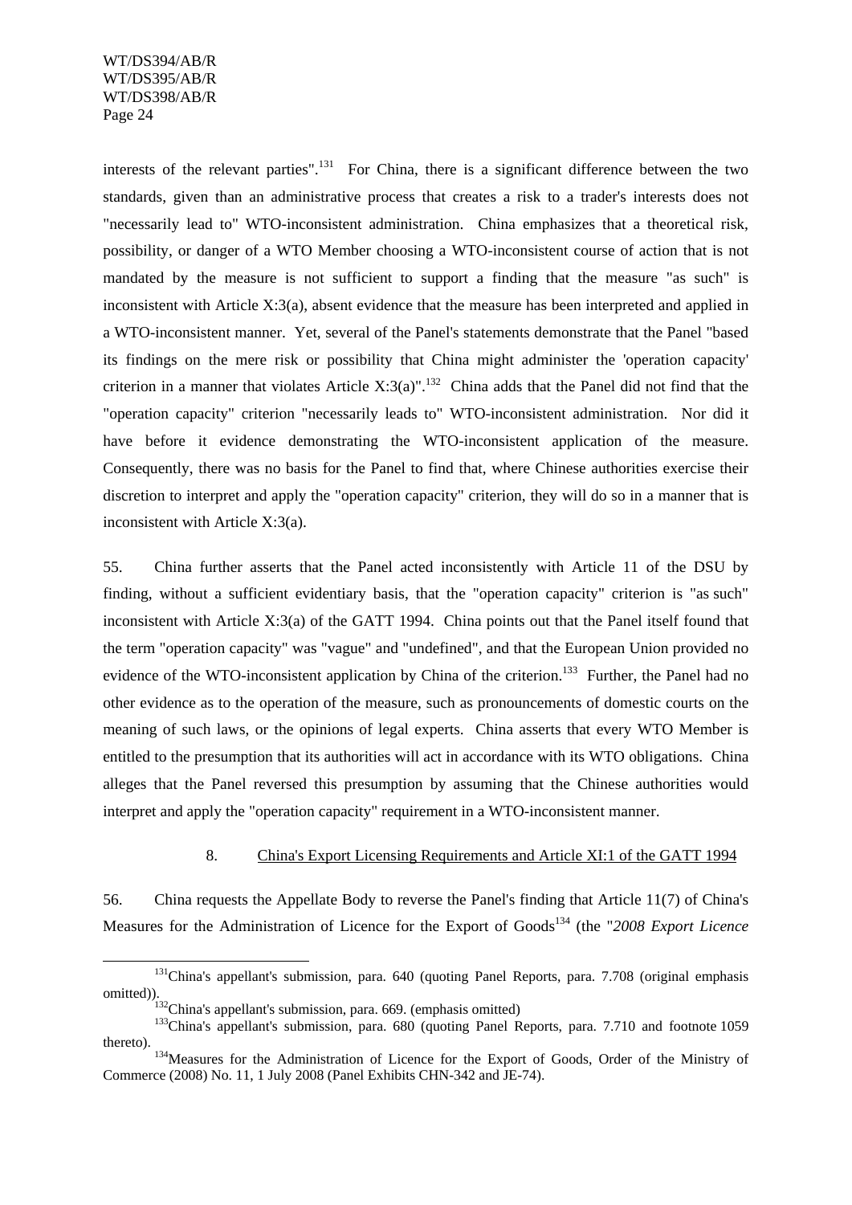interests of the relevant parties".[131] For China, there is a significant difference between the two standards, given than an administrative process that creates a risk to a trader's interests does not "necessarily lead to" WTO-inconsistent administration. China emphasizes that a theoretical risk, possibility, or danger of a WTO Member choosing a WTO-inconsistent course of action that is not mandated by the measure is not sufficient to support a finding that the measure "as such" is inconsistent with Article X:3(a), absent evidence that the measure has been interpreted and applied in a WTO-inconsistent manner. Yet, several of the Panel's statements demonstrate that the Panel "based its findings on the mere risk or possibility that China might administer the 'operation capacity' criterion in a manner that violates Article X:3(a)".[132] China adds that the Panel did not find that the "operation capacity" criterion "necessarily leads to" WTO-inconsistent administration. Nor did it have before it evidence demonstrating the WTO-inconsistent application of the measure. Consequently, there was no basis for the Panel to find that, where Chinese authorities exercise their discretion to interpret and apply the "operation capacity" criterion, they will do so in a manner that is inconsistent with Article X:3(a).

55. China further asserts that the Panel acted inconsistently with Article 11 of the DSU by finding, without a sufficient evidentiary basis, that the "operation capacity" criterion is "as such" inconsistent with Article X:3(a) of the GATT 1994. China points out that the Panel itself found that the term "operation capacity" was "vague" and "undefined", and that the European Union provided no evidence of the WTO-inconsistent application by China of the criterion.[133] Further, the Panel had no other evidence as to the operation of the measure, such as pronouncements of domestic courts on the meaning of such laws, or the opinions of legal experts. China asserts that every WTO Member is entitled to the presumption that its authorities will act in accordance with its WTO obligations. China alleges that the Panel reversed this presumption by assuming that the Chinese authorities would interpret and apply the "operation capacity" requirement in a WTO-inconsistent manner.

### 8. China's Export Licensing Requirements and Article XI:1 of the GATT 1994

56. China requests the Appellate Body to reverse the Panel's finding that Article 11(7) of China's Measures for the Administration of Licence for the Export of Goods[134] (the "*2008 Export Licence*

---

[131] China's appellant's submission, para. 640 (quoting Panel Reports, para. 7.708 (original emphasis omitted)).

[132] China's appellant's submission, para. 669. (emphasis omitted)

[133] China's appellant's submission, para. 680 (quoting Panel Reports, para. 7.710 and footnote 1059 thereto).

[134] Measures for the Administration of Licence for the Export of Goods, Order of the Ministry of Commerce (2008) No. 11, 1 July 2008 (Panel Exhibits CHN-342 and JE-74).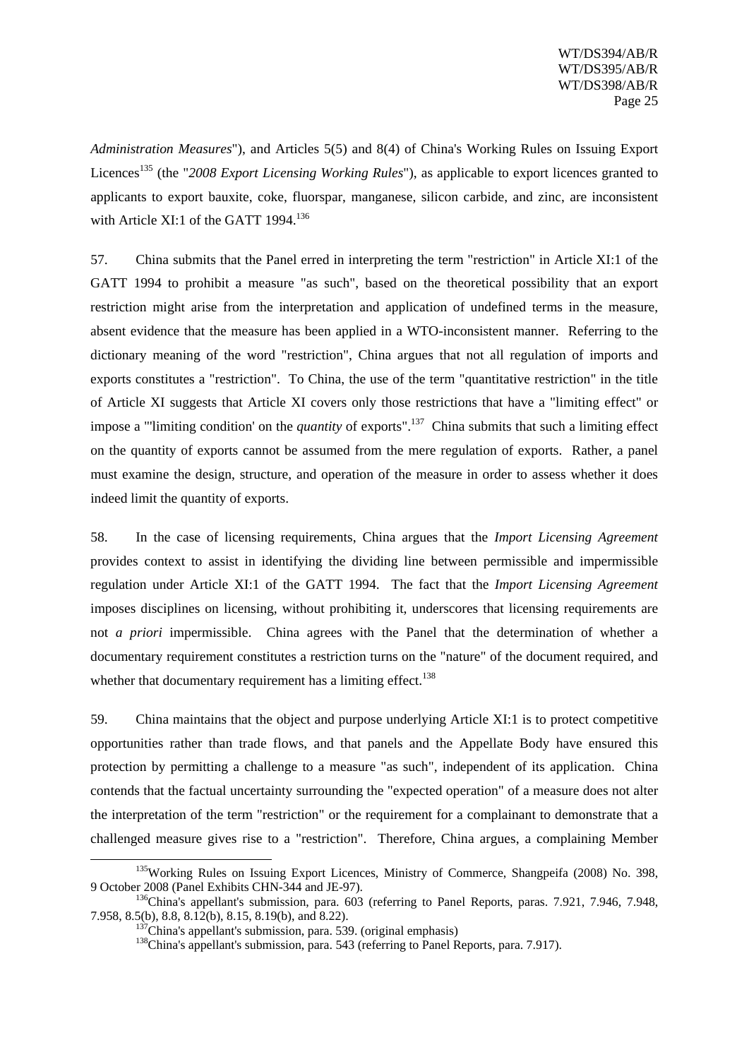*Administration Measures*"), and Articles 5(5) and 8(4) of China's Working Rules on Issuing Export Licences[135] (the "*2008 Export Licensing Working Rules*"), as applicable to export licences granted to applicants to export bauxite, coke, fluorspar, manganese, silicon carbide, and zinc, are inconsistent with Article XI:1 of the GATT 1994.[136]

57. China submits that the Panel erred in interpreting the term "restriction" in Article XI:1 of the GATT 1994 to prohibit a measure "as such", based on the theoretical possibility that an export restriction might arise from the interpretation and application of undefined terms in the measure, absent evidence that the measure has been applied in a WTO-inconsistent manner. Referring to the dictionary meaning of the word "restriction", China argues that not all regulation of imports and exports constitutes a "restriction". To China, the use of the term "quantitative restriction" in the title of Article XI suggests that Article XI covers only those restrictions that have a "limiting effect" or impose a "'limiting condition' on the *quantity* of exports".[137] China submits that such a limiting effect on the quantity of exports cannot be assumed from the mere regulation of exports. Rather, a panel must examine the design, structure, and operation of the measure in order to assess whether it does indeed limit the quantity of exports.

58. In the case of licensing requirements, China argues that the *Import Licensing Agreement* provides context to assist in identifying the dividing line between permissible and impermissible regulation under Article XI:1 of the GATT 1994. The fact that the *Import Licensing Agreement* imposes disciplines on licensing, without prohibiting it, underscores that licensing requirements are not *a priori* impermissible. China agrees with the Panel that the determination of whether a documentary requirement constitutes a restriction turns on the "nature" of the document required, and whether that documentary requirement has a limiting effect.[138]

59. China maintains that the object and purpose underlying Article XI:1 is to protect competitive opportunities rather than trade flows, and that panels and the Appellate Body have ensured this protection by permitting a challenge to a measure "as such", independent of its application. China contends that the factual uncertainty surrounding the "expected operation" of a measure does not alter the interpretation of the term "restriction" or the requirement for a complainant to demonstrate that a challenged measure gives rise to a "restriction". Therefore, China argues, a complaining Member

---

[135] Working Rules on Issuing Export Licences, Ministry of Commerce, Shangpeifa (2008) No. 398, 9 October 2008 (Panel Exhibits CHN-344 and JE-97).

[136] China's appellant's submission, para. 603 (referring to Panel Reports, paras. 7.921, 7.946, 7.948, 7.958, 8.5(b), 8.8, 8.12(b), 8.15, 8.19(b), and 8.22).

[137] China's appellant's submission, para. 539. (original emphasis)

[138] China's appellant's submission, para. 543 (referring to Panel Reports, para. 7.917).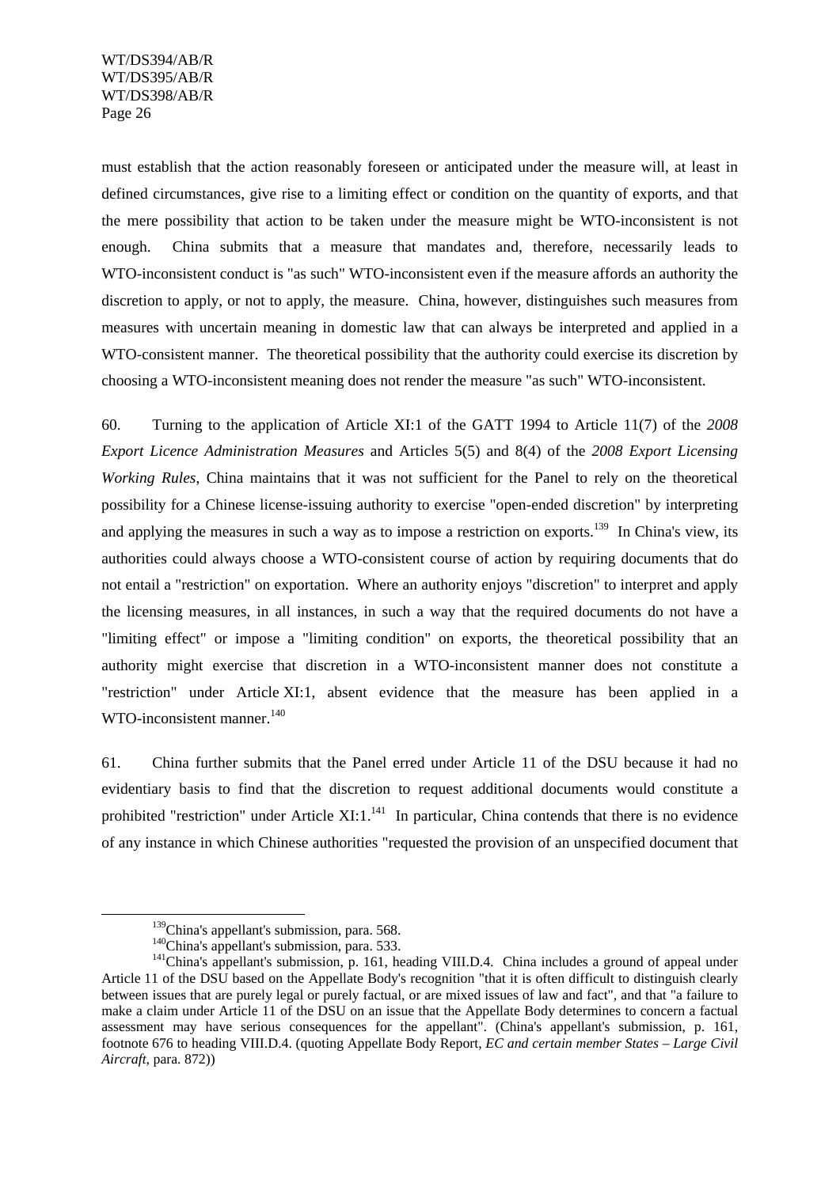must establish that the action reasonably foreseen or anticipated under the measure will, at least in defined circumstances, give rise to a limiting effect or condition on the quantity of exports, and that the mere possibility that action to be taken under the measure might be WTO-inconsistent is not enough. China submits that a measure that mandates and, therefore, necessarily leads to WTO-inconsistent conduct is "as such" WTO-inconsistent even if the measure affords an authority the discretion to apply, or not to apply, the measure. China, however, distinguishes such measures from measures with uncertain meaning in domestic law that can always be interpreted and applied in a WTO-consistent manner. The theoretical possibility that the authority could exercise its discretion by choosing a WTO-inconsistent meaning does not render the measure "as such" WTO-inconsistent.

60. Turning to the application of Article XI:1 of the GATT 1994 to Article 11(7) of the *2008 Export Licence Administration Measures* and Articles 5(5) and 8(4) of the *2008 Export Licensing Working Rules*, China maintains that it was not sufficient for the Panel to rely on the theoretical possibility for a Chinese license-issuing authority to exercise "open-ended discretion" by interpreting and applying the measures in such a way as to impose a restriction on exports.[139] In China's view, its authorities could always choose a WTO-consistent course of action by requiring documents that do not entail a "restriction" on exportation. Where an authority enjoys "discretion" to interpret and apply the licensing measures, in all instances, in such a way that the required documents do not have a "limiting effect" or impose a "limiting condition" on exports, the theoretical possibility that an authority might exercise that discretion in a WTO-inconsistent manner does not constitute a "restriction" under Article XI:1, absent evidence that the measure has been applied in a WTO-inconsistent manner.[140]

61. China further submits that the Panel erred under Article 11 of the DSU because it had no evidentiary basis to find that the discretion to request additional documents would constitute a prohibited "restriction" under Article XI:1.[141] In particular, China contends that there is no evidence of any instance in which Chinese authorities "requested the provision of an unspecified document that

[139] China's appellant's submission, para. 568.

[140] China's appellant's submission, para. 533.

[141] China's appellant's submission, p. 161, heading VIII.D.4. China includes a ground of appeal under Article 11 of the DSU based on the Appellate Body's recognition "that it is often difficult to distinguish clearly between issues that are purely legal or purely factual, or are mixed issues of law and fact", and that "a failure to make a claim under Article 11 of the DSU on an issue that the Appellate Body determines to concern a factual assessment may have serious consequences for the appellant". (China's appellant's submission, p. 161, footnote 676 to heading VIII.D.4. (quoting Appellate Body Report, *EC and certain member States – Large Civil Aircraft*, para. 872))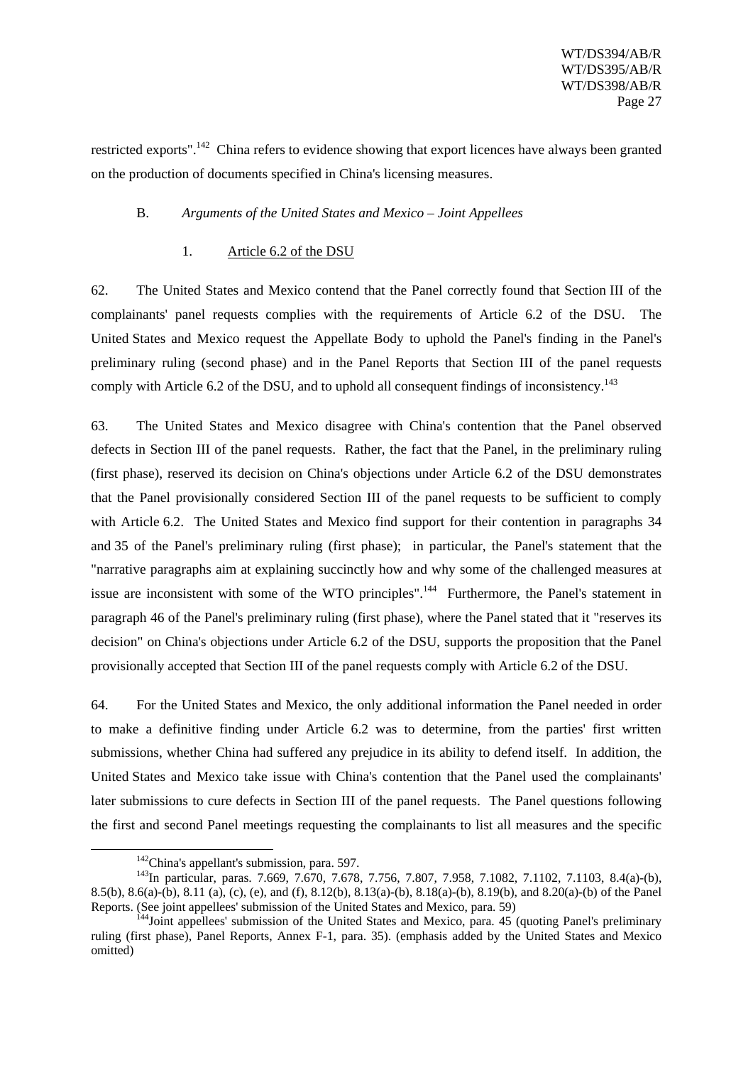restricted exports".[142] China refers to evidence showing that export licences have always been granted on the production of documents specified in China's licensing measures.

### B. *Arguments of the United States and Mexico – Joint Appellees*

#### 1. Article 6.2 of the DSU

62. The United States and Mexico contend that the Panel correctly found that Section III of the complainants' panel requests complies with the requirements of Article 6.2 of the DSU. The United States and Mexico request the Appellate Body to uphold the Panel's finding in the Panel's preliminary ruling (second phase) and in the Panel Reports that Section III of the panel requests comply with Article 6.2 of the DSU, and to uphold all consequent findings of inconsistency.[143]

63. The United States and Mexico disagree with China's contention that the Panel observed defects in Section III of the panel requests. Rather, the fact that the Panel, in the preliminary ruling (first phase), reserved its decision on China's objections under Article 6.2 of the DSU demonstrates that the Panel provisionally considered Section III of the panel requests to be sufficient to comply with Article 6.2. The United States and Mexico find support for their contention in paragraphs 34 and 35 of the Panel's preliminary ruling (first phase); in particular, the Panel's statement that the "narrative paragraphs aim at explaining succinctly how and why some of the challenged measures at issue are inconsistent with some of the WTO principles".[144] Furthermore, the Panel's statement in paragraph 46 of the Panel's preliminary ruling (first phase), where the Panel stated that it "reserves its decision" on China's objections under Article 6.2 of the DSU, supports the proposition that the Panel provisionally accepted that Section III of the panel requests comply with Article 6.2 of the DSU.

64. For the United States and Mexico, the only additional information the Panel needed in order to make a definitive finding under Article 6.2 was to determine, from the parties' first written submissions, whether China had suffered any prejudice in its ability to defend itself. In addition, the United States and Mexico take issue with China's contention that the Panel used the complainants' later submissions to cure defects in Section III of the panel requests. The Panel questions following the first and second Panel meetings requesting the complainants to list all measures and the specific

---

[142] China's appellant's submission, para. 597.

[143] In particular, paras. 7.669, 7.670, 7.678, 7.756, 7.807, 7.958, 7.1082, 7.1102, 7.1103, 8.4(a)-(b), 8.5(b), 8.6(a)-(b), 8.11 (a), (c), (e), and (f), 8.12(b), 8.13(a)-(b), 8.18(a)-(b), 8.19(b), and 8.20(a)-(b) of the Panel Reports. (See joint appellees' submission of the United States and Mexico, para. 59)

[144] Joint appellees' submission of the United States and Mexico, para. 45 (quoting Panel's preliminary ruling (first phase), Panel Reports, Annex F-1, para. 35). (emphasis added by the United States and Mexico omitted)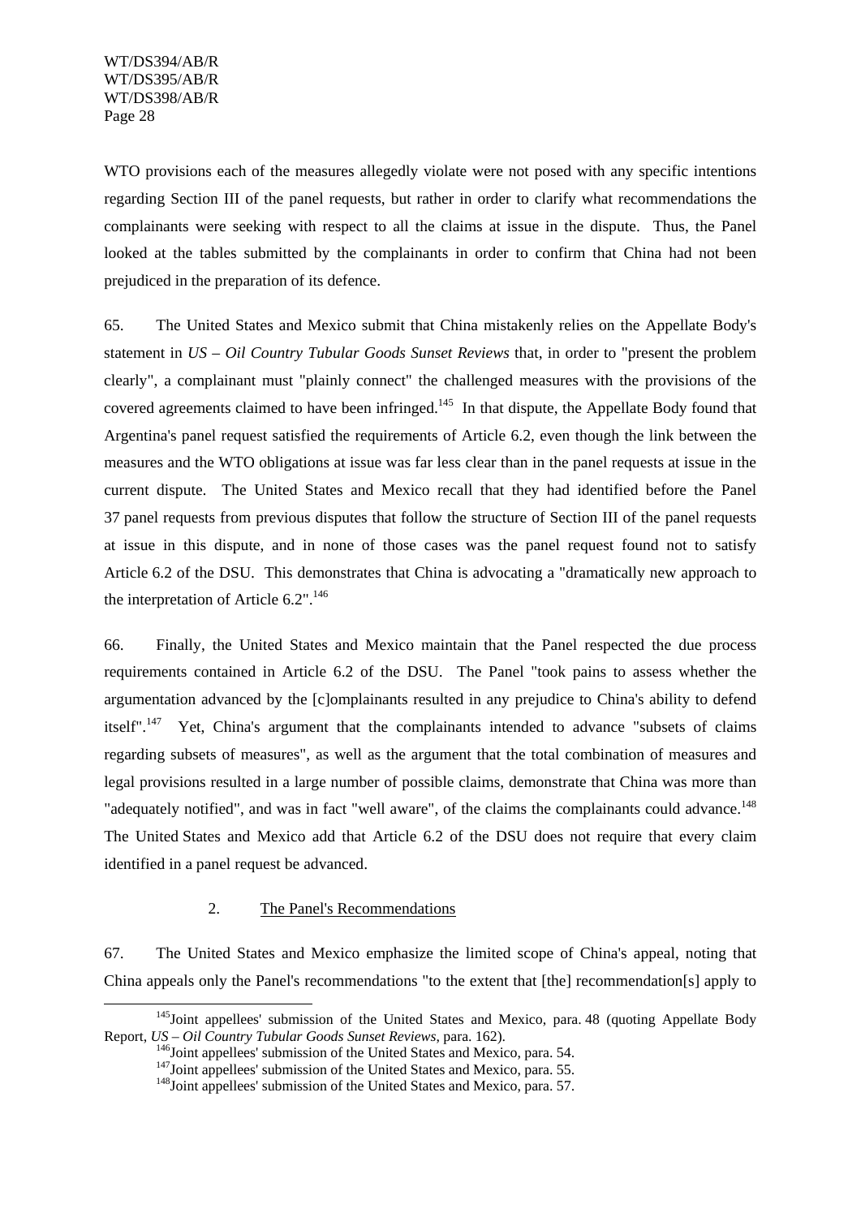WTO provisions each of the measures allegedly violate were not posed with any specific intentions regarding Section III of the panel requests, but rather in order to clarify what recommendations the complainants were seeking with respect to all the claims at issue in the dispute. Thus, the Panel looked at the tables submitted by the complainants in order to confirm that China had not been prejudiced in the preparation of its defence.

65. The United States and Mexico submit that China mistakenly relies on the Appellate Body's statement in *US – Oil Country Tubular Goods Sunset Reviews* that, in order to "present the problem clearly", a complainant must "plainly connect" the challenged measures with the provisions of the covered agreements claimed to have been infringed.[145] In that dispute, the Appellate Body found that Argentina's panel request satisfied the requirements of Article 6.2, even though the link between the measures and the WTO obligations at issue was far less clear than in the panel requests at issue in the current dispute. The United States and Mexico recall that they had identified before the Panel 37 panel requests from previous disputes that follow the structure of Section III of the panel requests at issue in this dispute, and in none of those cases was the panel request found not to satisfy Article 6.2 of the DSU. This demonstrates that China is advocating a "dramatically new approach to the interpretation of Article 6.2".[146]

66. Finally, the United States and Mexico maintain that the Panel respected the due process requirements contained in Article 6.2 of the DSU. The Panel "took pains to assess whether the argumentation advanced by the [c]omplainants resulted in any prejudice to China's ability to defend itself".[147] Yet, China's argument that the complainants intended to advance "subsets of claims regarding subsets of measures", as well as the argument that the total combination of measures and legal provisions resulted in a large number of possible claims, demonstrate that China was more than "adequately notified", and was in fact "well aware", of the claims the complainants could advance.[148] The United States and Mexico add that Article 6.2 of the DSU does not require that every claim identified in a panel request be advanced.

2. The Panel's Recommendations

67. The United States and Mexico emphasize the limited scope of China's appeal, noting that China appeals only the Panel's recommendations "to the extent that [the] recommendation[s] apply to

---

[145] Joint appellees' submission of the United States and Mexico, para. 48 (quoting Appellate Body Report, *US – Oil Country Tubular Goods Sunset Reviews*, para. 162).

[146] Joint appellees' submission of the United States and Mexico, para. 54.

[147] Joint appellees' submission of the United States and Mexico, para. 55.

[148] Joint appellees' submission of the United States and Mexico, para. 57.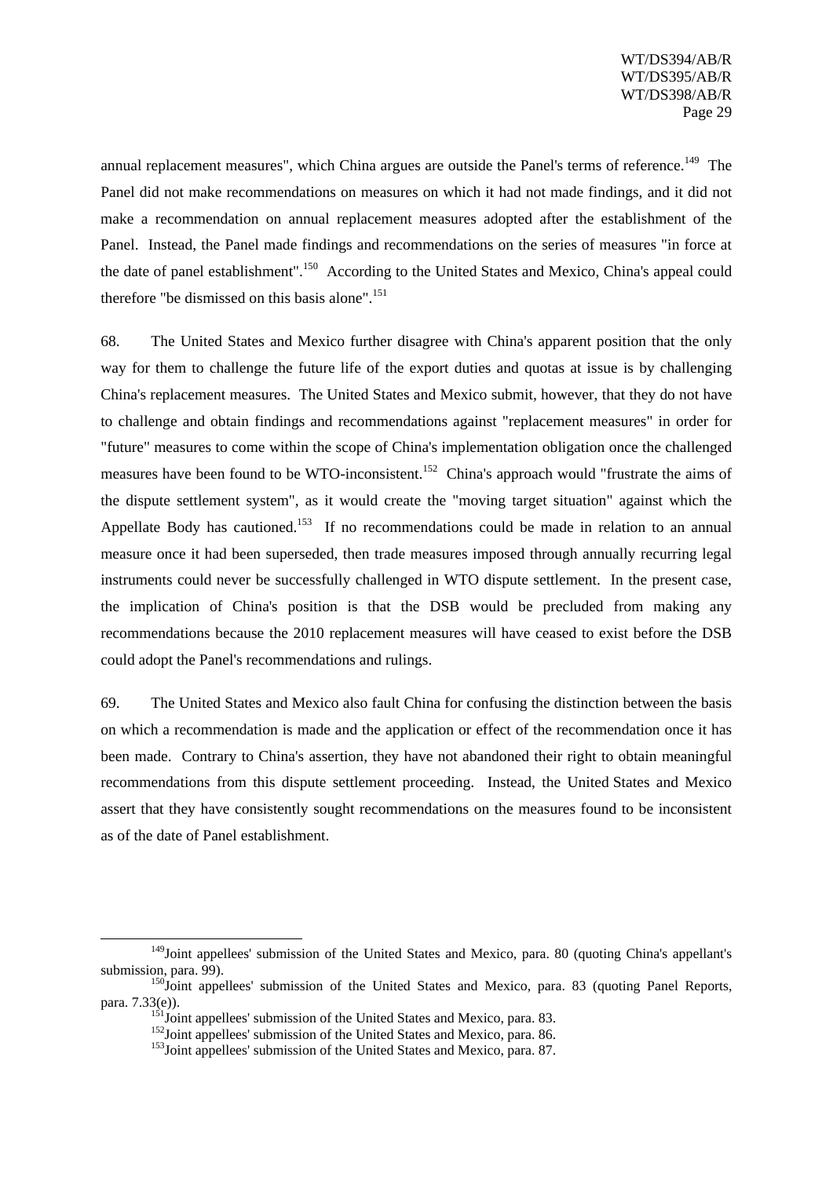annual replacement measures", which China argues are outside the Panel's terms of reference.[149] The Panel did not make recommendations on measures on which it had not made findings, and it did not make a recommendation on annual replacement measures adopted after the establishment of the Panel. Instead, the Panel made findings and recommendations on the series of measures "in force at the date of panel establishment".[150] According to the United States and Mexico, China's appeal could therefore "be dismissed on this basis alone".[151]

68. The United States and Mexico further disagree with China's apparent position that the only way for them to challenge the future life of the export duties and quotas at issue is by challenging China's replacement measures. The United States and Mexico submit, however, that they do not have to challenge and obtain findings and recommendations against "replacement measures" in order for "future" measures to come within the scope of China's implementation obligation once the challenged measures have been found to be WTO-inconsistent.[152] China's approach would "frustrate the aims of the dispute settlement system", as it would create the "moving target situation" against which the Appellate Body has cautioned.[153] If no recommendations could be made in relation to an annual measure once it had been superseded, then trade measures imposed through annually recurring legal instruments could never be successfully challenged in WTO dispute settlement. In the present case, the implication of China's position is that the DSB would be precluded from making any recommendations because the 2010 replacement measures will have ceased to exist before the DSB could adopt the Panel's recommendations and rulings.

69. The United States and Mexico also fault China for confusing the distinction between the basis on which a recommendation is made and the application or effect of the recommendation once it has been made. Contrary to China's assertion, they have not abandoned their right to obtain meaningful recommendations from this dispute settlement proceeding. Instead, the United States and Mexico assert that they have consistently sought recommendations on the measures found to be inconsistent as of the date of Panel establishment.

---

[149] Joint appellees' submission of the United States and Mexico, para. 80 (quoting China's appellant's submission, para. 99).

[150] Joint appellees' submission of the United States and Mexico, para. 83 (quoting Panel Reports, para. 7.33(e)).

[151] Joint appellees' submission of the United States and Mexico, para. 83.

[152] Joint appellees' submission of the United States and Mexico, para. 86.

[153] Joint appellees' submission of the United States and Mexico, para. 87.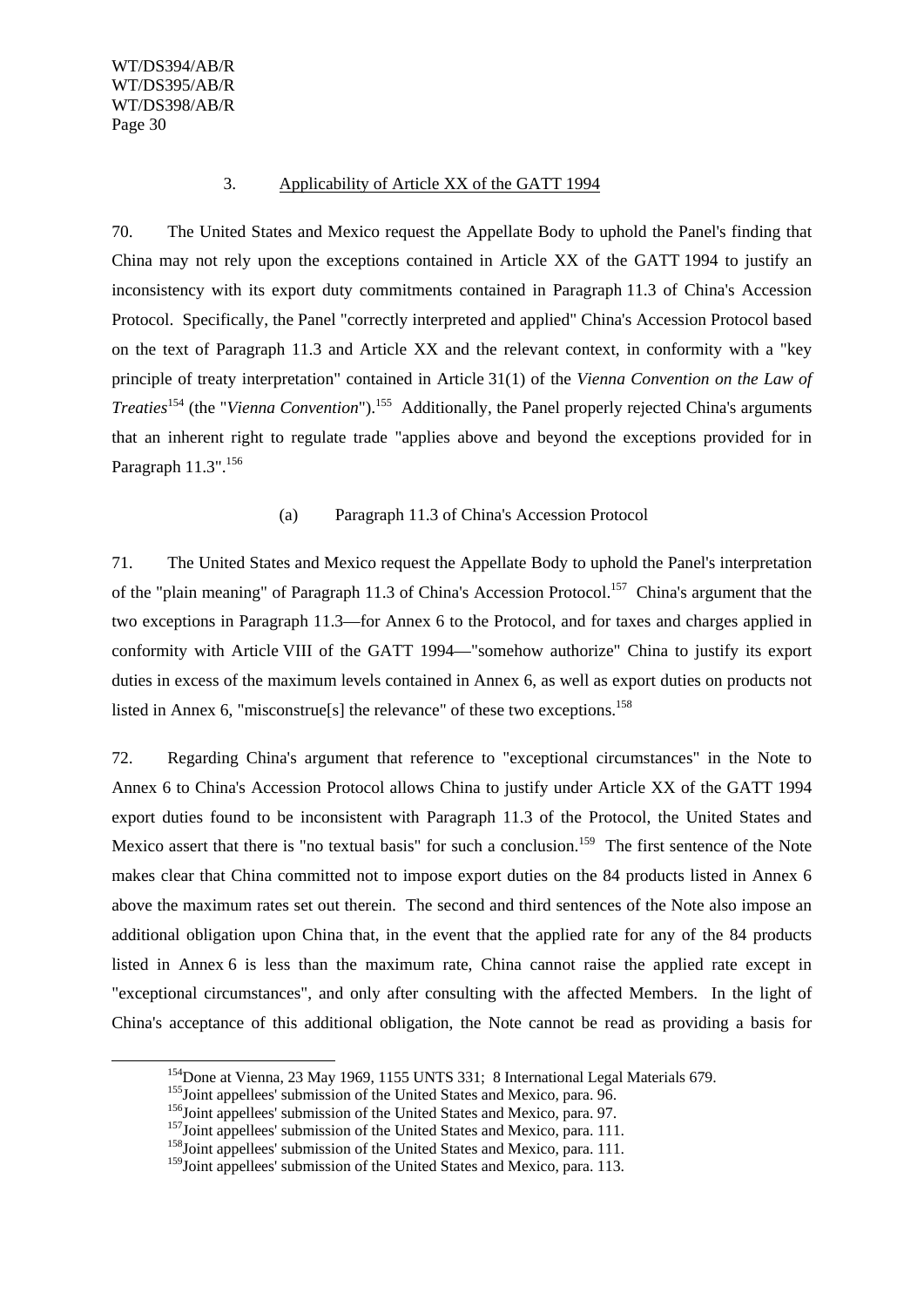### 3. Applicability of Article XX of the GATT 1994

70. The United States and Mexico request the Appellate Body to uphold the Panel's finding that China may not rely upon the exceptions contained in Article XX of the GATT 1994 to justify an inconsistency with its export duty commitments contained in Paragraph 11.3 of China's Accession Protocol. Specifically, the Panel "correctly interpreted and applied" China's Accession Protocol based on the text of Paragraph 11.3 and Article XX and the relevant context, in conformity with a "key principle of treaty interpretation" contained in Article 31(1) of the *Vienna Convention on the Law of Treaties*[154] (the "*Vienna Convention*").[155] Additionally, the Panel properly rejected China's arguments that an inherent right to regulate trade "applies above and beyond the exceptions provided for in Paragraph 11.3".[156]

#### (a) Paragraph 11.3 of China's Accession Protocol

71. The United States and Mexico request the Appellate Body to uphold the Panel's interpretation of the "plain meaning" of Paragraph 11.3 of China's Accession Protocol.[157] China's argument that the two exceptions in Paragraph 11.3—for Annex 6 to the Protocol, and for taxes and charges applied in conformity with Article VIII of the GATT 1994—"somehow authorize" China to justify its export duties in excess of the maximum levels contained in Annex 6, as well as export duties on products not listed in Annex 6, "misconstrue[s] the relevance" of these two exceptions.[158]

72. Regarding China's argument that reference to "exceptional circumstances" in the Note to Annex 6 to China's Accession Protocol allows China to justify under Article XX of the GATT 1994 export duties found to be inconsistent with Paragraph 11.3 of the Protocol, the United States and Mexico assert that there is "no textual basis" for such a conclusion.[159] The first sentence of the Note makes clear that China committed not to impose export duties on the 84 products listed in Annex 6 above the maximum rates set out therein. The second and third sentences of the Note also impose an additional obligation upon China that, in the event that the applied rate for any of the 84 products listed in Annex 6 is less than the maximum rate, China cannot raise the applied rate except in "exceptional circumstances", and only after consulting with the affected Members. In the light of China's acceptance of this additional obligation, the Note cannot be read as providing a basis for

---

[154] Done at Vienna, 23 May 1969, 1155 UNTS 331; 8 International Legal Materials 679.

[155] Joint appellees' submission of the United States and Mexico, para. 96.

[156] Joint appellees' submission of the United States and Mexico, para. 97.

[157] Joint appellees' submission of the United States and Mexico, para. 111.

[158] Joint appellees' submission of the United States and Mexico, para. 111.

[159] Joint appellees' submission of the United States and Mexico, para. 113.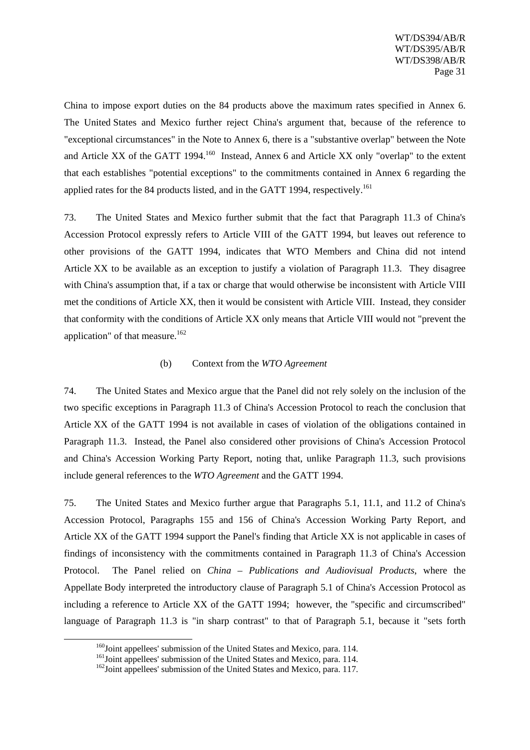China to impose export duties on the 84 products above the maximum rates specified in Annex 6. The United States and Mexico further reject China's argument that, because of the reference to "exceptional circumstances" in the Note to Annex 6, there is a "substantive overlap" between the Note and Article XX of the GATT 1994.[160] Instead, Annex 6 and Article XX only "overlap" to the extent that each establishes "potential exceptions" to the commitments contained in Annex 6 regarding the applied rates for the 84 products listed, and in the GATT 1994, respectively.[161]

73. The United States and Mexico further submit that the fact that Paragraph 11.3 of China's Accession Protocol expressly refers to Article VIII of the GATT 1994, but leaves out reference to other provisions of the GATT 1994, indicates that WTO Members and China did not intend Article XX to be available as an exception to justify a violation of Paragraph 11.3. They disagree with China's assumption that, if a tax or charge that would otherwise be inconsistent with Article VIII met the conditions of Article XX, then it would be consistent with Article VIII. Instead, they consider that conformity with the conditions of Article XX only means that Article VIII would not "prevent the application" of that measure.[162]

(b) Context from the *WTO Agreement*

74. The United States and Mexico argue that the Panel did not rely solely on the inclusion of the two specific exceptions in Paragraph 11.3 of China's Accession Protocol to reach the conclusion that Article XX of the GATT 1994 is not available in cases of violation of the obligations contained in Paragraph 11.3. Instead, the Panel also considered other provisions of China's Accession Protocol and China's Accession Working Party Report, noting that, unlike Paragraph 11.3, such provisions include general references to the *WTO Agreement* and the GATT 1994.

75. The United States and Mexico further argue that Paragraphs 5.1, 11.1, and 11.2 of China's Accession Protocol, Paragraphs 155 and 156 of China's Accession Working Party Report, and Article XX of the GATT 1994 support the Panel's finding that Article XX is not applicable in cases of findings of inconsistency with the commitments contained in Paragraph 11.3 of China's Accession Protocol. The Panel relied on *China – Publications and Audiovisual Products*, where the Appellate Body interpreted the introductory clause of Paragraph 5.1 of China's Accession Protocol as including a reference to Article XX of the GATT 1994; however, the "specific and circumscribed" language of Paragraph 11.3 is "in sharp contrast" to that of Paragraph 5.1, because it "sets forth

[160] Joint appellees' submission of the United States and Mexico, para. 114.

[161] Joint appellees' submission of the United States and Mexico, para. 114.

[162] Joint appellees' submission of the United States and Mexico, para. 117.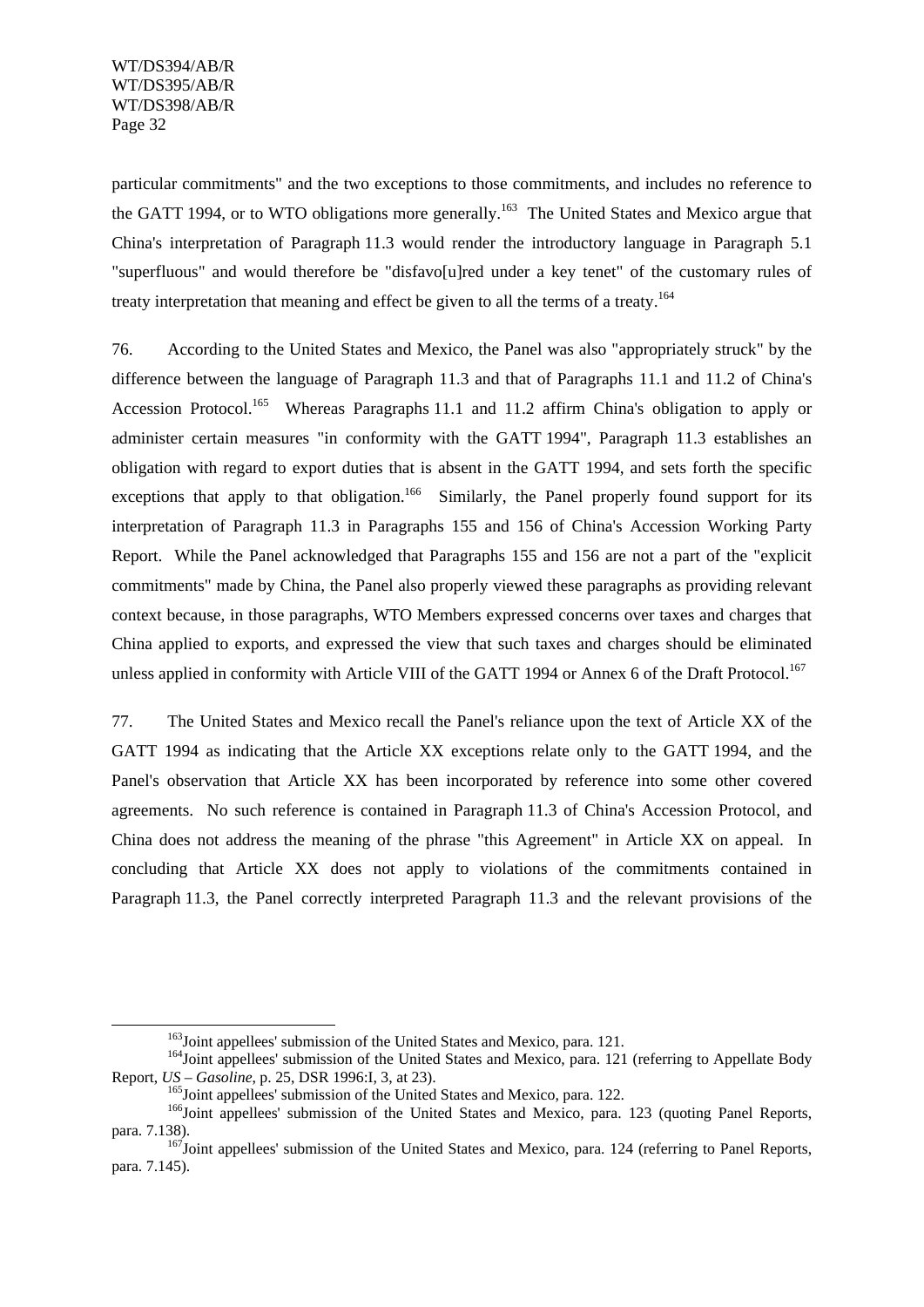particular commitments" and the two exceptions to those commitments, and includes no reference to the GATT 1994, or to WTO obligations more generally.[163] The United States and Mexico argue that China's interpretation of Paragraph 11.3 would render the introductory language in Paragraph 5.1 "superfluous" and would therefore be "disfavo[u]red under a key tenet" of the customary rules of treaty interpretation that meaning and effect be given to all the terms of a treaty.[164]

76. According to the United States and Mexico, the Panel was also "appropriately struck" by the difference between the language of Paragraph 11.3 and that of Paragraphs 11.1 and 11.2 of China's Accession Protocol.[165] Whereas Paragraphs 11.1 and 11.2 affirm China's obligation to apply or administer certain measures "in conformity with the GATT 1994", Paragraph 11.3 establishes an obligation with regard to export duties that is absent in the GATT 1994, and sets forth the specific exceptions that apply to that obligation.[166] Similarly, the Panel properly found support for its interpretation of Paragraph 11.3 in Paragraphs 155 and 156 of China's Accession Working Party Report. While the Panel acknowledged that Paragraphs 155 and 156 are not a part of the "explicit commitments" made by China, the Panel also properly viewed these paragraphs as providing relevant context because, in those paragraphs, WTO Members expressed concerns over taxes and charges that China applied to exports, and expressed the view that such taxes and charges should be eliminated unless applied in conformity with Article VIII of the GATT 1994 or Annex 6 of the Draft Protocol.[167]

77. The United States and Mexico recall the Panel's reliance upon the text of Article XX of the GATT 1994 as indicating that the Article XX exceptions relate only to the GATT 1994, and the Panel's observation that Article XX has been incorporated by reference into some other covered agreements. No such reference is contained in Paragraph 11.3 of China's Accession Protocol, and China does not address the meaning of the phrase "this Agreement" in Article XX on appeal. In concluding that Article XX does not apply to violations of the commitments contained in Paragraph 11.3, the Panel correctly interpreted Paragraph 11.3 and the relevant provisions of the

---

[163] Joint appellees' submission of the United States and Mexico, para. 121.

[164] Joint appellees' submission of the United States and Mexico, para. 121 (referring to Appellate Body Report, *US – Gasoline*, p. 25, DSR 1996:I, 3, at 23).

[165] Joint appellees' submission of the United States and Mexico, para. 122.

[166] Joint appellees' submission of the United States and Mexico, para. 123 (quoting Panel Reports, para. 7.138).

[167] Joint appellees' submission of the United States and Mexico, para. 124 (referring to Panel Reports, para. 7.145).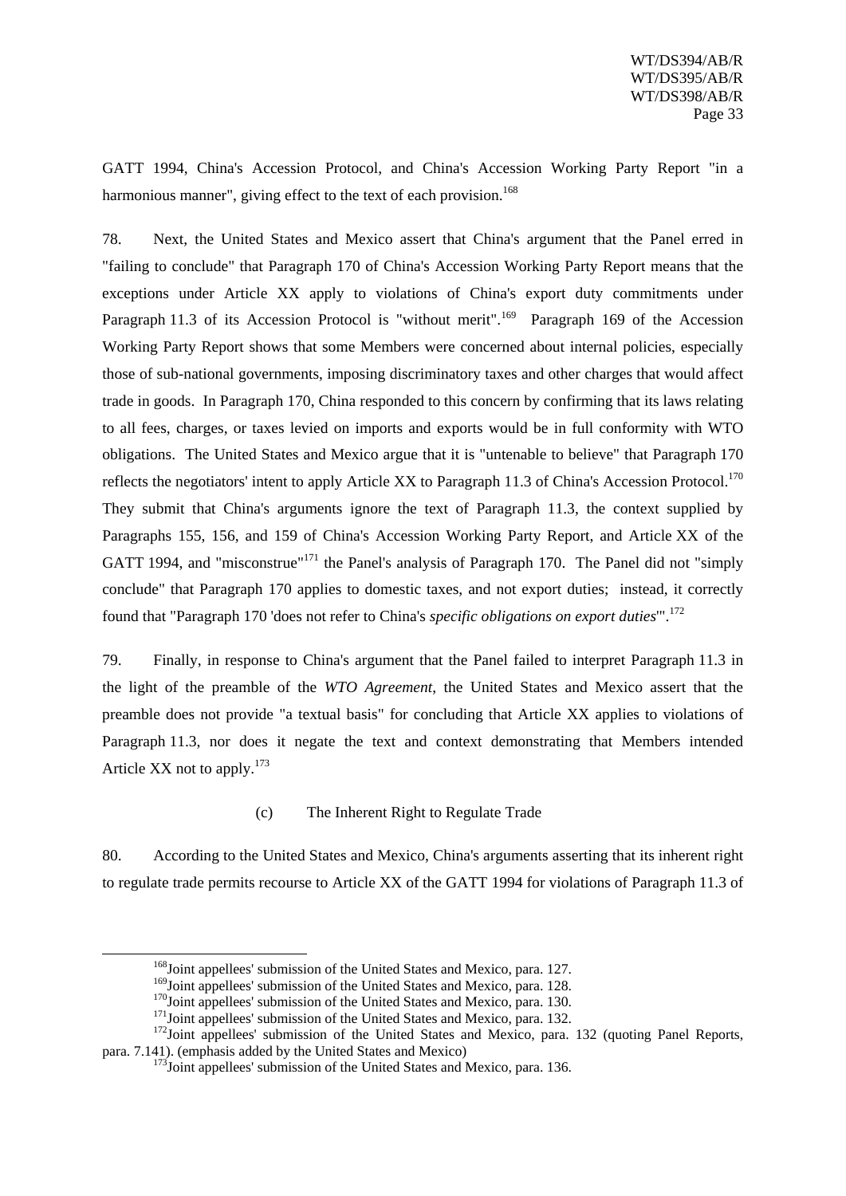GATT 1994, China's Accession Protocol, and China's Accession Working Party Report "in a harmonious manner", giving effect to the text of each provision.[168]

78. Next, the United States and Mexico assert that China's argument that the Panel erred in "failing to conclude" that Paragraph 170 of China's Accession Working Party Report means that the exceptions under Article XX apply to violations of China's export duty commitments under Paragraph 11.3 of its Accession Protocol is "without merit".[169] Paragraph 169 of the Accession Working Party Report shows that some Members were concerned about internal policies, especially those of sub-national governments, imposing discriminatory taxes and other charges that would affect trade in goods. In Paragraph 170, China responded to this concern by confirming that its laws relating to all fees, charges, or taxes levied on imports and exports would be in full conformity with WTO obligations. The United States and Mexico argue that it is "untenable to believe" that Paragraph 170 reflects the negotiators' intent to apply Article XX to Paragraph 11.3 of China's Accession Protocol.[170] They submit that China's arguments ignore the text of Paragraph 11.3, the context supplied by Paragraphs 155, 156, and 159 of China's Accession Working Party Report, and Article XX of the GATT 1994, and "misconstrue"[171] the Panel's analysis of Paragraph 170. The Panel did not "simply conclude" that Paragraph 170 applies to domestic taxes, and not export duties; instead, it correctly found that "Paragraph 170 'does not refer to China's *specific obligations on export duties*'".[172]

79. Finally, in response to China's argument that the Panel failed to interpret Paragraph 11.3 in the light of the preamble of the *WTO Agreement*, the United States and Mexico assert that the preamble does not provide "a textual basis" for concluding that Article XX applies to violations of Paragraph 11.3, nor does it negate the text and context demonstrating that Members intended Article XX not to apply.[173]

(c) The Inherent Right to Regulate Trade

80. According to the United States and Mexico, China's arguments asserting that its inherent right to regulate trade permits recourse to Article XX of the GATT 1994 for violations of Paragraph 11.3 of

---

[168] Joint appellees' submission of the United States and Mexico, para. 127.

[169] Joint appellees' submission of the United States and Mexico, para. 128.

[170] Joint appellees' submission of the United States and Mexico, para. 130.

[171] Joint appellees' submission of the United States and Mexico, para. 132.

[172] Joint appellees' submission of the United States and Mexico, para. 132 (quoting Panel Reports, para. 7.141). (emphasis added by the United States and Mexico)

[173] Joint appellees' submission of the United States and Mexico, para. 136.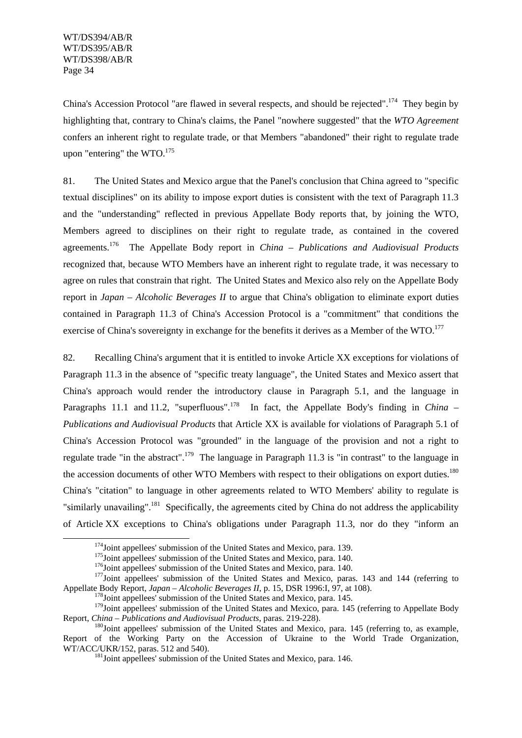China's Accession Protocol "are flawed in several respects, and should be rejected".[174] They begin by highlighting that, contrary to China's claims, the Panel "nowhere suggested" that the *WTO Agreement* confers an inherent right to regulate trade, or that Members "abandoned" their right to regulate trade upon "entering" the WTO.[175]

81. The United States and Mexico argue that the Panel's conclusion that China agreed to "specific textual disciplines" on its ability to impose export duties is consistent with the text of Paragraph 11.3 and the "understanding" reflected in previous Appellate Body reports that, by joining the WTO, Members agreed to disciplines on their right to regulate trade, as contained in the covered agreements.[176] The Appellate Body report in *China – Publications and Audiovisual Products* recognized that, because WTO Members have an inherent right to regulate trade, it was necessary to agree on rules that constrain that right. The United States and Mexico also rely on the Appellate Body report in *Japan – Alcoholic Beverages II* to argue that China's obligation to eliminate export duties contained in Paragraph 11.3 of China's Accession Protocol is a "commitment" that conditions the exercise of China's sovereignty in exchange for the benefits it derives as a Member of the WTO.[177]

82. Recalling China's argument that it is entitled to invoke Article XX exceptions for violations of Paragraph 11.3 in the absence of "specific treaty language", the United States and Mexico assert that China's approach would render the introductory clause in Paragraph 5.1, and the language in Paragraphs 11.1 and 11.2, "superfluous".[178] In fact, the Appellate Body's finding in *China – Publications and Audiovisual Products* that Article XX is available for violations of Paragraph 5.1 of China's Accession Protocol was "grounded" in the language of the provision and not a right to regulate trade "in the abstract".[179] The language in Paragraph 11.3 is "in contrast" to the language in the accession documents of other WTO Members with respect to their obligations on export duties.[180] China's "citation" to language in other agreements related to WTO Members' ability to regulate is "similarly unavailing".[181] Specifically, the agreements cited by China do not address the applicability of Article XX exceptions to China's obligations under Paragraph 11.3, nor do they "inform an

---

[174] Joint appellees' submission of the United States and Mexico, para. 139.

[175] Joint appellees' submission of the United States and Mexico, para. 140.

[176] Joint appellees' submission of the United States and Mexico, para. 140.

[177] Joint appellees' submission of the United States and Mexico, paras. 143 and 144 (referring to Appellate Body Report, *Japan – Alcoholic Beverages II*, p. 15, DSR 1996:I, 97, at 108).

[178] Joint appellees' submission of the United States and Mexico, para. 145.

[179] Joint appellees' submission of the United States and Mexico, para. 145 (referring to Appellate Body Report, *China – Publications and Audiovisual Products*, paras. 219-228).

[180] Joint appellees' submission of the United States and Mexico, para. 145 (referring to, as example, Report of the Working Party on the Accession of Ukraine to the World Trade Organization, WT/ACC/UKR/152, paras. 512 and 540).

[181] Joint appellees' submission of the United States and Mexico, para. 146.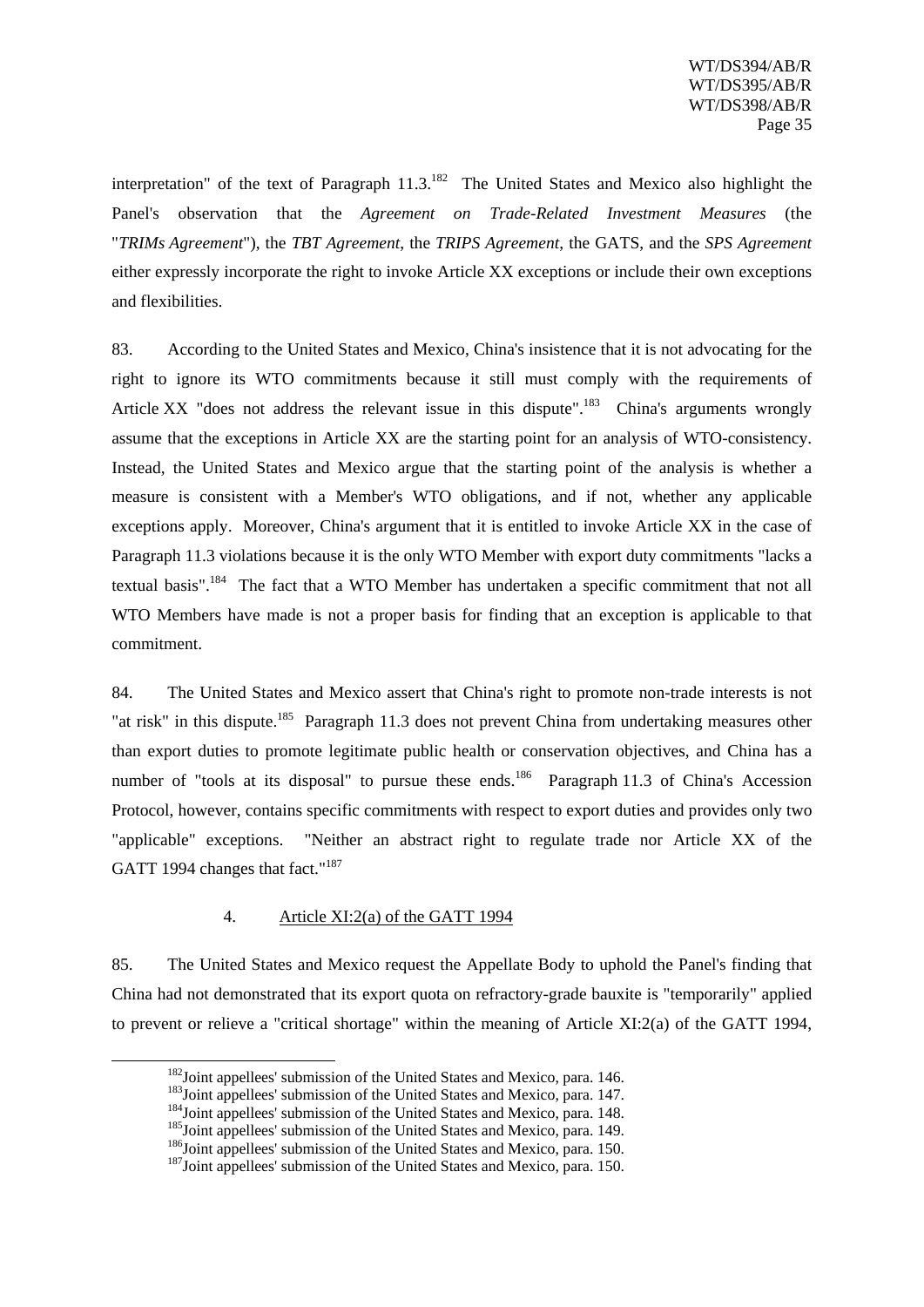interpretation" of the text of Paragraph 11.3.[182] The United States and Mexico also highlight the Panel's observation that the *Agreement on Trade-Related Investment Measures* (the "*TRIMs Agreement*"), the *TBT Agreement*, the *TRIPS Agreement*, the GATS, and the *SPS Agreement* either expressly incorporate the right to invoke Article XX exceptions or include their own exceptions and flexibilities.

83. According to the United States and Mexico, China's insistence that it is not advocating for the right to ignore its WTO commitments because it still must comply with the requirements of Article XX "does not address the relevant issue in this dispute".[183] China's arguments wrongly assume that the exceptions in Article XX are the starting point for an analysis of WTO-consistency. Instead, the United States and Mexico argue that the starting point of the analysis is whether a measure is consistent with a Member's WTO obligations, and if not, whether any applicable exceptions apply. Moreover, China's argument that it is entitled to invoke Article XX in the case of Paragraph 11.3 violations because it is the only WTO Member with export duty commitments "lacks a textual basis".[184] The fact that a WTO Member has undertaken a specific commitment that not all WTO Members have made is not a proper basis for finding that an exception is applicable to that commitment.

84. The United States and Mexico assert that China's right to promote non-trade interests is not "at risk" in this dispute.[185] Paragraph 11.3 does not prevent China from undertaking measures other than export duties to promote legitimate public health or conservation objectives, and China has a number of "tools at its disposal" to pursue these ends.[186] Paragraph 11.3 of China's Accession Protocol, however, contains specific commitments with respect to export duties and provides only two "applicable" exceptions. "Neither an abstract right to regulate trade nor Article XX of the GATT 1994 changes that fact."[187]

### 4. Article XI:2(a) of the GATT 1994

85. The United States and Mexico request the Appellate Body to uphold the Panel's finding that China had not demonstrated that its export quota on refractory-grade bauxite is "temporarily" applied to prevent or relieve a "critical shortage" within the meaning of Article XI:2(a) of the GATT 1994,

---

[182] Joint appellees' submission of the United States and Mexico, para. 146.
[183] Joint appellees' submission of the United States and Mexico, para. 147.
[184] Joint appellees' submission of the United States and Mexico, para. 148.
[185] Joint appellees' submission of the United States and Mexico, para. 149.
[186] Joint appellees' submission of the United States and Mexico, para. 150.
[187] Joint appellees' submission of the United States and Mexico, para. 150.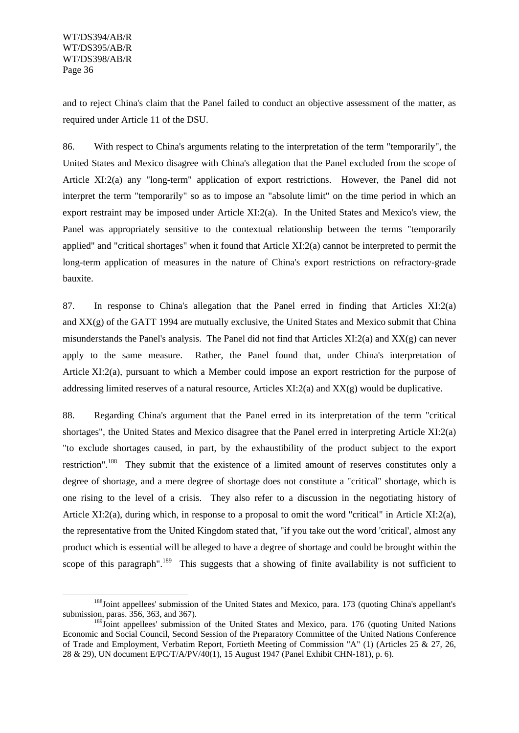and to reject China's claim that the Panel failed to conduct an objective assessment of the matter, as required under Article 11 of the DSU.

86. With respect to China's arguments relating to the interpretation of the term "temporarily", the United States and Mexico disagree with China's allegation that the Panel excluded from the scope of Article XI:2(a) any "long-term" application of export restrictions. However, the Panel did not interpret the term "temporarily" so as to impose an "absolute limit" on the time period in which an export restraint may be imposed under Article XI:2(a). In the United States and Mexico's view, the Panel was appropriately sensitive to the contextual relationship between the terms "temporarily applied" and "critical shortages" when it found that Article XI:2(a) cannot be interpreted to permit the long-term application of measures in the nature of China's export restrictions on refractory-grade bauxite.

87. In response to China's allegation that the Panel erred in finding that Articles XI:2(a) and XX(g) of the GATT 1994 are mutually exclusive, the United States and Mexico submit that China misunderstands the Panel's analysis. The Panel did not find that Articles XI:2(a) and XX(g) can never apply to the same measure. Rather, the Panel found that, under China's interpretation of Article XI:2(a), pursuant to which a Member could impose an export restriction for the purpose of addressing limited reserves of a natural resource, Articles XI:2(a) and XX(g) would be duplicative.

88. Regarding China's argument that the Panel erred in its interpretation of the term "critical shortages", the United States and Mexico disagree that the Panel erred in interpreting Article XI:2(a) "to exclude shortages caused, in part, by the exhaustibility of the product subject to the export restriction".[188] They submit that the existence of a limited amount of reserves constitutes only a degree of shortage, and a mere degree of shortage does not constitute a "critical" shortage, which is one rising to the level of a crisis. They also refer to a discussion in the negotiating history of Article XI:2(a), during which, in response to a proposal to omit the word "critical" in Article XI:2(a), the representative from the United Kingdom stated that, "if you take out the word 'critical', almost any product which is essential will be alleged to have a degree of shortage and could be brought within the scope of this paragraph".[189] This suggests that a showing of finite availability is not sufficient to

[188] Joint appellees' submission of the United States and Mexico, para. 173 (quoting China's appellant's submission, paras. 356, 363, and 367).

[189] Joint appellees' submission of the United States and Mexico, para. 176 (quoting United Nations Economic and Social Council, Second Session of the Preparatory Committee of the United Nations Conference of Trade and Employment, Verbatim Report, Fortieth Meeting of Commission "A" (1) (Articles 25 & 27, 26, 28 & 29), UN document E/PC/T/A/PV/40(1), 15 August 1947 (Panel Exhibit CHN-181), p. 6).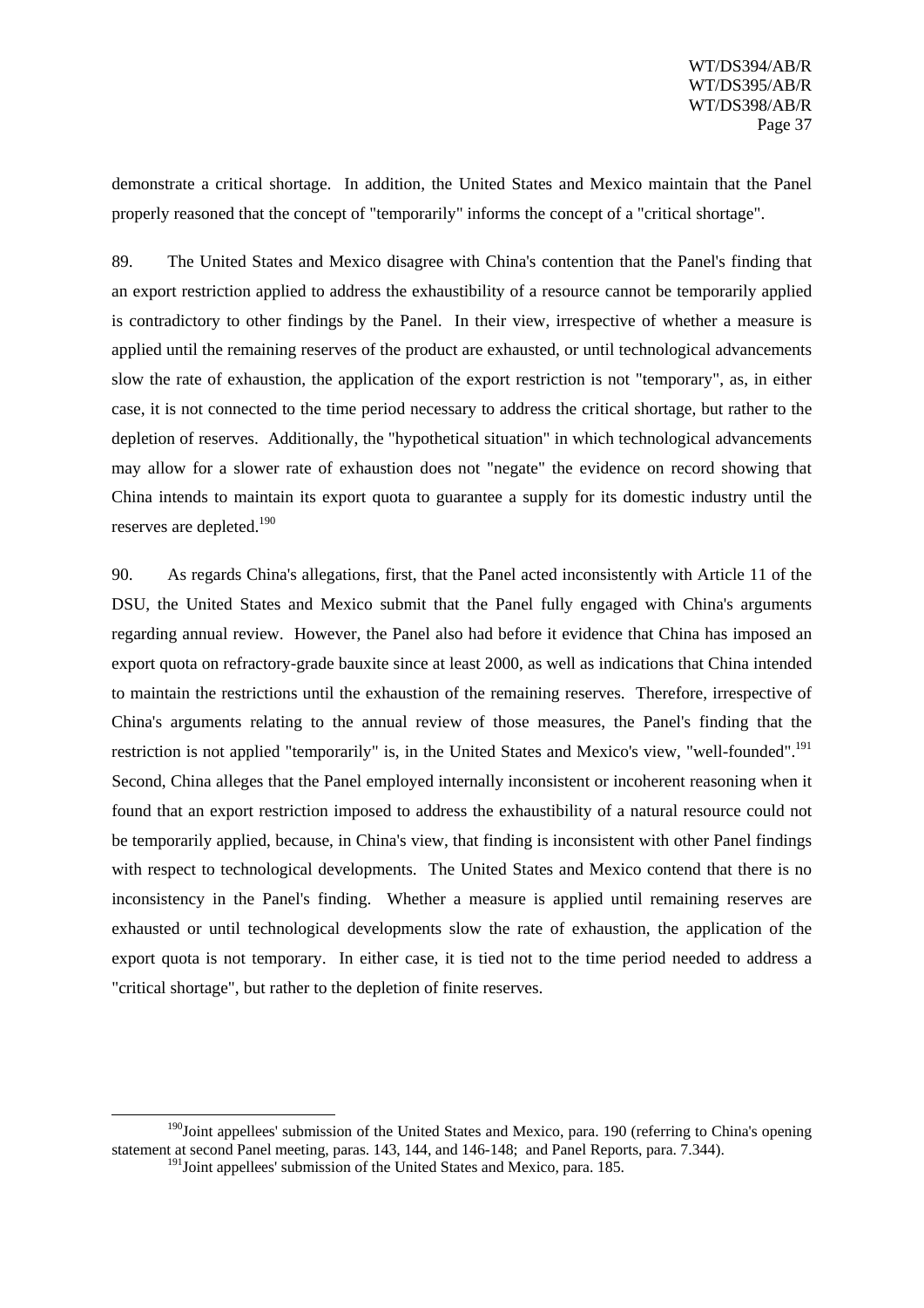demonstrate a critical shortage. In addition, the United States and Mexico maintain that the Panel properly reasoned that the concept of "temporarily" informs the concept of a "critical shortage".

89. The United States and Mexico disagree with China's contention that the Panel's finding that an export restriction applied to address the exhaustibility of a resource cannot be temporarily applied is contradictory to other findings by the Panel. In their view, irrespective of whether a measure is applied until the remaining reserves of the product are exhausted, or until technological advancements slow the rate of exhaustion, the application of the export restriction is not "temporary", as, in either case, it is not connected to the time period necessary to address the critical shortage, but rather to the depletion of reserves. Additionally, the "hypothetical situation" in which technological advancements may allow for a slower rate of exhaustion does not "negate" the evidence on record showing that China intends to maintain its export quota to guarantee a supply for its domestic industry until the reserves are depleted.[190]

90. As regards China's allegations, first, that the Panel acted inconsistently with Article 11 of the DSU, the United States and Mexico submit that the Panel fully engaged with China's arguments regarding annual review. However, the Panel also had before it evidence that China has imposed an export quota on refractory-grade bauxite since at least 2000, as well as indications that China intended to maintain the restrictions until the exhaustion of the remaining reserves. Therefore, irrespective of China's arguments relating to the annual review of those measures, the Panel's finding that the restriction is not applied "temporarily" is, in the United States and Mexico's view, "well-founded".[191] Second, China alleges that the Panel employed internally inconsistent or incoherent reasoning when it found that an export restriction imposed to address the exhaustibility of a natural resource could not be temporarily applied, because, in China's view, that finding is inconsistent with other Panel findings with respect to technological developments. The United States and Mexico contend that there is no inconsistency in the Panel's finding. Whether a measure is applied until remaining reserves are exhausted or until technological developments slow the rate of exhaustion, the application of the export quota is not temporary. In either case, it is tied not to the time period needed to address a "critical shortage", but rather to the depletion of finite reserves.

---

[190] Joint appellees' submission of the United States and Mexico, para. 190 (referring to China's opening statement at second Panel meeting, paras. 143, 144, and 146-148; and Panel Reports, para. 7.344).

[191] Joint appellees' submission of the United States and Mexico, para. 185.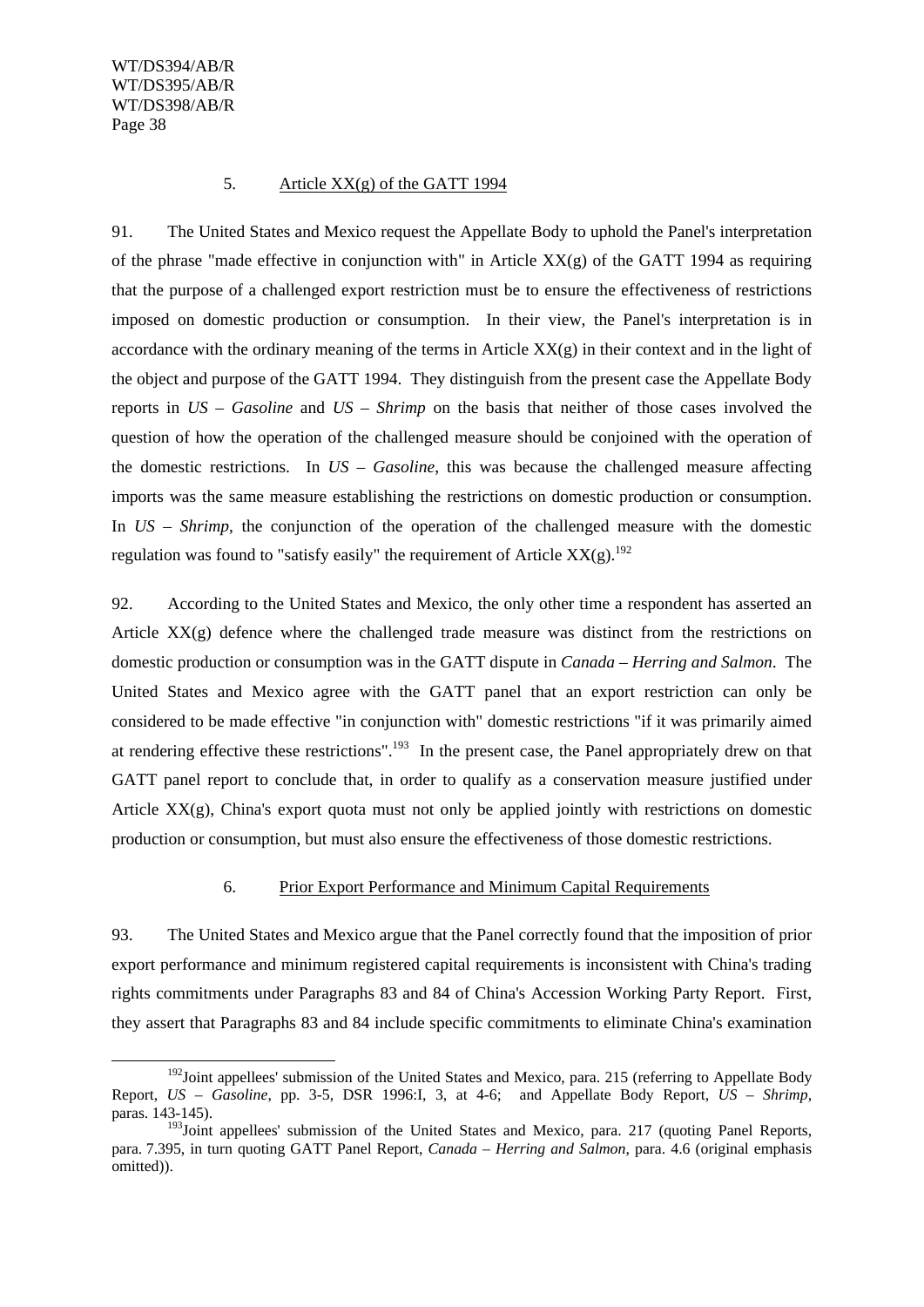### 5. Article XX(g) of the GATT 1994

91. The United States and Mexico request the Appellate Body to uphold the Panel's interpretation of the phrase "made effective in conjunction with" in Article XX(g) of the GATT 1994 as requiring that the purpose of a challenged export restriction must be to ensure the effectiveness of restrictions imposed on domestic production or consumption. In their view, the Panel's interpretation is in accordance with the ordinary meaning of the terms in Article XX(g) in their context and in the light of the object and purpose of the GATT 1994. They distinguish from the present case the Appellate Body reports in *US – Gasoline* and *US – Shrimp* on the basis that neither of those cases involved the question of how the operation of the challenged measure should be conjoined with the operation of the domestic restrictions. In *US – Gasoline*, this was because the challenged measure affecting imports was the same measure establishing the restrictions on domestic production or consumption. In *US – Shrimp*, the conjunction of the operation of the challenged measure with the domestic regulation was found to "satisfy easily" the requirement of Article XX(g).[192]

92. According to the United States and Mexico, the only other time a respondent has asserted an Article XX(g) defence where the challenged trade measure was distinct from the restrictions on domestic production or consumption was in the GATT dispute in *Canada – Herring and Salmon*. The United States and Mexico agree with the GATT panel that an export restriction can only be considered to be made effective "in conjunction with" domestic restrictions "if it was primarily aimed at rendering effective these restrictions".[193] In the present case, the Panel appropriately drew on that GATT panel report to conclude that, in order to qualify as a conservation measure justified under Article XX(g), China's export quota must not only be applied jointly with restrictions on domestic production or consumption, but must also ensure the effectiveness of those domestic restrictions.

### 6. Prior Export Performance and Minimum Capital Requirements

93. The United States and Mexico argue that the Panel correctly found that the imposition of prior export performance and minimum registered capital requirements is inconsistent with China's trading rights commitments under Paragraphs 83 and 84 of China's Accession Working Party Report. First, they assert that Paragraphs 83 and 84 include specific commitments to eliminate China's examination

---

[192] Joint appellees' submission of the United States and Mexico, para. 215 (referring to Appellate Body Report, *US – Gasoline*, pp. 3-5, DSR 1996:I, 3, at 4-6; and Appellate Body Report, *US – Shrimp*, paras. 143-145).

[193] Joint appellees' submission of the United States and Mexico, para. 217 (quoting Panel Reports, para. 7.395, in turn quoting GATT Panel Report, *Canada – Herring and Salmon*, para. 4.6 (original emphasis omitted)).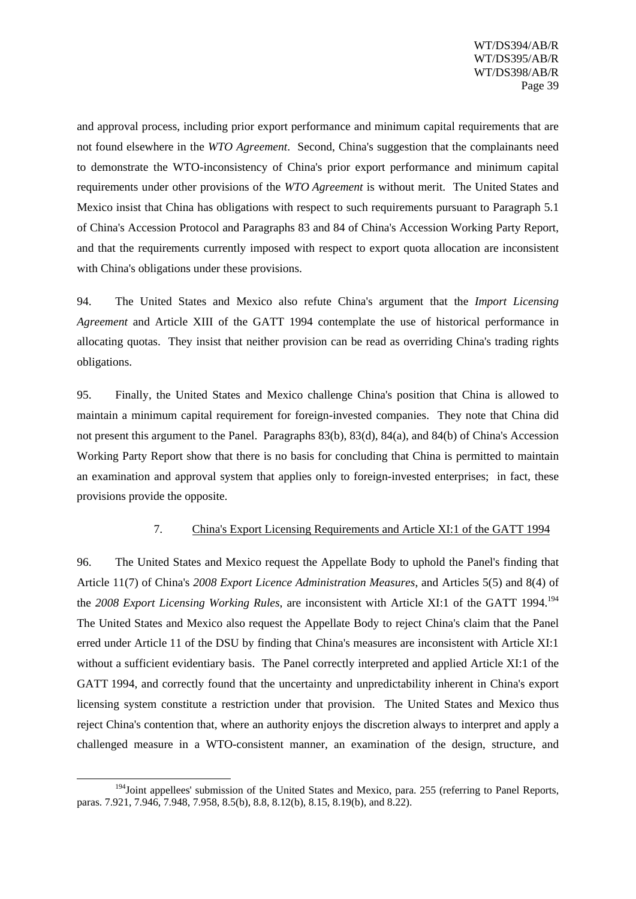and approval process, including prior export performance and minimum capital requirements that are not found elsewhere in the *WTO Agreement*. Second, China's suggestion that the complainants need to demonstrate the WTO-inconsistency of China's prior export performance and minimum capital requirements under other provisions of the *WTO Agreement* is without merit. The United States and Mexico insist that China has obligations with respect to such requirements pursuant to Paragraph 5.1 of China's Accession Protocol and Paragraphs 83 and 84 of China's Accession Working Party Report, and that the requirements currently imposed with respect to export quota allocation are inconsistent with China's obligations under these provisions.

94. The United States and Mexico also refute China's argument that the *Import Licensing Agreement* and Article XIII of the GATT 1994 contemplate the use of historical performance in allocating quotas. They insist that neither provision can be read as overriding China's trading rights obligations.

95. Finally, the United States and Mexico challenge China's position that China is allowed to maintain a minimum capital requirement for foreign-invested companies. They note that China did not present this argument to the Panel. Paragraphs 83(b), 83(d), 84(a), and 84(b) of China's Accession Working Party Report show that there is no basis for concluding that China is permitted to maintain an examination and approval system that applies only to foreign-invested enterprises; in fact, these provisions provide the opposite.

### 7. China's Export Licensing Requirements and Article XI:1 of the GATT 1994

96. The United States and Mexico request the Appellate Body to uphold the Panel's finding that Article 11(7) of China's *2008 Export Licence Administration Measures*, and Articles 5(5) and 8(4) of the *2008 Export Licensing Working Rules*, are inconsistent with Article XI:1 of the GATT 1994.[194] The United States and Mexico also request the Appellate Body to reject China's claim that the Panel erred under Article 11 of the DSU by finding that China's measures are inconsistent with Article XI:1 without a sufficient evidentiary basis. The Panel correctly interpreted and applied Article XI:1 of the GATT 1994, and correctly found that the uncertainty and unpredictability inherent in China's export licensing system constitute a restriction under that provision. The United States and Mexico thus reject China's contention that, where an authority enjoys the discretion always to interpret and apply a challenged measure in a WTO-consistent manner, an examination of the design, structure, and

[194] Joint appellees' submission of the United States and Mexico, para. 255 (referring to Panel Reports, paras. 7.921, 7.946, 7.948, 7.958, 8.5(b), 8.8, 8.12(b), 8.15, 8.19(b), and 8.22).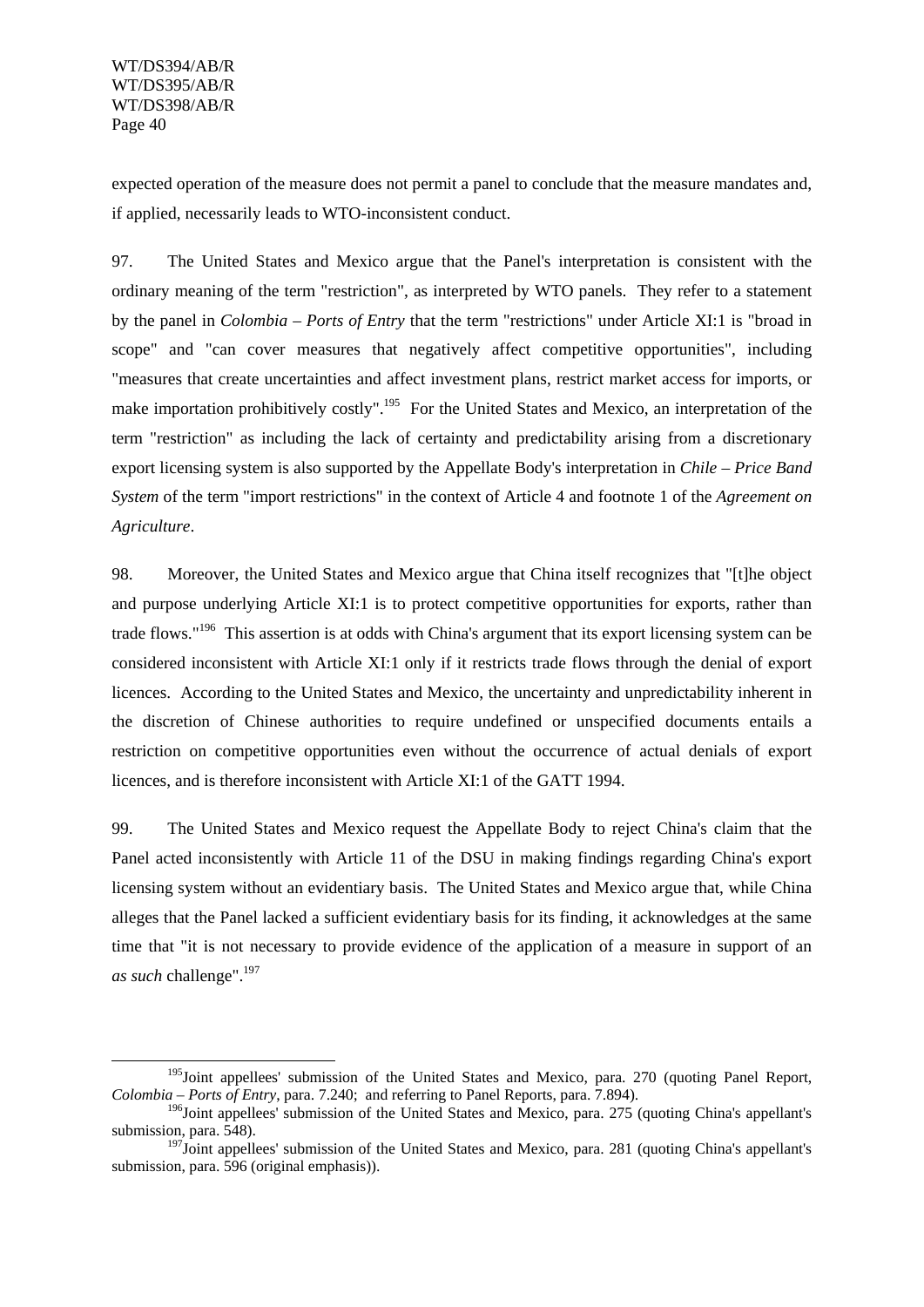expected operation of the measure does not permit a panel to conclude that the measure mandates and, if applied, necessarily leads to WTO-inconsistent conduct.

97. The United States and Mexico argue that the Panel's interpretation is consistent with the ordinary meaning of the term "restriction", as interpreted by WTO panels. They refer to a statement by the panel in *Colombia – Ports of Entry* that the term "restrictions" under Article XI:1 is "broad in scope" and "can cover measures that negatively affect competitive opportunities", including "measures that create uncertainties and affect investment plans, restrict market access for imports, or make importation prohibitively costly".[195] For the United States and Mexico, an interpretation of the term "restriction" as including the lack of certainty and predictability arising from a discretionary export licensing system is also supported by the Appellate Body's interpretation in *Chile – Price Band System* of the term "import restrictions" in the context of Article 4 and footnote 1 of the *Agreement on Agriculture*.

98. Moreover, the United States and Mexico argue that China itself recognizes that "[t]he object and purpose underlying Article XI:1 is to protect competitive opportunities for exports, rather than trade flows."[196] This assertion is at odds with China's argument that its export licensing system can be considered inconsistent with Article XI:1 only if it restricts trade flows through the denial of export licences. According to the United States and Mexico, the uncertainty and unpredictability inherent in the discretion of Chinese authorities to require undefined or unspecified documents entails a restriction on competitive opportunities even without the occurrence of actual denials of export licences, and is therefore inconsistent with Article XI:1 of the GATT 1994.

99. The United States and Mexico request the Appellate Body to reject China's claim that the Panel acted inconsistently with Article 11 of the DSU in making findings regarding China's export licensing system without an evidentiary basis. The United States and Mexico argue that, while China alleges that the Panel lacked a sufficient evidentiary basis for its finding, it acknowledges at the same time that "it is not necessary to provide evidence of the application of a measure in support of an *as such* challenge".[197]

---

[195] Joint appellees' submission of the United States and Mexico, para. 270 (quoting Panel Report, *Colombia – Ports of Entry*, para. 7.240; and referring to Panel Reports, para. 7.894).

[196] Joint appellees' submission of the United States and Mexico, para. 275 (quoting China's appellant's submission, para. 548).

[197] Joint appellees' submission of the United States and Mexico, para. 281 (quoting China's appellant's submission, para. 596 (original emphasis)).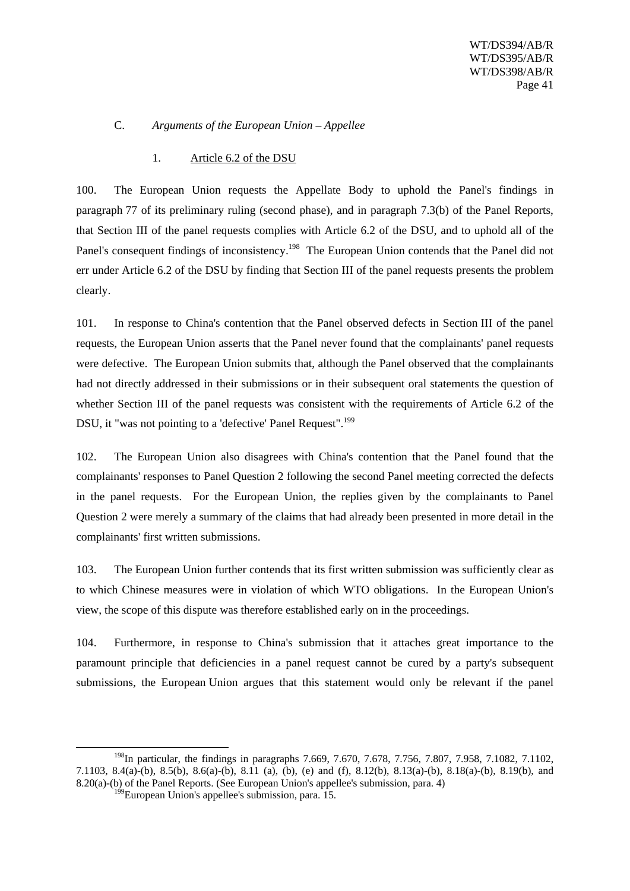### C. *Arguments of the European Union – Appellee*

#### 1. Article 6.2 of the DSU

100. The European Union requests the Appellate Body to uphold the Panel's findings in paragraph 77 of its preliminary ruling (second phase), and in paragraph 7.3(b) of the Panel Reports, that Section III of the panel requests complies with Article 6.2 of the DSU, and to uphold all of the Panel's consequent findings of inconsistency.[198] The European Union contends that the Panel did not err under Article 6.2 of the DSU by finding that Section III of the panel requests presents the problem clearly.

101. In response to China's contention that the Panel observed defects in Section III of the panel requests, the European Union asserts that the Panel never found that the complainants' panel requests were defective. The European Union submits that, although the Panel observed that the complainants had not directly addressed in their submissions or in their subsequent oral statements the question of whether Section III of the panel requests was consistent with the requirements of Article 6.2 of the DSU, it "was not pointing to a 'defective' Panel Request".[199]

102. The European Union also disagrees with China's contention that the Panel found that the complainants' responses to Panel Question 2 following the second Panel meeting corrected the defects in the panel requests. For the European Union, the replies given by the complainants to Panel Question 2 were merely a summary of the claims that had already been presented in more detail in the complainants' first written submissions.

103. The European Union further contends that its first written submission was sufficiently clear as to which Chinese measures were in violation of which WTO obligations. In the European Union's view, the scope of this dispute was therefore established early on in the proceedings.

104. Furthermore, in response to China's submission that it attaches great importance to the paramount principle that deficiencies in a panel request cannot be cured by a party's subsequent submissions, the European Union argues that this statement would only be relevant if the panel

---

[198] In particular, the findings in paragraphs 7.669, 7.670, 7.678, 7.756, 7.807, 7.958, 7.1082, 7.1102, 7.1103, 8.4(a)-(b), 8.5(b), 8.6(a)-(b), 8.11 (a), (b), (e) and (f), 8.12(b), 8.13(a)-(b), 8.18(a)-(b), 8.19(b), and 8.20(a)-(b) of the Panel Reports. (See European Union's appellee's submission, para. 4)

[199] European Union's appellee's submission, para. 15.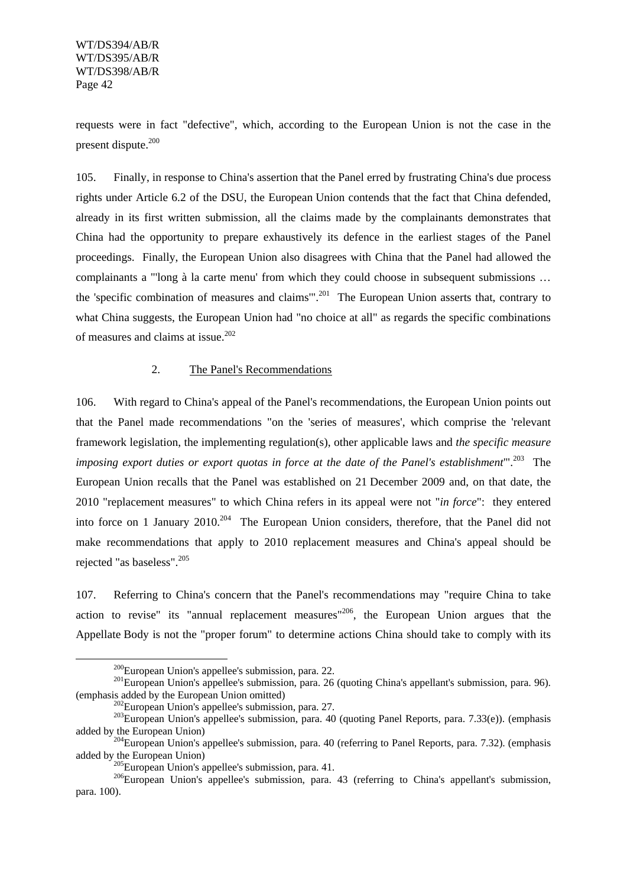requests were in fact "defective", which, according to the European Union is not the case in the present dispute.[200]

105. Finally, in response to China's assertion that the Panel erred by frustrating China's due process rights under Article 6.2 of the DSU, the European Union contends that the fact that China defended, already in its first written submission, all the claims made by the complainants demonstrates that China had the opportunity to prepare exhaustively its defence in the earliest stages of the Panel proceedings. Finally, the European Union also disagrees with China that the Panel had allowed the complainants a "'long à la carte menu' from which they could choose in subsequent submissions … the 'specific combination of measures and claims'".[201] The European Union asserts that, contrary to what China suggests, the European Union had "no choice at all" as regards the specific combinations of measures and claims at issue.[202]

### 2. The Panel's Recommendations

106. With regard to China's appeal of the Panel's recommendations, the European Union points out that the Panel made recommendations "on the 'series of measures', which comprise the 'relevant framework legislation, the implementing regulation(s), other applicable laws and *the specific measure imposing export duties or export quotas in force at the date of the Panel's establishment*'".[203] The European Union recalls that the Panel was established on 21 December 2009 and, on that date, the 2010 "replacement measures" to which China refers in its appeal were not "*in force*": they entered into force on 1 January 2010.[204] The European Union considers, therefore, that the Panel did not make recommendations that apply to 2010 replacement measures and China's appeal should be rejected "as baseless".[205]

107. Referring to China's concern that the Panel's recommendations may "require China to take action to revise" its "annual replacement measures"[206], the European Union argues that the Appellate Body is not the "proper forum" to determine actions China should take to comply with its

---

[200] European Union's appellee's submission, para. 22.

[201] European Union's appellee's submission, para. 26 (quoting China's appellant's submission, para. 96). (emphasis added by the European Union omitted)

[202] European Union's appellee's submission, para. 27.

[203] European Union's appellee's submission, para. 40 (quoting Panel Reports, para. 7.33(e)). (emphasis added by the European Union)

[204] European Union's appellee's submission, para. 40 (referring to Panel Reports, para. 7.32). (emphasis added by the European Union)

[205] European Union's appellee's submission, para. 41.

[206] European Union's appellee's submission, para. 43 (referring to China's appellant's submission, para. 100).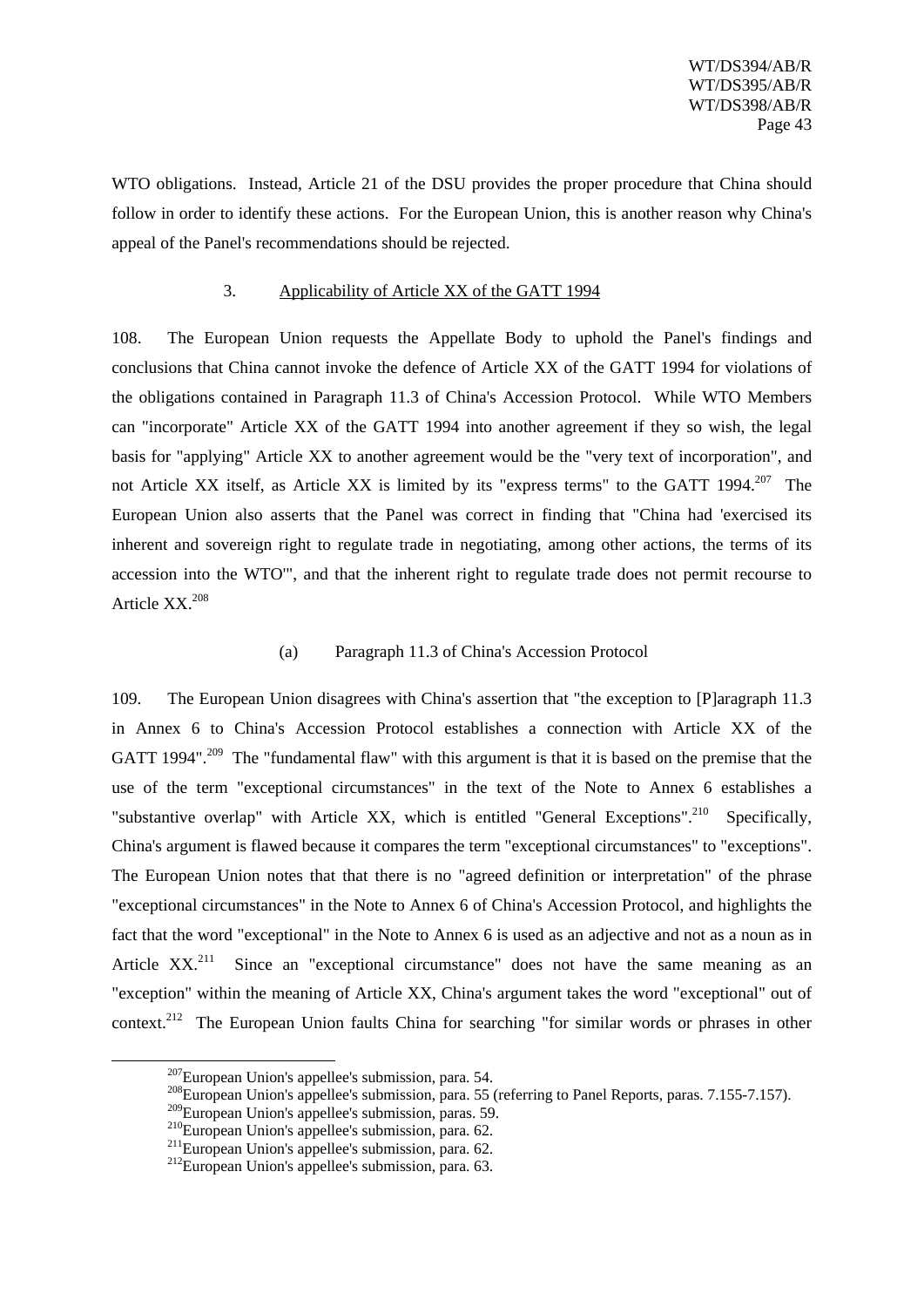WTO obligations. Instead, Article 21 of the DSU provides the proper procedure that China should follow in order to identify these actions. For the European Union, this is another reason why China's appeal of the Panel's recommendations should be rejected.

### 3. Applicability of Article XX of the GATT 1994

108. The European Union requests the Appellate Body to uphold the Panel's findings and conclusions that China cannot invoke the defence of Article XX of the GATT 1994 for violations of the obligations contained in Paragraph 11.3 of China's Accession Protocol. While WTO Members can "incorporate" Article XX of the GATT 1994 into another agreement if they so wish, the legal basis for "applying" Article XX to another agreement would be the "very text of incorporation", and not Article XX itself, as Article XX is limited by its "express terms" to the GATT 1994.[207] The European Union also asserts that the Panel was correct in finding that "China had 'exercised its inherent and sovereign right to regulate trade in negotiating, among other actions, the terms of its accession into the WTO'", and that the inherent right to regulate trade does not permit recourse to Article XX.[208]

#### (a) Paragraph 11.3 of China's Accession Protocol

109. The European Union disagrees with China's assertion that "the exception to [P]aragraph 11.3 in Annex 6 to China's Accession Protocol establishes a connection with Article XX of the GATT 1994".[209] The "fundamental flaw" with this argument is that it is based on the premise that the use of the term "exceptional circumstances" in the text of the Note to Annex 6 establishes a "substantive overlap" with Article XX, which is entitled "General Exceptions".[210] Specifically, China's argument is flawed because it compares the term "exceptional circumstances" to "exceptions". The European Union notes that that there is no "agreed definition or interpretation" of the phrase "exceptional circumstances" in the Note to Annex 6 of China's Accession Protocol, and highlights the fact that the word "exceptional" in the Note to Annex 6 is used as an adjective and not as a noun as in Article XX.[211] Since an "exceptional circumstance" does not have the same meaning as an "exception" within the meaning of Article XX, China's argument takes the word "exceptional" out of context.[212] The European Union faults China for searching "for similar words or phrases in other

---

[207] European Union's appellee's submission, para. 54.

[208] European Union's appellee's submission, para. 55 (referring to Panel Reports, paras. 7.155-7.157).

[209] European Union's appellee's submission, paras. 59.

[210] European Union's appellee's submission, para. 62.

[211] European Union's appellee's submission, para. 62.

[212] European Union's appellee's submission, para. 63.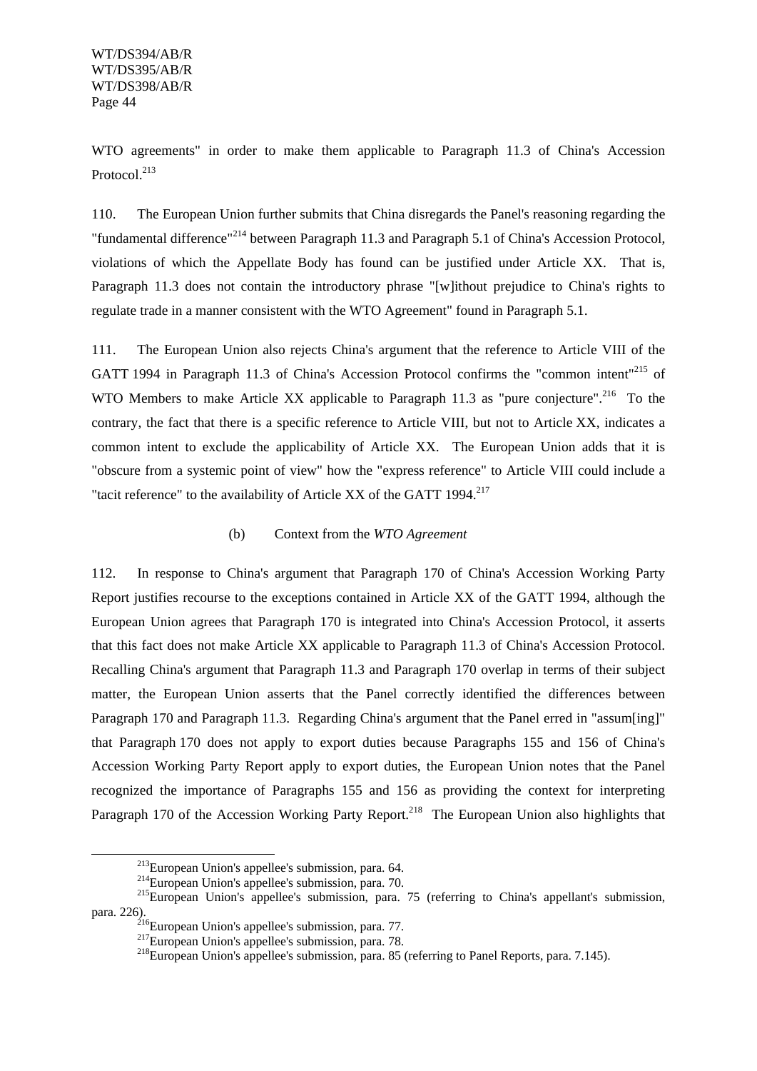WTO agreements" in order to make them applicable to Paragraph 11.3 of China's Accession Protocol.[213]

110. The European Union further submits that China disregards the Panel's reasoning regarding the "fundamental difference"[214] between Paragraph 11.3 and Paragraph 5.1 of China's Accession Protocol, violations of which the Appellate Body has found can be justified under Article XX. That is, Paragraph 11.3 does not contain the introductory phrase "[w]ithout prejudice to China's rights to regulate trade in a manner consistent with the WTO Agreement" found in Paragraph 5.1.

111. The European Union also rejects China's argument that the reference to Article VIII of the GATT 1994 in Paragraph 11.3 of China's Accession Protocol confirms the "common intent"[215] of WTO Members to make Article XX applicable to Paragraph 11.3 as "pure conjecture".[216] To the contrary, the fact that there is a specific reference to Article VIII, but not to Article XX, indicates a common intent to exclude the applicability of Article XX. The European Union adds that it is "obscure from a systemic point of view" how the "express reference" to Article VIII could include a "tacit reference" to the availability of Article XX of the GATT 1994.[217]

(b) Context from the *WTO Agreement*

112. In response to China's argument that Paragraph 170 of China's Accession Working Party Report justifies recourse to the exceptions contained in Article XX of the GATT 1994, although the European Union agrees that Paragraph 170 is integrated into China's Accession Protocol, it asserts that this fact does not make Article XX applicable to Paragraph 11.3 of China's Accession Protocol. Recalling China's argument that Paragraph 11.3 and Paragraph 170 overlap in terms of their subject matter, the European Union asserts that the Panel correctly identified the differences between Paragraph 170 and Paragraph 11.3. Regarding China's argument that the Panel erred in "assum[ing]" that Paragraph 170 does not apply to export duties because Paragraphs 155 and 156 of China's Accession Working Party Report apply to export duties, the European Union notes that the Panel recognized the importance of Paragraphs 155 and 156 as providing the context for interpreting Paragraph 170 of the Accession Working Party Report.[218] The European Union also highlights that

---

[213] European Union's appellee's submission, para. 64.

[214] European Union's appellee's submission, para. 70.

[215] European Union's appellee's submission, para. 75 (referring to China's appellant's submission, para. 226).

[216] European Union's appellee's submission, para. 77.

[217] European Union's appellee's submission, para. 78.

[218] European Union's appellee's submission, para. 85 (referring to Panel Reports, para. 7.145).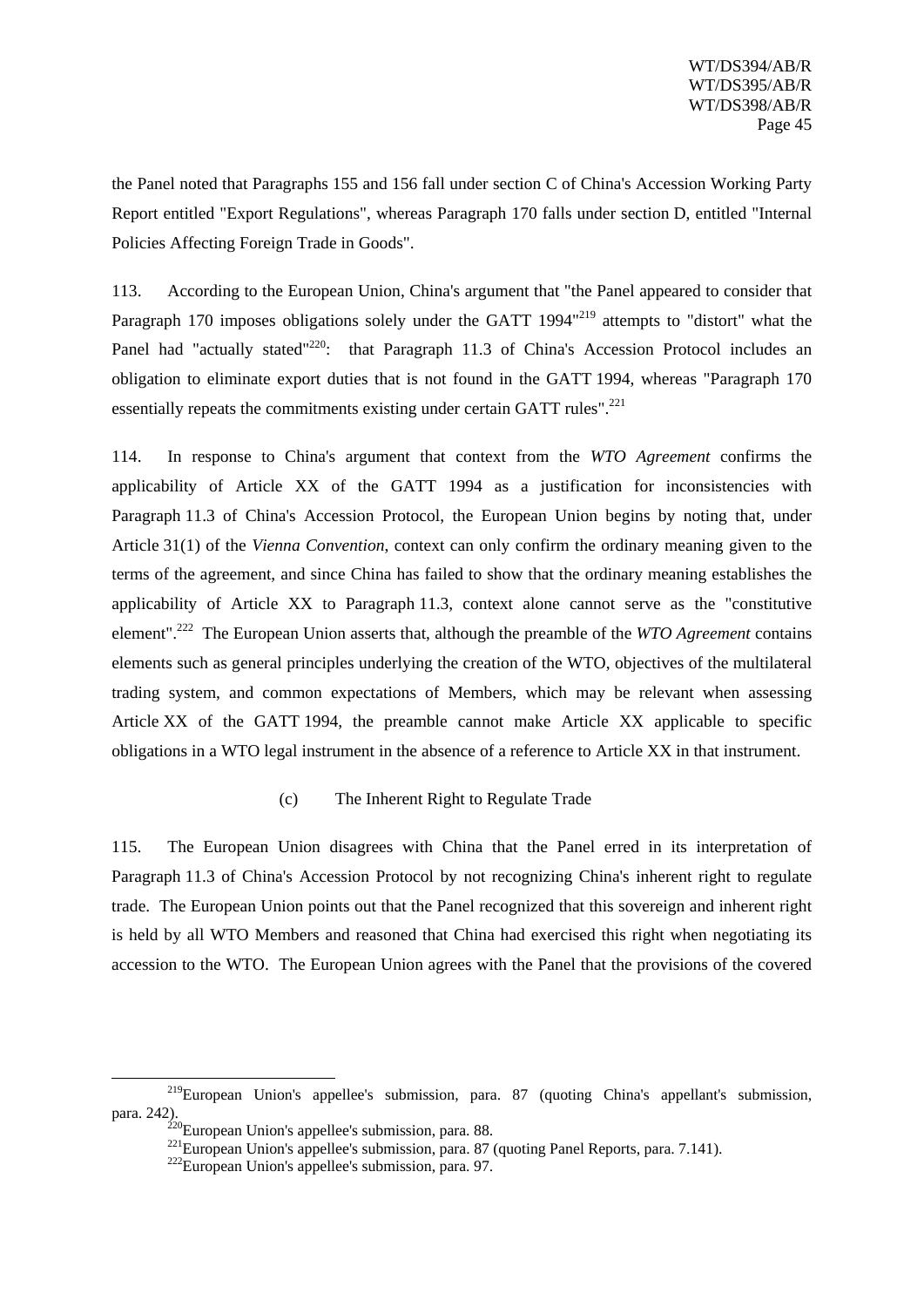the Panel noted that Paragraphs 155 and 156 fall under section C of China's Accession Working Party Report entitled "Export Regulations", whereas Paragraph 170 falls under section D, entitled "Internal Policies Affecting Foreign Trade in Goods".

113. According to the European Union, China's argument that "the Panel appeared to consider that Paragraph 170 imposes obligations solely under the GATT 1994"[219] attempts to "distort" what the Panel had "actually stated"[220]: that Paragraph 11.3 of China's Accession Protocol includes an obligation to eliminate export duties that is not found in the GATT 1994, whereas "Paragraph 170 essentially repeats the commitments existing under certain GATT rules".[221]

114. In response to China's argument that context from the *WTO Agreement* confirms the applicability of Article XX of the GATT 1994 as a justification for inconsistencies with Paragraph 11.3 of China's Accession Protocol, the European Union begins by noting that, under Article 31(1) of the *Vienna Convention*, context can only confirm the ordinary meaning given to the terms of the agreement, and since China has failed to show that the ordinary meaning establishes the applicability of Article XX to Paragraph 11.3, context alone cannot serve as the "constitutive element".[222] The European Union asserts that, although the preamble of the *WTO Agreement* contains elements such as general principles underlying the creation of the WTO, objectives of the multilateral trading system, and common expectations of Members, which may be relevant when assessing Article XX of the GATT 1994, the preamble cannot make Article XX applicable to specific obligations in a WTO legal instrument in the absence of a reference to Article XX in that instrument.

(c) The Inherent Right to Regulate Trade

115. The European Union disagrees with China that the Panel erred in its interpretation of Paragraph 11.3 of China's Accession Protocol by not recognizing China's inherent right to regulate trade. The European Union points out that the Panel recognized that this sovereign and inherent right is held by all WTO Members and reasoned that China had exercised this right when negotiating its accession to the WTO. The European Union agrees with the Panel that the provisions of the covered

---

[219] European Union's appellee's submission, para. 87 (quoting China's appellant's submission, para. 242).

[220] European Union's appellee's submission, para. 88.

[221] European Union's appellee's submission, para. 87 (quoting Panel Reports, para. 7.141).

[222] European Union's appellee's submission, para. 97.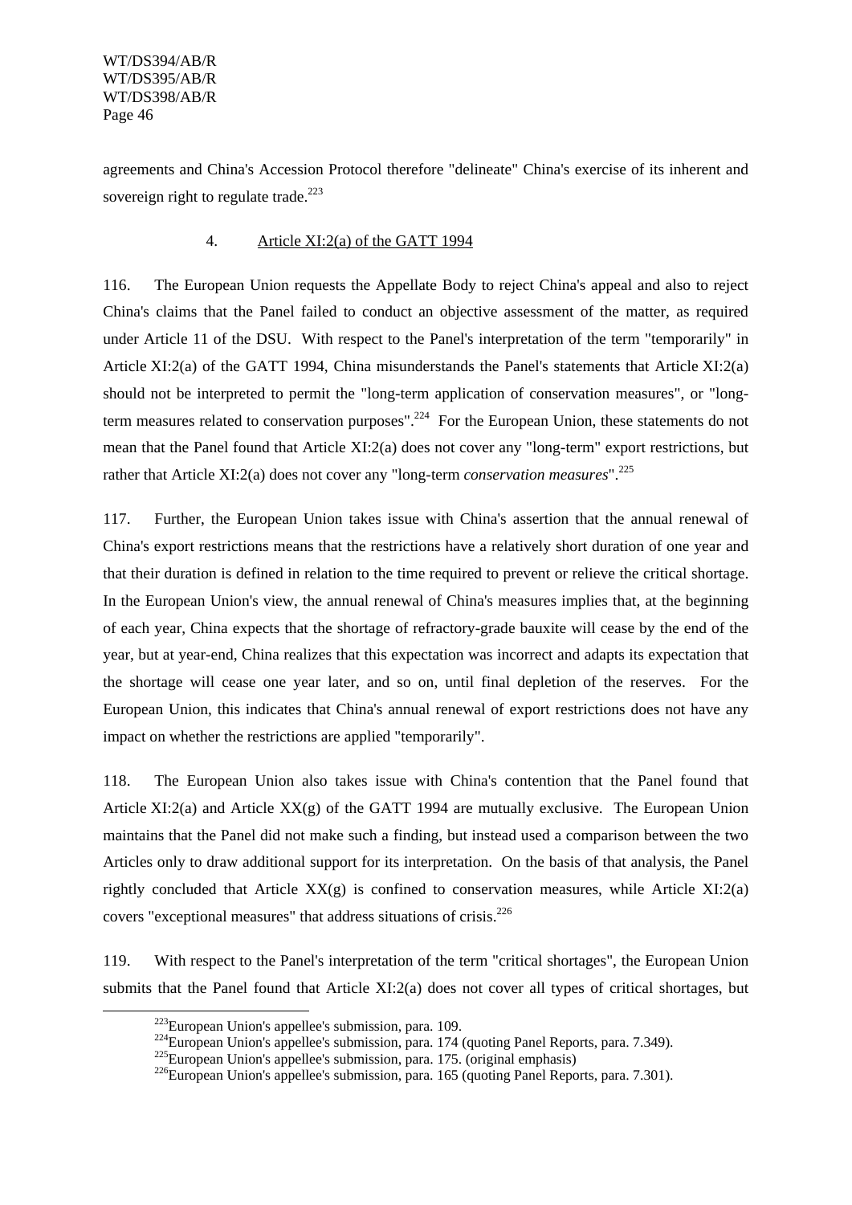agreements and China's Accession Protocol therefore "delineate" China's exercise of its inherent and sovereign right to regulate trade.[223]

### 4. Article XI:2(a) of the GATT 1994

116. The European Union requests the Appellate Body to reject China's appeal and also to reject China's claims that the Panel failed to conduct an objective assessment of the matter, as required under Article 11 of the DSU. With respect to the Panel's interpretation of the term "temporarily" in Article XI:2(a) of the GATT 1994, China misunderstands the Panel's statements that Article XI:2(a) should not be interpreted to permit the "long-term application of conservation measures", or "long-term measures related to conservation purposes".[224] For the European Union, these statements do not mean that the Panel found that Article XI:2(a) does not cover any "long-term" export restrictions, but rather that Article XI:2(a) does not cover any "long-term *conservation measures*".[225]

117. Further, the European Union takes issue with China's assertion that the annual renewal of China's export restrictions means that the restrictions have a relatively short duration of one year and that their duration is defined in relation to the time required to prevent or relieve the critical shortage. In the European Union's view, the annual renewal of China's measures implies that, at the beginning of each year, China expects that the shortage of refractory-grade bauxite will cease by the end of the year, but at year-end, China realizes that this expectation was incorrect and adapts its expectation that the shortage will cease one year later, and so on, until final depletion of the reserves. For the European Union, this indicates that China's annual renewal of export restrictions does not have any impact on whether the restrictions are applied "temporarily".

118. The European Union also takes issue with China's contention that the Panel found that Article XI:2(a) and Article XX(g) of the GATT 1994 are mutually exclusive. The European Union maintains that the Panel did not make such a finding, but instead used a comparison between the two Articles only to draw additional support for its interpretation. On the basis of that analysis, the Panel rightly concluded that Article XX(g) is confined to conservation measures, while Article XI:2(a) covers "exceptional measures" that address situations of crisis.[226]

119. With respect to the Panel's interpretation of the term "critical shortages", the European Union submits that the Panel found that Article XI:2(a) does not cover all types of critical shortages, but

---

[223] European Union's appellee's submission, para. 109.

[224] European Union's appellee's submission, para. 174 (quoting Panel Reports, para. 7.349).

[225] European Union's appellee's submission, para. 175. (original emphasis)

[226] European Union's appellee's submission, para. 165 (quoting Panel Reports, para. 7.301).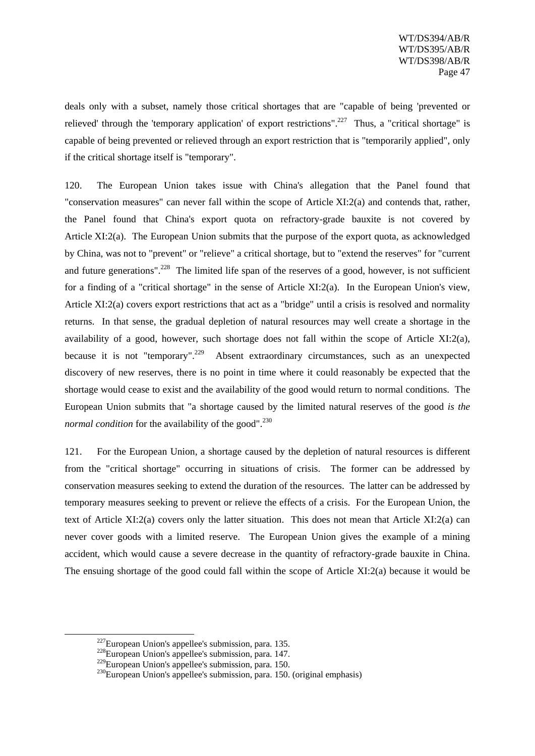deals only with a subset, namely those critical shortages that are "capable of being 'prevented or relieved' through the 'temporary application' of export restrictions".[227] Thus, a "critical shortage" is capable of being prevented or relieved through an export restriction that is "temporarily applied", only if the critical shortage itself is "temporary".

120. The European Union takes issue with China's allegation that the Panel found that "conservation measures" can never fall within the scope of Article XI:2(a) and contends that, rather, the Panel found that China's export quota on refractory-grade bauxite is not covered by Article XI:2(a). The European Union submits that the purpose of the export quota, as acknowledged by China, was not to "prevent" or "relieve" a critical shortage, but to "extend the reserves" for "current and future generations".[228] The limited life span of the reserves of a good, however, is not sufficient for a finding of a "critical shortage" in the sense of Article XI:2(a). In the European Union's view, Article XI:2(a) covers export restrictions that act as a "bridge" until a crisis is resolved and normality returns. In that sense, the gradual depletion of natural resources may well create a shortage in the availability of a good, however, such shortage does not fall within the scope of Article XI:2(a), because it is not "temporary".[229] Absent extraordinary circumstances, such as an unexpected discovery of new reserves, there is no point in time where it could reasonably be expected that the shortage would cease to exist and the availability of the good would return to normal conditions. The European Union submits that "a shortage caused by the limited natural reserves of the good *is the normal condition* for the availability of the good".[230]

121. For the European Union, a shortage caused by the depletion of natural resources is different from the "critical shortage" occurring in situations of crisis. The former can be addressed by conservation measures seeking to extend the duration of the resources. The latter can be addressed by temporary measures seeking to prevent or relieve the effects of a crisis. For the European Union, the text of Article XI:2(a) covers only the latter situation. This does not mean that Article XI:2(a) can never cover goods with a limited reserve. The European Union gives the example of a mining accident, which would cause a severe decrease in the quantity of refractory-grade bauxite in China. The ensuing shortage of the good could fall within the scope of Article XI:2(a) because it would be

---

[227] European Union's appellee's submission, para. 135.
[228] European Union's appellee's submission, para. 147.
[229] European Union's appellee's submission, para. 150.
[230] European Union's appellee's submission, para. 150. (original emphasis)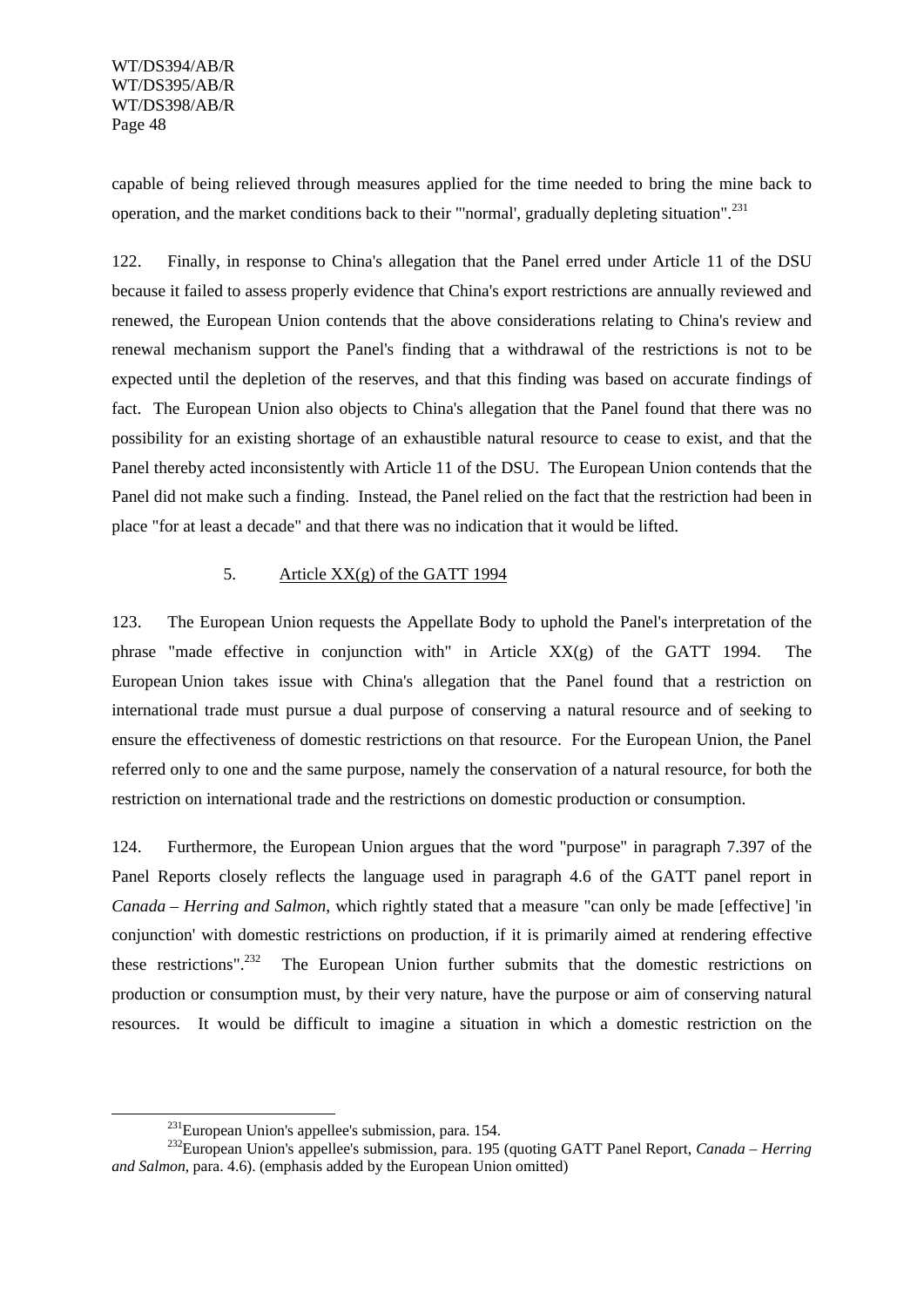capable of being relieved through measures applied for the time needed to bring the mine back to operation, and the market conditions back to their "'normal', gradually depleting situation".[231]

122. Finally, in response to China's allegation that the Panel erred under Article 11 of the DSU because it failed to assess properly evidence that China's export restrictions are annually reviewed and renewed, the European Union contends that the above considerations relating to China's review and renewal mechanism support the Panel's finding that a withdrawal of the restrictions is not to be expected until the depletion of the reserves, and that this finding was based on accurate findings of fact. The European Union also objects to China's allegation that the Panel found that there was no possibility for an existing shortage of an exhaustible natural resource to cease to exist, and that the Panel thereby acted inconsistently with Article 11 of the DSU. The European Union contends that the Panel did not make such a finding. Instead, the Panel relied on the fact that the restriction had been in place "for at least a decade" and that there was no indication that it would be lifted.

### 5. Article XX(g) of the GATT 1994

123. The European Union requests the Appellate Body to uphold the Panel's interpretation of the phrase "made effective in conjunction with" in Article XX(g) of the GATT 1994. The European Union takes issue with China's allegation that the Panel found that a restriction on international trade must pursue a dual purpose of conserving a natural resource and of seeking to ensure the effectiveness of domestic restrictions on that resource. For the European Union, the Panel referred only to one and the same purpose, namely the conservation of a natural resource, for both the restriction on international trade and the restrictions on domestic production or consumption.

124. Furthermore, the European Union argues that the word "purpose" in paragraph 7.397 of the Panel Reports closely reflects the language used in paragraph 4.6 of the GATT panel report in *Canada – Herring and Salmon*, which rightly stated that a measure "can only be made [effective] 'in conjunction' with domestic restrictions on production, if it is primarily aimed at rendering effective these restrictions".[232] The European Union further submits that the domestic restrictions on production or consumption must, by their very nature, have the purpose or aim of conserving natural resources. It would be difficult to imagine a situation in which a domestic restriction on the

---

[231] European Union's appellee's submission, para. 154.

[232] European Union's appellee's submission, para. 195 (quoting GATT Panel Report, *Canada – Herring and Salmon*, para. 4.6). (emphasis added by the European Union omitted)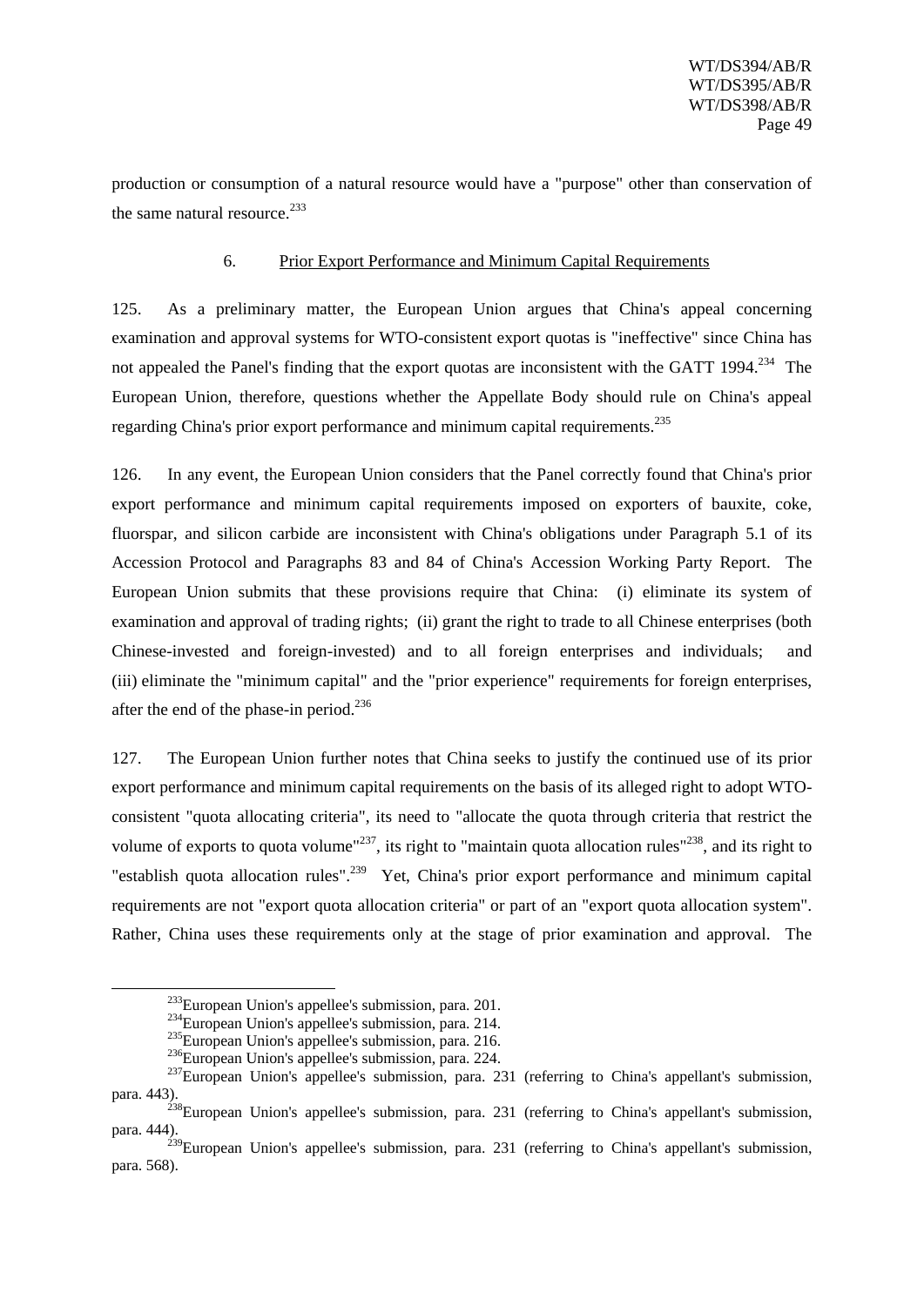production or consumption of a natural resource would have a "purpose" other than conservation of the same natural resource.[233]

### 6. Prior Export Performance and Minimum Capital Requirements

125. As a preliminary matter, the European Union argues that China's appeal concerning examination and approval systems for WTO-consistent export quotas is "ineffective" since China has not appealed the Panel's finding that the export quotas are inconsistent with the GATT 1994.[234] The European Union, therefore, questions whether the Appellate Body should rule on China's appeal regarding China's prior export performance and minimum capital requirements.[235]

126. In any event, the European Union considers that the Panel correctly found that China's prior export performance and minimum capital requirements imposed on exporters of bauxite, coke, fluorspar, and silicon carbide are inconsistent with China's obligations under Paragraph 5.1 of its Accession Protocol and Paragraphs 83 and 84 of China's Accession Working Party Report. The European Union submits that these provisions require that China: (i) eliminate its system of examination and approval of trading rights; (ii) grant the right to trade to all Chinese enterprises (both Chinese-invested and foreign-invested) and to all foreign enterprises and individuals; and (iii) eliminate the "minimum capital" and the "prior experience" requirements for foreign enterprises, after the end of the phase-in period.[236]

127. The European Union further notes that China seeks to justify the continued use of its prior export performance and minimum capital requirements on the basis of its alleged right to adopt WTO-consistent "quota allocating criteria", its need to "allocate the quota through criteria that restrict the volume of exports to quota volume"[237], its right to "maintain quota allocation rules"[238], and its right to "establish quota allocation rules".[239] Yet, China's prior export performance and minimum capital requirements are not "export quota allocation criteria" or part of an "export quota allocation system". Rather, China uses these requirements only at the stage of prior examination and approval. The

---

[233] European Union's appellee's submission, para. 201.

[234] European Union's appellee's submission, para. 214.

[235] European Union's appellee's submission, para. 216.

[236] European Union's appellee's submission, para. 224.

[237] European Union's appellee's submission, para. 231 (referring to China's appellant's submission, para. 443).

[238] European Union's appellee's submission, para. 231 (referring to China's appellant's submission, para. 444).

[239] European Union's appellee's submission, para. 231 (referring to China's appellant's submission, para. 568).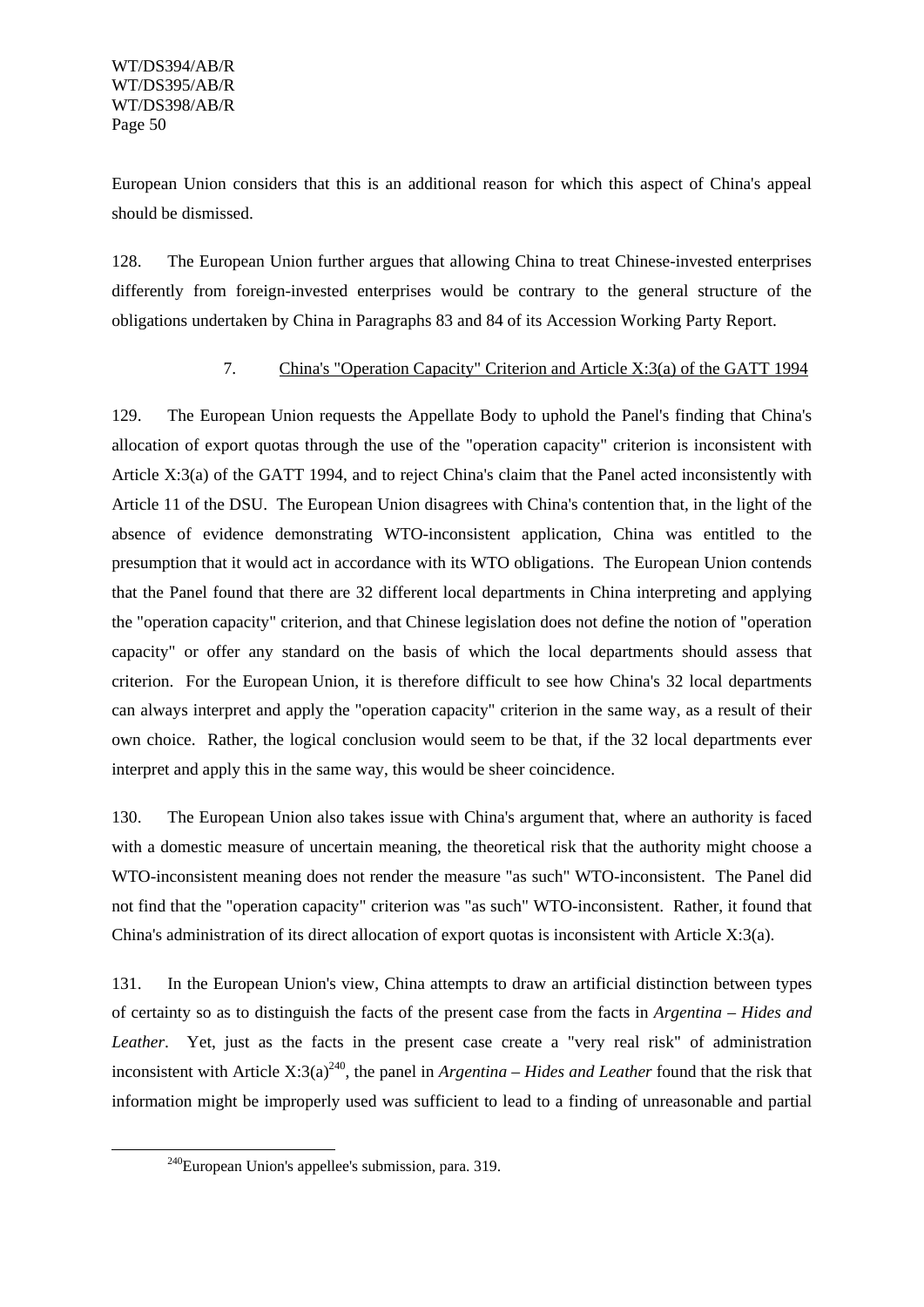European Union considers that this is an additional reason for which this aspect of China's appeal should be dismissed.

128. The European Union further argues that allowing China to treat Chinese-invested enterprises differently from foreign-invested enterprises would be contrary to the general structure of the obligations undertaken by China in Paragraphs 83 and 84 of its Accession Working Party Report.

### 7. China's "Operation Capacity" Criterion and Article X:3(a) of the GATT 1994

129. The European Union requests the Appellate Body to uphold the Panel's finding that China's allocation of export quotas through the use of the "operation capacity" criterion is inconsistent with Article X:3(a) of the GATT 1994, and to reject China's claim that the Panel acted inconsistently with Article 11 of the DSU. The European Union disagrees with China's contention that, in the light of the absence of evidence demonstrating WTO-inconsistent application, China was entitled to the presumption that it would act in accordance with its WTO obligations. The European Union contends that the Panel found that there are 32 different local departments in China interpreting and applying the "operation capacity" criterion, and that Chinese legislation does not define the notion of "operation capacity" or offer any standard on the basis of which the local departments should assess that criterion. For the European Union, it is therefore difficult to see how China's 32 local departments can always interpret and apply the "operation capacity" criterion in the same way, as a result of their own choice. Rather, the logical conclusion would seem to be that, if the 32 local departments ever interpret and apply this in the same way, this would be sheer coincidence.

130. The European Union also takes issue with China's argument that, where an authority is faced with a domestic measure of uncertain meaning, the theoretical risk that the authority might choose a WTO-inconsistent meaning does not render the measure "as such" WTO-inconsistent. The Panel did not find that the "operation capacity" criterion was "as such" WTO-inconsistent. Rather, it found that China's administration of its direct allocation of export quotas is inconsistent with Article X:3(a).

131. In the European Union's view, China attempts to draw an artificial distinction between types of certainty so as to distinguish the facts of the present case from the facts in *Argentina – Hides and Leather*. Yet, just as the facts in the present case create a "very real risk" of administration inconsistent with Article X:3(a)[240], the panel in *Argentina – Hides and Leather* found that the risk that information might be improperly used was sufficient to lead to a finding of unreasonable and partial

[240]European Union's appellee's submission, para. 319.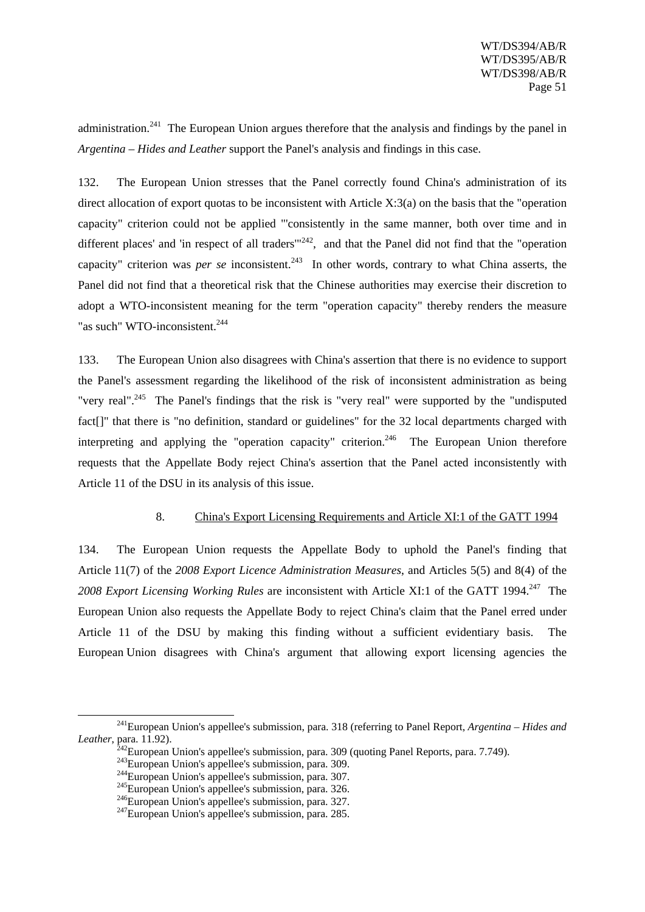administration.[241] The European Union argues therefore that the analysis and findings by the panel in *Argentina – Hides and Leather* support the Panel's analysis and findings in this case.

132. The European Union stresses that the Panel correctly found China's administration of its direct allocation of export quotas to be inconsistent with Article X:3(a) on the basis that the "operation capacity" criterion could not be applied "'consistently in the same manner, both over time and in different places' and 'in respect of all traders'"[242], and that the Panel did not find that the "operation capacity" criterion was *per se* inconsistent.[243] In other words, contrary to what China asserts, the Panel did not find that a theoretical risk that the Chinese authorities may exercise their discretion to adopt a WTO-inconsistent meaning for the term "operation capacity" thereby renders the measure "as such" WTO-inconsistent.[244]

133. The European Union also disagrees with China's assertion that there is no evidence to support the Panel's assessment regarding the likelihood of the risk of inconsistent administration as being "very real".[245] The Panel's findings that the risk is "very real" were supported by the "undisputed fact[]" that there is "no definition, standard or guidelines" for the 32 local departments charged with interpreting and applying the "operation capacity" criterion.[246] The European Union therefore requests that the Appellate Body reject China's assertion that the Panel acted inconsistently with Article 11 of the DSU in its analysis of this issue.

### 8. China's Export Licensing Requirements and Article XI:1 of the GATT 1994

134. The European Union requests the Appellate Body to uphold the Panel's finding that Article 11(7) of the *2008 Export Licence Administration Measures*, and Articles 5(5) and 8(4) of the *2008 Export Licensing Working Rules* are inconsistent with Article XI:1 of the GATT 1994.[247] The European Union also requests the Appellate Body to reject China's claim that the Panel erred under Article 11 of the DSU by making this finding without a sufficient evidentiary basis. The European Union disagrees with China's argument that allowing export licensing agencies the

---

[241] European Union's appellee's submission, para. 318 (referring to Panel Report, *Argentina – Hides and Leather*, para. 11.92).

[242] European Union's appellee's submission, para. 309 (quoting Panel Reports, para. 7.749).

[243] European Union's appellee's submission, para. 309.

[244] European Union's appellee's submission, para. 307.

[245] European Union's appellee's submission, para. 326.

[246] European Union's appellee's submission, para. 327.

[247] European Union's appellee's submission, para. 285.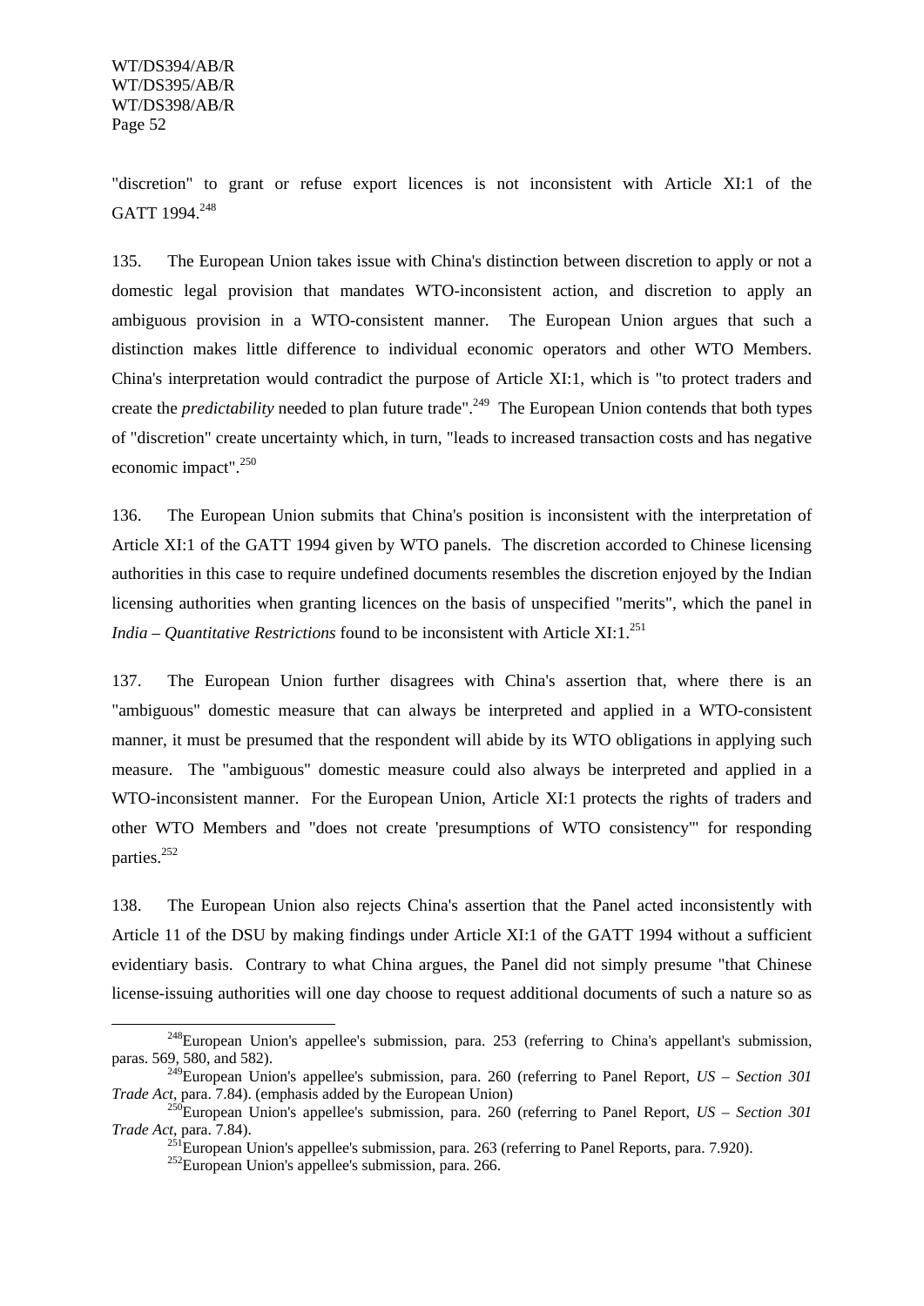"discretion" to grant or refuse export licences is not inconsistent with Article XI:1 of the GATT 1994.[248]

135. The European Union takes issue with China's distinction between discretion to apply or not a domestic legal provision that mandates WTO-inconsistent action, and discretion to apply an ambiguous provision in a WTO-consistent manner. The European Union argues that such a distinction makes little difference to individual economic operators and other WTO Members. China's interpretation would contradict the purpose of Article XI:1, which is "to protect traders and create the *predictability* needed to plan future trade".[249] The European Union contends that both types of "discretion" create uncertainty which, in turn, "leads to increased transaction costs and has negative economic impact".[250]

136. The European Union submits that China's position is inconsistent with the interpretation of Article XI:1 of the GATT 1994 given by WTO panels. The discretion accorded to Chinese licensing authorities in this case to require undefined documents resembles the discretion enjoyed by the Indian licensing authorities when granting licences on the basis of unspecified "merits", which the panel in *India – Quantitative Restrictions* found to be inconsistent with Article XI:1.[251]

137. The European Union further disagrees with China's assertion that, where there is an "ambiguous" domestic measure that can always be interpreted and applied in a WTO-consistent manner, it must be presumed that the respondent will abide by its WTO obligations in applying such measure. The "ambiguous" domestic measure could also always be interpreted and applied in a WTO-inconsistent manner. For the European Union, Article XI:1 protects the rights of traders and other WTO Members and "does not create 'presumptions of WTO consistency'" for responding parties.[252]

138. The European Union also rejects China's assertion that the Panel acted inconsistently with Article 11 of the DSU by making findings under Article XI:1 of the GATT 1994 without a sufficient evidentiary basis. Contrary to what China argues, the Panel did not simply presume "that Chinese license-issuing authorities will one day choose to request additional documents of such a nature so as

---

[248] European Union's appellee's submission, para. 253 (referring to China's appellant's submission, paras. 569, 580, and 582).

[249] European Union's appellee's submission, para. 260 (referring to Panel Report, *US – Section 301 Trade Act*, para. 7.84). (emphasis added by the European Union)

[250] European Union's appellee's submission, para. 260 (referring to Panel Report, *US – Section 301 Trade Act*, para. 7.84).

[251] European Union's appellee's submission, para. 263 (referring to Panel Reports, para. 7.920).

[252] European Union's appellee's submission, para. 266.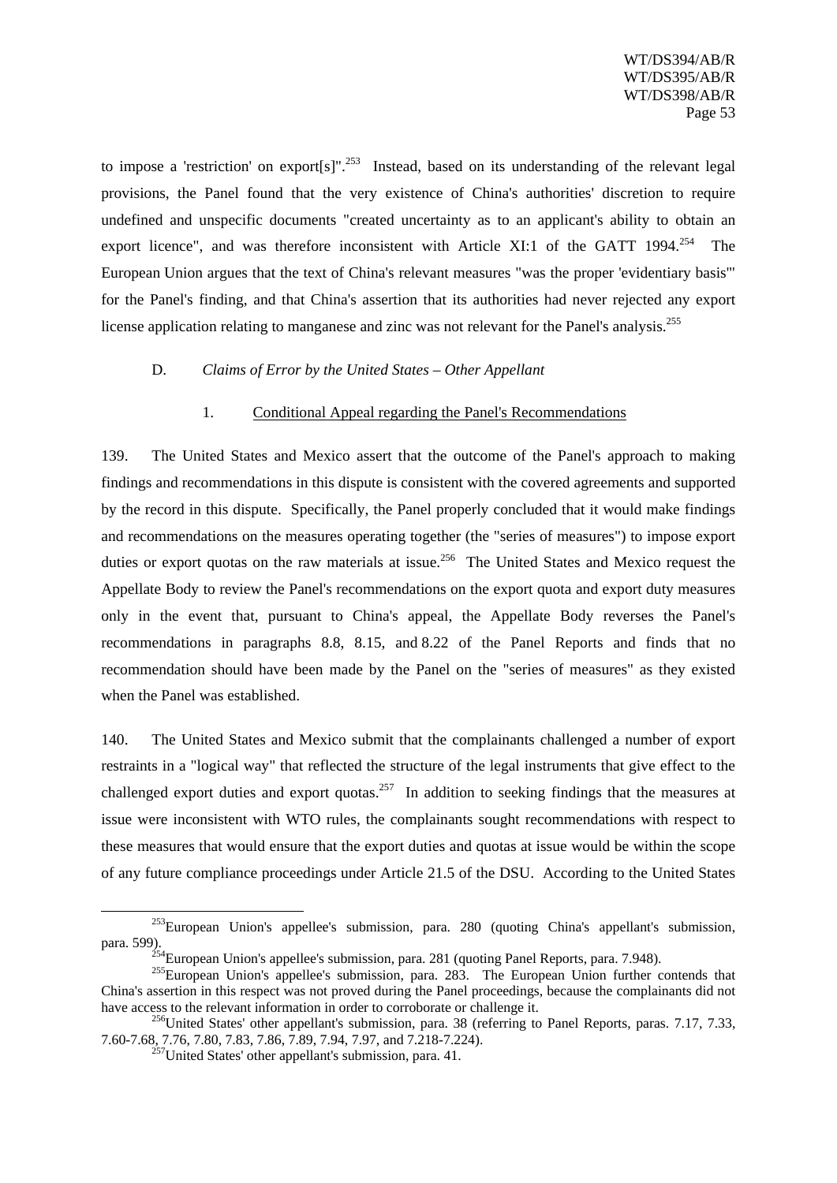to impose a 'restriction' on export[s]".[253] Instead, based on its understanding of the relevant legal provisions, the Panel found that the very existence of China's authorities' discretion to require undefined and unspecific documents "created uncertainty as to an applicant's ability to obtain an export licence", and was therefore inconsistent with Article XI:1 of the GATT 1994.[254] The European Union argues that the text of China's relevant measures "was the proper 'evidentiary basis'" for the Panel's finding, and that China's assertion that its authorities had never rejected any export license application relating to manganese and zinc was not relevant for the Panel's analysis.[255]

### D. *Claims of Error by the United States – Other Appellant*

#### 1. Conditional Appeal regarding the Panel's Recommendations

139. The United States and Mexico assert that the outcome of the Panel's approach to making findings and recommendations in this dispute is consistent with the covered agreements and supported by the record in this dispute. Specifically, the Panel properly concluded that it would make findings and recommendations on the measures operating together (the "series of measures") to impose export duties or export quotas on the raw materials at issue.[256] The United States and Mexico request the Appellate Body to review the Panel's recommendations on the export quota and export duty measures only in the event that, pursuant to China's appeal, the Appellate Body reverses the Panel's recommendations in paragraphs 8.8, 8.15, and 8.22 of the Panel Reports and finds that no recommendation should have been made by the Panel on the "series of measures" as they existed when the Panel was established.

140. The United States and Mexico submit that the complainants challenged a number of export restraints in a "logical way" that reflected the structure of the legal instruments that give effect to the challenged export duties and export quotas.[257] In addition to seeking findings that the measures at issue were inconsistent with WTO rules, the complainants sought recommendations with respect to these measures that would ensure that the export duties and quotas at issue would be within the scope of any future compliance proceedings under Article 21.5 of the DSU. According to the United States

---

[253] European Union's appellee's submission, para. 280 (quoting China's appellant's submission, para. 599).

[254] European Union's appellee's submission, para. 281 (quoting Panel Reports, para. 7.948).

[255] European Union's appellee's submission, para. 283. The European Union further contends that China's assertion in this respect was not proved during the Panel proceedings, because the complainants did not have access to the relevant information in order to corroborate or challenge it.

[256] United States' other appellant's submission, para. 38 (referring to Panel Reports, paras. 7.17, 7.33, 7.60-7.68, 7.76, 7.80, 7.83, 7.86, 7.89, 7.94, 7.97, and 7.218-7.224).

[257] United States' other appellant's submission, para. 41.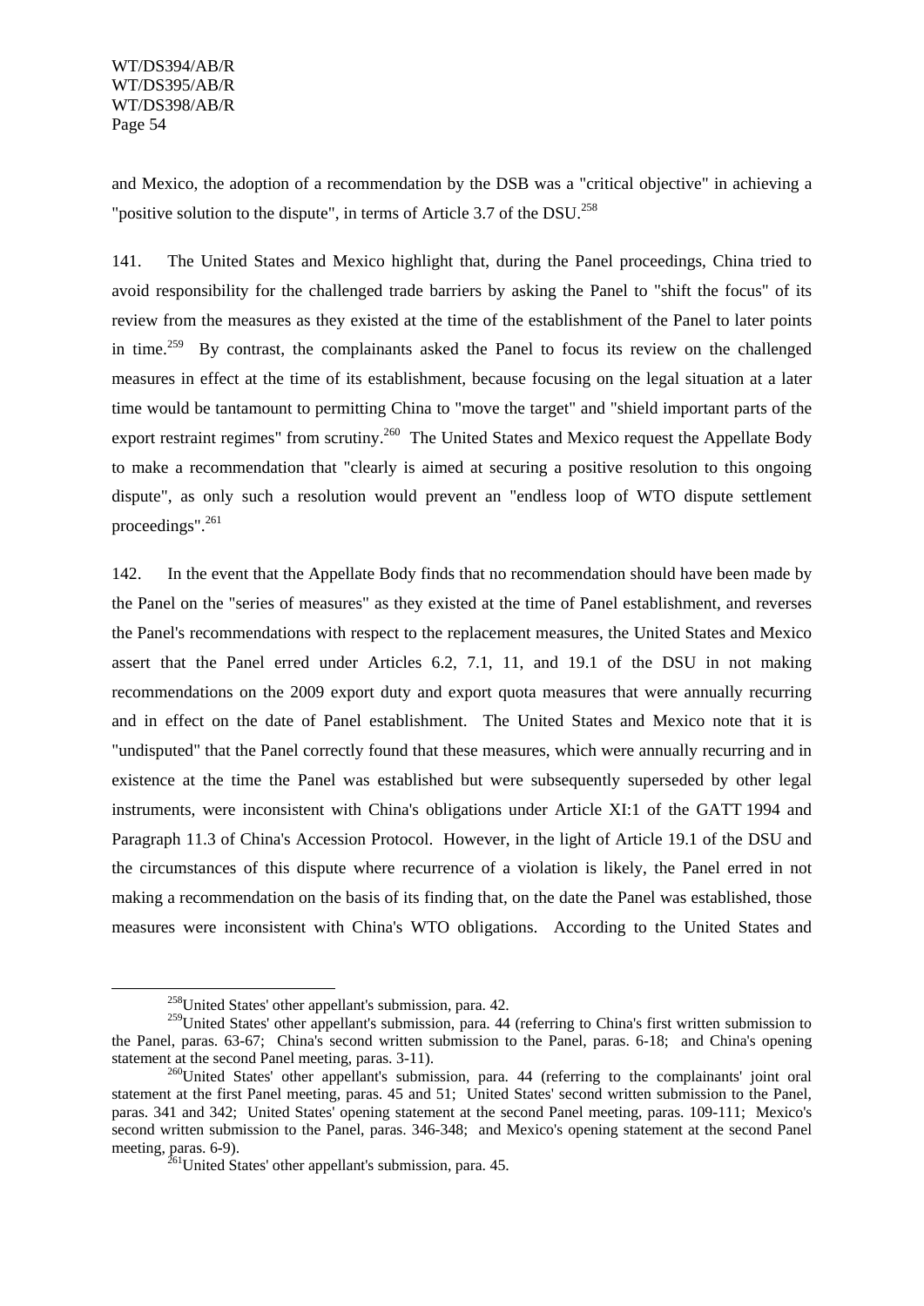and Mexico, the adoption of a recommendation by the DSB was a "critical objective" in achieving a "positive solution to the dispute", in terms of Article 3.7 of the DSU.[258]

141. The United States and Mexico highlight that, during the Panel proceedings, China tried to avoid responsibility for the challenged trade barriers by asking the Panel to "shift the focus" of its review from the measures as they existed at the time of the establishment of the Panel to later points in time.[259] By contrast, the complainants asked the Panel to focus its review on the challenged measures in effect at the time of its establishment, because focusing on the legal situation at a later time would be tantamount to permitting China to "move the target" and "shield important parts of the export restraint regimes" from scrutiny.[260] The United States and Mexico request the Appellate Body to make a recommendation that "clearly is aimed at securing a positive resolution to this ongoing dispute", as only such a resolution would prevent an "endless loop of WTO dispute settlement proceedings".[261]

142. In the event that the Appellate Body finds that no recommendation should have been made by the Panel on the "series of measures" as they existed at the time of Panel establishment, and reverses the Panel's recommendations with respect to the replacement measures, the United States and Mexico assert that the Panel erred under Articles 6.2, 7.1, 11, and 19.1 of the DSU in not making recommendations on the 2009 export duty and export quota measures that were annually recurring and in effect on the date of Panel establishment. The United States and Mexico note that it is "undisputed" that the Panel correctly found that these measures, which were annually recurring and in existence at the time the Panel was established but were subsequently superseded by other legal instruments, were inconsistent with China's obligations under Article XI:1 of the GATT 1994 and Paragraph 11.3 of China's Accession Protocol. However, in the light of Article 19.1 of the DSU and the circumstances of this dispute where recurrence of a violation is likely, the Panel erred in not making a recommendation on the basis of its finding that, on the date the Panel was established, those measures were inconsistent with China's WTO obligations. According to the United States and

---

[258] United States' other appellant's submission, para. 42.

[259] United States' other appellant's submission, para. 44 (referring to China's first written submission to the Panel, paras. 63-67; China's second written submission to the Panel, paras. 6-18; and China's opening statement at the second Panel meeting, paras. 3-11).

[260] United States' other appellant's submission, para. 44 (referring to the complainants' joint oral statement at the first Panel meeting, paras. 45 and 51; United States' second written submission to the Panel, paras. 341 and 342; United States' opening statement at the second Panel meeting, paras. 109-111; Mexico's second written submission to the Panel, paras. 346-348; and Mexico's opening statement at the second Panel meeting, paras. 6-9).

[261] United States' other appellant's submission, para. 45.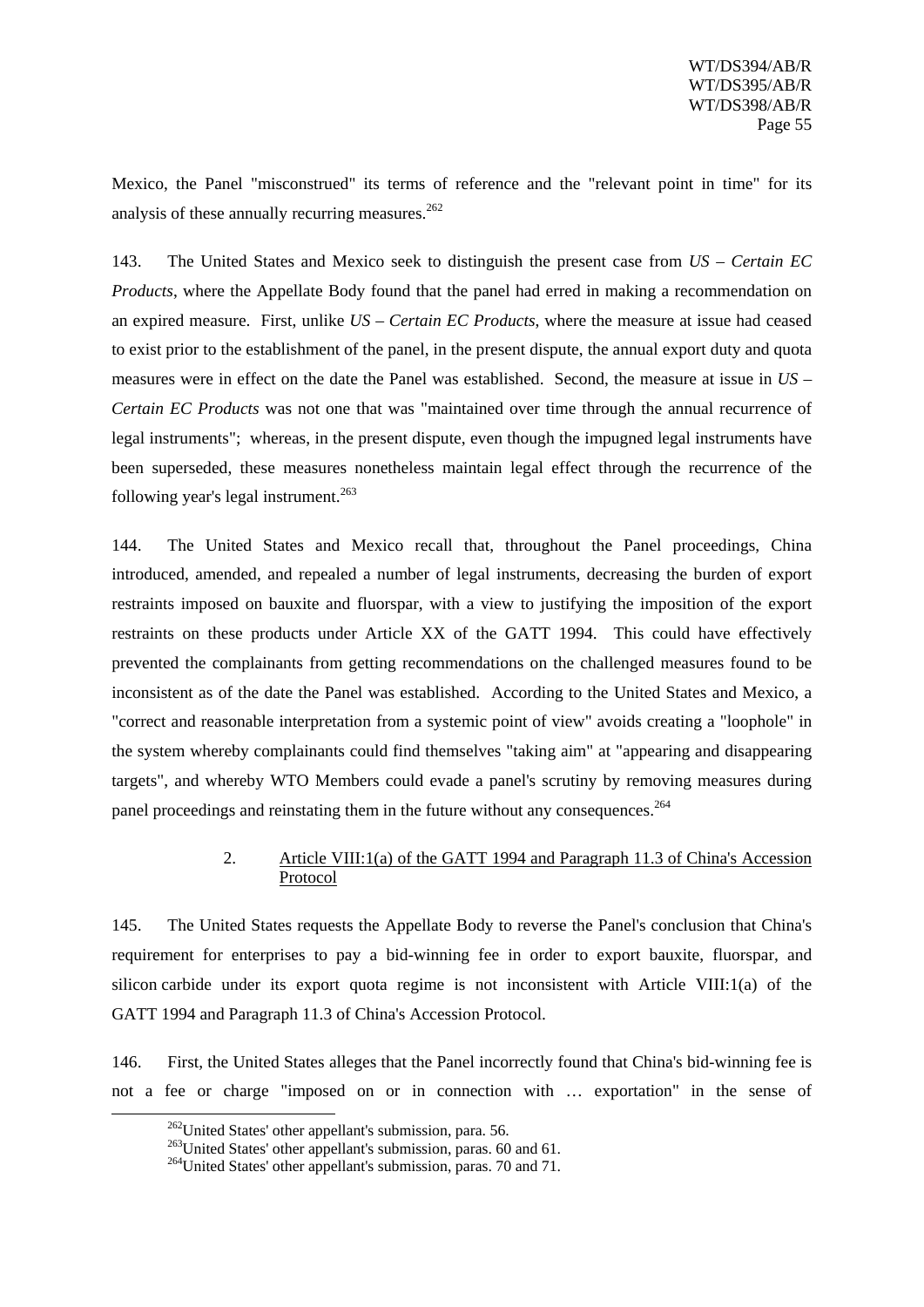Mexico, the Panel "misconstrued" its terms of reference and the "relevant point in time" for its analysis of these annually recurring measures.[262]

143. The United States and Mexico seek to distinguish the present case from *US – Certain EC Products*, where the Appellate Body found that the panel had erred in making a recommendation on an expired measure. First, unlike *US – Certain EC Products*, where the measure at issue had ceased to exist prior to the establishment of the panel, in the present dispute, the annual export duty and quota measures were in effect on the date the Panel was established. Second, the measure at issue in *US – Certain EC Products* was not one that was "maintained over time through the annual recurrence of legal instruments"; whereas, in the present dispute, even though the impugned legal instruments have been superseded, these measures nonetheless maintain legal effect through the recurrence of the following year's legal instrument.[263]

144. The United States and Mexico recall that, throughout the Panel proceedings, China introduced, amended, and repealed a number of legal instruments, decreasing the burden of export restraints imposed on bauxite and fluorspar, with a view to justifying the imposition of the export restraints on these products under Article XX of the GATT 1994. This could have effectively prevented the complainants from getting recommendations on the challenged measures found to be inconsistent as of the date the Panel was established. According to the United States and Mexico, a "correct and reasonable interpretation from a systemic point of view" avoids creating a "loophole" in the system whereby complainants could find themselves "taking aim" at "appearing and disappearing targets", and whereby WTO Members could evade a panel's scrutiny by removing measures during panel proceedings and reinstating them in the future without any consequences.[264]

### 2. Article VIII:1(a) of the GATT 1994 and Paragraph 11.3 of China's Accession Protocol

145. The United States requests the Appellate Body to reverse the Panel's conclusion that China's requirement for enterprises to pay a bid-winning fee in order to export bauxite, fluorspar, and silicon carbide under its export quota regime is not inconsistent with Article VIII:1(a) of the GATT 1994 and Paragraph 11.3 of China's Accession Protocol.

146. First, the United States alleges that the Panel incorrectly found that China's bid-winning fee is not a fee or charge "imposed on or in connection with … exportation" in the sense of

[262] United States' other appellant's submission, para. 56.

[263] United States' other appellant's submission, paras. 60 and 61.

[264] United States' other appellant's submission, paras. 70 and 71.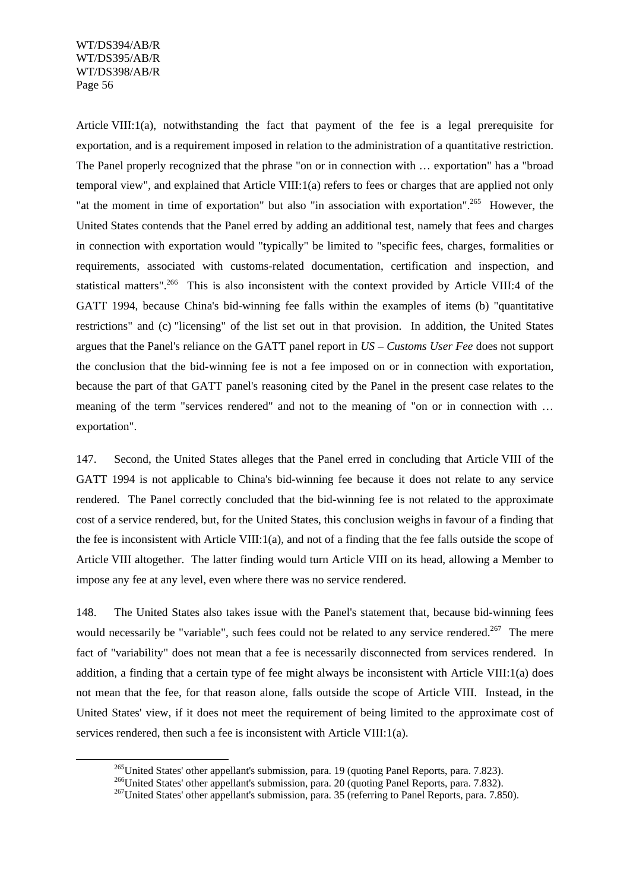Article VIII:1(a), notwithstanding the fact that payment of the fee is a legal prerequisite for exportation, and is a requirement imposed in relation to the administration of a quantitative restriction. The Panel properly recognized that the phrase "on or in connection with … exportation" has a "broad temporal view", and explained that Article VIII:1(a) refers to fees or charges that are applied not only "at the moment in time of exportation" but also "in association with exportation".[265] However, the United States contends that the Panel erred by adding an additional test, namely that fees and charges in connection with exportation would "typically" be limited to "specific fees, charges, formalities or requirements, associated with customs-related documentation, certification and inspection, and statistical matters".[266] This is also inconsistent with the context provided by Article VIII:4 of the GATT 1994, because China's bid-winning fee falls within the examples of items (b) "quantitative restrictions" and (c) "licensing" of the list set out in that provision. In addition, the United States argues that the Panel's reliance on the GATT panel report in *US – Customs User Fee* does not support the conclusion that the bid-winning fee is not a fee imposed on or in connection with exportation, because the part of that GATT panel's reasoning cited by the Panel in the present case relates to the meaning of the term "services rendered" and not to the meaning of "on or in connection with … exportation".

147. Second, the United States alleges that the Panel erred in concluding that Article VIII of the GATT 1994 is not applicable to China's bid-winning fee because it does not relate to any service rendered. The Panel correctly concluded that the bid-winning fee is not related to the approximate cost of a service rendered, but, for the United States, this conclusion weighs in favour of a finding that the fee is inconsistent with Article VIII:1(a), and not of a finding that the fee falls outside the scope of Article VIII altogether. The latter finding would turn Article VIII on its head, allowing a Member to impose any fee at any level, even where there was no service rendered.

148. The United States also takes issue with the Panel's statement that, because bid-winning fees would necessarily be "variable", such fees could not be related to any service rendered.[267] The mere fact of "variability" does not mean that a fee is necessarily disconnected from services rendered. In addition, a finding that a certain type of fee might always be inconsistent with Article VIII:1(a) does not mean that the fee, for that reason alone, falls outside the scope of Article VIII. Instead, in the United States' view, if it does not meet the requirement of being limited to the approximate cost of services rendered, then such a fee is inconsistent with Article VIII:1(a).

---

[265] United States' other appellant's submission, para. 19 (quoting Panel Reports, para. 7.823).

[266] United States' other appellant's submission, para. 20 (quoting Panel Reports, para. 7.832).

[267] United States' other appellant's submission, para. 35 (referring to Panel Reports, para. 7.850).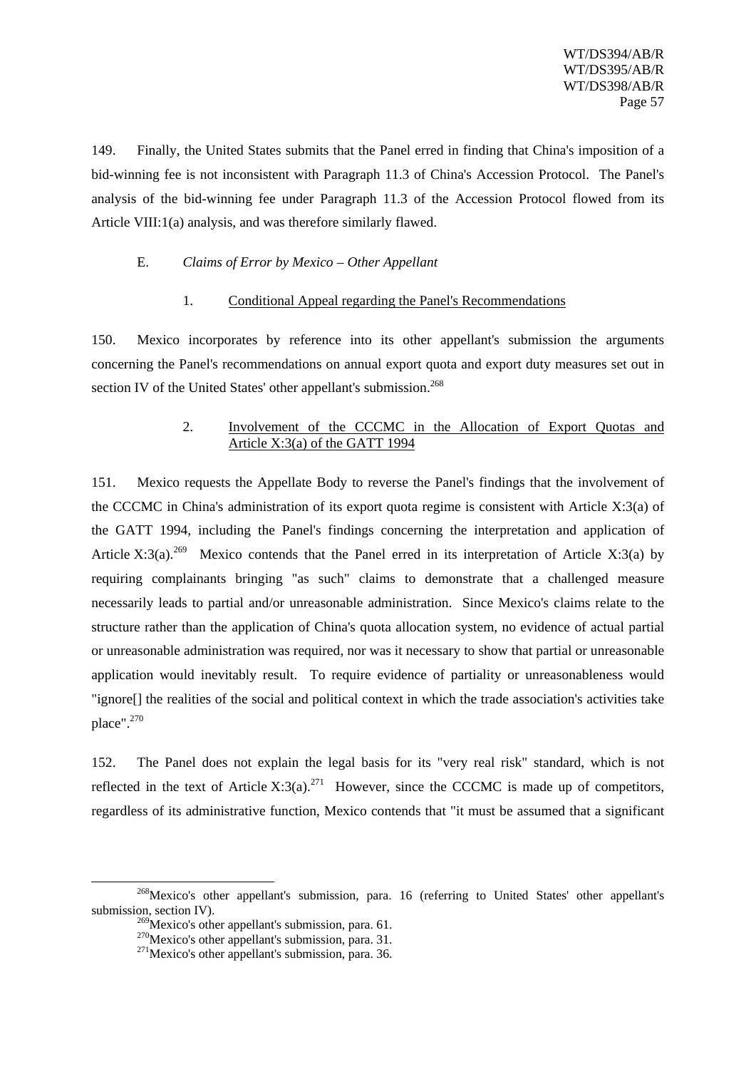149. Finally, the United States submits that the Panel erred in finding that China's imposition of a bid-winning fee is not inconsistent with Paragraph 11.3 of China's Accession Protocol. The Panel's analysis of the bid-winning fee under Paragraph 11.3 of the Accession Protocol flowed from its Article VIII:1(a) analysis, and was therefore similarly flawed.

### E. *Claims of Error by Mexico – Other Appellant*

#### 1. Conditional Appeal regarding the Panel's Recommendations

150. Mexico incorporates by reference into its other appellant's submission the arguments concerning the Panel's recommendations on annual export quota and export duty measures set out in section IV of the United States' other appellant's submission.[268]

#### 2. Involvement of the CCCMC in the Allocation of Export Quotas and Article X:3(a) of the GATT 1994

151. Mexico requests the Appellate Body to reverse the Panel's findings that the involvement of the CCCMC in China's administration of its export quota regime is consistent with Article X:3(a) of the GATT 1994, including the Panel's findings concerning the interpretation and application of Article X:3(a).[269] Mexico contends that the Panel erred in its interpretation of Article X:3(a) by requiring complainants bringing "as such" claims to demonstrate that a challenged measure necessarily leads to partial and/or unreasonable administration. Since Mexico's claims relate to the structure rather than the application of China's quota allocation system, no evidence of actual partial or unreasonable administration was required, nor was it necessary to show that partial or unreasonable application would inevitably result. To require evidence of partiality or unreasonableness would "ignore[] the realities of the social and political context in which the trade association's activities take place".[270]

152. The Panel does not explain the legal basis for its "very real risk" standard, which is not reflected in the text of Article X:3(a).[271] However, since the CCCMC is made up of competitors, regardless of its administrative function, Mexico contends that "it must be assumed that a significant

---

[268] Mexico's other appellant's submission, para. 16 (referring to United States' other appellant's submission, section IV).

[269] Mexico's other appellant's submission, para. 61.

[270] Mexico's other appellant's submission, para. 31.

[271] Mexico's other appellant's submission, para. 36.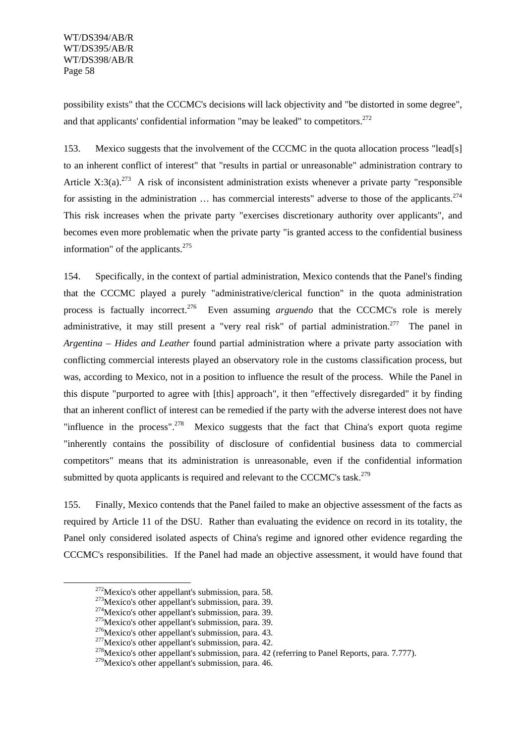possibility exists" that the CCCMC's decisions will lack objectivity and "be distorted in some degree", and that applicants' confidential information "may be leaked" to competitors.[272]

153. Mexico suggests that the involvement of the CCCMC in the quota allocation process "lead[s] to an inherent conflict of interest" that "results in partial or unreasonable" administration contrary to Article X:3(a).[273] A risk of inconsistent administration exists whenever a private party "responsible for assisting in the administration … has commercial interests" adverse to those of the applicants.[274] This risk increases when the private party "exercises discretionary authority over applicants", and becomes even more problematic when the private party "is granted access to the confidential business information" of the applicants.[275]

154. Specifically, in the context of partial administration, Mexico contends that the Panel's finding that the CCCMC played a purely "administrative/clerical function" in the quota administration process is factually incorrect.[276] Even assuming *arguendo* that the CCCMC's role is merely administrative, it may still present a "very real risk" of partial administration.[277] The panel in *Argentina – Hides and Leather* found partial administration where a private party association with conflicting commercial interests played an observatory role in the customs classification process, but was, according to Mexico, not in a position to influence the result of the process. While the Panel in this dispute "purported to agree with [this] approach", it then "effectively disregarded" it by finding that an inherent conflict of interest can be remedied if the party with the adverse interest does not have "influence in the process".[278] Mexico suggests that the fact that China's export quota regime "inherently contains the possibility of disclosure of confidential business data to commercial competitors" means that its administration is unreasonable, even if the confidential information submitted by quota applicants is required and relevant to the CCCMC's task.[279]

155. Finally, Mexico contends that the Panel failed to make an objective assessment of the facts as required by Article 11 of the DSU. Rather than evaluating the evidence on record in its totality, the Panel only considered isolated aspects of China's regime and ignored other evidence regarding the CCCMC's responsibilities. If the Panel had made an objective assessment, it would have found that

---

[272] Mexico's other appellant's submission, para. 58.

[273] Mexico's other appellant's submission, para. 39.

[274] Mexico's other appellant's submission, para. 39.

[275] Mexico's other appellant's submission, para. 39.

[276] Mexico's other appellant's submission, para. 43.

[277] Mexico's other appellant's submission, para. 42.

[278] Mexico's other appellant's submission, para. 42 (referring to Panel Reports, para. 7.777).

[279] Mexico's other appellant's submission, para. 46.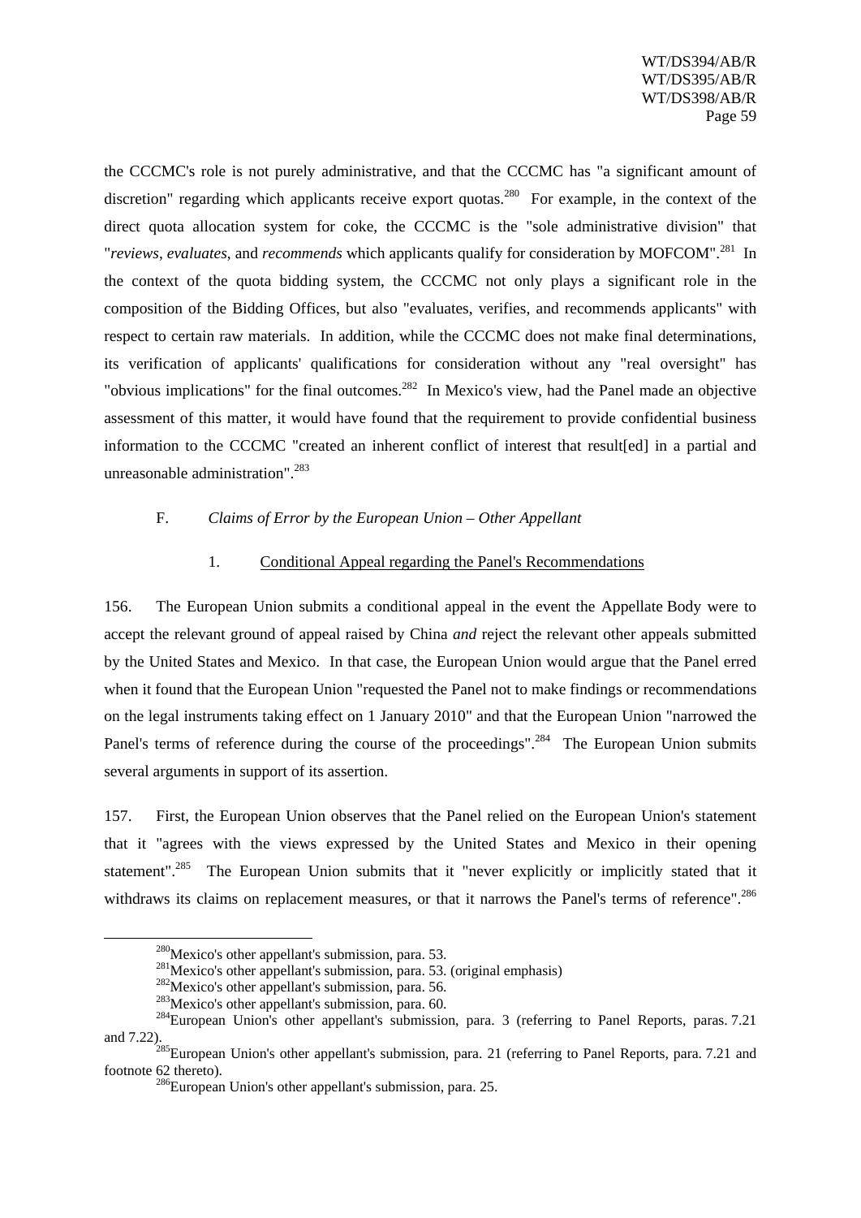the CCCMC's role is not purely administrative, and that the CCCMC has "a significant amount of discretion" regarding which applicants receive export quotas.[280] For example, in the context of the direct quota allocation system for coke, the CCCMC is the "sole administrative division" that "*reviews*, *evaluates*, and *recommends* which applicants qualify for consideration by MOFCOM".[281] In the context of the quota bidding system, the CCCMC not only plays a significant role in the composition of the Bidding Offices, but also "evaluates, verifies, and recommends applicants" with respect to certain raw materials. In addition, while the CCCMC does not make final determinations, its verification of applicants' qualifications for consideration without any "real oversight" has "obvious implications" for the final outcomes.[282] In Mexico's view, had the Panel made an objective assessment of this matter, it would have found that the requirement to provide confidential business information to the CCCMC "created an inherent conflict of interest that result[ed] in a partial and unreasonable administration".[283]

### F. *Claims of Error by the European Union – Other Appellant*

#### 1. Conditional Appeal regarding the Panel's Recommendations

156. The European Union submits a conditional appeal in the event the Appellate Body were to accept the relevant ground of appeal raised by China *and* reject the relevant other appeals submitted by the United States and Mexico. In that case, the European Union would argue that the Panel erred when it found that the European Union "requested the Panel not to make findings or recommendations on the legal instruments taking effect on 1 January 2010" and that the European Union "narrowed the Panel's terms of reference during the course of the proceedings".[284] The European Union submits several arguments in support of its assertion.

157. First, the European Union observes that the Panel relied on the European Union's statement that it "agrees with the views expressed by the United States and Mexico in their opening statement".[285] The European Union submits that it "never explicitly or implicitly stated that it withdraws its claims on replacement measures, or that it narrows the Panel's terms of reference".[286]

---

[280] Mexico's other appellant's submission, para. 53.

[281] Mexico's other appellant's submission, para. 53. (original emphasis)

[282] Mexico's other appellant's submission, para. 56.

[283] Mexico's other appellant's submission, para. 60.

[284] European Union's other appellant's submission, para. 3 (referring to Panel Reports, paras. 7.21 and 7.22).

[285] European Union's other appellant's submission, para. 21 (referring to Panel Reports, para. 7.21 and footnote 62 thereto).

[286] European Union's other appellant's submission, para. 25.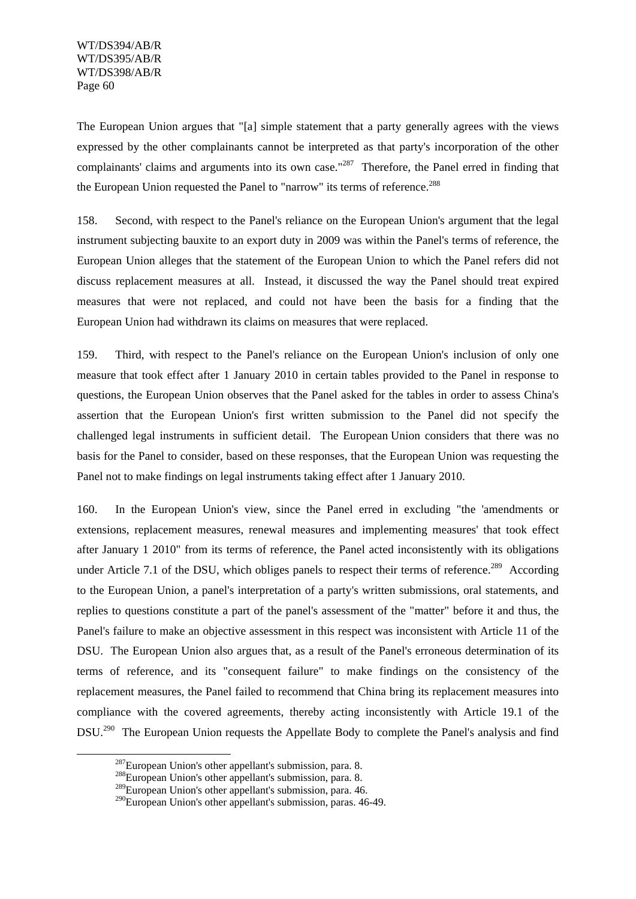The European Union argues that "[a] simple statement that a party generally agrees with the views expressed by the other complainants cannot be interpreted as that party's incorporation of the other complainants' claims and arguments into its own case."[287] Therefore, the Panel erred in finding that the European Union requested the Panel to "narrow" its terms of reference.[288]

158. Second, with respect to the Panel's reliance on the European Union's argument that the legal instrument subjecting bauxite to an export duty in 2009 was within the Panel's terms of reference, the European Union alleges that the statement of the European Union to which the Panel refers did not discuss replacement measures at all. Instead, it discussed the way the Panel should treat expired measures that were not replaced, and could not have been the basis for a finding that the European Union had withdrawn its claims on measures that were replaced.

159. Third, with respect to the Panel's reliance on the European Union's inclusion of only one measure that took effect after 1 January 2010 in certain tables provided to the Panel in response to questions, the European Union observes that the Panel asked for the tables in order to assess China's assertion that the European Union's first written submission to the Panel did not specify the challenged legal instruments in sufficient detail. The European Union considers that there was no basis for the Panel to consider, based on these responses, that the European Union was requesting the Panel not to make findings on legal instruments taking effect after 1 January 2010.

160. In the European Union's view, since the Panel erred in excluding "the 'amendments or extensions, replacement measures, renewal measures and implementing measures' that took effect after January 1 2010" from its terms of reference, the Panel acted inconsistently with its obligations under Article 7.1 of the DSU, which obliges panels to respect their terms of reference.[289] According to the European Union, a panel's interpretation of a party's written submissions, oral statements, and replies to questions constitute a part of the panel's assessment of the "matter" before it and thus, the Panel's failure to make an objective assessment in this respect was inconsistent with Article 11 of the DSU. The European Union also argues that, as a result of the Panel's erroneous determination of its terms of reference, and its "consequent failure" to make findings on the consistency of the replacement measures, the Panel failed to recommend that China bring its replacement measures into compliance with the covered agreements, thereby acting inconsistently with Article 19.1 of the DSU.[290] The European Union requests the Appellate Body to complete the Panel's analysis and find

[287] European Union's other appellant's submission, para. 8.

[288] European Union's other appellant's submission, para. 8.

[289] European Union's other appellant's submission, para. 46.

[290] European Union's other appellant's submission, paras. 46-49.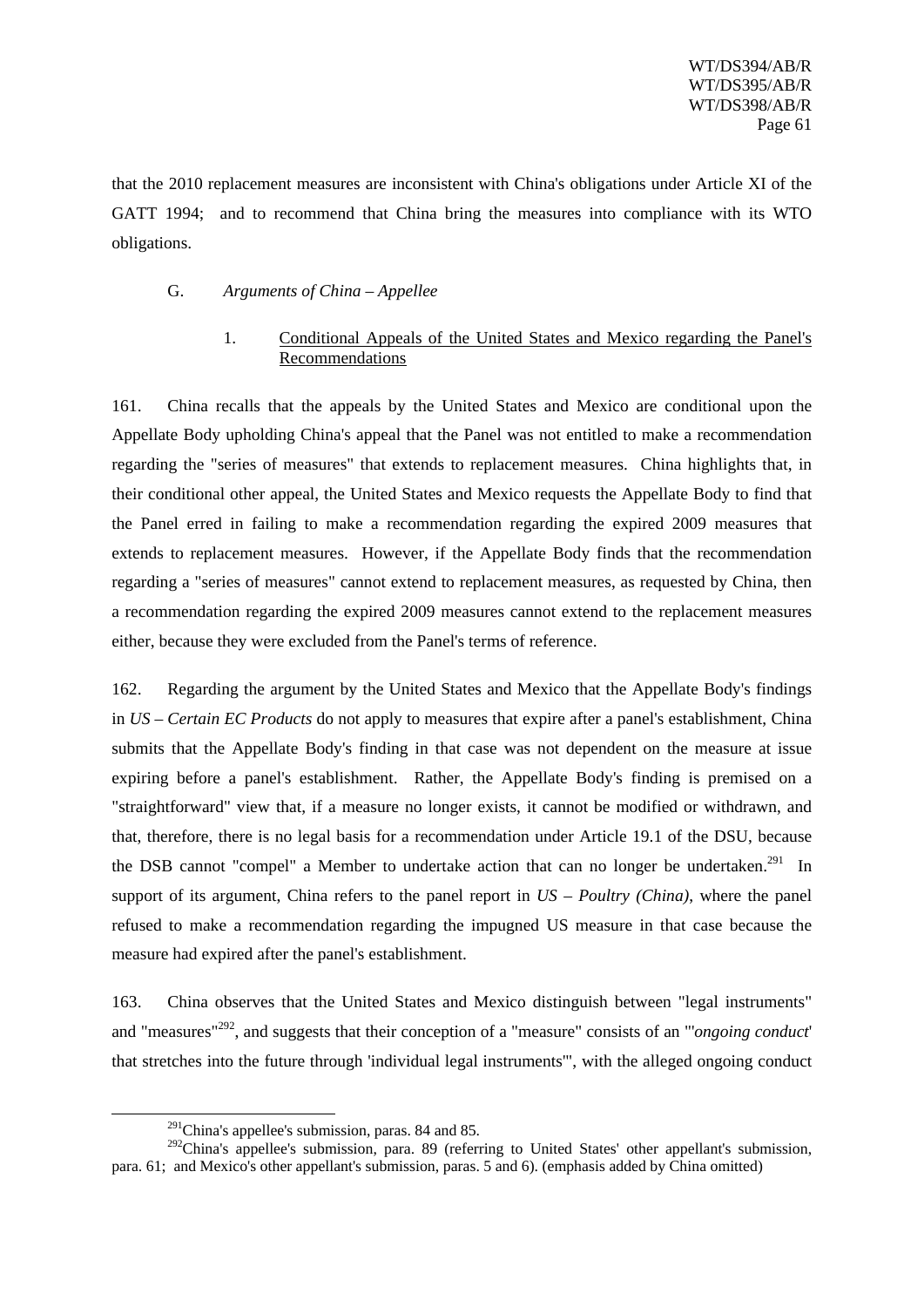that the 2010 replacement measures are inconsistent with China's obligations under Article XI of the GATT 1994; and to recommend that China bring the measures into compliance with its WTO obligations.

### G. *Arguments of China – Appellee*

#### 1. Conditional Appeals of the United States and Mexico regarding the Panel's Recommendations

161. China recalls that the appeals by the United States and Mexico are conditional upon the Appellate Body upholding China's appeal that the Panel was not entitled to make a recommendation regarding the "series of measures" that extends to replacement measures. China highlights that, in their conditional other appeal, the United States and Mexico requests the Appellate Body to find that the Panel erred in failing to make a recommendation regarding the expired 2009 measures that extends to replacement measures. However, if the Appellate Body finds that the recommendation regarding a "series of measures" cannot extend to replacement measures, as requested by China, then a recommendation regarding the expired 2009 measures cannot extend to the replacement measures either, because they were excluded from the Panel's terms of reference.

162. Regarding the argument by the United States and Mexico that the Appellate Body's findings in *US – Certain EC Products* do not apply to measures that expire after a panel's establishment, China submits that the Appellate Body's finding in that case was not dependent on the measure at issue expiring before a panel's establishment. Rather, the Appellate Body's finding is premised on a "straightforward" view that, if a measure no longer exists, it cannot be modified or withdrawn, and that, therefore, there is no legal basis for a recommendation under Article 19.1 of the DSU, because the DSB cannot "compel" a Member to undertake action that can no longer be undertaken.[291] In support of its argument, China refers to the panel report in *US – Poultry (China)*, where the panel refused to make a recommendation regarding the impugned US measure in that case because the measure had expired after the panel's establishment.

163. China observes that the United States and Mexico distinguish between "legal instruments" and "measures"[292], and suggests that their conception of a "measure" consists of an "'*ongoing conduct*' that stretches into the future through 'individual legal instruments'", with the alleged ongoing conduct

---

[291] China's appellee's submission, paras. 84 and 85.

[292] China's appellee's submission, para. 89 (referring to United States' other appellant's submission, para. 61; and Mexico's other appellant's submission, paras. 5 and 6). (emphasis added by China omitted)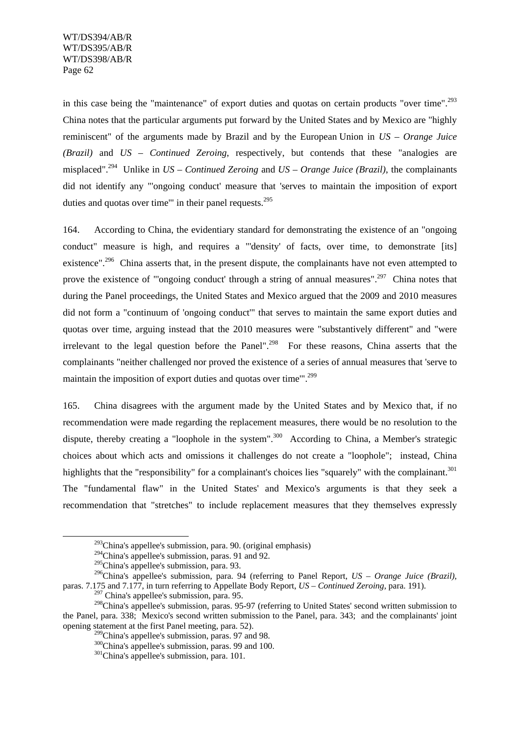in this case being the "maintenance" of export duties and quotas on certain products "over time".[293] China notes that the particular arguments put forward by the United States and by Mexico are "highly reminiscent" of the arguments made by Brazil and by the European Union in *US – Orange Juice (Brazil)* and *US – Continued Zeroing*, respectively, but contends that these "analogies are misplaced".[294] Unlike in *US – Continued Zeroing* and *US – Orange Juice (Brazil)*, the complainants did not identify any "'ongoing conduct' measure that 'serves to maintain the imposition of export duties and quotas over time'" in their panel requests.[295]

164. According to China, the evidentiary standard for demonstrating the existence of an "ongoing conduct" measure is high, and requires a "'density' of facts, over time, to demonstrate [its] existence".[296] China asserts that, in the present dispute, the complainants have not even attempted to prove the existence of "'ongoing conduct' through a string of annual measures".[297] China notes that during the Panel proceedings, the United States and Mexico argued that the 2009 and 2010 measures did not form a "continuum of 'ongoing conduct'" that serves to maintain the same export duties and quotas over time, arguing instead that the 2010 measures were "substantively different" and "were irrelevant to the legal question before the Panel".[298] For these reasons, China asserts that the complainants "neither challenged nor proved the existence of a series of annual measures that 'serve to maintain the imposition of export duties and quotas over time'".[299]

165. China disagrees with the argument made by the United States and by Mexico that, if no recommendation were made regarding the replacement measures, there would be no resolution to the dispute, thereby creating a "loophole in the system".[300] According to China, a Member's strategic choices about which acts and omissions it challenges do not create a "loophole"; instead, China highlights that the "responsibility" for a complainant's choices lies "squarely" with the complainant.[301] The "fundamental flaw" in the United States' and Mexico's arguments is that they seek a recommendation that "stretches" to include replacement measures that they themselves expressly

---

[293] China's appellee's submission, para. 90. (original emphasis)

[294] China's appellee's submission, paras. 91 and 92.

[295] China's appellee's submission, para. 93.

[296] China's appellee's submission, para. 94 (referring to Panel Report, *US – Orange Juice (Brazil)*, paras. 7.175 and 7.177, in turn referring to Appellate Body Report, *US – Continued Zeroing*, para. 191).

[297] China's appellee's submission, para. 95.

[298] China's appellee's submission, paras. 95-97 (referring to United States' second written submission to the Panel, para. 338; Mexico's second written submission to the Panel, para. 343; and the complainants' joint opening statement at the first Panel meeting, para. 52).

[299] China's appellee's submission, paras. 97 and 98.

[300] China's appellee's submission, paras. 99 and 100.

[301] China's appellee's submission, para. 101.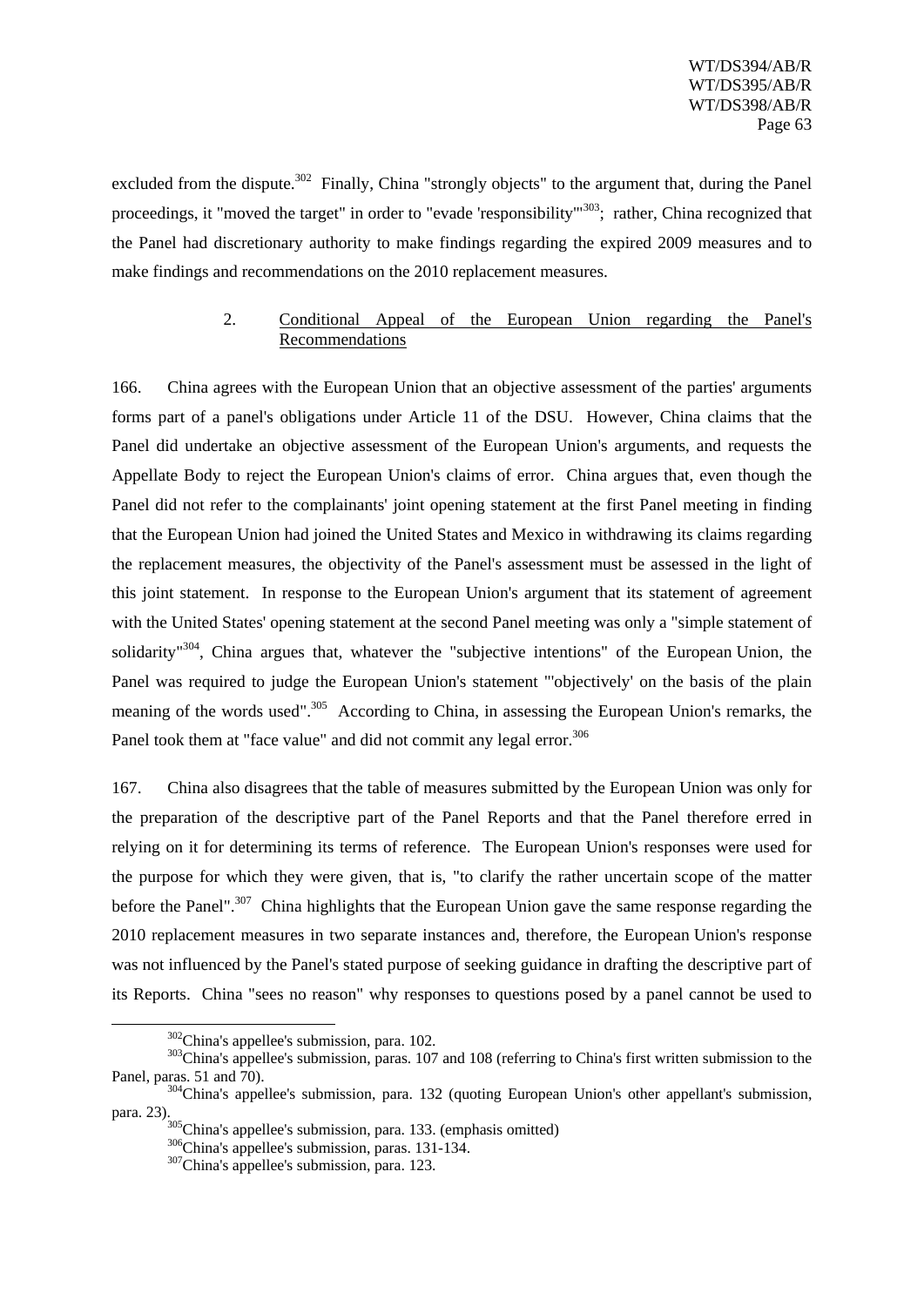excluded from the dispute.[302] Finally, China "strongly objects" to the argument that, during the Panel proceedings, it "moved the target" in order to "evade 'responsibility'"[303]; rather, China recognized that the Panel had discretionary authority to make findings regarding the expired 2009 measures and to make findings and recommendations on the 2010 replacement measures.

### 2. Conditional Appeal of the European Union regarding the Panel's Recommendations

166. China agrees with the European Union that an objective assessment of the parties' arguments forms part of a panel's obligations under Article 11 of the DSU. However, China claims that the Panel did undertake an objective assessment of the European Union's arguments, and requests the Appellate Body to reject the European Union's claims of error. China argues that, even though the Panel did not refer to the complainants' joint opening statement at the first Panel meeting in finding that the European Union had joined the United States and Mexico in withdrawing its claims regarding the replacement measures, the objectivity of the Panel's assessment must be assessed in the light of this joint statement. In response to the European Union's argument that its statement of agreement with the United States' opening statement at the second Panel meeting was only a "simple statement of solidarity"[304], China argues that, whatever the "subjective intentions" of the European Union, the Panel was required to judge the European Union's statement "'objectively' on the basis of the plain meaning of the words used".[305] According to China, in assessing the European Union's remarks, the Panel took them at "face value" and did not commit any legal error.[306]

167. China also disagrees that the table of measures submitted by the European Union was only for the preparation of the descriptive part of the Panel Reports and that the Panel therefore erred in relying on it for determining its terms of reference. The European Union's responses were used for the purpose for which they were given, that is, "to clarify the rather uncertain scope of the matter before the Panel".[307] China highlights that the European Union gave the same response regarding the 2010 replacement measures in two separate instances and, therefore, the European Union's response was not influenced by the Panel's stated purpose of seeking guidance in drafting the descriptive part of its Reports. China "sees no reason" why responses to questions posed by a panel cannot be used to

---

[302] China's appellee's submission, para. 102.

[303] China's appellee's submission, paras. 107 and 108 (referring to China's first written submission to the Panel, paras. 51 and 70).

[304] China's appellee's submission, para. 132 (quoting European Union's other appellant's submission, para. 23).

[305] China's appellee's submission, para. 133. (emphasis omitted)

[306] China's appellee's submission, paras. 131-134.

[307] China's appellee's submission, para. 123.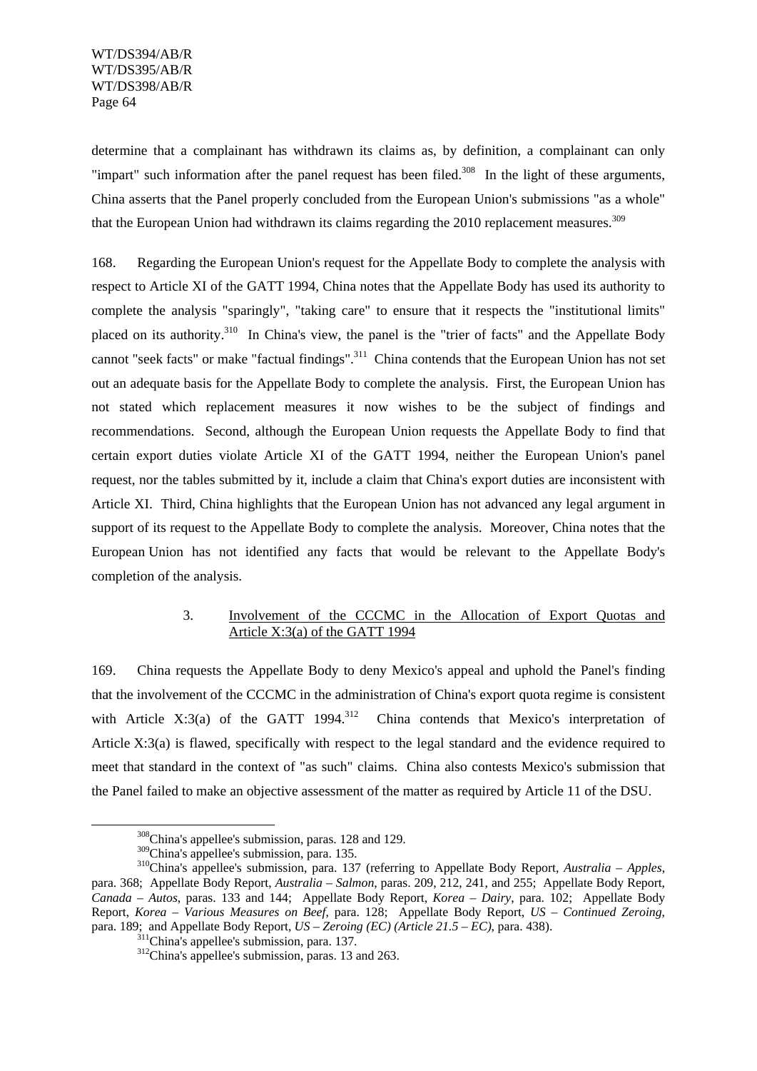determine that a complainant has withdrawn its claims as, by definition, a complainant can only "impart" such information after the panel request has been filed.[308] In the light of these arguments, China asserts that the Panel properly concluded from the European Union's submissions "as a whole" that the European Union had withdrawn its claims regarding the 2010 replacement measures.[309]

168. Regarding the European Union's request for the Appellate Body to complete the analysis with respect to Article XI of the GATT 1994, China notes that the Appellate Body has used its authority to complete the analysis "sparingly", "taking care" to ensure that it respects the "institutional limits" placed on its authority.[310] In China's view, the panel is the "trier of facts" and the Appellate Body cannot "seek facts" or make "factual findings".[311] China contends that the European Union has not set out an adequate basis for the Appellate Body to complete the analysis. First, the European Union has not stated which replacement measures it now wishes to be the subject of findings and recommendations. Second, although the European Union requests the Appellate Body to find that certain export duties violate Article XI of the GATT 1994, neither the European Union's panel request, nor the tables submitted by it, include a claim that China's export duties are inconsistent with Article XI. Third, China highlights that the European Union has not advanced any legal argument in support of its request to the Appellate Body to complete the analysis. Moreover, China notes that the European Union has not identified any facts that would be relevant to the Appellate Body's completion of the analysis.

### 3. Involvement of the CCCMC in the Allocation of Export Quotas and Article X:3(a) of the GATT 1994

169. China requests the Appellate Body to deny Mexico's appeal and uphold the Panel's finding that the involvement of the CCCMC in the administration of China's export quota regime is consistent with Article X:3(a) of the GATT 1994.[312] China contends that Mexico's interpretation of Article X:3(a) is flawed, specifically with respect to the legal standard and the evidence required to meet that standard in the context of "as such" claims. China also contests Mexico's submission that the Panel failed to make an objective assessment of the matter as required by Article 11 of the DSU.

---

[308] China's appellee's submission, paras. 128 and 129.

[309] China's appellee's submission, para. 135.

[310] China's appellee's submission, para. 137 (referring to Appellate Body Report, *Australia – Apples*, para. 368; Appellate Body Report, *Australia – Salmon*, paras. 209, 212, 241, and 255; Appellate Body Report, *Canada – Autos*, paras. 133 and 144; Appellate Body Report, *Korea – Dairy*, para. 102; Appellate Body Report, *Korea – Various Measures on Beef*, para. 128; Appellate Body Report, *US – Continued Zeroing*, para. 189; and Appellate Body Report, *US – Zeroing (EC) (Article 21.5 – EC)*, para. 438).

[311] China's appellee's submission, para. 137.

[312] China's appellee's submission, paras. 13 and 263.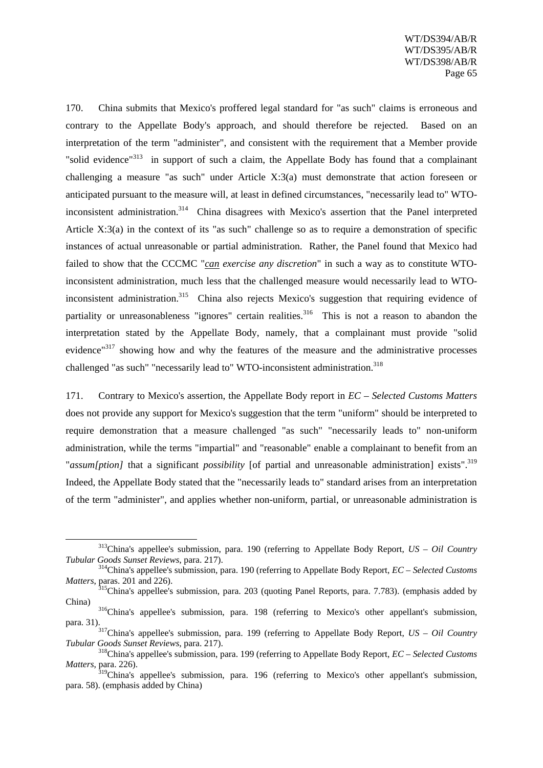170. China submits that Mexico's proffered legal standard for "as such" claims is erroneous and contrary to the Appellate Body's approach, and should therefore be rejected. Based on an interpretation of the term "administer", and consistent with the requirement that a Member provide "solid evidence"[313] in support of such a claim, the Appellate Body has found that a complainant challenging a measure "as such" under Article X:3(a) must demonstrate that action foreseen or anticipated pursuant to the measure will, at least in defined circumstances, "necessarily lead to" WTO-inconsistent administration.[314] China disagrees with Mexico's assertion that the Panel interpreted Article X:3(a) in the context of its "as such" challenge so as to require a demonstration of specific instances of actual unreasonable or partial administration. Rather, the Panel found that Mexico had failed to show that the CCCMC "*can exercise any discretion*" in such a way as to constitute WTO-inconsistent administration, much less that the challenged measure would necessarily lead to WTO-inconsistent administration.[315] China also rejects Mexico's suggestion that requiring evidence of partiality or unreasonableness "ignores" certain realities.[316] This is not a reason to abandon the interpretation stated by the Appellate Body, namely, that a complainant must provide "solid evidence"[317] showing how and why the features of the measure and the administrative processes challenged "as such" "necessarily lead to" WTO-inconsistent administration.[318]

171. Contrary to Mexico's assertion, the Appellate Body report in *EC – Selected Customs Matters* does not provide any support for Mexico's suggestion that the term "uniform" should be interpreted to require demonstration that a measure challenged "as such" "necessarily leads to" non-uniform administration, while the terms "impartial" and "reasonable" enable a complainant to benefit from an "*assum[ption]* that a significant *possibility* [of partial and unreasonable administration] exists".[319] Indeed, the Appellate Body stated that the "necessarily leads to" standard arises from an interpretation of the term "administer", and applies whether non-uniform, partial, or unreasonable administration is

---

[313] China's appellee's submission, para. 190 (referring to Appellate Body Report, *US – Oil Country Tubular Goods Sunset Reviews*, para. 217).

[314] China's appellee's submission, para. 190 (referring to Appellate Body Report, *EC – Selected Customs Matters*, paras. 201 and 226).

[315] China's appellee's submission, para. 203 (quoting Panel Reports, para. 7.783). (emphasis added by China)

[316] China's appellee's submission, para. 198 (referring to Mexico's other appellant's submission, para. 31).

[317] China's appellee's submission, para. 199 (referring to Appellate Body Report, *US – Oil Country Tubular Goods Sunset Reviews*, para. 217).

[318] China's appellee's submission, para. 199 (referring to Appellate Body Report, *EC – Selected Customs Matters*, para. 226).

[319] China's appellee's submission, para. 196 (referring to Mexico's other appellant's submission, para. 58). (emphasis added by China)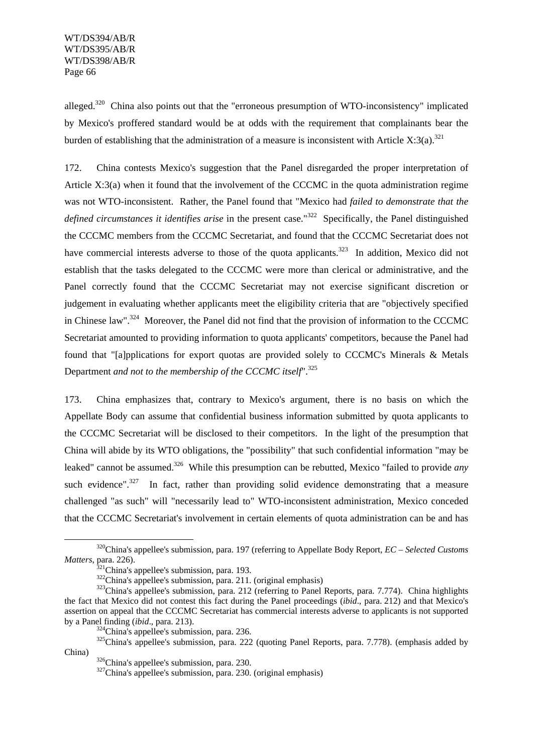alleged.[320] China also points out that the "erroneous presumption of WTO-inconsistency" implicated by Mexico's proffered standard would be at odds with the requirement that complainants bear the burden of establishing that the administration of a measure is inconsistent with Article X:3(a).[321]

172. China contests Mexico's suggestion that the Panel disregarded the proper interpretation of Article X:3(a) when it found that the involvement of the CCCMC in the quota administration regime was not WTO-inconsistent. Rather, the Panel found that "Mexico had *failed to demonstrate that the defined circumstances it identifies arise* in the present case."[322] Specifically, the Panel distinguished the CCCMC members from the CCCMC Secretariat, and found that the CCCMC Secretariat does not have commercial interests adverse to those of the quota applicants.[323] In addition, Mexico did not establish that the tasks delegated to the CCCMC were more than clerical or administrative, and the Panel correctly found that the CCCMC Secretariat may not exercise significant discretion or judgement in evaluating whether applicants meet the eligibility criteria that are "objectively specified in Chinese law".[324] Moreover, the Panel did not find that the provision of information to the CCCMC Secretariat amounted to providing information to quota applicants' competitors, because the Panel had found that "[a]pplications for export quotas are provided solely to CCCMC's Minerals & Metals Department *and not to the membership of the CCCMC itself*".[325]

173. China emphasizes that, contrary to Mexico's argument, there is no basis on which the Appellate Body can assume that confidential business information submitted by quota applicants to the CCCMC Secretariat will be disclosed to their competitors. In the light of the presumption that China will abide by its WTO obligations, the "possibility" that such confidential information "may be leaked" cannot be assumed.[326] While this presumption can be rebutted, Mexico "failed to provide *any* such evidence".[327] In fact, rather than providing solid evidence demonstrating that a measure challenged "as such" will "necessarily lead to" WTO-inconsistent administration, Mexico conceded that the CCCMC Secretariat's involvement in certain elements of quota administration can be and has

---

[320] China's appellee's submission, para. 197 (referring to Appellate Body Report, *EC – Selected Customs Matters*, para. 226).

[321] China's appellee's submission, para. 193.

[322] China's appellee's submission, para. 211. (original emphasis)

[323] China's appellee's submission, para. 212 (referring to Panel Reports, para. 7.774). China highlights the fact that Mexico did not contest this fact during the Panel proceedings (*ibid*., para. 212) and that Mexico's assertion on appeal that the CCCMC Secretariat has commercial interests adverse to applicants is not supported by a Panel finding (*ibid*., para. 213).

[324] China's appellee's submission, para. 236.

[325] China's appellee's submission, para. 222 (quoting Panel Reports, para. 7.778). (emphasis added by China)

[326] China's appellee's submission, para. 230.

[327] China's appellee's submission, para. 230. (original emphasis)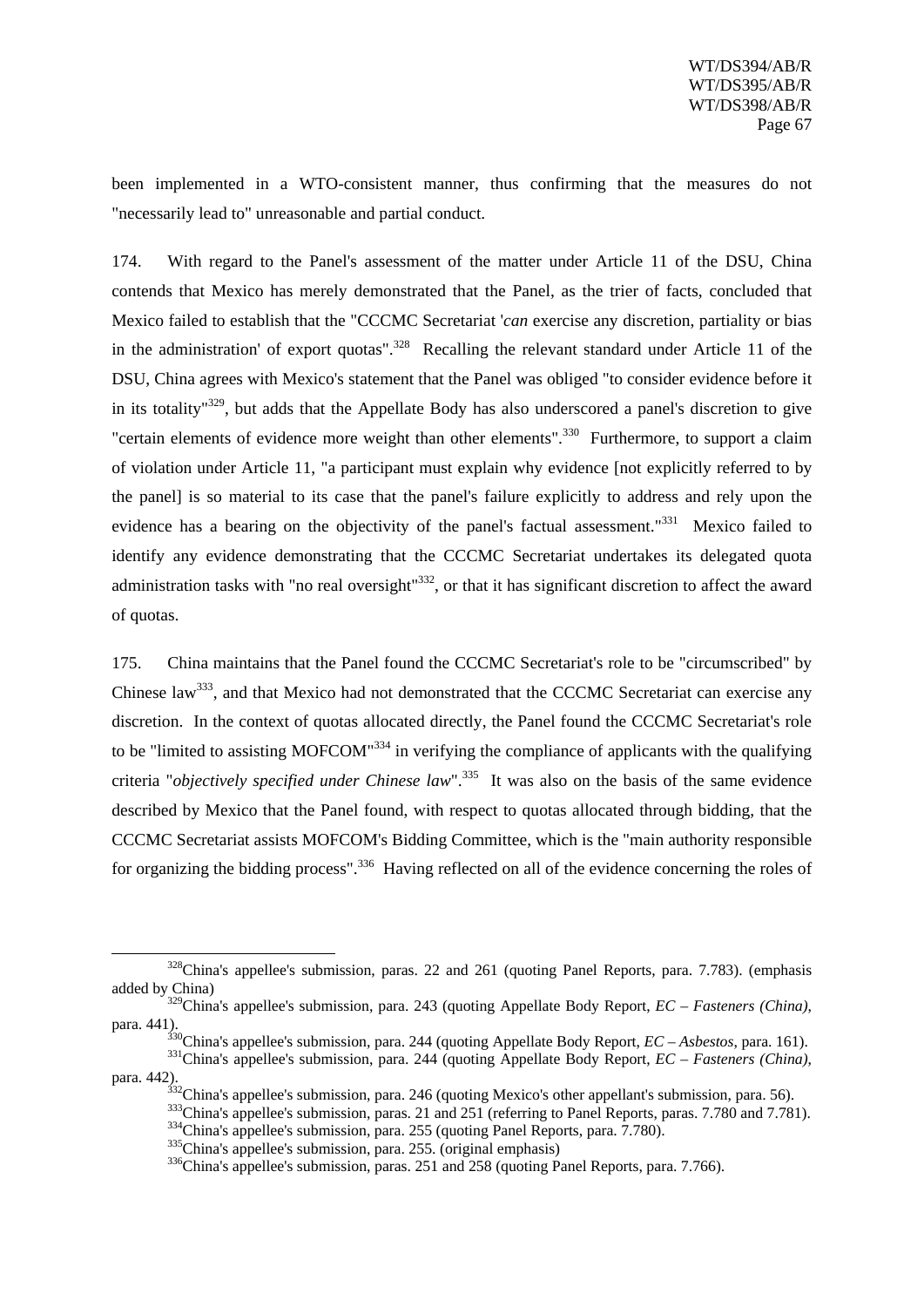been implemented in a WTO-consistent manner, thus confirming that the measures do not "necessarily lead to" unreasonable and partial conduct.

174. With regard to the Panel's assessment of the matter under Article 11 of the DSU, China contends that Mexico has merely demonstrated that the Panel, as the trier of facts, concluded that Mexico failed to establish that the "CCCMC Secretariat '*can* exercise any discretion, partiality or bias in the administration' of export quotas".[328] Recalling the relevant standard under Article 11 of the DSU, China agrees with Mexico's statement that the Panel was obliged "to consider evidence before it in its totality"[329], but adds that the Appellate Body has also underscored a panel's discretion to give "certain elements of evidence more weight than other elements".[330] Furthermore, to support a claim of violation under Article 11, "a participant must explain why evidence [not explicitly referred to by the panel] is so material to its case that the panel's failure explicitly to address and rely upon the evidence has a bearing on the objectivity of the panel's factual assessment."[331] Mexico failed to identify any evidence demonstrating that the CCCMC Secretariat undertakes its delegated quota administration tasks with "no real oversight"[332], or that it has significant discretion to affect the award of quotas.

175. China maintains that the Panel found the CCCMC Secretariat's role to be "circumscribed" by Chinese law[333], and that Mexico had not demonstrated that the CCCMC Secretariat can exercise any discretion. In the context of quotas allocated directly, the Panel found the CCCMC Secretariat's role to be "limited to assisting MOFCOM"[334] in verifying the compliance of applicants with the qualifying criteria "*objectively specified under Chinese law*".[335] It was also on the basis of the same evidence described by Mexico that the Panel found, with respect to quotas allocated through bidding, that the CCCMC Secretariat assists MOFCOM's Bidding Committee, which is the "main authority responsible for organizing the bidding process".[336] Having reflected on all of the evidence concerning the roles of

---

[328] China's appellee's submission, paras. 22 and 261 (quoting Panel Reports, para. 7.783). (emphasis added by China)

[329] China's appellee's submission, para. 243 (quoting Appellate Body Report, *EC – Fasteners (China)*, para. 441).

[330] China's appellee's submission, para. 244 (quoting Appellate Body Report, *EC – Asbestos*, para. 161).

[331] China's appellee's submission, para. 244 (quoting Appellate Body Report, *EC – Fasteners (China)*, para. 442).

[332] China's appellee's submission, para. 246 (quoting Mexico's other appellant's submission, para. 56).

[333] China's appellee's submission, paras. 21 and 251 (referring to Panel Reports, paras. 7.780 and 7.781).

[334] China's appellee's submission, para. 255 (quoting Panel Reports, para. 7.780).

[335] China's appellee's submission, para. 255. (original emphasis)

[336] China's appellee's submission, paras. 251 and 258 (quoting Panel Reports, para. 7.766).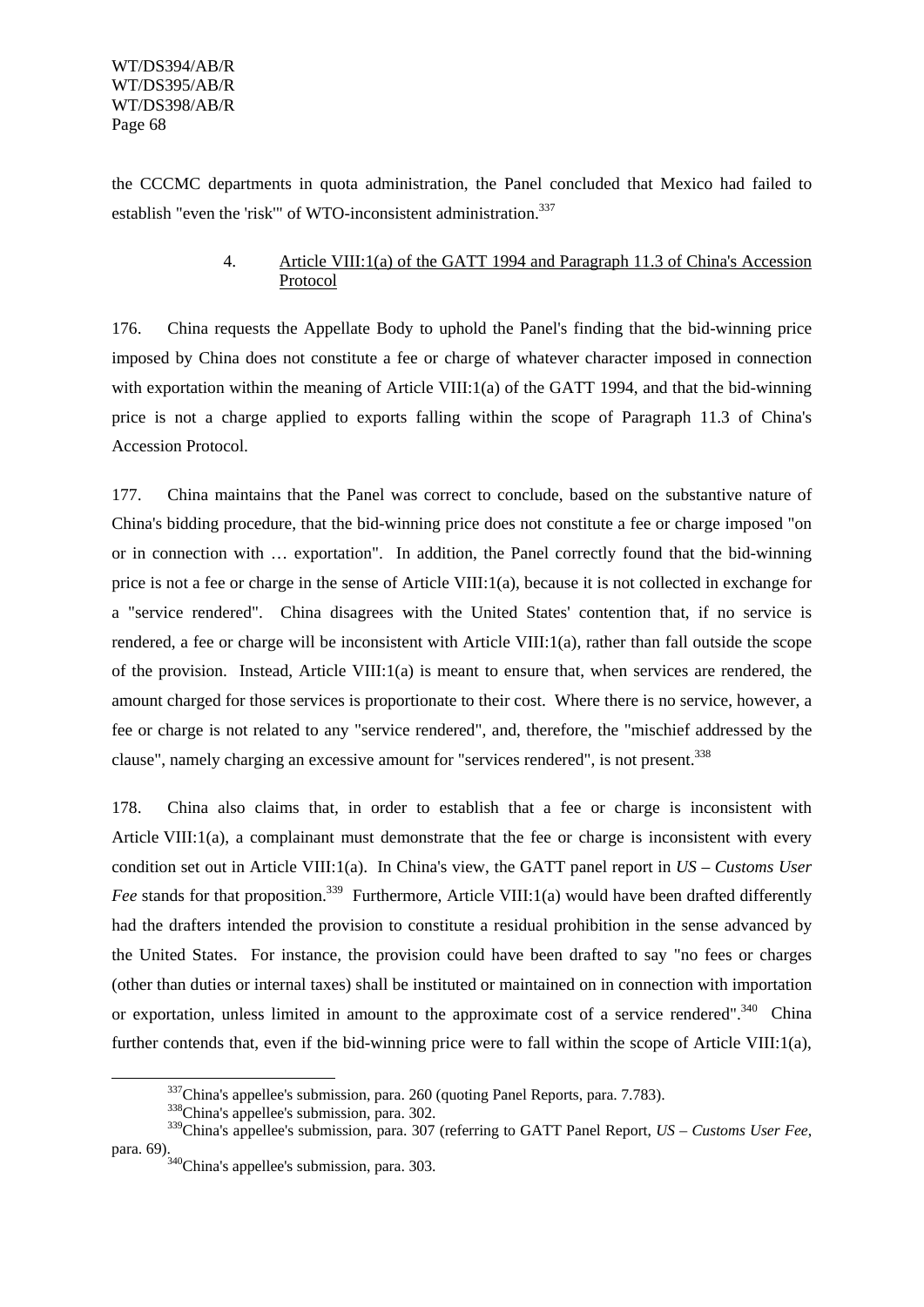the CCCMC departments in quota administration, the Panel concluded that Mexico had failed to establish "even the 'risk'" of WTO-inconsistent administration.[337]

### 4. Article VIII:1(a) of the GATT 1994 and Paragraph 11.3 of China's Accession Protocol

176. China requests the Appellate Body to uphold the Panel's finding that the bid-winning price imposed by China does not constitute a fee or charge of whatever character imposed in connection with exportation within the meaning of Article VIII:1(a) of the GATT 1994, and that the bid-winning price is not a charge applied to exports falling within the scope of Paragraph 11.3 of China's Accession Protocol.

177. China maintains that the Panel was correct to conclude, based on the substantive nature of China's bidding procedure, that the bid-winning price does not constitute a fee or charge imposed "on or in connection with … exportation". In addition, the Panel correctly found that the bid-winning price is not a fee or charge in the sense of Article VIII:1(a), because it is not collected in exchange for a "service rendered". China disagrees with the United States' contention that, if no service is rendered, a fee or charge will be inconsistent with Article VIII:1(a), rather than fall outside the scope of the provision. Instead, Article VIII:1(a) is meant to ensure that, when services are rendered, the amount charged for those services is proportionate to their cost. Where there is no service, however, a fee or charge is not related to any "service rendered", and, therefore, the "mischief addressed by the clause", namely charging an excessive amount for "services rendered", is not present.[338]

178. China also claims that, in order to establish that a fee or charge is inconsistent with Article VIII:1(a), a complainant must demonstrate that the fee or charge is inconsistent with every condition set out in Article VIII:1(a). In China's view, the GATT panel report in *US – Customs User Fee* stands for that proposition.[339] Furthermore, Article VIII:1(a) would have been drafted differently had the drafters intended the provision to constitute a residual prohibition in the sense advanced by the United States. For instance, the provision could have been drafted to say "no fees or charges (other than duties or internal taxes) shall be instituted or maintained on in connection with importation or exportation, unless limited in amount to the approximate cost of a service rendered".[340] China further contends that, even if the bid-winning price were to fall within the scope of Article VIII:1(a),

---

[337] China's appellee's submission, para. 260 (quoting Panel Reports, para. 7.783).

[338] China's appellee's submission, para. 302.

[339] China's appellee's submission, para. 307 (referring to GATT Panel Report, *US – Customs User Fee*, para. 69).

[340] China's appellee's submission, para. 303.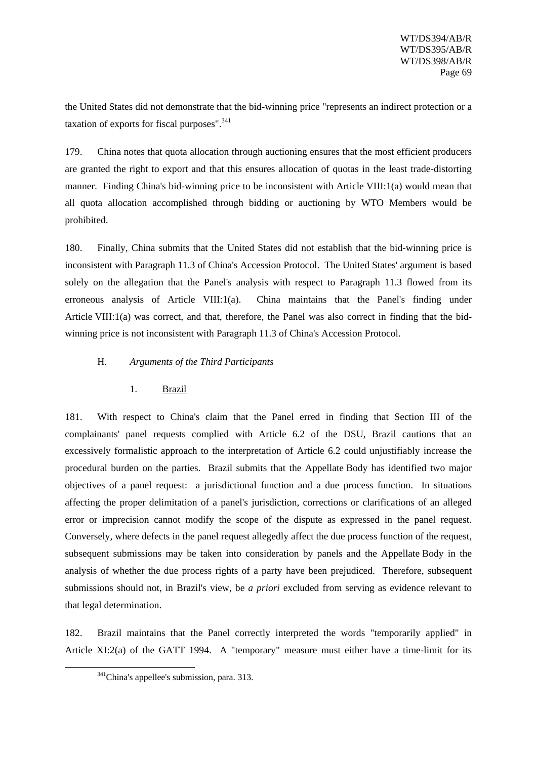the United States did not demonstrate that the bid-winning price "represents an indirect protection or a taxation of exports for fiscal purposes".[341]

179. China notes that quota allocation through auctioning ensures that the most efficient producers are granted the right to export and that this ensures allocation of quotas in the least trade-distorting manner. Finding China's bid-winning price to be inconsistent with Article VIII:1(a) would mean that all quota allocation accomplished through bidding or auctioning by WTO Members would be prohibited.

180. Finally, China submits that the United States did not establish that the bid-winning price is inconsistent with Paragraph 11.3 of China's Accession Protocol. The United States' argument is based solely on the allegation that the Panel's analysis with respect to Paragraph 11.3 flowed from its erroneous analysis of Article VIII:1(a). China maintains that the Panel's finding under Article VIII:1(a) was correct, and that, therefore, the Panel was also correct in finding that the bid-winning price is not inconsistent with Paragraph 11.3 of China's Accession Protocol.

### H. *Arguments of the Third Participants*

#### 1. Brazil

181. With respect to China's claim that the Panel erred in finding that Section III of the complainants' panel requests complied with Article 6.2 of the DSU, Brazil cautions that an excessively formalistic approach to the interpretation of Article 6.2 could unjustifiably increase the procedural burden on the parties. Brazil submits that the Appellate Body has identified two major objectives of a panel request: a jurisdictional function and a due process function. In situations affecting the proper delimitation of a panel's jurisdiction, corrections or clarifications of an alleged error or imprecision cannot modify the scope of the dispute as expressed in the panel request. Conversely, where defects in the panel request allegedly affect the due process function of the request, subsequent submissions may be taken into consideration by panels and the Appellate Body in the analysis of whether the due process rights of a party have been prejudiced. Therefore, subsequent submissions should not, in Brazil's view, be *a priori* excluded from serving as evidence relevant to that legal determination.

182. Brazil maintains that the Panel correctly interpreted the words "temporarily applied" in Article XI:2(a) of the GATT 1994. A "temporary" measure must either have a time-limit for its

[341] China's appellee's submission, para. 313.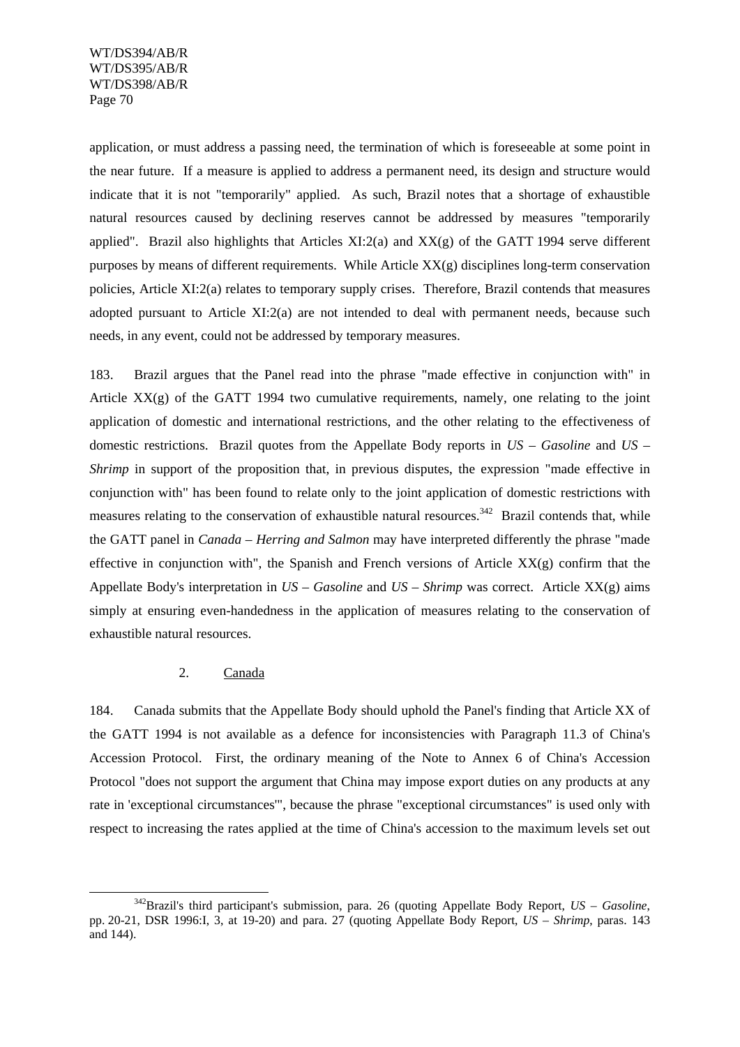application, or must address a passing need, the termination of which is foreseeable at some point in the near future. If a measure is applied to address a permanent need, its design and structure would indicate that it is not "temporarily" applied. As such, Brazil notes that a shortage of exhaustible natural resources caused by declining reserves cannot be addressed by measures "temporarily applied". Brazil also highlights that Articles XI:2(a) and XX(g) of the GATT 1994 serve different purposes by means of different requirements. While Article XX(g) disciplines long-term conservation policies, Article XI:2(a) relates to temporary supply crises. Therefore, Brazil contends that measures adopted pursuant to Article XI:2(a) are not intended to deal with permanent needs, because such needs, in any event, could not be addressed by temporary measures.

183. Brazil argues that the Panel read into the phrase "made effective in conjunction with" in Article XX(g) of the GATT 1994 two cumulative requirements, namely, one relating to the joint application of domestic and international restrictions, and the other relating to the effectiveness of domestic restrictions. Brazil quotes from the Appellate Body reports in *US – Gasoline* and *US – Shrimp* in support of the proposition that, in previous disputes, the expression "made effective in conjunction with" has been found to relate only to the joint application of domestic restrictions with measures relating to the conservation of exhaustible natural resources.[342] Brazil contends that, while the GATT panel in *Canada – Herring and Salmon* may have interpreted differently the phrase "made effective in conjunction with", the Spanish and French versions of Article XX(g) confirm that the Appellate Body's interpretation in *US – Gasoline* and *US – Shrimp* was correct. Article XX(g) aims simply at ensuring even-handedness in the application of measures relating to the conservation of exhaustible natural resources.

2. Canada

184. Canada submits that the Appellate Body should uphold the Panel's finding that Article XX of the GATT 1994 is not available as a defence for inconsistencies with Paragraph 11.3 of China's Accession Protocol. First, the ordinary meaning of the Note to Annex 6 of China's Accession Protocol "does not support the argument that China may impose export duties on any products at any rate in 'exceptional circumstances'", because the phrase "exceptional circumstances" is used only with respect to increasing the rates applied at the time of China's accession to the maximum levels set out

---

[342] Brazil's third participant's submission, para. 26 (quoting Appellate Body Report, *US – Gasoline*, pp. 20-21, DSR 1996:I, 3, at 19-20) and para. 27 (quoting Appellate Body Report, *US – Shrimp*, paras. 143 and 144).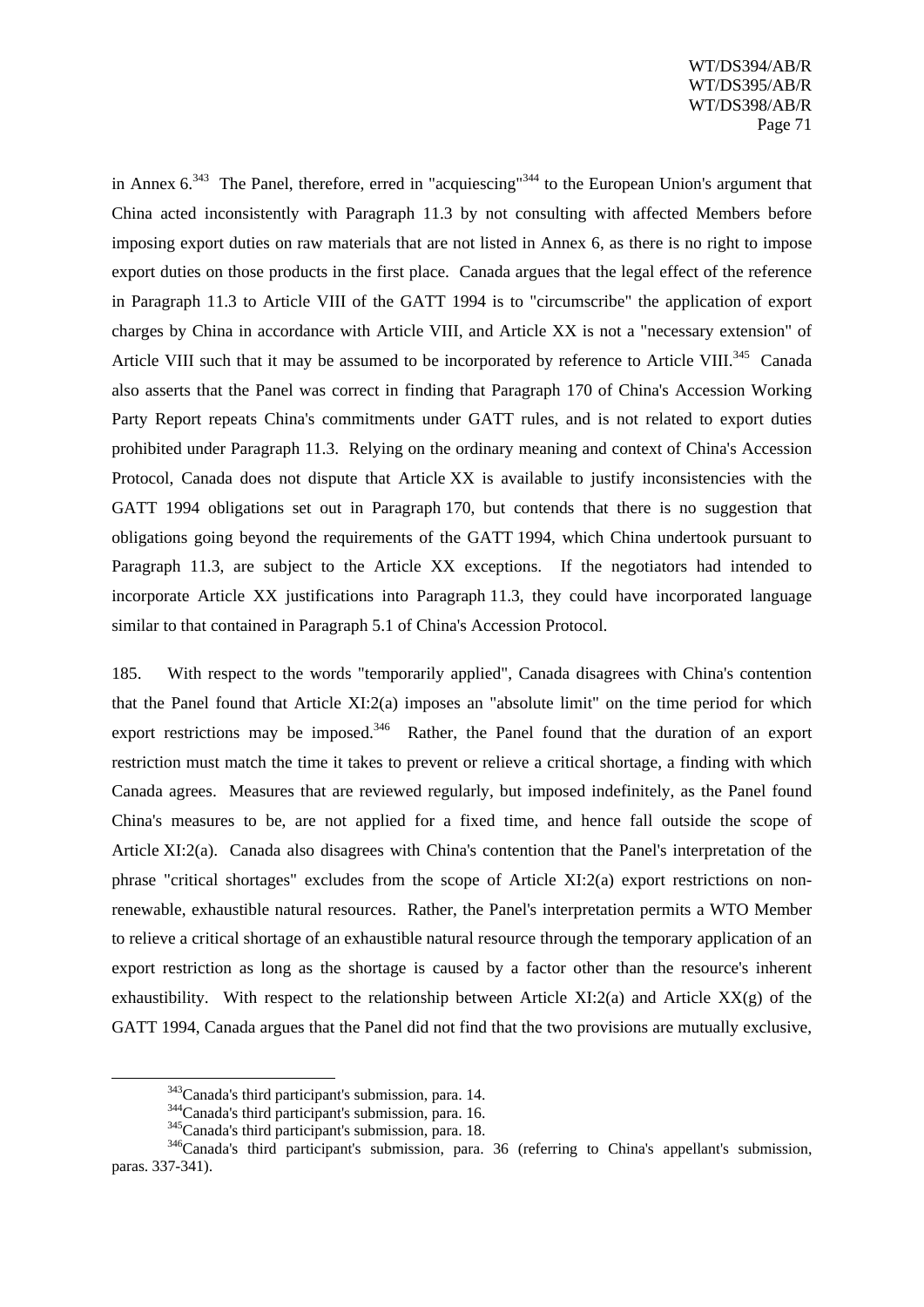in Annex 6.[343] The Panel, therefore, erred in "acquiescing"[344] to the European Union's argument that China acted inconsistently with Paragraph 11.3 by not consulting with affected Members before imposing export duties on raw materials that are not listed in Annex 6, as there is no right to impose export duties on those products in the first place. Canada argues that the legal effect of the reference in Paragraph 11.3 to Article VIII of the GATT 1994 is to "circumscribe" the application of export charges by China in accordance with Article VIII, and Article XX is not a "necessary extension" of Article VIII such that it may be assumed to be incorporated by reference to Article VIII.[345] Canada also asserts that the Panel was correct in finding that Paragraph 170 of China's Accession Working Party Report repeats China's commitments under GATT rules, and is not related to export duties prohibited under Paragraph 11.3. Relying on the ordinary meaning and context of China's Accession Protocol, Canada does not dispute that Article XX is available to justify inconsistencies with the GATT 1994 obligations set out in Paragraph 170, but contends that there is no suggestion that obligations going beyond the requirements of the GATT 1994, which China undertook pursuant to Paragraph 11.3, are subject to the Article XX exceptions. If the negotiators had intended to incorporate Article XX justifications into Paragraph 11.3, they could have incorporated language similar to that contained in Paragraph 5.1 of China's Accession Protocol.

185. With respect to the words "temporarily applied", Canada disagrees with China's contention that the Panel found that Article XI:2(a) imposes an "absolute limit" on the time period for which export restrictions may be imposed.[346] Rather, the Panel found that the duration of an export restriction must match the time it takes to prevent or relieve a critical shortage, a finding with which Canada agrees. Measures that are reviewed regularly, but imposed indefinitely, as the Panel found China's measures to be, are not applied for a fixed time, and hence fall outside the scope of Article XI:2(a). Canada also disagrees with China's contention that the Panel's interpretation of the phrase "critical shortages" excludes from the scope of Article XI:2(a) export restrictions on non-renewable, exhaustible natural resources. Rather, the Panel's interpretation permits a WTO Member to relieve a critical shortage of an exhaustible natural resource through the temporary application of an export restriction as long as the shortage is caused by a factor other than the resource's inherent exhaustibility. With respect to the relationship between Article XI:2(a) and Article XX(g) of the GATT 1994, Canada argues that the Panel did not find that the two provisions are mutually exclusive,

---

[343] Canada's third participant's submission, para. 14.

[344] Canada's third participant's submission, para. 16.

[345] Canada's third participant's submission, para. 18.

[346] Canada's third participant's submission, para. 36 (referring to China's appellant's submission, paras. 337-341).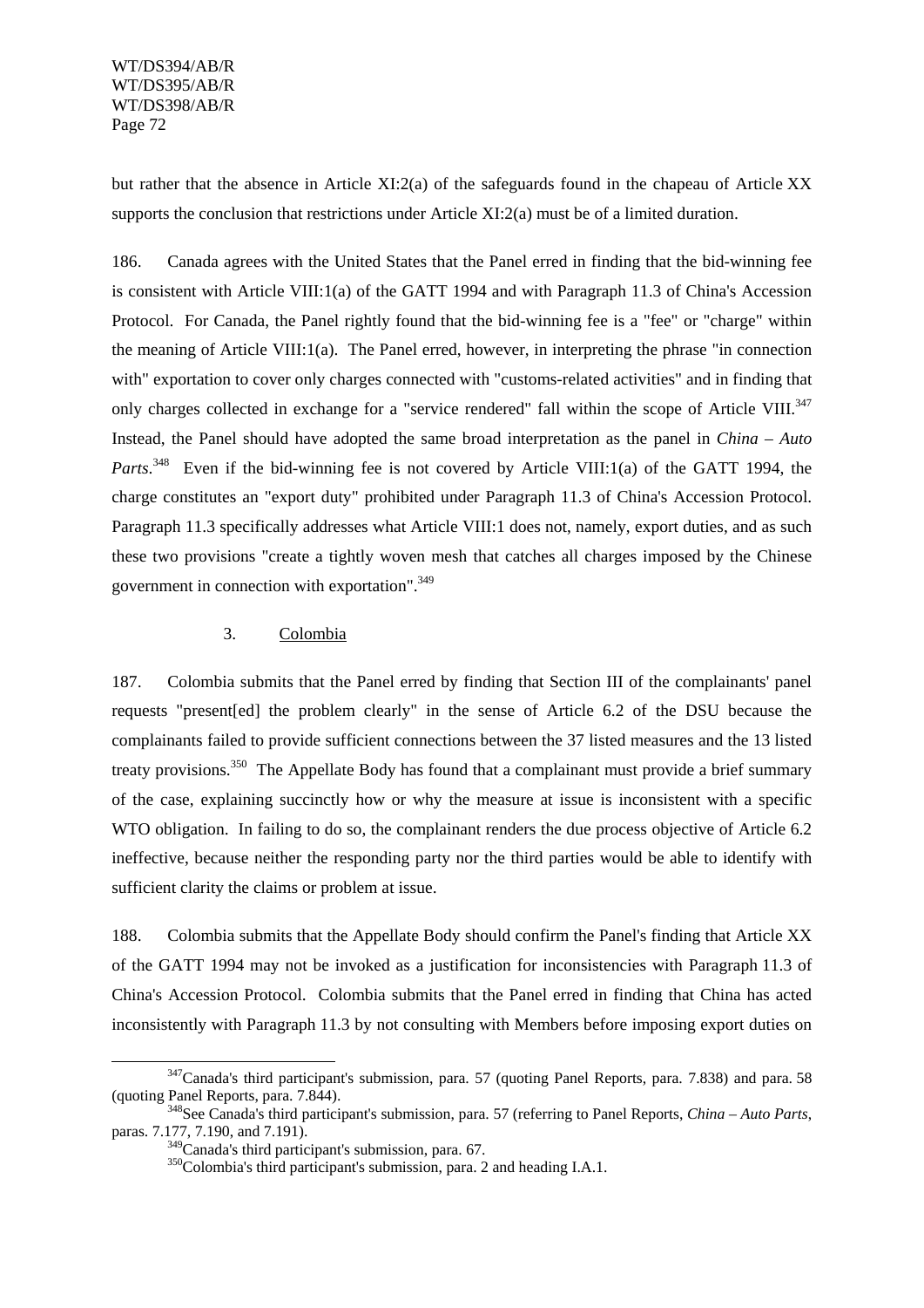but rather that the absence in Article XI:2(a) of the safeguards found in the chapeau of Article XX supports the conclusion that restrictions under Article XI:2(a) must be of a limited duration.

186. Canada agrees with the United States that the Panel erred in finding that the bid-winning fee is consistent with Article VIII:1(a) of the GATT 1994 and with Paragraph 11.3 of China's Accession Protocol. For Canada, the Panel rightly found that the bid-winning fee is a "fee" or "charge" within the meaning of Article VIII:1(a). The Panel erred, however, in interpreting the phrase "in connection with" exportation to cover only charges connected with "customs-related activities" and in finding that only charges collected in exchange for a "service rendered" fall within the scope of Article VIII.[347] Instead, the Panel should have adopted the same broad interpretation as the panel in *China – Auto Parts*.[348] Even if the bid-winning fee is not covered by Article VIII:1(a) of the GATT 1994, the charge constitutes an "export duty" prohibited under Paragraph 11.3 of China's Accession Protocol. Paragraph 11.3 specifically addresses what Article VIII:1 does not, namely, export duties, and as such these two provisions "create a tightly woven mesh that catches all charges imposed by the Chinese government in connection with exportation".[349]

### 3. Colombia

187. Colombia submits that the Panel erred by finding that Section III of the complainants' panel requests "present[ed] the problem clearly" in the sense of Article 6.2 of the DSU because the complainants failed to provide sufficient connections between the 37 listed measures and the 13 listed treaty provisions.[350] The Appellate Body has found that a complainant must provide a brief summary of the case, explaining succinctly how or why the measure at issue is inconsistent with a specific WTO obligation. In failing to do so, the complainant renders the due process objective of Article 6.2 ineffective, because neither the responding party nor the third parties would be able to identify with sufficient clarity the claims or problem at issue.

188. Colombia submits that the Appellate Body should confirm the Panel's finding that Article XX of the GATT 1994 may not be invoked as a justification for inconsistencies with Paragraph 11.3 of China's Accession Protocol. Colombia submits that the Panel erred in finding that China has acted inconsistently with Paragraph 11.3 by not consulting with Members before imposing export duties on

---

[347] Canada's third participant's submission, para. 57 (quoting Panel Reports, para. 7.838) and para. 58 (quoting Panel Reports, para. 7.844).

[348] See Canada's third participant's submission, para. 57 (referring to Panel Reports, *China – Auto Parts*, paras. 7.177, 7.190, and 7.191).

[349] Canada's third participant's submission, para. 67.

[350] Colombia's third participant's submission, para. 2 and heading I.A.1.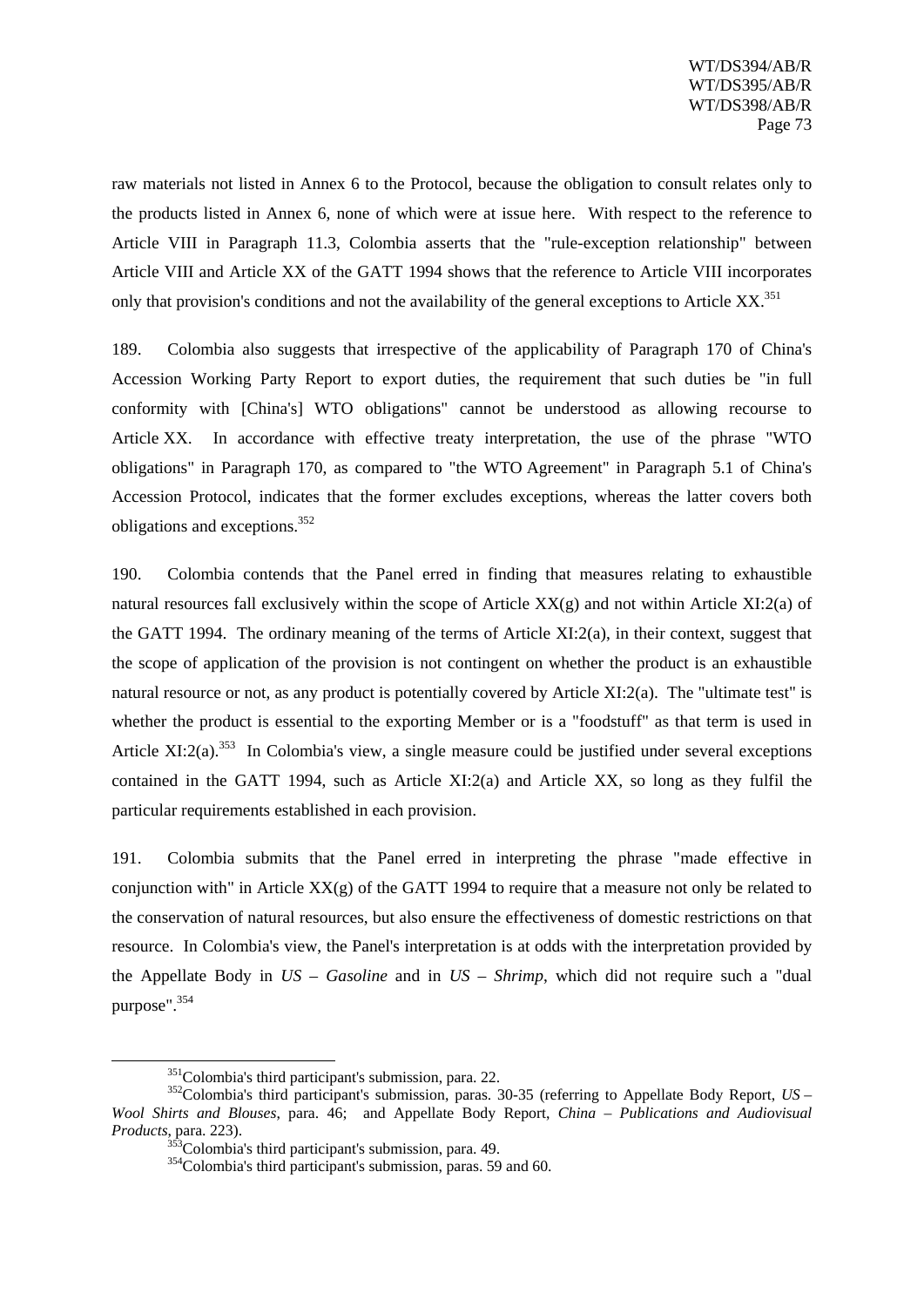raw materials not listed in Annex 6 to the Protocol, because the obligation to consult relates only to the products listed in Annex 6, none of which were at issue here. With respect to the reference to Article VIII in Paragraph 11.3, Colombia asserts that the "rule-exception relationship" between Article VIII and Article XX of the GATT 1994 shows that the reference to Article VIII incorporates only that provision's conditions and not the availability of the general exceptions to Article XX.[351]

189. Colombia also suggests that irrespective of the applicability of Paragraph 170 of China's Accession Working Party Report to export duties, the requirement that such duties be "in full conformity with [China's] WTO obligations" cannot be understood as allowing recourse to Article XX. In accordance with effective treaty interpretation, the use of the phrase "WTO obligations" in Paragraph 170, as compared to "the WTO Agreement" in Paragraph 5.1 of China's Accession Protocol, indicates that the former excludes exceptions, whereas the latter covers both obligations and exceptions.[352]

190. Colombia contends that the Panel erred in finding that measures relating to exhaustible natural resources fall exclusively within the scope of Article XX(g) and not within Article XI:2(a) of the GATT 1994. The ordinary meaning of the terms of Article XI:2(a), in their context, suggest that the scope of application of the provision is not contingent on whether the product is an exhaustible natural resource or not, as any product is potentially covered by Article XI:2(a). The "ultimate test" is whether the product is essential to the exporting Member or is a "foodstuff" as that term is used in Article XI:2(a).[353] In Colombia's view, a single measure could be justified under several exceptions contained in the GATT 1994, such as Article XI:2(a) and Article XX, so long as they fulfil the particular requirements established in each provision.

191. Colombia submits that the Panel erred in interpreting the phrase "made effective in conjunction with" in Article XX(g) of the GATT 1994 to require that a measure not only be related to the conservation of natural resources, but also ensure the effectiveness of domestic restrictions on that resource. In Colombia's view, the Panel's interpretation is at odds with the interpretation provided by the Appellate Body in *US – Gasoline* and in *US – Shrimp*, which did not require such a "dual purpose".[354]

---

[351] Colombia's third participant's submission, para. 22.

[352] Colombia's third participant's submission, paras. 30-35 (referring to Appellate Body Report, *US – Wool Shirts and Blouses*, para. 46; and Appellate Body Report, *China – Publications and Audiovisual Products*, para. 223).

[353] Colombia's third participant's submission, para. 49.

[354] Colombia's third participant's submission, paras. 59 and 60.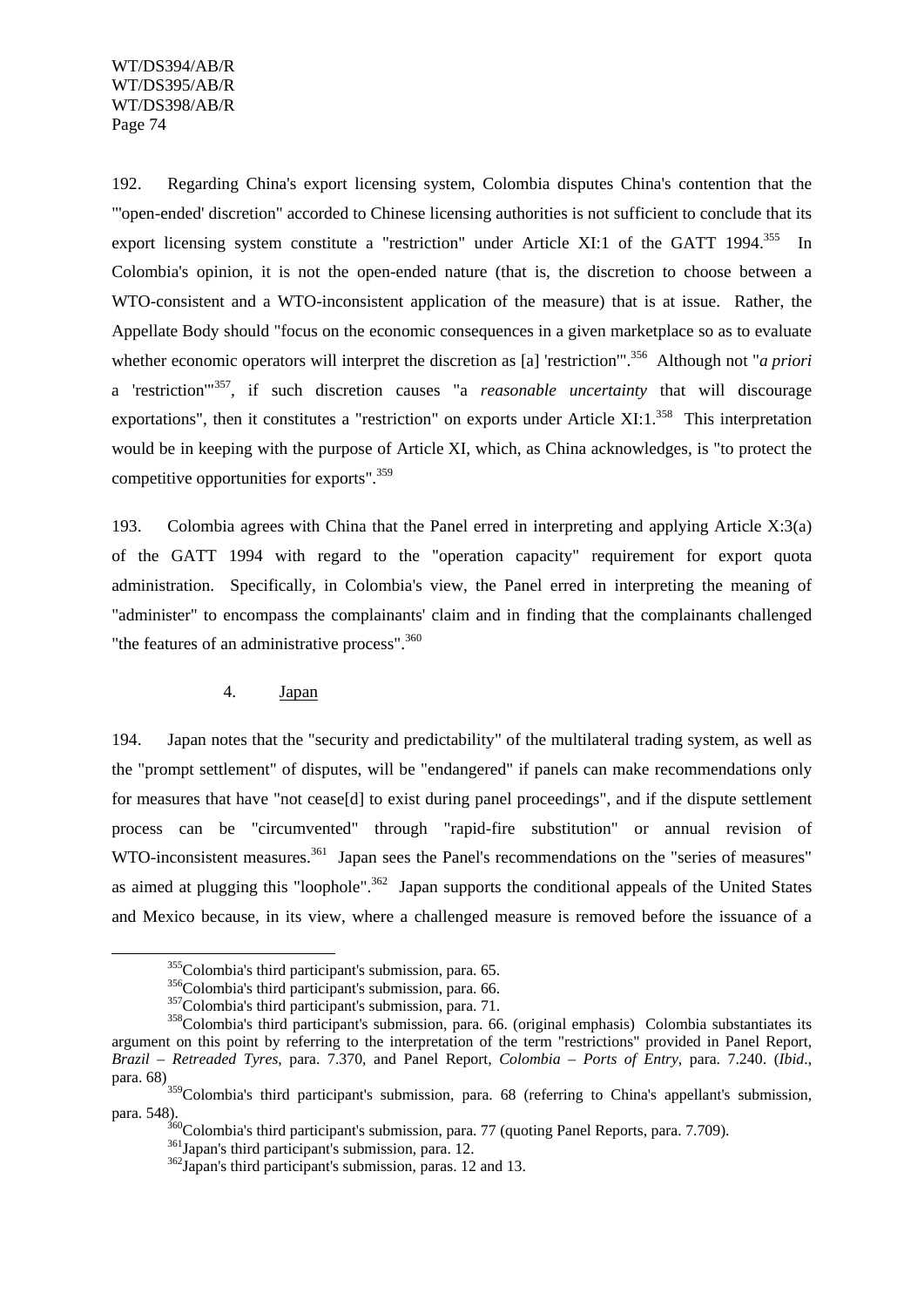192. Regarding China's export licensing system, Colombia disputes China's contention that the "'open-ended' discretion" accorded to Chinese licensing authorities is not sufficient to conclude that its export licensing system constitute a "restriction" under Article XI:1 of the GATT 1994.[355] In Colombia's opinion, it is not the open-ended nature (that is, the discretion to choose between a WTO-consistent and a WTO-inconsistent application of the measure) that is at issue. Rather, the Appellate Body should "focus on the economic consequences in a given marketplace so as to evaluate whether economic operators will interpret the discretion as [a] 'restriction'".[356] Although not "*a priori* a 'restriction'"[357], if such discretion causes "a *reasonable uncertainty* that will discourage exportations", then it constitutes a "restriction" on exports under Article XI:1.[358] This interpretation would be in keeping with the purpose of Article XI, which, as China acknowledges, is "to protect the competitive opportunities for exports".[359]

193. Colombia agrees with China that the Panel erred in interpreting and applying Article X:3(a) of the GATT 1994 with regard to the "operation capacity" requirement for export quota administration. Specifically, in Colombia's view, the Panel erred in interpreting the meaning of "administer" to encompass the complainants' claim and in finding that the complainants challenged "the features of an administrative process".[360]

### 4. Japan

194. Japan notes that the "security and predictability" of the multilateral trading system, as well as the "prompt settlement" of disputes, will be "endangered" if panels can make recommendations only for measures that have "not cease[d] to exist during panel proceedings", and if the dispute settlement process can be "circumvented" through "rapid-fire substitution" or annual revision of WTO-inconsistent measures.[361] Japan sees the Panel's recommendations on the "series of measures" as aimed at plugging this "loophole".[362] Japan supports the conditional appeals of the United States and Mexico because, in its view, where a challenged measure is removed before the issuance of a

---

[355] Colombia's third participant's submission, para. 65.

[356] Colombia's third participant's submission, para. 66.

[357] Colombia's third participant's submission, para. 71.

[358] Colombia's third participant's submission, para. 66. (original emphasis) Colombia substantiates its argument on this point by referring to the interpretation of the term "restrictions" provided in Panel Report, *Brazil – Retreaded Tyres*, para. 7.370, and Panel Report, *Colombia – Ports of Entry*, para. 7.240. (*Ibid*., para. 68)

[359] Colombia's third participant's submission, para. 68 (referring to China's appellant's submission, para. 548).

[360] Colombia's third participant's submission, para. 77 (quoting Panel Reports, para. 7.709).

[361] Japan's third participant's submission, para. 12.

[362] Japan's third participant's submission, paras. 12 and 13.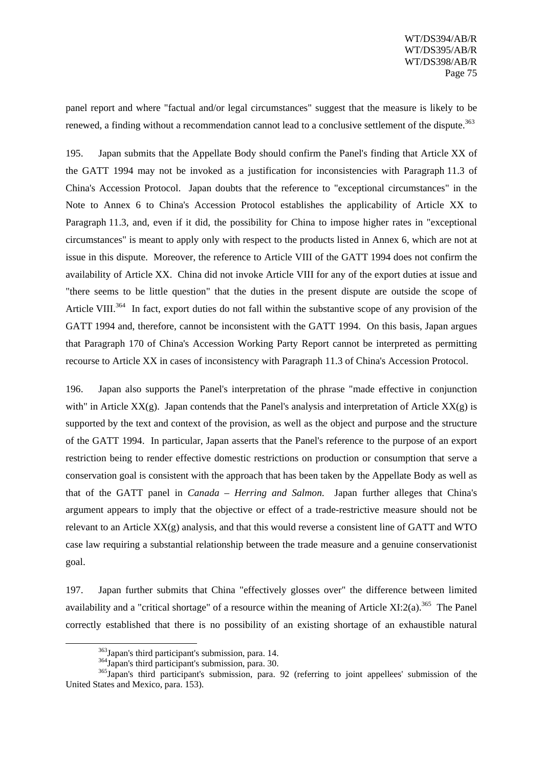panel report and where "factual and/or legal circumstances" suggest that the measure is likely to be renewed, a finding without a recommendation cannot lead to a conclusive settlement of the dispute.[363]

195. Japan submits that the Appellate Body should confirm the Panel's finding that Article XX of the GATT 1994 may not be invoked as a justification for inconsistencies with Paragraph 11.3 of China's Accession Protocol. Japan doubts that the reference to "exceptional circumstances" in the Note to Annex 6 to China's Accession Protocol establishes the applicability of Article XX to Paragraph 11.3, and, even if it did, the possibility for China to impose higher rates in "exceptional circumstances" is meant to apply only with respect to the products listed in Annex 6, which are not at issue in this dispute. Moreover, the reference to Article VIII of the GATT 1994 does not confirm the availability of Article XX. China did not invoke Article VIII for any of the export duties at issue and "there seems to be little question" that the duties in the present dispute are outside the scope of Article VIII.[364] In fact, export duties do not fall within the substantive scope of any provision of the GATT 1994 and, therefore, cannot be inconsistent with the GATT 1994. On this basis, Japan argues that Paragraph 170 of China's Accession Working Party Report cannot be interpreted as permitting recourse to Article XX in cases of inconsistency with Paragraph 11.3 of China's Accession Protocol.

196. Japan also supports the Panel's interpretation of the phrase "made effective in conjunction with" in Article XX(g). Japan contends that the Panel's analysis and interpretation of Article XX(g) is supported by the text and context of the provision, as well as the object and purpose and the structure of the GATT 1994. In particular, Japan asserts that the Panel's reference to the purpose of an export restriction being to render effective domestic restrictions on production or consumption that serve a conservation goal is consistent with the approach that has been taken by the Appellate Body as well as that of the GATT panel in *Canada – Herring and Salmon*. Japan further alleges that China's argument appears to imply that the objective or effect of a trade-restrictive measure should not be relevant to an Article XX(g) analysis, and that this would reverse a consistent line of GATT and WTO case law requiring a substantial relationship between the trade measure and a genuine conservationist goal.

197. Japan further submits that China "effectively glosses over" the difference between limited availability and a "critical shortage" of a resource within the meaning of Article XI:2(a).[365] The Panel correctly established that there is no possibility of an existing shortage of an exhaustible natural

[363] Japan's third participant's submission, para. 14.

[364] Japan's third participant's submission, para. 30.

[365] Japan's third participant's submission, para. 92 (referring to joint appellees' submission of the United States and Mexico, para. 153).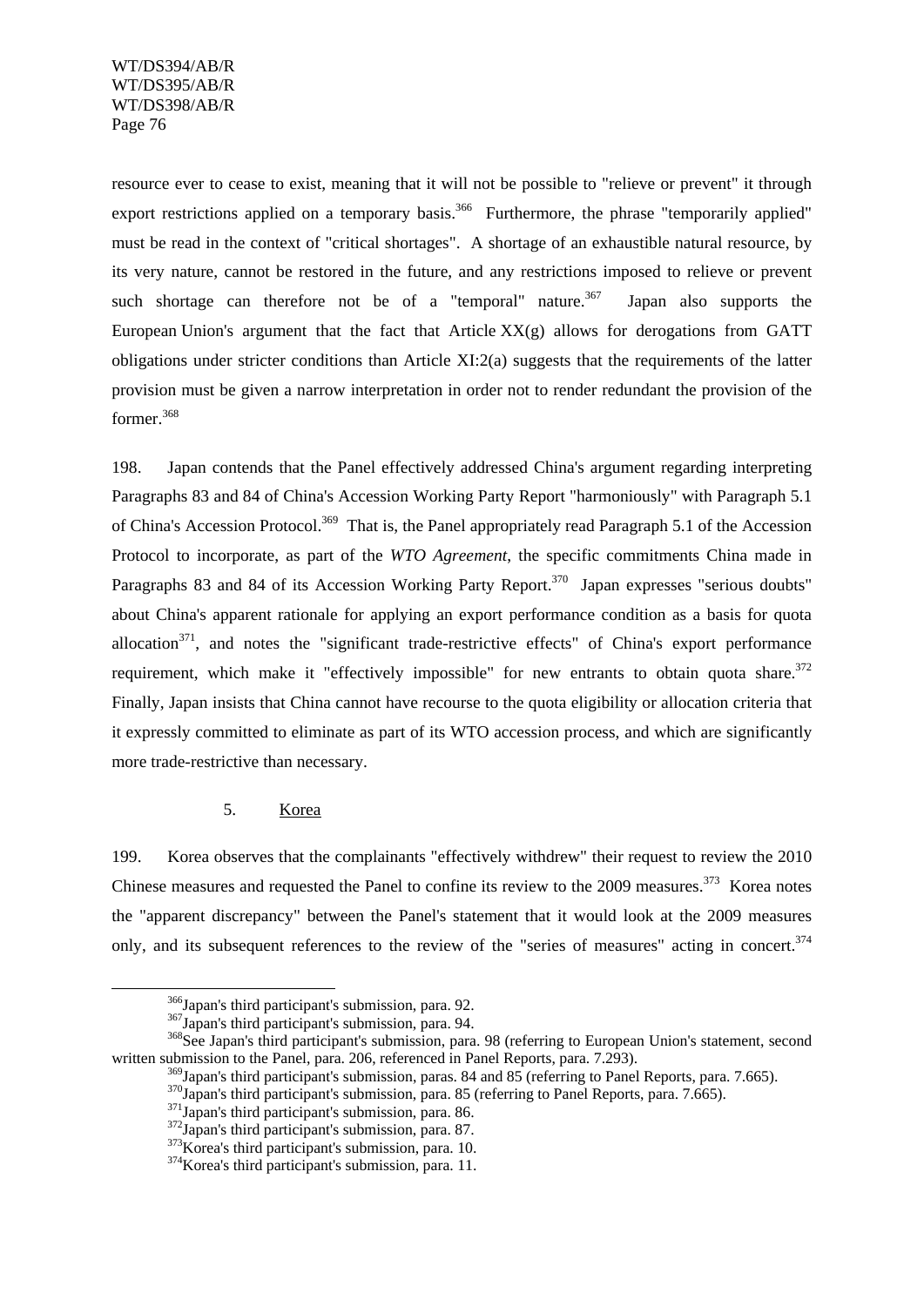resource ever to cease to exist, meaning that it will not be possible to "relieve or prevent" it through export restrictions applied on a temporary basis.[366] Furthermore, the phrase "temporarily applied" must be read in the context of "critical shortages". A shortage of an exhaustible natural resource, by its very nature, cannot be restored in the future, and any restrictions imposed to relieve or prevent such shortage can therefore not be of a "temporal" nature.[367] Japan also supports the European Union's argument that the fact that Article XX(g) allows for derogations from GATT obligations under stricter conditions than Article XI:2(a) suggests that the requirements of the latter provision must be given a narrow interpretation in order not to render redundant the provision of the former.[368]

198. Japan contends that the Panel effectively addressed China's argument regarding interpreting Paragraphs 83 and 84 of China's Accession Working Party Report "harmoniously" with Paragraph 5.1 of China's Accession Protocol.[369] That is, the Panel appropriately read Paragraph 5.1 of the Accession Protocol to incorporate, as part of the *WTO Agreement*, the specific commitments China made in Paragraphs 83 and 84 of its Accession Working Party Report.[370] Japan expresses "serious doubts" about China's apparent rationale for applying an export performance condition as a basis for quota allocation[371], and notes the "significant trade-restrictive effects" of China's export performance requirement, which make it "effectively impossible" for new entrants to obtain quota share.[372] Finally, Japan insists that China cannot have recourse to the quota eligibility or allocation criteria that it expressly committed to eliminate as part of its WTO accession process, and which are significantly more trade-restrictive than necessary.

### 5. Korea

199. Korea observes that the complainants "effectively withdrew" their request to review the 2010 Chinese measures and requested the Panel to confine its review to the 2009 measures.[373] Korea notes the "apparent discrepancy" between the Panel's statement that it would look at the 2009 measures only, and its subsequent references to the review of the "series of measures" acting in concert.[374]

---

[366] Japan's third participant's submission, para. 92.

[367] Japan's third participant's submission, para. 94.

[368] See Japan's third participant's submission, para. 98 (referring to European Union's statement, second written submission to the Panel, para. 206, referenced in Panel Reports, para. 7.293).

[369] Japan's third participant's submission, paras. 84 and 85 (referring to Panel Reports, para. 7.665).

[370] Japan's third participant's submission, para. 85 (referring to Panel Reports, para. 7.665).

[371] Japan's third participant's submission, para. 86.

[372] Japan's third participant's submission, para. 87.

[373] Korea's third participant's submission, para. 10.

[374] Korea's third participant's submission, para. 11.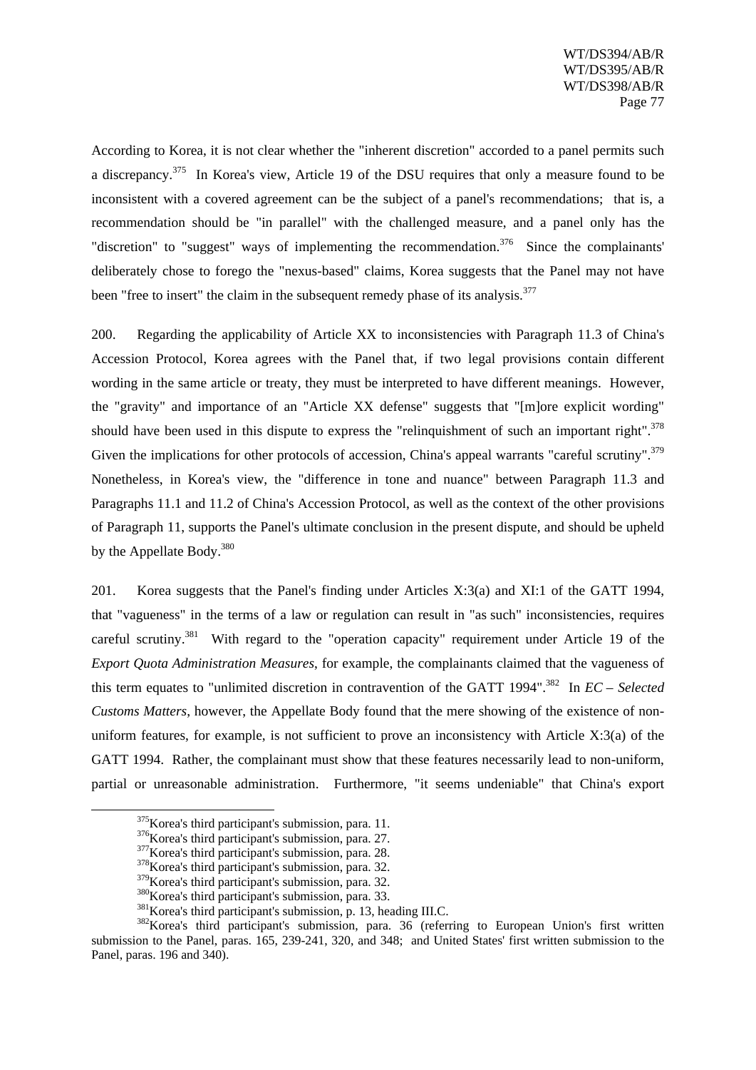According to Korea, it is not clear whether the "inherent discretion" accorded to a panel permits such a discrepancy.[375] In Korea's view, Article 19 of the DSU requires that only a measure found to be inconsistent with a covered agreement can be the subject of a panel's recommendations; that is, a recommendation should be "in parallel" with the challenged measure, and a panel only has the "discretion" to "suggest" ways of implementing the recommendation.[376] Since the complainants' deliberately chose to forego the "nexus-based" claims, Korea suggests that the Panel may not have been "free to insert" the claim in the subsequent remedy phase of its analysis.[377]

200. Regarding the applicability of Article XX to inconsistencies with Paragraph 11.3 of China's Accession Protocol, Korea agrees with the Panel that, if two legal provisions contain different wording in the same article or treaty, they must be interpreted to have different meanings. However, the "gravity" and importance of an "Article XX defense" suggests that "[m]ore explicit wording" should have been used in this dispute to express the "relinquishment of such an important right".[378] Given the implications for other protocols of accession, China's appeal warrants "careful scrutiny".[379] Nonetheless, in Korea's view, the "difference in tone and nuance" between Paragraph 11.3 and Paragraphs 11.1 and 11.2 of China's Accession Protocol, as well as the context of the other provisions of Paragraph 11, supports the Panel's ultimate conclusion in the present dispute, and should be upheld by the Appellate Body.[380]

201. Korea suggests that the Panel's finding under Articles X:3(a) and XI:1 of the GATT 1994, that "vagueness" in the terms of a law or regulation can result in "as such" inconsistencies, requires careful scrutiny.[381] With regard to the "operation capacity" requirement under Article 19 of the *Export Quota Administration Measures*, for example, the complainants claimed that the vagueness of this term equates to "unlimited discretion in contravention of the GATT 1994".[382] In *EC – Selected Customs Matters*, however, the Appellate Body found that the mere showing of the existence of non-uniform features, for example, is not sufficient to prove an inconsistency with Article X:3(a) of the GATT 1994. Rather, the complainant must show that these features necessarily lead to non-uniform, partial or unreasonable administration. Furthermore, "it seems undeniable" that China's export

---

[375] Korea's third participant's submission, para. 11.

[376] Korea's third participant's submission, para. 27.

[377] Korea's third participant's submission, para. 28.

[378] Korea's third participant's submission, para. 32.

[379] Korea's third participant's submission, para. 32.

[380] Korea's third participant's submission, para. 33.

[381] Korea's third participant's submission, p. 13, heading III.C.

[382] Korea's third participant's submission, para. 36 (referring to European Union's first written submission to the Panel, paras. 165, 239-241, 320, and 348; and United States' first written submission to the Panel, paras. 196 and 340).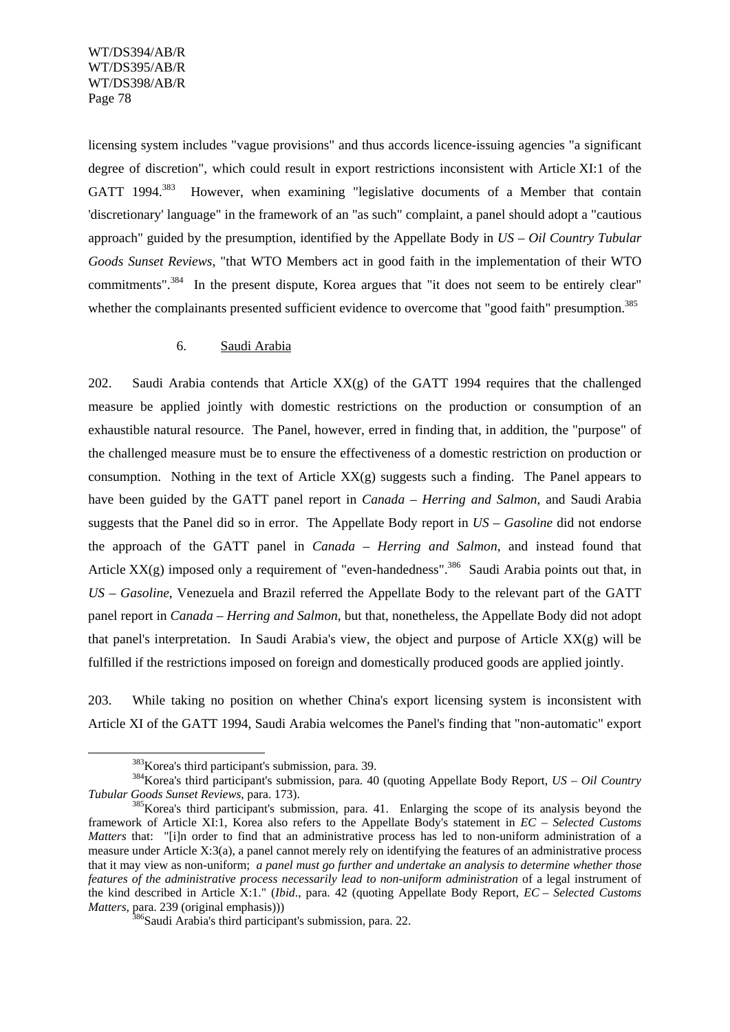licensing system includes "vague provisions" and thus accords licence-issuing agencies "a significant degree of discretion", which could result in export restrictions inconsistent with Article XI:1 of the GATT 1994.[383] However, when examining "legislative documents of a Member that contain 'discretionary' language" in the framework of an "as such" complaint, a panel should adopt a "cautious approach" guided by the presumption, identified by the Appellate Body in *US – Oil Country Tubular Goods Sunset Reviews*, "that WTO Members act in good faith in the implementation of their WTO commitments".[384] In the present dispute, Korea argues that "it does not seem to be entirely clear" whether the complainants presented sufficient evidence to overcome that "good faith" presumption.[385]

6. Saudi Arabia

202. Saudi Arabia contends that Article XX(g) of the GATT 1994 requires that the challenged measure be applied jointly with domestic restrictions on the production or consumption of an exhaustible natural resource. The Panel, however, erred in finding that, in addition, the "purpose" of the challenged measure must be to ensure the effectiveness of a domestic restriction on production or consumption. Nothing in the text of Article XX(g) suggests such a finding. The Panel appears to have been guided by the GATT panel report in *Canada – Herring and Salmon*, and Saudi Arabia suggests that the Panel did so in error. The Appellate Body report in *US – Gasoline* did not endorse the approach of the GATT panel in *Canada – Herring and Salmon*, and instead found that Article XX(g) imposed only a requirement of "even-handedness".[386] Saudi Arabia points out that, in *US – Gasoline*, Venezuela and Brazil referred the Appellate Body to the relevant part of the GATT panel report in *Canada – Herring and Salmon*, but that, nonetheless, the Appellate Body did not adopt that panel's interpretation. In Saudi Arabia's view, the object and purpose of Article XX(g) will be fulfilled if the restrictions imposed on foreign and domestically produced goods are applied jointly.

203. While taking no position on whether China's export licensing system is inconsistent with Article XI of the GATT 1994, Saudi Arabia welcomes the Panel's finding that "non-automatic" export

---

[383] Korea's third participant's submission, para. 39.

[384] Korea's third participant's submission, para. 40 (quoting Appellate Body Report, *US – Oil Country Tubular Goods Sunset Reviews*, para. 173).

[385] Korea's third participant's submission, para. 41. Enlarging the scope of its analysis beyond the framework of Article XI:1, Korea also refers to the Appellate Body's statement in *EC – Selected Customs Matters* that: "[i]n order to find that an administrative process has led to non-uniform administration of a measure under Article X:3(a), a panel cannot merely rely on identifying the features of an administrative process that it may view as non-uniform; *a panel must go further and undertake an analysis to determine whether those features of the administrative process necessarily lead to non-uniform administration* of a legal instrument of the kind described in Article X:1." (*Ibid*., para. 42 (quoting Appellate Body Report, *EC – Selected Customs Matters*, para. 239 (original emphasis)))

[386] Saudi Arabia's third participant's submission, para. 22.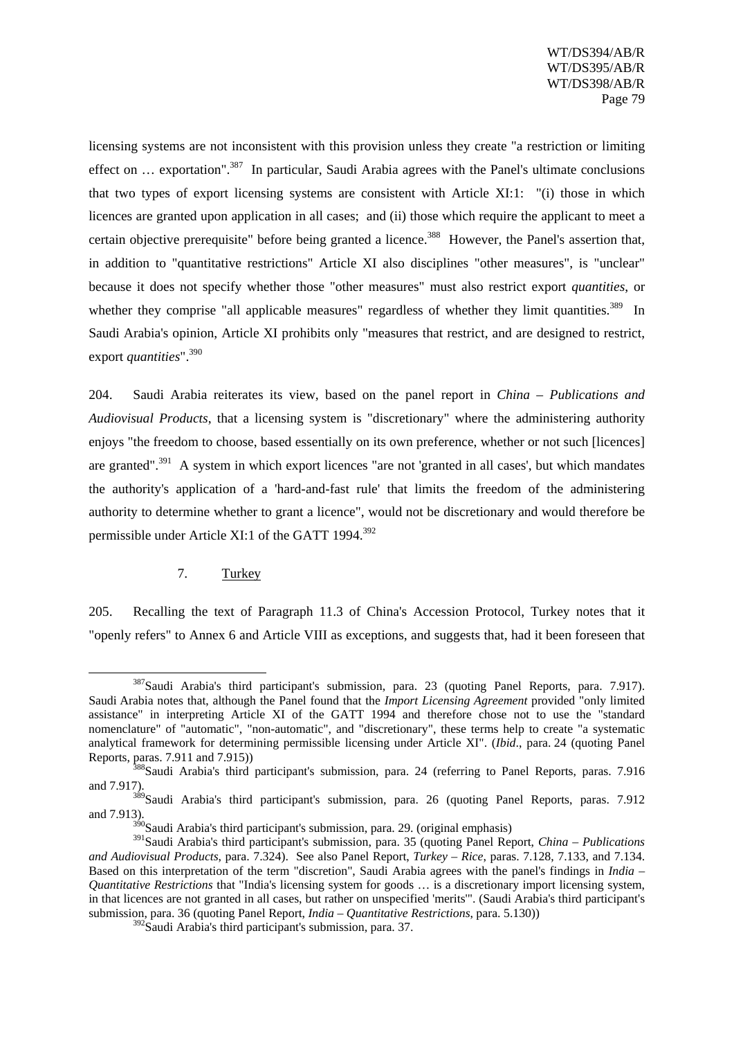licensing systems are not inconsistent with this provision unless they create "a restriction or limiting effect on … exportation".[387] In particular, Saudi Arabia agrees with the Panel's ultimate conclusions that two types of export licensing systems are consistent with Article XI:1: "(i) those in which licences are granted upon application in all cases; and (ii) those which require the applicant to meet a certain objective prerequisite" before being granted a licence.[388] However, the Panel's assertion that, in addition to "quantitative restrictions" Article XI also disciplines "other measures", is "unclear" because it does not specify whether those "other measures" must also restrict export *quantities*, or whether they comprise "all applicable measures" regardless of whether they limit quantities.[389] In Saudi Arabia's opinion, Article XI prohibits only "measures that restrict, and are designed to restrict, export *quantities*".[390]

204. Saudi Arabia reiterates its view, based on the panel report in *China – Publications and Audiovisual Products*, that a licensing system is "discretionary" where the administering authority enjoys "the freedom to choose, based essentially on its own preference, whether or not such [licences] are granted".[391] A system in which export licences "are not 'granted in all cases', but which mandates the authority's application of a 'hard-and-fast rule' that limits the freedom of the administering authority to determine whether to grant a licence", would not be discretionary and would therefore be permissible under Article XI:1 of the GATT 1994.[392]

7. Turkey

205. Recalling the text of Paragraph 11.3 of China's Accession Protocol, Turkey notes that it "openly refers" to Annex 6 and Article VIII as exceptions, and suggests that, had it been foreseen that

---

[387] Saudi Arabia's third participant's submission, para. 23 (quoting Panel Reports, para. 7.917). Saudi Arabia notes that, although the Panel found that the *Import Licensing Agreement* provided "only limited assistance" in interpreting Article XI of the GATT 1994 and therefore chose not to use the "standard nomenclature" of "automatic", "non-automatic", and "discretionary", these terms help to create "a systematic analytical framework for determining permissible licensing under Article XI". (*Ibid*., para. 24 (quoting Panel Reports, paras. 7.911 and 7.915))

[388] Saudi Arabia's third participant's submission, para. 24 (referring to Panel Reports, paras. 7.916 and 7.917).

[389] Saudi Arabia's third participant's submission, para. 26 (quoting Panel Reports, paras. 7.912 and 7.913).

[390] Saudi Arabia's third participant's submission, para. 29. (original emphasis)

[391] Saudi Arabia's third participant's submission, para. 35 (quoting Panel Report, *China – Publications and Audiovisual Products*, para. 7.324). See also Panel Report, *Turkey – Rice*, paras. 7.128, 7.133, and 7.134. Based on this interpretation of the term "discretion", Saudi Arabia agrees with the panel's findings in *India – Quantitative Restrictions* that "India's licensing system for goods … is a discretionary import licensing system, in that licences are not granted in all cases, but rather on unspecified 'merits'". (Saudi Arabia's third participant's submission, para. 36 (quoting Panel Report, *India – Quantitative Restrictions*, para. 5.130))

[392] Saudi Arabia's third participant's submission, para. 37.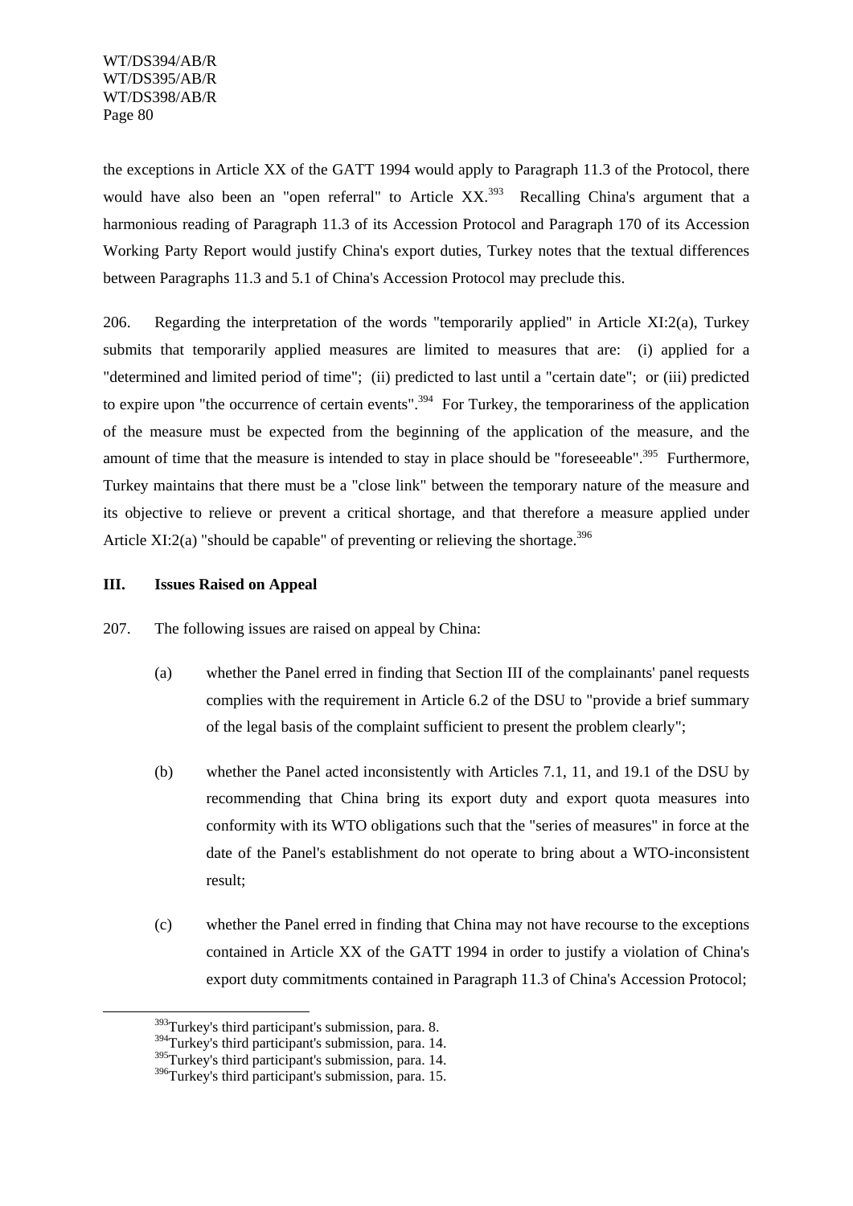the exceptions in Article XX of the GATT 1994 would apply to Paragraph 11.3 of the Protocol, there would have also been an "open referral" to Article XX.[393] Recalling China's argument that a harmonious reading of Paragraph 11.3 of its Accession Protocol and Paragraph 170 of its Accession Working Party Report would justify China's export duties, Turkey notes that the textual differences between Paragraphs 11.3 and 5.1 of China's Accession Protocol may preclude this.

206. Regarding the interpretation of the words "temporarily applied" in Article XI:2(a), Turkey submits that temporarily applied measures are limited to measures that are: (i) applied for a "determined and limited period of time"; (ii) predicted to last until a "certain date"; or (iii) predicted to expire upon "the occurrence of certain events".[394] For Turkey, the temporariness of the application of the measure must be expected from the beginning of the application of the measure, and the amount of time that the measure is intended to stay in place should be "foreseeable".[395] Furthermore, Turkey maintains that there must be a "close link" between the temporary nature of the measure and its objective to relieve or prevent a critical shortage, and that therefore a measure applied under Article XI:2(a) "should be capable" of preventing or relieving the shortage.[396]

## III. Issues Raised on Appeal

207. The following issues are raised on appeal by China:

(a) whether the Panel erred in finding that Section III of the complainants' panel requests complies with the requirement in Article 6.2 of the DSU to "provide a brief summary of the legal basis of the complaint sufficient to present the problem clearly";

(b) whether the Panel acted inconsistently with Articles 7.1, 11, and 19.1 of the DSU by recommending that China bring its export duty and export quota measures into conformity with its WTO obligations such that the "series of measures" in force at the date of the Panel's establishment do not operate to bring about a WTO-inconsistent result;

(c) whether the Panel erred in finding that China may not have recourse to the exceptions contained in Article XX of the GATT 1994 in order to justify a violation of China's export duty commitments contained in Paragraph 11.3 of China's Accession Protocol;

---

[393] Turkey's third participant's submission, para. 8.

[394] Turkey's third participant's submission, para. 14.

[395] Turkey's third participant's submission, para. 14.

[396] Turkey's third participant's submission, para. 15.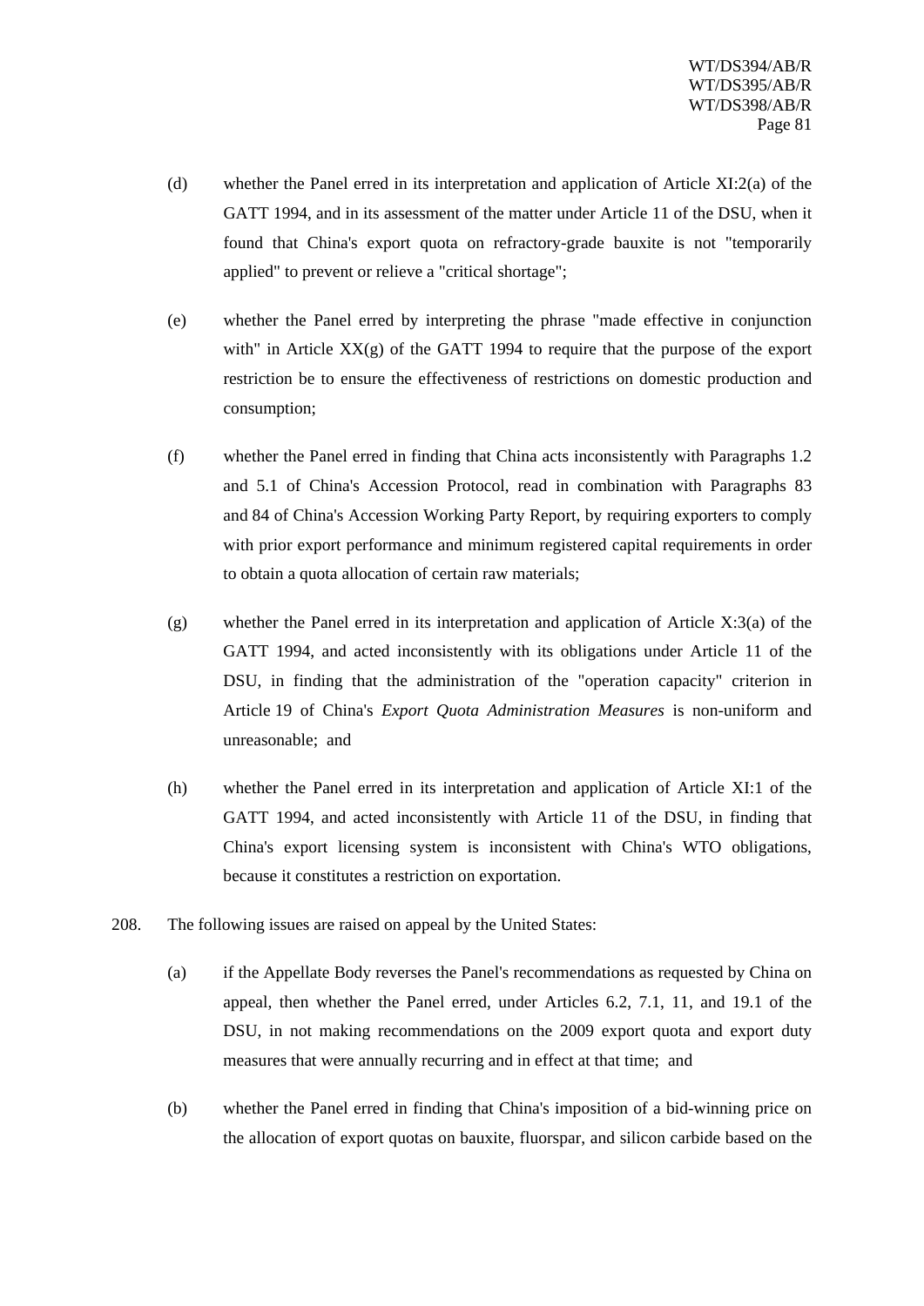(d) whether the Panel erred in its interpretation and application of Article XI:2(a) of the GATT 1994, and in its assessment of the matter under Article 11 of the DSU, when it found that China's export quota on refractory-grade bauxite is not "temporarily applied" to prevent or relieve a "critical shortage";

(e) whether the Panel erred by interpreting the phrase "made effective in conjunction with" in Article XX(g) of the GATT 1994 to require that the purpose of the export restriction be to ensure the effectiveness of restrictions on domestic production and consumption;

(f) whether the Panel erred in finding that China acts inconsistently with Paragraphs 1.2 and 5.1 of China's Accession Protocol, read in combination with Paragraphs 83 and 84 of China's Accession Working Party Report, by requiring exporters to comply with prior export performance and minimum registered capital requirements in order to obtain a quota allocation of certain raw materials;

(g) whether the Panel erred in its interpretation and application of Article X:3(a) of the GATT 1994, and acted inconsistently with its obligations under Article 11 of the DSU, in finding that the administration of the "operation capacity" criterion in Article 19 of China's *Export Quota Administration Measures* is non-uniform and unreasonable; and

(h) whether the Panel erred in its interpretation and application of Article XI:1 of the GATT 1994, and acted inconsistently with Article 11 of the DSU, in finding that China's export licensing system is inconsistent with China's WTO obligations, because it constitutes a restriction on exportation.

208. The following issues are raised on appeal by the United States:

(a) if the Appellate Body reverses the Panel's recommendations as requested by China on appeal, then whether the Panel erred, under Articles 6.2, 7.1, 11, and 19.1 of the DSU, in not making recommendations on the 2009 export quota and export duty measures that were annually recurring and in effect at that time; and

(b) whether the Panel erred in finding that China's imposition of a bid-winning price on the allocation of export quotas on bauxite, fluorspar, and silicon carbide based on the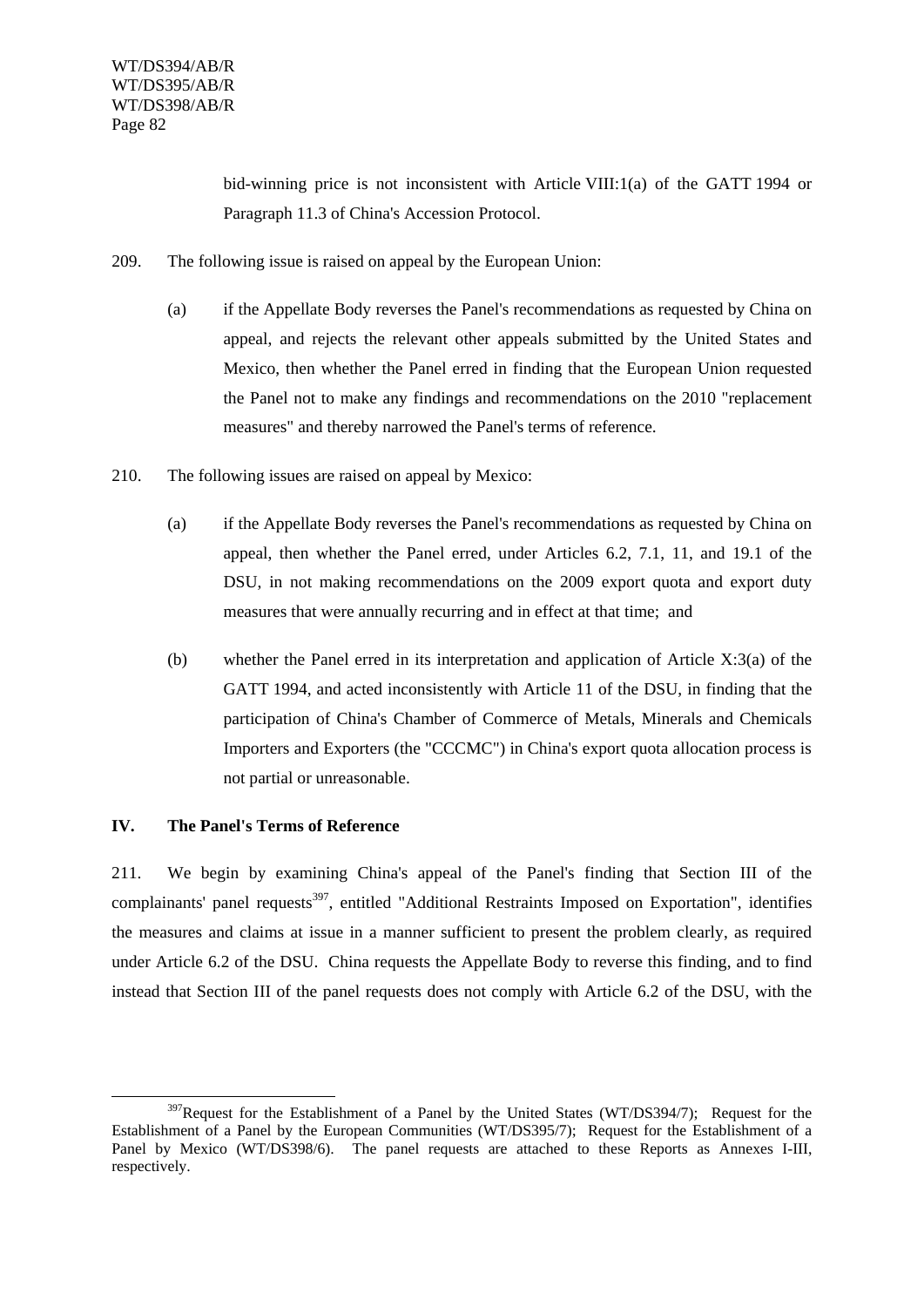bid-winning price is not inconsistent with Article VIII:1(a) of the GATT 1994 or Paragraph 11.3 of China's Accession Protocol.

209. The following issue is raised on appeal by the European Union:

(a) if the Appellate Body reverses the Panel's recommendations as requested by China on appeal, and rejects the relevant other appeals submitted by the United States and Mexico, then whether the Panel erred in finding that the European Union requested the Panel not to make any findings and recommendations on the 2010 "replacement measures" and thereby narrowed the Panel's terms of reference.

210. The following issues are raised on appeal by Mexico:

(a) if the Appellate Body reverses the Panel's recommendations as requested by China on appeal, then whether the Panel erred, under Articles 6.2, 7.1, 11, and 19.1 of the DSU, in not making recommendations on the 2009 export quota and export duty measures that were annually recurring and in effect at that time; and

(b) whether the Panel erred in its interpretation and application of Article X:3(a) of the GATT 1994, and acted inconsistently with Article 11 of the DSU, in finding that the participation of China's Chamber of Commerce of Metals, Minerals and Chemicals Importers and Exporters (the "CCCMC") in China's export quota allocation process is not partial or unreasonable.

## IV. The Panel's Terms of Reference

211. We begin by examining China's appeal of the Panel's finding that Section III of the complainants' panel requests[397], entitled "Additional Restraints Imposed on Exportation", identifies the measures and claims at issue in a manner sufficient to present the problem clearly, as required under Article 6.2 of the DSU. China requests the Appellate Body to reverse this finding, and to find instead that Section III of the panel requests does not comply with Article 6.2 of the DSU, with the

[397] Request for the Establishment of a Panel by the United States (WT/DS394/7); Request for the Establishment of a Panel by the European Communities (WT/DS395/7); Request for the Establishment of a Panel by Mexico (WT/DS398/6). The panel requests are attached to these Reports as Annexes I-III, respectively.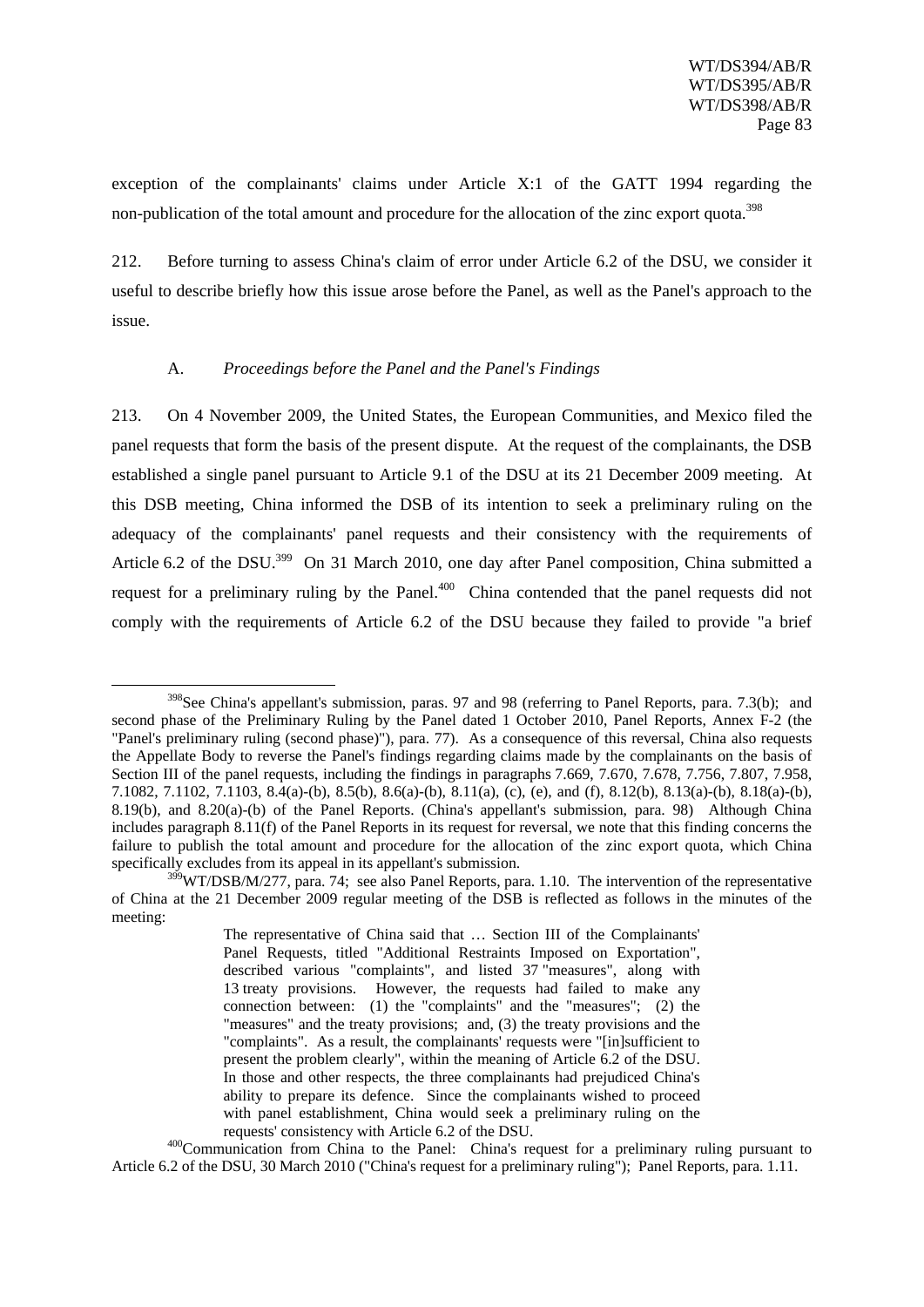exception of the complainants' claims under Article X:1 of the GATT 1994 regarding the non-publication of the total amount and procedure for the allocation of the zinc export quota.[398]

212. Before turning to assess China's claim of error under Article 6.2 of the DSU, we consider it useful to describe briefly how this issue arose before the Panel, as well as the Panel's approach to the issue.

### A. *Proceedings before the Panel and the Panel's Findings*

213. On 4 November 2009, the United States, the European Communities, and Mexico filed the panel requests that form the basis of the present dispute. At the request of the complainants, the DSB established a single panel pursuant to Article 9.1 of the DSU at its 21 December 2009 meeting. At this DSB meeting, China informed the DSB of its intention to seek a preliminary ruling on the adequacy of the complainants' panel requests and their consistency with the requirements of Article 6.2 of the DSU.[399] On 31 March 2010, one day after Panel composition, China submitted a request for a preliminary ruling by the Panel.[400] China contended that the panel requests did not comply with the requirements of Article 6.2 of the DSU because they failed to provide "a brief

---

[398]See China's appellant's submission, paras. 97 and 98 (referring to Panel Reports, para. 7.3(b); and second phase of the Preliminary Ruling by the Panel dated 1 October 2010, Panel Reports, Annex F-2 (the "Panel's preliminary ruling (second phase)"), para. 77). As a consequence of this reversal, China also requests the Appellate Body to reverse the Panel's findings regarding claims made by the complainants on the basis of Section III of the panel requests, including the findings in paragraphs 7.669, 7.670, 7.678, 7.756, 7.807, 7.958, 7.1082, 7.1102, 7.1103, 8.4(a)-(b), 8.5(b), 8.6(a)-(b), 8.11(a), (c), (e), and (f), 8.12(b), 8.13(a)-(b), 8.18(a)-(b), 8.19(b), and 8.20(a)-(b) of the Panel Reports. (China's appellant's submission, para. 98) Although China includes paragraph 8.11(f) of the Panel Reports in its request for reversal, we note that this finding concerns the failure to publish the total amount and procedure for the allocation of the zinc export quota, which China specifically excludes from its appeal in its appellant's submission.

[399]WT/DSB/M/277, para. 74; see also Panel Reports, para. 1.10. The intervention of the representative of China at the 21 December 2009 regular meeting of the DSB is reflected as follows in the minutes of the meeting:

> The representative of China said that … Section III of the Complainants' Panel Requests, titled "Additional Restraints Imposed on Exportation", described various "complaints", and listed 37 "measures", along with 13 treaty provisions. However, the requests had failed to make any connection between: (1) the "complaints" and the "measures"; (2) the "measures" and the treaty provisions; and, (3) the treaty provisions and the "complaints". As a result, the complainants' requests were "[in]sufficient to present the problem clearly", within the meaning of Article 6.2 of the DSU. In those and other respects, the three complainants had prejudiced China's ability to prepare its defence. Since the complainants wished to proceed with panel establishment, China would seek a preliminary ruling on the requests' consistency with Article 6.2 of the DSU.

[400]Communication from China to the Panel: China's request for a preliminary ruling pursuant to Article 6.2 of the DSU, 30 March 2010 ("China's request for a preliminary ruling"); Panel Reports, para. 1.11.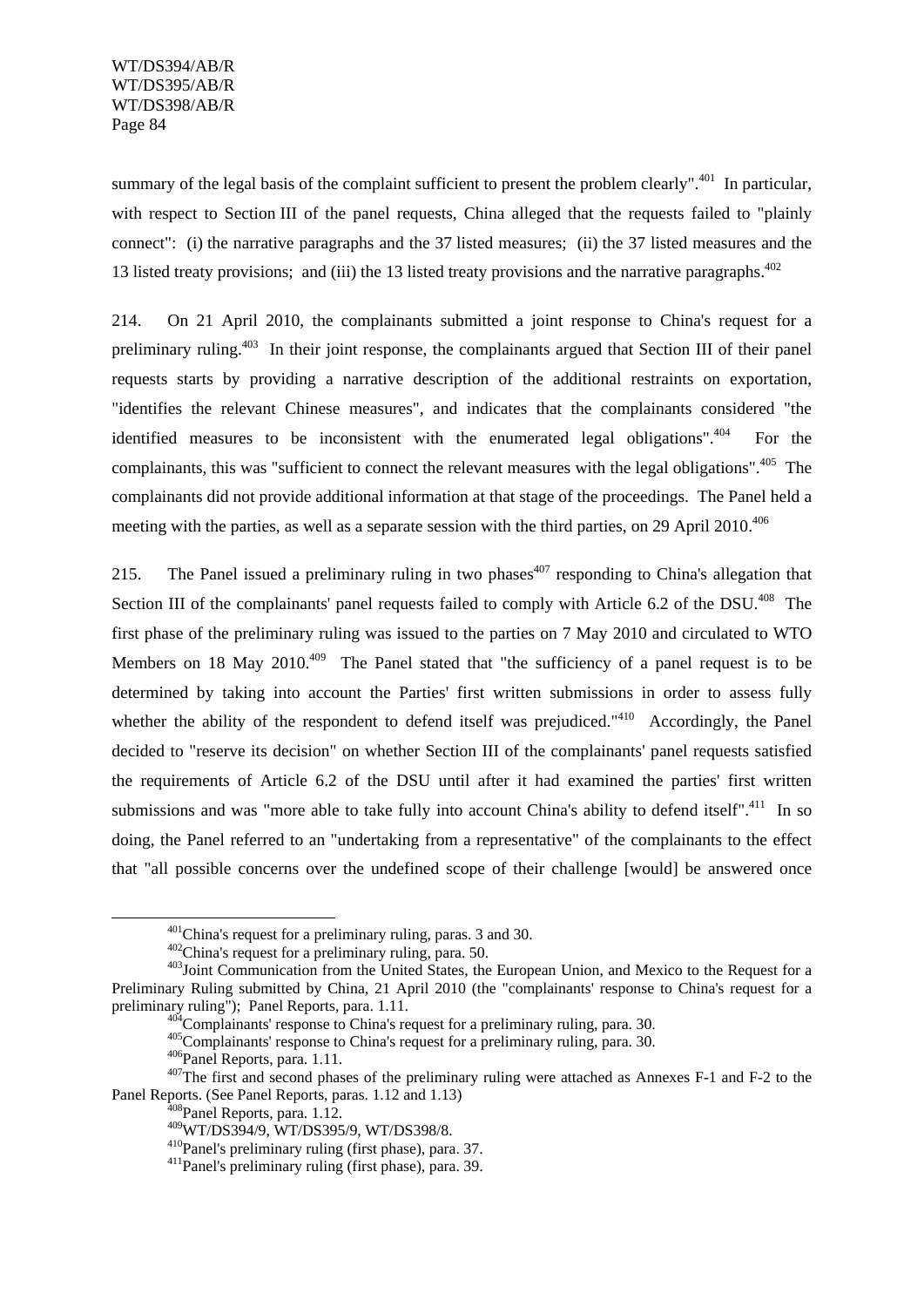summary of the legal basis of the complaint sufficient to present the problem clearly".[401] In particular, with respect to Section III of the panel requests, China alleged that the requests failed to "plainly connect": (i) the narrative paragraphs and the 37 listed measures; (ii) the 37 listed measures and the 13 listed treaty provisions; and (iii) the 13 listed treaty provisions and the narrative paragraphs.[402]

214. On 21 April 2010, the complainants submitted a joint response to China's request for a preliminary ruling.[403] In their joint response, the complainants argued that Section III of their panel requests starts by providing a narrative description of the additional restraints on exportation, "identifies the relevant Chinese measures", and indicates that the complainants considered "the identified measures to be inconsistent with the enumerated legal obligations".[404] For the complainants, this was "sufficient to connect the relevant measures with the legal obligations".[405] The complainants did not provide additional information at that stage of the proceedings. The Panel held a meeting with the parties, as well as a separate session with the third parties, on 29 April 2010.[406]

215. The Panel issued a preliminary ruling in two phases[407] responding to China's allegation that Section III of the complainants' panel requests failed to comply with Article 6.2 of the DSU.[408] The first phase of the preliminary ruling was issued to the parties on 7 May 2010 and circulated to WTO Members on 18 May 2010.[409] The Panel stated that "the sufficiency of a panel request is to be determined by taking into account the Parties' first written submissions in order to assess fully whether the ability of the respondent to defend itself was prejudiced."[410] Accordingly, the Panel decided to "reserve its decision" on whether Section III of the complainants' panel requests satisfied the requirements of Article 6.2 of the DSU until after it had examined the parties' first written submissions and was "more able to take fully into account China's ability to defend itself".[411] In so doing, the Panel referred to an "undertaking from a representative" of the complainants to the effect that "all possible concerns over the undefined scope of their challenge [would] be answered once

---

[401] China's request for a preliminary ruling, paras. 3 and 30.

[402] China's request for a preliminary ruling, para. 50.

[403] Joint Communication from the United States, the European Union, and Mexico to the Request for a Preliminary Ruling submitted by China, 21 April 2010 (the "complainants' response to China's request for a preliminary ruling"); Panel Reports, para. 1.11.

[404] Complainants' response to China's request for a preliminary ruling, para. 30.

[405] Complainants' response to China's request for a preliminary ruling, para. 30.

[406] Panel Reports, para. 1.11.

[407] The first and second phases of the preliminary ruling were attached as Annexes F-1 and F-2 to the Panel Reports. (See Panel Reports, paras. 1.12 and 1.13)

[408] Panel Reports, para. 1.12.

[409] WT/DS394/9, WT/DS395/9, WT/DS398/8.

[410] Panel's preliminary ruling (first phase), para. 37.

[411] Panel's preliminary ruling (first phase), para. 39.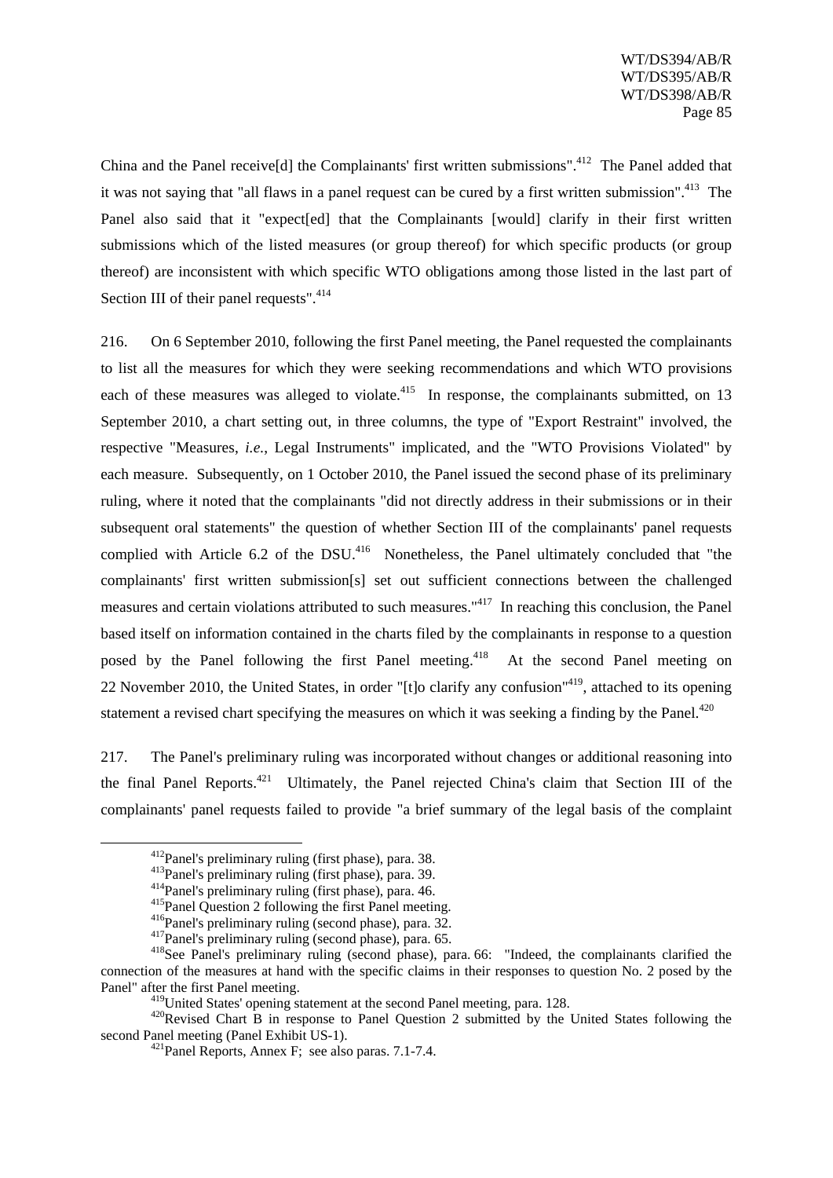China and the Panel receive[d] the Complainants' first written submissions".[412] The Panel added that it was not saying that "all flaws in a panel request can be cured by a first written submission".[413] The Panel also said that it "expect[ed] that the Complainants [would] clarify in their first written submissions which of the listed measures (or group thereof) for which specific products (or group thereof) are inconsistent with which specific WTO obligations among those listed in the last part of Section III of their panel requests".[414]

216. On 6 September 2010, following the first Panel meeting, the Panel requested the complainants to list all the measures for which they were seeking recommendations and which WTO provisions each of these measures was alleged to violate.[415] In response, the complainants submitted, on 13 September 2010, a chart setting out, in three columns, the type of "Export Restraint" involved, the respective "Measures, *i.e.*, Legal Instruments" implicated, and the "WTO Provisions Violated" by each measure. Subsequently, on 1 October 2010, the Panel issued the second phase of its preliminary ruling, where it noted that the complainants "did not directly address in their submissions or in their subsequent oral statements" the question of whether Section III of the complainants' panel requests complied with Article 6.2 of the DSU.[416] Nonetheless, the Panel ultimately concluded that "the complainants' first written submission[s] set out sufficient connections between the challenged measures and certain violations attributed to such measures."[417] In reaching this conclusion, the Panel based itself on information contained in the charts filed by the complainants in response to a question posed by the Panel following the first Panel meeting.[418] At the second Panel meeting on 22 November 2010, the United States, in order "[t]o clarify any confusion"[419], attached to its opening statement a revised chart specifying the measures on which it was seeking a finding by the Panel.[420]

217. The Panel's preliminary ruling was incorporated without changes or additional reasoning into the final Panel Reports.[421] Ultimately, the Panel rejected China's claim that Section III of the complainants' panel requests failed to provide "a brief summary of the legal basis of the complaint

---

[412] Panel's preliminary ruling (first phase), para. 38.

[413] Panel's preliminary ruling (first phase), para. 39.

[414] Panel's preliminary ruling (first phase), para. 46.

[415] Panel Question 2 following the first Panel meeting.

[416] Panel's preliminary ruling (second phase), para. 32.

[417] Panel's preliminary ruling (second phase), para. 65.

[418] See Panel's preliminary ruling (second phase), para. 66: "Indeed, the complainants clarified the connection of the measures at hand with the specific claims in their responses to question No. 2 posed by the Panel" after the first Panel meeting.

[419] United States' opening statement at the second Panel meeting, para. 128.

[420] Revised Chart B in response to Panel Question 2 submitted by the United States following the second Panel meeting (Panel Exhibit US-1).

[421] Panel Reports, Annex F; see also paras. 7.1-7.4.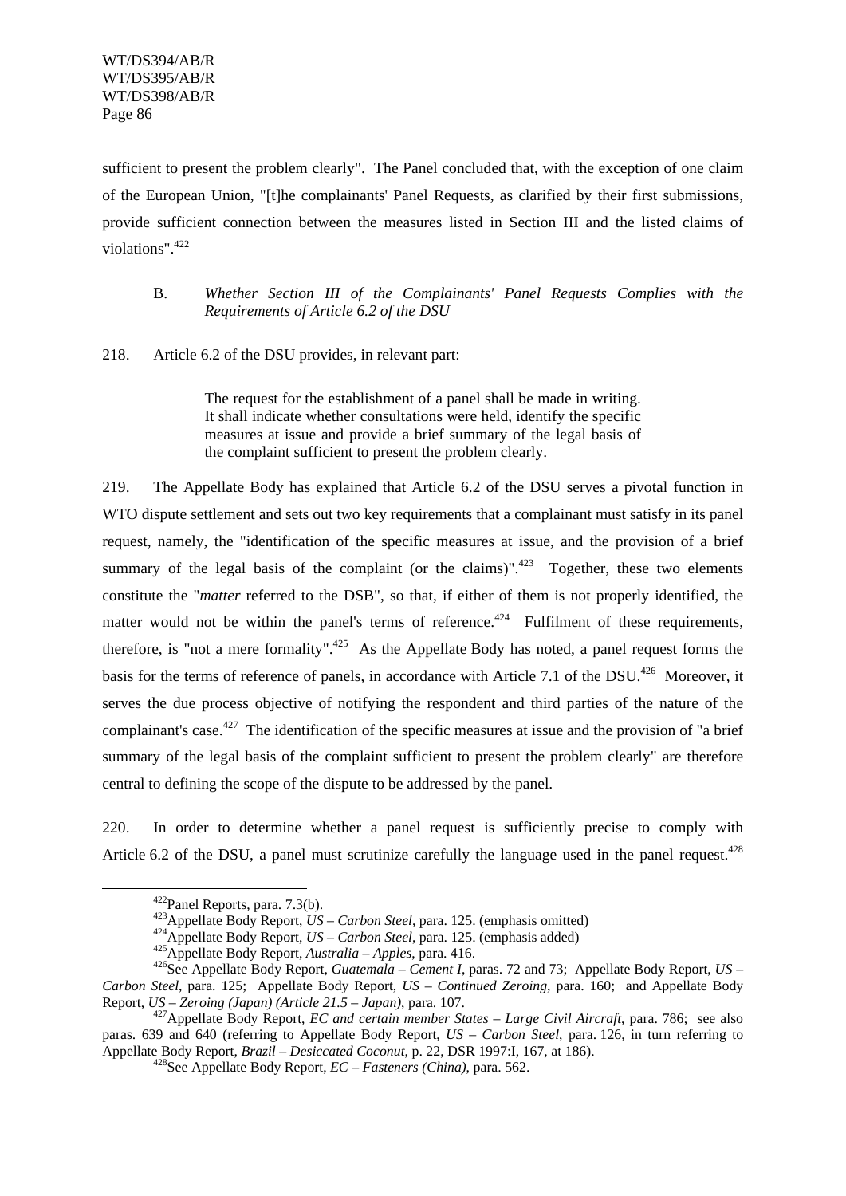sufficient to present the problem clearly". The Panel concluded that, with the exception of one claim of the European Union, "[t]he complainants' Panel Requests, as clarified by their first submissions, provide sufficient connection between the measures listed in Section III and the listed claims of violations".[422]

### B. *Whether Section III of the Complainants' Panel Requests Complies with the Requirements of Article 6.2 of the DSU*

218. Article 6.2 of the DSU provides, in relevant part:

> The request for the establishment of a panel shall be made in writing. It shall indicate whether consultations were held, identify the specific measures at issue and provide a brief summary of the legal basis of the complaint sufficient to present the problem clearly.

219. The Appellate Body has explained that Article 6.2 of the DSU serves a pivotal function in WTO dispute settlement and sets out two key requirements that a complainant must satisfy in its panel request, namely, the "identification of the specific measures at issue, and the provision of a brief summary of the legal basis of the complaint (or the claims)".[423] Together, these two elements constitute the "*matter* referred to the DSB", so that, if either of them is not properly identified, the matter would not be within the panel's terms of reference.[424] Fulfilment of these requirements, therefore, is "not a mere formality".[425] As the Appellate Body has noted, a panel request forms the basis for the terms of reference of panels, in accordance with Article 7.1 of the DSU.[426] Moreover, it serves the due process objective of notifying the respondent and third parties of the nature of the complainant's case.[427] The identification of the specific measures at issue and the provision of "a brief summary of the legal basis of the complaint sufficient to present the problem clearly" are therefore central to defining the scope of the dispute to be addressed by the panel.

220. In order to determine whether a panel request is sufficiently precise to comply with Article 6.2 of the DSU, a panel must scrutinize carefully the language used in the panel request.[428]

---

[422] Panel Reports, para. 7.3(b).

[423] Appellate Body Report, *US – Carbon Steel*, para. 125. (emphasis omitted)

[424] Appellate Body Report, *US – Carbon Steel*, para. 125. (emphasis added)

[425] Appellate Body Report, *Australia – Apples*, para. 416.

[426] See Appellate Body Report, *Guatemala – Cement I*, paras. 72 and 73; Appellate Body Report, *US – Carbon Steel*, para. 125; Appellate Body Report, *US – Continued Zeroing*, para. 160; and Appellate Body Report, *US – Zeroing (Japan) (Article 21.5 – Japan)*, para. 107.

[427] Appellate Body Report, *EC and certain member States – Large Civil Aircraft*, para. 786; see also paras. 639 and 640 (referring to Appellate Body Report, *US – Carbon Steel*, para. 126, in turn referring to Appellate Body Report, *Brazil – Desiccated Coconut*, p. 22, DSR 1997:I, 167, at 186).

[428] See Appellate Body Report, *EC – Fasteners (China)*, para. 562.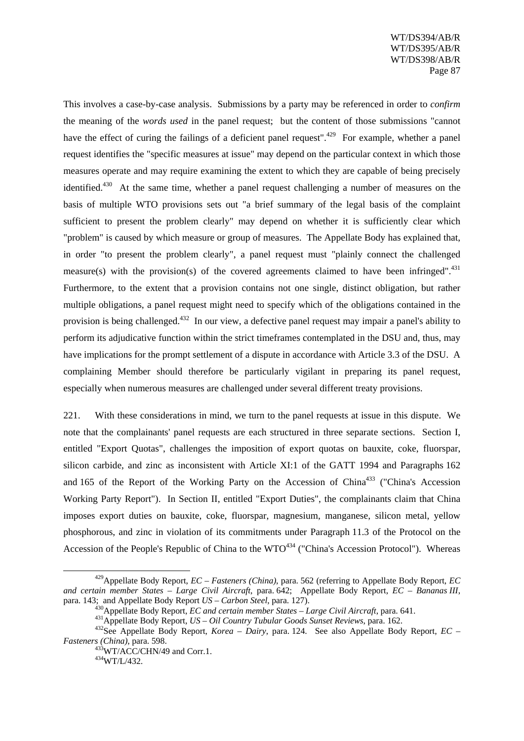This involves a case-by-case analysis. Submissions by a party may be referenced in order to *confirm* the meaning of the *words used* in the panel request; but the content of those submissions "cannot have the effect of curing the failings of a deficient panel request".[429] For example, whether a panel request identifies the "specific measures at issue" may depend on the particular context in which those measures operate and may require examining the extent to which they are capable of being precisely identified.[430] At the same time, whether a panel request challenging a number of measures on the basis of multiple WTO provisions sets out "a brief summary of the legal basis of the complaint sufficient to present the problem clearly" may depend on whether it is sufficiently clear which "problem" is caused by which measure or group of measures. The Appellate Body has explained that, in order "to present the problem clearly", a panel request must "plainly connect the challenged measure(s) with the provision(s) of the covered agreements claimed to have been infringed".[431] Furthermore, to the extent that a provision contains not one single, distinct obligation, but rather multiple obligations, a panel request might need to specify which of the obligations contained in the provision is being challenged.[432] In our view, a defective panel request may impair a panel's ability to perform its adjudicative function within the strict timeframes contemplated in the DSU and, thus, may have implications for the prompt settlement of a dispute in accordance with Article 3.3 of the DSU. A complaining Member should therefore be particularly vigilant in preparing its panel request, especially when numerous measures are challenged under several different treaty provisions.

221. With these considerations in mind, we turn to the panel requests at issue in this dispute. We note that the complainants' panel requests are each structured in three separate sections. Section I, entitled "Export Quotas", challenges the imposition of export quotas on bauxite, coke, fluorspar, silicon carbide, and zinc as inconsistent with Article XI:1 of the GATT 1994 and Paragraphs 162 and 165 of the Report of the Working Party on the Accession of China[433] ("China's Accession Working Party Report"). In Section II, entitled "Export Duties", the complainants claim that China imposes export duties on bauxite, coke, fluorspar, magnesium, manganese, silicon metal, yellow phosphorous, and zinc in violation of its commitments under Paragraph 11.3 of the Protocol on the Accession of the People's Republic of China to the WTO[434] ("China's Accession Protocol"). Whereas

---

[429] Appellate Body Report, *EC – Fasteners (China)*, para. 562 (referring to Appellate Body Report, *EC and certain member States – Large Civil Aircraft*, para. 642; Appellate Body Report, *EC – Bananas III*, para. 143; and Appellate Body Report *US – Carbon Steel*, para. 127).

[430] Appellate Body Report, *EC and certain member States – Large Civil Aircraft*, para. 641.

[431] Appellate Body Report, *US – Oil Country Tubular Goods Sunset Reviews*, para. 162.

[432] See Appellate Body Report, *Korea – Dairy*, para. 124. See also Appellate Body Report, *EC – Fasteners (China)*, para. 598.

[433] WT/ACC/CHN/49 and Corr.1.

[434] WT/L/432.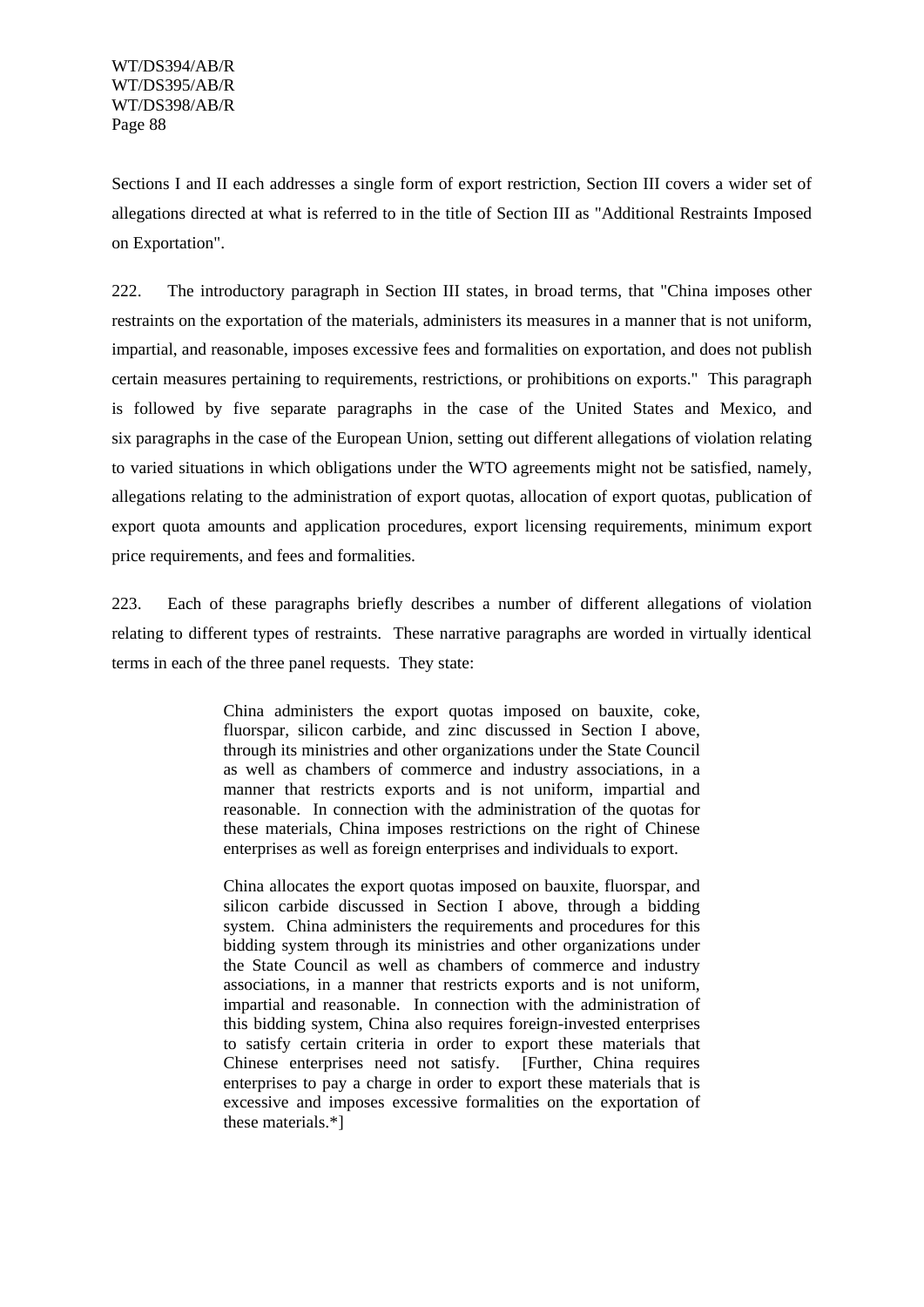Sections I and II each addresses a single form of export restriction, Section III covers a wider set of allegations directed at what is referred to in the title of Section III as "Additional Restraints Imposed on Exportation".

222. The introductory paragraph in Section III states, in broad terms, that "China imposes other restraints on the exportation of the materials, administers its measures in a manner that is not uniform, impartial, and reasonable, imposes excessive fees and formalities on exportation, and does not publish certain measures pertaining to requirements, restrictions, or prohibitions on exports." This paragraph is followed by five separate paragraphs in the case of the United States and Mexico, and six paragraphs in the case of the European Union, setting out different allegations of violation relating to varied situations in which obligations under the WTO agreements might not be satisfied, namely, allegations relating to the administration of export quotas, allocation of export quotas, publication of export quota amounts and application procedures, export licensing requirements, minimum export price requirements, and fees and formalities.

223. Each of these paragraphs briefly describes a number of different allegations of violation relating to different types of restraints. These narrative paragraphs are worded in virtually identical terms in each of the three panel requests. They state:

> China administers the export quotas imposed on bauxite, coke, fluorspar, silicon carbide, and zinc discussed in Section I above, through its ministries and other organizations under the State Council as well as chambers of commerce and industry associations, in a manner that restricts exports and is not uniform, impartial and reasonable. In connection with the administration of the quotas for these materials, China imposes restrictions on the right of Chinese enterprises as well as foreign enterprises and individuals to export.
>
> China allocates the export quotas imposed on bauxite, fluorspar, and silicon carbide discussed in Section I above, through a bidding system. China administers the requirements and procedures for this bidding system through its ministries and other organizations under the State Council as well as chambers of commerce and industry associations, in a manner that restricts exports and is not uniform, impartial and reasonable. In connection with the administration of this bidding system, China also requires foreign-invested enterprises to satisfy certain criteria in order to export these materials that Chinese enterprises need not satisfy. [Further, China requires enterprises to pay a charge in order to export these materials that is excessive and imposes excessive formalities on the exportation of these materials.*]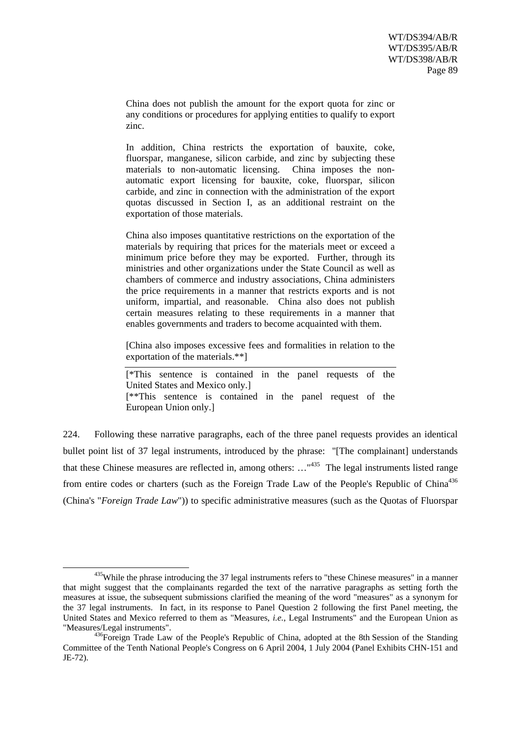> China does not publish the amount for the export quota for zinc or any conditions or procedures for applying entities to qualify to export zinc.
>
> In addition, China restricts the exportation of bauxite, coke, fluorspar, manganese, silicon carbide, and zinc by subjecting these materials to non-automatic licensing. China imposes the non-automatic export licensing for bauxite, coke, fluorspar, silicon carbide, and zinc in connection with the administration of the export quotas discussed in Section I, as an additional restraint on the exportation of those materials.
>
> China also imposes quantitative restrictions on the exportation of the materials by requiring that prices for the materials meet or exceed a minimum price before they may be exported. Further, through its ministries and other organizations under the State Council as well as chambers of commerce and industry associations, China administers the price requirements in a manner that restricts exports and is not uniform, impartial, and reasonable. China also does not publish certain measures relating to these requirements in a manner that enables governments and traders to become acquainted with them.
>
> [China also imposes excessive fees and formalities in relation to the exportation of the materials.**]
>
> ---
>
> [*This sentence is contained in the panel requests of the United States and Mexico only.]
> [**This sentence is contained in the panel request of the European Union only.]

224. Following these narrative paragraphs, each of the three panel requests provides an identical bullet point list of 37 legal instruments, introduced by the phrase: "[The complainant] understands that these Chinese measures are reflected in, among others: …"[435] The legal instruments listed range from entire codes or charters (such as the Foreign Trade Law of the People's Republic of China[436] (China's "*Foreign Trade Law*")) to specific administrative measures (such as the Quotas of Fluorspar

---

[435] While the phrase introducing the 37 legal instruments refers to "these Chinese measures" in a manner that might suggest that the complainants regarded the text of the narrative paragraphs as setting forth the measures at issue, the subsequent submissions clarified the meaning of the word "measures" as a synonym for the 37 legal instruments. In fact, in its response to Panel Question 2 following the first Panel meeting, the United States and Mexico referred to them as "Measures, *i.e.*, Legal Instruments" and the European Union as "Measures/Legal instruments".

[436] Foreign Trade Law of the People's Republic of China, adopted at the 8th Session of the Standing Committee of the Tenth National People's Congress on 6 April 2004, 1 July 2004 (Panel Exhibits CHN-151 and JE-72).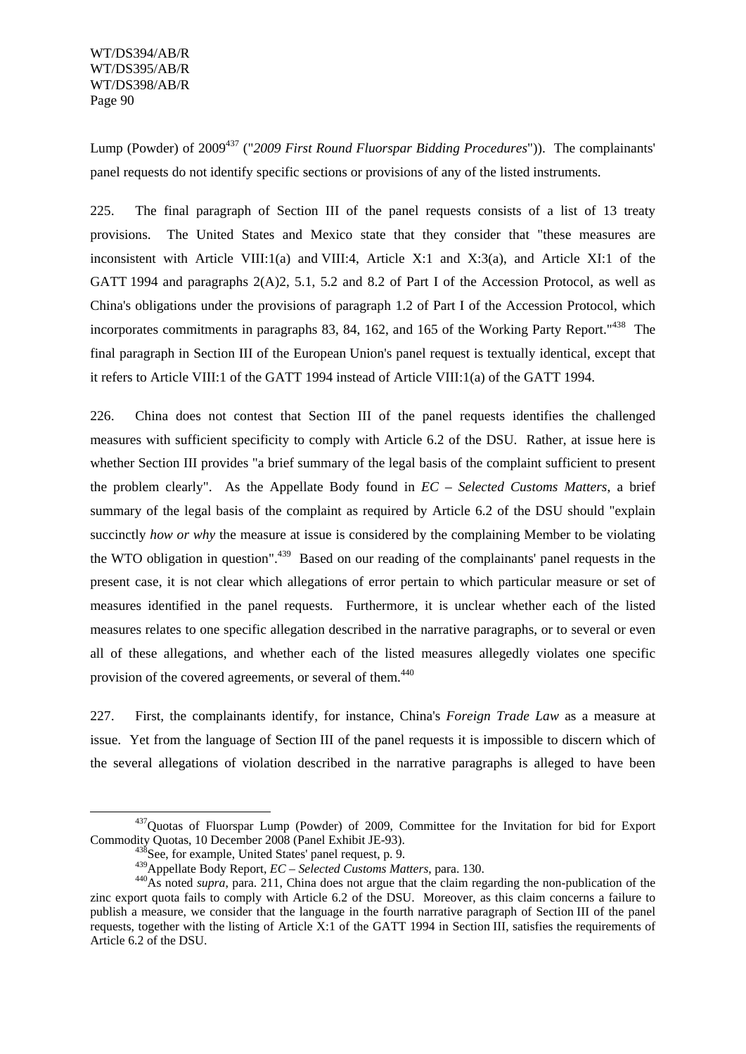Lump (Powder) of 2009[437] ("*2009 First Round Fluorspar Bidding Procedures*"). The complainants' panel requests do not identify specific sections or provisions of any of the listed instruments.

225. The final paragraph of Section III of the panel requests consists of a list of 13 treaty provisions. The United States and Mexico state that they consider that "these measures are inconsistent with Article VIII:1(a) and VIII:4, Article X:1 and X:3(a), and Article XI:1 of the GATT 1994 and paragraphs 2(A)2, 5.1, 5.2 and 8.2 of Part I of the Accession Protocol, as well as China's obligations under the provisions of paragraph 1.2 of Part I of the Accession Protocol, which incorporates commitments in paragraphs 83, 84, 162, and 165 of the Working Party Report."[438] The final paragraph in Section III of the European Union's panel request is textually identical, except that it refers to Article VIII:1 of the GATT 1994 instead of Article VIII:1(a) of the GATT 1994.

226. China does not contest that Section III of the panel requests identifies the challenged measures with sufficient specificity to comply with Article 6.2 of the DSU. Rather, at issue here is whether Section III provides "a brief summary of the legal basis of the complaint sufficient to present the problem clearly". As the Appellate Body found in *EC – Selected Customs Matters*, a brief summary of the legal basis of the complaint as required by Article 6.2 of the DSU should "explain succinctly *how or why* the measure at issue is considered by the complaining Member to be violating the WTO obligation in question".[439] Based on our reading of the complainants' panel requests in the present case, it is not clear which allegations of error pertain to which particular measure or set of measures identified in the panel requests. Furthermore, it is unclear whether each of the listed measures relates to one specific allegation described in the narrative paragraphs, or to several or even all of these allegations, and whether each of the listed measures allegedly violates one specific provision of the covered agreements, or several of them.[440]

227. First, the complainants identify, for instance, China's *Foreign Trade Law* as a measure at issue. Yet from the language of Section III of the panel requests it is impossible to discern which of the several allegations of violation described in the narrative paragraphs is alleged to have been

---

[437] Quotas of Fluorspar Lump (Powder) of 2009, Committee for the Invitation for bid for Export Commodity Quotas, 10 December 2008 (Panel Exhibit JE-93).

[438] See, for example, United States' panel request, p. 9.

[439] Appellate Body Report, *EC – Selected Customs Matters*, para. 130.

[440] As noted *supra*, para. 211, China does not argue that the claim regarding the non-publication of the zinc export quota fails to comply with Article 6.2 of the DSU. Moreover, as this claim concerns a failure to publish a measure, we consider that the language in the fourth narrative paragraph of Section III of the panel requests, together with the listing of Article X:1 of the GATT 1994 in Section III, satisfies the requirements of Article 6.2 of the DSU.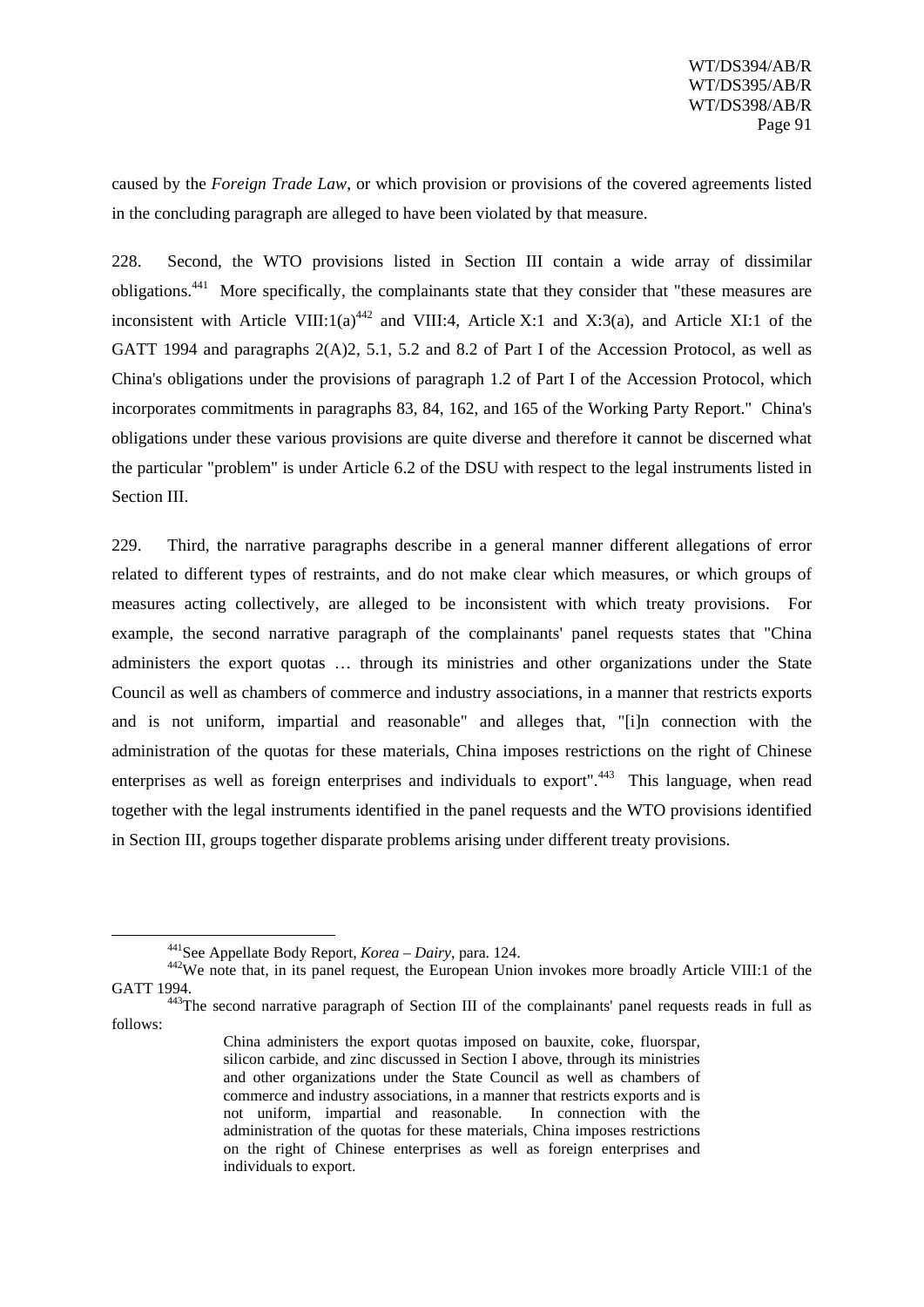caused by the *Foreign Trade Law*, or which provision or provisions of the covered agreements listed in the concluding paragraph are alleged to have been violated by that measure.

228. Second, the WTO provisions listed in Section III contain a wide array of dissimilar obligations.[441] More specifically, the complainants state that they consider that "these measures are inconsistent with Article VIII:1(a)[442] and VIII:4, Article X:1 and X:3(a), and Article XI:1 of the GATT 1994 and paragraphs 2(A)2, 5.1, 5.2 and 8.2 of Part I of the Accession Protocol, as well as China's obligations under the provisions of paragraph 1.2 of Part I of the Accession Protocol, which incorporates commitments in paragraphs 83, 84, 162, and 165 of the Working Party Report." China's obligations under these various provisions are quite diverse and therefore it cannot be discerned what the particular "problem" is under Article 6.2 of the DSU with respect to the legal instruments listed in Section III.

229. Third, the narrative paragraphs describe in a general manner different allegations of error related to different types of restraints, and do not make clear which measures, or which groups of measures acting collectively, are alleged to be inconsistent with which treaty provisions. For example, the second narrative paragraph of the complainants' panel requests states that "China administers the export quotas … through its ministries and other organizations under the State Council as well as chambers of commerce and industry associations, in a manner that restricts exports and is not uniform, impartial and reasonable" and alleges that, "[i]n connection with the administration of the quotas for these materials, China imposes restrictions on the right of Chinese enterprises as well as foreign enterprises and individuals to export".[443] This language, when read together with the legal instruments identified in the panel requests and the WTO provisions identified in Section III, groups together disparate problems arising under different treaty provisions.

---

[441] See Appellate Body Report, *Korea – Dairy*, para. 124.

[442] We note that, in its panel request, the European Union invokes more broadly Article VIII:1 of the GATT 1994.

[443] The second narrative paragraph of Section III of the complainants' panel requests reads in full as follows:

> China administers the export quotas imposed on bauxite, coke, fluorspar, silicon carbide, and zinc discussed in Section I above, through its ministries and other organizations under the State Council as well as chambers of commerce and industry associations, in a manner that restricts exports and is not uniform, impartial and reasonable. In connection with the administration of the quotas for these materials, China imposes restrictions on the right of Chinese enterprises as well as foreign enterprises and individuals to export.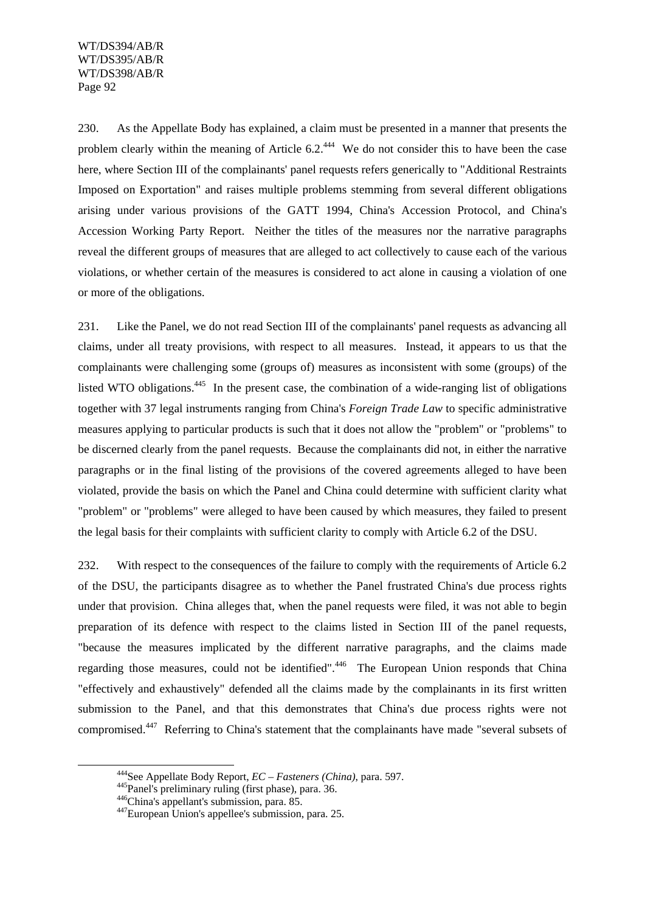230. As the Appellate Body has explained, a claim must be presented in a manner that presents the problem clearly within the meaning of Article 6.2.[444] We do not consider this to have been the case here, where Section III of the complainants' panel requests refers generically to "Additional Restraints Imposed on Exportation" and raises multiple problems stemming from several different obligations arising under various provisions of the GATT 1994, China's Accession Protocol, and China's Accession Working Party Report. Neither the titles of the measures nor the narrative paragraphs reveal the different groups of measures that are alleged to act collectively to cause each of the various violations, or whether certain of the measures is considered to act alone in causing a violation of one or more of the obligations.

231. Like the Panel, we do not read Section III of the complainants' panel requests as advancing all claims, under all treaty provisions, with respect to all measures. Instead, it appears to us that the complainants were challenging some (groups of) measures as inconsistent with some (groups) of the listed WTO obligations.[445] In the present case, the combination of a wide-ranging list of obligations together with 37 legal instruments ranging from China's *Foreign Trade Law* to specific administrative measures applying to particular products is such that it does not allow the "problem" or "problems" to be discerned clearly from the panel requests. Because the complainants did not, in either the narrative paragraphs or in the final listing of the provisions of the covered agreements alleged to have been violated, provide the basis on which the Panel and China could determine with sufficient clarity what "problem" or "problems" were alleged to have been caused by which measures, they failed to present the legal basis for their complaints with sufficient clarity to comply with Article 6.2 of the DSU.

232. With respect to the consequences of the failure to comply with the requirements of Article 6.2 of the DSU, the participants disagree as to whether the Panel frustrated China's due process rights under that provision. China alleges that, when the panel requests were filed, it was not able to begin preparation of its defence with respect to the claims listed in Section III of the panel requests, "because the measures implicated by the different narrative paragraphs, and the claims made regarding those measures, could not be identified".[446] The European Union responds that China "effectively and exhaustively" defended all the claims made by the complainants in its first written submission to the Panel, and that this demonstrates that China's due process rights were not compromised.[447] Referring to China's statement that the complainants have made "several subsets of

---

[444] See Appellate Body Report, *EC – Fasteners (China)*, para. 597.

[445] Panel's preliminary ruling (first phase), para. 36.

[446] China's appellant's submission, para. 85.

[447] European Union's appellee's submission, para. 25.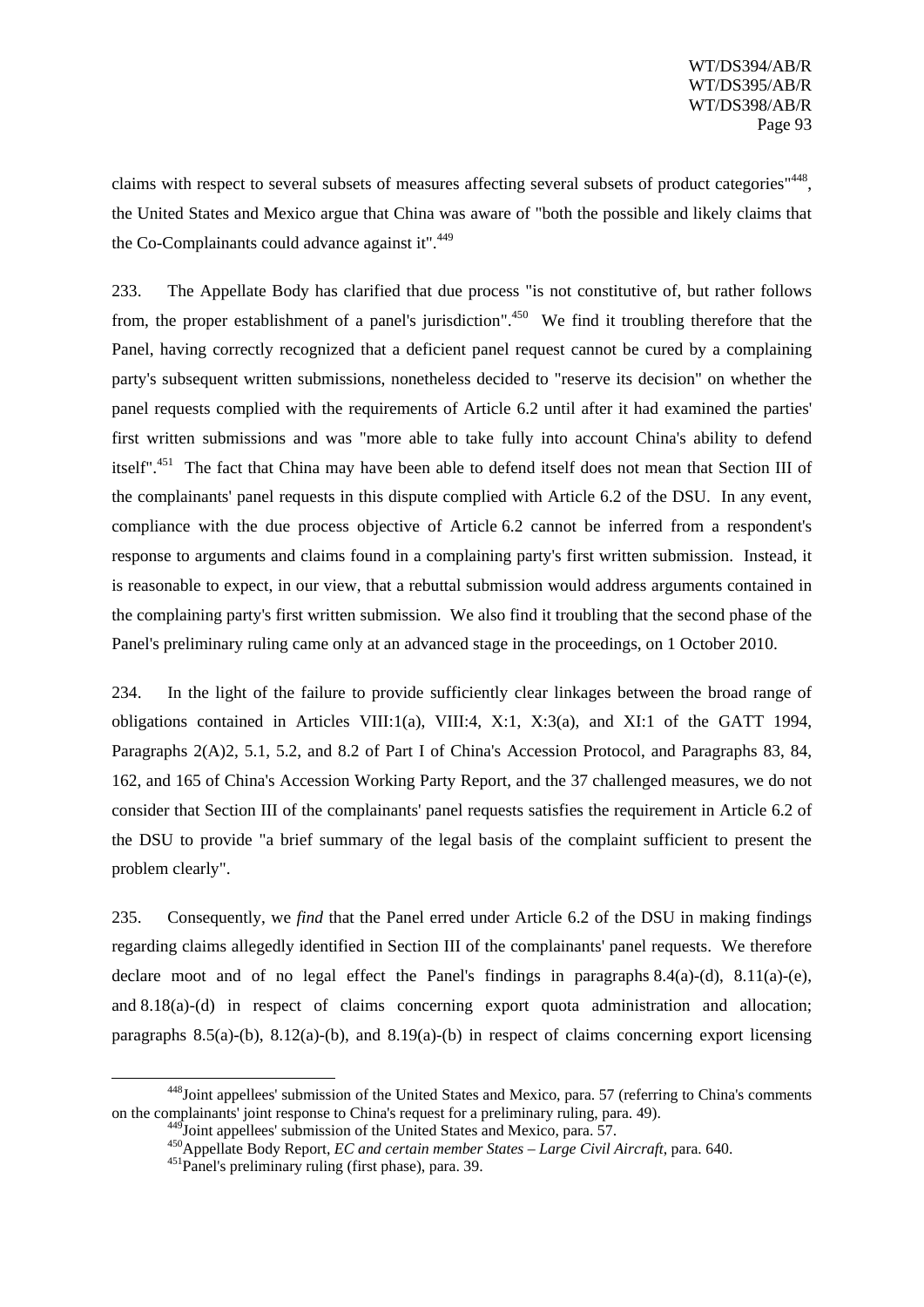claims with respect to several subsets of measures affecting several subsets of product categories"[448], the United States and Mexico argue that China was aware of "both the possible and likely claims that the Co-Complainants could advance against it".[449]

233. The Appellate Body has clarified that due process "is not constitutive of, but rather follows from, the proper establishment of a panel's jurisdiction".[450] We find it troubling therefore that the Panel, having correctly recognized that a deficient panel request cannot be cured by a complaining party's subsequent written submissions, nonetheless decided to "reserve its decision" on whether the panel requests complied with the requirements of Article 6.2 until after it had examined the parties' first written submissions and was "more able to take fully into account China's ability to defend itself".[451] The fact that China may have been able to defend itself does not mean that Section III of the complainants' panel requests in this dispute complied with Article 6.2 of the DSU. In any event, compliance with the due process objective of Article 6.2 cannot be inferred from a respondent's response to arguments and claims found in a complaining party's first written submission. Instead, it is reasonable to expect, in our view, that a rebuttal submission would address arguments contained in the complaining party's first written submission. We also find it troubling that the second phase of the Panel's preliminary ruling came only at an advanced stage in the proceedings, on 1 October 2010.

234. In the light of the failure to provide sufficiently clear linkages between the broad range of obligations contained in Articles VIII:1(a), VIII:4, X:1, X:3(a), and XI:1 of the GATT 1994, Paragraphs 2(A)2, 5.1, 5.2, and 8.2 of Part I of China's Accession Protocol, and Paragraphs 83, 84, 162, and 165 of China's Accession Working Party Report, and the 37 challenged measures, we do not consider that Section III of the complainants' panel requests satisfies the requirement in Article 6.2 of the DSU to provide "a brief summary of the legal basis of the complaint sufficient to present the problem clearly".

235. Consequently, we *find* that the Panel erred under Article 6.2 of the DSU in making findings regarding claims allegedly identified in Section III of the complainants' panel requests. We therefore declare moot and of no legal effect the Panel's findings in paragraphs 8.4(a)-(d), 8.11(a)-(e), and 8.18(a)-(d) in respect of claims concerning export quota administration and allocation; paragraphs 8.5(a)-(b), 8.12(a)-(b), and 8.19(a)-(b) in respect of claims concerning export licensing

---

[448] Joint appellees' submission of the United States and Mexico, para. 57 (referring to China's comments on the complainants' joint response to China's request for a preliminary ruling, para. 49).

[449] Joint appellees' submission of the United States and Mexico, para. 57.

[450] Appellate Body Report, *EC and certain member States – Large Civil Aircraft*, para. 640.

[451] Panel's preliminary ruling (first phase), para. 39.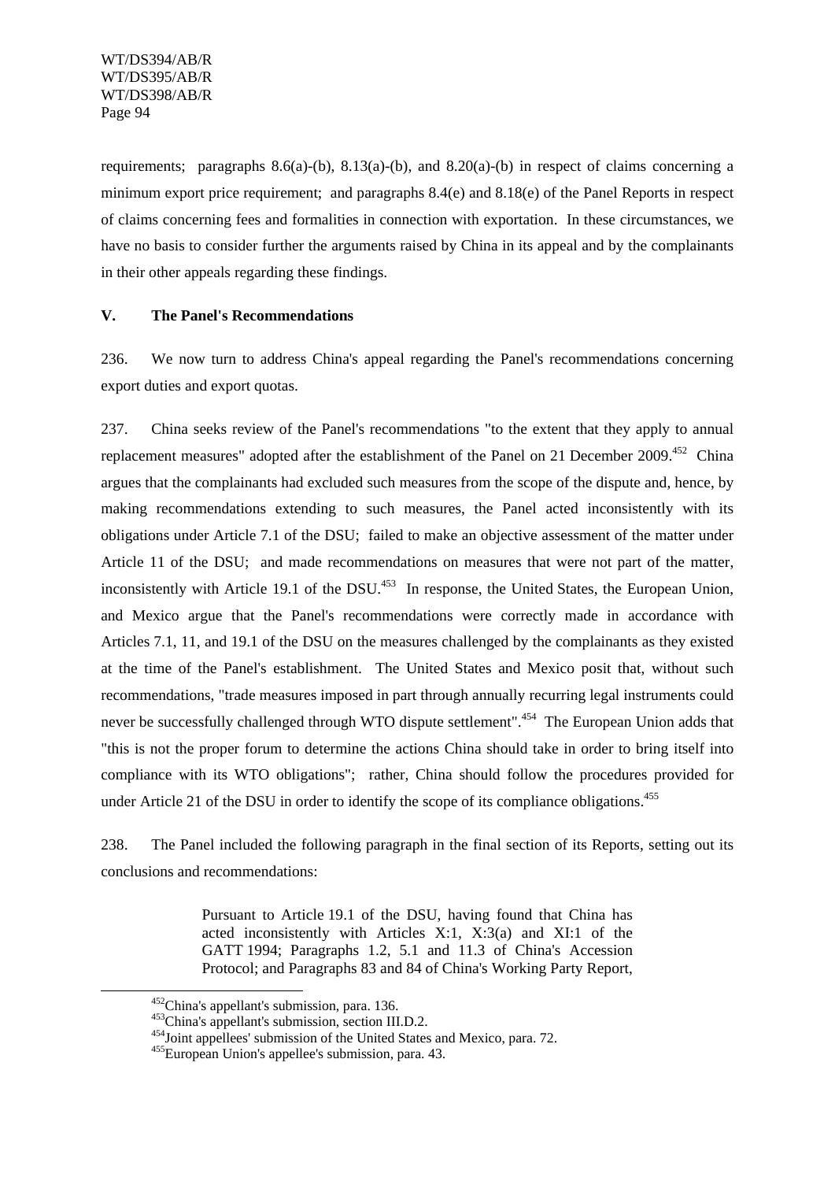requirements; paragraphs 8.6(a)-(b), 8.13(a)-(b), and 8.20(a)-(b) in respect of claims concerning a minimum export price requirement; and paragraphs 8.4(e) and 8.18(e) of the Panel Reports in respect of claims concerning fees and formalities in connection with exportation. In these circumstances, we have no basis to consider further the arguments raised by China in its appeal and by the complainants in their other appeals regarding these findings.

## V. The Panel's Recommendations

236. We now turn to address China's appeal regarding the Panel's recommendations concerning export duties and export quotas.

237. China seeks review of the Panel's recommendations "to the extent that they apply to annual replacement measures" adopted after the establishment of the Panel on 21 December 2009.[452] China argues that the complainants had excluded such measures from the scope of the dispute and, hence, by making recommendations extending to such measures, the Panel acted inconsistently with its obligations under Article 7.1 of the DSU; failed to make an objective assessment of the matter under Article 11 of the DSU; and made recommendations on measures that were not part of the matter, inconsistently with Article 19.1 of the DSU.[453] In response, the United States, the European Union, and Mexico argue that the Panel's recommendations were correctly made in accordance with Articles 7.1, 11, and 19.1 of the DSU on the measures challenged by the complainants as they existed at the time of the Panel's establishment. The United States and Mexico posit that, without such recommendations, "trade measures imposed in part through annually recurring legal instruments could never be successfully challenged through WTO dispute settlement".[454] The European Union adds that "this is not the proper forum to determine the actions China should take in order to bring itself into compliance with its WTO obligations"; rather, China should follow the procedures provided for under Article 21 of the DSU in order to identify the scope of its compliance obligations.[455]

238. The Panel included the following paragraph in the final section of its Reports, setting out its conclusions and recommendations:

> Pursuant to Article 19.1 of the DSU, having found that China has acted inconsistently with Articles X:1, X:3(a) and XI:1 of the GATT 1994; Paragraphs 1.2, 5.1 and 11.3 of China's Accession Protocol; and Paragraphs 83 and 84 of China's Working Party Report,

[452] China's appellant's submission, para. 136.
[453] China's appellant's submission, section III.D.2.
[454] Joint appellees' submission of the United States and Mexico, para. 72.
[455] European Union's appellee's submission, para. 43.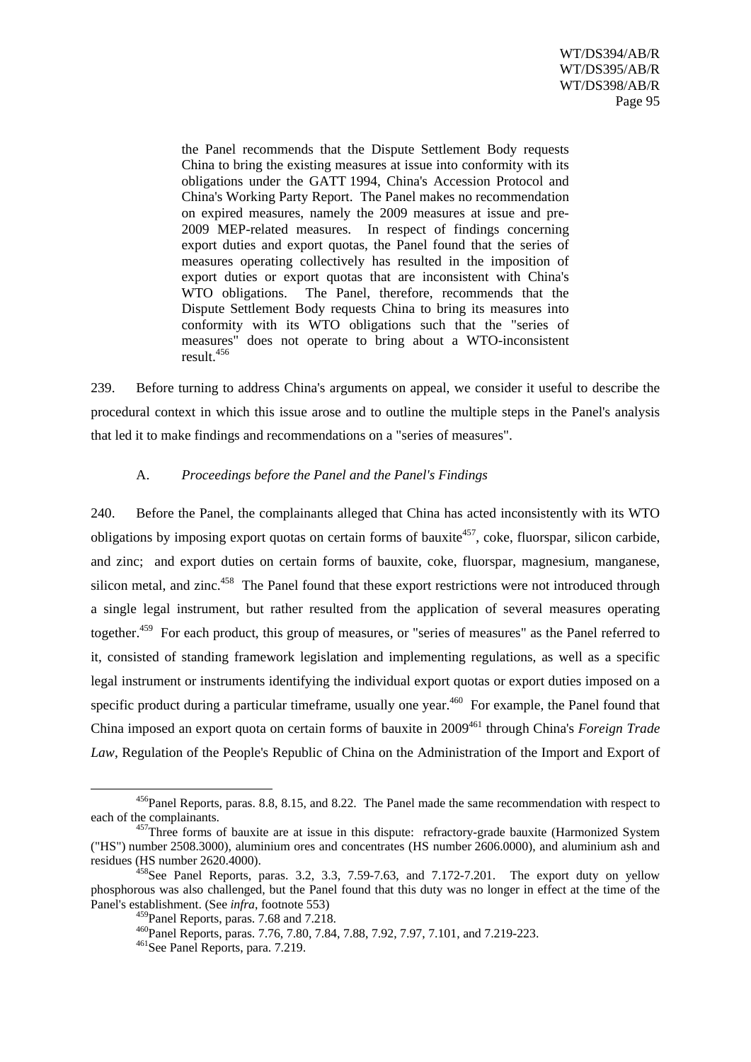> the Panel recommends that the Dispute Settlement Body requests China to bring the existing measures at issue into conformity with its obligations under the GATT 1994, China's Accession Protocol and China's Working Party Report. The Panel makes no recommendation on expired measures, namely the 2009 measures at issue and pre-2009 MEP-related measures. In respect of findings concerning export duties and export quotas, the Panel found that the series of measures operating collectively has resulted in the imposition of export duties or export quotas that are inconsistent with China's WTO obligations. The Panel, therefore, recommends that the Dispute Settlement Body requests China to bring its measures into conformity with its WTO obligations such that the "series of measures" does not operate to bring about a WTO-inconsistent result.[456]

239. Before turning to address China's arguments on appeal, we consider it useful to describe the procedural context in which this issue arose and to outline the multiple steps in the Panel's analysis that led it to make findings and recommendations on a "series of measures".

### A. *Proceedings before the Panel and the Panel's Findings*

240. Before the Panel, the complainants alleged that China has acted inconsistently with its WTO obligations by imposing export quotas on certain forms of bauxite[457], coke, fluorspar, silicon carbide, and zinc; and export duties on certain forms of bauxite, coke, fluorspar, magnesium, manganese, silicon metal, and zinc.[458] The Panel found that these export restrictions were not introduced through a single legal instrument, but rather resulted from the application of several measures operating together.[459] For each product, this group of measures, or "series of measures" as the Panel referred to it, consisted of standing framework legislation and implementing regulations, as well as a specific legal instrument or instruments identifying the individual export quotas or export duties imposed on a specific product during a particular timeframe, usually one year.[460] For example, the Panel found that China imposed an export quota on certain forms of bauxite in 2009[461] through China's *Foreign Trade Law*, Regulation of the People's Republic of China on the Administration of the Import and Export of

---

[456] Panel Reports, paras. 8.8, 8.15, and 8.22. The Panel made the same recommendation with respect to each of the complainants.

[457] Three forms of bauxite are at issue in this dispute: refractory-grade bauxite (Harmonized System ("HS") number 2508.3000), aluminium ores and concentrates (HS number 2606.0000), and aluminium ash and residues (HS number 2620.4000).

[458] See Panel Reports, paras. 3.2, 3.3, 7.59-7.63, and 7.172-7.201. The export duty on yellow phosphorous was also challenged, but the Panel found that this duty was no longer in effect at the time of the Panel's establishment. (See *infra*, footnote 553)

[459] Panel Reports, paras. 7.68 and 7.218.

[460] Panel Reports, paras. 7.76, 7.80, 7.84, 7.88, 7.92, 7.97, 7.101, and 7.219-223.

[461] See Panel Reports, para. 7.219.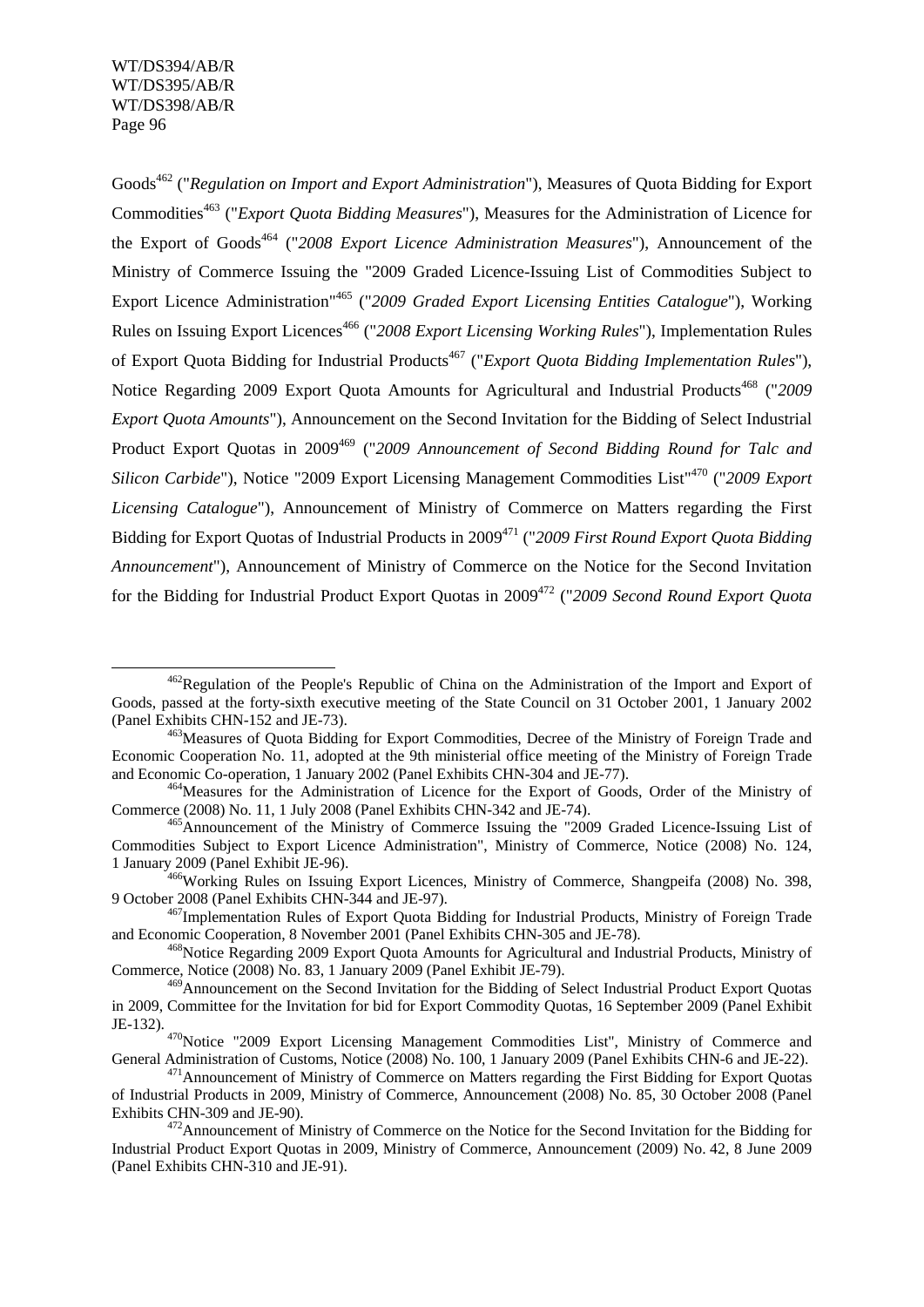Goods[462] ("*Regulation on Import and Export Administration*"), Measures of Quota Bidding for Export Commodities[463] ("*Export Quota Bidding Measures*"), Measures for the Administration of Licence for the Export of Goods[464] ("*2008 Export Licence Administration Measures*"), Announcement of the Ministry of Commerce Issuing the "2009 Graded Licence-Issuing List of Commodities Subject to Export Licence Administration"[465] ("*2009 Graded Export Licensing Entities Catalogue*"), Working Rules on Issuing Export Licences[466] ("*2008 Export Licensing Working Rules*"), Implementation Rules of Export Quota Bidding for Industrial Products[467] ("*Export Quota Bidding Implementation Rules*"), Notice Regarding 2009 Export Quota Amounts for Agricultural and Industrial Products[468] ("*2009 Export Quota Amounts*"), Announcement on the Second Invitation for the Bidding of Select Industrial Product Export Quotas in 2009[469] ("*2009 Announcement of Second Bidding Round for Talc and Silicon Carbide*"), Notice "2009 Export Licensing Management Commodities List"[470] ("*2009 Export Licensing Catalogue*"), Announcement of Ministry of Commerce on Matters regarding the First Bidding for Export Quotas of Industrial Products in 2009[471] ("*2009 First Round Export Quota Bidding Announcement*"), Announcement of Ministry of Commerce on the Notice for the Second Invitation for the Bidding for Industrial Product Export Quotas in 2009[472] ("*2009 Second Round Export Quota*

---

[462] Regulation of the People's Republic of China on the Administration of the Import and Export of Goods, passed at the forty-sixth executive meeting of the State Council on 31 October 2001, 1 January 2002 (Panel Exhibits CHN-152 and JE-73).

[463] Measures of Quota Bidding for Export Commodities, Decree of the Ministry of Foreign Trade and Economic Cooperation No. 11, adopted at the 9th ministerial office meeting of the Ministry of Foreign Trade and Economic Co-operation, 1 January 2002 (Panel Exhibits CHN-304 and JE-77).

[464] Measures for the Administration of Licence for the Export of Goods, Order of the Ministry of Commerce (2008) No. 11, 1 July 2008 (Panel Exhibits CHN-342 and JE-74).

[465] Announcement of the Ministry of Commerce Issuing the "2009 Graded Licence-Issuing List of Commodities Subject to Export Licence Administration", Ministry of Commerce, Notice (2008) No. 124, 1 January 2009 (Panel Exhibit JE-96).

[466] Working Rules on Issuing Export Licences, Ministry of Commerce, Shangpeifa (2008) No. 398, 9 October 2008 (Panel Exhibits CHN-344 and JE-97).

[467] Implementation Rules of Export Quota Bidding for Industrial Products, Ministry of Foreign Trade and Economic Cooperation, 8 November 2001 (Panel Exhibits CHN-305 and JE-78).

[468] Notice Regarding 2009 Export Quota Amounts for Agricultural and Industrial Products, Ministry of Commerce, Notice (2008) No. 83, 1 January 2009 (Panel Exhibit JE-79).

[469] Announcement on the Second Invitation for the Bidding of Select Industrial Product Export Quotas in 2009, Committee for the Invitation for bid for Export Commodity Quotas, 16 September 2009 (Panel Exhibit JE-132).

[470] Notice "2009 Export Licensing Management Commodities List", Ministry of Commerce and General Administration of Customs, Notice (2008) No. 100, 1 January 2009 (Panel Exhibits CHN-6 and JE-22).

[471] Announcement of Ministry of Commerce on Matters regarding the First Bidding for Export Quotas of Industrial Products in 2009, Ministry of Commerce, Announcement (2008) No. 85, 30 October 2008 (Panel Exhibits CHN-309 and JE-90).

[472] Announcement of Ministry of Commerce on the Notice for the Second Invitation for the Bidding for Industrial Product Export Quotas in 2009, Ministry of Commerce, Announcement (2009) No. 42, 8 June 2009 (Panel Exhibits CHN-310 and JE-91).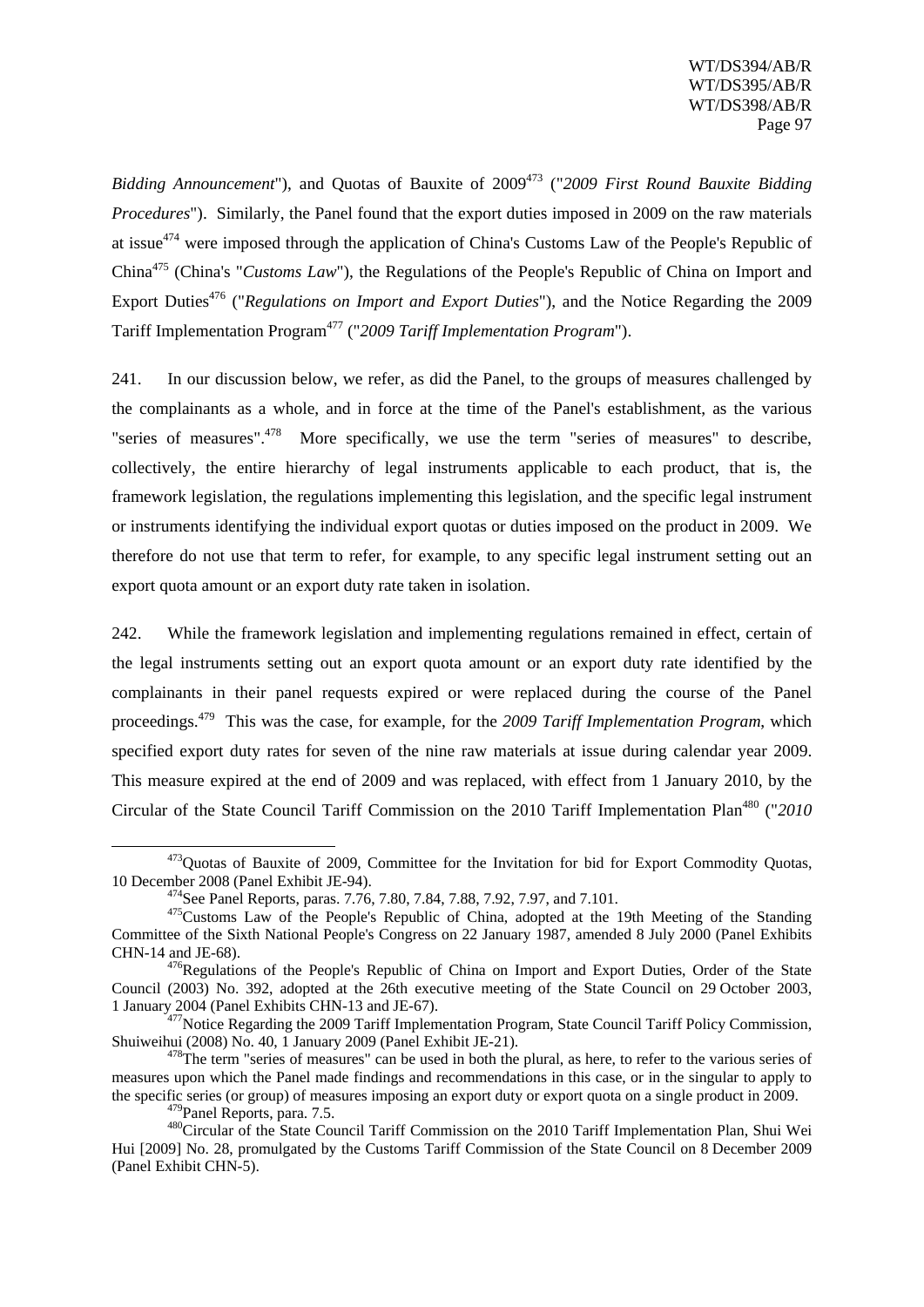*Bidding Announcement*"), and Quotas of Bauxite of 2009[473] ("*2009 First Round Bauxite Bidding Procedures*"). Similarly, the Panel found that the export duties imposed in 2009 on the raw materials at issue[474] were imposed through the application of China's Customs Law of the People's Republic of China[475] (China's "*Customs Law*"), the Regulations of the People's Republic of China on Import and Export Duties[476] ("*Regulations on Import and Export Duties*"), and the Notice Regarding the 2009 Tariff Implementation Program[477] ("*2009 Tariff Implementation Program*").

241. In our discussion below, we refer, as did the Panel, to the groups of measures challenged by the complainants as a whole, and in force at the time of the Panel's establishment, as the various "series of measures".[478] More specifically, we use the term "series of measures" to describe, collectively, the entire hierarchy of legal instruments applicable to each product, that is, the framework legislation, the regulations implementing this legislation, and the specific legal instrument or instruments identifying the individual export quotas or duties imposed on the product in 2009. We therefore do not use that term to refer, for example, to any specific legal instrument setting out an export quota amount or an export duty rate taken in isolation.

242. While the framework legislation and implementing regulations remained in effect, certain of the legal instruments setting out an export quota amount or an export duty rate identified by the complainants in their panel requests expired or were replaced during the course of the Panel proceedings.[479] This was the case, for example, for the *2009 Tariff Implementation Program*, which specified export duty rates for seven of the nine raw materials at issue during calendar year 2009. This measure expired at the end of 2009 and was replaced, with effect from 1 January 2010, by the Circular of the State Council Tariff Commission on the 2010 Tariff Implementation Plan[480] ("*2010*

---

[473] Quotas of Bauxite of 2009, Committee for the Invitation for bid for Export Commodity Quotas, 10 December 2008 (Panel Exhibit JE-94).

[474] See Panel Reports, paras. 7.76, 7.80, 7.84, 7.88, 7.92, 7.97, and 7.101.

[475] Customs Law of the People's Republic of China, adopted at the 19th Meeting of the Standing Committee of the Sixth National People's Congress on 22 January 1987, amended 8 July 2000 (Panel Exhibits CHN-14 and JE-68).

[476] Regulations of the People's Republic of China on Import and Export Duties, Order of the State Council (2003) No. 392, adopted at the 26th executive meeting of the State Council on 29 October 2003, 1 January 2004 (Panel Exhibits CHN-13 and JE-67).

[477] Notice Regarding the 2009 Tariff Implementation Program, State Council Tariff Policy Commission, Shuiweihui (2008) No. 40, 1 January 2009 (Panel Exhibit JE-21).

[478] The term "series of measures" can be used in both the plural, as here, to refer to the various series of measures upon which the Panel made findings and recommendations in this case, or in the singular to apply to the specific series (or group) of measures imposing an export duty or export quota on a single product in 2009.

[479] Panel Reports, para. 7.5.

[480] Circular of the State Council Tariff Commission on the 2010 Tariff Implementation Plan, Shui Wei Hui [2009] No. 28, promulgated by the Customs Tariff Commission of the State Council on 8 December 2009 (Panel Exhibit CHN-5).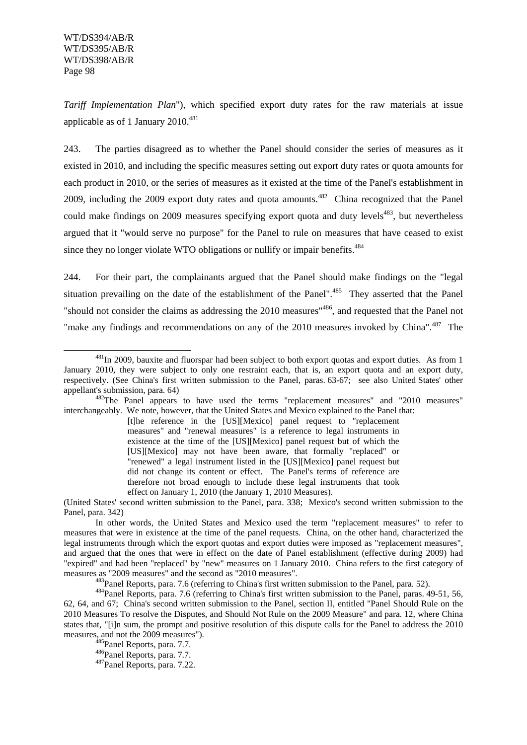*Tariff Implementation Plan*"), which specified export duty rates for the raw materials at issue applicable as of 1 January 2010.[481]

243. The parties disagreed as to whether the Panel should consider the series of measures as it existed in 2010, and including the specific measures setting out export duty rates or quota amounts for each product in 2010, or the series of measures as it existed at the time of the Panel's establishment in 2009, including the 2009 export duty rates and quota amounts.[482] China recognized that the Panel could make findings on 2009 measures specifying export quota and duty levels[483], but nevertheless argued that it "would serve no purpose" for the Panel to rule on measures that have ceased to exist since they no longer violate WTO obligations or nullify or impair benefits.[484]

244. For their part, the complainants argued that the Panel should make findings on the "legal situation prevailing on the date of the establishment of the Panel".[485] They asserted that the Panel "should not consider the claims as addressing the 2010 measures"[486], and requested that the Panel not "make any findings and recommendations on any of the 2010 measures invoked by China".[487] The

---

[481]In 2009, bauxite and fluorspar had been subject to both export quotas and export duties. As from 1 January 2010, they were subject to only one restraint each, that is, an export quota and an export duty, respectively. (See China's first written submission to the Panel, paras. 63-67; see also United States' other appellant's submission, para. 64)

[482]The Panel appears to have used the terms "replacement measures" and "2010 measures" interchangeably. We note, however, that the United States and Mexico explained to the Panel that:

> [t]he reference in the [US][Mexico] panel request to "replacement measures" and "renewal measures" is a reference to legal instruments in existence at the time of the [US][Mexico] panel request but of which the [US][Mexico] may not have been aware, that formally "replaced" or "renewed" a legal instrument listed in the [US][Mexico] panel request but did not change its content or effect. The Panel's terms of reference are therefore not broad enough to include these legal instruments that took effect on January 1, 2010 (the January 1, 2010 Measures).

(United States' second written submission to the Panel, para. 338; Mexico's second written submission to the Panel, para. 342)

In other words, the United States and Mexico used the term "replacement measures" to refer to measures that were in existence at the time of the panel requests. China, on the other hand, characterized the legal instruments through which the export quotas and export duties were imposed as "replacement measures", and argued that the ones that were in effect on the date of Panel establishment (effective during 2009) had "expired" and had been "replaced" by "new" measures on 1 January 2010. China refers to the first category of measures as "2009 measures" and the second as "2010 measures".

[483]Panel Reports, para. 7.6 (referring to China's first written submission to the Panel, para. 52).

[484]Panel Reports, para. 7.6 (referring to China's first written submission to the Panel, paras. 49-51, 56, 62, 64, and 67; China's second written submission to the Panel, section II, entitled "Panel Should Rule on the 2010 Measures To resolve the Disputes, and Should Not Rule on the 2009 Measure" and para. 12, where China states that, "[i]n sum, the prompt and positive resolution of this dispute calls for the Panel to address the 2010 measures, and not the 2009 measures").

[485]Panel Reports, para. 7.7.

[486]Panel Reports, para. 7.7.

[487]Panel Reports, para. 7.22.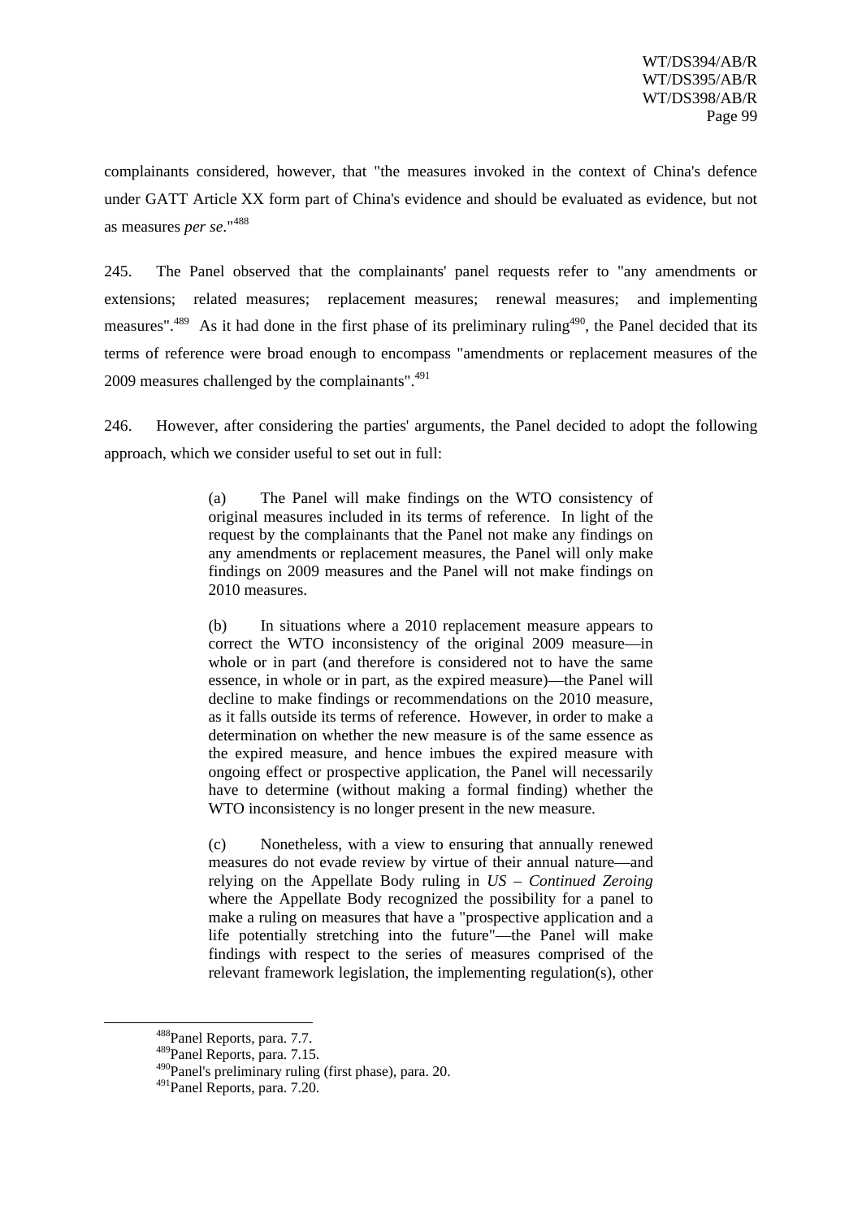complainants considered, however, that "the measures invoked in the context of China's defence under GATT Article XX form part of China's evidence and should be evaluated as evidence, but not as measures *per se*."[488]

245. The Panel observed that the complainants' panel requests refer to "any amendments or extensions; related measures; replacement measures; renewal measures; and implementing measures".[489] As it had done in the first phase of its preliminary ruling[490], the Panel decided that its terms of reference were broad enough to encompass "amendments or replacement measures of the 2009 measures challenged by the complainants".[491]

246. However, after considering the parties' arguments, the Panel decided to adopt the following approach, which we consider useful to set out in full:

> (a) The Panel will make findings on the WTO consistency of original measures included in its terms of reference. In light of the request by the complainants that the Panel not make any findings on any amendments or replacement measures, the Panel will only make findings on 2009 measures and the Panel will not make findings on 2010 measures.
>
> (b) In situations where a 2010 replacement measure appears to correct the WTO inconsistency of the original 2009 measure—in whole or in part (and therefore is considered not to have the same essence, in whole or in part, as the expired measure)—the Panel will decline to make findings or recommendations on the 2010 measure, as it falls outside its terms of reference. However, in order to make a determination on whether the new measure is of the same essence as the expired measure, and hence imbues the expired measure with ongoing effect or prospective application, the Panel will necessarily have to determine (without making a formal finding) whether the WTO inconsistency is no longer present in the new measure.
>
> (c) Nonetheless, with a view to ensuring that annually renewed measures do not evade review by virtue of their annual nature—and relying on the Appellate Body ruling in *US – Continued Zeroing* where the Appellate Body recognized the possibility for a panel to make a ruling on measures that have a "prospective application and a life potentially stretching into the future"—the Panel will make findings with respect to the series of measures comprised of the relevant framework legislation, the implementing regulation(s), other

[488]Panel Reports, para. 7.7.
[489]Panel Reports, para. 7.15.
[490]Panel's preliminary ruling (first phase), para. 20.
[491]Panel Reports, para. 7.20.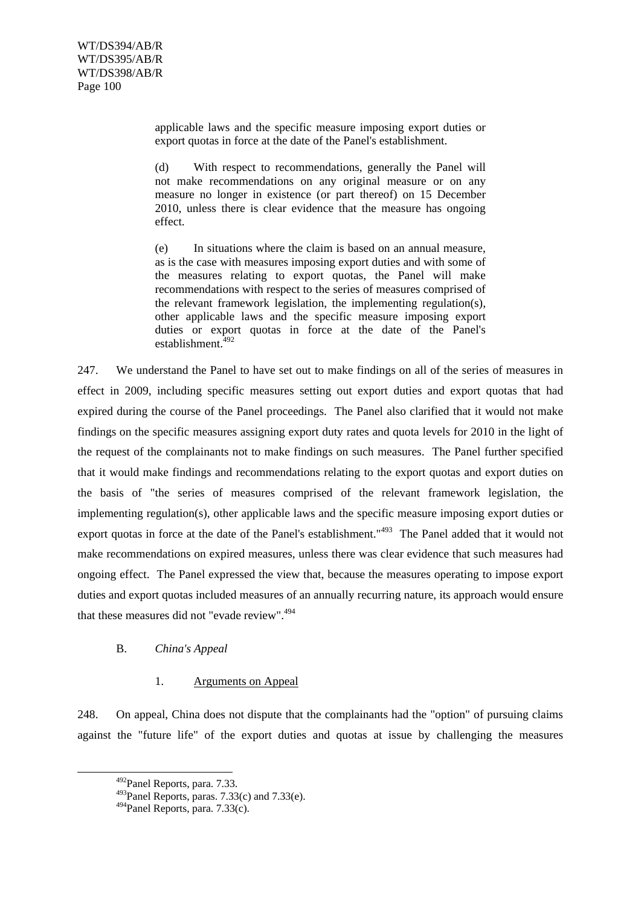> applicable laws and the specific measure imposing export duties or export quotas in force at the date of the Panel's establishment.
>
> (d) With respect to recommendations, generally the Panel will not make recommendations on any original measure or on any measure no longer in existence (or part thereof) on 15 December 2010, unless there is clear evidence that the measure has ongoing effect.
>
> (e) In situations where the claim is based on an annual measure, as is the case with measures imposing export duties and with some of the measures relating to export quotas, the Panel will make recommendations with respect to the series of measures comprised of the relevant framework legislation, the implementing regulation(s), other applicable laws and the specific measure imposing export duties or export quotas in force at the date of the Panel's establishment.[492]

247. We understand the Panel to have set out to make findings on all of the series of measures in effect in 2009, including specific measures setting out export duties and export quotas that had expired during the course of the Panel proceedings. The Panel also clarified that it would not make findings on the specific measures assigning export duty rates and quota levels for 2010 in the light of the request of the complainants not to make findings on such measures. The Panel further specified that it would make findings and recommendations relating to the export quotas and export duties on the basis of "the series of measures comprised of the relevant framework legislation, the implementing regulation(s), other applicable laws and the specific measure imposing export duties or export quotas in force at the date of the Panel's establishment."[493] The Panel added that it would not make recommendations on expired measures, unless there was clear evidence that such measures had ongoing effect. The Panel expressed the view that, because the measures operating to impose export duties and export quotas included measures of an annually recurring nature, its approach would ensure that these measures did not "evade review".[494]

### B. *China's Appeal*

#### 1. Arguments on Appeal

248. On appeal, China does not dispute that the complainants had the "option" of pursuing claims against the "future life" of the export duties and quotas at issue by challenging the measures

---

[492] Panel Reports, para. 7.33.

[493] Panel Reports, paras. 7.33(c) and 7.33(e).

[494] Panel Reports, para. 7.33(c).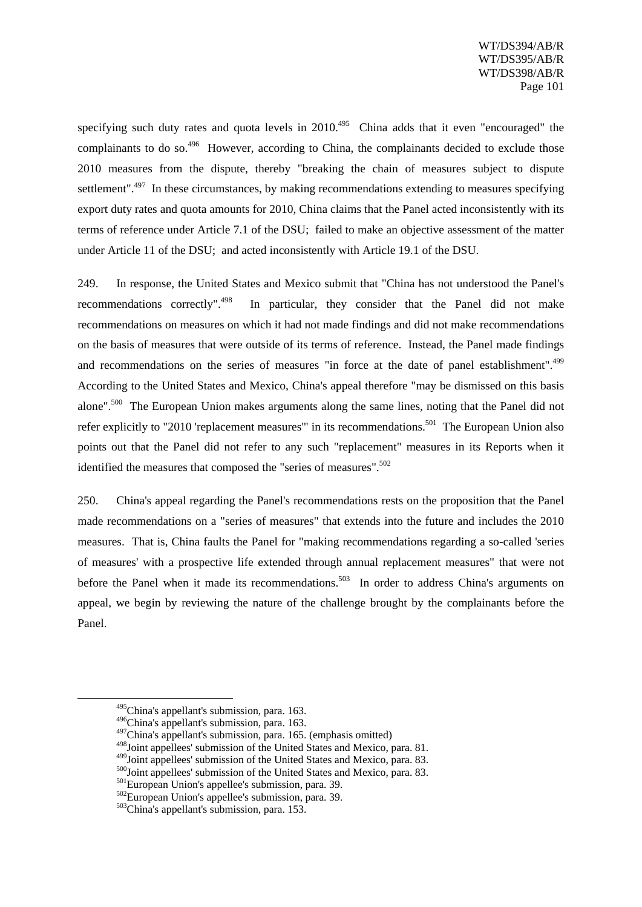specifying such duty rates and quota levels in 2010.[495] China adds that it even "encouraged" the complainants to do so.[496] However, according to China, the complainants decided to exclude those 2010 measures from the dispute, thereby "breaking the chain of measures subject to dispute settlement".[497] In these circumstances, by making recommendations extending to measures specifying export duty rates and quota amounts for 2010, China claims that the Panel acted inconsistently with its terms of reference under Article 7.1 of the DSU; failed to make an objective assessment of the matter under Article 11 of the DSU; and acted inconsistently with Article 19.1 of the DSU.

249. In response, the United States and Mexico submit that "China has not understood the Panel's recommendations correctly".[498] In particular, they consider that the Panel did not make recommendations on measures on which it had not made findings and did not make recommendations on the basis of measures that were outside of its terms of reference. Instead, the Panel made findings and recommendations on the series of measures "in force at the date of panel establishment".[499] According to the United States and Mexico, China's appeal therefore "may be dismissed on this basis alone".[500] The European Union makes arguments along the same lines, noting that the Panel did not refer explicitly to "2010 'replacement measures'" in its recommendations.[501] The European Union also points out that the Panel did not refer to any such "replacement" measures in its Reports when it identified the measures that composed the "series of measures".[502]

250. China's appeal regarding the Panel's recommendations rests on the proposition that the Panel made recommendations on a "series of measures" that extends into the future and includes the 2010 measures. That is, China faults the Panel for "making recommendations regarding a so-called 'series of measures' with a prospective life extended through annual replacement measures" that were not before the Panel when it made its recommendations.[503] In order to address China's arguments on appeal, we begin by reviewing the nature of the challenge brought by the complainants before the Panel.

---

[495] China's appellant's submission, para. 163.

[496] China's appellant's submission, para. 163.

[497] China's appellant's submission, para. 165. (emphasis omitted)

[498] Joint appellees' submission of the United States and Mexico, para. 81.

[499] Joint appellees' submission of the United States and Mexico, para. 83.

[500] Joint appellees' submission of the United States and Mexico, para. 83.

[501] European Union's appellee's submission, para. 39.

[502] European Union's appellee's submission, para. 39.

[503] China's appellant's submission, para. 153.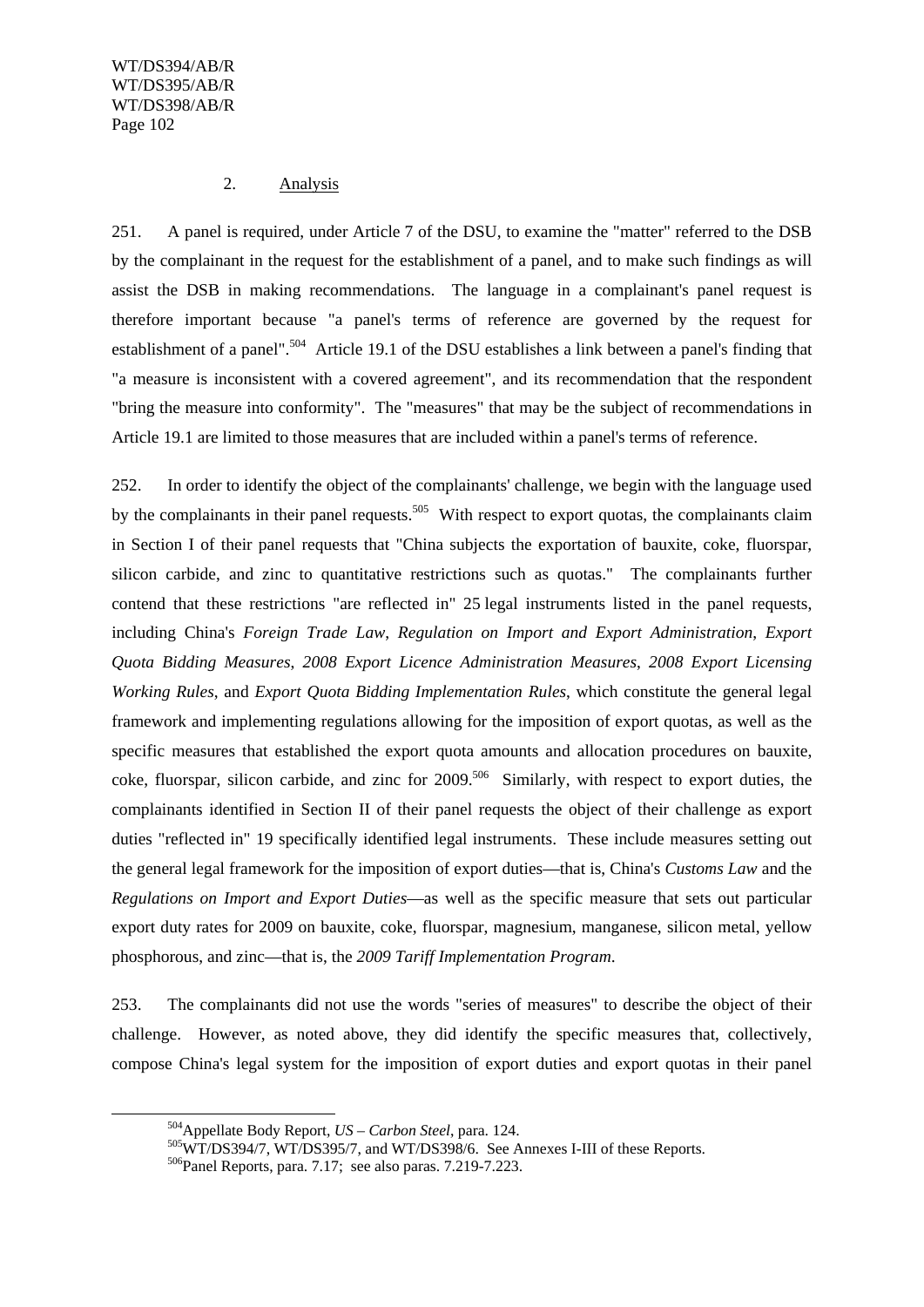### 2. Analysis

251. A panel is required, under Article 7 of the DSU, to examine the "matter" referred to the DSB by the complainant in the request for the establishment of a panel, and to make such findings as will assist the DSB in making recommendations. The language in a complainant's panel request is therefore important because "a panel's terms of reference are governed by the request for establishment of a panel".[504] Article 19.1 of the DSU establishes a link between a panel's finding that "a measure is inconsistent with a covered agreement", and its recommendation that the respondent "bring the measure into conformity". The "measures" that may be the subject of recommendations in Article 19.1 are limited to those measures that are included within a panel's terms of reference.

252. In order to identify the object of the complainants' challenge, we begin with the language used by the complainants in their panel requests.[505] With respect to export quotas, the complainants claim in Section I of their panel requests that "China subjects the exportation of bauxite, coke, fluorspar, silicon carbide, and zinc to quantitative restrictions such as quotas." The complainants further contend that these restrictions "are reflected in" 25 legal instruments listed in the panel requests, including China's *Foreign Trade Law*, *Regulation on Import and Export Administration*, *Export Quota Bidding Measures*, *2008 Export Licence Administration Measures*, *2008 Export Licensing Working Rules*, and *Export Quota Bidding Implementation Rules*, which constitute the general legal framework and implementing regulations allowing for the imposition of export quotas, as well as the specific measures that established the export quota amounts and allocation procedures on bauxite, coke, fluorspar, silicon carbide, and zinc for 2009.[506] Similarly, with respect to export duties, the complainants identified in Section II of their panel requests the object of their challenge as export duties "reflected in" 19 specifically identified legal instruments. These include measures setting out the general legal framework for the imposition of export duties—that is, China's *Customs Law* and the *Regulations on Import and Export Duties*—as well as the specific measure that sets out particular export duty rates for 2009 on bauxite, coke, fluorspar, magnesium, manganese, silicon metal, yellow phosphorous, and zinc—that is, the *2009 Tariff Implementation Program*.

253. The complainants did not use the words "series of measures" to describe the object of their challenge. However, as noted above, they did identify the specific measures that, collectively, compose China's legal system for the imposition of export duties and export quotas in their panel

---

[504] Appellate Body Report, *US – Carbon Steel*, para. 124.

[505] WT/DS394/7, WT/DS395/7, and WT/DS398/6. See Annexes I-III of these Reports.

[506] Panel Reports, para. 7.17; see also paras. 7.219-7.223.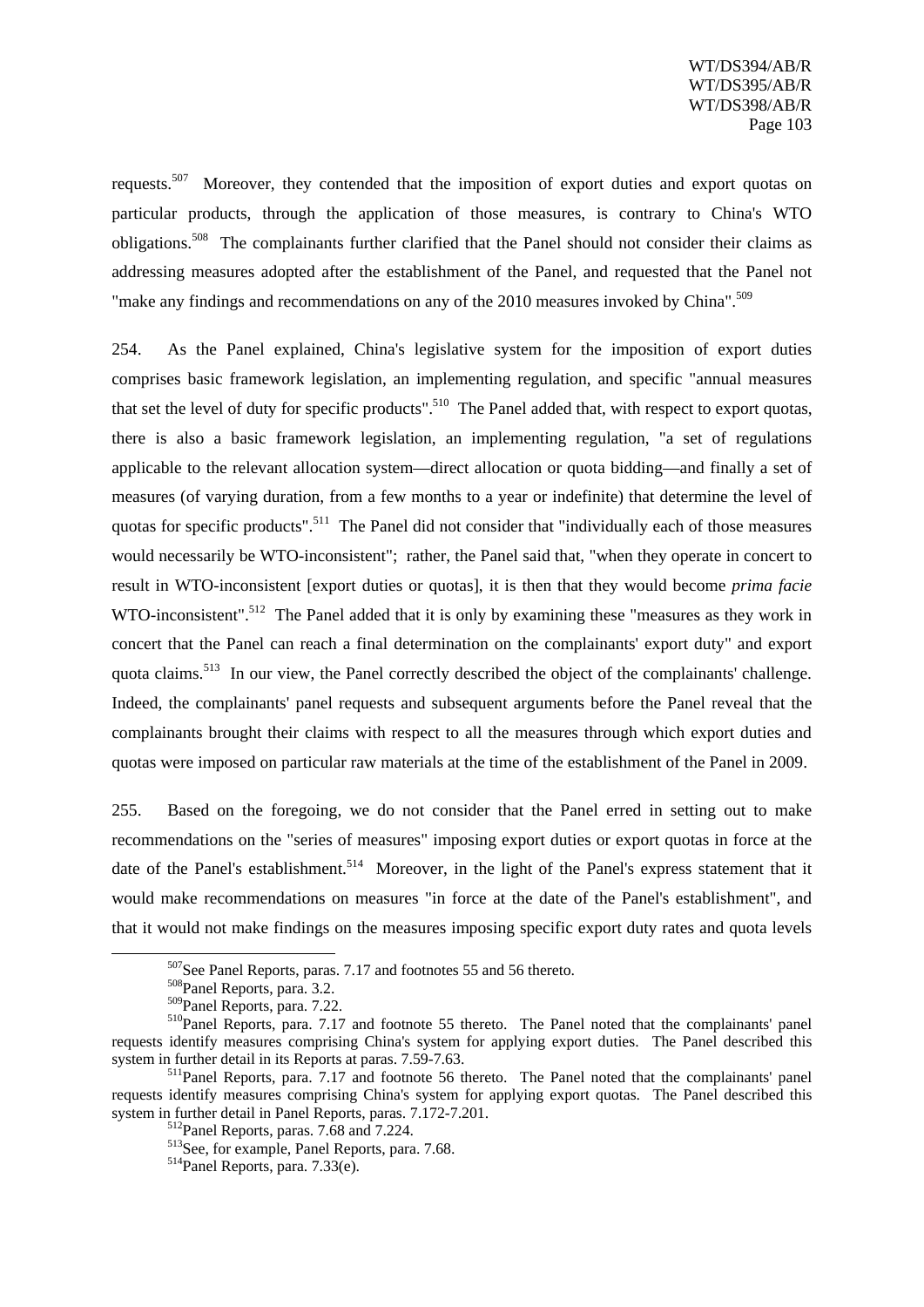requests.[507] Moreover, they contended that the imposition of export duties and export quotas on particular products, through the application of those measures, is contrary to China's WTO obligations.[508] The complainants further clarified that the Panel should not consider their claims as addressing measures adopted after the establishment of the Panel, and requested that the Panel not "make any findings and recommendations on any of the 2010 measures invoked by China".[509]

254. As the Panel explained, China's legislative system for the imposition of export duties comprises basic framework legislation, an implementing regulation, and specific "annual measures that set the level of duty for specific products".[510] The Panel added that, with respect to export quotas, there is also a basic framework legislation, an implementing regulation, "a set of regulations applicable to the relevant allocation system—direct allocation or quota bidding—and finally a set of measures (of varying duration, from a few months to a year or indefinite) that determine the level of quotas for specific products".[511] The Panel did not consider that "individually each of those measures would necessarily be WTO-inconsistent"; rather, the Panel said that, "when they operate in concert to result in WTO-inconsistent [export duties or quotas], it is then that they would become *prima facie* WTO-inconsistent".[512] The Panel added that it is only by examining these "measures as they work in concert that the Panel can reach a final determination on the complainants' export duty" and export quota claims.[513] In our view, the Panel correctly described the object of the complainants' challenge. Indeed, the complainants' panel requests and subsequent arguments before the Panel reveal that the complainants brought their claims with respect to all the measures through which export duties and quotas were imposed on particular raw materials at the time of the establishment of the Panel in 2009.

255. Based on the foregoing, we do not consider that the Panel erred in setting out to make recommendations on the "series of measures" imposing export duties or export quotas in force at the date of the Panel's establishment.[514] Moreover, in the light of the Panel's express statement that it would make recommendations on measures "in force at the date of the Panel's establishment", and that it would not make findings on the measures imposing specific export duty rates and quota levels

---

[507] See Panel Reports, paras. 7.17 and footnotes 55 and 56 thereto.

[508] Panel Reports, para. 3.2.

[509] Panel Reports, para. 7.22.

[510] Panel Reports, para. 7.17 and footnote 55 thereto. The Panel noted that the complainants' panel requests identify measures comprising China's system for applying export duties. The Panel described this system in further detail in its Reports at paras. 7.59-7.63.

[511] Panel Reports, para. 7.17 and footnote 56 thereto. The Panel noted that the complainants' panel requests identify measures comprising China's system for applying export quotas. The Panel described this system in further detail in Panel Reports, paras. 7.172-7.201.

[512] Panel Reports, paras. 7.68 and 7.224.

[513] See, for example, Panel Reports, para. 7.68.

[514] Panel Reports, para. 7.33(e).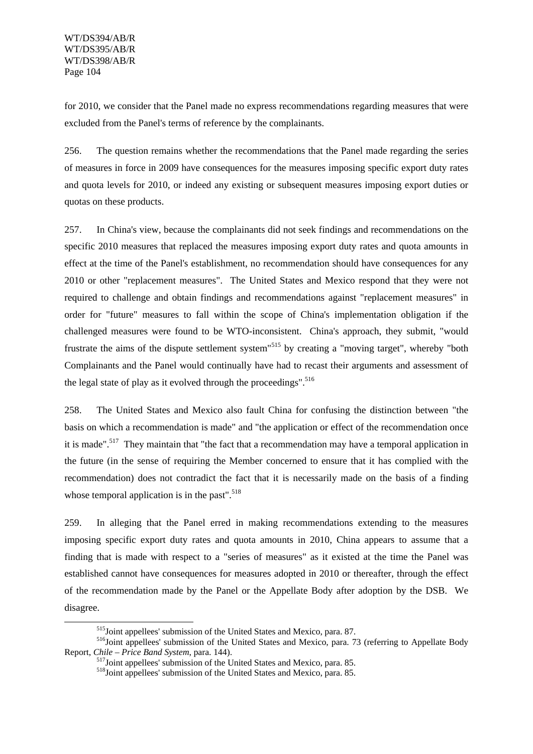for 2010, we consider that the Panel made no express recommendations regarding measures that were excluded from the Panel's terms of reference by the complainants.

256. The question remains whether the recommendations that the Panel made regarding the series of measures in force in 2009 have consequences for the measures imposing specific export duty rates and quota levels for 2010, or indeed any existing or subsequent measures imposing export duties or quotas on these products.

257. In China's view, because the complainants did not seek findings and recommendations on the specific 2010 measures that replaced the measures imposing export duty rates and quota amounts in effect at the time of the Panel's establishment, no recommendation should have consequences for any 2010 or other "replacement measures". The United States and Mexico respond that they were not required to challenge and obtain findings and recommendations against "replacement measures" in order for "future" measures to fall within the scope of China's implementation obligation if the challenged measures were found to be WTO-inconsistent. China's approach, they submit, "would frustrate the aims of the dispute settlement system"[515] by creating a "moving target", whereby "both Complainants and the Panel would continually have had to recast their arguments and assessment of the legal state of play as it evolved through the proceedings".[516]

258. The United States and Mexico also fault China for confusing the distinction between "the basis on which a recommendation is made" and "the application or effect of the recommendation once it is made".[517] They maintain that "the fact that a recommendation may have a temporal application in the future (in the sense of requiring the Member concerned to ensure that it has complied with the recommendation) does not contradict the fact that it is necessarily made on the basis of a finding whose temporal application is in the past".[518]

259. In alleging that the Panel erred in making recommendations extending to the measures imposing specific export duty rates and quota amounts in 2010, China appears to assume that a finding that is made with respect to a "series of measures" as it existed at the time the Panel was established cannot have consequences for measures adopted in 2010 or thereafter, through the effect of the recommendation made by the Panel or the Appellate Body after adoption by the DSB. We disagree.

---

[515] Joint appellees' submission of the United States and Mexico, para. 87.

[516] Joint appellees' submission of the United States and Mexico, para. 73 (referring to Appellate Body Report, *Chile – Price Band System*, para. 144).

[517] Joint appellees' submission of the United States and Mexico, para. 85.

[518] Joint appellees' submission of the United States and Mexico, para. 85.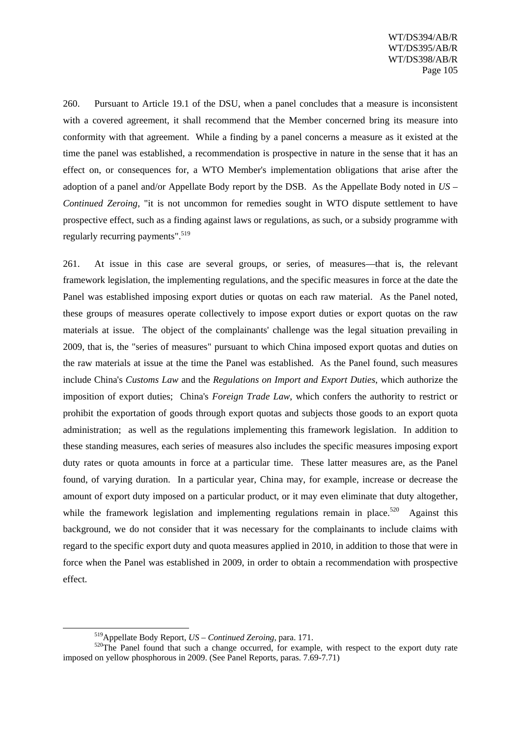260. Pursuant to Article 19.1 of the DSU, when a panel concludes that a measure is inconsistent with a covered agreement, it shall recommend that the Member concerned bring its measure into conformity with that agreement. While a finding by a panel concerns a measure as it existed at the time the panel was established, a recommendation is prospective in nature in the sense that it has an effect on, or consequences for, a WTO Member's implementation obligations that arise after the adoption of a panel and/or Appellate Body report by the DSB. As the Appellate Body noted in *US – Continued Zeroing*, "it is not uncommon for remedies sought in WTO dispute settlement to have prospective effect, such as a finding against laws or regulations, as such, or a subsidy programme with regularly recurring payments".[519]

261. At issue in this case are several groups, or series, of measures—that is, the relevant framework legislation, the implementing regulations, and the specific measures in force at the date the Panel was established imposing export duties or quotas on each raw material. As the Panel noted, these groups of measures operate collectively to impose export duties or export quotas on the raw materials at issue. The object of the complainants' challenge was the legal situation prevailing in 2009, that is, the "series of measures" pursuant to which China imposed export quotas and duties on the raw materials at issue at the time the Panel was established. As the Panel found, such measures include China's *Customs Law* and the *Regulations on Import and Export Duties*, which authorize the imposition of export duties; China's *Foreign Trade Law*, which confers the authority to restrict or prohibit the exportation of goods through export quotas and subjects those goods to an export quota administration; as well as the regulations implementing this framework legislation. In addition to these standing measures, each series of measures also includes the specific measures imposing export duty rates or quota amounts in force at a particular time. These latter measures are, as the Panel found, of varying duration. In a particular year, China may, for example, increase or decrease the amount of export duty imposed on a particular product, or it may even eliminate that duty altogether, while the framework legislation and implementing regulations remain in place.[520] Against this background, we do not consider that it was necessary for the complainants to include claims with regard to the specific export duty and quota measures applied in 2010, in addition to those that were in force when the Panel was established in 2009, in order to obtain a recommendation with prospective effect.

---

[519] Appellate Body Report, *US – Continued Zeroing*, para. 171.

[520] The Panel found that such a change occurred, for example, with respect to the export duty rate imposed on yellow phosphorous in 2009. (See Panel Reports, paras. 7.69-7.71)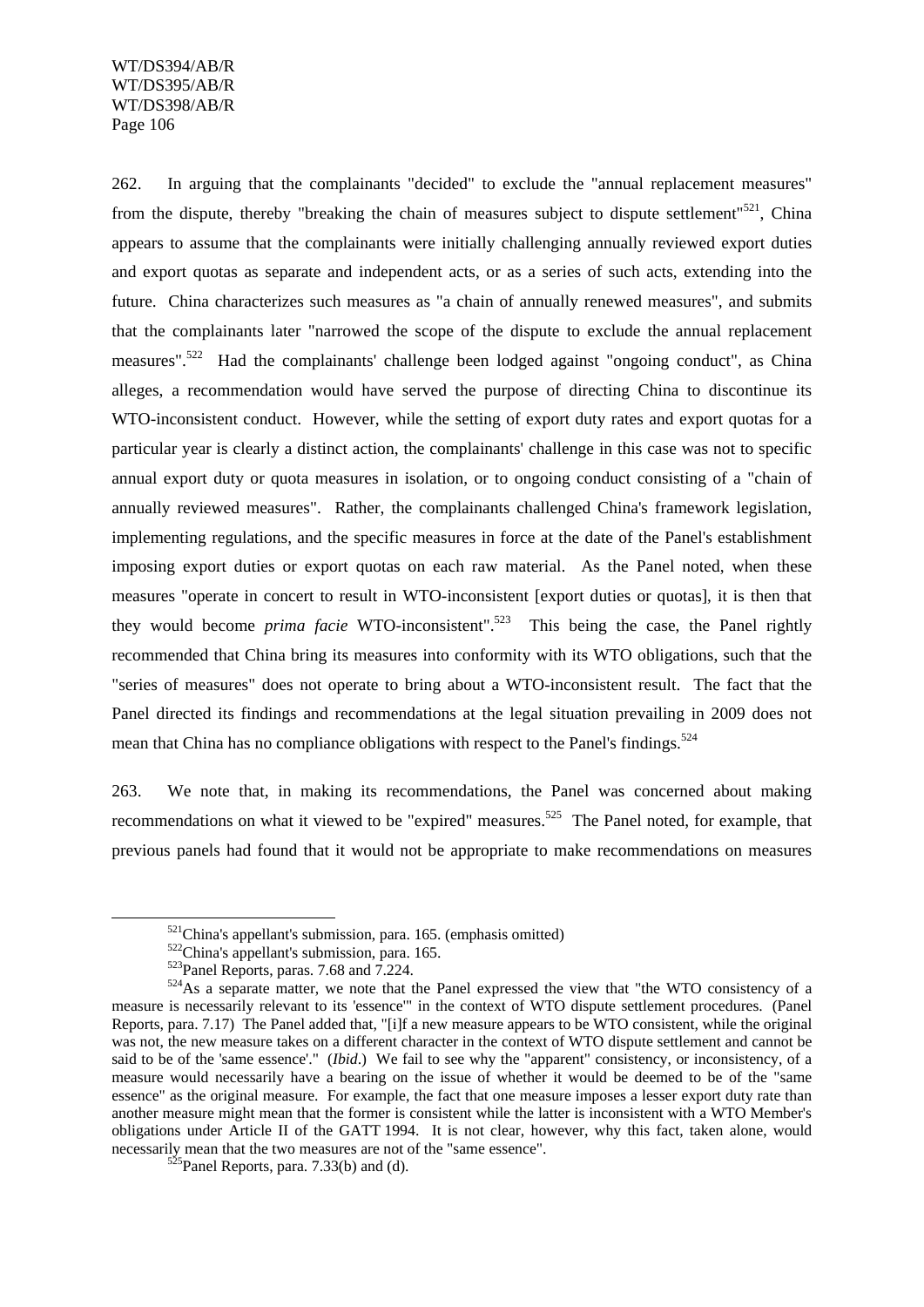262. In arguing that the complainants "decided" to exclude the "annual replacement measures" from the dispute, thereby "breaking the chain of measures subject to dispute settlement"[521], China appears to assume that the complainants were initially challenging annually reviewed export duties and export quotas as separate and independent acts, or as a series of such acts, extending into the future. China characterizes such measures as "a chain of annually renewed measures", and submits that the complainants later "narrowed the scope of the dispute to exclude the annual replacement measures".[522] Had the complainants' challenge been lodged against "ongoing conduct", as China alleges, a recommendation would have served the purpose of directing China to discontinue its WTO-inconsistent conduct. However, while the setting of export duty rates and export quotas for a particular year is clearly a distinct action, the complainants' challenge in this case was not to specific annual export duty or quota measures in isolation, or to ongoing conduct consisting of a "chain of annually reviewed measures". Rather, the complainants challenged China's framework legislation, implementing regulations, and the specific measures in force at the date of the Panel's establishment imposing export duties or export quotas on each raw material. As the Panel noted, when these measures "operate in concert to result in WTO-inconsistent [export duties or quotas], it is then that they would become *prima facie* WTO-inconsistent".[523] This being the case, the Panel rightly recommended that China bring its measures into conformity with its WTO obligations, such that the "series of measures" does not operate to bring about a WTO-inconsistent result. The fact that the Panel directed its findings and recommendations at the legal situation prevailing in 2009 does not mean that China has no compliance obligations with respect to the Panel's findings.[524]

263. We note that, in making its recommendations, the Panel was concerned about making recommendations on what it viewed to be "expired" measures.[525] The Panel noted, for example, that previous panels had found that it would not be appropriate to make recommendations on measures

---

[521] China's appellant's submission, para. 165. (emphasis omitted)

[522] China's appellant's submission, para. 165.

[523] Panel Reports, paras. 7.68 and 7.224.

[524] As a separate matter, we note that the Panel expressed the view that "the WTO consistency of a measure is necessarily relevant to its 'essence'" in the context of WTO dispute settlement procedures. (Panel Reports, para. 7.17) The Panel added that, "[i]f a new measure appears to be WTO consistent, while the original was not, the new measure takes on a different character in the context of WTO dispute settlement and cannot be said to be of the 'same essence'." (*Ibid*.) We fail to see why the "apparent" consistency, or inconsistency, of a measure would necessarily have a bearing on the issue of whether it would be deemed to be of the "same essence" as the original measure. For example, the fact that one measure imposes a lesser export duty rate than another measure might mean that the former is consistent while the latter is inconsistent with a WTO Member's obligations under Article II of the GATT 1994. It is not clear, however, why this fact, taken alone, would necessarily mean that the two measures are not of the "same essence".

[525] Panel Reports, para. 7.33(b) and (d).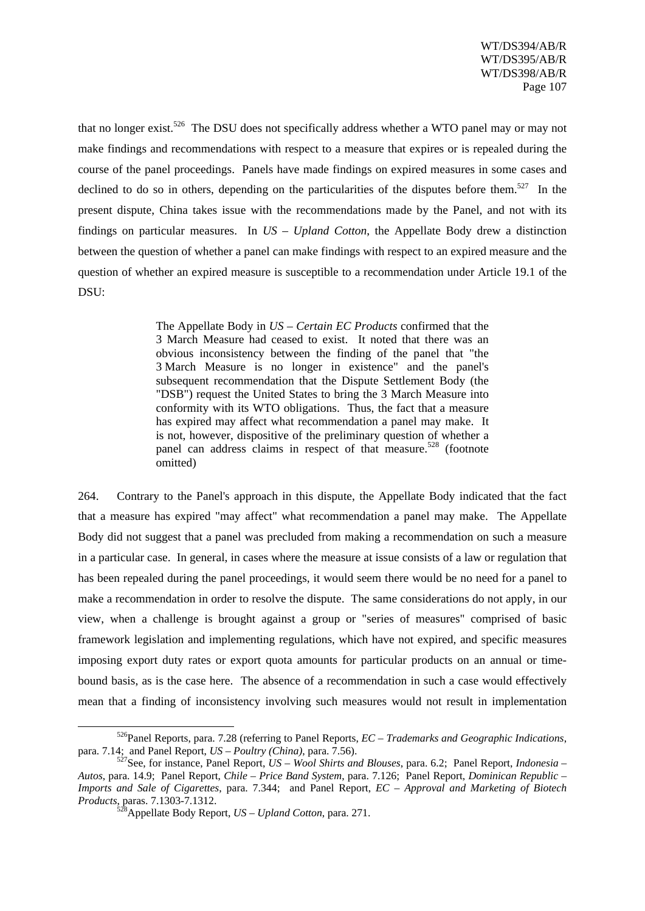that no longer exist.[526] The DSU does not specifically address whether a WTO panel may or may not make findings and recommendations with respect to a measure that expires or is repealed during the course of the panel proceedings. Panels have made findings on expired measures in some cases and declined to do so in others, depending on the particularities of the disputes before them.[527] In the present dispute, China takes issue with the recommendations made by the Panel, and not with its findings on particular measures. In *US – Upland Cotton*, the Appellate Body drew a distinction between the question of whether a panel can make findings with respect to an expired measure and the question of whether an expired measure is susceptible to a recommendation under Article 19.1 of the DSU:

> The Appellate Body in *US – Certain EC Products* confirmed that the 3 March Measure had ceased to exist. It noted that there was an obvious inconsistency between the finding of the panel that "the 3 March Measure is no longer in existence" and the panel's subsequent recommendation that the Dispute Settlement Body (the "DSB") request the United States to bring the 3 March Measure into conformity with its WTO obligations. Thus, the fact that a measure has expired may affect what recommendation a panel may make. It is not, however, dispositive of the preliminary question of whether a panel can address claims in respect of that measure.[528] (footnote omitted)

264. Contrary to the Panel's approach in this dispute, the Appellate Body indicated that the fact that a measure has expired "may affect" what recommendation a panel may make. The Appellate Body did not suggest that a panel was precluded from making a recommendation on such a measure in a particular case. In general, in cases where the measure at issue consists of a law or regulation that has been repealed during the panel proceedings, it would seem there would be no need for a panel to make a recommendation in order to resolve the dispute. The same considerations do not apply, in our view, when a challenge is brought against a group or "series of measures" comprised of basic framework legislation and implementing regulations, which have not expired, and specific measures imposing export duty rates or export quota amounts for particular products on an annual or time-bound basis, as is the case here. The absence of a recommendation in such a case would effectively mean that a finding of inconsistency involving such measures would not result in implementation

---

[526] Panel Reports, para. 7.28 (referring to Panel Reports, *EC – Trademarks and Geographic Indications*, para. 7.14; and Panel Report, *US – Poultry (China)*, para. 7.56).

[527] See, for instance, Panel Report, *US – Wool Shirts and Blouses*, para. 6.2; Panel Report, *Indonesia – Autos*, para. 14.9; Panel Report, *Chile – Price Band System*, para. 7.126; Panel Report, *Dominican Republic – Imports and Sale of Cigarettes*, para. 7.344; and Panel Report, *EC – Approval and Marketing of Biotech Products*, paras. 7.1303-7.1312.

[528] Appellate Body Report, *US – Upland Cotton*, para. 271.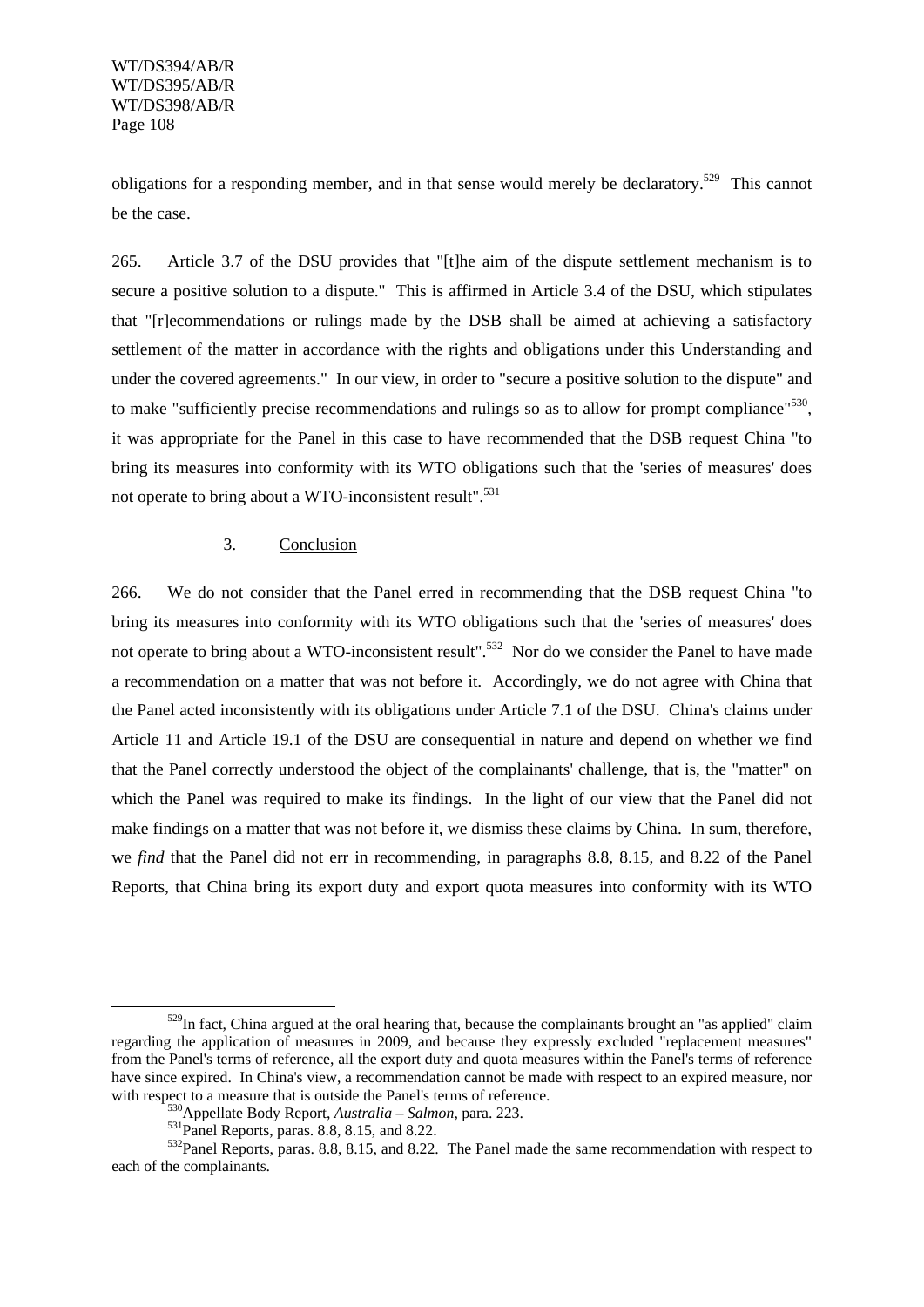obligations for a responding member, and in that sense would merely be declaratory.[529] This cannot be the case.

265. Article 3.7 of the DSU provides that "[t]he aim of the dispute settlement mechanism is to secure a positive solution to a dispute." This is affirmed in Article 3.4 of the DSU, which stipulates that "[r]ecommendations or rulings made by the DSB shall be aimed at achieving a satisfactory settlement of the matter in accordance with the rights and obligations under this Understanding and under the covered agreements." In our view, in order to "secure a positive solution to the dispute" and to make "sufficiently precise recommendations and rulings so as to allow for prompt compliance"[530], it was appropriate for the Panel in this case to have recommended that the DSB request China "to bring its measures into conformity with its WTO obligations such that the 'series of measures' does not operate to bring about a WTO-inconsistent result".[531]

### 3. Conclusion

266. We do not consider that the Panel erred in recommending that the DSB request China "to bring its measures into conformity with its WTO obligations such that the 'series of measures' does not operate to bring about a WTO-inconsistent result".[532] Nor do we consider the Panel to have made a recommendation on a matter that was not before it. Accordingly, we do not agree with China that the Panel acted inconsistently with its obligations under Article 7.1 of the DSU. China's claims under Article 11 and Article 19.1 of the DSU are consequential in nature and depend on whether we find that the Panel correctly understood the object of the complainants' challenge, that is, the "matter" on which the Panel was required to make its findings. In the light of our view that the Panel did not make findings on a matter that was not before it, we dismiss these claims by China. In sum, therefore, we *find* that the Panel did not err in recommending, in paragraphs 8.8, 8.15, and 8.22 of the Panel Reports, that China bring its export duty and export quota measures into conformity with its WTO

---

[529] In fact, China argued at the oral hearing that, because the complainants brought an "as applied" claim regarding the application of measures in 2009, and because they expressly excluded "replacement measures" from the Panel's terms of reference, all the export duty and quota measures within the Panel's terms of reference have since expired. In China's view, a recommendation cannot be made with respect to an expired measure, nor with respect to a measure that is outside the Panel's terms of reference.

[530] Appellate Body Report, *Australia – Salmon*, para. 223.

[531] Panel Reports, paras. 8.8, 8.15, and 8.22.

[532] Panel Reports, paras. 8.8, 8.15, and 8.22. The Panel made the same recommendation with respect to each of the complainants.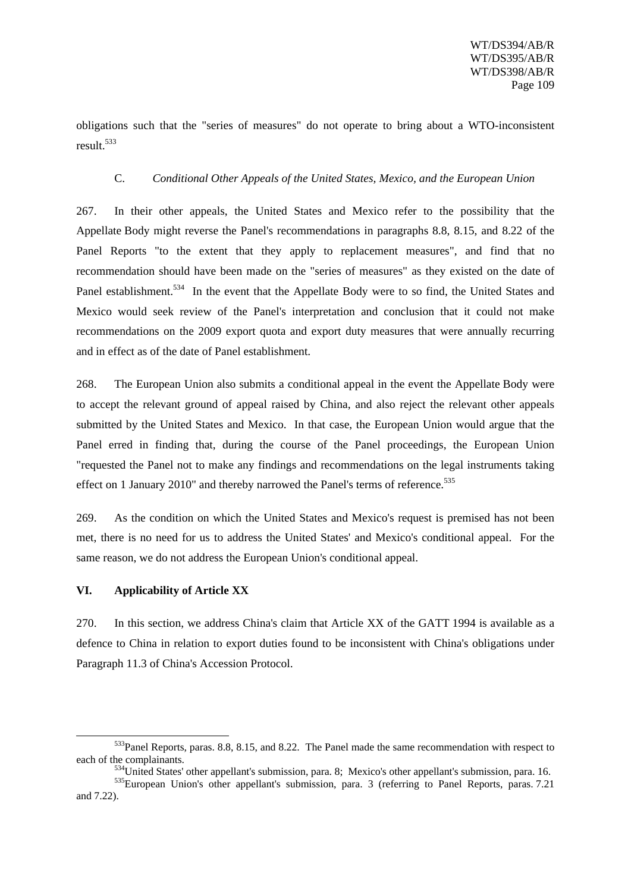obligations such that the "series of measures" do not operate to bring about a WTO-inconsistent result.[533]

### C. *Conditional Other Appeals of the United States, Mexico, and the European Union*

267. In their other appeals, the United States and Mexico refer to the possibility that the Appellate Body might reverse the Panel's recommendations in paragraphs 8.8, 8.15, and 8.22 of the Panel Reports "to the extent that they apply to replacement measures", and find that no recommendation should have been made on the "series of measures" as they existed on the date of Panel establishment.[534] In the event that the Appellate Body were to so find, the United States and Mexico would seek review of the Panel's interpretation and conclusion that it could not make recommendations on the 2009 export quota and export duty measures that were annually recurring and in effect as of the date of Panel establishment.

268. The European Union also submits a conditional appeal in the event the Appellate Body were to accept the relevant ground of appeal raised by China, and also reject the relevant other appeals submitted by the United States and Mexico. In that case, the European Union would argue that the Panel erred in finding that, during the course of the Panel proceedings, the European Union "requested the Panel not to make any findings and recommendations on the legal instruments taking effect on 1 January 2010" and thereby narrowed the Panel's terms of reference.[535]

269. As the condition on which the United States and Mexico's request is premised has not been met, there is no need for us to address the United States' and Mexico's conditional appeal. For the same reason, we do not address the European Union's conditional appeal.

## VI. Applicability of Article XX

270. In this section, we address China's claim that Article XX of the GATT 1994 is available as a defence to China in relation to export duties found to be inconsistent with China's obligations under Paragraph 11.3 of China's Accession Protocol.

---

[533]Panel Reports, paras. 8.8, 8.15, and 8.22. The Panel made the same recommendation with respect to each of the complainants.

[534]United States' other appellant's submission, para. 8; Mexico's other appellant's submission, para. 16.

[535]European Union's other appellant's submission, para. 3 (referring to Panel Reports, paras. 7.21 and 7.22).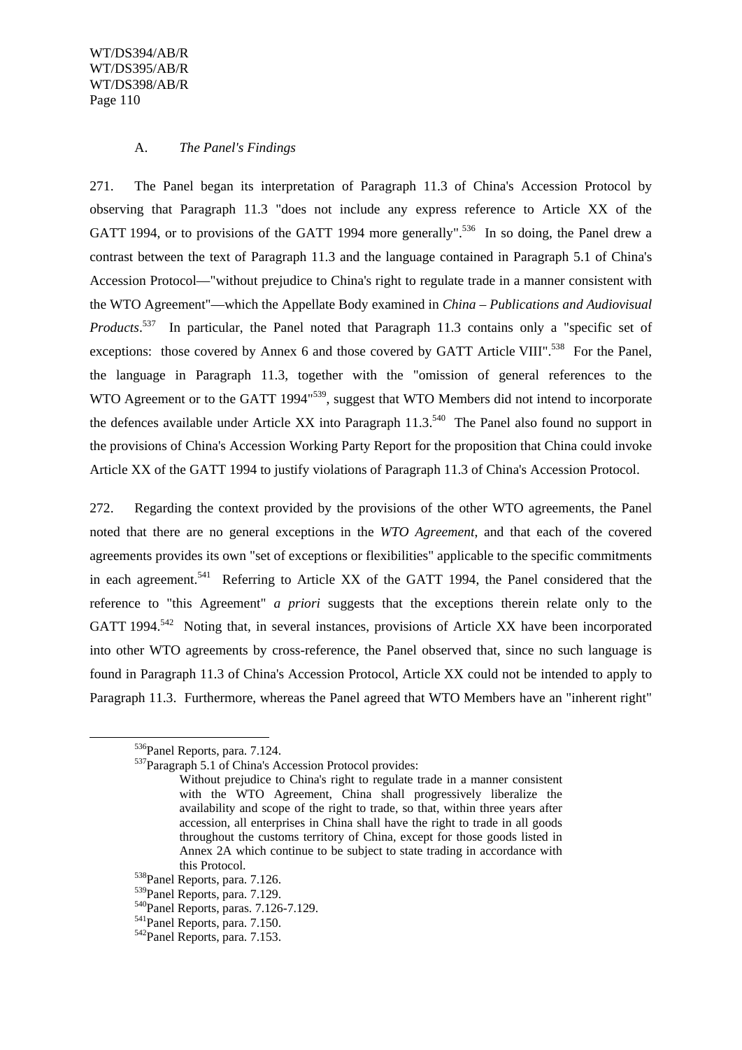### A. *The Panel's Findings*

271. The Panel began its interpretation of Paragraph 11.3 of China's Accession Protocol by observing that Paragraph 11.3 "does not include any express reference to Article XX of the GATT 1994, or to provisions of the GATT 1994 more generally".[536] In so doing, the Panel drew a contrast between the text of Paragraph 11.3 and the language contained in Paragraph 5.1 of China's Accession Protocol—"without prejudice to China's right to regulate trade in a manner consistent with the WTO Agreement"—which the Appellate Body examined in *China – Publications and Audiovisual Products*.[537] In particular, the Panel noted that Paragraph 11.3 contains only a "specific set of exceptions: those covered by Annex 6 and those covered by GATT Article VIII".[538] For the Panel, the language in Paragraph 11.3, together with the "omission of general references to the WTO Agreement or to the GATT 1994"[539], suggest that WTO Members did not intend to incorporate the defences available under Article XX into Paragraph 11.3.[540] The Panel also found no support in the provisions of China's Accession Working Party Report for the proposition that China could invoke Article XX of the GATT 1994 to justify violations of Paragraph 11.3 of China's Accession Protocol.

272. Regarding the context provided by the provisions of the other WTO agreements, the Panel noted that there are no general exceptions in the *WTO Agreement*, and that each of the covered agreements provides its own "set of exceptions or flexibilities" applicable to the specific commitments in each agreement.[541] Referring to Article XX of the GATT 1994, the Panel considered that the reference to "this Agreement" *a priori* suggests that the exceptions therein relate only to the GATT 1994.[542] Noting that, in several instances, provisions of Article XX have been incorporated into other WTO agreements by cross-reference, the Panel observed that, since no such language is found in Paragraph 11.3 of China's Accession Protocol, Article XX could not be intended to apply to Paragraph 11.3. Furthermore, whereas the Panel agreed that WTO Members have an "inherent right"

---

[536] Panel Reports, para. 7.124.

[537] Paragraph 5.1 of China's Accession Protocol provides:

> Without prejudice to China's right to regulate trade in a manner consistent with the WTO Agreement, China shall progressively liberalize the availability and scope of the right to trade, so that, within three years after accession, all enterprises in China shall have the right to trade in all goods throughout the customs territory of China, except for those goods listed in Annex 2A which continue to be subject to state trading in accordance with this Protocol.

[538] Panel Reports, para. 7.126.

[539] Panel Reports, para. 7.129.

[540] Panel Reports, paras. 7.126-7.129.

[541] Panel Reports, para. 7.150.

[542] Panel Reports, para. 7.153.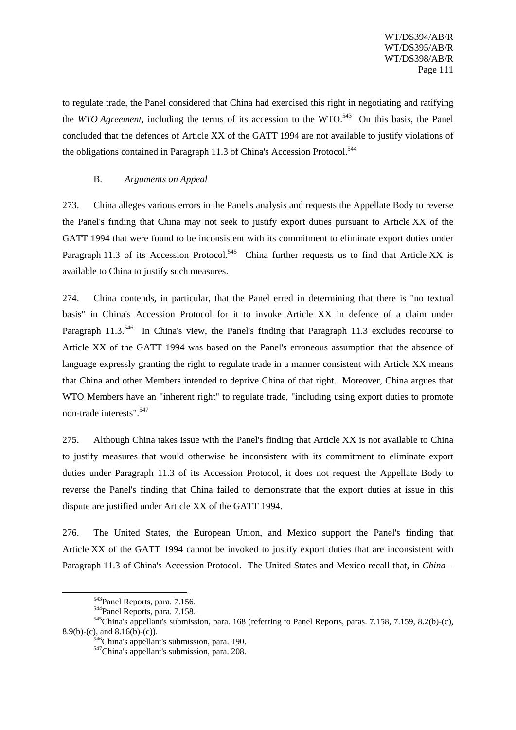to regulate trade, the Panel considered that China had exercised this right in negotiating and ratifying the *WTO Agreement*, including the terms of its accession to the WTO.[543] On this basis, the Panel concluded that the defences of Article XX of the GATT 1994 are not available to justify violations of the obligations contained in Paragraph 11.3 of China's Accession Protocol.[544]

### B. *Arguments on Appeal*

273. China alleges various errors in the Panel's analysis and requests the Appellate Body to reverse the Panel's finding that China may not seek to justify export duties pursuant to Article XX of the GATT 1994 that were found to be inconsistent with its commitment to eliminate export duties under Paragraph 11.3 of its Accession Protocol.[545] China further requests us to find that Article XX is available to China to justify such measures.

274. China contends, in particular, that the Panel erred in determining that there is "no textual basis" in China's Accession Protocol for it to invoke Article XX in defence of a claim under Paragraph 11.3.[546] In China's view, the Panel's finding that Paragraph 11.3 excludes recourse to Article XX of the GATT 1994 was based on the Panel's erroneous assumption that the absence of language expressly granting the right to regulate trade in a manner consistent with Article XX means that China and other Members intended to deprive China of that right. Moreover, China argues that WTO Members have an "inherent right" to regulate trade, "including using export duties to promote non-trade interests".[547]

275. Although China takes issue with the Panel's finding that Article XX is not available to China to justify measures that would otherwise be inconsistent with its commitment to eliminate export duties under Paragraph 11.3 of its Accession Protocol, it does not request the Appellate Body to reverse the Panel's finding that China failed to demonstrate that the export duties at issue in this dispute are justified under Article XX of the GATT 1994.

276. The United States, the European Union, and Mexico support the Panel's finding that Article XX of the GATT 1994 cannot be invoked to justify export duties that are inconsistent with Paragraph 11.3 of China's Accession Protocol. The United States and Mexico recall that, in *China –*

---

[543] Panel Reports, para. 7.156.

[544] Panel Reports, para. 7.158.

[545] China's appellant's submission, para. 168 (referring to Panel Reports, paras. 7.158, 7.159, 8.2(b)-(c), 8.9(b)-(c), and 8.16(b)-(c)).

[546] China's appellant's submission, para. 190.

[547] China's appellant's submission, para. 208.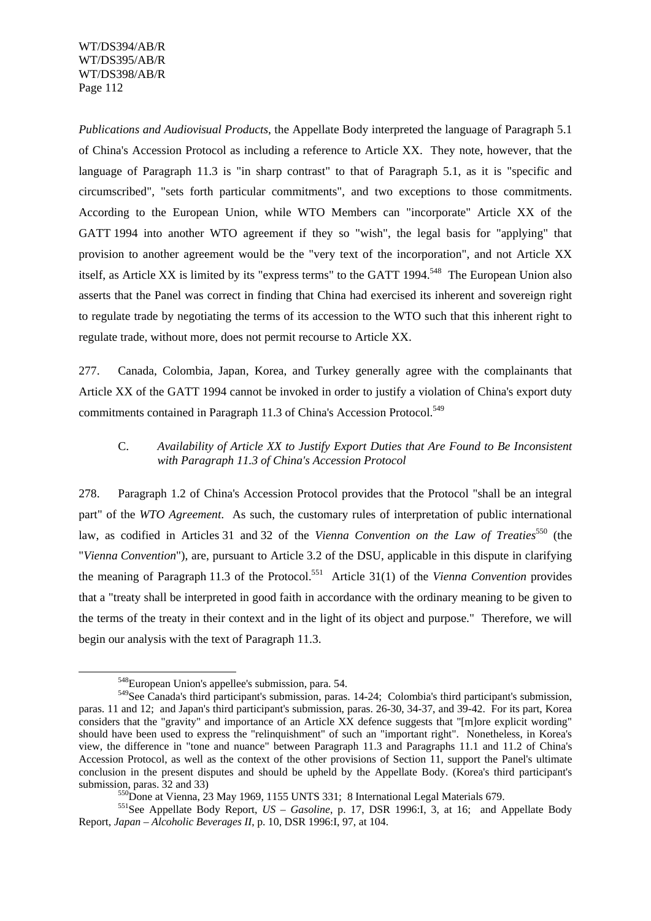*Publications and Audiovisual Products*, the Appellate Body interpreted the language of Paragraph 5.1 of China's Accession Protocol as including a reference to Article XX. They note, however, that the language of Paragraph 11.3 is "in sharp contrast" to that of Paragraph 5.1, as it is "specific and circumscribed", "sets forth particular commitments", and two exceptions to those commitments. According to the European Union, while WTO Members can "incorporate" Article XX of the GATT 1994 into another WTO agreement if they so "wish", the legal basis for "applying" that provision to another agreement would be the "very text of the incorporation", and not Article XX itself, as Article XX is limited by its "express terms" to the GATT 1994.[548] The European Union also asserts that the Panel was correct in finding that China had exercised its inherent and sovereign right to regulate trade by negotiating the terms of its accession to the WTO such that this inherent right to regulate trade, without more, does not permit recourse to Article XX.

277. Canada, Colombia, Japan, Korea, and Turkey generally agree with the complainants that Article XX of the GATT 1994 cannot be invoked in order to justify a violation of China's export duty commitments contained in Paragraph 11.3 of China's Accession Protocol.[549]

### C. *Availability of Article XX to Justify Export Duties that Are Found to Be Inconsistent with Paragraph 11.3 of China's Accession Protocol*

278. Paragraph 1.2 of China's Accession Protocol provides that the Protocol "shall be an integral part" of the *WTO Agreement*. As such, the customary rules of interpretation of public international law, as codified in Articles 31 and 32 of the *Vienna Convention on the Law of Treaties*[550] (the "*Vienna Convention*"), are, pursuant to Article 3.2 of the DSU, applicable in this dispute in clarifying the meaning of Paragraph 11.3 of the Protocol.[551] Article 31(1) of the *Vienna Convention* provides that a "treaty shall be interpreted in good faith in accordance with the ordinary meaning to be given to the terms of the treaty in their context and in the light of its object and purpose." Therefore, we will begin our analysis with the text of Paragraph 11.3.

---

[548] European Union's appellee's submission, para. 54.

[549] See Canada's third participant's submission, paras. 14-24; Colombia's third participant's submission, paras. 11 and 12; and Japan's third participant's submission, paras. 26-30, 34-37, and 39-42. For its part, Korea considers that the "gravity" and importance of an Article XX defence suggests that "[m]ore explicit wording" should have been used to express the "relinquishment" of such an "important right". Nonetheless, in Korea's view, the difference in "tone and nuance" between Paragraph 11.3 and Paragraphs 11.1 and 11.2 of China's Accession Protocol, as well as the context of the other provisions of Section 11, support the Panel's ultimate conclusion in the present disputes and should be upheld by the Appellate Body. (Korea's third participant's submission, paras. 32 and 33)

[550] Done at Vienna, 23 May 1969, 1155 UNTS 331; 8 International Legal Materials 679.

[551] See Appellate Body Report, *US – Gasoline*, p. 17, DSR 1996:I, 3, at 16; and Appellate Body Report, *Japan – Alcoholic Beverages II*, p. 10, DSR 1996:I, 97, at 104.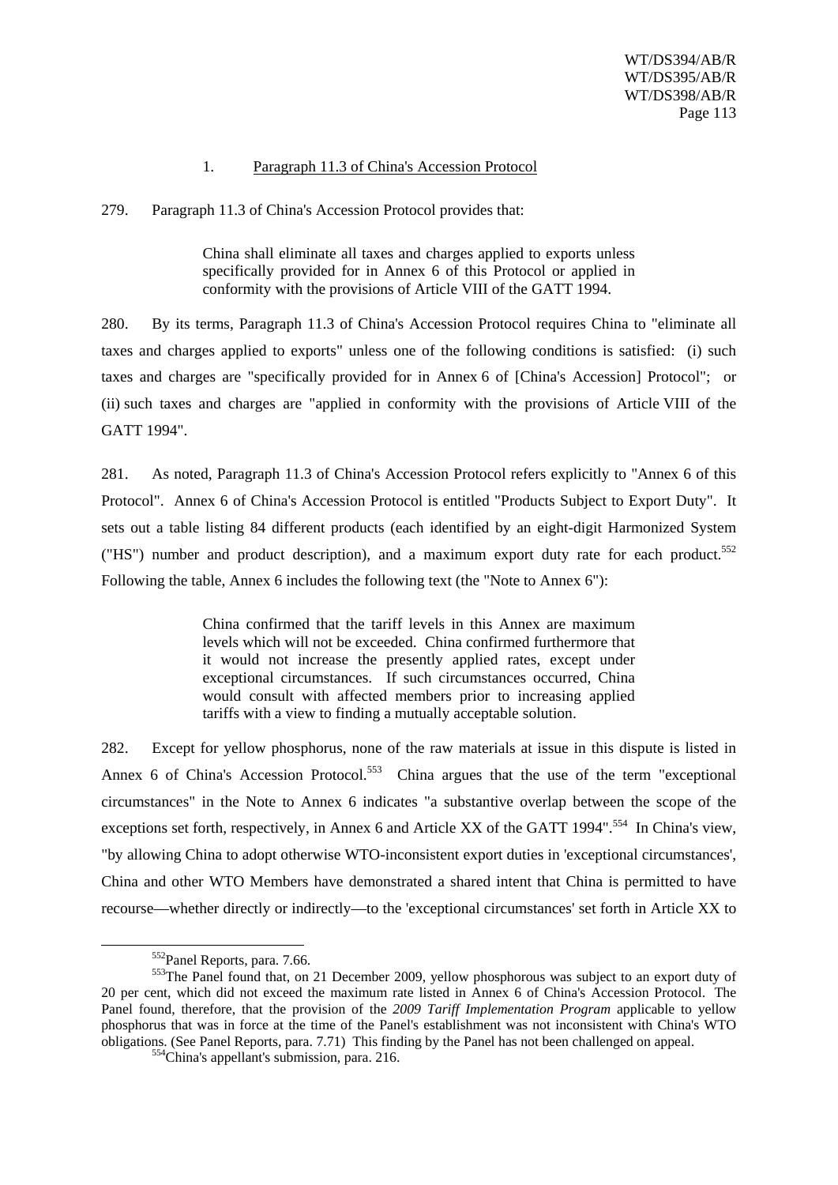### 1. Paragraph 11.3 of China's Accession Protocol

279. Paragraph 11.3 of China's Accession Protocol provides that:

> China shall eliminate all taxes and charges applied to exports unless specifically provided for in Annex 6 of this Protocol or applied in conformity with the provisions of Article VIII of the GATT 1994.

280. By its terms, Paragraph 11.3 of China's Accession Protocol requires China to "eliminate all taxes and charges applied to exports" unless one of the following conditions is satisfied: (i) such taxes and charges are "specifically provided for in Annex 6 of [China's Accession] Protocol"; or (ii) such taxes and charges are "applied in conformity with the provisions of Article VIII of the GATT 1994".

281. As noted, Paragraph 11.3 of China's Accession Protocol refers explicitly to "Annex 6 of this Protocol". Annex 6 of China's Accession Protocol is entitled "Products Subject to Export Duty". It sets out a table listing 84 different products (each identified by an eight-digit Harmonized System ("HS") number and product description), and a maximum export duty rate for each product.[552] Following the table, Annex 6 includes the following text (the "Note to Annex 6"):

> China confirmed that the tariff levels in this Annex are maximum levels which will not be exceeded. China confirmed furthermore that it would not increase the presently applied rates, except under exceptional circumstances. If such circumstances occurred, China would consult with affected members prior to increasing applied tariffs with a view to finding a mutually acceptable solution.

282. Except for yellow phosphorus, none of the raw materials at issue in this dispute is listed in Annex 6 of China's Accession Protocol.[553] China argues that the use of the term "exceptional circumstances" in the Note to Annex 6 indicates "a substantive overlap between the scope of the exceptions set forth, respectively, in Annex 6 and Article XX of the GATT 1994".[554] In China's view, "by allowing China to adopt otherwise WTO-inconsistent export duties in 'exceptional circumstances', China and other WTO Members have demonstrated a shared intent that China is permitted to have recourse—whether directly or indirectly—to the 'exceptional circumstances' set forth in Article XX to

---

[552] Panel Reports, para. 7.66.

[553] The Panel found that, on 21 December 2009, yellow phosphorous was subject to an export duty of 20 per cent, which did not exceed the maximum rate listed in Annex 6 of China's Accession Protocol. The Panel found, therefore, that the provision of the *2009 Tariff Implementation Program* applicable to yellow phosphorus that was in force at the time of the Panel's establishment was not inconsistent with China's WTO obligations. (See Panel Reports, para. 7.71) This finding by the Panel has not been challenged on appeal.

[554] China's appellant's submission, para. 216.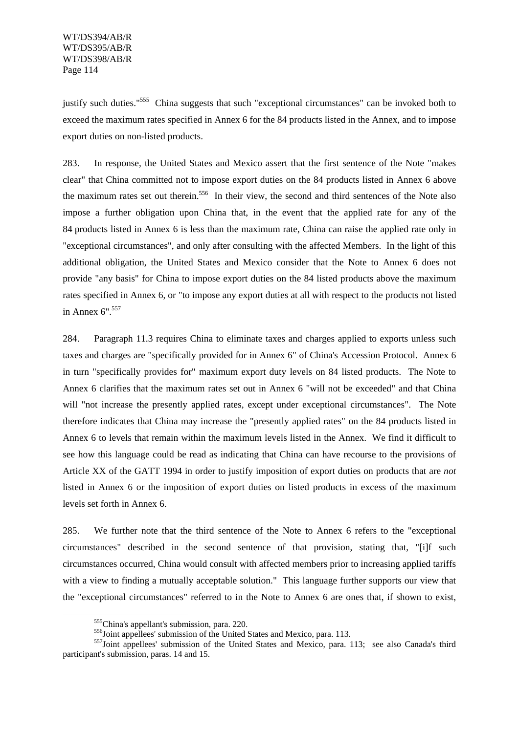justify such duties."[555] China suggests that such "exceptional circumstances" can be invoked both to exceed the maximum rates specified in Annex 6 for the 84 products listed in the Annex, and to impose export duties on non-listed products.

283. In response, the United States and Mexico assert that the first sentence of the Note "makes clear" that China committed not to impose export duties on the 84 products listed in Annex 6 above the maximum rates set out therein.[556] In their view, the second and third sentences of the Note also impose a further obligation upon China that, in the event that the applied rate for any of the 84 products listed in Annex 6 is less than the maximum rate, China can raise the applied rate only in "exceptional circumstances", and only after consulting with the affected Members. In the light of this additional obligation, the United States and Mexico consider that the Note to Annex 6 does not provide "any basis" for China to impose export duties on the 84 listed products above the maximum rates specified in Annex 6, or "to impose any export duties at all with respect to the products not listed in Annex 6".[557]

284. Paragraph 11.3 requires China to eliminate taxes and charges applied to exports unless such taxes and charges are "specifically provided for in Annex 6" of China's Accession Protocol. Annex 6 in turn "specifically provides for" maximum export duty levels on 84 listed products. The Note to Annex 6 clarifies that the maximum rates set out in Annex 6 "will not be exceeded" and that China will "not increase the presently applied rates, except under exceptional circumstances". The Note therefore indicates that China may increase the "presently applied rates" on the 84 products listed in Annex 6 to levels that remain within the maximum levels listed in the Annex. We find it difficult to see how this language could be read as indicating that China can have recourse to the provisions of Article XX of the GATT 1994 in order to justify imposition of export duties on products that are *not* listed in Annex 6 or the imposition of export duties on listed products in excess of the maximum levels set forth in Annex 6.

285. We further note that the third sentence of the Note to Annex 6 refers to the "exceptional circumstances" described in the second sentence of that provision, stating that, "[i]f such circumstances occurred, China would consult with affected members prior to increasing applied tariffs with a view to finding a mutually acceptable solution." This language further supports our view that the "exceptional circumstances" referred to in the Note to Annex 6 are ones that, if shown to exist,

---

[555] China's appellant's submission, para. 220.

[556] Joint appellees' submission of the United States and Mexico, para. 113.

[557] Joint appellees' submission of the United States and Mexico, para. 113; see also Canada's third participant's submission, paras. 14 and 15.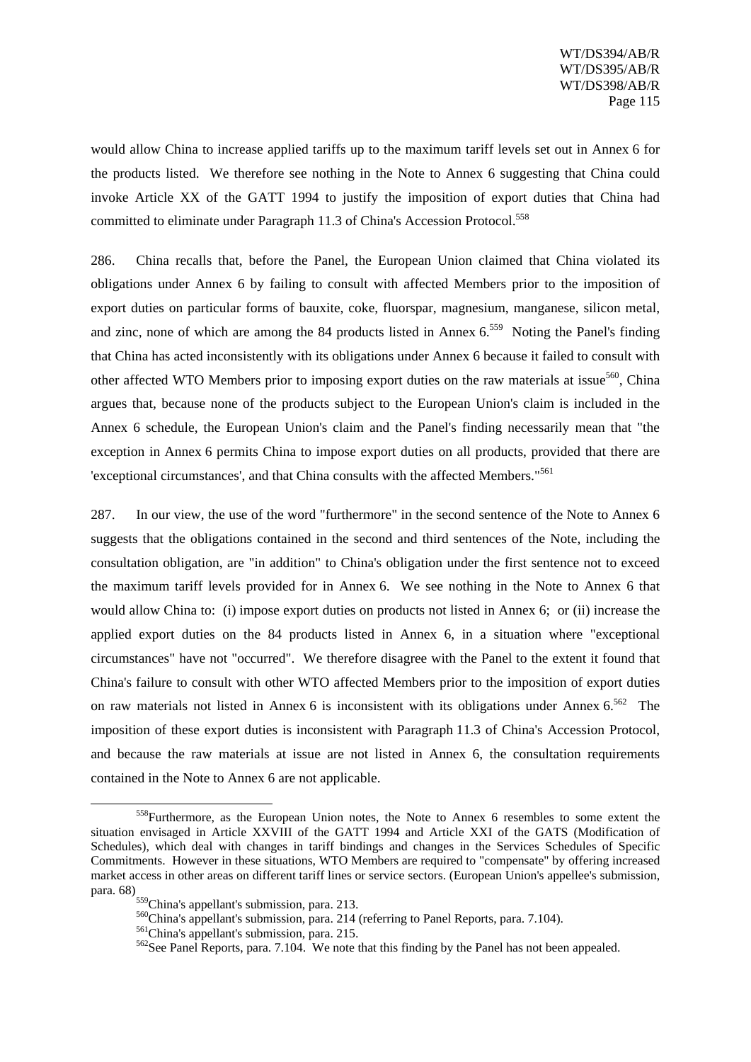would allow China to increase applied tariffs up to the maximum tariff levels set out in Annex 6 for the products listed. We therefore see nothing in the Note to Annex 6 suggesting that China could invoke Article XX of the GATT 1994 to justify the imposition of export duties that China had committed to eliminate under Paragraph 11.3 of China's Accession Protocol.[558]

286. China recalls that, before the Panel, the European Union claimed that China violated its obligations under Annex 6 by failing to consult with affected Members prior to the imposition of export duties on particular forms of bauxite, coke, fluorspar, magnesium, manganese, silicon metal, and zinc, none of which are among the 84 products listed in Annex 6.[559] Noting the Panel's finding that China has acted inconsistently with its obligations under Annex 6 because it failed to consult with other affected WTO Members prior to imposing export duties on the raw materials at issue[560], China argues that, because none of the products subject to the European Union's claim is included in the Annex 6 schedule, the European Union's claim and the Panel's finding necessarily mean that "the exception in Annex 6 permits China to impose export duties on all products, provided that there are 'exceptional circumstances', and that China consults with the affected Members."[561]

287. In our view, the use of the word "furthermore" in the second sentence of the Note to Annex 6 suggests that the obligations contained in the second and third sentences of the Note, including the consultation obligation, are "in addition" to China's obligation under the first sentence not to exceed the maximum tariff levels provided for in Annex 6. We see nothing in the Note to Annex 6 that would allow China to: (i) impose export duties on products not listed in Annex 6; or (ii) increase the applied export duties on the 84 products listed in Annex 6, in a situation where "exceptional circumstances" have not "occurred". We therefore disagree with the Panel to the extent it found that China's failure to consult with other WTO affected Members prior to the imposition of export duties on raw materials not listed in Annex 6 is inconsistent with its obligations under Annex 6.[562] The imposition of these export duties is inconsistent with Paragraph 11.3 of China's Accession Protocol, and because the raw materials at issue are not listed in Annex 6, the consultation requirements contained in the Note to Annex 6 are not applicable.

---

[558] Furthermore, as the European Union notes, the Note to Annex 6 resembles to some extent the situation envisaged in Article XXVIII of the GATT 1994 and Article XXI of the GATS (Modification of Schedules), which deal with changes in tariff bindings and changes in the Services Schedules of Specific Commitments. However in these situations, WTO Members are required to "compensate" by offering increased market access in other areas on different tariff lines or service sectors. (European Union's appellee's submission, para. 68)

[559] China's appellant's submission, para. 213.

[560] China's appellant's submission, para. 214 (referring to Panel Reports, para. 7.104).

[561] China's appellant's submission, para. 215.

[562] See Panel Reports, para. 7.104. We note that this finding by the Panel has not been appealed.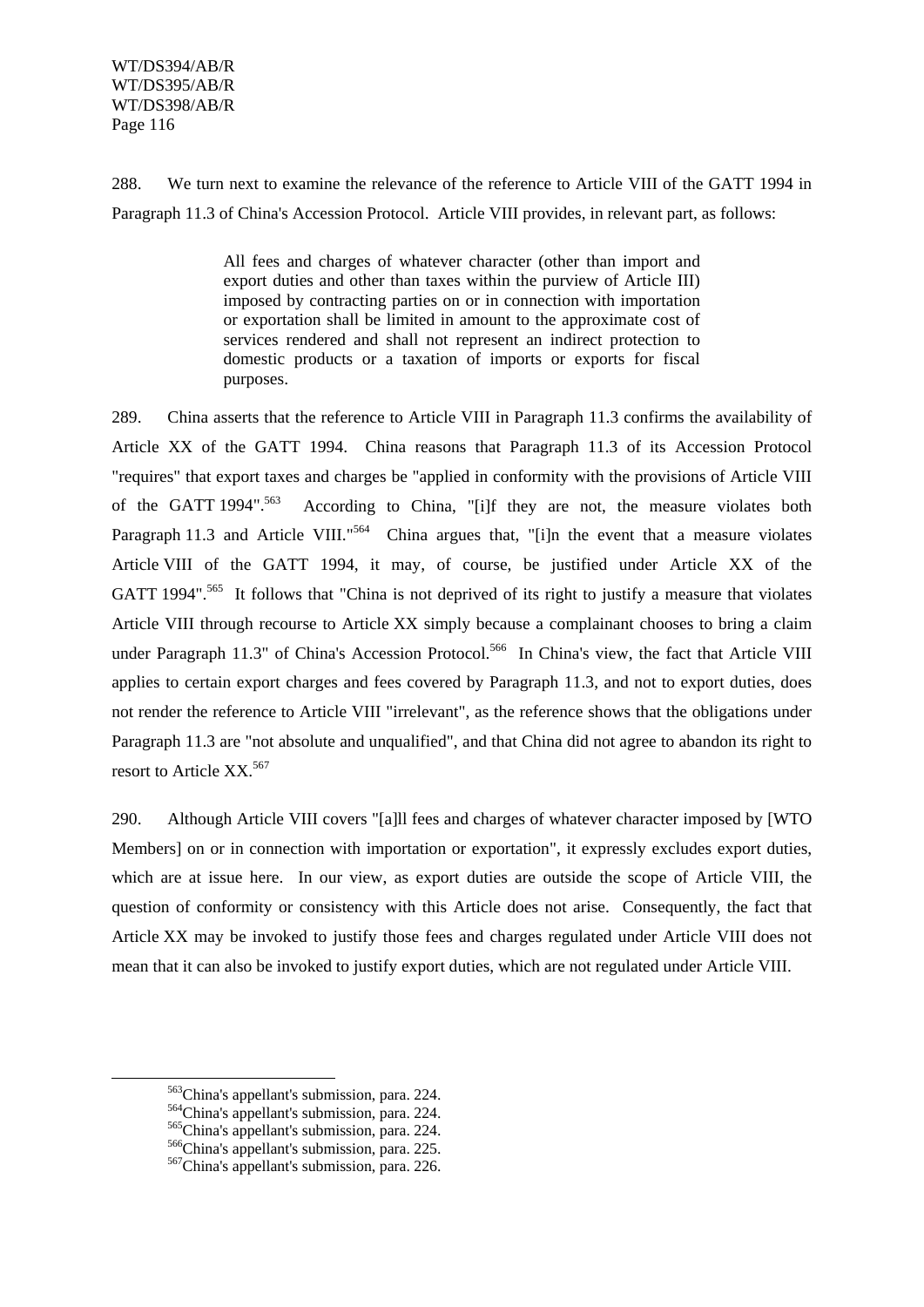288. We turn next to examine the relevance of the reference to Article VIII of the GATT 1994 in Paragraph 11.3 of China's Accession Protocol. Article VIII provides, in relevant part, as follows:

> All fees and charges of whatever character (other than import and export duties and other than taxes within the purview of Article III) imposed by contracting parties on or in connection with importation or exportation shall be limited in amount to the approximate cost of services rendered and shall not represent an indirect protection to domestic products or a taxation of imports or exports for fiscal purposes.

289. China asserts that the reference to Article VIII in Paragraph 11.3 confirms the availability of Article XX of the GATT 1994. China reasons that Paragraph 11.3 of its Accession Protocol "requires" that export taxes and charges be "applied in conformity with the provisions of Article VIII of the GATT 1994".[563] According to China, "[i]f they are not, the measure violates both Paragraph 11.3 and Article VIII."[564] China argues that, "[i]n the event that a measure violates Article VIII of the GATT 1994, it may, of course, be justified under Article XX of the GATT 1994".[565] It follows that "China is not deprived of its right to justify a measure that violates Article VIII through recourse to Article XX simply because a complainant chooses to bring a claim under Paragraph 11.3" of China's Accession Protocol.[566] In China's view, the fact that Article VIII applies to certain export charges and fees covered by Paragraph 11.3, and not to export duties, does not render the reference to Article VIII "irrelevant", as the reference shows that the obligations under Paragraph 11.3 are "not absolute and unqualified", and that China did not agree to abandon its right to resort to Article XX.[567]

290. Although Article VIII covers "[a]ll fees and charges of whatever character imposed by [WTO Members] on or in connection with importation or exportation", it expressly excludes export duties, which are at issue here. In our view, as export duties are outside the scope of Article VIII, the question of conformity or consistency with this Article does not arise. Consequently, the fact that Article XX may be invoked to justify those fees and charges regulated under Article VIII does not mean that it can also be invoked to justify export duties, which are not regulated under Article VIII.

---

[563] China's appellant's submission, para. 224.
[564] China's appellant's submission, para. 224.
[565] China's appellant's submission, para. 224.
[566] China's appellant's submission, para. 225.
[567] China's appellant's submission, para. 226.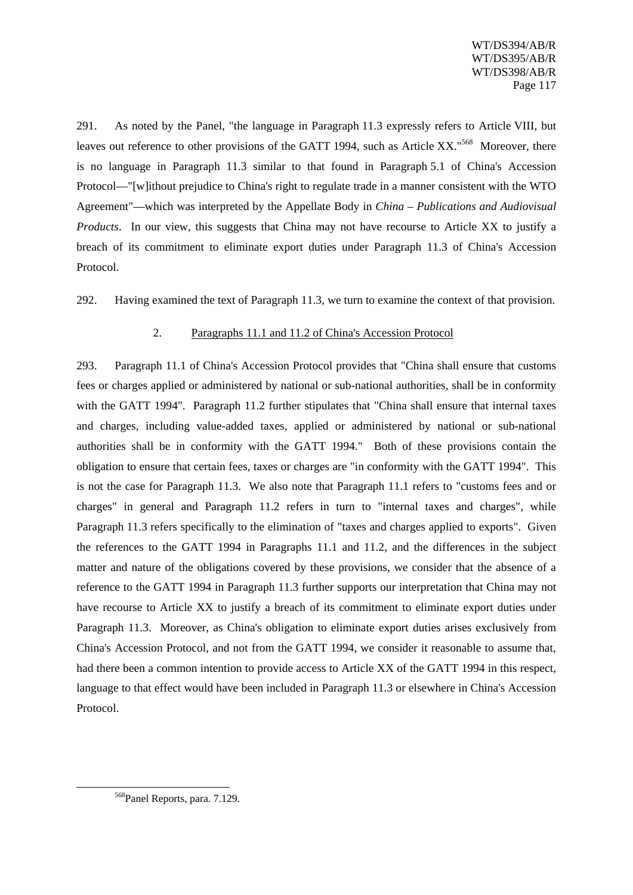291. As noted by the Panel, "the language in Paragraph 11.3 expressly refers to Article VIII, but leaves out reference to other provisions of the GATT 1994, such as Article XX."[568] Moreover, there is no language in Paragraph 11.3 similar to that found in Paragraph 5.1 of China's Accession Protocol—"[w]ithout prejudice to China's right to regulate trade in a manner consistent with the WTO Agreement"—which was interpreted by the Appellate Body in *China – Publications and Audiovisual Products*. In our view, this suggests that China may not have recourse to Article XX to justify a breach of its commitment to eliminate export duties under Paragraph 11.3 of China's Accession Protocol.

292. Having examined the text of Paragraph 11.3, we turn to examine the context of that provision.

### 2. Paragraphs 11.1 and 11.2 of China's Accession Protocol

293. Paragraph 11.1 of China's Accession Protocol provides that "China shall ensure that customs fees or charges applied or administered by national or sub-national authorities, shall be in conformity with the GATT 1994". Paragraph 11.2 further stipulates that "China shall ensure that internal taxes and charges, including value-added taxes, applied or administered by national or sub-national authorities shall be in conformity with the GATT 1994." Both of these provisions contain the obligation to ensure that certain fees, taxes or charges are "in conformity with the GATT 1994". This is not the case for Paragraph 11.3. We also note that Paragraph 11.1 refers to "customs fees and or charges" in general and Paragraph 11.2 refers in turn to "internal taxes and charges", while Paragraph 11.3 refers specifically to the elimination of "taxes and charges applied to exports". Given the references to the GATT 1994 in Paragraphs 11.1 and 11.2, and the differences in the subject matter and nature of the obligations covered by these provisions, we consider that the absence of a reference to the GATT 1994 in Paragraph 11.3 further supports our interpretation that China may not have recourse to Article XX to justify a breach of its commitment to eliminate export duties under Paragraph 11.3. Moreover, as China's obligation to eliminate export duties arises exclusively from China's Accession Protocol, and not from the GATT 1994, we consider it reasonable to assume that, had there been a common intention to provide access to Article XX of the GATT 1994 in this respect, language to that effect would have been included in Paragraph 11.3 or elsewhere in China's Accession Protocol.

---

[568] Panel Reports, para. 7.129.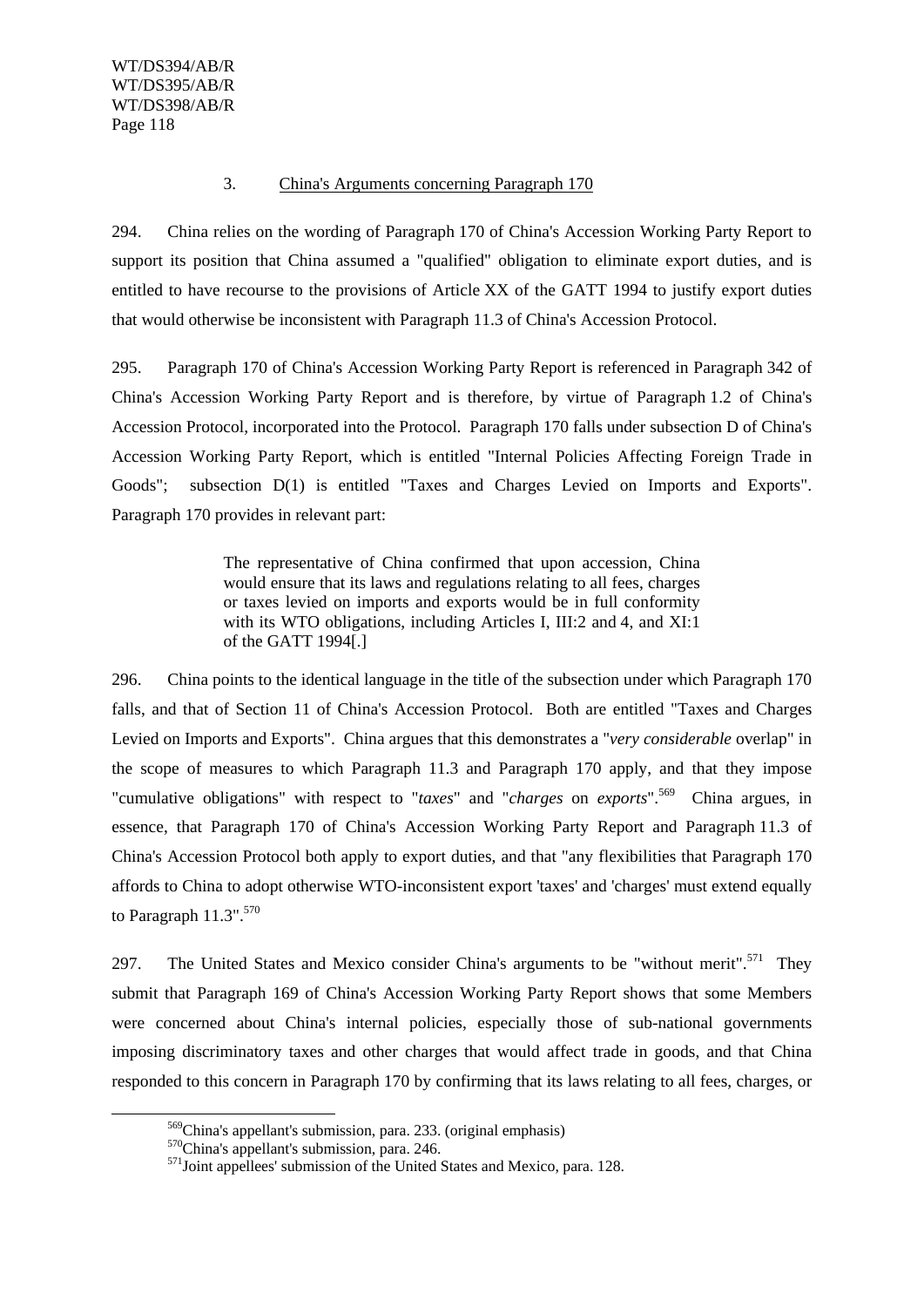### 3. China's Arguments concerning Paragraph 170

294. China relies on the wording of Paragraph 170 of China's Accession Working Party Report to support its position that China assumed a "qualified" obligation to eliminate export duties, and is entitled to have recourse to the provisions of Article XX of the GATT 1994 to justify export duties that would otherwise be inconsistent with Paragraph 11.3 of China's Accession Protocol.

295. Paragraph 170 of China's Accession Working Party Report is referenced in Paragraph 342 of China's Accession Working Party Report and is therefore, by virtue of Paragraph 1.2 of China's Accession Protocol, incorporated into the Protocol. Paragraph 170 falls under subsection D of China's Accession Working Party Report, which is entitled "Internal Policies Affecting Foreign Trade in Goods"; subsection D(1) is entitled "Taxes and Charges Levied on Imports and Exports". Paragraph 170 provides in relevant part:

> The representative of China confirmed that upon accession, China would ensure that its laws and regulations relating to all fees, charges or taxes levied on imports and exports would be in full conformity with its WTO obligations, including Articles I, III:2 and 4, and XI:1 of the GATT 1994[.]

296. China points to the identical language in the title of the subsection under which Paragraph 170 falls, and that of Section 11 of China's Accession Protocol. Both are entitled "Taxes and Charges Levied on Imports and Exports". China argues that this demonstrates a "*very considerable* overlap" in the scope of measures to which Paragraph 11.3 and Paragraph 170 apply, and that they impose "cumulative obligations" with respect to "*taxes*" and "*charges* on *exports*".[569] China argues, in essence, that Paragraph 170 of China's Accession Working Party Report and Paragraph 11.3 of China's Accession Protocol both apply to export duties, and that "any flexibilities that Paragraph 170 affords to China to adopt otherwise WTO-inconsistent export 'taxes' and 'charges' must extend equally to Paragraph 11.3".[570]

297. The United States and Mexico consider China's arguments to be "without merit".[571] They submit that Paragraph 169 of China's Accession Working Party Report shows that some Members were concerned about China's internal policies, especially those of sub-national governments imposing discriminatory taxes and other charges that would affect trade in goods, and that China responded to this concern in Paragraph 170 by confirming that its laws relating to all fees, charges, or

---

[569] China's appellant's submission, para. 233. (original emphasis)

[570] China's appellant's submission, para. 246.

[571] Joint appellees' submission of the United States and Mexico, para. 128.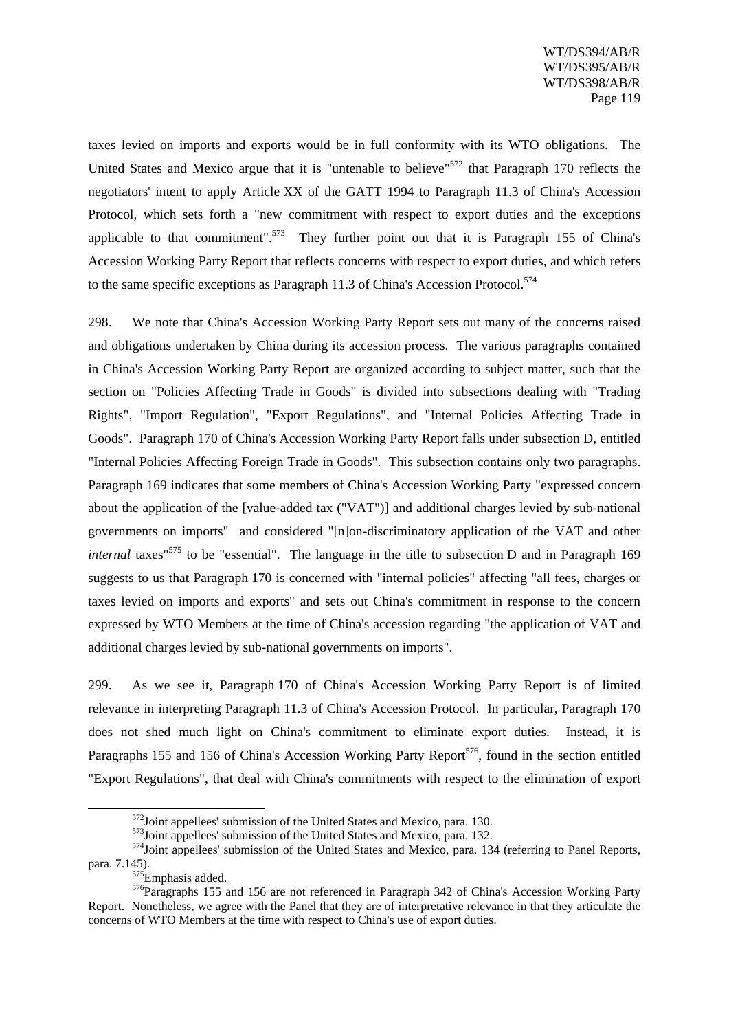taxes levied on imports and exports would be in full conformity with its WTO obligations. The United States and Mexico argue that it is "untenable to believe"[572] that Paragraph 170 reflects the negotiators' intent to apply Article XX of the GATT 1994 to Paragraph 11.3 of China's Accession Protocol, which sets forth a "new commitment with respect to export duties and the exceptions applicable to that commitment".[573] They further point out that it is Paragraph 155 of China's Accession Working Party Report that reflects concerns with respect to export duties, and which refers to the same specific exceptions as Paragraph 11.3 of China's Accession Protocol.[574]

298. We note that China's Accession Working Party Report sets out many of the concerns raised and obligations undertaken by China during its accession process. The various paragraphs contained in China's Accession Working Party Report are organized according to subject matter, such that the section on "Policies Affecting Trade in Goods" is divided into subsections dealing with "Trading Rights", "Import Regulation", "Export Regulations", and "Internal Policies Affecting Trade in Goods". Paragraph 170 of China's Accession Working Party Report falls under subsection D, entitled "Internal Policies Affecting Foreign Trade in Goods". This subsection contains only two paragraphs. Paragraph 169 indicates that some members of China's Accession Working Party "expressed concern about the application of the [value-added tax ("VAT")] and additional charges levied by sub-national governments on imports" and considered "[n]on-discriminatory application of the VAT and other *internal* taxes"[575] to be "essential". The language in the title to subsection D and in Paragraph 169 suggests to us that Paragraph 170 is concerned with "internal policies" affecting "all fees, charges or taxes levied on imports and exports" and sets out China's commitment in response to the concern expressed by WTO Members at the time of China's accession regarding "the application of VAT and additional charges levied by sub-national governments on imports".

299. As we see it, Paragraph 170 of China's Accession Working Party Report is of limited relevance in interpreting Paragraph 11.3 of China's Accession Protocol. In particular, Paragraph 170 does not shed much light on China's commitment to eliminate export duties. Instead, it is Paragraphs 155 and 156 of China's Accession Working Party Report[576], found in the section entitled "Export Regulations", that deal with China's commitments with respect to the elimination of export

---

[572] Joint appellees' submission of the United States and Mexico, para. 130.

[573] Joint appellees' submission of the United States and Mexico, para. 132.

[574] Joint appellees' submission of the United States and Mexico, para. 134 (referring to Panel Reports, para. 7.145).

[575] Emphasis added.

[576] Paragraphs 155 and 156 are not referenced in Paragraph 342 of China's Accession Working Party Report. Nonetheless, we agree with the Panel that they are of interpretative relevance in that they articulate the concerns of WTO Members at the time with respect to China's use of export duties.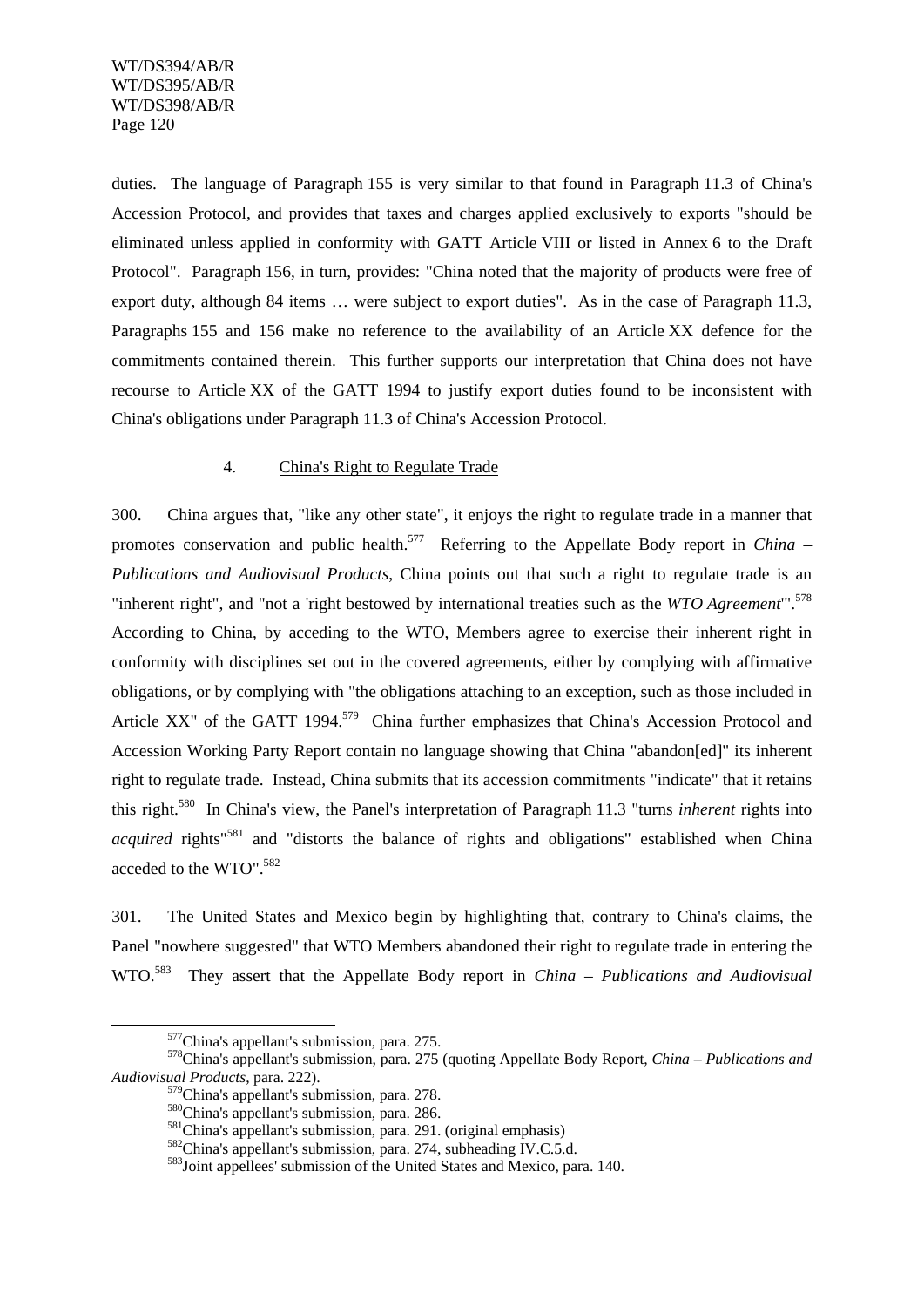duties. The language of Paragraph 155 is very similar to that found in Paragraph 11.3 of China's Accession Protocol, and provides that taxes and charges applied exclusively to exports "should be eliminated unless applied in conformity with GATT Article VIII or listed in Annex 6 to the Draft Protocol". Paragraph 156, in turn, provides: "China noted that the majority of products were free of export duty, although 84 items … were subject to export duties". As in the case of Paragraph 11.3, Paragraphs 155 and 156 make no reference to the availability of an Article XX defence for the commitments contained therein. This further supports our interpretation that China does not have recourse to Article XX of the GATT 1994 to justify export duties found to be inconsistent with China's obligations under Paragraph 11.3 of China's Accession Protocol.

4. China's Right to Regulate Trade

300. China argues that, "like any other state", it enjoys the right to regulate trade in a manner that promotes conservation and public health.[577] Referring to the Appellate Body report in *China – Publications and Audiovisual Products*, China points out that such a right to regulate trade is an "inherent right", and "not a 'right bestowed by international treaties such as the *WTO Agreement*'".[578] According to China, by acceding to the WTO, Members agree to exercise their inherent right in conformity with disciplines set out in the covered agreements, either by complying with affirmative obligations, or by complying with "the obligations attaching to an exception, such as those included in Article XX" of the GATT 1994.[579] China further emphasizes that China's Accession Protocol and Accession Working Party Report contain no language showing that China "abandon[ed]" its inherent right to regulate trade. Instead, China submits that its accession commitments "indicate" that it retains this right.[580] In China's view, the Panel's interpretation of Paragraph 11.3 "turns *inherent* rights into *acquired* rights"[581] and "distorts the balance of rights and obligations" established when China acceded to the WTO".[582]

301. The United States and Mexico begin by highlighting that, contrary to China's claims, the Panel "nowhere suggested" that WTO Members abandoned their right to regulate trade in entering the WTO.[583] They assert that the Appellate Body report in *China – Publications and Audiovisual*

---

[577] China's appellant's submission, para. 275.

[578] China's appellant's submission, para. 275 (quoting Appellate Body Report, *China – Publications and Audiovisual Products*, para. 222).

[579] China's appellant's submission, para. 278.

[580] China's appellant's submission, para. 286.

[581] China's appellant's submission, para. 291. (original emphasis)

[582] China's appellant's submission, para. 274, subheading IV.C.5.d.

[583] Joint appellees' submission of the United States and Mexico, para. 140.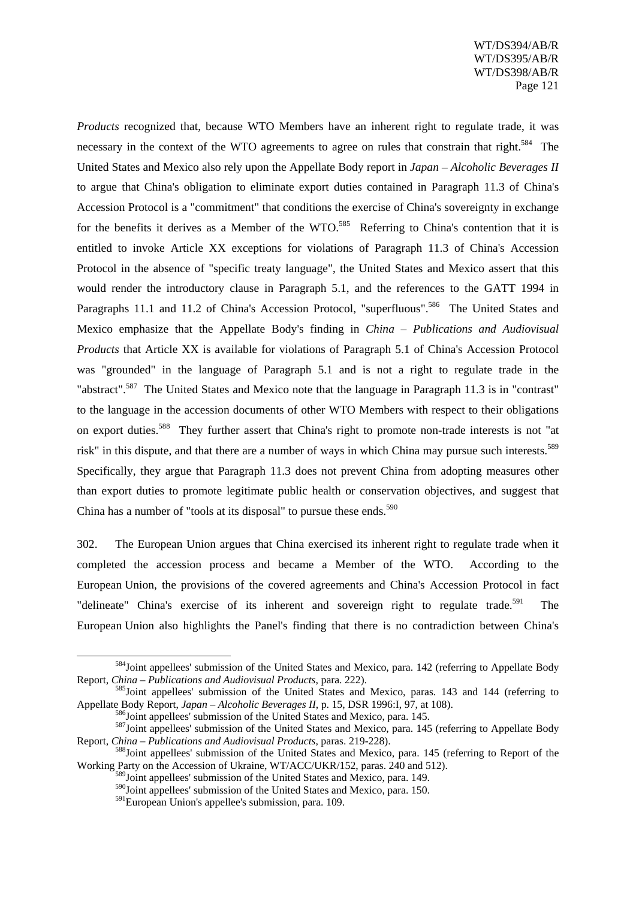*Products* recognized that, because WTO Members have an inherent right to regulate trade, it was necessary in the context of the WTO agreements to agree on rules that constrain that right.[584] The United States and Mexico also rely upon the Appellate Body report in *Japan – Alcoholic Beverages II* to argue that China's obligation to eliminate export duties contained in Paragraph 11.3 of China's Accession Protocol is a "commitment" that conditions the exercise of China's sovereignty in exchange for the benefits it derives as a Member of the WTO.[585] Referring to China's contention that it is entitled to invoke Article XX exceptions for violations of Paragraph 11.3 of China's Accession Protocol in the absence of "specific treaty language", the United States and Mexico assert that this would render the introductory clause in Paragraph 5.1, and the references to the GATT 1994 in Paragraphs 11.1 and 11.2 of China's Accession Protocol, "superfluous".[586] The United States and Mexico emphasize that the Appellate Body's finding in *China – Publications and Audiovisual Products* that Article XX is available for violations of Paragraph 5.1 of China's Accession Protocol was "grounded" in the language of Paragraph 5.1 and is not a right to regulate trade in the "abstract".[587] The United States and Mexico note that the language in Paragraph 11.3 is in "contrast" to the language in the accession documents of other WTO Members with respect to their obligations on export duties.[588] They further assert that China's right to promote non-trade interests is not "at risk" in this dispute, and that there are a number of ways in which China may pursue such interests.[589] Specifically, they argue that Paragraph 11.3 does not prevent China from adopting measures other than export duties to promote legitimate public health or conservation objectives, and suggest that China has a number of "tools at its disposal" to pursue these ends.[590]

302. The European Union argues that China exercised its inherent right to regulate trade when it completed the accession process and became a Member of the WTO. According to the European Union, the provisions of the covered agreements and China's Accession Protocol in fact "delineate" China's exercise of its inherent and sovereign right to regulate trade.[591] The European Union also highlights the Panel's finding that there is no contradiction between China's

---

[584] Joint appellees' submission of the United States and Mexico, para. 142 (referring to Appellate Body Report, *China – Publications and Audiovisual Products*, para. 222).

[585] Joint appellees' submission of the United States and Mexico, paras. 143 and 144 (referring to Appellate Body Report, *Japan – Alcoholic Beverages II*, p. 15, DSR 1996:I, 97, at 108).

[586] Joint appellees' submission of the United States and Mexico, para. 145.

[587] Joint appellees' submission of the United States and Mexico, para. 145 (referring to Appellate Body Report, *China – Publications and Audiovisual Products*, paras. 219-228).

[588] Joint appellees' submission of the United States and Mexico, para. 145 (referring to Report of the Working Party on the Accession of Ukraine, WT/ACC/UKR/152, paras. 240 and 512).

[589] Joint appellees' submission of the United States and Mexico, para. 149.

[590] Joint appellees' submission of the United States and Mexico, para. 150.

[591] European Union's appellee's submission, para. 109.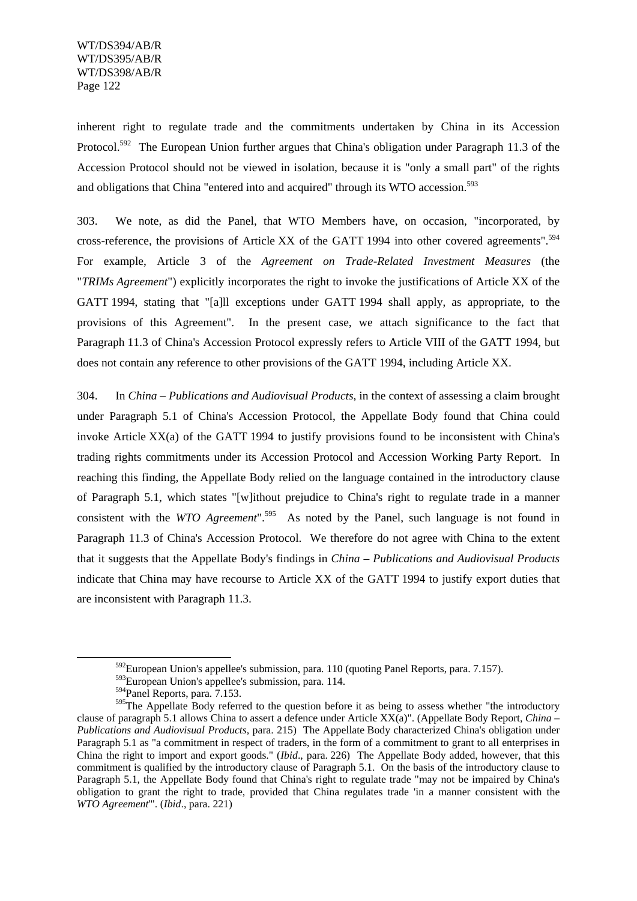inherent right to regulate trade and the commitments undertaken by China in its Accession Protocol.[592] The European Union further argues that China's obligation under Paragraph 11.3 of the Accession Protocol should not be viewed in isolation, because it is "only a small part" of the rights and obligations that China "entered into and acquired" through its WTO accession.[593]

303. We note, as did the Panel, that WTO Members have, on occasion, "incorporated, by cross-reference, the provisions of Article XX of the GATT 1994 into other covered agreements".[594] For example, Article 3 of the *Agreement on Trade-Related Investment Measures* (the "*TRIMs Agreement*") explicitly incorporates the right to invoke the justifications of Article XX of the GATT 1994, stating that "[a]ll exceptions under GATT 1994 shall apply, as appropriate, to the provisions of this Agreement". In the present case, we attach significance to the fact that Paragraph 11.3 of China's Accession Protocol expressly refers to Article VIII of the GATT 1994, but does not contain any reference to other provisions of the GATT 1994, including Article XX.

304. In *China – Publications and Audiovisual Products*, in the context of assessing a claim brought under Paragraph 5.1 of China's Accession Protocol, the Appellate Body found that China could invoke Article XX(a) of the GATT 1994 to justify provisions found to be inconsistent with China's trading rights commitments under its Accession Protocol and Accession Working Party Report. In reaching this finding, the Appellate Body relied on the language contained in the introductory clause of Paragraph 5.1, which states "[w]ithout prejudice to China's right to regulate trade in a manner consistent with the *WTO Agreement*".[595] As noted by the Panel, such language is not found in Paragraph 11.3 of China's Accession Protocol. We therefore do not agree with China to the extent that it suggests that the Appellate Body's findings in *China – Publications and Audiovisual Products* indicate that China may have recourse to Article XX of the GATT 1994 to justify export duties that are inconsistent with Paragraph 11.3.

---

[592] European Union's appellee's submission, para. 110 (quoting Panel Reports, para. 7.157).

[593] European Union's appellee's submission, para. 114.

[594] Panel Reports, para. 7.153.

[595] The Appellate Body referred to the question before it as being to assess whether "the introductory clause of paragraph 5.1 allows China to assert a defence under Article XX(a)". (Appellate Body Report, *China – Publications and Audiovisual Products*, para. 215) The Appellate Body characterized China's obligation under Paragraph 5.1 as "a commitment in respect of traders, in the form of a commitment to grant to all enterprises in China the right to import and export goods." (*Ibid*., para. 226) The Appellate Body added, however, that this commitment is qualified by the introductory clause of Paragraph 5.1. On the basis of the introductory clause to Paragraph 5.1, the Appellate Body found that China's right to regulate trade "may not be impaired by China's obligation to grant the right to trade, provided that China regulates trade 'in a manner consistent with the *WTO Agreement*'". (*Ibid*., para. 221)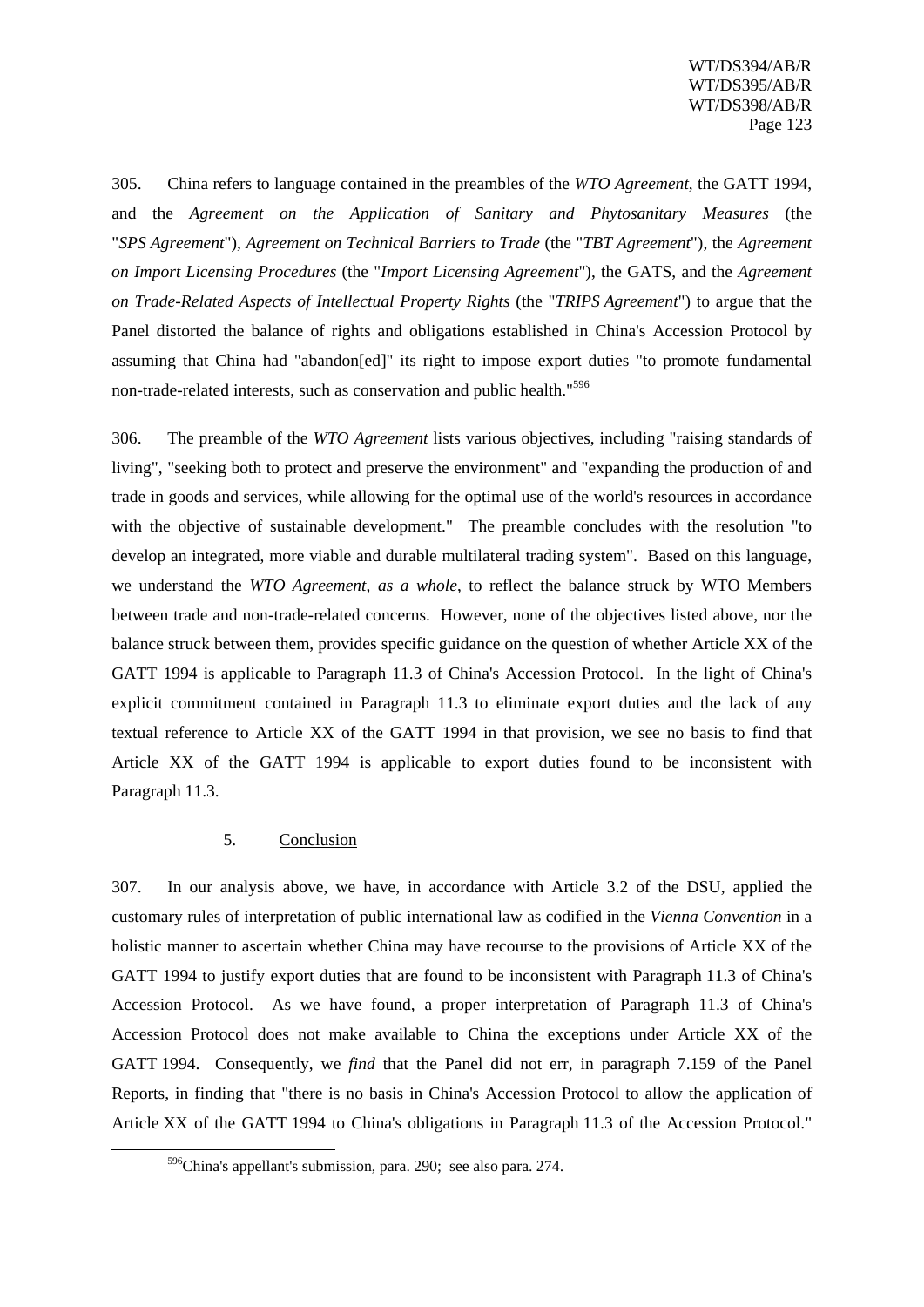305. China refers to language contained in the preambles of the *WTO Agreement*, the GATT 1994, and the *Agreement on the Application of Sanitary and Phytosanitary Measures* (the "*SPS Agreement*"), *Agreement on Technical Barriers to Trade* (the "*TBT Agreement*"), the *Agreement on Import Licensing Procedures* (the "*Import Licensing Agreement*"), the GATS, and the *Agreement on Trade-Related Aspects of Intellectual Property Rights* (the "*TRIPS Agreement*") to argue that the Panel distorted the balance of rights and obligations established in China's Accession Protocol by assuming that China had "abandon[ed]" its right to impose export duties "to promote fundamental non-trade-related interests, such as conservation and public health."[596]

306. The preamble of the *WTO Agreement* lists various objectives, including "raising standards of living", "seeking both to protect and preserve the environment" and "expanding the production of and trade in goods and services, while allowing for the optimal use of the world's resources in accordance with the objective of sustainable development." The preamble concludes with the resolution "to develop an integrated, more viable and durable multilateral trading system". Based on this language, we understand the *WTO Agreement*, *as a whole*, to reflect the balance struck by WTO Members between trade and non-trade-related concerns. However, none of the objectives listed above, nor the balance struck between them, provides specific guidance on the question of whether Article XX of the GATT 1994 is applicable to Paragraph 11.3 of China's Accession Protocol. In the light of China's explicit commitment contained in Paragraph 11.3 to eliminate export duties and the lack of any textual reference to Article XX of the GATT 1994 in that provision, we see no basis to find that Article XX of the GATT 1994 is applicable to export duties found to be inconsistent with Paragraph 11.3.

### 5. Conclusion

307. In our analysis above, we have, in accordance with Article 3.2 of the DSU, applied the customary rules of interpretation of public international law as codified in the *Vienna Convention* in a holistic manner to ascertain whether China may have recourse to the provisions of Article XX of the GATT 1994 to justify export duties that are found to be inconsistent with Paragraph 11.3 of China's Accession Protocol. As we have found, a proper interpretation of Paragraph 11.3 of China's Accession Protocol does not make available to China the exceptions under Article XX of the GATT 1994. Consequently, we *find* that the Panel did not err, in paragraph 7.159 of the Panel Reports, in finding that "there is no basis in China's Accession Protocol to allow the application of Article XX of the GATT 1994 to China's obligations in Paragraph 11.3 of the Accession Protocol."

[596] China's appellant's submission, para. 290; see also para. 274.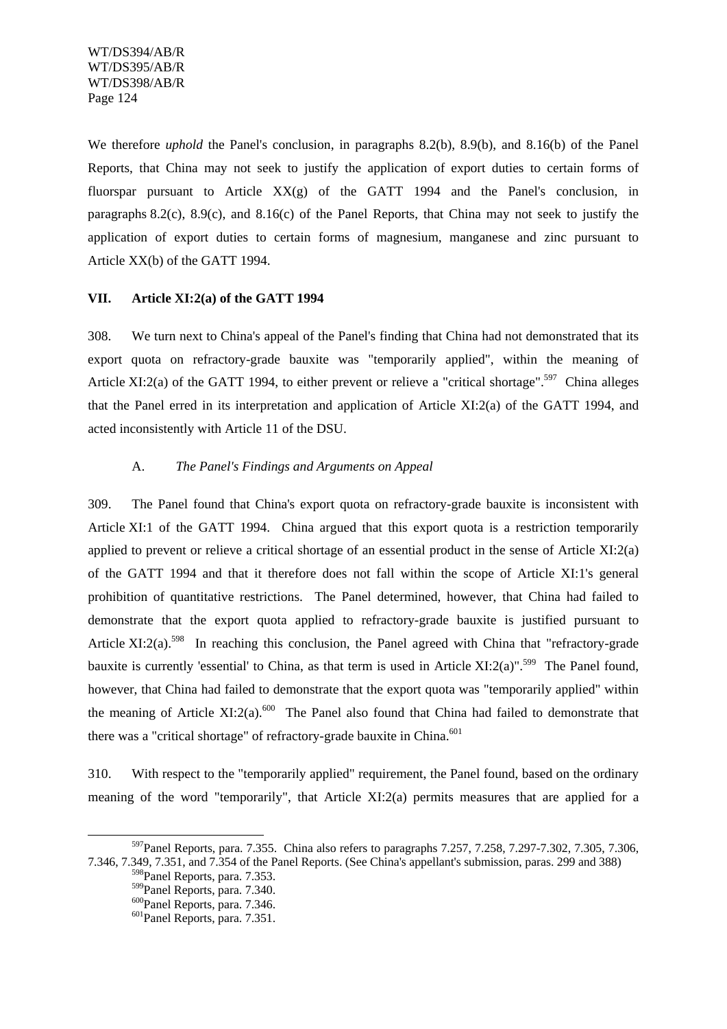We therefore *uphold* the Panel's conclusion, in paragraphs 8.2(b), 8.9(b), and 8.16(b) of the Panel Reports, that China may not seek to justify the application of export duties to certain forms of fluorspar pursuant to Article XX(g) of the GATT 1994 and the Panel's conclusion, in paragraphs 8.2(c), 8.9(c), and 8.16(c) of the Panel Reports, that China may not seek to justify the application of export duties to certain forms of magnesium, manganese and zinc pursuant to Article XX(b) of the GATT 1994.

## VII. Article XI:2(a) of the GATT 1994

308. We turn next to China's appeal of the Panel's finding that China had not demonstrated that its export quota on refractory-grade bauxite was "temporarily applied", within the meaning of Article XI:2(a) of the GATT 1994, to either prevent or relieve a "critical shortage".[597] China alleges that the Panel erred in its interpretation and application of Article XI:2(a) of the GATT 1994, and acted inconsistently with Article 11 of the DSU.

### A. *The Panel's Findings and Arguments on Appeal*

309. The Panel found that China's export quota on refractory-grade bauxite is inconsistent with Article XI:1 of the GATT 1994. China argued that this export quota is a restriction temporarily applied to prevent or relieve a critical shortage of an essential product in the sense of Article XI:2(a) of the GATT 1994 and that it therefore does not fall within the scope of Article XI:1's general prohibition of quantitative restrictions. The Panel determined, however, that China had failed to demonstrate that the export quota applied to refractory-grade bauxite is justified pursuant to Article XI:2(a).[598] In reaching this conclusion, the Panel agreed with China that "refractory-grade bauxite is currently 'essential' to China, as that term is used in Article XI:2(a)".[599] The Panel found, however, that China had failed to demonstrate that the export quota was "temporarily applied" within the meaning of Article XI:2(a).[600] The Panel also found that China had failed to demonstrate that there was a "critical shortage" of refractory-grade bauxite in China.[601]

310. With respect to the "temporarily applied" requirement, the Panel found, based on the ordinary meaning of the word "temporarily", that Article XI:2(a) permits measures that are applied for a

---

[597] Panel Reports, para. 7.355. China also refers to paragraphs 7.257, 7.258, 7.297-7.302, 7.305, 7.306, 7.346, 7.349, 7.351, and 7.354 of the Panel Reports. (See China's appellant's submission, paras. 299 and 388)

[598] Panel Reports, para. 7.353.

[599] Panel Reports, para. 7.340.

[600] Panel Reports, para. 7.346.

[601] Panel Reports, para. 7.351.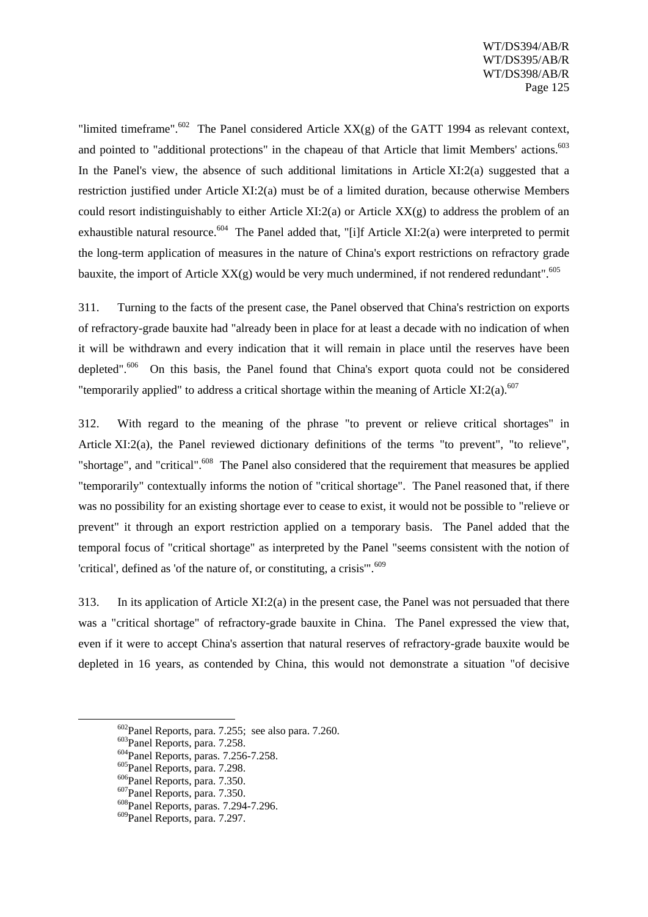"limited timeframe".[602] The Panel considered Article XX(g) of the GATT 1994 as relevant context, and pointed to "additional protections" in the chapeau of that Article that limit Members' actions.[603] In the Panel's view, the absence of such additional limitations in Article XI:2(a) suggested that a restriction justified under Article XI:2(a) must be of a limited duration, because otherwise Members could resort indistinguishably to either Article XI:2(a) or Article XX(g) to address the problem of an exhaustible natural resource.[604] The Panel added that, "[i]f Article XI:2(a) were interpreted to permit the long-term application of measures in the nature of China's export restrictions on refractory grade bauxite, the import of Article XX(g) would be very much undermined, if not rendered redundant".[605]

311. Turning to the facts of the present case, the Panel observed that China's restriction on exports of refractory-grade bauxite had "already been in place for at least a decade with no indication of when it will be withdrawn and every indication that it will remain in place until the reserves have been depleted".[606] On this basis, the Panel found that China's export quota could not be considered "temporarily applied" to address a critical shortage within the meaning of Article XI:2(a).[607]

312. With regard to the meaning of the phrase "to prevent or relieve critical shortages" in Article XI:2(a), the Panel reviewed dictionary definitions of the terms "to prevent", "to relieve", "shortage", and "critical".[608] The Panel also considered that the requirement that measures be applied "temporarily" contextually informs the notion of "critical shortage". The Panel reasoned that, if there was no possibility for an existing shortage ever to cease to exist, it would not be possible to "relieve or prevent" it through an export restriction applied on a temporary basis. The Panel added that the temporal focus of "critical shortage" as interpreted by the Panel "seems consistent with the notion of 'critical', defined as 'of the nature of, or constituting, a crisis'".[609]

313. In its application of Article XI:2(a) in the present case, the Panel was not persuaded that there was a "critical shortage" of refractory-grade bauxite in China. The Panel expressed the view that, even if it were to accept China's assertion that natural reserves of refractory-grade bauxite would be depleted in 16 years, as contended by China, this would not demonstrate a situation "of decisive

---

[602] Panel Reports, para. 7.255; see also para. 7.260.

[603] Panel Reports, para. 7.258.

[604] Panel Reports, paras. 7.256-7.258.

[605] Panel Reports, para. 7.298.

[606] Panel Reports, para. 7.350.

[607] Panel Reports, para. 7.350.

[608] Panel Reports, paras. 7.294-7.296.

[609] Panel Reports, para. 7.297.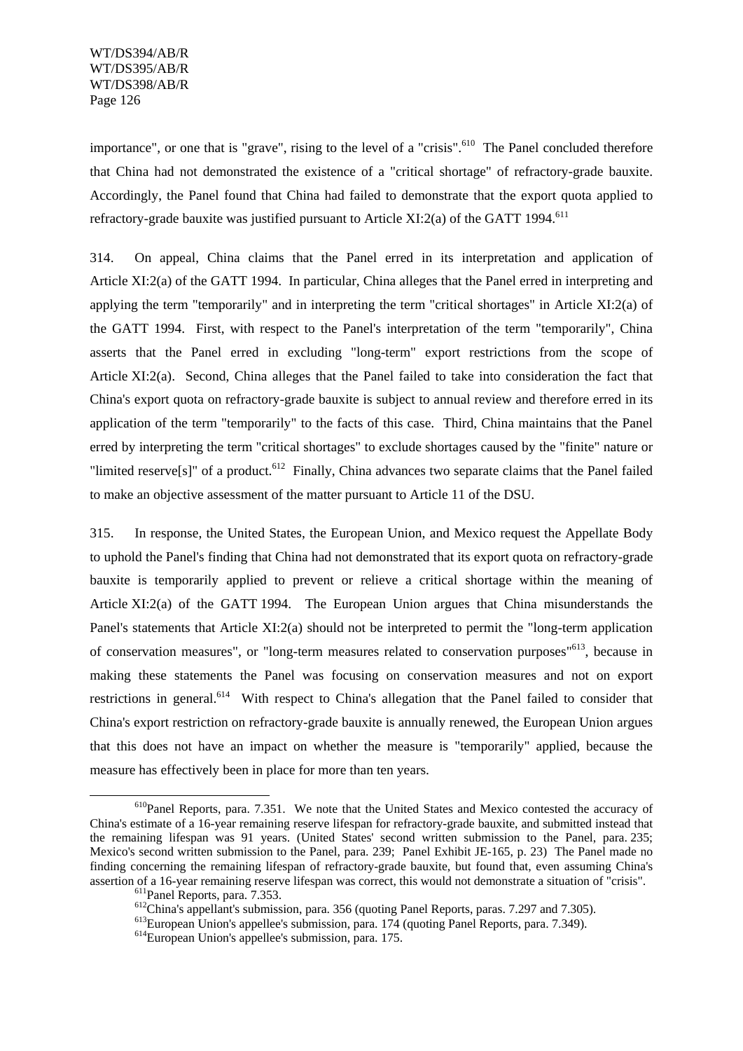importance", or one that is "grave", rising to the level of a "crisis".[610] The Panel concluded therefore that China had not demonstrated the existence of a "critical shortage" of refractory-grade bauxite. Accordingly, the Panel found that China had failed to demonstrate that the export quota applied to refractory-grade bauxite was justified pursuant to Article XI:2(a) of the GATT 1994.[611]

314. On appeal, China claims that the Panel erred in its interpretation and application of Article XI:2(a) of the GATT 1994. In particular, China alleges that the Panel erred in interpreting and applying the term "temporarily" and in interpreting the term "critical shortages" in Article XI:2(a) of the GATT 1994. First, with respect to the Panel's interpretation of the term "temporarily", China asserts that the Panel erred in excluding "long-term" export restrictions from the scope of Article XI:2(a). Second, China alleges that the Panel failed to take into consideration the fact that China's export quota on refractory-grade bauxite is subject to annual review and therefore erred in its application of the term "temporarily" to the facts of this case. Third, China maintains that the Panel erred by interpreting the term "critical shortages" to exclude shortages caused by the "finite" nature or "limited reserve[s]" of a product.[612] Finally, China advances two separate claims that the Panel failed to make an objective assessment of the matter pursuant to Article 11 of the DSU.

315. In response, the United States, the European Union, and Mexico request the Appellate Body to uphold the Panel's finding that China had not demonstrated that its export quota on refractory-grade bauxite is temporarily applied to prevent or relieve a critical shortage within the meaning of Article XI:2(a) of the GATT 1994. The European Union argues that China misunderstands the Panel's statements that Article XI:2(a) should not be interpreted to permit the "long-term application of conservation measures", or "long-term measures related to conservation purposes"[613], because in making these statements the Panel was focusing on conservation measures and not on export restrictions in general.[614] With respect to China's allegation that the Panel failed to consider that China's export restriction on refractory-grade bauxite is annually renewed, the European Union argues that this does not have an impact on whether the measure is "temporarily" applied, because the measure has effectively been in place for more than ten years.

---

[610] Panel Reports, para. 7.351. We note that the United States and Mexico contested the accuracy of China's estimate of a 16-year remaining reserve lifespan for refractory-grade bauxite, and submitted instead that the remaining lifespan was 91 years. (United States' second written submission to the Panel, para. 235; Mexico's second written submission to the Panel, para. 239; Panel Exhibit JE-165, p. 23) The Panel made no finding concerning the remaining lifespan of refractory-grade bauxite, but found that, even assuming China's assertion of a 16-year remaining reserve lifespan was correct, this would not demonstrate a situation of "crisis".

[611] Panel Reports, para. 7.353.

[612] China's appellant's submission, para. 356 (quoting Panel Reports, paras. 7.297 and 7.305).

[613] European Union's appellee's submission, para. 174 (quoting Panel Reports, para. 7.349).

[614] European Union's appellee's submission, para. 175.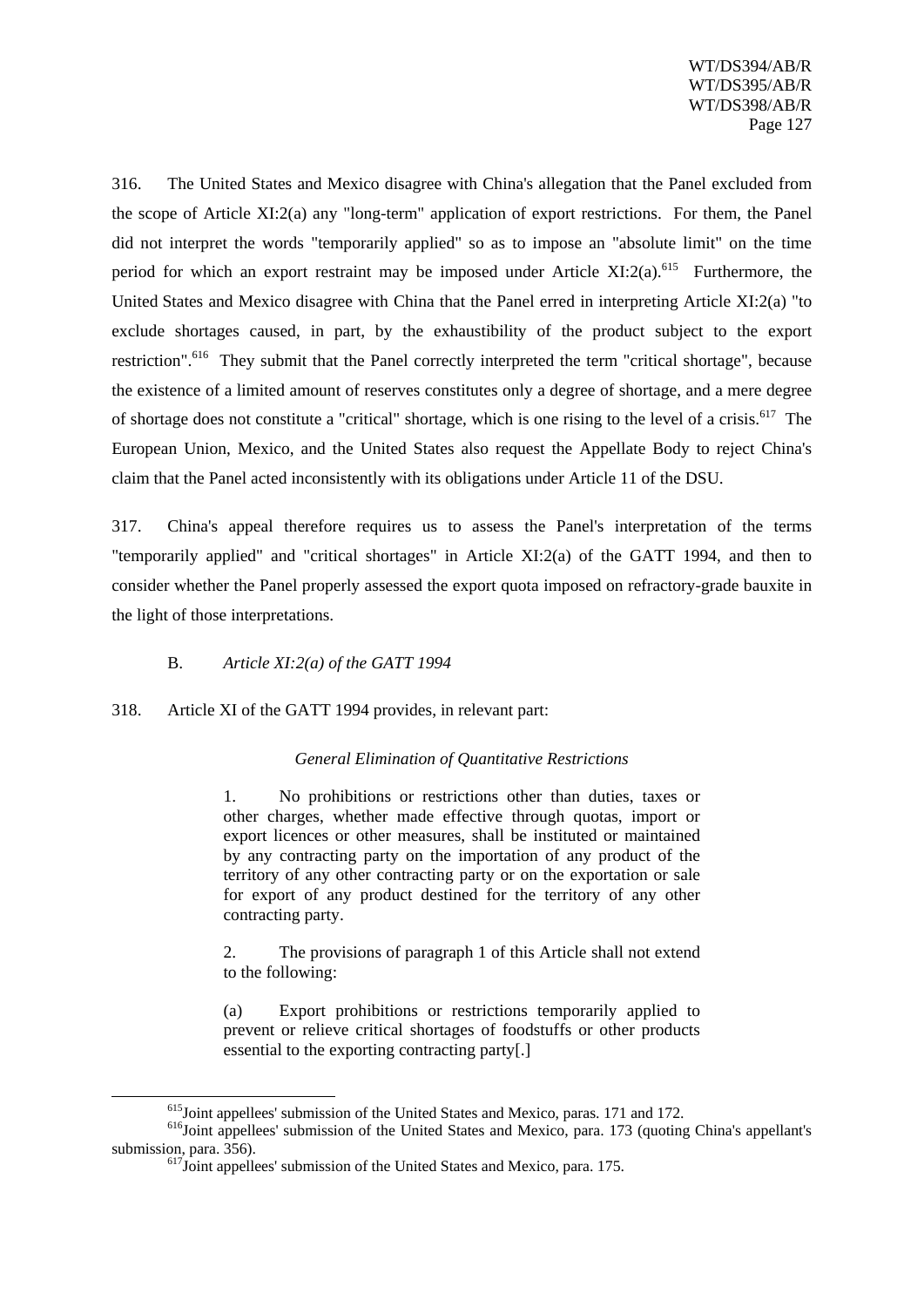316. The United States and Mexico disagree with China's allegation that the Panel excluded from the scope of Article XI:2(a) any "long-term" application of export restrictions. For them, the Panel did not interpret the words "temporarily applied" so as to impose an "absolute limit" on the time period for which an export restraint may be imposed under Article XI:2(a).[615] Furthermore, the United States and Mexico disagree with China that the Panel erred in interpreting Article XI:2(a) "to exclude shortages caused, in part, by the exhaustibility of the product subject to the export restriction".[616] They submit that the Panel correctly interpreted the term "critical shortage", because the existence of a limited amount of reserves constitutes only a degree of shortage, and a mere degree of shortage does not constitute a "critical" shortage, which is one rising to the level of a crisis.[617] The European Union, Mexico, and the United States also request the Appellate Body to reject China's claim that the Panel acted inconsistently with its obligations under Article 11 of the DSU.

317. China's appeal therefore requires us to assess the Panel's interpretation of the terms "temporarily applied" and "critical shortages" in Article XI:2(a) of the GATT 1994, and then to consider whether the Panel properly assessed the export quota imposed on refractory-grade bauxite in the light of those interpretations.

### B. *Article XI:2(a) of the GATT 1994*

318. Article XI of the GATT 1994 provides, in relevant part:

> *General Elimination of Quantitative Restrictions*
>
> 1. No prohibitions or restrictions other than duties, taxes or other charges, whether made effective through quotas, import or export licences or other measures, shall be instituted or maintained by any contracting party on the importation of any product of the territory of any other contracting party or on the exportation or sale for export of any product destined for the territory of any other contracting party.
>
> 2. The provisions of paragraph 1 of this Article shall not extend to the following:
>
> (a) Export prohibitions or restrictions temporarily applied to prevent or relieve critical shortages of foodstuffs or other products essential to the exporting contracting party[.]

---

[615] Joint appellees' submission of the United States and Mexico, paras. 171 and 172.

[616] Joint appellees' submission of the United States and Mexico, para. 173 (quoting China's appellant's submission, para. 356).

[617] Joint appellees' submission of the United States and Mexico, para. 175.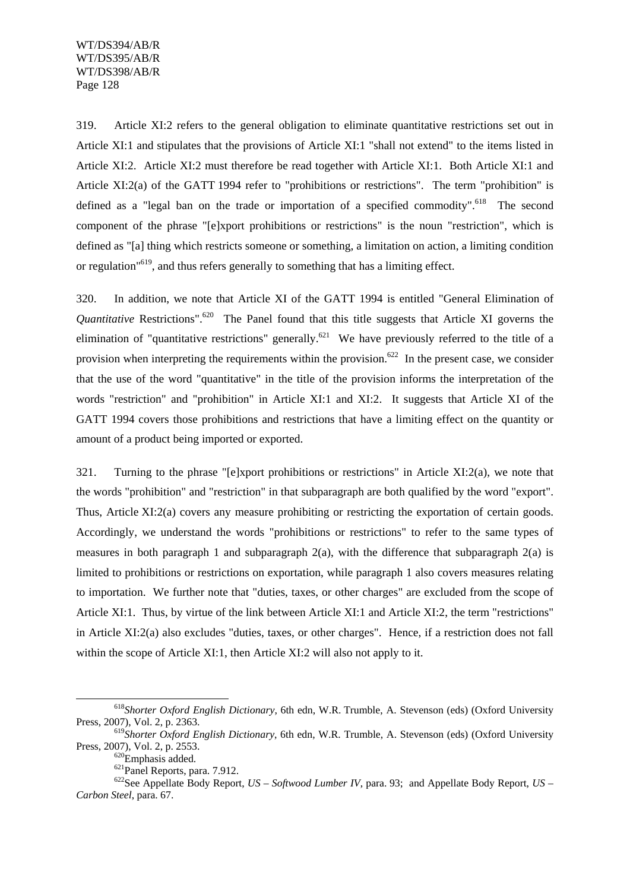319. Article XI:2 refers to the general obligation to eliminate quantitative restrictions set out in Article XI:1 and stipulates that the provisions of Article XI:1 "shall not extend" to the items listed in Article XI:2. Article XI:2 must therefore be read together with Article XI:1. Both Article XI:1 and Article XI:2(a) of the GATT 1994 refer to "prohibitions or restrictions". The term "prohibition" is defined as a "legal ban on the trade or importation of a specified commodity".[618] The second component of the phrase "[e]xport prohibitions or restrictions" is the noun "restriction", which is defined as "[a] thing which restricts someone or something, a limitation on action, a limiting condition or regulation"[619], and thus refers generally to something that has a limiting effect.

320. In addition, we note that Article XI of the GATT 1994 is entitled "General Elimination of *Quantitative* Restrictions".[620] The Panel found that this title suggests that Article XI governs the elimination of "quantitative restrictions" generally.[621] We have previously referred to the title of a provision when interpreting the requirements within the provision.[622] In the present case, we consider that the use of the word "quantitative" in the title of the provision informs the interpretation of the words "restriction" and "prohibition" in Article XI:1 and XI:2. It suggests that Article XI of the GATT 1994 covers those prohibitions and restrictions that have a limiting effect on the quantity or amount of a product being imported or exported.

321. Turning to the phrase "[e]xport prohibitions or restrictions" in Article XI:2(a), we note that the words "prohibition" and "restriction" in that subparagraph are both qualified by the word "export". Thus, Article XI:2(a) covers any measure prohibiting or restricting the exportation of certain goods. Accordingly, we understand the words "prohibitions or restrictions" to refer to the same types of measures in both paragraph 1 and subparagraph 2(a), with the difference that subparagraph 2(a) is limited to prohibitions or restrictions on exportation, while paragraph 1 also covers measures relating to importation. We further note that "duties, taxes, or other charges" are excluded from the scope of Article XI:1. Thus, by virtue of the link between Article XI:1 and Article XI:2, the term "restrictions" in Article XI:2(a) also excludes "duties, taxes, or other charges". Hence, if a restriction does not fall within the scope of Article XI:1, then Article XI:2 will also not apply to it.

---

[618] *Shorter Oxford English Dictionary*, 6th edn, W.R. Trumble, A. Stevenson (eds) (Oxford University Press, 2007), Vol. 2, p. 2363.

[619] *Shorter Oxford English Dictionary*, 6th edn, W.R. Trumble, A. Stevenson (eds) (Oxford University Press, 2007), Vol. 2, p. 2553.

[620] Emphasis added.

[621] Panel Reports, para. 7.912.

[622] See Appellate Body Report, *US – Softwood Lumber IV*, para. 93; and Appellate Body Report, *US – Carbon Steel*, para. 67.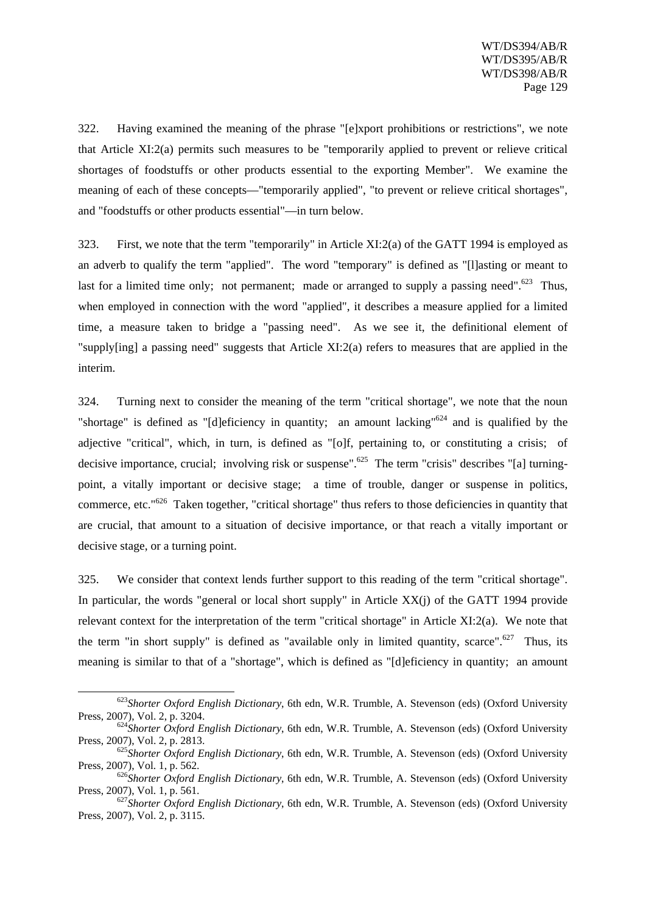322. Having examined the meaning of the phrase "[e]xport prohibitions or restrictions", we note that Article XI:2(a) permits such measures to be "temporarily applied to prevent or relieve critical shortages of foodstuffs or other products essential to the exporting Member". We examine the meaning of each of these concepts—"temporarily applied", "to prevent or relieve critical shortages", and "foodstuffs or other products essential"—in turn below.

323. First, we note that the term "temporarily" in Article XI:2(a) of the GATT 1994 is employed as an adverb to qualify the term "applied". The word "temporary" is defined as "[l]asting or meant to last for a limited time only; not permanent; made or arranged to supply a passing need".[623] Thus, when employed in connection with the word "applied", it describes a measure applied for a limited time, a measure taken to bridge a "passing need". As we see it, the definitional element of "supply[ing] a passing need" suggests that Article XI:2(a) refers to measures that are applied in the interim.

324. Turning next to consider the meaning of the term "critical shortage", we note that the noun "shortage" is defined as "[d]eficiency in quantity; an amount lacking"[624] and is qualified by the adjective "critical", which, in turn, is defined as "[o]f, pertaining to, or constituting a crisis; of decisive importance, crucial; involving risk or suspense".[625] The term "crisis" describes "[a] turning-point, a vitally important or decisive stage; a time of trouble, danger or suspense in politics, commerce, etc."[626] Taken together, "critical shortage" thus refers to those deficiencies in quantity that are crucial, that amount to a situation of decisive importance, or that reach a vitally important or decisive stage, or a turning point.

325. We consider that context lends further support to this reading of the term "critical shortage". In particular, the words "general or local short supply" in Article XX(j) of the GATT 1994 provide relevant context for the interpretation of the term "critical shortage" in Article XI:2(a). We note that the term "in short supply" is defined as "available only in limited quantity, scarce".[627] Thus, its meaning is similar to that of a "shortage", which is defined as "[d]eficiency in quantity; an amount

---

[623] *Shorter Oxford English Dictionary*, 6th edn, W.R. Trumble, A. Stevenson (eds) (Oxford University Press, 2007), Vol. 2, p. 3204.

[624] *Shorter Oxford English Dictionary*, 6th edn, W.R. Trumble, A. Stevenson (eds) (Oxford University Press, 2007), Vol. 2, p. 2813.

[625] *Shorter Oxford English Dictionary*, 6th edn, W.R. Trumble, A. Stevenson (eds) (Oxford University Press, 2007), Vol. 1, p. 562.

[626] *Shorter Oxford English Dictionary*, 6th edn, W.R. Trumble, A. Stevenson (eds) (Oxford University Press, 2007), Vol. 1, p. 561.

[627] *Shorter Oxford English Dictionary*, 6th edn, W.R. Trumble, A. Stevenson (eds) (Oxford University Press, 2007), Vol. 2, p. 3115.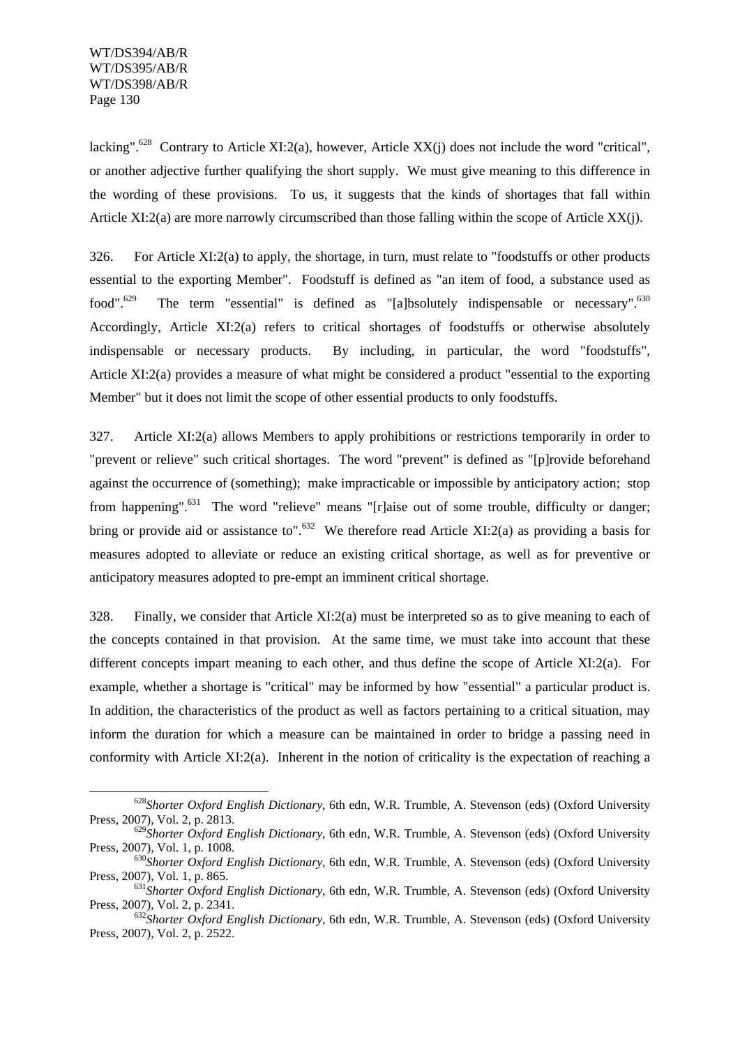lacking".[628] Contrary to Article XI:2(a), however, Article XX(j) does not include the word "critical", or another adjective further qualifying the short supply. We must give meaning to this difference in the wording of these provisions. To us, it suggests that the kinds of shortages that fall within Article XI:2(a) are more narrowly circumscribed than those falling within the scope of Article XX(j).

326. For Article XI:2(a) to apply, the shortage, in turn, must relate to "foodstuffs or other products essential to the exporting Member". Foodstuff is defined as "an item of food, a substance used as food".[629] The term "essential" is defined as "[a]bsolutely indispensable or necessary".[630] Accordingly, Article XI:2(a) refers to critical shortages of foodstuffs or otherwise absolutely indispensable or necessary products. By including, in particular, the word "foodstuffs", Article XI:2(a) provides a measure of what might be considered a product "essential to the exporting Member" but it does not limit the scope of other essential products to only foodstuffs.

327. Article XI:2(a) allows Members to apply prohibitions or restrictions temporarily in order to "prevent or relieve" such critical shortages. The word "prevent" is defined as "[p]rovide beforehand against the occurrence of (something); make impracticable or impossible by anticipatory action; stop from happening".[631] The word "relieve" means "[r]aise out of some trouble, difficulty or danger; bring or provide aid or assistance to".[632] We therefore read Article XI:2(a) as providing a basis for measures adopted to alleviate or reduce an existing critical shortage, as well as for preventive or anticipatory measures adopted to pre-empt an imminent critical shortage.

328. Finally, we consider that Article XI:2(a) must be interpreted so as to give meaning to each of the concepts contained in that provision. At the same time, we must take into account that these different concepts impart meaning to each other, and thus define the scope of Article XI:2(a). For example, whether a shortage is "critical" may be informed by how "essential" a particular product is. In addition, the characteristics of the product as well as factors pertaining to a critical situation, may inform the duration for which a measure can be maintained in order to bridge a passing need in conformity with Article XI:2(a). Inherent in the notion of criticality is the expectation of reaching a

---

[628] *Shorter Oxford English Dictionary*, 6th edn, W.R. Trumble, A. Stevenson (eds) (Oxford University Press, 2007), Vol. 2, p. 2813.

[629] *Shorter Oxford English Dictionary*, 6th edn, W.R. Trumble, A. Stevenson (eds) (Oxford University Press, 2007), Vol. 1, p. 1008.

[630] *Shorter Oxford English Dictionary*, 6th edn, W.R. Trumble, A. Stevenson (eds) (Oxford University Press, 2007), Vol. 1, p. 865.

[631] *Shorter Oxford English Dictionary*, 6th edn, W.R. Trumble, A. Stevenson (eds) (Oxford University Press, 2007), Vol. 2, p. 2341.

[632] *Shorter Oxford English Dictionary*, 6th edn, W.R. Trumble, A. Stevenson (eds) (Oxford University Press, 2007), Vol. 2, p. 2522.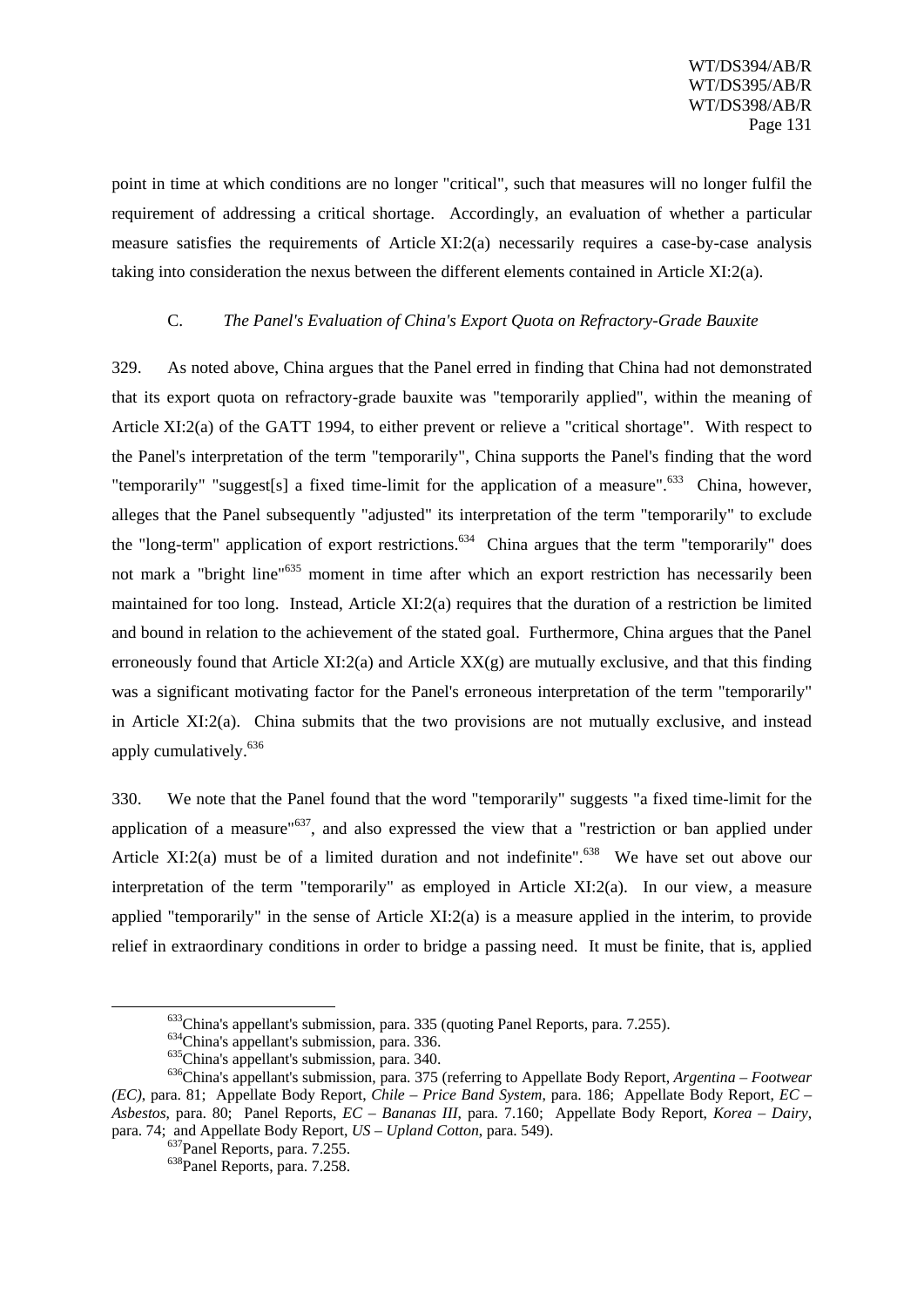point in time at which conditions are no longer "critical", such that measures will no longer fulfil the requirement of addressing a critical shortage. Accordingly, an evaluation of whether a particular measure satisfies the requirements of Article XI:2(a) necessarily requires a case-by-case analysis taking into consideration the nexus between the different elements contained in Article XI:2(a).

### C. *The Panel's Evaluation of China's Export Quota on Refractory-Grade Bauxite*

329. As noted above, China argues that the Panel erred in finding that China had not demonstrated that its export quota on refractory-grade bauxite was "temporarily applied", within the meaning of Article XI:2(a) of the GATT 1994, to either prevent or relieve a "critical shortage". With respect to the Panel's interpretation of the term "temporarily", China supports the Panel's finding that the word "temporarily" "suggest[s] a fixed time-limit for the application of a measure".[633] China, however, alleges that the Panel subsequently "adjusted" its interpretation of the term "temporarily" to exclude the "long-term" application of export restrictions.[634] China argues that the term "temporarily" does not mark a "bright line"[635] moment in time after which an export restriction has necessarily been maintained for too long. Instead, Article XI:2(a) requires that the duration of a restriction be limited and bound in relation to the achievement of the stated goal. Furthermore, China argues that the Panel erroneously found that Article XI:2(a) and Article XX(g) are mutually exclusive, and that this finding was a significant motivating factor for the Panel's erroneous interpretation of the term "temporarily" in Article XI:2(a). China submits that the two provisions are not mutually exclusive, and instead apply cumulatively.[636]

330. We note that the Panel found that the word "temporarily" suggests "a fixed time-limit for the application of a measure"[637], and also expressed the view that a "restriction or ban applied under Article XI:2(a) must be of a limited duration and not indefinite".[638] We have set out above our interpretation of the term "temporarily" as employed in Article XI:2(a). In our view, a measure applied "temporarily" in the sense of Article XI:2(a) is a measure applied in the interim, to provide relief in extraordinary conditions in order to bridge a passing need. It must be finite, that is, applied

---

[633] China's appellant's submission, para. 335 (quoting Panel Reports, para. 7.255).

[634] China's appellant's submission, para. 336.

[635] China's appellant's submission, para. 340.

[636] China's appellant's submission, para. 375 (referring to Appellate Body Report, *Argentina – Footwear (EC)*, para. 81; Appellate Body Report, *Chile – Price Band System*, para. 186; Appellate Body Report, *EC – Asbestos*, para. 80; Panel Reports, *EC – Bananas III*, para. 7.160; Appellate Body Report, *Korea – Dairy*, para. 74; and Appellate Body Report, *US – Upland Cotton*, para. 549).

[637] Panel Reports, para. 7.255.

[638] Panel Reports, para. 7.258.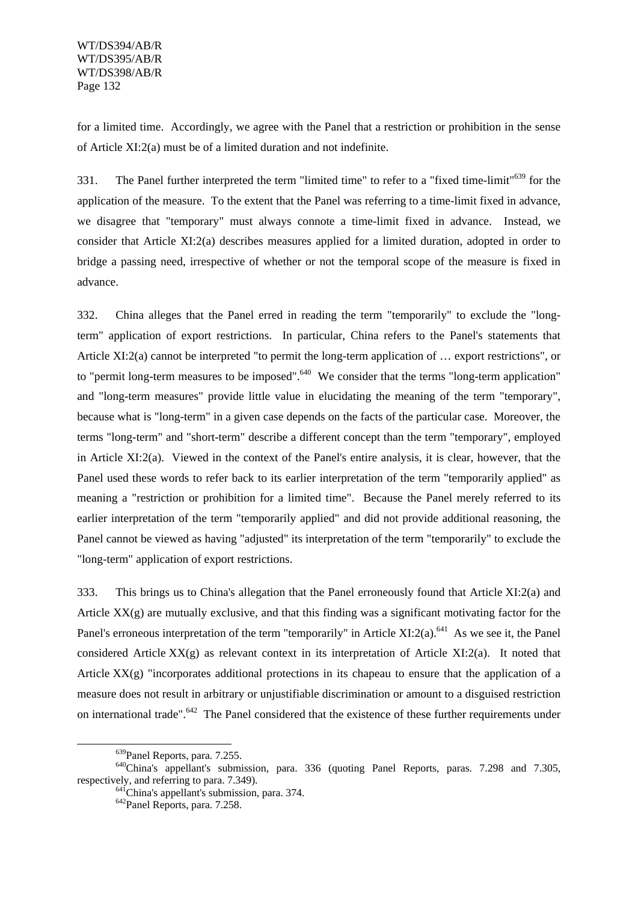for a limited time. Accordingly, we agree with the Panel that a restriction or prohibition in the sense of Article XI:2(a) must be of a limited duration and not indefinite.

331. The Panel further interpreted the term "limited time" to refer to a "fixed time-limit"[639] for the application of the measure. To the extent that the Panel was referring to a time-limit fixed in advance, we disagree that "temporary" must always connote a time-limit fixed in advance. Instead, we consider that Article XI:2(a) describes measures applied for a limited duration, adopted in order to bridge a passing need, irrespective of whether or not the temporal scope of the measure is fixed in advance.

332. China alleges that the Panel erred in reading the term "temporarily" to exclude the "long-term" application of export restrictions. In particular, China refers to the Panel's statements that Article XI:2(a) cannot be interpreted "to permit the long-term application of … export restrictions", or to "permit long-term measures to be imposed".[640] We consider that the terms "long-term application" and "long-term measures" provide little value in elucidating the meaning of the term "temporary", because what is "long-term" in a given case depends on the facts of the particular case. Moreover, the terms "long-term" and "short-term" describe a different concept than the term "temporary", employed in Article XI:2(a). Viewed in the context of the Panel's entire analysis, it is clear, however, that the Panel used these words to refer back to its earlier interpretation of the term "temporarily applied" as meaning a "restriction or prohibition for a limited time". Because the Panel merely referred to its earlier interpretation of the term "temporarily applied" and did not provide additional reasoning, the Panel cannot be viewed as having "adjusted" its interpretation of the term "temporarily" to exclude the "long-term" application of export restrictions.

333. This brings us to China's allegation that the Panel erroneously found that Article XI:2(a) and Article XX(g) are mutually exclusive, and that this finding was a significant motivating factor for the Panel's erroneous interpretation of the term "temporarily" in Article XI:2(a).[641] As we see it, the Panel considered Article XX(g) as relevant context in its interpretation of Article XI:2(a). It noted that Article XX(g) "incorporates additional protections in its chapeau to ensure that the application of a measure does not result in arbitrary or unjustifiable discrimination or amount to a disguised restriction on international trade".[642] The Panel considered that the existence of these further requirements under

[639] Panel Reports, para. 7.255.

[640] China's appellant's submission, para. 336 (quoting Panel Reports, paras. 7.298 and 7.305, respectively, and referring to para. 7.349).

[641] China's appellant's submission, para. 374.

[642] Panel Reports, para. 7.258.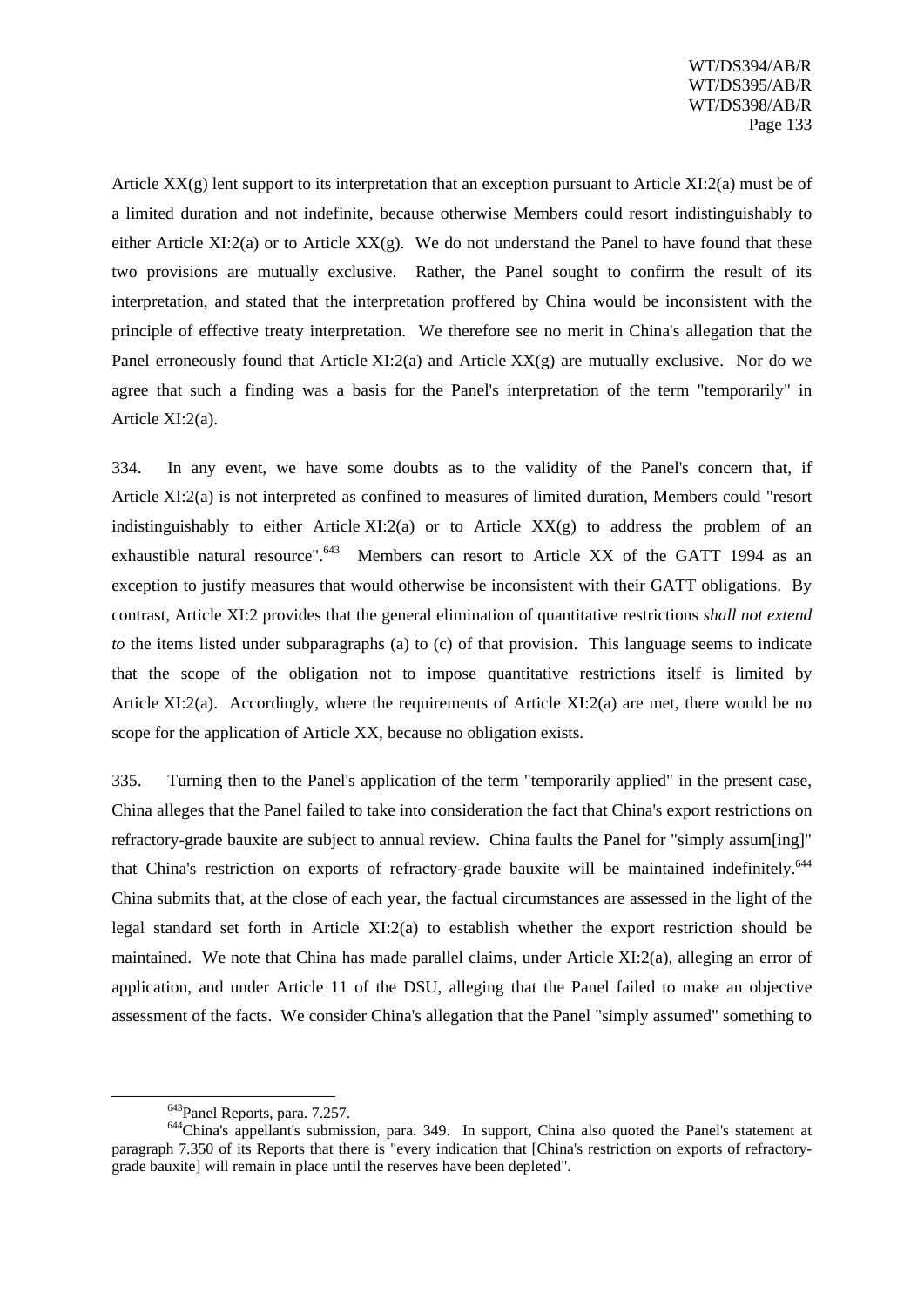Article XX(g) lent support to its interpretation that an exception pursuant to Article XI:2(a) must be of a limited duration and not indefinite, because otherwise Members could resort indistinguishably to either Article XI:2(a) or to Article XX(g). We do not understand the Panel to have found that these two provisions are mutually exclusive. Rather, the Panel sought to confirm the result of its interpretation, and stated that the interpretation proffered by China would be inconsistent with the principle of effective treaty interpretation. We therefore see no merit in China's allegation that the Panel erroneously found that Article XI:2(a) and Article XX(g) are mutually exclusive. Nor do we agree that such a finding was a basis for the Panel's interpretation of the term "temporarily" in Article XI:2(a).

334. In any event, we have some doubts as to the validity of the Panel's concern that, if Article XI:2(a) is not interpreted as confined to measures of limited duration, Members could "resort indistinguishably to either Article XI:2(a) or to Article XX(g) to address the problem of an exhaustible natural resource".[643] Members can resort to Article XX of the GATT 1994 as an exception to justify measures that would otherwise be inconsistent with their GATT obligations. By contrast, Article XI:2 provides that the general elimination of quantitative restrictions *shall not extend to* the items listed under subparagraphs (a) to (c) of that provision. This language seems to indicate that the scope of the obligation not to impose quantitative restrictions itself is limited by Article XI:2(a). Accordingly, where the requirements of Article XI:2(a) are met, there would be no scope for the application of Article XX, because no obligation exists.

335. Turning then to the Panel's application of the term "temporarily applied" in the present case, China alleges that the Panel failed to take into consideration the fact that China's export restrictions on refractory-grade bauxite are subject to annual review. China faults the Panel for "simply assum[ing]" that China's restriction on exports of refractory-grade bauxite will be maintained indefinitely.[644] China submits that, at the close of each year, the factual circumstances are assessed in the light of the legal standard set forth in Article XI:2(a) to establish whether the export restriction should be maintained. We note that China has made parallel claims, under Article XI:2(a), alleging an error of application, and under Article 11 of the DSU, alleging that the Panel failed to make an objective assessment of the facts. We consider China's allegation that the Panel "simply assumed" something to

---

[643] Panel Reports, para. 7.257.

[644] China's appellant's submission, para. 349. In support, China also quoted the Panel's statement at paragraph 7.350 of its Reports that there is "every indication that [China's restriction on exports of refractory-grade bauxite] will remain in place until the reserves have been depleted".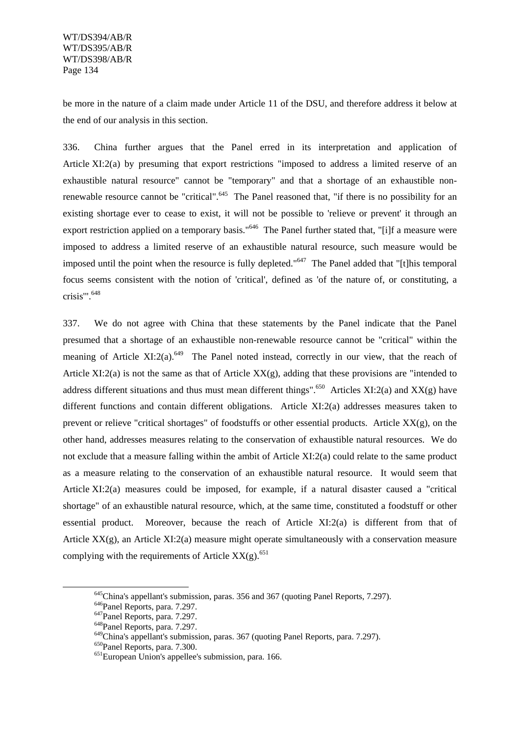be more in the nature of a claim made under Article 11 of the DSU, and therefore address it below at the end of our analysis in this section.

336. China further argues that the Panel erred in its interpretation and application of Article XI:2(a) by presuming that export restrictions "imposed to address a limited reserve of an exhaustible natural resource" cannot be "temporary" and that a shortage of an exhaustible non-renewable resource cannot be "critical".[645] The Panel reasoned that, "if there is no possibility for an existing shortage ever to cease to exist, it will not be possible to 'relieve or prevent' it through an export restriction applied on a temporary basis."[646] The Panel further stated that, "[i]f a measure were imposed to address a limited reserve of an exhaustible natural resource, such measure would be imposed until the point when the resource is fully depleted."[647] The Panel added that "[t]his temporal focus seems consistent with the notion of 'critical', defined as 'of the nature of, or constituting, a crisis'".[648]

337. We do not agree with China that these statements by the Panel indicate that the Panel presumed that a shortage of an exhaustible non-renewable resource cannot be "critical" within the meaning of Article XI:2(a).[649] The Panel noted instead, correctly in our view, that the reach of Article XI:2(a) is not the same as that of Article XX(g), adding that these provisions are "intended to address different situations and thus must mean different things".[650] Articles XI:2(a) and XX(g) have different functions and contain different obligations. Article XI:2(a) addresses measures taken to prevent or relieve "critical shortages" of foodstuffs or other essential products. Article XX(g), on the other hand, addresses measures relating to the conservation of exhaustible natural resources. We do not exclude that a measure falling within the ambit of Article XI:2(a) could relate to the same product as a measure relating to the conservation of an exhaustible natural resource. It would seem that Article XI:2(a) measures could be imposed, for example, if a natural disaster caused a "critical shortage" of an exhaustible natural resource, which, at the same time, constituted a foodstuff or other essential product. Moreover, because the reach of Article XI:2(a) is different from that of Article XX(g), an Article XI:2(a) measure might operate simultaneously with a conservation measure complying with the requirements of Article XX(g).[651]

---

[645] China's appellant's submission, paras. 356 and 367 (quoting Panel Reports, 7.297).

[646] Panel Reports, para. 7.297.

[647] Panel Reports, para. 7.297.

[648] Panel Reports, para. 7.297.

[649] China's appellant's submission, paras. 367 (quoting Panel Reports, para. 7.297).

[650] Panel Reports, para. 7.300.

[651] European Union's appellee's submission, para. 166.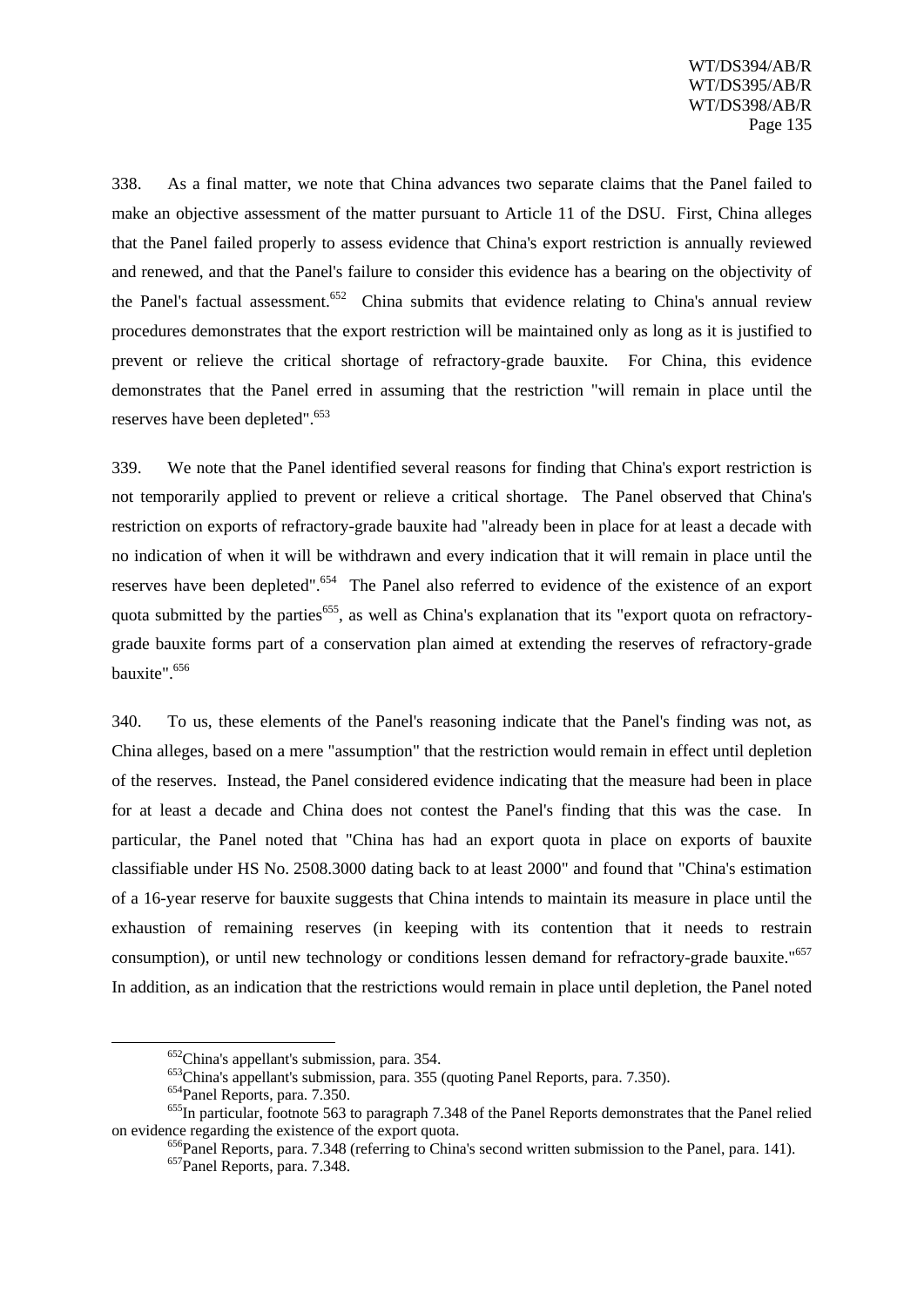338. As a final matter, we note that China advances two separate claims that the Panel failed to make an objective assessment of the matter pursuant to Article 11 of the DSU. First, China alleges that the Panel failed properly to assess evidence that China's export restriction is annually reviewed and renewed, and that the Panel's failure to consider this evidence has a bearing on the objectivity of the Panel's factual assessment.[652] China submits that evidence relating to China's annual review procedures demonstrates that the export restriction will be maintained only as long as it is justified to prevent or relieve the critical shortage of refractory-grade bauxite. For China, this evidence demonstrates that the Panel erred in assuming that the restriction "will remain in place until the reserves have been depleted".[653]

339. We note that the Panel identified several reasons for finding that China's export restriction is not temporarily applied to prevent or relieve a critical shortage. The Panel observed that China's restriction on exports of refractory-grade bauxite had "already been in place for at least a decade with no indication of when it will be withdrawn and every indication that it will remain in place until the reserves have been depleted".[654] The Panel also referred to evidence of the existence of an export quota submitted by the parties[655], as well as China's explanation that its "export quota on refractory-grade bauxite forms part of a conservation plan aimed at extending the reserves of refractory-grade bauxite".[656]

340. To us, these elements of the Panel's reasoning indicate that the Panel's finding was not, as China alleges, based on a mere "assumption" that the restriction would remain in effect until depletion of the reserves. Instead, the Panel considered evidence indicating that the measure had been in place for at least a decade and China does not contest the Panel's finding that this was the case. In particular, the Panel noted that "China has had an export quota in place on exports of bauxite classifiable under HS No. 2508.3000 dating back to at least 2000" and found that "China's estimation of a 16-year reserve for bauxite suggests that China intends to maintain its measure in place until the exhaustion of remaining reserves (in keeping with its contention that it needs to restrain consumption), or until new technology or conditions lessen demand for refractory-grade bauxite."[657] In addition, as an indication that the restrictions would remain in place until depletion, the Panel noted

---

[652] China's appellant's submission, para. 354.

[653] China's appellant's submission, para. 355 (quoting Panel Reports, para. 7.350).

[654] Panel Reports, para. 7.350.

[655] In particular, footnote 563 to paragraph 7.348 of the Panel Reports demonstrates that the Panel relied on evidence regarding the existence of the export quota.

[656] Panel Reports, para. 7.348 (referring to China's second written submission to the Panel, para. 141).

[657] Panel Reports, para. 7.348.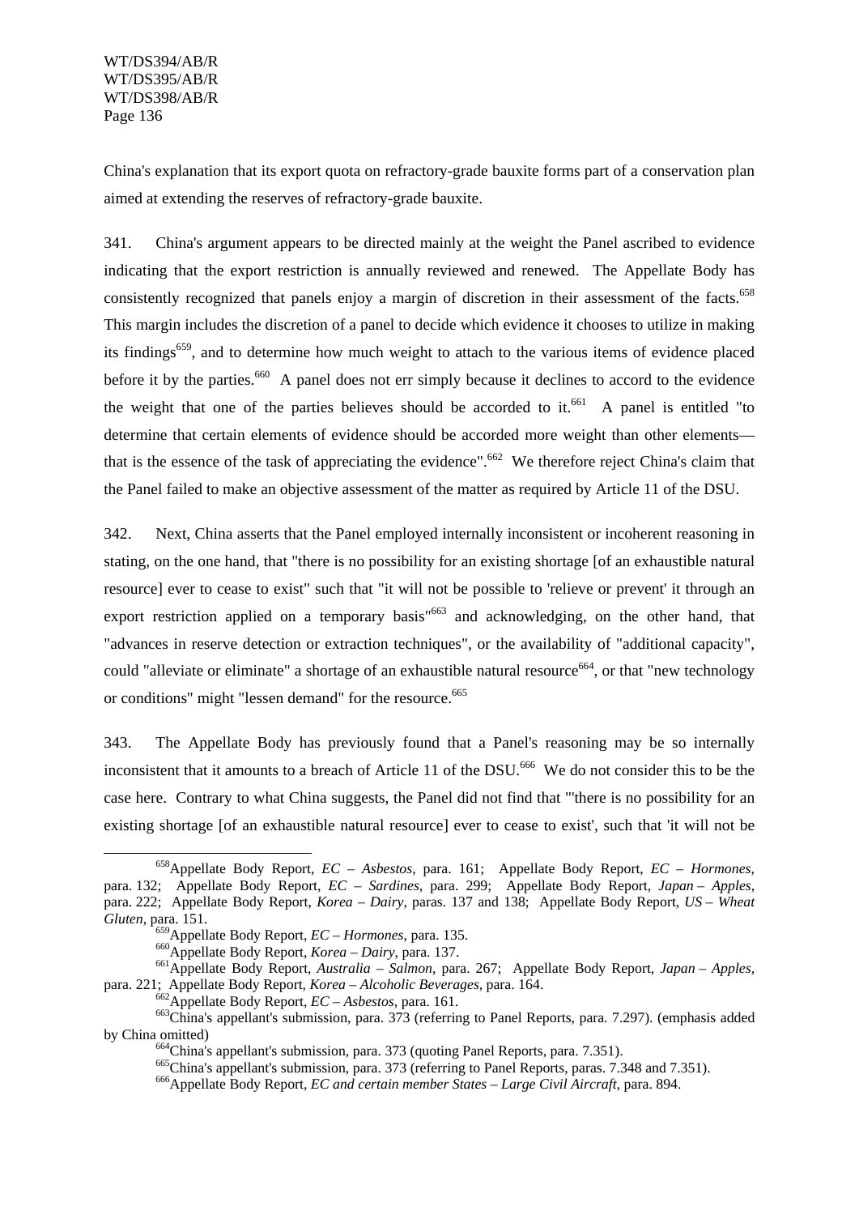China's explanation that its export quota on refractory-grade bauxite forms part of a conservation plan aimed at extending the reserves of refractory-grade bauxite.

341. China's argument appears to be directed mainly at the weight the Panel ascribed to evidence indicating that the export restriction is annually reviewed and renewed. The Appellate Body has consistently recognized that panels enjoy a margin of discretion in their assessment of the facts.[658] This margin includes the discretion of a panel to decide which evidence it chooses to utilize in making its findings[659], and to determine how much weight to attach to the various items of evidence placed before it by the parties.[660] A panel does not err simply because it declines to accord to the evidence the weight that one of the parties believes should be accorded to it.[661] A panel is entitled "to determine that certain elements of evidence should be accorded more weight than other elements—that is the essence of the task of appreciating the evidence".[662] We therefore reject China's claim that the Panel failed to make an objective assessment of the matter as required by Article 11 of the DSU.

342. Next, China asserts that the Panel employed internally inconsistent or incoherent reasoning in stating, on the one hand, that "there is no possibility for an existing shortage [of an exhaustible natural resource] ever to cease to exist" such that "it will not be possible to 'relieve or prevent' it through an export restriction applied on a temporary basis"[663] and acknowledging, on the other hand, that "advances in reserve detection or extraction techniques", or the availability of "additional capacity", could "alleviate or eliminate" a shortage of an exhaustible natural resource[664], or that "new technology or conditions" might "lessen demand" for the resource.[665]

343. The Appellate Body has previously found that a Panel's reasoning may be so internally inconsistent that it amounts to a breach of Article 11 of the DSU.[666] We do not consider this to be the case here. Contrary to what China suggests, the Panel did not find that "'there is no possibility for an existing shortage [of an exhaustible natural resource] ever to cease to exist', such that 'it will not be

---

[658] Appellate Body Report, *EC – Asbestos*, para. 161; Appellate Body Report, *EC – Hormones*, para. 132; Appellate Body Report, *EC – Sardines*, para. 299; Appellate Body Report, *Japan – Apples*, para. 222; Appellate Body Report, *Korea – Dairy*, paras. 137 and 138; Appellate Body Report, *US – Wheat Gluten*, para. 151.

[659] Appellate Body Report, *EC – Hormones*, para. 135.

[660] Appellate Body Report, *Korea – Dairy*, para. 137.

[661] Appellate Body Report, *Australia – Salmon*, para. 267; Appellate Body Report, *Japan – Apples*, para. 221; Appellate Body Report, *Korea – Alcoholic Beverages*, para. 164.

[662] Appellate Body Report, *EC – Asbestos*, para. 161.

[663] China's appellant's submission, para. 373 (referring to Panel Reports, para. 7.297). (emphasis added by China omitted)

[664] China's appellant's submission, para. 373 (quoting Panel Reports, para. 7.351).

[665] China's appellant's submission, para. 373 (referring to Panel Reports, paras. 7.348 and 7.351).

[666] Appellate Body Report, *EC and certain member States – Large Civil Aircraft*, para. 894.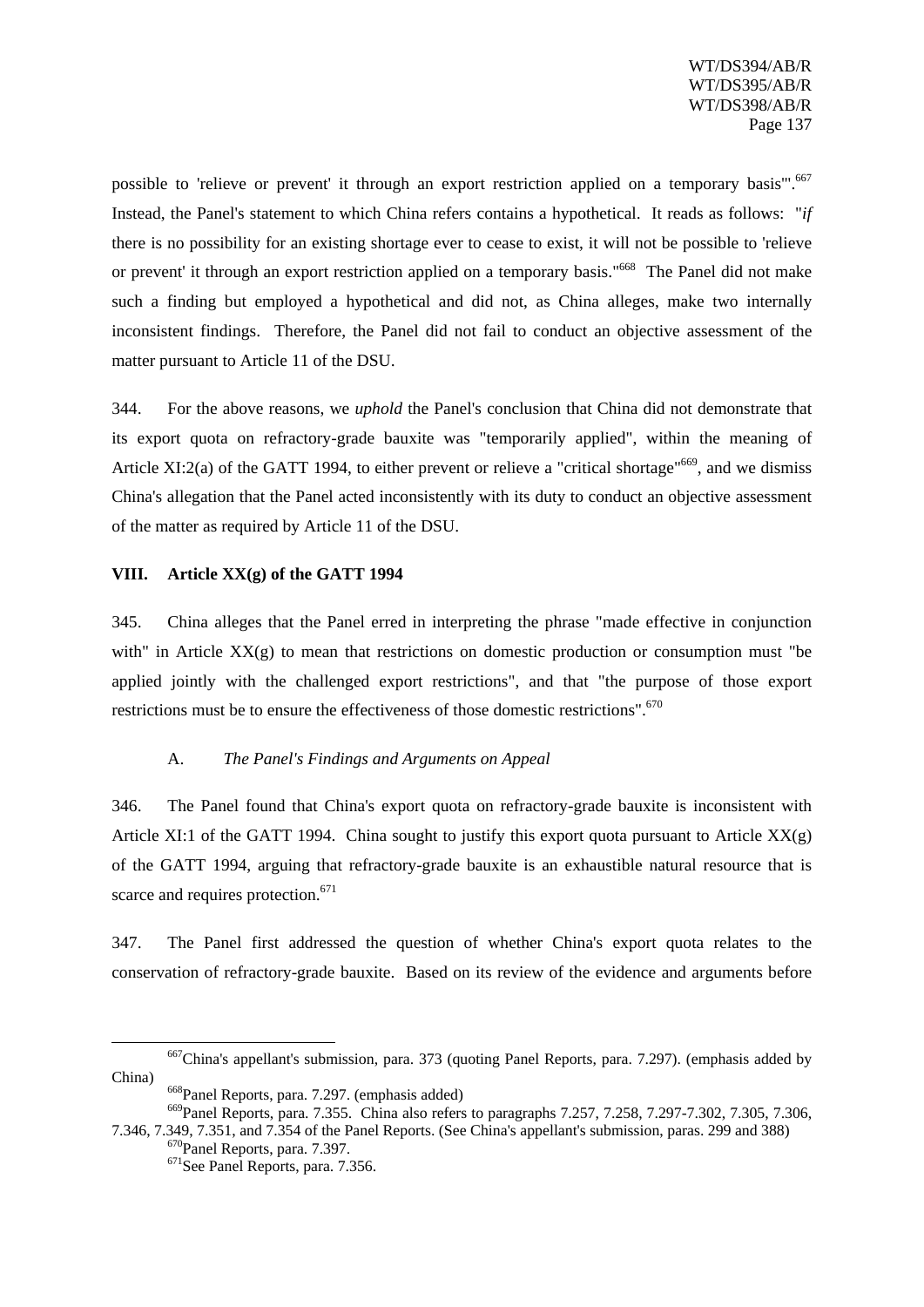possible to 'relieve or prevent' it through an export restriction applied on a temporary basis'".[667] Instead, the Panel's statement to which China refers contains a hypothetical. It reads as follows: "*if* there is no possibility for an existing shortage ever to cease to exist, it will not be possible to 'relieve or prevent' it through an export restriction applied on a temporary basis."[668] The Panel did not make such a finding but employed a hypothetical and did not, as China alleges, make two internally inconsistent findings. Therefore, the Panel did not fail to conduct an objective assessment of the matter pursuant to Article 11 of the DSU.

344. For the above reasons, we *uphold* the Panel's conclusion that China did not demonstrate that its export quota on refractory-grade bauxite was "temporarily applied", within the meaning of Article XI:2(a) of the GATT 1994, to either prevent or relieve a "critical shortage"[669], and we dismiss China's allegation that the Panel acted inconsistently with its duty to conduct an objective assessment of the matter as required by Article 11 of the DSU.

## VIII. Article XX(g) of the GATT 1994

345. China alleges that the Panel erred in interpreting the phrase "made effective in conjunction with" in Article XX(g) to mean that restrictions on domestic production or consumption must "be applied jointly with the challenged export restrictions", and that "the purpose of those export restrictions must be to ensure the effectiveness of those domestic restrictions".[670]

### A. *The Panel's Findings and Arguments on Appeal*

346. The Panel found that China's export quota on refractory-grade bauxite is inconsistent with Article XI:1 of the GATT 1994. China sought to justify this export quota pursuant to Article XX(g) of the GATT 1994, arguing that refractory-grade bauxite is an exhaustible natural resource that is scarce and requires protection.[671]

347. The Panel first addressed the question of whether China's export quota relates to the conservation of refractory-grade bauxite. Based on its review of the evidence and arguments before

---

[667] China's appellant's submission, para. 373 (quoting Panel Reports, para. 7.297). (emphasis added by China)

[668] Panel Reports, para. 7.297. (emphasis added)

[669] Panel Reports, para. 7.355. China also refers to paragraphs 7.257, 7.258, 7.297-7.302, 7.305, 7.306, 7.346, 7.349, 7.351, and 7.354 of the Panel Reports. (See China's appellant's submission, paras. 299 and 388)

[670] Panel Reports, para. 7.397.

[671] See Panel Reports, para. 7.356.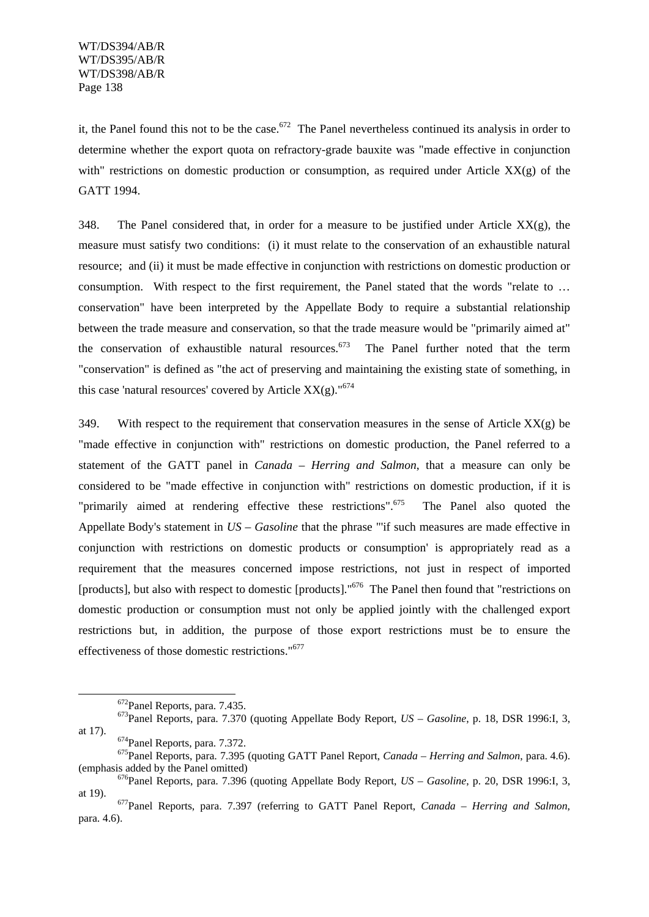it, the Panel found this not to be the case.[672] The Panel nevertheless continued its analysis in order to determine whether the export quota on refractory-grade bauxite was "made effective in conjunction with" restrictions on domestic production or consumption, as required under Article XX(g) of the GATT 1994.

348. The Panel considered that, in order for a measure to be justified under Article XX(g), the measure must satisfy two conditions: (i) it must relate to the conservation of an exhaustible natural resource; and (ii) it must be made effective in conjunction with restrictions on domestic production or consumption. With respect to the first requirement, the Panel stated that the words "relate to … conservation" have been interpreted by the Appellate Body to require a substantial relationship between the trade measure and conservation, so that the trade measure would be "primarily aimed at" the conservation of exhaustible natural resources.[673] The Panel further noted that the term "conservation" is defined as "the act of preserving and maintaining the existing state of something, in this case 'natural resources' covered by Article XX(g)."[674]

349. With respect to the requirement that conservation measures in the sense of Article XX(g) be "made effective in conjunction with" restrictions on domestic production, the Panel referred to a statement of the GATT panel in *Canada – Herring and Salmon*, that a measure can only be considered to be "made effective in conjunction with" restrictions on domestic production, if it is "primarily aimed at rendering effective these restrictions".[675] The Panel also quoted the Appellate Body's statement in *US – Gasoline* that the phrase "'if such measures are made effective in conjunction with restrictions on domestic products or consumption' is appropriately read as a requirement that the measures concerned impose restrictions, not just in respect of imported [products], but also with respect to domestic [products]."[676] The Panel then found that "restrictions on domestic production or consumption must not only be applied jointly with the challenged export restrictions but, in addition, the purpose of those export restrictions must be to ensure the effectiveness of those domestic restrictions."[677]

---

[672] Panel Reports, para. 7.435.

[673] Panel Reports, para. 7.370 (quoting Appellate Body Report, *US – Gasoline*, p. 18, DSR 1996:I, 3, at 17).

[674] Panel Reports, para. 7.372.

[675] Panel Reports, para. 7.395 (quoting GATT Panel Report, *Canada – Herring and Salmon*, para. 4.6). (emphasis added by the Panel omitted)

[676] Panel Reports, para. 7.396 (quoting Appellate Body Report, *US – Gasoline*, p. 20, DSR 1996:I, 3, at 19).

[677] Panel Reports, para. 7.397 (referring to GATT Panel Report, *Canada – Herring and Salmon*, para. 4.6).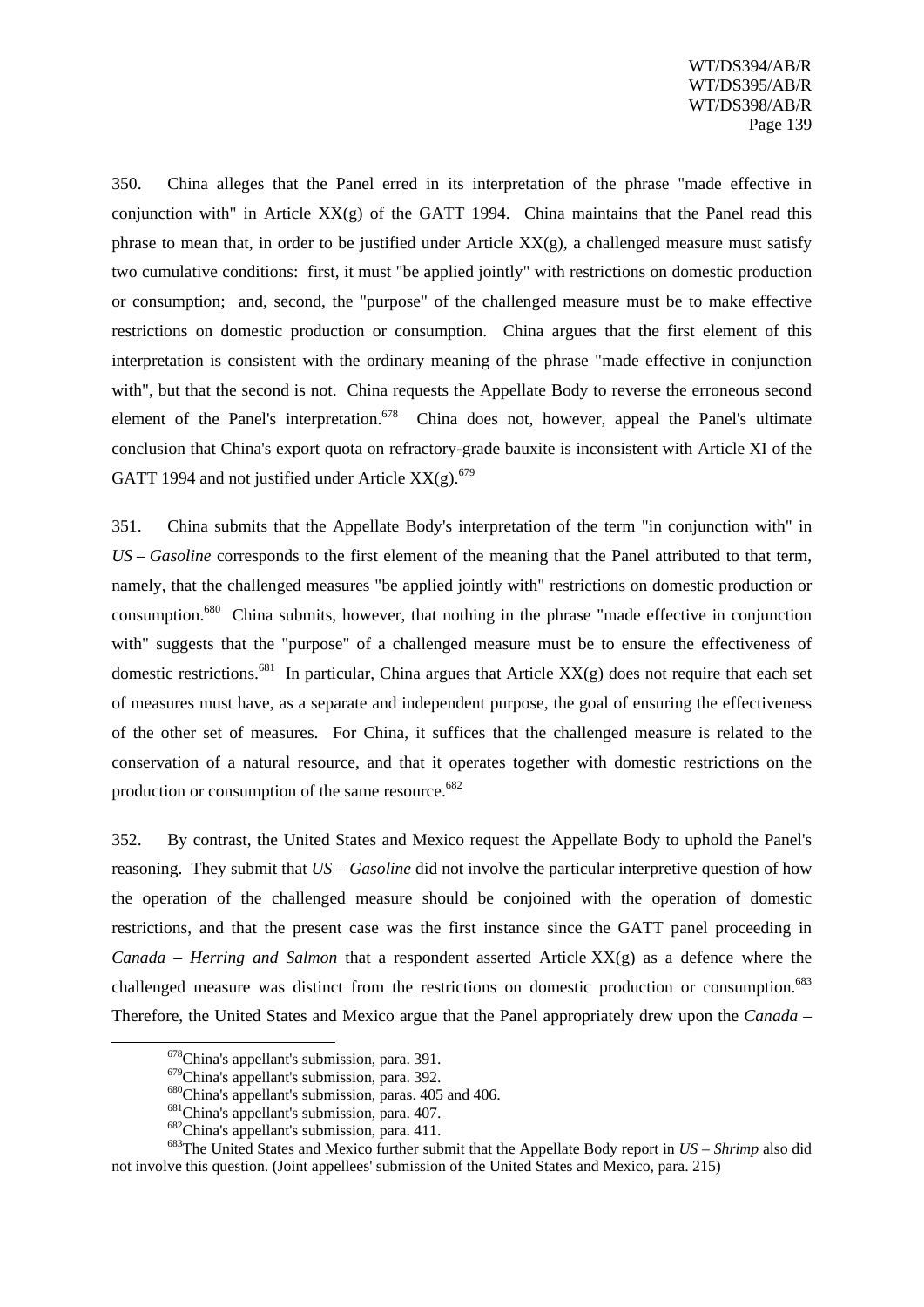350. China alleges that the Panel erred in its interpretation of the phrase "made effective in conjunction with" in Article XX(g) of the GATT 1994. China maintains that the Panel read this phrase to mean that, in order to be justified under Article XX(g), a challenged measure must satisfy two cumulative conditions: first, it must "be applied jointly" with restrictions on domestic production or consumption; and, second, the "purpose" of the challenged measure must be to make effective restrictions on domestic production or consumption. China argues that the first element of this interpretation is consistent with the ordinary meaning of the phrase "made effective in conjunction with", but that the second is not. China requests the Appellate Body to reverse the erroneous second element of the Panel's interpretation.[678] China does not, however, appeal the Panel's ultimate conclusion that China's export quota on refractory-grade bauxite is inconsistent with Article XI of the GATT 1994 and not justified under Article XX(g).[679]

351. China submits that the Appellate Body's interpretation of the term "in conjunction with" in *US – Gasoline* corresponds to the first element of the meaning that the Panel attributed to that term, namely, that the challenged measures "be applied jointly with" restrictions on domestic production or consumption.[680] China submits, however, that nothing in the phrase "made effective in conjunction with" suggests that the "purpose" of a challenged measure must be to ensure the effectiveness of domestic restrictions.[681] In particular, China argues that Article XX(g) does not require that each set of measures must have, as a separate and independent purpose, the goal of ensuring the effectiveness of the other set of measures. For China, it suffices that the challenged measure is related to the conservation of a natural resource, and that it operates together with domestic restrictions on the production or consumption of the same resource.[682]

352. By contrast, the United States and Mexico request the Appellate Body to uphold the Panel's reasoning. They submit that *US – Gasoline* did not involve the particular interpretive question of how the operation of the challenged measure should be conjoined with the operation of domestic restrictions, and that the present case was the first instance since the GATT panel proceeding in *Canada – Herring and Salmon* that a respondent asserted Article XX(g) as a defence where the challenged measure was distinct from the restrictions on domestic production or consumption.[683] Therefore, the United States and Mexico argue that the Panel appropriately drew upon the *Canada –*

---

[678] China's appellant's submission, para. 391.

[679] China's appellant's submission, para. 392.

[680] China's appellant's submission, paras. 405 and 406.

[681] China's appellant's submission, para. 407.

[682] China's appellant's submission, para. 411.

[683] The United States and Mexico further submit that the Appellate Body report in *US – Shrimp* also did not involve this question. (Joint appellees' submission of the United States and Mexico, para. 215)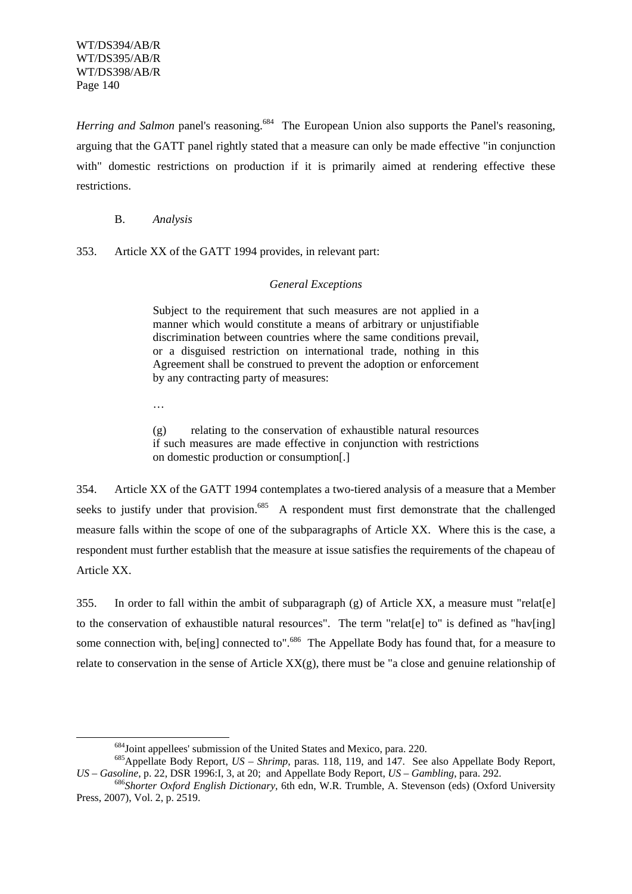*Herring and Salmon* panel's reasoning.[684] The European Union also supports the Panel's reasoning, arguing that the GATT panel rightly stated that a measure can only be made effective "in conjunction with" domestic restrictions on production if it is primarily aimed at rendering effective these restrictions.

### B. *Analysis*

353. Article XX of the GATT 1994 provides, in relevant part:

> *General Exceptions*
>
> Subject to the requirement that such measures are not applied in a manner which would constitute a means of arbitrary or unjustifiable discrimination between countries where the same conditions prevail, or a disguised restriction on international trade, nothing in this Agreement shall be construed to prevent the adoption or enforcement by any contracting party of measures:
>
> …
>
> (g) relating to the conservation of exhaustible natural resources if such measures are made effective in conjunction with restrictions on domestic production or consumption[.]

354. Article XX of the GATT 1994 contemplates a two-tiered analysis of a measure that a Member seeks to justify under that provision.[685] A respondent must first demonstrate that the challenged measure falls within the scope of one of the subparagraphs of Article XX. Where this is the case, a respondent must further establish that the measure at issue satisfies the requirements of the chapeau of Article XX.

355. In order to fall within the ambit of subparagraph (g) of Article XX, a measure must "relat[e] to the conservation of exhaustible natural resources". The term "relat[e] to" is defined as "hav[ing] some connection with, be[ing] connected to".[686] The Appellate Body has found that, for a measure to relate to conservation in the sense of Article XX(g), there must be "a close and genuine relationship of

---

[684] Joint appellees' submission of the United States and Mexico, para. 220.

[685] Appellate Body Report, *US – Shrimp*, paras. 118, 119, and 147. See also Appellate Body Report, *US – Gasoline*, p. 22, DSR 1996:I, 3, at 20; and Appellate Body Report, *US – Gambling*, para. 292.

[686] *Shorter Oxford English Dictionary*, 6th edn, W.R. Trumble, A. Stevenson (eds) (Oxford University Press, 2007), Vol. 2, p. 2519.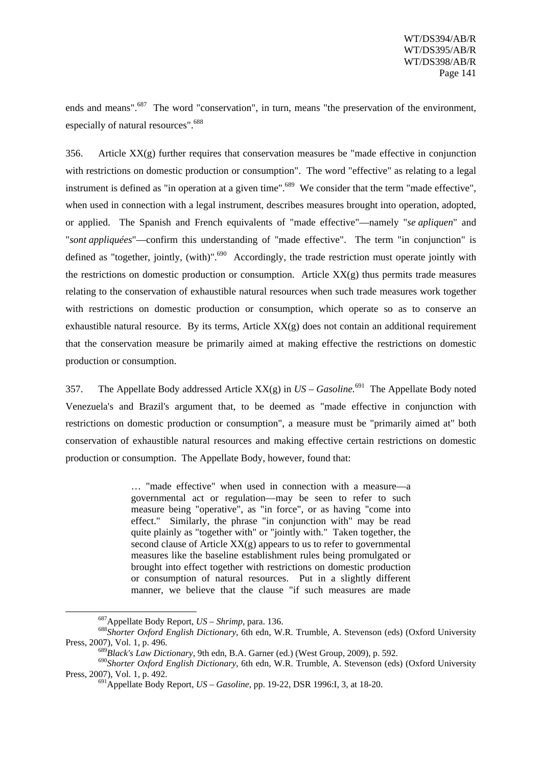ends and means".[687] The word "conservation", in turn, means "the preservation of the environment, especially of natural resources".[688]

356. Article XX(g) further requires that conservation measures be "made effective in conjunction with restrictions on domestic production or consumption". The word "effective" as relating to a legal instrument is defined as "in operation at a given time".[689] We consider that the term "made effective", when used in connection with a legal instrument, describes measures brought into operation, adopted, or applied. The Spanish and French equivalents of "made effective"—namely "*se apliquen*" and "*sont appliquées*"—confirm this understanding of "made effective". The term "in conjunction" is defined as "together, jointly, (with)".[690] Accordingly, the trade restriction must operate jointly with the restrictions on domestic production or consumption. Article XX(g) thus permits trade measures relating to the conservation of exhaustible natural resources when such trade measures work together with restrictions on domestic production or consumption, which operate so as to conserve an exhaustible natural resource. By its terms, Article XX(g) does not contain an additional requirement that the conservation measure be primarily aimed at making effective the restrictions on domestic production or consumption.

357. The Appellate Body addressed Article XX(g) in *US – Gasoline*.[691] The Appellate Body noted Venezuela's and Brazil's argument that, to be deemed as "made effective in conjunction with restrictions on domestic production or consumption", a measure must be "primarily aimed at" both conservation of exhaustible natural resources and making effective certain restrictions on domestic production or consumption. The Appellate Body, however, found that:

> … "made effective" when used in connection with a measure—a governmental act or regulation—may be seen to refer to such measure being "operative", as "in force", or as having "come into effect." Similarly, the phrase "in conjunction with" may be read quite plainly as "together with" or "jointly with." Taken together, the second clause of Article XX(g) appears to us to refer to governmental measures like the baseline establishment rules being promulgated or brought into effect together with restrictions on domestic production or consumption of natural resources. Put in a slightly different manner, we believe that the clause "if such measures are made

---

[687] Appellate Body Report, *US – Shrimp*, para. 136.

[688] *Shorter Oxford English Dictionary*, 6th edn, W.R. Trumble, A. Stevenson (eds) (Oxford University Press, 2007), Vol. 1, p. 496.

[689] *Black's Law Dictionary*, 9th edn, B.A. Garner (ed.) (West Group, 2009), p. 592.

[690] *Shorter Oxford English Dictionary*, 6th edn, W.R. Trumble, A. Stevenson (eds) (Oxford University Press, 2007), Vol. 1, p. 492.

[691] Appellate Body Report, *US – Gasoline*, pp. 19-22, DSR 1996:I, 3, at 18-20.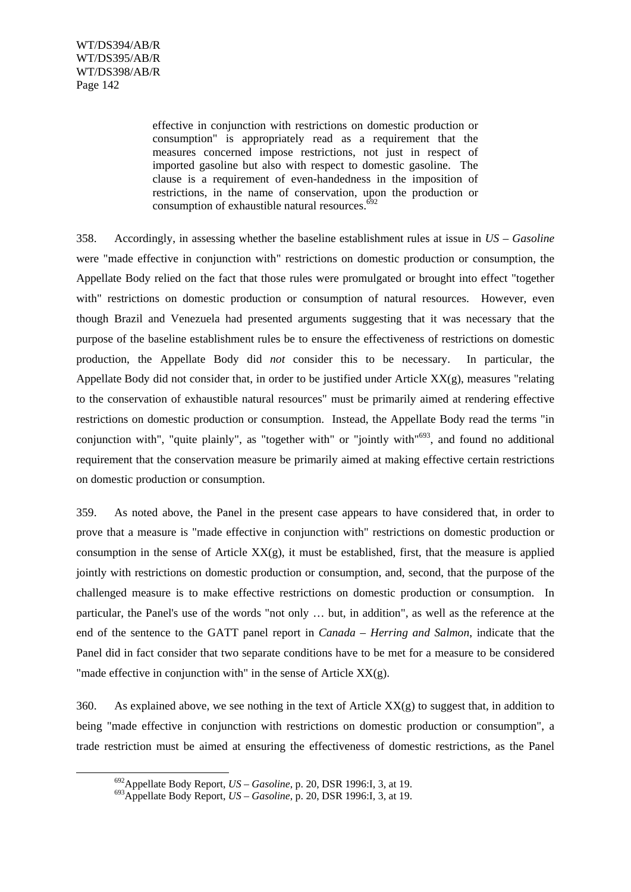> effective in conjunction with restrictions on domestic production or consumption" is appropriately read as a requirement that the measures concerned impose restrictions, not just in respect of imported gasoline but also with respect to domestic gasoline. The clause is a requirement of even-handedness in the imposition of restrictions, in the name of conservation, upon the production or consumption of exhaustible natural resources.[692]

358. Accordingly, in assessing whether the baseline establishment rules at issue in *US – Gasoline* were "made effective in conjunction with" restrictions on domestic production or consumption, the Appellate Body relied on the fact that those rules were promulgated or brought into effect "together with" restrictions on domestic production or consumption of natural resources. However, even though Brazil and Venezuela had presented arguments suggesting that it was necessary that the purpose of the baseline establishment rules be to ensure the effectiveness of restrictions on domestic production, the Appellate Body did *not* consider this to be necessary. In particular, the Appellate Body did not consider that, in order to be justified under Article XX(g), measures "relating to the conservation of exhaustible natural resources" must be primarily aimed at rendering effective restrictions on domestic production or consumption. Instead, the Appellate Body read the terms "in conjunction with", "quite plainly", as "together with" or "jointly with"[693], and found no additional requirement that the conservation measure be primarily aimed at making effective certain restrictions on domestic production or consumption.

359. As noted above, the Panel in the present case appears to have considered that, in order to prove that a measure is "made effective in conjunction with" restrictions on domestic production or consumption in the sense of Article XX(g), it must be established, first, that the measure is applied jointly with restrictions on domestic production or consumption, and, second, that the purpose of the challenged measure is to make effective restrictions on domestic production or consumption. In particular, the Panel's use of the words "not only … but, in addition", as well as the reference at the end of the sentence to the GATT panel report in *Canada – Herring and Salmon*, indicate that the Panel did in fact consider that two separate conditions have to be met for a measure to be considered "made effective in conjunction with" in the sense of Article XX(g).

360. As explained above, we see nothing in the text of Article XX(g) to suggest that, in addition to being "made effective in conjunction with restrictions on domestic production or consumption", a trade restriction must be aimed at ensuring the effectiveness of domestic restrictions, as the Panel

---

[692] Appellate Body Report, *US – Gasoline*, p. 20, DSR 1996:I, 3, at 19.

[693] Appellate Body Report, *US – Gasoline*, p. 20, DSR 1996:I, 3, at 19.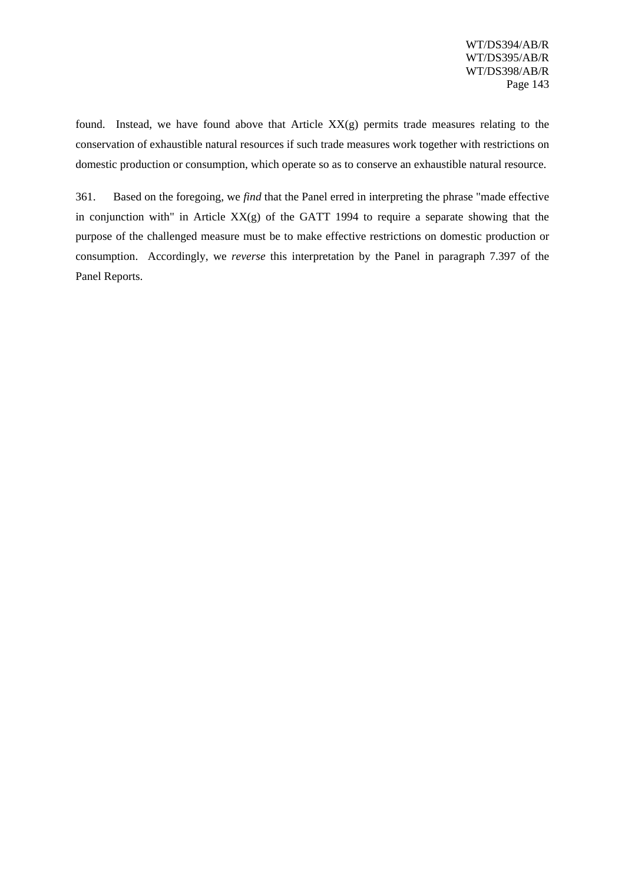found. Instead, we have found above that Article XX(g) permits trade measures relating to the conservation of exhaustible natural resources if such trade measures work together with restrictions on domestic production or consumption, which operate so as to conserve an exhaustible natural resource.

361. Based on the foregoing, we *find* that the Panel erred in interpreting the phrase "made effective in conjunction with" in Article XX(g) of the GATT 1994 to require a separate showing that the purpose of the challenged measure must be to make effective restrictions on domestic production or consumption. Accordingly, we *reverse* this interpretation by the Panel in paragraph 7.397 of the Panel Reports.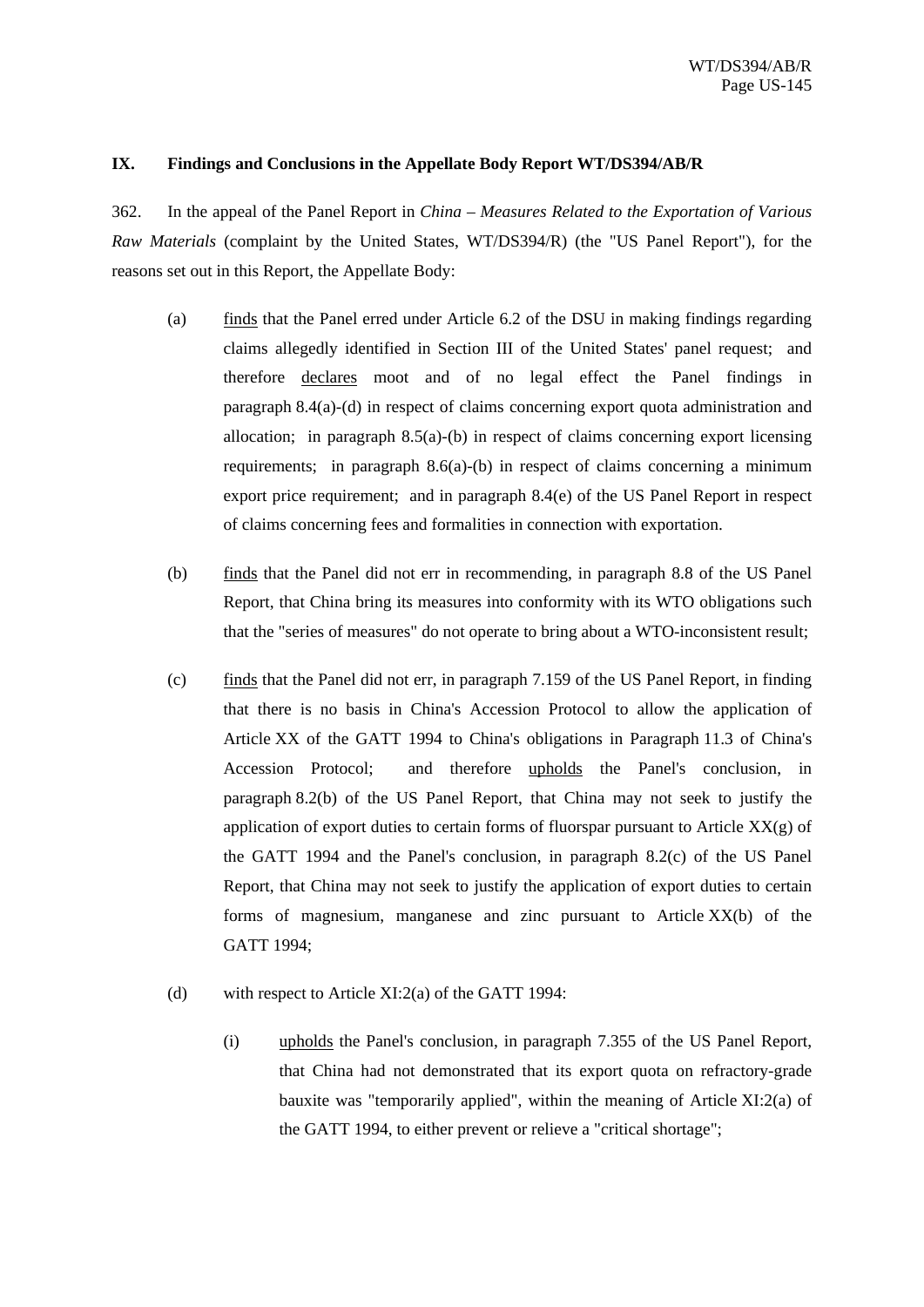## IX. Findings and Conclusions in the Appellate Body Report WT/DS394/AB/R

362. In the appeal of the Panel Report in *China – Measures Related to the Exportation of Various Raw Materials* (complaint by the United States, WT/DS394/R) (the "US Panel Report"), for the reasons set out in this Report, the Appellate Body:

(a) finds that the Panel erred under Article 6.2 of the DSU in making findings regarding claims allegedly identified in Section III of the United States' panel request; and therefore declares moot and of no legal effect the Panel findings in paragraph 8.4(a)-(d) in respect of claims concerning export quota administration and allocation; in paragraph 8.5(a)-(b) in respect of claims concerning export licensing requirements; in paragraph 8.6(a)-(b) in respect of claims concerning a minimum export price requirement; and in paragraph 8.4(e) of the US Panel Report in respect of claims concerning fees and formalities in connection with exportation.

(b) finds that the Panel did not err in recommending, in paragraph 8.8 of the US Panel Report, that China bring its measures into conformity with its WTO obligations such that the "series of measures" do not operate to bring about a WTO-inconsistent result;

(c) finds that the Panel did not err, in paragraph 7.159 of the US Panel Report, in finding that there is no basis in China's Accession Protocol to allow the application of Article XX of the GATT 1994 to China's obligations in Paragraph 11.3 of China's Accession Protocol; and therefore upholds the Panel's conclusion, in paragraph 8.2(b) of the US Panel Report, that China may not seek to justify the application of export duties to certain forms of fluorspar pursuant to Article XX(g) of the GATT 1994 and the Panel's conclusion, in paragraph 8.2(c) of the US Panel Report, that China may not seek to justify the application of export duties to certain forms of magnesium, manganese and zinc pursuant to Article XX(b) of the GATT 1994;

(d) with respect to Article XI:2(a) of the GATT 1994:

(i) upholds the Panel's conclusion, in paragraph 7.355 of the US Panel Report, that China had not demonstrated that its export quota on refractory-grade bauxite was "temporarily applied", within the meaning of Article XI:2(a) of the GATT 1994, to either prevent or relieve a "critical shortage";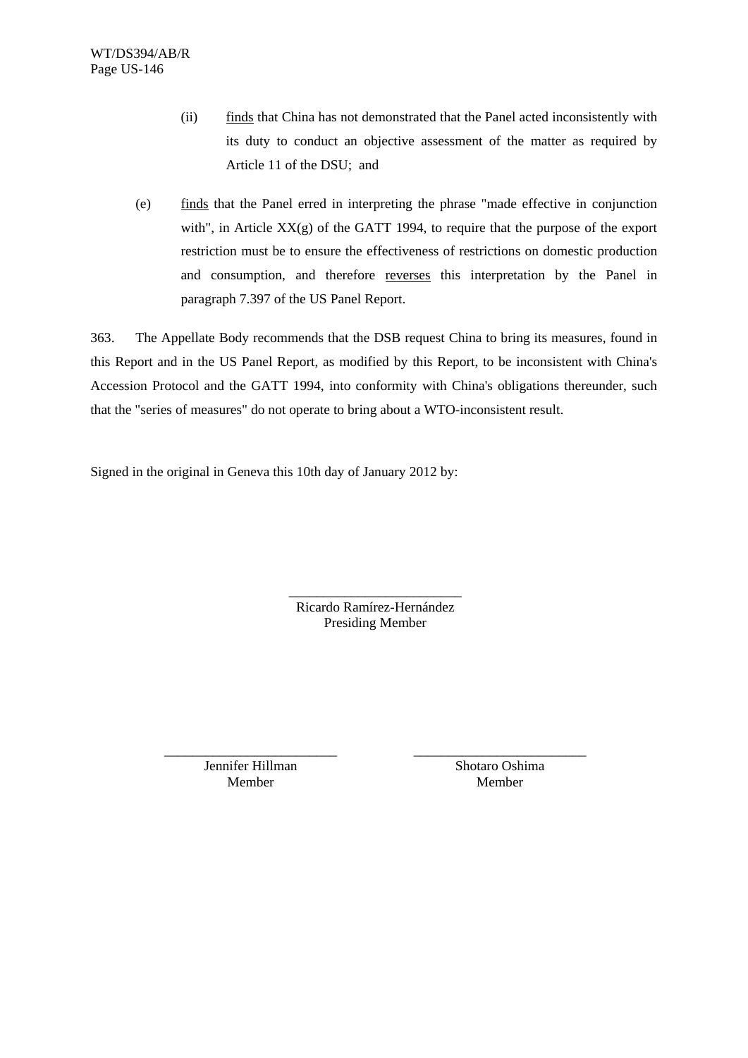(ii) finds that China has not demonstrated that the Panel acted inconsistently with its duty to conduct an objective assessment of the matter as required by Article 11 of the DSU; and

(e) finds that the Panel erred in interpreting the phrase "made effective in conjunction with", in Article XX(g) of the GATT 1994, to require that the purpose of the export restriction must be to ensure the effectiveness of restrictions on domestic production and consumption, and therefore reverses this interpretation by the Panel in paragraph 7.397 of the US Panel Report.

363. The Appellate Body recommends that the DSB request China to bring its measures, found in this Report and in the US Panel Report, as modified by this Report, to be inconsistent with China's Accession Protocol and the GATT 1994, into conformity with China's obligations thereunder, such that the "series of measures" do not operate to bring about a WTO-inconsistent result.

Signed in the original in Geneva this 10th day of January 2012 by:

_________________________
Ricardo Ramírez-Hernández
Presiding Member

_________________________
Jennifer Hillman
Member

_________________________
Shotaro Oshima
Member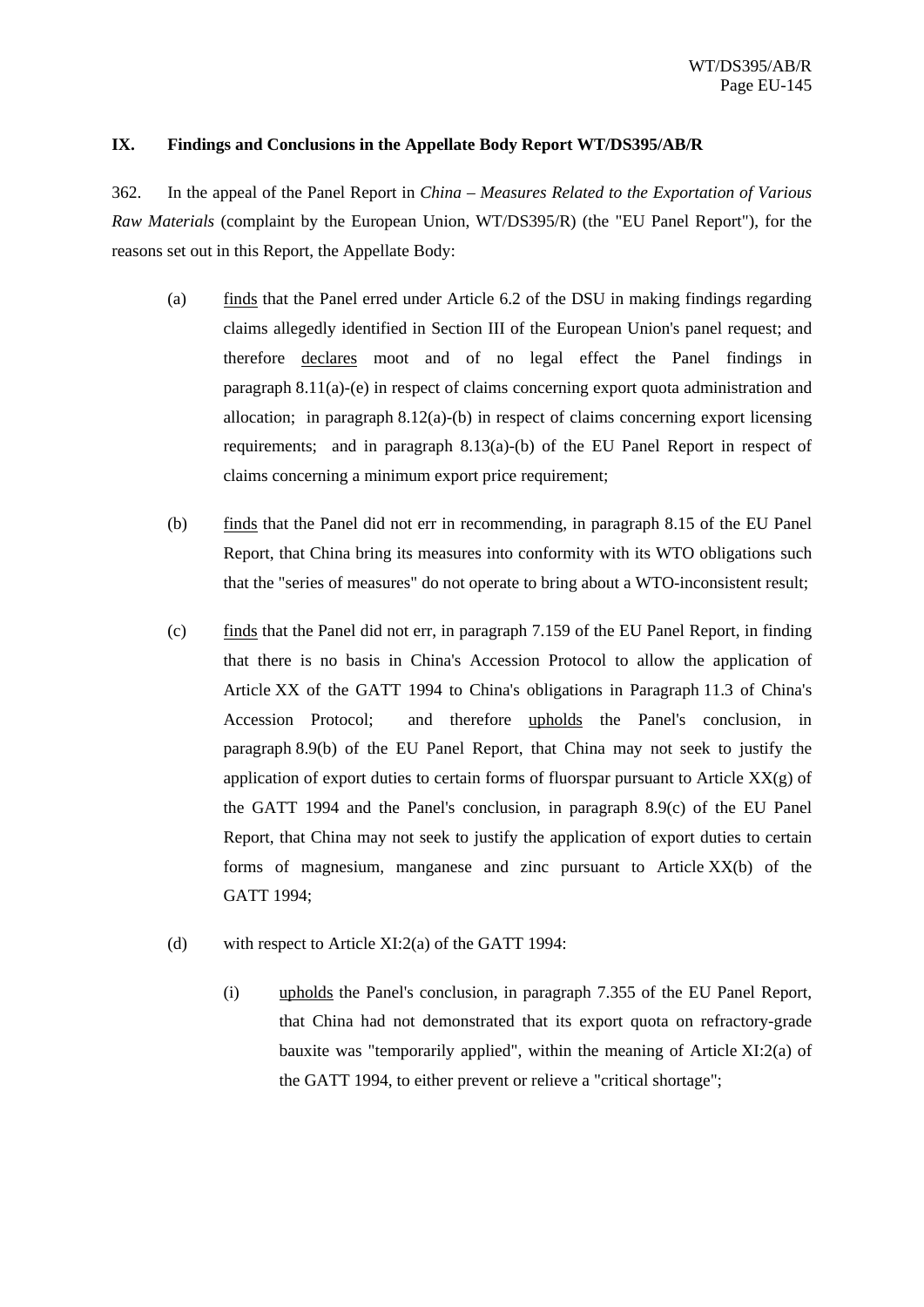## IX. Findings and Conclusions in the Appellate Body Report WT/DS395/AB/R

362. In the appeal of the Panel Report in *China – Measures Related to the Exportation of Various Raw Materials* (complaint by the European Union, WT/DS395/R) (the "EU Panel Report"), for the reasons set out in this Report, the Appellate Body:

(a) finds that the Panel erred under Article 6.2 of the DSU in making findings regarding claims allegedly identified in Section III of the European Union's panel request; and therefore declares moot and of no legal effect the Panel findings in paragraph 8.11(a)-(e) in respect of claims concerning export quota administration and allocation; in paragraph 8.12(a)-(b) in respect of claims concerning export licensing requirements; and in paragraph 8.13(a)-(b) of the EU Panel Report in respect of claims concerning a minimum export price requirement;

(b) finds that the Panel did not err in recommending, in paragraph 8.15 of the EU Panel Report, that China bring its measures into conformity with its WTO obligations such that the "series of measures" do not operate to bring about a WTO-inconsistent result;

(c) finds that the Panel did not err, in paragraph 7.159 of the EU Panel Report, in finding that there is no basis in China's Accession Protocol to allow the application of Article XX of the GATT 1994 to China's obligations in Paragraph 11.3 of China's Accession Protocol; and therefore upholds the Panel's conclusion, in paragraph 8.9(b) of the EU Panel Report, that China may not seek to justify the application of export duties to certain forms of fluorspar pursuant to Article XX(g) of the GATT 1994 and the Panel's conclusion, in paragraph 8.9(c) of the EU Panel Report, that China may not seek to justify the application of export duties to certain forms of magnesium, manganese and zinc pursuant to Article XX(b) of the GATT 1994;

(d) with respect to Article XI:2(a) of the GATT 1994:

   (i) upholds the Panel's conclusion, in paragraph 7.355 of the EU Panel Report, that China had not demonstrated that its export quota on refractory-grade bauxite was "temporarily applied", within the meaning of Article XI:2(a) of the GATT 1994, to either prevent or relieve a "critical shortage";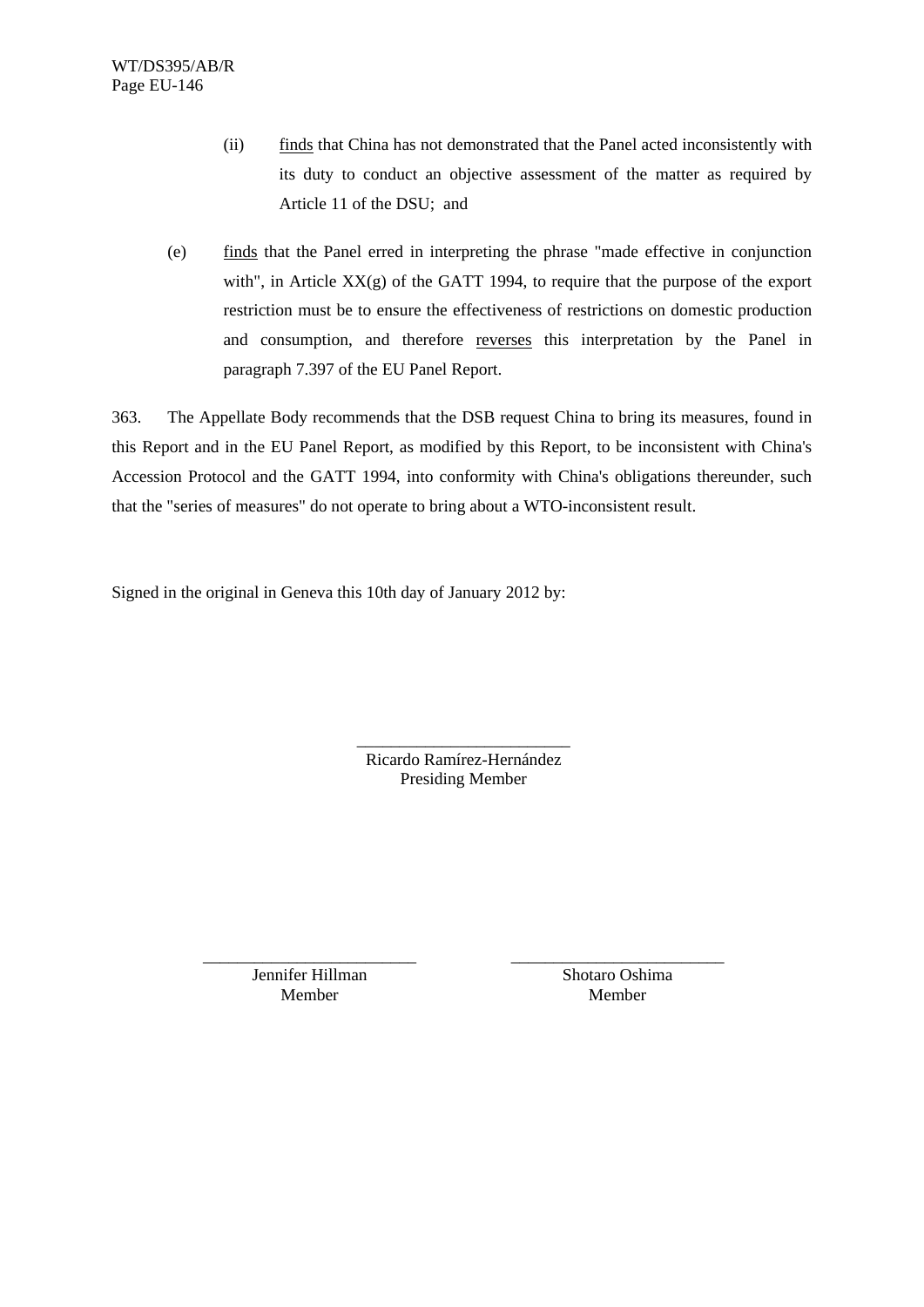(ii) finds that China has not demonstrated that the Panel acted inconsistently with its duty to conduct an objective assessment of the matter as required by Article 11 of the DSU; and

(e) finds that the Panel erred in interpreting the phrase "made effective in conjunction with", in Article XX(g) of the GATT 1994, to require that the purpose of the export restriction must be to ensure the effectiveness of restrictions on domestic production and consumption, and therefore reverses this interpretation by the Panel in paragraph 7.397 of the EU Panel Report.

363. The Appellate Body recommends that the DSB request China to bring its measures, found in this Report and in the EU Panel Report, as modified by this Report, to be inconsistent with China's Accession Protocol and the GATT 1994, into conformity with China's obligations thereunder, such that the "series of measures" do not operate to bring about a WTO-inconsistent result.

Signed in the original in Geneva this 10th day of January 2012 by:

_________________________

Ricardo Ramírez-Hernández
Presiding Member

_________________________

Jennifer Hillman
Member

_________________________

Shotaro Oshima
Member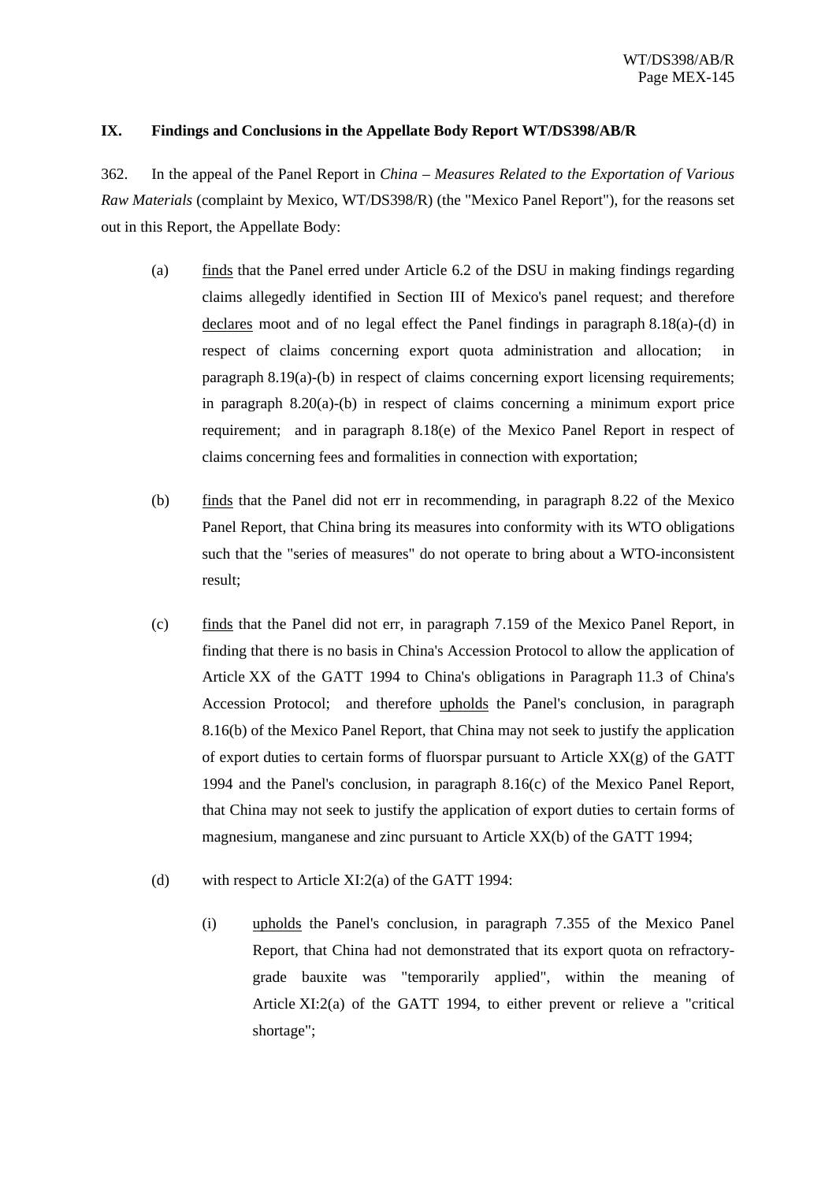## IX. Findings and Conclusions in the Appellate Body Report WT/DS398/AB/R

362. In the appeal of the Panel Report in *China – Measures Related to the Exportation of Various Raw Materials* (complaint by Mexico, WT/DS398/R) (the "Mexico Panel Report"), for the reasons set out in this Report, the Appellate Body:

(a) finds that the Panel erred under Article 6.2 of the DSU in making findings regarding claims allegedly identified in Section III of Mexico's panel request; and therefore declares moot and of no legal effect the Panel findings in paragraph 8.18(a)-(d) in respect of claims concerning export quota administration and allocation; in paragraph 8.19(a)-(b) in respect of claims concerning export licensing requirements; in paragraph 8.20(a)-(b) in respect of claims concerning a minimum export price requirement; and in paragraph 8.18(e) of the Mexico Panel Report in respect of claims concerning fees and formalities in connection with exportation;

(b) finds that the Panel did not err in recommending, in paragraph 8.22 of the Mexico Panel Report, that China bring its measures into conformity with its WTO obligations such that the "series of measures" do not operate to bring about a WTO-inconsistent result;

(c) finds that the Panel did not err, in paragraph 7.159 of the Mexico Panel Report, in finding that there is no basis in China's Accession Protocol to allow the application of Article XX of the GATT 1994 to China's obligations in Paragraph 11.3 of China's Accession Protocol; and therefore upholds the Panel's conclusion, in paragraph 8.16(b) of the Mexico Panel Report, that China may not seek to justify the application of export duties to certain forms of fluorspar pursuant to Article XX(g) of the GATT 1994 and the Panel's conclusion, in paragraph 8.16(c) of the Mexico Panel Report, that China may not seek to justify the application of export duties to certain forms of magnesium, manganese and zinc pursuant to Article XX(b) of the GATT 1994;

(d) with respect to Article XI:2(a) of the GATT 1994:

   (i) upholds the Panel's conclusion, in paragraph 7.355 of the Mexico Panel Report, that China had not demonstrated that its export quota on refractory-grade bauxite was "temporarily applied", within the meaning of Article XI:2(a) of the GATT 1994, to either prevent or relieve a "critical shortage";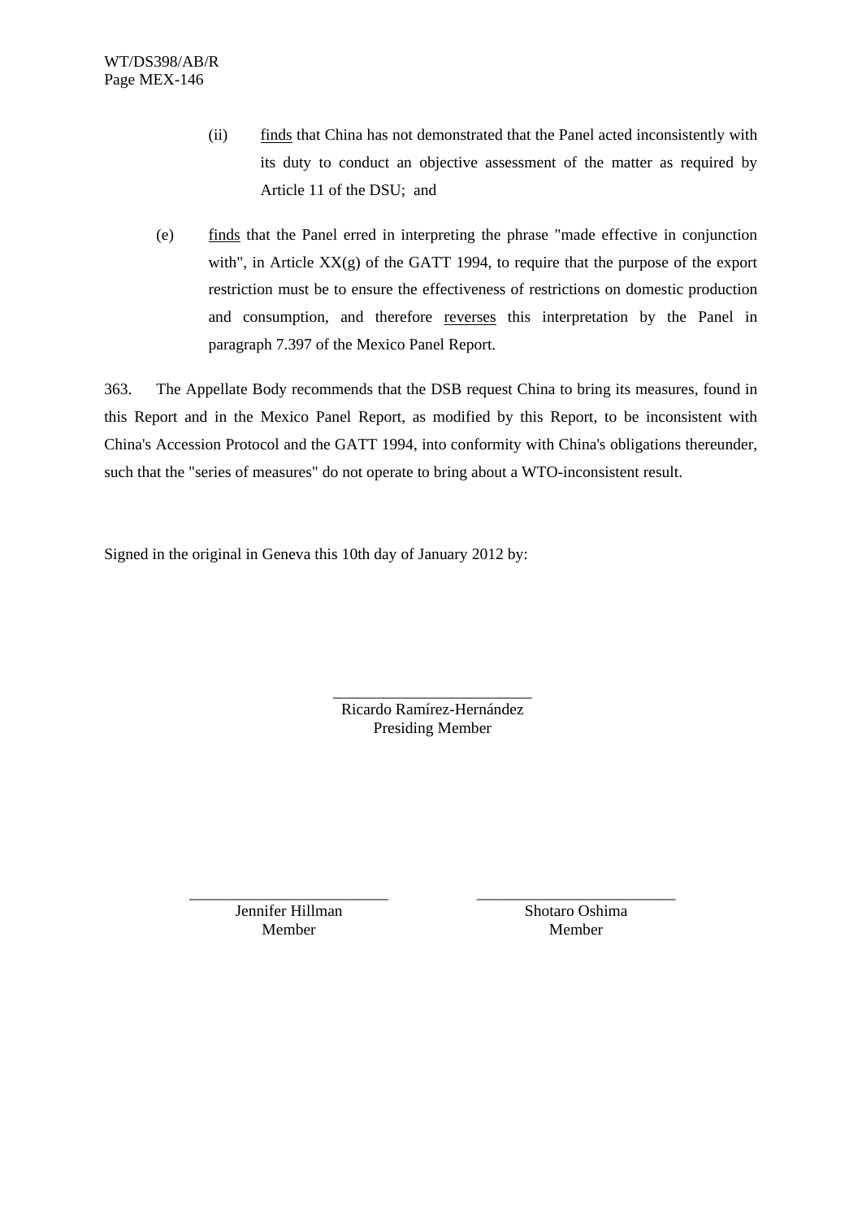(ii) finds that China has not demonstrated that the Panel acted inconsistently with its duty to conduct an objective assessment of the matter as required by Article 11 of the DSU; and

(e) finds that the Panel erred in interpreting the phrase "made effective in conjunction with", in Article XX(g) of the GATT 1994, to require that the purpose of the export restriction must be to ensure the effectiveness of restrictions on domestic production and consumption, and therefore reverses this interpretation by the Panel in paragraph 7.397 of the Mexico Panel Report.

363. The Appellate Body recommends that the DSB request China to bring its measures, found in this Report and in the Mexico Panel Report, as modified by this Report, to be inconsistent with China's Accession Protocol and the GATT 1994, into conformity with China's obligations thereunder, such that the "series of measures" do not operate to bring about a WTO-inconsistent result.

Signed in the original in Geneva this 10th day of January 2012 by:

_________________________
Ricardo Ramírez-Hernández
Presiding Member

_________________________
Jennifer Hillman
Member

_________________________
Shotaro Oshima
Member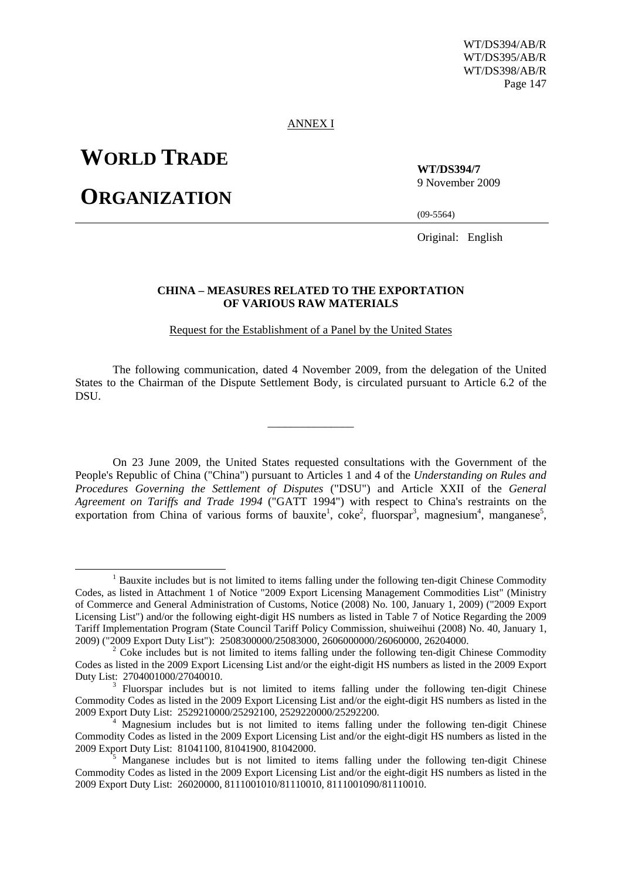ANNEX I

**WORLD TRADE**

**ORGANIZATION**

**WT/DS394/7**
9 November 2009

(09-5564)

Original: English

**CHINA – MEASURES RELATED TO THE EXPORTATION OF VARIOUS RAW MATERIALS**

Request for the Establishment of a Panel by the United States

The following communication, dated 4 November 2009, from the delegation of the United States to the Chairman of the Dispute Settlement Body, is circulated pursuant to Article 6.2 of the DSU.

_______________

On 23 June 2009, the United States requested consultations with the Government of the People's Republic of China ("China") pursuant to Articles 1 and 4 of the *Understanding on Rules and Procedures Governing the Settlement of Disputes* ("DSU") and Article XXII of the *General Agreement on Tariffs and Trade 1994* ("GATT 1994") with respect to China's restraints on the exportation from China of various forms of bauxite[1], coke[2], fluorspar[3], magnesium[4], manganese[5],

[1] Bauxite includes but is not limited to items falling under the following ten-digit Chinese Commodity Codes, as listed in Attachment 1 of Notice "2009 Export Licensing Management Commodities List" (Ministry of Commerce and General Administration of Customs, Notice (2008) No. 100, January 1, 2009) ("2009 Export Licensing List") and/or the following eight-digit HS numbers as listed in Table 7 of Notice Regarding the 2009 Tariff Implementation Program (State Council Tariff Policy Commission, shuiweihui (2008) No. 40, January 1, 2009) ("2009 Export Duty List"): 2508300000/25083000, 2606000000/26060000, 26204000.

[2] Coke includes but is not limited to items falling under the following ten-digit Chinese Commodity Codes as listed in the 2009 Export Licensing List and/or the eight-digit HS numbers as listed in the 2009 Export Duty List: 2704001000/27040010.

[3] Fluorspar includes but is not limited to items falling under the following ten-digit Chinese Commodity Codes as listed in the 2009 Export Licensing List and/or the eight-digit HS numbers as listed in the 2009 Export Duty List: 2529210000/25292100, 2529220000/25292200.

[4] Magnesium includes but is not limited to items falling under the following ten-digit Chinese Commodity Codes as listed in the 2009 Export Licensing List and/or the eight-digit HS numbers as listed in the 2009 Export Duty List: 81041100, 81041900, 81042000.

[5] Manganese includes but is not limited to items falling under the following ten-digit Chinese Commodity Codes as listed in the 2009 Export Licensing List and/or the eight-digit HS numbers as listed in the 2009 Export Duty List: 26020000, 8111001010/81110010, 8111001090/81110010.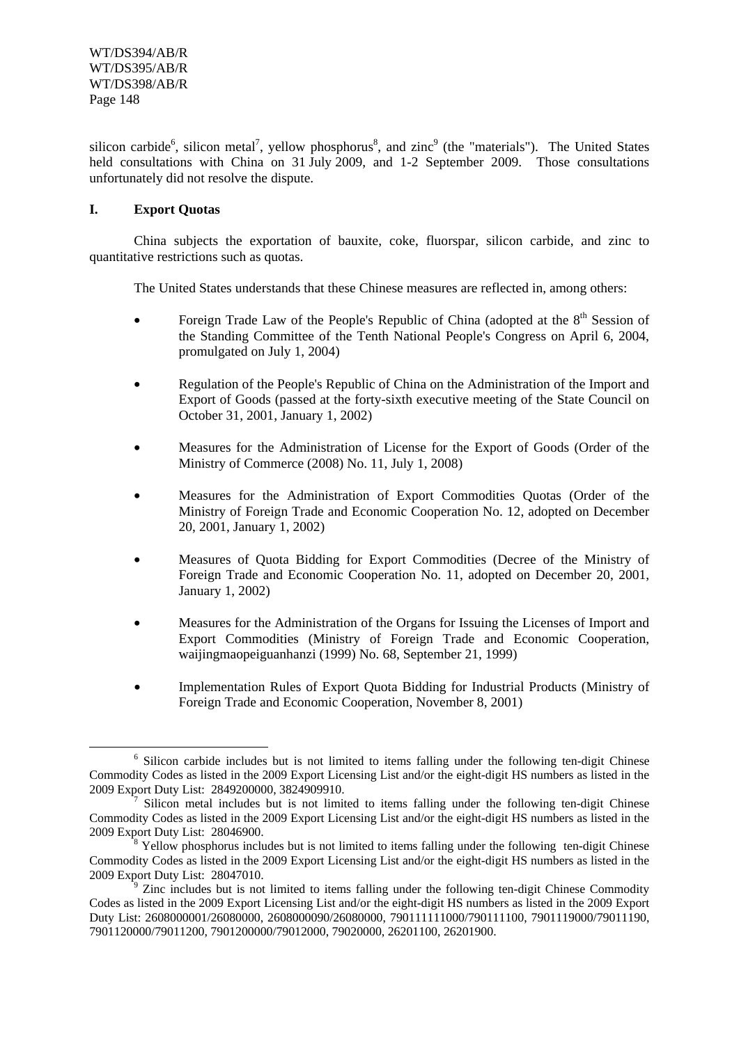silicon carbide[6], silicon metal[7], yellow phosphorus[8], and zinc[9] (the "materials"). The United States held consultations with China on 31 July 2009, and 1-2 September 2009. Those consultations unfortunately did not resolve the dispute.

## I. Export Quotas

China subjects the exportation of bauxite, coke, fluorspar, silicon carbide, and zinc to quantitative restrictions such as quotas.

The United States understands that these Chinese measures are reflected in, among others:

- Foreign Trade Law of the People's Republic of China (adopted at the 8th Session of the Standing Committee of the Tenth National People's Congress on April 6, 2004, promulgated on July 1, 2004)
- Regulation of the People's Republic of China on the Administration of the Import and Export of Goods (passed at the forty-sixth executive meeting of the State Council on October 31, 2001, January 1, 2002)
- Measures for the Administration of License for the Export of Goods (Order of the Ministry of Commerce (2008) No. 11, July 1, 2008)
- Measures for the Administration of Export Commodities Quotas (Order of the Ministry of Foreign Trade and Economic Cooperation No. 12, adopted on December 20, 2001, January 1, 2002)
- Measures of Quota Bidding for Export Commodities (Decree of the Ministry of Foreign Trade and Economic Cooperation No. 11, adopted on December 20, 2001, January 1, 2002)
- Measures for the Administration of the Organs for Issuing the Licenses of Import and Export Commodities (Ministry of Foreign Trade and Economic Cooperation, waijingmaopeiguanhanzi (1999) No. 68, September 21, 1999)
- Implementation Rules of Export Quota Bidding for Industrial Products (Ministry of Foreign Trade and Economic Cooperation, November 8, 2001)

---

[6] Silicon carbide includes but is not limited to items falling under the following ten-digit Chinese Commodity Codes as listed in the 2009 Export Licensing List and/or the eight-digit HS numbers as listed in the 2009 Export Duty List: 2849200000, 3824909910.

[7] Silicon metal includes but is not limited to items falling under the following ten-digit Chinese Commodity Codes as listed in the 2009 Export Licensing List and/or the eight-digit HS numbers as listed in the 2009 Export Duty List: 28046900.

[8] Yellow phosphorus includes but is not limited to items falling under the following ten-digit Chinese Commodity Codes as listed in the 2009 Export Licensing List and/or the eight-digit HS numbers as listed in the 2009 Export Duty List: 28047010.

[9] Zinc includes but is not limited to items falling under the following ten-digit Chinese Commodity Codes as listed in the 2009 Export Licensing List and/or the eight-digit HS numbers as listed in the 2009 Export Duty List: 2608000001/26080000, 2608000090/26080000, 790111111000/790111100, 7901119000/79011190, 7901120000/79011200, 7901200000/79012000, 79020000, 26201100, 26201900.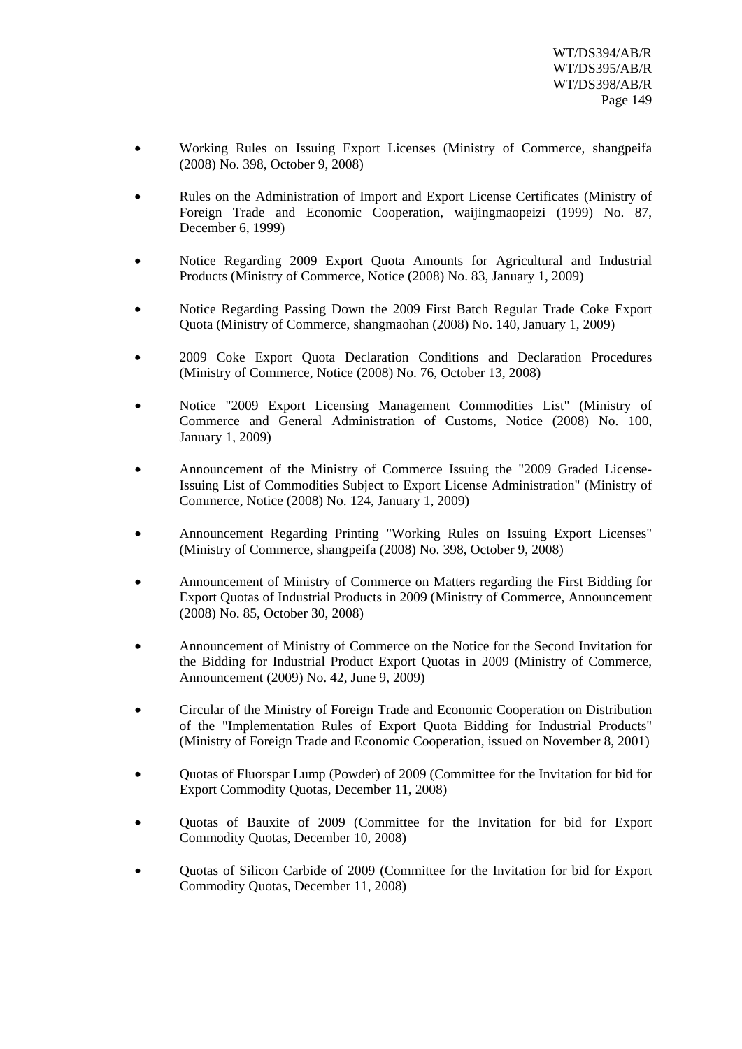- Working Rules on Issuing Export Licenses (Ministry of Commerce, shangpeifa (2008) No. 398, October 9, 2008)
- Rules on the Administration of Import and Export License Certificates (Ministry of Foreign Trade and Economic Cooperation, waijingmaopeizi (1999) No. 87, December 6, 1999)
- Notice Regarding 2009 Export Quota Amounts for Agricultural and Industrial Products (Ministry of Commerce, Notice (2008) No. 83, January 1, 2009)
- Notice Regarding Passing Down the 2009 First Batch Regular Trade Coke Export Quota (Ministry of Commerce, shangmaohan (2008) No. 140, January 1, 2009)
- 2009 Coke Export Quota Declaration Conditions and Declaration Procedures (Ministry of Commerce, Notice (2008) No. 76, October 13, 2008)
- Notice "2009 Export Licensing Management Commodities List" (Ministry of Commerce and General Administration of Customs, Notice (2008) No. 100, January 1, 2009)
- Announcement of the Ministry of Commerce Issuing the "2009 Graded License-Issuing List of Commodities Subject to Export License Administration" (Ministry of Commerce, Notice (2008) No. 124, January 1, 2009)
- Announcement Regarding Printing "Working Rules on Issuing Export Licenses" (Ministry of Commerce, shangpeifa (2008) No. 398, October 9, 2008)
- Announcement of Ministry of Commerce on Matters regarding the First Bidding for Export Quotas of Industrial Products in 2009 (Ministry of Commerce, Announcement (2008) No. 85, October 30, 2008)
- Announcement of Ministry of Commerce on the Notice for the Second Invitation for the Bidding for Industrial Product Export Quotas in 2009 (Ministry of Commerce, Announcement (2009) No. 42, June 9, 2009)
- Circular of the Ministry of Foreign Trade and Economic Cooperation on Distribution of the "Implementation Rules of Export Quota Bidding for Industrial Products" (Ministry of Foreign Trade and Economic Cooperation, issued on November 8, 2001)
- Quotas of Fluorspar Lump (Powder) of 2009 (Committee for the Invitation for bid for Export Commodity Quotas, December 11, 2008)
- Quotas of Bauxite of 2009 (Committee for the Invitation for bid for Export Commodity Quotas, December 10, 2008)
- Quotas of Silicon Carbide of 2009 (Committee for the Invitation for bid for Export Commodity Quotas, December 11, 2008)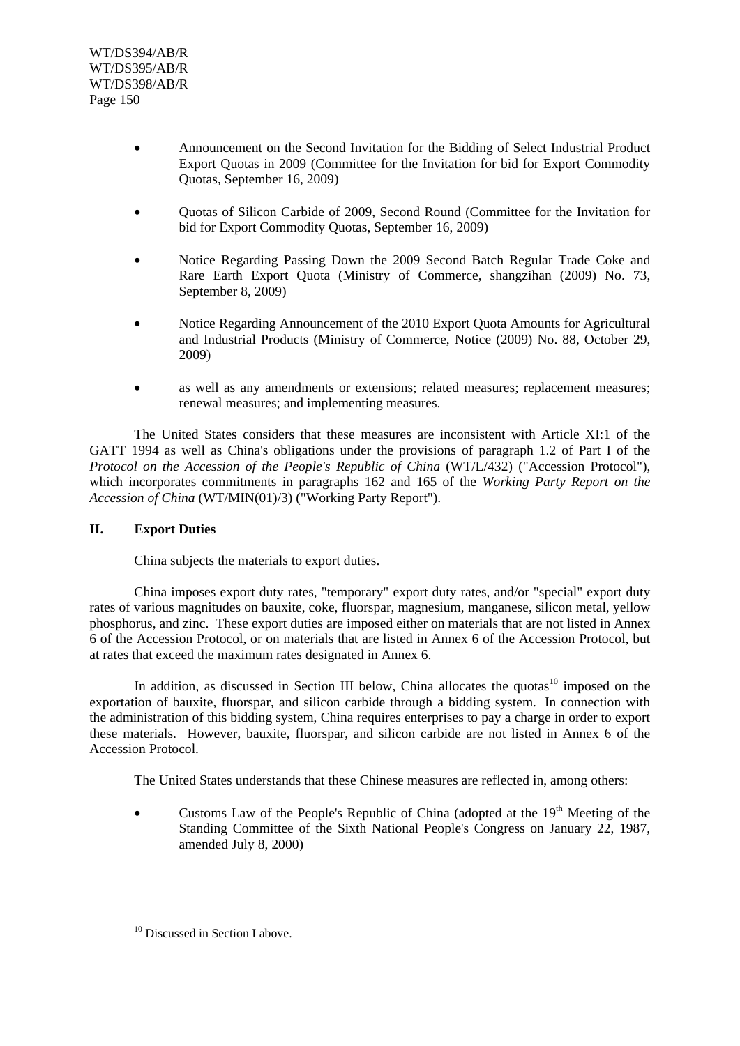- Announcement on the Second Invitation for the Bidding of Select Industrial Product Export Quotas in 2009 (Committee for the Invitation for bid for Export Commodity Quotas, September 16, 2009)

- Quotas of Silicon Carbide of 2009, Second Round (Committee for the Invitation for bid for Export Commodity Quotas, September 16, 2009)

- Notice Regarding Passing Down the 2009 Second Batch Regular Trade Coke and Rare Earth Export Quota (Ministry of Commerce, shangzihan (2009) No. 73, September 8, 2009)

- Notice Regarding Announcement of the 2010 Export Quota Amounts for Agricultural and Industrial Products (Ministry of Commerce, Notice (2009) No. 88, October 29, 2009)

- as well as any amendments or extensions; related measures; replacement measures; renewal measures; and implementing measures.

The United States considers that these measures are inconsistent with Article XI:1 of the GATT 1994 as well as China's obligations under the provisions of paragraph 1.2 of Part I of the *Protocol on the Accession of the People's Republic of China* (WT/L/432) ("Accession Protocol"), which incorporates commitments in paragraphs 162 and 165 of the *Working Party Report on the Accession of China* (WT/MIN(01)/3) ("Working Party Report").

## II. Export Duties

China subjects the materials to export duties.

China imposes export duty rates, "temporary" export duty rates, and/or "special" export duty rates of various magnitudes on bauxite, coke, fluorspar, magnesium, manganese, silicon metal, yellow phosphorus, and zinc. These export duties are imposed either on materials that are not listed in Annex 6 of the Accession Protocol, or on materials that are listed in Annex 6 of the Accession Protocol, but at rates that exceed the maximum rates designated in Annex 6.

In addition, as discussed in Section III below, China allocates the quotas[10] imposed on the exportation of bauxite, fluorspar, and silicon carbide through a bidding system. In connection with the administration of this bidding system, China requires enterprises to pay a charge in order to export these materials. However, bauxite, fluorspar, and silicon carbide are not listed in Annex 6 of the Accession Protocol.

The United States understands that these Chinese measures are reflected in, among others:

- Customs Law of the People's Republic of China (adopted at the 19th Meeting of the Standing Committee of the Sixth National People's Congress on January 22, 1987, amended July 8, 2000)

[10] Discussed in Section I above.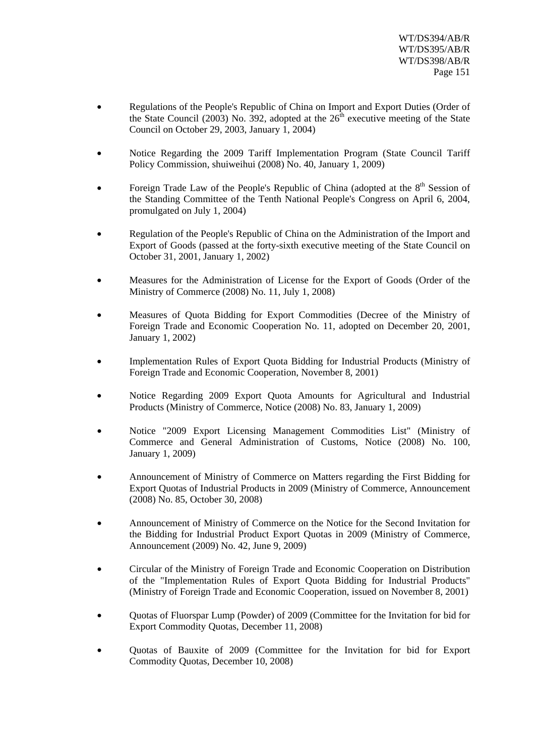- Regulations of the People's Republic of China on Import and Export Duties (Order of the State Council (2003) No. 392, adopted at the 26th executive meeting of the State Council on October 29, 2003, January 1, 2004)

- Notice Regarding the 2009 Tariff Implementation Program (State Council Tariff Policy Commission, shuiweihui (2008) No. 40, January 1, 2009)

- Foreign Trade Law of the People's Republic of China (adopted at the 8th Session of the Standing Committee of the Tenth National People's Congress on April 6, 2004, promulgated on July 1, 2004)

- Regulation of the People's Republic of China on the Administration of the Import and Export of Goods (passed at the forty-sixth executive meeting of the State Council on October 31, 2001, January 1, 2002)

- Measures for the Administration of License for the Export of Goods (Order of the Ministry of Commerce (2008) No. 11, July 1, 2008)

- Measures of Quota Bidding for Export Commodities (Decree of the Ministry of Foreign Trade and Economic Cooperation No. 11, adopted on December 20, 2001, January 1, 2002)

- Implementation Rules of Export Quota Bidding for Industrial Products (Ministry of Foreign Trade and Economic Cooperation, November 8, 2001)

- Notice Regarding 2009 Export Quota Amounts for Agricultural and Industrial Products (Ministry of Commerce, Notice (2008) No. 83, January 1, 2009)

- Notice "2009 Export Licensing Management Commodities List" (Ministry of Commerce and General Administration of Customs, Notice (2008) No. 100, January 1, 2009)

- Announcement of Ministry of Commerce on Matters regarding the First Bidding for Export Quotas of Industrial Products in 2009 (Ministry of Commerce, Announcement (2008) No. 85, October 30, 2008)

- Announcement of Ministry of Commerce on the Notice for the Second Invitation for the Bidding for Industrial Product Export Quotas in 2009 (Ministry of Commerce, Announcement (2009) No. 42, June 9, 2009)

- Circular of the Ministry of Foreign Trade and Economic Cooperation on Distribution of the "Implementation Rules of Export Quota Bidding for Industrial Products" (Ministry of Foreign Trade and Economic Cooperation, issued on November 8, 2001)

- Quotas of Fluorspar Lump (Powder) of 2009 (Committee for the Invitation for bid for Export Commodity Quotas, December 11, 2008)

- Quotas of Bauxite of 2009 (Committee for the Invitation for bid for Export Commodity Quotas, December 10, 2008)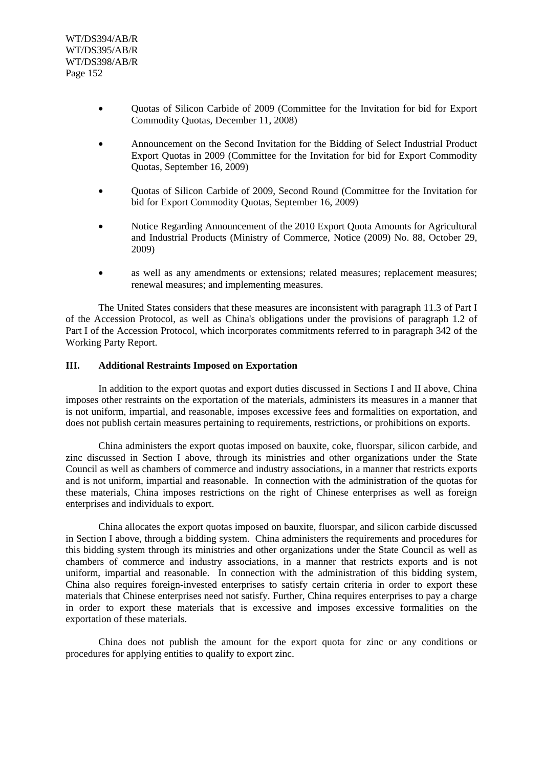- Quotas of Silicon Carbide of 2009 (Committee for the Invitation for bid for Export Commodity Quotas, December 11, 2008)

- Announcement on the Second Invitation for the Bidding of Select Industrial Product Export Quotas in 2009 (Committee for the Invitation for bid for Export Commodity Quotas, September 16, 2009)

- Quotas of Silicon Carbide of 2009, Second Round (Committee for the Invitation for bid for Export Commodity Quotas, September 16, 2009)

- Notice Regarding Announcement of the 2010 Export Quota Amounts for Agricultural and Industrial Products (Ministry of Commerce, Notice (2009) No. 88, October 29, 2009)

- as well as any amendments or extensions; related measures; replacement measures; renewal measures; and implementing measures.

The United States considers that these measures are inconsistent with paragraph 11.3 of Part I of the Accession Protocol, as well as China's obligations under the provisions of paragraph 1.2 of Part I of the Accession Protocol, which incorporates commitments referred to in paragraph 342 of the Working Party Report.

### III. Additional Restraints Imposed on Exportation

In addition to the export quotas and export duties discussed in Sections I and II above, China imposes other restraints on the exportation of the materials, administers its measures in a manner that is not uniform, impartial, and reasonable, imposes excessive fees and formalities on exportation, and does not publish certain measures pertaining to requirements, restrictions, or prohibitions on exports.

China administers the export quotas imposed on bauxite, coke, fluorspar, silicon carbide, and zinc discussed in Section I above, through its ministries and other organizations under the State Council as well as chambers of commerce and industry associations, in a manner that restricts exports and is not uniform, impartial and reasonable. In connection with the administration of the quotas for these materials, China imposes restrictions on the right of Chinese enterprises as well as foreign enterprises and individuals to export.

China allocates the export quotas imposed on bauxite, fluorspar, and silicon carbide discussed in Section I above, through a bidding system. China administers the requirements and procedures for this bidding system through its ministries and other organizations under the State Council as well as chambers of commerce and industry associations, in a manner that restricts exports and is not uniform, impartial and reasonable. In connection with the administration of this bidding system, China also requires foreign-invested enterprises to satisfy certain criteria in order to export these materials that Chinese enterprises need not satisfy. Further, China requires enterprises to pay a charge in order to export these materials that is excessive and imposes excessive formalities on the exportation of these materials.

China does not publish the amount for the export quota for zinc or any conditions or procedures for applying entities to qualify to export zinc.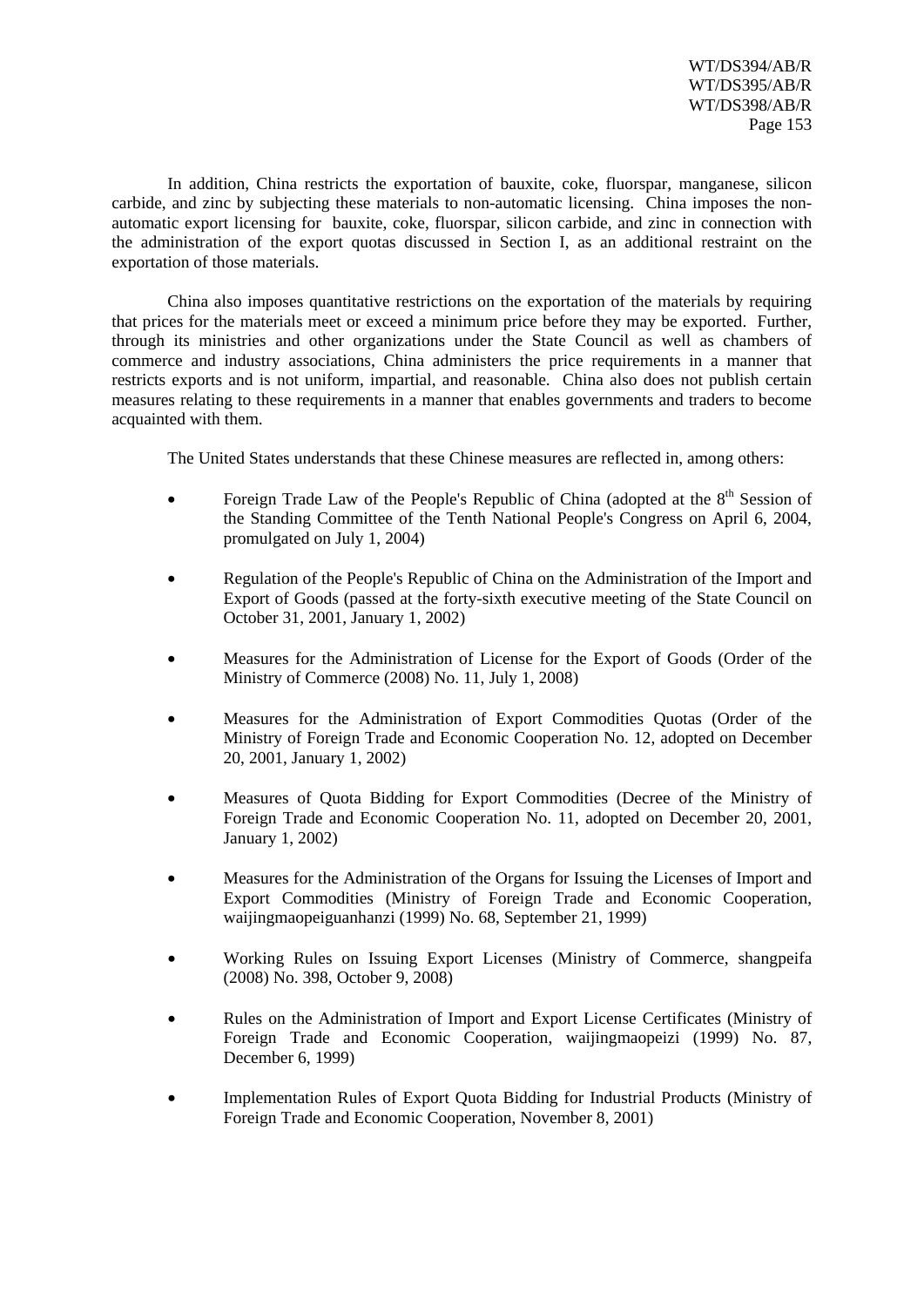In addition, China restricts the exportation of bauxite, coke, fluorspar, manganese, silicon carbide, and zinc by subjecting these materials to non-automatic licensing. China imposes the non-automatic export licensing for bauxite, coke, fluorspar, silicon carbide, and zinc in connection with the administration of the export quotas discussed in Section I, as an additional restraint on the exportation of those materials.

China also imposes quantitative restrictions on the exportation of the materials by requiring that prices for the materials meet or exceed a minimum price before they may be exported. Further, through its ministries and other organizations under the State Council as well as chambers of commerce and industry associations, China administers the price requirements in a manner that restricts exports and is not uniform, impartial, and reasonable. China also does not publish certain measures relating to these requirements in a manner that enables governments and traders to become acquainted with them.

The United States understands that these Chinese measures are reflected in, among others:

- Foreign Trade Law of the People's Republic of China (adopted at the 8th Session of the Standing Committee of the Tenth National People's Congress on April 6, 2004, promulgated on July 1, 2004)
- Regulation of the People's Republic of China on the Administration of the Import and Export of Goods (passed at the forty-sixth executive meeting of the State Council on October 31, 2001, January 1, 2002)
- Measures for the Administration of License for the Export of Goods (Order of the Ministry of Commerce (2008) No. 11, July 1, 2008)
- Measures for the Administration of Export Commodities Quotas (Order of the Ministry of Foreign Trade and Economic Cooperation No. 12, adopted on December 20, 2001, January 1, 2002)
- Measures of Quota Bidding for Export Commodities (Decree of the Ministry of Foreign Trade and Economic Cooperation No. 11, adopted on December 20, 2001, January 1, 2002)
- Measures for the Administration of the Organs for Issuing the Licenses of Import and Export Commodities (Ministry of Foreign Trade and Economic Cooperation, waijingmaopeiguanhanzi (1999) No. 68, September 21, 1999)
- Working Rules on Issuing Export Licenses (Ministry of Commerce, shangpeifa (2008) No. 398, October 9, 2008)
- Rules on the Administration of Import and Export License Certificates (Ministry of Foreign Trade and Economic Cooperation, waijingmaopeizi (1999) No. 87, December 6, 1999)
- Implementation Rules of Export Quota Bidding for Industrial Products (Ministry of Foreign Trade and Economic Cooperation, November 8, 2001)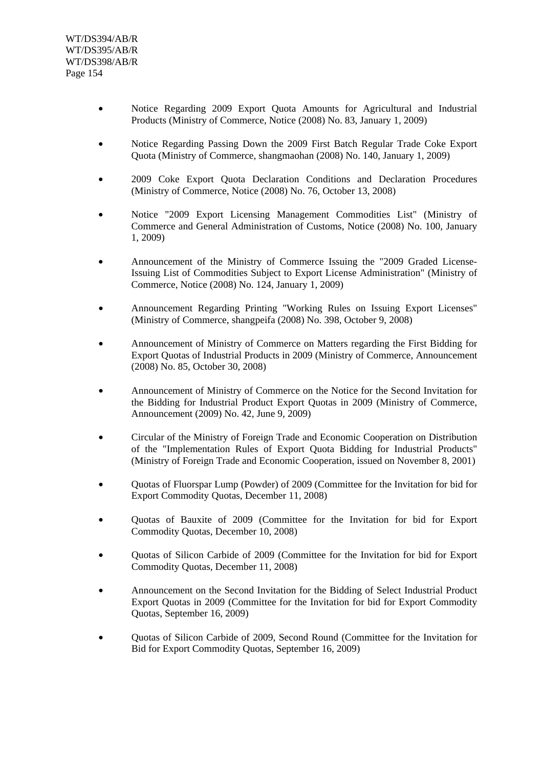- Notice Regarding 2009 Export Quota Amounts for Agricultural and Industrial Products (Ministry of Commerce, Notice (2008) No. 83, January 1, 2009)

- Notice Regarding Passing Down the 2009 First Batch Regular Trade Coke Export Quota (Ministry of Commerce, shangmaohan (2008) No. 140, January 1, 2009)

- 2009 Coke Export Quota Declaration Conditions and Declaration Procedures (Ministry of Commerce, Notice (2008) No. 76, October 13, 2008)

- Notice "2009 Export Licensing Management Commodities List" (Ministry of Commerce and General Administration of Customs, Notice (2008) No. 100, January 1, 2009)

- Announcement of the Ministry of Commerce Issuing the "2009 Graded License-Issuing List of Commodities Subject to Export License Administration" (Ministry of Commerce, Notice (2008) No. 124, January 1, 2009)

- Announcement Regarding Printing "Working Rules on Issuing Export Licenses" (Ministry of Commerce, shangpeifa (2008) No. 398, October 9, 2008)

- Announcement of Ministry of Commerce on Matters regarding the First Bidding for Export Quotas of Industrial Products in 2009 (Ministry of Commerce, Announcement (2008) No. 85, October 30, 2008)

- Announcement of Ministry of Commerce on the Notice for the Second Invitation for the Bidding for Industrial Product Export Quotas in 2009 (Ministry of Commerce, Announcement (2009) No. 42, June 9, 2009)

- Circular of the Ministry of Foreign Trade and Economic Cooperation on Distribution of the "Implementation Rules of Export Quota Bidding for Industrial Products" (Ministry of Foreign Trade and Economic Cooperation, issued on November 8, 2001)

- Quotas of Fluorspar Lump (Powder) of 2009 (Committee for the Invitation for bid for Export Commodity Quotas, December 11, 2008)

- Quotas of Bauxite of 2009 (Committee for the Invitation for bid for Export Commodity Quotas, December 10, 2008)

- Quotas of Silicon Carbide of 2009 (Committee for the Invitation for bid for Export Commodity Quotas, December 11, 2008)

- Announcement on the Second Invitation for the Bidding of Select Industrial Product Export Quotas in 2009 (Committee for the Invitation for bid for Export Commodity Quotas, September 16, 2009)

- Quotas of Silicon Carbide of 2009, Second Round (Committee for the Invitation for Bid for Export Commodity Quotas, September 16, 2009)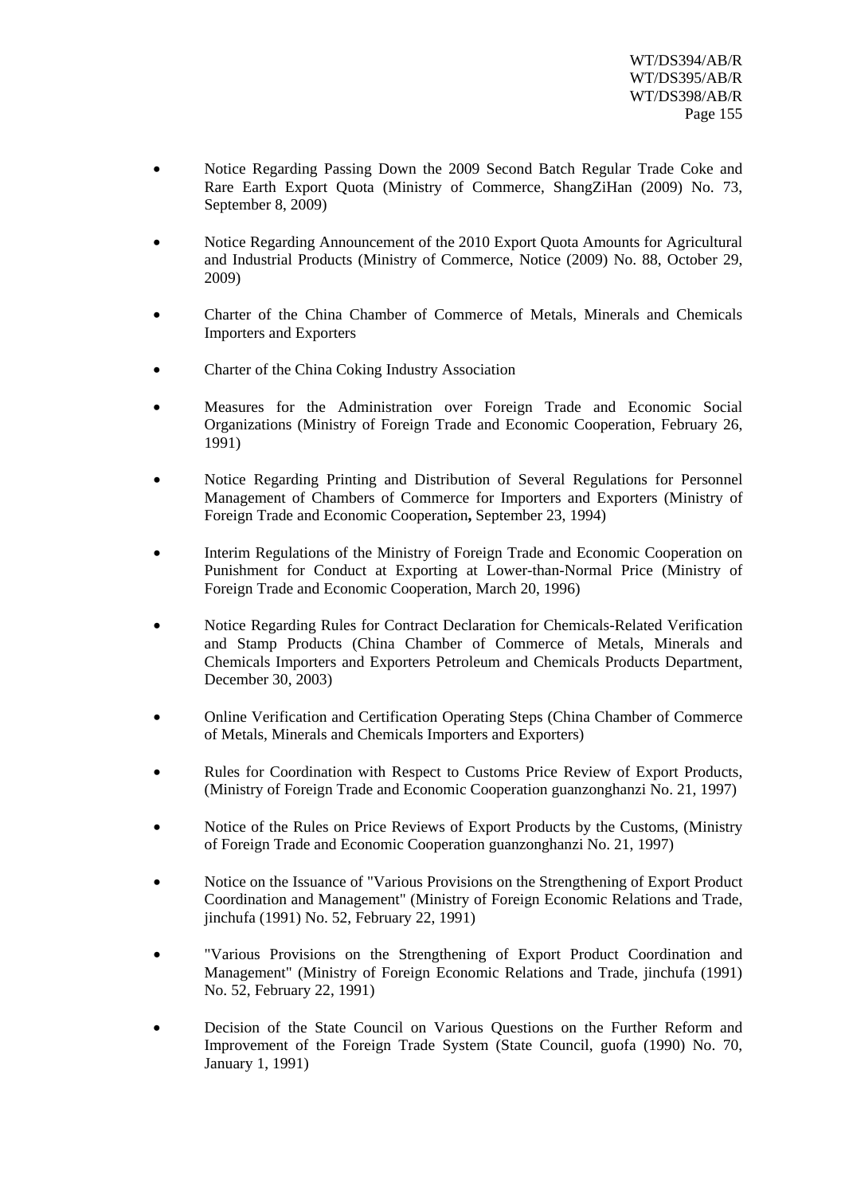- Notice Regarding Passing Down the 2009 Second Batch Regular Trade Coke and Rare Earth Export Quota (Ministry of Commerce, ShangZiHan (2009) No. 73, September 8, 2009)

- Notice Regarding Announcement of the 2010 Export Quota Amounts for Agricultural and Industrial Products (Ministry of Commerce, Notice (2009) No. 88, October 29, 2009)

- Charter of the China Chamber of Commerce of Metals, Minerals and Chemicals Importers and Exporters

- Charter of the China Coking Industry Association

- Measures for the Administration over Foreign Trade and Economic Social Organizations (Ministry of Foreign Trade and Economic Cooperation, February 26, 1991)

- Notice Regarding Printing and Distribution of Several Regulations for Personnel Management of Chambers of Commerce for Importers and Exporters (Ministry of Foreign Trade and Economic Cooperation**,** September 23, 1994)

- Interim Regulations of the Ministry of Foreign Trade and Economic Cooperation on Punishment for Conduct at Exporting at Lower-than-Normal Price (Ministry of Foreign Trade and Economic Cooperation, March 20, 1996)

- Notice Regarding Rules for Contract Declaration for Chemicals-Related Verification and Stamp Products (China Chamber of Commerce of Metals, Minerals and Chemicals Importers and Exporters Petroleum and Chemicals Products Department, December 30, 2003)

- Online Verification and Certification Operating Steps (China Chamber of Commerce of Metals, Minerals and Chemicals Importers and Exporters)

- Rules for Coordination with Respect to Customs Price Review of Export Products, (Ministry of Foreign Trade and Economic Cooperation guanzonghanzi No. 21, 1997)

- Notice of the Rules on Price Reviews of Export Products by the Customs, (Ministry of Foreign Trade and Economic Cooperation guanzonghanzi No. 21, 1997)

- Notice on the Issuance of "Various Provisions on the Strengthening of Export Product Coordination and Management" (Ministry of Foreign Economic Relations and Trade, jinchufa (1991) No. 52, February 22, 1991)

- "Various Provisions on the Strengthening of Export Product Coordination and Management" (Ministry of Foreign Economic Relations and Trade, jinchufa (1991) No. 52, February 22, 1991)

- Decision of the State Council on Various Questions on the Further Reform and Improvement of the Foreign Trade System (State Council, guofa (1990) No. 70, January 1, 1991)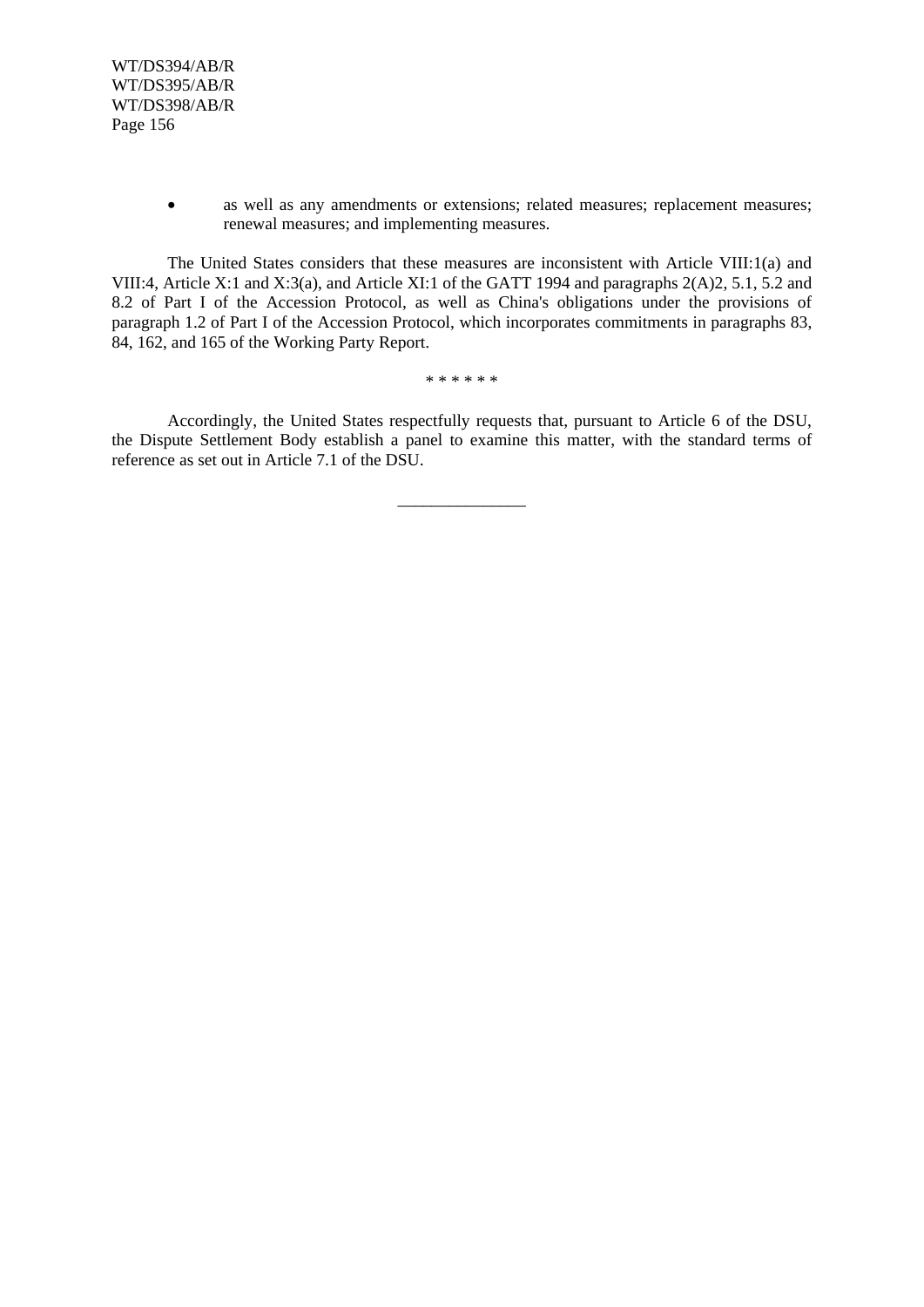- as well as any amendments or extensions; related measures; replacement measures; renewal measures; and implementing measures.

The United States considers that these measures are inconsistent with Article VIII:1(a) and VIII:4, Article X:1 and X:3(a), and Article XI:1 of the GATT 1994 and paragraphs 2(A)2, 5.1, 5.2 and 8.2 of Part I of the Accession Protocol, as well as China's obligations under the provisions of paragraph 1.2 of Part I of the Accession Protocol, which incorporates commitments in paragraphs 83, 84, 162, and 165 of the Working Party Report.

* * * * * *

Accordingly, the United States respectfully requests that, pursuant to Article 6 of the DSU, the Dispute Settlement Body establish a panel to examine this matter, with the standard terms of reference as set out in Article 7.1 of the DSU.

__________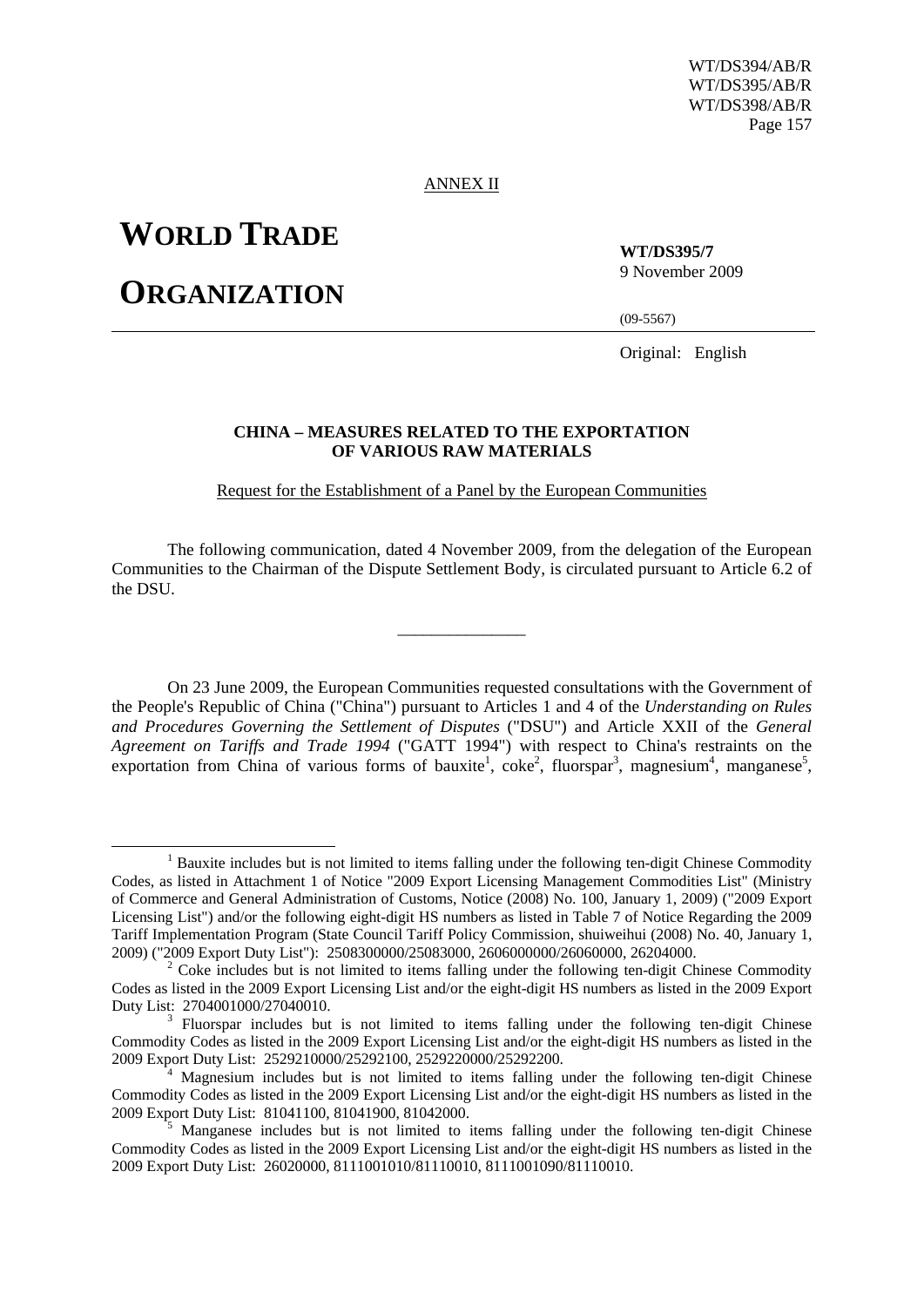ANNEX II

**WORLD TRADE**

**ORGANIZATION**

**WT/DS395/7**
9 November 2009

(09-5567)

Original: English

**CHINA – MEASURES RELATED TO THE EXPORTATION OF VARIOUS RAW MATERIALS**

Request for the Establishment of a Panel by the European Communities

The following communication, dated 4 November 2009, from the delegation of the European Communities to the Chairman of the Dispute Settlement Body, is circulated pursuant to Article 6.2 of the DSU.

_______________

On 23 June 2009, the European Communities requested consultations with the Government of the People's Republic of China ("China") pursuant to Articles 1 and 4 of the *Understanding on Rules and Procedures Governing the Settlement of Disputes* ("DSU") and Article XXII of the *General Agreement on Tariffs and Trade 1994* ("GATT 1994") with respect to China's restraints on the exportation from China of various forms of bauxite[1], coke[2], fluorspar[3], magnesium[4], manganese[5],

---

[1] Bauxite includes but is not limited to items falling under the following ten-digit Chinese Commodity Codes, as listed in Attachment 1 of Notice "2009 Export Licensing Management Commodities List" (Ministry of Commerce and General Administration of Customs, Notice (2008) No. 100, January 1, 2009) ("2009 Export Licensing List") and/or the following eight-digit HS numbers as listed in Table 7 of Notice Regarding the 2009 Tariff Implementation Program (State Council Tariff Policy Commission, shuiweihui (2008) No. 40, January 1, 2009) ("2009 Export Duty List"): 2508300000/25083000, 2606000000/26060000, 26204000.

[2] Coke includes but is not limited to items falling under the following ten-digit Chinese Commodity Codes as listed in the 2009 Export Licensing List and/or the eight-digit HS numbers as listed in the 2009 Export Duty List: 2704001000/27040010.

[3] Fluorspar includes but is not limited to items falling under the following ten-digit Chinese Commodity Codes as listed in the 2009 Export Licensing List and/or the eight-digit HS numbers as listed in the 2009 Export Duty List: 2529210000/25292100, 2529220000/25292200.

[4] Magnesium includes but is not limited to items falling under the following ten-digit Chinese Commodity Codes as listed in the 2009 Export Licensing List and/or the eight-digit HS numbers as listed in the 2009 Export Duty List: 81041100, 81041900, 81042000.

[5] Manganese includes but is not limited to items falling under the following ten-digit Chinese Commodity Codes as listed in the 2009 Export Licensing List and/or the eight-digit HS numbers as listed in the 2009 Export Duty List: 26020000, 8111001010/81110010, 8111001090/81110010.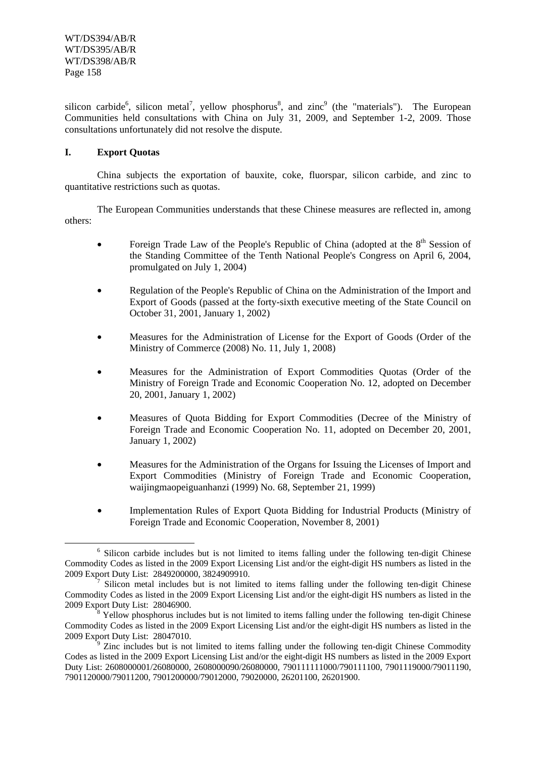silicon carbide[6], silicon metal[7], yellow phosphorus[8], and zinc[9] (the "materials"). The European Communities held consultations with China on July 31, 2009, and September 1-2, 2009. Those consultations unfortunately did not resolve the dispute.

## I. Export Quotas

China subjects the exportation of bauxite, coke, fluorspar, silicon carbide, and zinc to quantitative restrictions such as quotas.

The European Communities understands that these Chinese measures are reflected in, among others:

- Foreign Trade Law of the People's Republic of China (adopted at the 8th Session of the Standing Committee of the Tenth National People's Congress on April 6, 2004, promulgated on July 1, 2004)
- Regulation of the People's Republic of China on the Administration of the Import and Export of Goods (passed at the forty-sixth executive meeting of the State Council on October 31, 2001, January 1, 2002)
- Measures for the Administration of License for the Export of Goods (Order of the Ministry of Commerce (2008) No. 11, July 1, 2008)
- Measures for the Administration of Export Commodities Quotas (Order of the Ministry of Foreign Trade and Economic Cooperation No. 12, adopted on December 20, 2001, January 1, 2002)
- Measures of Quota Bidding for Export Commodities (Decree of the Ministry of Foreign Trade and Economic Cooperation No. 11, adopted on December 20, 2001, January 1, 2002)
- Measures for the Administration of the Organs for Issuing the Licenses of Import and Export Commodities (Ministry of Foreign Trade and Economic Cooperation, waijingmaopeiguanhanzi (1999) No. 68, September 21, 1999)
- Implementation Rules of Export Quota Bidding for Industrial Products (Ministry of Foreign Trade and Economic Cooperation, November 8, 2001)

---

[6] Silicon carbide includes but is not limited to items falling under the following ten-digit Chinese Commodity Codes as listed in the 2009 Export Licensing List and/or the eight-digit HS numbers as listed in the 2009 Export Duty List: 2849200000, 3824909910.

[7] Silicon metal includes but is not limited to items falling under the following ten-digit Chinese Commodity Codes as listed in the 2009 Export Licensing List and/or the eight-digit HS numbers as listed in the 2009 Export Duty List: 28046900.

[8] Yellow phosphorus includes but is not limited to items falling under the following ten-digit Chinese Commodity Codes as listed in the 2009 Export Licensing List and/or the eight-digit HS numbers as listed in the 2009 Export Duty List: 28047010.

[9] Zinc includes but is not limited to items falling under the following ten-digit Chinese Commodity Codes as listed in the 2009 Export Licensing List and/or the eight-digit HS numbers as listed in the 2009 Export Duty List: 2608000001/26080000, 2608000090/26080000, 790111111000/790111100, 7901119000/79011190, 7901120000/79011200, 7901200000/79012000, 79020000, 26201100, 26201900.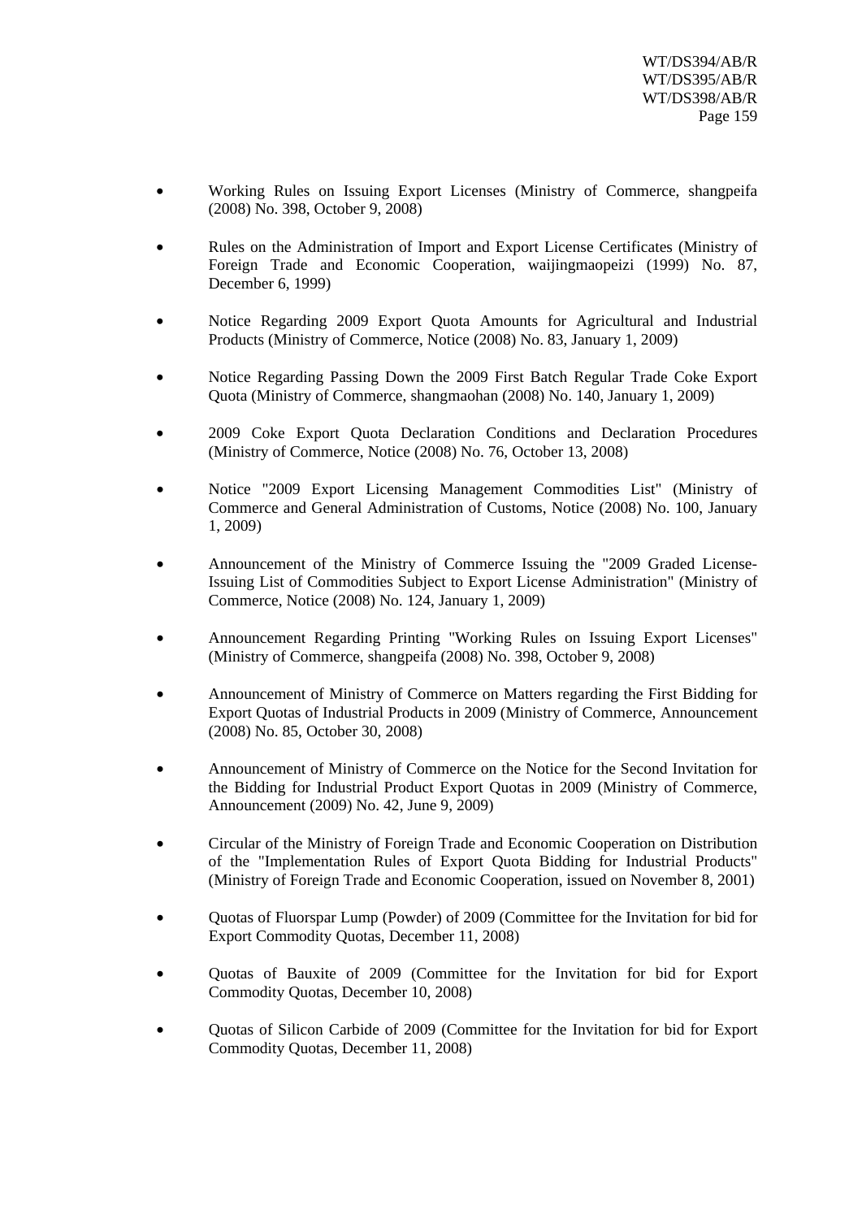- Working Rules on Issuing Export Licenses (Ministry of Commerce, shangpeifa (2008) No. 398, October 9, 2008)

- Rules on the Administration of Import and Export License Certificates (Ministry of Foreign Trade and Economic Cooperation, waijingmaopeizi (1999) No. 87, December 6, 1999)

- Notice Regarding 2009 Export Quota Amounts for Agricultural and Industrial Products (Ministry of Commerce, Notice (2008) No. 83, January 1, 2009)

- Notice Regarding Passing Down the 2009 First Batch Regular Trade Coke Export Quota (Ministry of Commerce, shangmaohan (2008) No. 140, January 1, 2009)

- 2009 Coke Export Quota Declaration Conditions and Declaration Procedures (Ministry of Commerce, Notice (2008) No. 76, October 13, 2008)

- Notice "2009 Export Licensing Management Commodities List" (Ministry of Commerce and General Administration of Customs, Notice (2008) No. 100, January 1, 2009)

- Announcement of the Ministry of Commerce Issuing the "2009 Graded License-Issuing List of Commodities Subject to Export License Administration" (Ministry of Commerce, Notice (2008) No. 124, January 1, 2009)

- Announcement Regarding Printing "Working Rules on Issuing Export Licenses" (Ministry of Commerce, shangpeifa (2008) No. 398, October 9, 2008)

- Announcement of Ministry of Commerce on Matters regarding the First Bidding for Export Quotas of Industrial Products in 2009 (Ministry of Commerce, Announcement (2008) No. 85, October 30, 2008)

- Announcement of Ministry of Commerce on the Notice for the Second Invitation for the Bidding for Industrial Product Export Quotas in 2009 (Ministry of Commerce, Announcement (2009) No. 42, June 9, 2009)

- Circular of the Ministry of Foreign Trade and Economic Cooperation on Distribution of the "Implementation Rules of Export Quota Bidding for Industrial Products" (Ministry of Foreign Trade and Economic Cooperation, issued on November 8, 2001)

- Quotas of Fluorspar Lump (Powder) of 2009 (Committee for the Invitation for bid for Export Commodity Quotas, December 11, 2008)

- Quotas of Bauxite of 2009 (Committee for the Invitation for bid for Export Commodity Quotas, December 10, 2008)

- Quotas of Silicon Carbide of 2009 (Committee for the Invitation for bid for Export Commodity Quotas, December 11, 2008)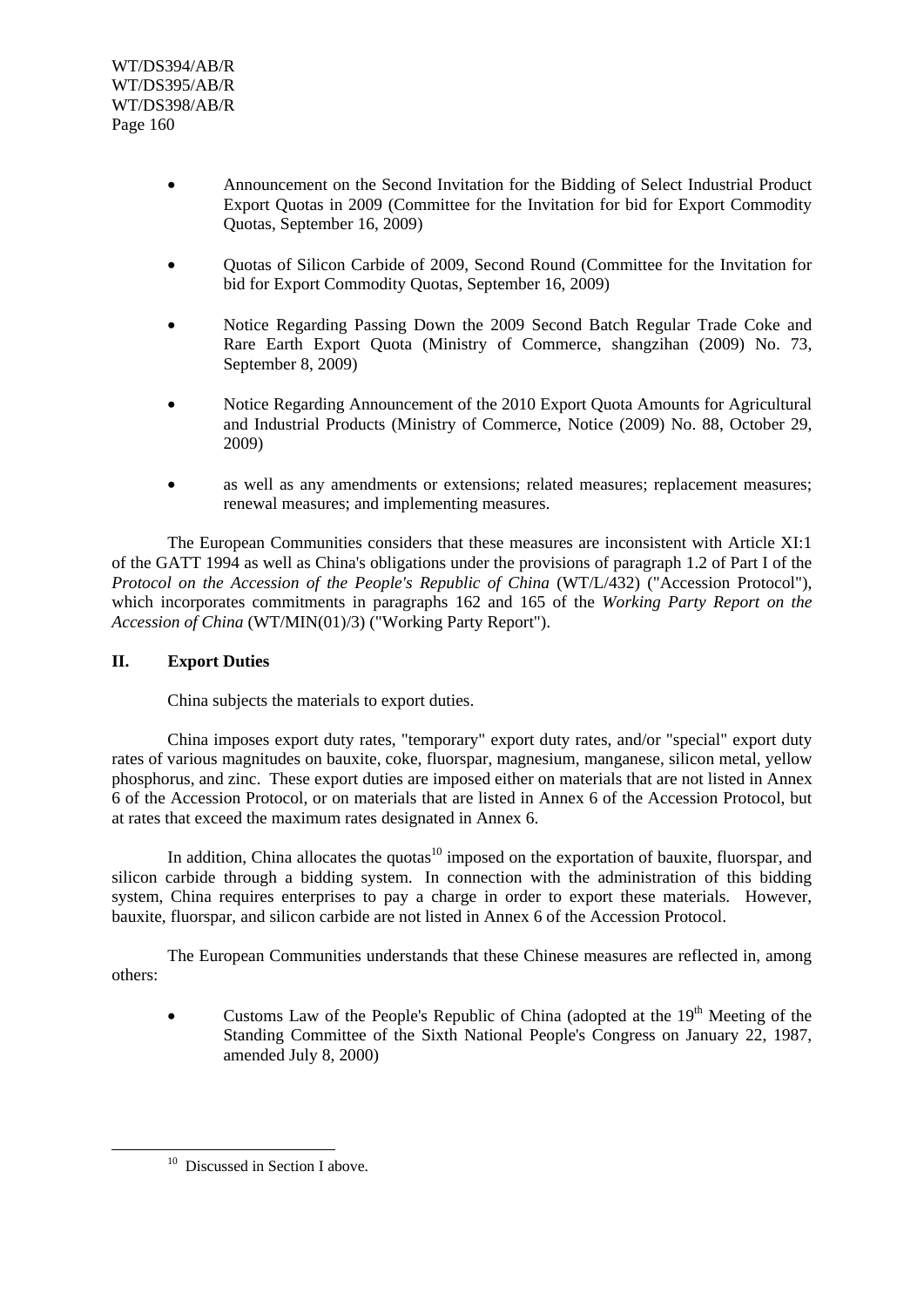- Announcement on the Second Invitation for the Bidding of Select Industrial Product Export Quotas in 2009 (Committee for the Invitation for bid for Export Commodity Quotas, September 16, 2009)

- Quotas of Silicon Carbide of 2009, Second Round (Committee for the Invitation for bid for Export Commodity Quotas, September 16, 2009)

- Notice Regarding Passing Down the 2009 Second Batch Regular Trade Coke and Rare Earth Export Quota (Ministry of Commerce, shangzihan (2009) No. 73, September 8, 2009)

- Notice Regarding Announcement of the 2010 Export Quota Amounts for Agricultural and Industrial Products (Ministry of Commerce, Notice (2009) No. 88, October 29, 2009)

- as well as any amendments or extensions; related measures; replacement measures; renewal measures; and implementing measures.

The European Communities considers that these measures are inconsistent with Article XI:1 of the GATT 1994 as well as China's obligations under the provisions of paragraph 1.2 of Part I of the *Protocol on the Accession of the People's Republic of China* (WT/L/432) ("Accession Protocol"), which incorporates commitments in paragraphs 162 and 165 of the *Working Party Report on the Accession of China* (WT/MIN(01)/3) ("Working Party Report").

## II. Export Duties

China subjects the materials to export duties.

China imposes export duty rates, "temporary" export duty rates, and/or "special" export duty rates of various magnitudes on bauxite, coke, fluorspar, magnesium, manganese, silicon metal, yellow phosphorus, and zinc. These export duties are imposed either on materials that are not listed in Annex 6 of the Accession Protocol, or on materials that are listed in Annex 6 of the Accession Protocol, but at rates that exceed the maximum rates designated in Annex 6.

In addition, China allocates the quotas[10] imposed on the exportation of bauxite, fluorspar, and silicon carbide through a bidding system. In connection with the administration of this bidding system, China requires enterprises to pay a charge in order to export these materials. However, bauxite, fluorspar, and silicon carbide are not listed in Annex 6 of the Accession Protocol.

The European Communities understands that these Chinese measures are reflected in, among others:

- Customs Law of the People's Republic of China (adopted at the 19th Meeting of the Standing Committee of the Sixth National People's Congress on January 22, 1987, amended July 8, 2000)

[10] Discussed in Section I above.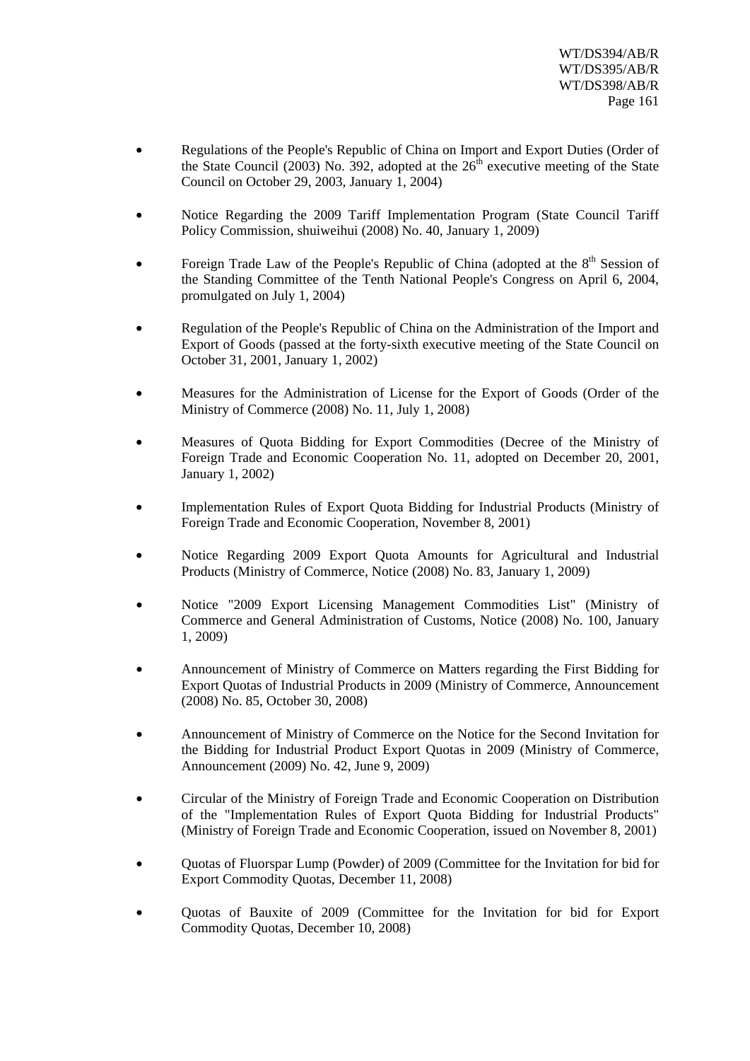- Regulations of the People's Republic of China on Import and Export Duties (Order of the State Council (2003) No. 392, adopted at the 26th executive meeting of the State Council on October 29, 2003, January 1, 2004)

- Notice Regarding the 2009 Tariff Implementation Program (State Council Tariff Policy Commission, shuiweihui (2008) No. 40, January 1, 2009)

- Foreign Trade Law of the People's Republic of China (adopted at the 8th Session of the Standing Committee of the Tenth National People's Congress on April 6, 2004, promulgated on July 1, 2004)

- Regulation of the People's Republic of China on the Administration of the Import and Export of Goods (passed at the forty-sixth executive meeting of the State Council on October 31, 2001, January 1, 2002)

- Measures for the Administration of License for the Export of Goods (Order of the Ministry of Commerce (2008) No. 11, July 1, 2008)

- Measures of Quota Bidding for Export Commodities (Decree of the Ministry of Foreign Trade and Economic Cooperation No. 11, adopted on December 20, 2001, January 1, 2002)

- Implementation Rules of Export Quota Bidding for Industrial Products (Ministry of Foreign Trade and Economic Cooperation, November 8, 2001)

- Notice Regarding 2009 Export Quota Amounts for Agricultural and Industrial Products (Ministry of Commerce, Notice (2008) No. 83, January 1, 2009)

- Notice "2009 Export Licensing Management Commodities List" (Ministry of Commerce and General Administration of Customs, Notice (2008) No. 100, January 1, 2009)

- Announcement of Ministry of Commerce on Matters regarding the First Bidding for Export Quotas of Industrial Products in 2009 (Ministry of Commerce, Announcement (2008) No. 85, October 30, 2008)

- Announcement of Ministry of Commerce on the Notice for the Second Invitation for the Bidding for Industrial Product Export Quotas in 2009 (Ministry of Commerce, Announcement (2009) No. 42, June 9, 2009)

- Circular of the Ministry of Foreign Trade and Economic Cooperation on Distribution of the "Implementation Rules of Export Quota Bidding for Industrial Products" (Ministry of Foreign Trade and Economic Cooperation, issued on November 8, 2001)

- Quotas of Fluorspar Lump (Powder) of 2009 (Committee for the Invitation for bid for Export Commodity Quotas, December 11, 2008)

- Quotas of Bauxite of 2009 (Committee for the Invitation for bid for Export Commodity Quotas, December 10, 2008)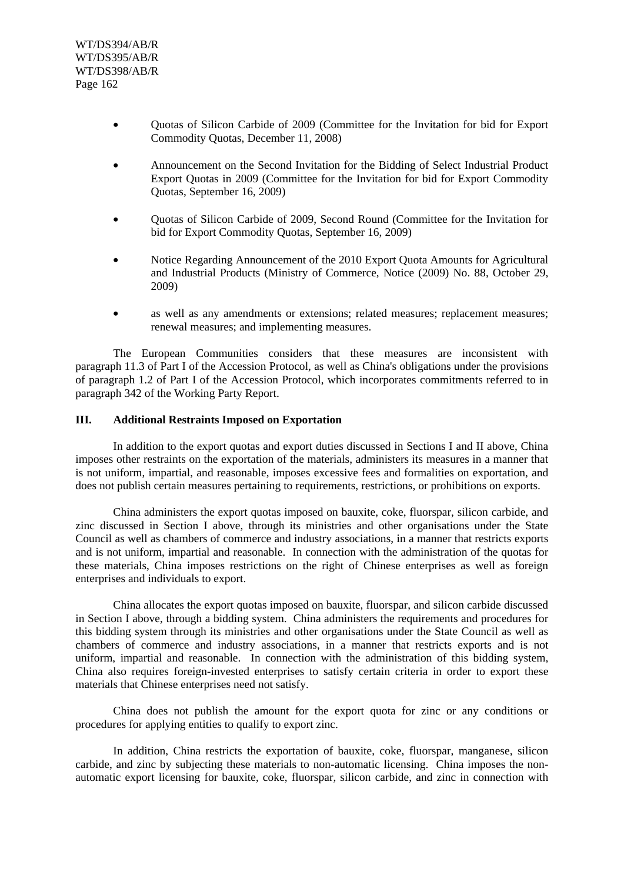- Quotas of Silicon Carbide of 2009 (Committee for the Invitation for bid for Export Commodity Quotas, December 11, 2008)
- Announcement on the Second Invitation for the Bidding of Select Industrial Product Export Quotas in 2009 (Committee for the Invitation for bid for Export Commodity Quotas, September 16, 2009)
- Quotas of Silicon Carbide of 2009, Second Round (Committee for the Invitation for bid for Export Commodity Quotas, September 16, 2009)
- Notice Regarding Announcement of the 2010 Export Quota Amounts for Agricultural and Industrial Products (Ministry of Commerce, Notice (2009) No. 88, October 29, 2009)
- as well as any amendments or extensions; related measures; replacement measures; renewal measures; and implementing measures.

The European Communities considers that these measures are inconsistent with paragraph 11.3 of Part I of the Accession Protocol, as well as China's obligations under the provisions of paragraph 1.2 of Part I of the Accession Protocol, which incorporates commitments referred to in paragraph 342 of the Working Party Report.

### III. Additional Restraints Imposed on Exportation

In addition to the export quotas and export duties discussed in Sections I and II above, China imposes other restraints on the exportation of the materials, administers its measures in a manner that is not uniform, impartial, and reasonable, imposes excessive fees and formalities on exportation, and does not publish certain measures pertaining to requirements, restrictions, or prohibitions on exports.

China administers the export quotas imposed on bauxite, coke, fluorspar, silicon carbide, and zinc discussed in Section I above, through its ministries and other organisations under the State Council as well as chambers of commerce and industry associations, in a manner that restricts exports and is not uniform, impartial and reasonable. In connection with the administration of the quotas for these materials, China imposes restrictions on the right of Chinese enterprises as well as foreign enterprises and individuals to export.

China allocates the export quotas imposed on bauxite, fluorspar, and silicon carbide discussed in Section I above, through a bidding system. China administers the requirements and procedures for this bidding system through its ministries and other organisations under the State Council as well as chambers of commerce and industry associations, in a manner that restricts exports and is not uniform, impartial and reasonable. In connection with the administration of this bidding system, China also requires foreign-invested enterprises to satisfy certain criteria in order to export these materials that Chinese enterprises need not satisfy.

China does not publish the amount for the export quota for zinc or any conditions or procedures for applying entities to qualify to export zinc.

In addition, China restricts the exportation of bauxite, coke, fluorspar, manganese, silicon carbide, and zinc by subjecting these materials to non-automatic licensing. China imposes the non-automatic export licensing for bauxite, coke, fluorspar, silicon carbide, and zinc in connection with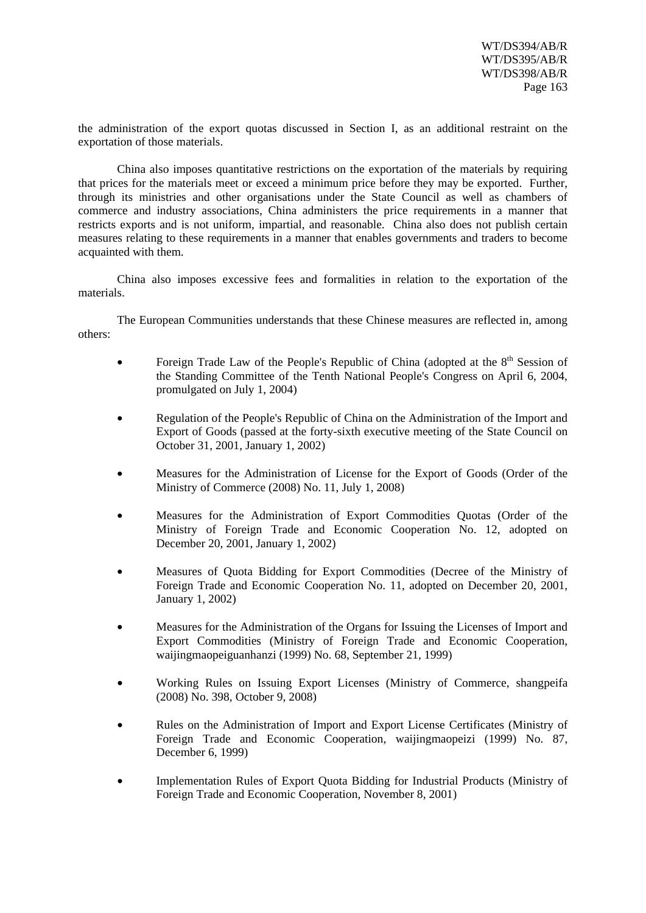the administration of the export quotas discussed in Section I, as an additional restraint on the exportation of those materials.

China also imposes quantitative restrictions on the exportation of the materials by requiring that prices for the materials meet or exceed a minimum price before they may be exported. Further, through its ministries and other organisations under the State Council as well as chambers of commerce and industry associations, China administers the price requirements in a manner that restricts exports and is not uniform, impartial, and reasonable. China also does not publish certain measures relating to these requirements in a manner that enables governments and traders to become acquainted with them.

China also imposes excessive fees and formalities in relation to the exportation of the materials.

The European Communities understands that these Chinese measures are reflected in, among others:

- Foreign Trade Law of the People's Republic of China (adopted at the 8th Session of the Standing Committee of the Tenth National People's Congress on April 6, 2004, promulgated on July 1, 2004)

- Regulation of the People's Republic of China on the Administration of the Import and Export of Goods (passed at the forty-sixth executive meeting of the State Council on October 31, 2001, January 1, 2002)

- Measures for the Administration of License for the Export of Goods (Order of the Ministry of Commerce (2008) No. 11, July 1, 2008)

- Measures for the Administration of Export Commodities Quotas (Order of the Ministry of Foreign Trade and Economic Cooperation No. 12, adopted on December 20, 2001, January 1, 2002)

- Measures of Quota Bidding for Export Commodities (Decree of the Ministry of Foreign Trade and Economic Cooperation No. 11, adopted on December 20, 2001, January 1, 2002)

- Measures for the Administration of the Organs for Issuing the Licenses of Import and Export Commodities (Ministry of Foreign Trade and Economic Cooperation, waijingmaopeiguanhanzi (1999) No. 68, September 21, 1999)

- Working Rules on Issuing Export Licenses (Ministry of Commerce, shangpeifa (2008) No. 398, October 9, 2008)

- Rules on the Administration of Import and Export License Certificates (Ministry of Foreign Trade and Economic Cooperation, waijingmaopeizi (1999) No. 87, December 6, 1999)

- Implementation Rules of Export Quota Bidding for Industrial Products (Ministry of Foreign Trade and Economic Cooperation, November 8, 2001)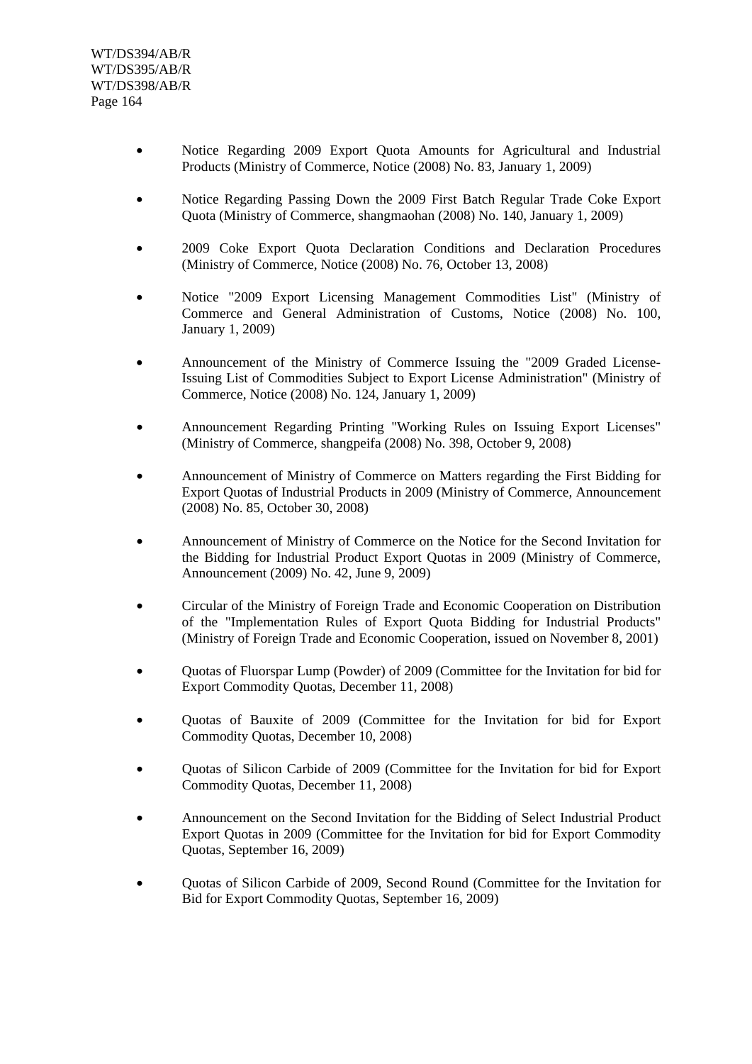- Notice Regarding 2009 Export Quota Amounts for Agricultural and Industrial Products (Ministry of Commerce, Notice (2008) No. 83, January 1, 2009)

- Notice Regarding Passing Down the 2009 First Batch Regular Trade Coke Export Quota (Ministry of Commerce, shangmaohan (2008) No. 140, January 1, 2009)

- 2009 Coke Export Quota Declaration Conditions and Declaration Procedures (Ministry of Commerce, Notice (2008) No. 76, October 13, 2008)

- Notice "2009 Export Licensing Management Commodities List" (Ministry of Commerce and General Administration of Customs, Notice (2008) No. 100, January 1, 2009)

- Announcement of the Ministry of Commerce Issuing the "2009 Graded License-Issuing List of Commodities Subject to Export License Administration" (Ministry of Commerce, Notice (2008) No. 124, January 1, 2009)

- Announcement Regarding Printing "Working Rules on Issuing Export Licenses" (Ministry of Commerce, shangpeifa (2008) No. 398, October 9, 2008)

- Announcement of Ministry of Commerce on Matters regarding the First Bidding for Export Quotas of Industrial Products in 2009 (Ministry of Commerce, Announcement (2008) No. 85, October 30, 2008)

- Announcement of Ministry of Commerce on the Notice for the Second Invitation for the Bidding for Industrial Product Export Quotas in 2009 (Ministry of Commerce, Announcement (2009) No. 42, June 9, 2009)

- Circular of the Ministry of Foreign Trade and Economic Cooperation on Distribution of the "Implementation Rules of Export Quota Bidding for Industrial Products" (Ministry of Foreign Trade and Economic Cooperation, issued on November 8, 2001)

- Quotas of Fluorspar Lump (Powder) of 2009 (Committee for the Invitation for bid for Export Commodity Quotas, December 11, 2008)

- Quotas of Bauxite of 2009 (Committee for the Invitation for bid for Export Commodity Quotas, December 10, 2008)

- Quotas of Silicon Carbide of 2009 (Committee for the Invitation for bid for Export Commodity Quotas, December 11, 2008)

- Announcement on the Second Invitation for the Bidding of Select Industrial Product Export Quotas in 2009 (Committee for the Invitation for bid for Export Commodity Quotas, September 16, 2009)

- Quotas of Silicon Carbide of 2009, Second Round (Committee for the Invitation for Bid for Export Commodity Quotas, September 16, 2009)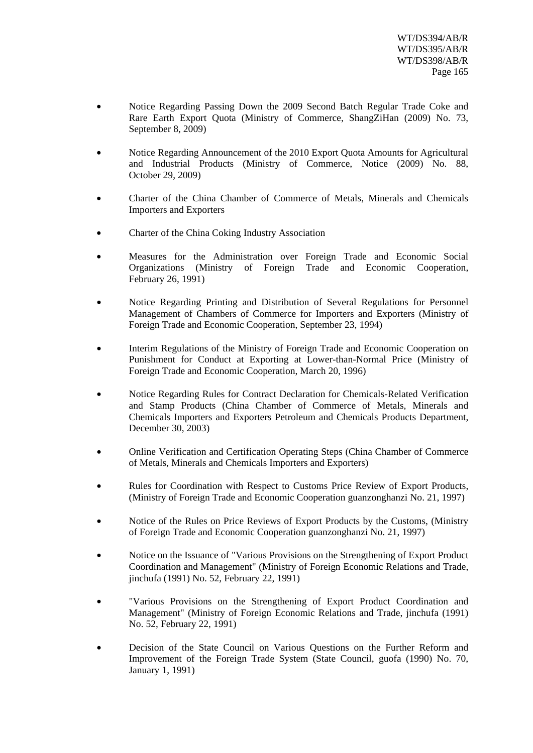- Notice Regarding Passing Down the 2009 Second Batch Regular Trade Coke and Rare Earth Export Quota (Ministry of Commerce, ShangZiHan (2009) No. 73, September 8, 2009)

- Notice Regarding Announcement of the 2010 Export Quota Amounts for Agricultural and Industrial Products (Ministry of Commerce, Notice (2009) No. 88, October 29, 2009)

- Charter of the China Chamber of Commerce of Metals, Minerals and Chemicals Importers and Exporters

- Charter of the China Coking Industry Association

- Measures for the Administration over Foreign Trade and Economic Social Organizations (Ministry of Foreign Trade and Economic Cooperation, February 26, 1991)

- Notice Regarding Printing and Distribution of Several Regulations for Personnel Management of Chambers of Commerce for Importers and Exporters (Ministry of Foreign Trade and Economic Cooperation, September 23, 1994)

- Interim Regulations of the Ministry of Foreign Trade and Economic Cooperation on Punishment for Conduct at Exporting at Lower-than-Normal Price (Ministry of Foreign Trade and Economic Cooperation, March 20, 1996)

- Notice Regarding Rules for Contract Declaration for Chemicals-Related Verification and Stamp Products (China Chamber of Commerce of Metals, Minerals and Chemicals Importers and Exporters Petroleum and Chemicals Products Department, December 30, 2003)

- Online Verification and Certification Operating Steps (China Chamber of Commerce of Metals, Minerals and Chemicals Importers and Exporters)

- Rules for Coordination with Respect to Customs Price Review of Export Products, (Ministry of Foreign Trade and Economic Cooperation guanzonghanzi No. 21, 1997)

- Notice of the Rules on Price Reviews of Export Products by the Customs, (Ministry of Foreign Trade and Economic Cooperation guanzonghanzi No. 21, 1997)

- Notice on the Issuance of "Various Provisions on the Strengthening of Export Product Coordination and Management" (Ministry of Foreign Economic Relations and Trade, jinchufa (1991) No. 52, February 22, 1991)

- "Various Provisions on the Strengthening of Export Product Coordination and Management" (Ministry of Foreign Economic Relations and Trade, jinchufa (1991) No. 52, February 22, 1991)

- Decision of the State Council on Various Questions on the Further Reform and Improvement of the Foreign Trade System (State Council, guofa (1990) No. 70, January 1, 1991)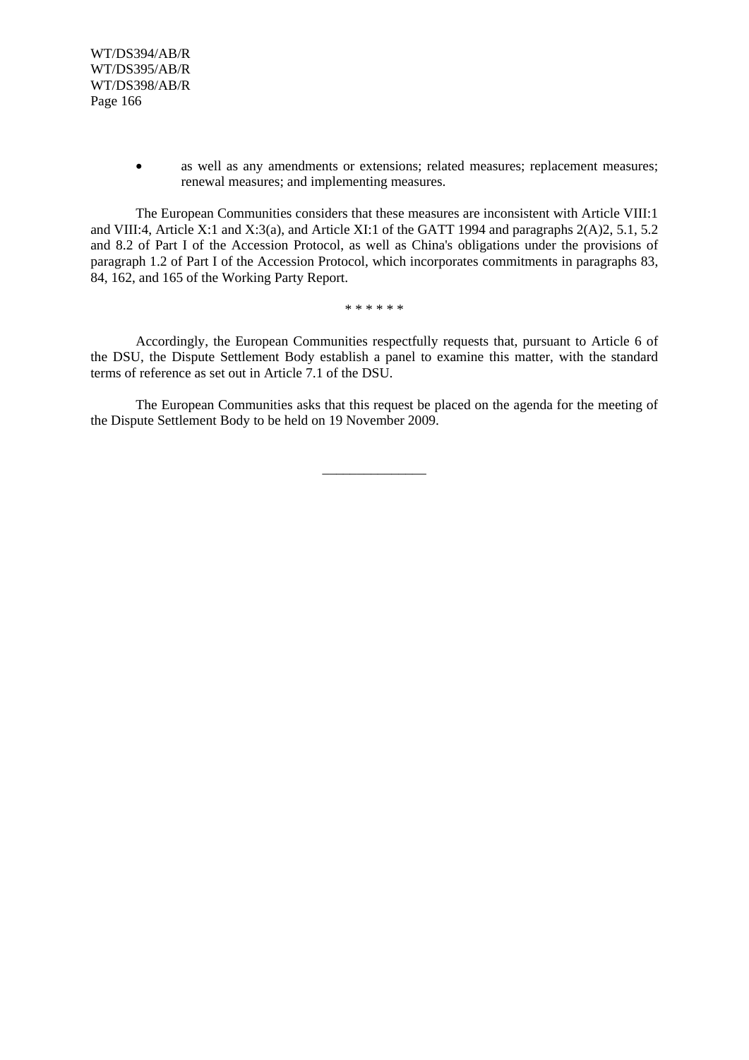- as well as any amendments or extensions; related measures; replacement measures; renewal measures; and implementing measures.

The European Communities considers that these measures are inconsistent with Article VIII:1 and VIII:4, Article X:1 and X:3(a), and Article XI:1 of the GATT 1994 and paragraphs 2(A)2, 5.1, 5.2 and 8.2 of Part I of the Accession Protocol, as well as China's obligations under the provisions of paragraph 1.2 of Part I of the Accession Protocol, which incorporates commitments in paragraphs 83, 84, 162, and 165 of the Working Party Report.

* * * * * *

Accordingly, the European Communities respectfully requests that, pursuant to Article 6 of the DSU, the Dispute Settlement Body establish a panel to examine this matter, with the standard terms of reference as set out in Article 7.1 of the DSU.

The European Communities asks that this request be placed on the agenda for the meeting of the Dispute Settlement Body to be held on 19 November 2009.

__________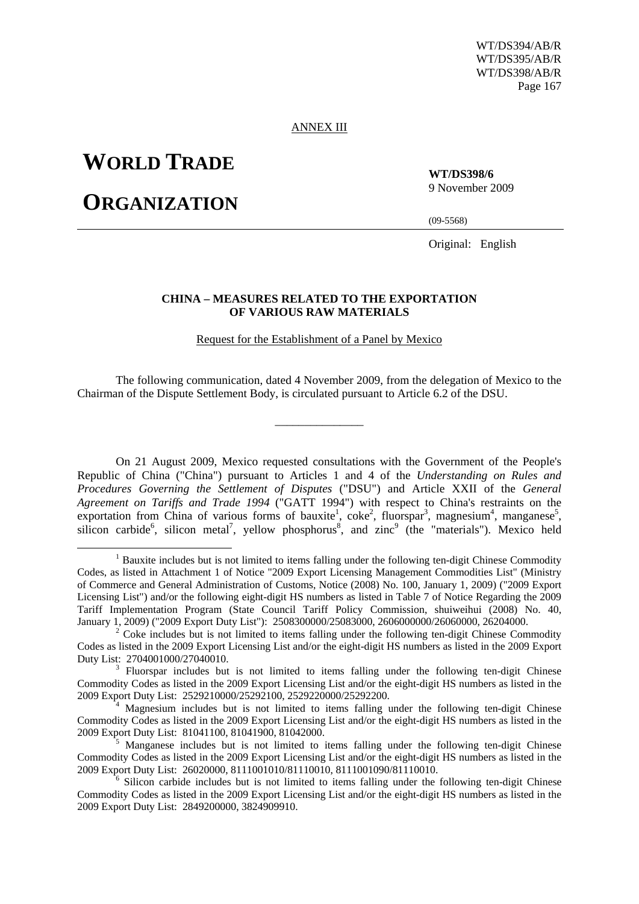ANNEX III

# WORLD TRADE ORGANIZATION

**WT/DS398/6**
9 November 2009

(09-5568)

Original: English

**CHINA – MEASURES RELATED TO THE EXPORTATION OF VARIOUS RAW MATERIALS**

Request for the Establishment of a Panel by Mexico

The following communication, dated 4 November 2009, from the delegation of Mexico to the Chairman of the Dispute Settlement Body, is circulated pursuant to Article 6.2 of the DSU.

---

On 21 August 2009, Mexico requested consultations with the Government of the People's Republic of China ("China") pursuant to Articles 1 and 4 of the *Understanding on Rules and Procedures Governing the Settlement of Disputes* ("DSU") and Article XXII of the *General Agreement on Tariffs and Trade 1994* ("GATT 1994") with respect to China's restraints on the exportation from China of various forms of bauxite[1], coke[2], fluorspar[3], magnesium[4], manganese[5], silicon carbide[6], silicon metal[7], yellow phosphorus[8], and zinc[9] (the "materials"). Mexico held

---

[1] Bauxite includes but is not limited to items falling under the following ten-digit Chinese Commodity Codes, as listed in Attachment 1 of Notice "2009 Export Licensing Management Commodities List" (Ministry of Commerce and General Administration of Customs, Notice (2008) No. 100, January 1, 2009) ("2009 Export Licensing List") and/or the following eight-digit HS numbers as listed in Table 7 of Notice Regarding the 2009 Tariff Implementation Program (State Council Tariff Policy Commission, shuiweihui (2008) No. 40, January 1, 2009) ("2009 Export Duty List"): 2508300000/25083000, 2606000000/26060000, 26204000.

[2] Coke includes but is not limited to items falling under the following ten-digit Chinese Commodity Codes as listed in the 2009 Export Licensing List and/or the eight-digit HS numbers as listed in the 2009 Export Duty List: 2704001000/27040010.

[3] Fluorspar includes but is not limited to items falling under the following ten-digit Chinese Commodity Codes as listed in the 2009 Export Licensing List and/or the eight-digit HS numbers as listed in the 2009 Export Duty List: 2529210000/25292100, 2529220000/25292200.

[4] Magnesium includes but is not limited to items falling under the following ten-digit Chinese Commodity Codes as listed in the 2009 Export Licensing List and/or the eight-digit HS numbers as listed in the 2009 Export Duty List: 81041100, 81041900, 81042000.

[5] Manganese includes but is not limited to items falling under the following ten-digit Chinese Commodity Codes as listed in the 2009 Export Licensing List and/or the eight-digit HS numbers as listed in the 2009 Export Duty List: 26020000, 8111001010/81110010, 8111001090/81110010.

[6] Silicon carbide includes but is not limited to items falling under the following ten-digit Chinese Commodity Codes as listed in the 2009 Export Licensing List and/or the eight-digit HS numbers as listed in the 2009 Export Duty List: 2849200000, 3824909910.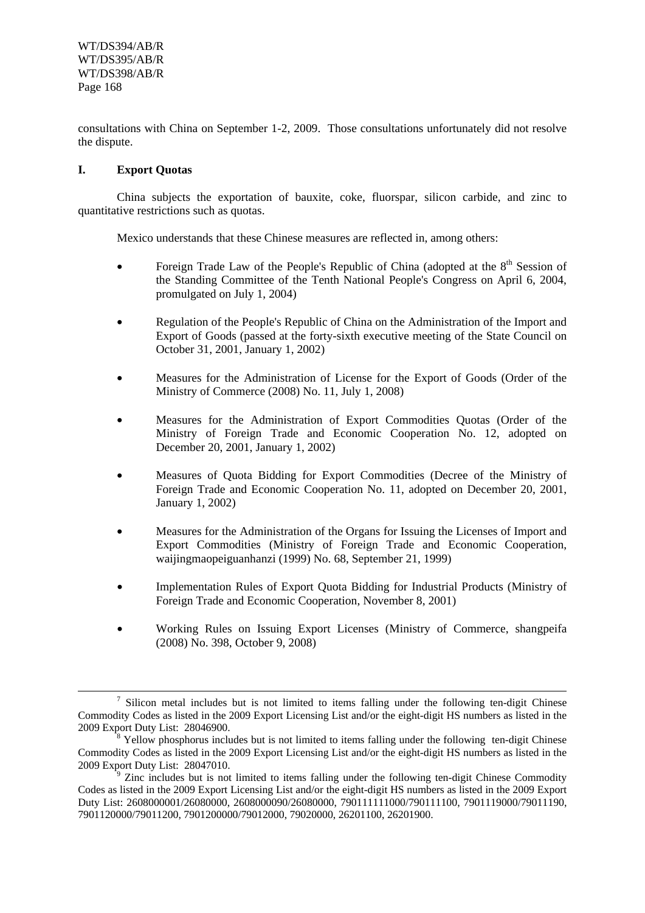consultations with China on September 1-2, 2009. Those consultations unfortunately did not resolve the dispute.

## I. Export Quotas

China subjects the exportation of bauxite, coke, fluorspar, silicon carbide, and zinc to quantitative restrictions such as quotas.

Mexico understands that these Chinese measures are reflected in, among others:

- Foreign Trade Law of the People's Republic of China (adopted at the 8th Session of the Standing Committee of the Tenth National People's Congress on April 6, 2004, promulgated on July 1, 2004)
- Regulation of the People's Republic of China on the Administration of the Import and Export of Goods (passed at the forty-sixth executive meeting of the State Council on October 31, 2001, January 1, 2002)
- Measures for the Administration of License for the Export of Goods (Order of the Ministry of Commerce (2008) No. 11, July 1, 2008)
- Measures for the Administration of Export Commodities Quotas (Order of the Ministry of Foreign Trade and Economic Cooperation No. 12, adopted on December 20, 2001, January 1, 2002)
- Measures of Quota Bidding for Export Commodities (Decree of the Ministry of Foreign Trade and Economic Cooperation No. 11, adopted on December 20, 2001, January 1, 2002)
- Measures for the Administration of the Organs for Issuing the Licenses of Import and Export Commodities (Ministry of Foreign Trade and Economic Cooperation, waijingmaopeiguanhanzi (1999) No. 68, September 21, 1999)
- Implementation Rules of Export Quota Bidding for Industrial Products (Ministry of Foreign Trade and Economic Cooperation, November 8, 2001)
- Working Rules on Issuing Export Licenses (Ministry of Commerce, shangpeifa (2008) No. 398, October 9, 2008)

---

[7] Silicon metal includes but is not limited to items falling under the following ten-digit Chinese Commodity Codes as listed in the 2009 Export Licensing List and/or the eight-digit HS numbers as listed in the 2009 Export Duty List: 28046900.

[8] Yellow phosphorus includes but is not limited to items falling under the following ten-digit Chinese Commodity Codes as listed in the 2009 Export Licensing List and/or the eight-digit HS numbers as listed in the 2009 Export Duty List: 28047010.

[9] Zinc includes but is not limited to items falling under the following ten-digit Chinese Commodity Codes as listed in the 2009 Export Licensing List and/or the eight-digit HS numbers as listed in the 2009 Export Duty List: 2608000001/26080000, 2608000090/26080000, 790111111000/790111100, 7901119000/79011190, 7901120000/79011200, 7901200000/79012000, 79020000, 26201100, 26201900.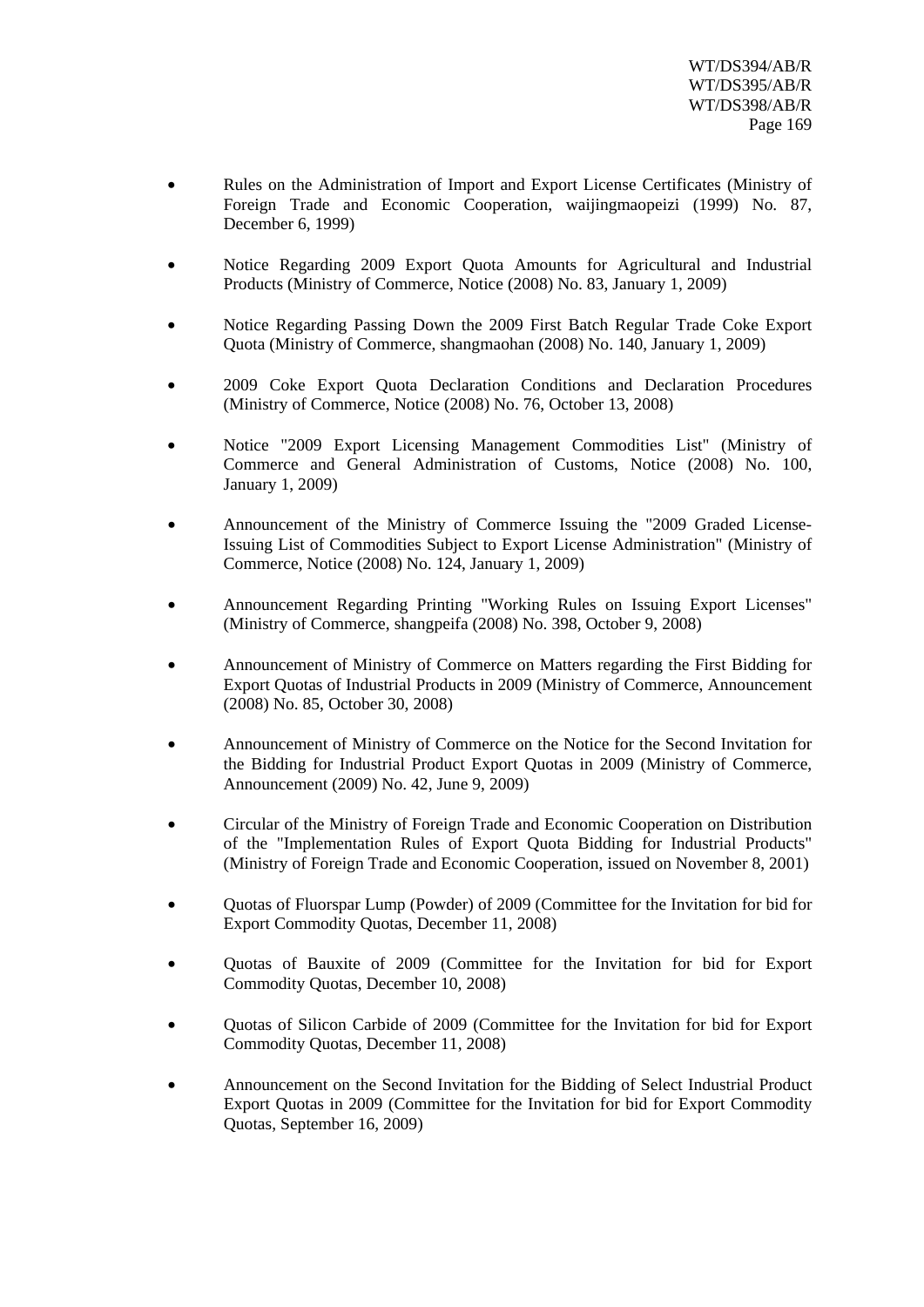- Rules on the Administration of Import and Export License Certificates (Ministry of Foreign Trade and Economic Cooperation, waijingmaopeizi (1999) No. 87, December 6, 1999)

- Notice Regarding 2009 Export Quota Amounts for Agricultural and Industrial Products (Ministry of Commerce, Notice (2008) No. 83, January 1, 2009)

- Notice Regarding Passing Down the 2009 First Batch Regular Trade Coke Export Quota (Ministry of Commerce, shangmaohan (2008) No. 140, January 1, 2009)

- 2009 Coke Export Quota Declaration Conditions and Declaration Procedures (Ministry of Commerce, Notice (2008) No. 76, October 13, 2008)

- Notice "2009 Export Licensing Management Commodities List" (Ministry of Commerce and General Administration of Customs, Notice (2008) No. 100, January 1, 2009)

- Announcement of the Ministry of Commerce Issuing the "2009 Graded License-Issuing List of Commodities Subject to Export License Administration" (Ministry of Commerce, Notice (2008) No. 124, January 1, 2009)

- Announcement Regarding Printing "Working Rules on Issuing Export Licenses" (Ministry of Commerce, shangpeifa (2008) No. 398, October 9, 2008)

- Announcement of Ministry of Commerce on Matters regarding the First Bidding for Export Quotas of Industrial Products in 2009 (Ministry of Commerce, Announcement (2008) No. 85, October 30, 2008)

- Announcement of Ministry of Commerce on the Notice for the Second Invitation for the Bidding for Industrial Product Export Quotas in 2009 (Ministry of Commerce, Announcement (2009) No. 42, June 9, 2009)

- Circular of the Ministry of Foreign Trade and Economic Cooperation on Distribution of the "Implementation Rules of Export Quota Bidding for Industrial Products" (Ministry of Foreign Trade and Economic Cooperation, issued on November 8, 2001)

- Quotas of Fluorspar Lump (Powder) of 2009 (Committee for the Invitation for bid for Export Commodity Quotas, December 11, 2008)

- Quotas of Bauxite of 2009 (Committee for the Invitation for bid for Export Commodity Quotas, December 10, 2008)

- Quotas of Silicon Carbide of 2009 (Committee for the Invitation for bid for Export Commodity Quotas, December 11, 2008)

- Announcement on the Second Invitation for the Bidding of Select Industrial Product Export Quotas in 2009 (Committee for the Invitation for bid for Export Commodity Quotas, September 16, 2009)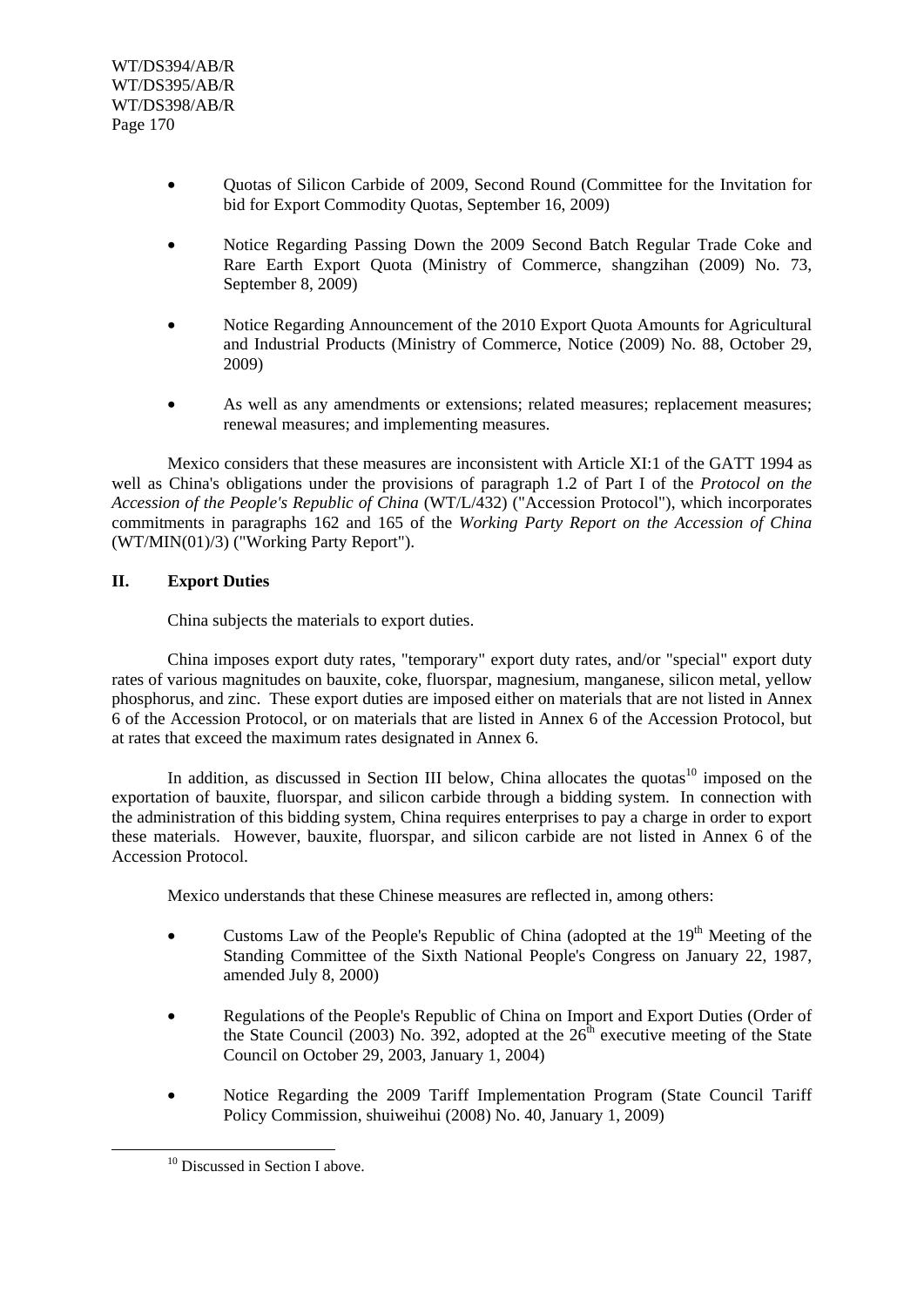- Quotas of Silicon Carbide of 2009, Second Round (Committee for the Invitation for bid for Export Commodity Quotas, September 16, 2009)

- Notice Regarding Passing Down the 2009 Second Batch Regular Trade Coke and Rare Earth Export Quota (Ministry of Commerce, shangzihan (2009) No. 73, September 8, 2009)

- Notice Regarding Announcement of the 2010 Export Quota Amounts for Agricultural and Industrial Products (Ministry of Commerce, Notice (2009) No. 88, October 29, 2009)

- As well as any amendments or extensions; related measures; replacement measures; renewal measures; and implementing measures.

Mexico considers that these measures are inconsistent with Article XI:1 of the GATT 1994 as well as China's obligations under the provisions of paragraph 1.2 of Part I of the *Protocol on the Accession of the People's Republic of China* (WT/L/432) ("Accession Protocol"), which incorporates commitments in paragraphs 162 and 165 of the *Working Party Report on the Accession of China* (WT/MIN(01)/3) ("Working Party Report").

## II. Export Duties

China subjects the materials to export duties.

China imposes export duty rates, "temporary" export duty rates, and/or "special" export duty rates of various magnitudes on bauxite, coke, fluorspar, magnesium, manganese, silicon metal, yellow phosphorus, and zinc. These export duties are imposed either on materials that are not listed in Annex 6 of the Accession Protocol, or on materials that are listed in Annex 6 of the Accession Protocol, but at rates that exceed the maximum rates designated in Annex 6.

In addition, as discussed in Section III below, China allocates the quotas[10] imposed on the exportation of bauxite, fluorspar, and silicon carbide through a bidding system. In connection with the administration of this bidding system, China requires enterprises to pay a charge in order to export these materials. However, bauxite, fluorspar, and silicon carbide are not listed in Annex 6 of the Accession Protocol.

Mexico understands that these Chinese measures are reflected in, among others:

- Customs Law of the People's Republic of China (adopted at the 19th Meeting of the Standing Committee of the Sixth National People's Congress on January 22, 1987, amended July 8, 2000)

- Regulations of the People's Republic of China on Import and Export Duties (Order of the State Council (2003) No. 392, adopted at the 26th executive meeting of the State Council on October 29, 2003, January 1, 2004)

- Notice Regarding the 2009 Tariff Implementation Program (State Council Tariff Policy Commission, shuiweihui (2008) No. 40, January 1, 2009)

[10] Discussed in Section I above.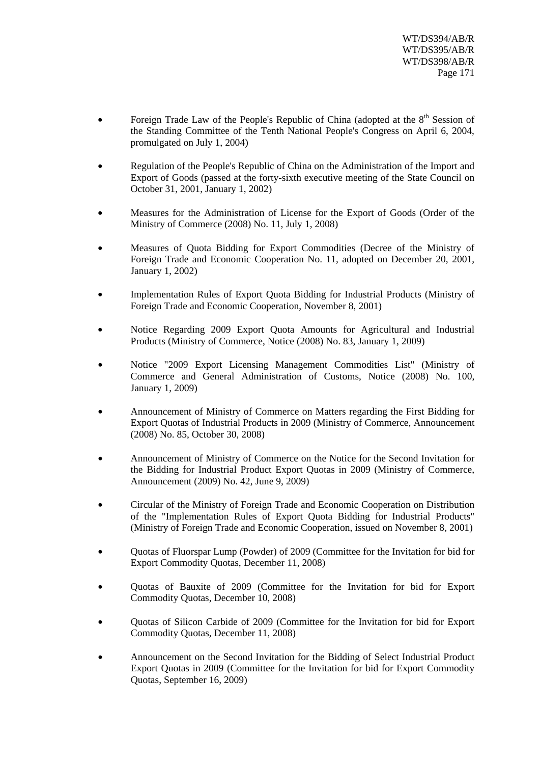- Foreign Trade Law of the People's Republic of China (adopted at the 8th Session of the Standing Committee of the Tenth National People's Congress on April 6, 2004, promulgated on July 1, 2004)

- Regulation of the People's Republic of China on the Administration of the Import and Export of Goods (passed at the forty-sixth executive meeting of the State Council on October 31, 2001, January 1, 2002)

- Measures for the Administration of License for the Export of Goods (Order of the Ministry of Commerce (2008) No. 11, July 1, 2008)

- Measures of Quota Bidding for Export Commodities (Decree of the Ministry of Foreign Trade and Economic Cooperation No. 11, adopted on December 20, 2001, January 1, 2002)

- Implementation Rules of Export Quota Bidding for Industrial Products (Ministry of Foreign Trade and Economic Cooperation, November 8, 2001)

- Notice Regarding 2009 Export Quota Amounts for Agricultural and Industrial Products (Ministry of Commerce, Notice (2008) No. 83, January 1, 2009)

- Notice "2009 Export Licensing Management Commodities List" (Ministry of Commerce and General Administration of Customs, Notice (2008) No. 100, January 1, 2009)

- Announcement of Ministry of Commerce on Matters regarding the First Bidding for Export Quotas of Industrial Products in 2009 (Ministry of Commerce, Announcement (2008) No. 85, October 30, 2008)

- Announcement of Ministry of Commerce on the Notice for the Second Invitation for the Bidding for Industrial Product Export Quotas in 2009 (Ministry of Commerce, Announcement (2009) No. 42, June 9, 2009)

- Circular of the Ministry of Foreign Trade and Economic Cooperation on Distribution of the "Implementation Rules of Export Quota Bidding for Industrial Products" (Ministry of Foreign Trade and Economic Cooperation, issued on November 8, 2001)

- Quotas of Fluorspar Lump (Powder) of 2009 (Committee for the Invitation for bid for Export Commodity Quotas, December 11, 2008)

- Quotas of Bauxite of 2009 (Committee for the Invitation for bid for Export Commodity Quotas, December 10, 2008)

- Quotas of Silicon Carbide of 2009 (Committee for the Invitation for bid for Export Commodity Quotas, December 11, 2008)

- Announcement on the Second Invitation for the Bidding of Select Industrial Product Export Quotas in 2009 (Committee for the Invitation for bid for Export Commodity Quotas, September 16, 2009)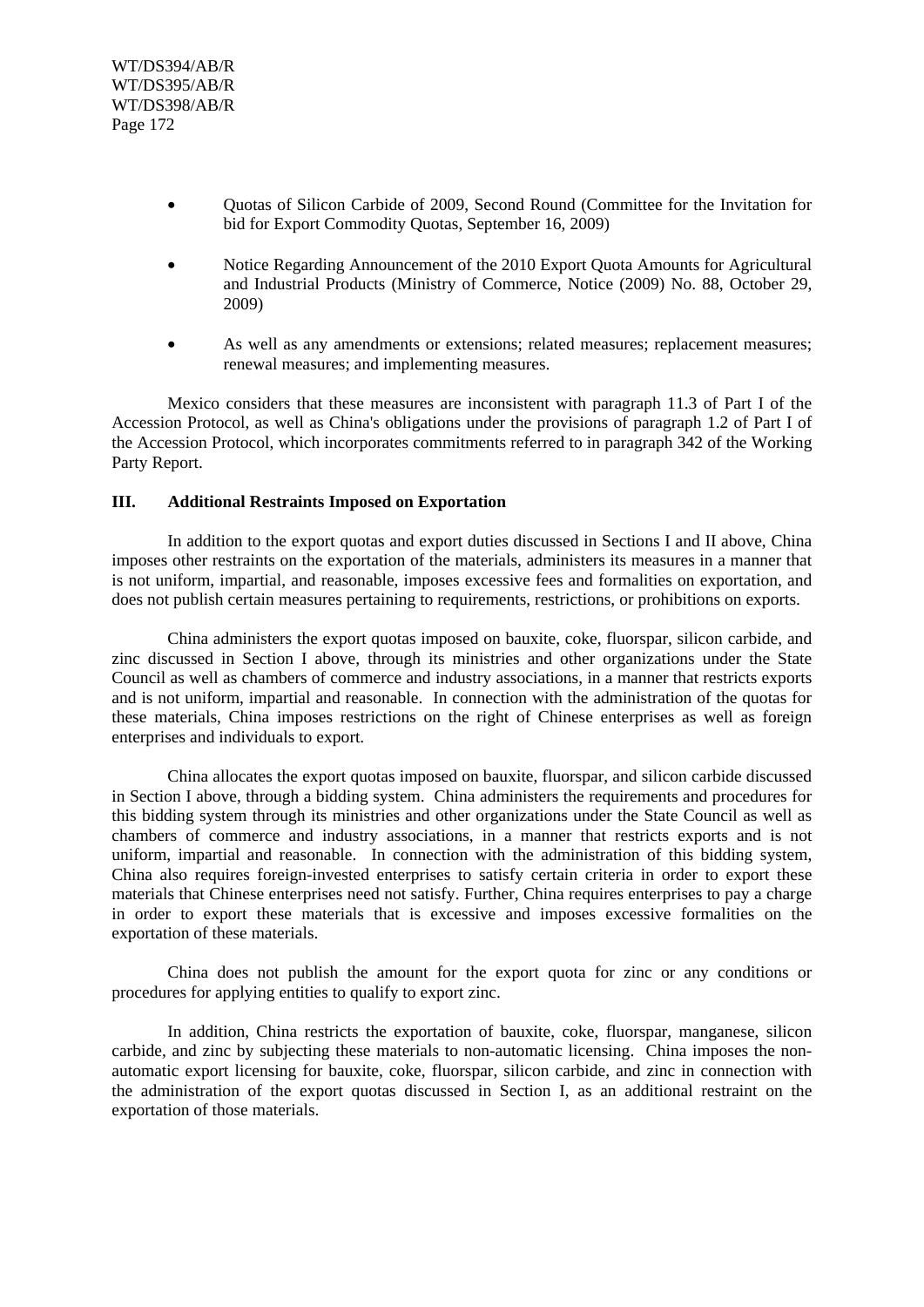- Quotas of Silicon Carbide of 2009, Second Round (Committee for the Invitation for bid for Export Commodity Quotas, September 16, 2009)
- Notice Regarding Announcement of the 2010 Export Quota Amounts for Agricultural and Industrial Products (Ministry of Commerce, Notice (2009) No. 88, October 29, 2009)
- As well as any amendments or extensions; related measures; replacement measures; renewal measures; and implementing measures.

Mexico considers that these measures are inconsistent with paragraph 11.3 of Part I of the Accession Protocol, as well as China's obligations under the provisions of paragraph 1.2 of Part I of the Accession Protocol, which incorporates commitments referred to in paragraph 342 of the Working Party Report.

### III. Additional Restraints Imposed on Exportation

In addition to the export quotas and export duties discussed in Sections I and II above, China imposes other restraints on the exportation of the materials, administers its measures in a manner that is not uniform, impartial, and reasonable, imposes excessive fees and formalities on exportation, and does not publish certain measures pertaining to requirements, restrictions, or prohibitions on exports.

China administers the export quotas imposed on bauxite, coke, fluorspar, silicon carbide, and zinc discussed in Section I above, through its ministries and other organizations under the State Council as well as chambers of commerce and industry associations, in a manner that restricts exports and is not uniform, impartial and reasonable. In connection with the administration of the quotas for these materials, China imposes restrictions on the right of Chinese enterprises as well as foreign enterprises and individuals to export.

China allocates the export quotas imposed on bauxite, fluorspar, and silicon carbide discussed in Section I above, through a bidding system. China administers the requirements and procedures for this bidding system through its ministries and other organizations under the State Council as well as chambers of commerce and industry associations, in a manner that restricts exports and is not uniform, impartial and reasonable. In connection with the administration of this bidding system, China also requires foreign-invested enterprises to satisfy certain criteria in order to export these materials that Chinese enterprises need not satisfy. Further, China requires enterprises to pay a charge in order to export these materials that is excessive and imposes excessive formalities on the exportation of these materials.

China does not publish the amount for the export quota for zinc or any conditions or procedures for applying entities to qualify to export zinc.

In addition, China restricts the exportation of bauxite, coke, fluorspar, manganese, silicon carbide, and zinc by subjecting these materials to non-automatic licensing. China imposes the non-automatic export licensing for bauxite, coke, fluorspar, silicon carbide, and zinc in connection with the administration of the export quotas discussed in Section I, as an additional restraint on the exportation of those materials.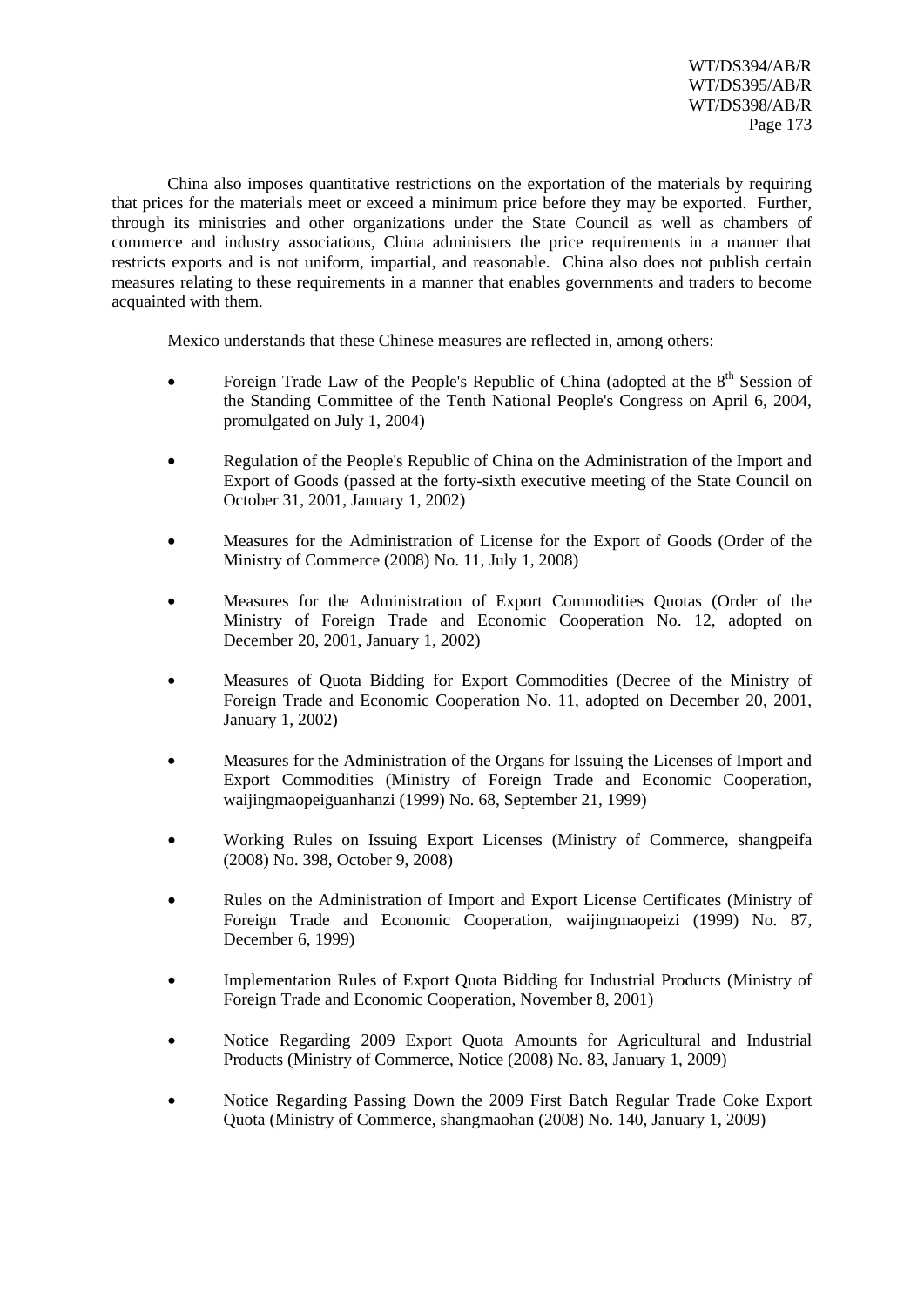China also imposes quantitative restrictions on the exportation of the materials by requiring that prices for the materials meet or exceed a minimum price before they may be exported. Further, through its ministries and other organizations under the State Council as well as chambers of commerce and industry associations, China administers the price requirements in a manner that restricts exports and is not uniform, impartial, and reasonable. China also does not publish certain measures relating to these requirements in a manner that enables governments and traders to become acquainted with them.

Mexico understands that these Chinese measures are reflected in, among others:

- Foreign Trade Law of the People's Republic of China (adopted at the 8th Session of the Standing Committee of the Tenth National People's Congress on April 6, 2004, promulgated on July 1, 2004)
- Regulation of the People's Republic of China on the Administration of the Import and Export of Goods (passed at the forty-sixth executive meeting of the State Council on October 31, 2001, January 1, 2002)
- Measures for the Administration of License for the Export of Goods (Order of the Ministry of Commerce (2008) No. 11, July 1, 2008)
- Measures for the Administration of Export Commodities Quotas (Order of the Ministry of Foreign Trade and Economic Cooperation No. 12, adopted on December 20, 2001, January 1, 2002)
- Measures of Quota Bidding for Export Commodities (Decree of the Ministry of Foreign Trade and Economic Cooperation No. 11, adopted on December 20, 2001, January 1, 2002)
- Measures for the Administration of the Organs for Issuing the Licenses of Import and Export Commodities (Ministry of Foreign Trade and Economic Cooperation, waijingmaopeiguanhanzi (1999) No. 68, September 21, 1999)
- Working Rules on Issuing Export Licenses (Ministry of Commerce, shangpeifa (2008) No. 398, October 9, 2008)
- Rules on the Administration of Import and Export License Certificates (Ministry of Foreign Trade and Economic Cooperation, waijingmaopeizi (1999) No. 87, December 6, 1999)
- Implementation Rules of Export Quota Bidding for Industrial Products (Ministry of Foreign Trade and Economic Cooperation, November 8, 2001)
- Notice Regarding 2009 Export Quota Amounts for Agricultural and Industrial Products (Ministry of Commerce, Notice (2008) No. 83, January 1, 2009)
- Notice Regarding Passing Down the 2009 First Batch Regular Trade Coke Export Quota (Ministry of Commerce, shangmaohan (2008) No. 140, January 1, 2009)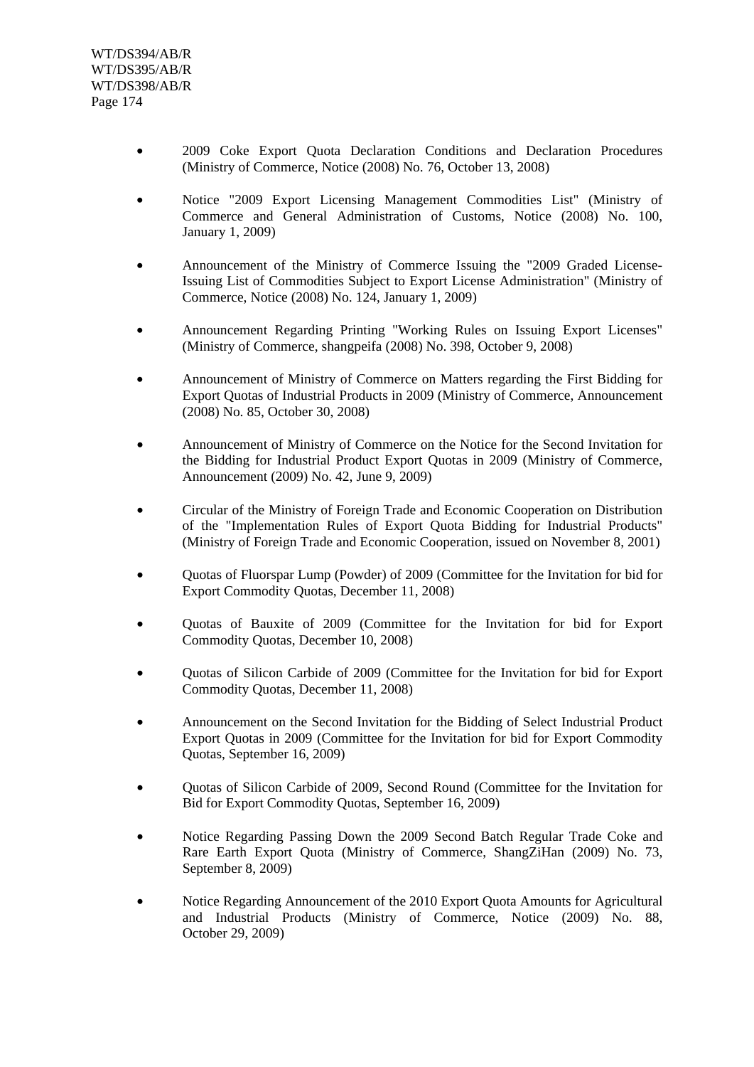- 2009 Coke Export Quota Declaration Conditions and Declaration Procedures (Ministry of Commerce, Notice (2008) No. 76, October 13, 2008)

- Notice "2009 Export Licensing Management Commodities List" (Ministry of Commerce and General Administration of Customs, Notice (2008) No. 100, January 1, 2009)

- Announcement of the Ministry of Commerce Issuing the "2009 Graded License-Issuing List of Commodities Subject to Export License Administration" (Ministry of Commerce, Notice (2008) No. 124, January 1, 2009)

- Announcement Regarding Printing "Working Rules on Issuing Export Licenses" (Ministry of Commerce, shangpeifa (2008) No. 398, October 9, 2008)

- Announcement of Ministry of Commerce on Matters regarding the First Bidding for Export Quotas of Industrial Products in 2009 (Ministry of Commerce, Announcement (2008) No. 85, October 30, 2008)

- Announcement of Ministry of Commerce on the Notice for the Second Invitation for the Bidding for Industrial Product Export Quotas in 2009 (Ministry of Commerce, Announcement (2009) No. 42, June 9, 2009)

- Circular of the Ministry of Foreign Trade and Economic Cooperation on Distribution of the "Implementation Rules of Export Quota Bidding for Industrial Products" (Ministry of Foreign Trade and Economic Cooperation, issued on November 8, 2001)

- Quotas of Fluorspar Lump (Powder) of 2009 (Committee for the Invitation for bid for Export Commodity Quotas, December 11, 2008)

- Quotas of Bauxite of 2009 (Committee for the Invitation for bid for Export Commodity Quotas, December 10, 2008)

- Quotas of Silicon Carbide of 2009 (Committee for the Invitation for bid for Export Commodity Quotas, December 11, 2008)

- Announcement on the Second Invitation for the Bidding of Select Industrial Product Export Quotas in 2009 (Committee for the Invitation for bid for Export Commodity Quotas, September 16, 2009)

- Quotas of Silicon Carbide of 2009, Second Round (Committee for the Invitation for Bid for Export Commodity Quotas, September 16, 2009)

- Notice Regarding Passing Down the 2009 Second Batch Regular Trade Coke and Rare Earth Export Quota (Ministry of Commerce, ShangZiHan (2009) No. 73, September 8, 2009)

- Notice Regarding Announcement of the 2010 Export Quota Amounts for Agricultural and Industrial Products (Ministry of Commerce, Notice (2009) No. 88, October 29, 2009)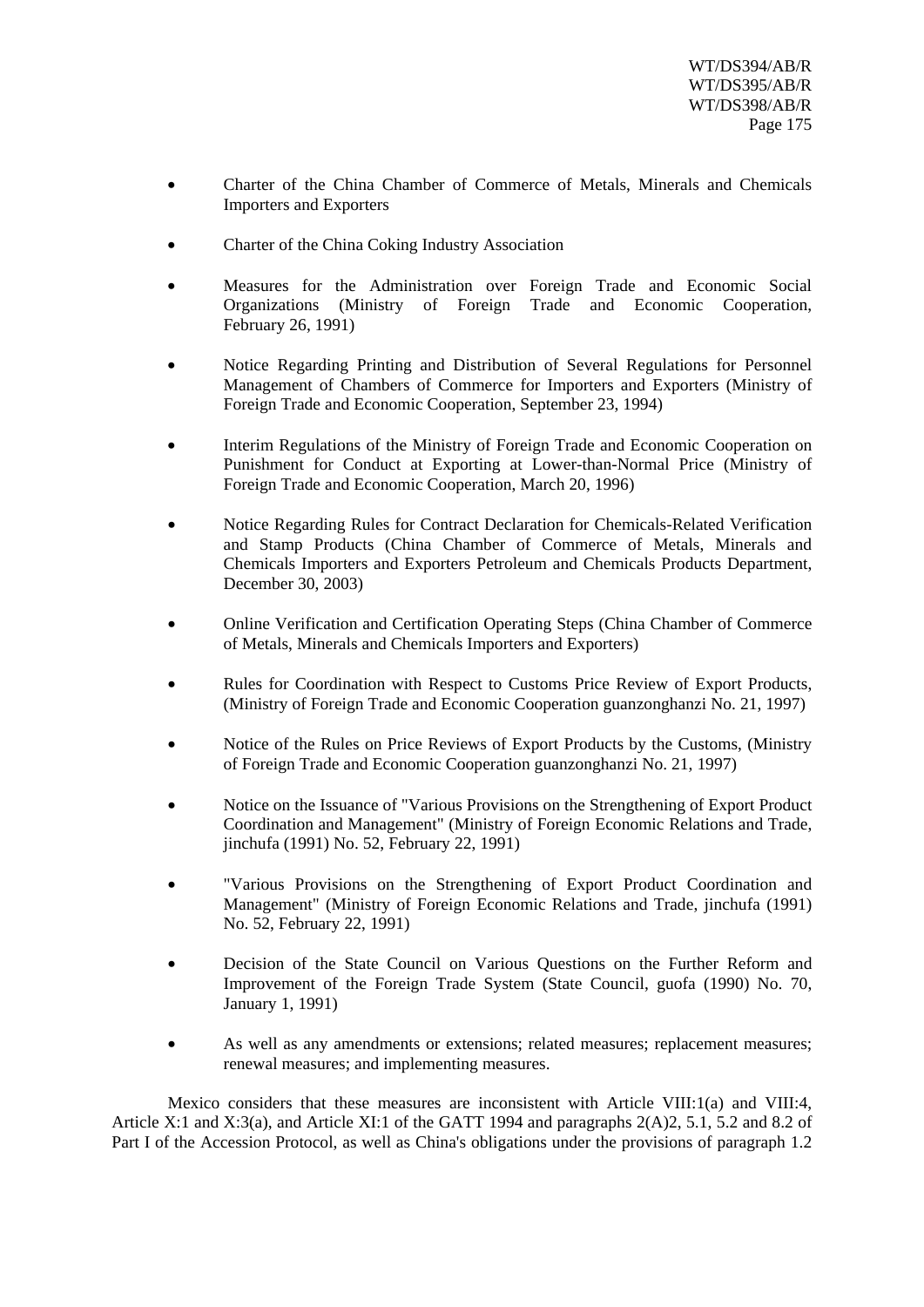- Charter of the China Chamber of Commerce of Metals, Minerals and Chemicals Importers and Exporters

- Charter of the China Coking Industry Association

- Measures for the Administration over Foreign Trade and Economic Social Organizations (Ministry of Foreign Trade and Economic Cooperation, February 26, 1991)

- Notice Regarding Printing and Distribution of Several Regulations for Personnel Management of Chambers of Commerce for Importers and Exporters (Ministry of Foreign Trade and Economic Cooperation, September 23, 1994)

- Interim Regulations of the Ministry of Foreign Trade and Economic Cooperation on Punishment for Conduct at Exporting at Lower-than-Normal Price (Ministry of Foreign Trade and Economic Cooperation, March 20, 1996)

- Notice Regarding Rules for Contract Declaration for Chemicals-Related Verification and Stamp Products (China Chamber of Commerce of Metals, Minerals and Chemicals Importers and Exporters Petroleum and Chemicals Products Department, December 30, 2003)

- Online Verification and Certification Operating Steps (China Chamber of Commerce of Metals, Minerals and Chemicals Importers and Exporters)

- Rules for Coordination with Respect to Customs Price Review of Export Products, (Ministry of Foreign Trade and Economic Cooperation guanzonghanzi No. 21, 1997)

- Notice of the Rules on Price Reviews of Export Products by the Customs, (Ministry of Foreign Trade and Economic Cooperation guanzonghanzi No. 21, 1997)

- Notice on the Issuance of "Various Provisions on the Strengthening of Export Product Coordination and Management" (Ministry of Foreign Economic Relations and Trade, jinchufa (1991) No. 52, February 22, 1991)

- "Various Provisions on the Strengthening of Export Product Coordination and Management" (Ministry of Foreign Economic Relations and Trade, jinchufa (1991) No. 52, February 22, 1991)

- Decision of the State Council on Various Questions on the Further Reform and Improvement of the Foreign Trade System (State Council, guofa (1990) No. 70, January 1, 1991)

- As well as any amendments or extensions; related measures; replacement measures; renewal measures; and implementing measures.

Mexico considers that these measures are inconsistent with Article VIII:1(a) and VIII:4, Article X:1 and X:3(a), and Article XI:1 of the GATT 1994 and paragraphs 2(A)2, 5.1, 5.2 and 8.2 of Part I of the Accession Protocol, as well as China's obligations under the provisions of paragraph 1.2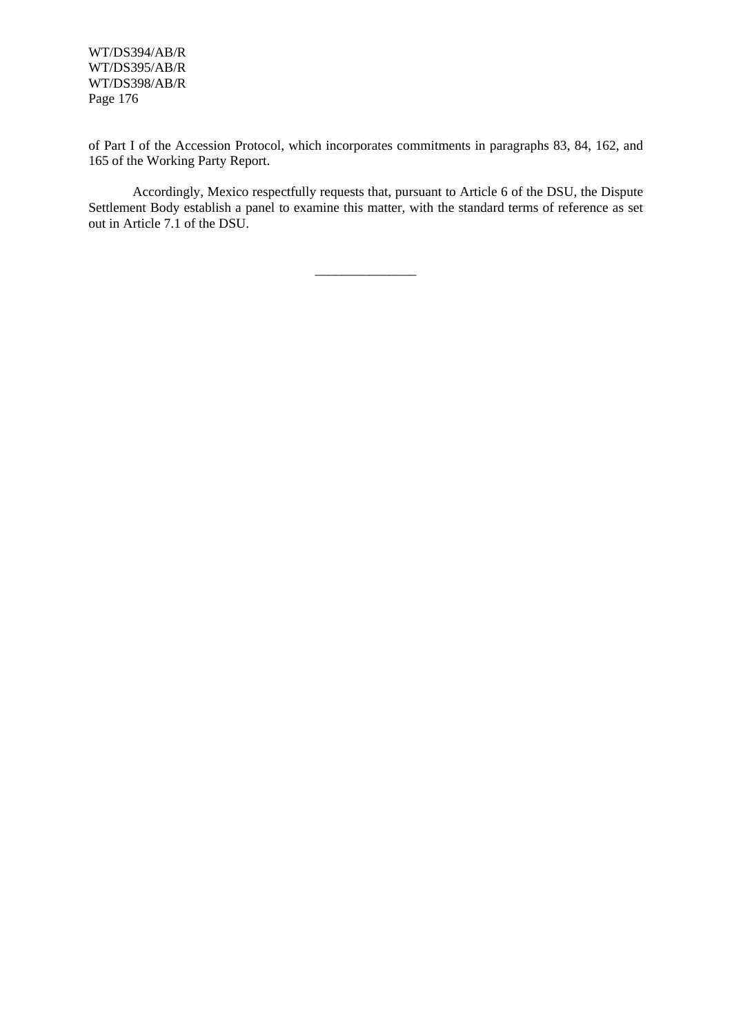of Part I of the Accession Protocol, which incorporates commitments in paragraphs 83, 84, 162, and 165 of the Working Party Report.

Accordingly, Mexico respectfully requests that, pursuant to Article 6 of the DSU, the Dispute Settlement Body establish a panel to examine this matter, with the standard terms of reference as set out in Article 7.1 of the DSU.

__________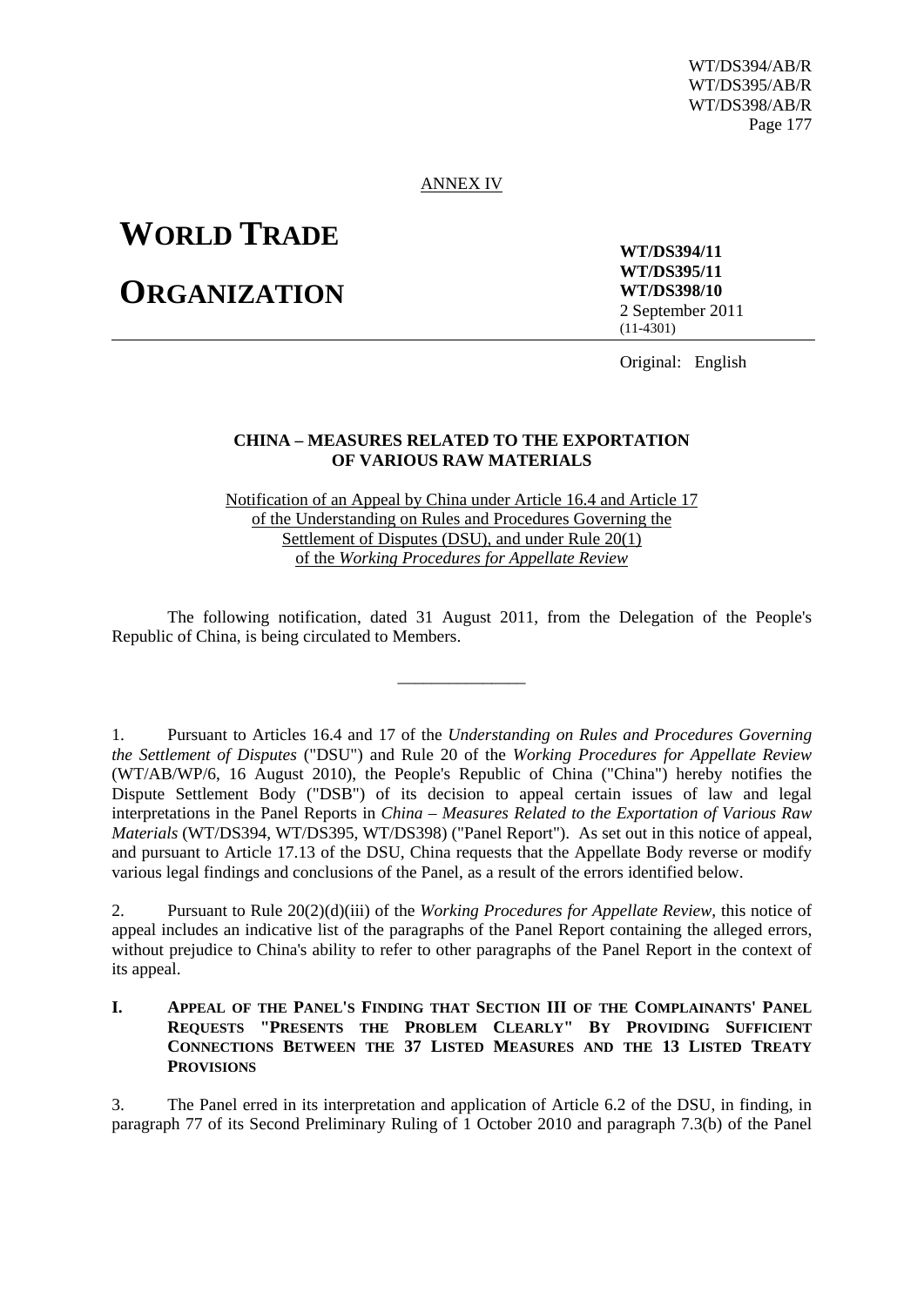ANNEX IV

# WORLD TRADE ORGANIZATION

**WT/DS394/11**
**WT/DS395/11**
**WT/DS398/10**
2 September 2011
(11-4301)

Original: English

**CHINA – MEASURES RELATED TO THE EXPORTATION OF VARIOUS RAW MATERIALS**

Notification of an Appeal by China under Article 16.4 and Article 17 of the Understanding on Rules and Procedures Governing the Settlement of Disputes (DSU), and under Rule 20(1) of the *Working Procedures for Appellate Review*

The following notification, dated 31 August 2011, from the Delegation of the People's Republic of China, is being circulated to Members.

_______________

1. Pursuant to Articles 16.4 and 17 of the *Understanding on Rules and Procedures Governing the Settlement of Disputes* ("DSU") and Rule 20 of the *Working Procedures for Appellate Review* (WT/AB/WP/6, 16 August 2010), the People's Republic of China ("China") hereby notifies the Dispute Settlement Body ("DSB") of its decision to appeal certain issues of law and legal interpretations in the Panel Reports in *China – Measures Related to the Exportation of Various Raw Materials* (WT/DS394, WT/DS395, WT/DS398) ("Panel Report"). As set out in this notice of appeal, and pursuant to Article 17.13 of the DSU, China requests that the Appellate Body reverse or modify various legal findings and conclusions of the Panel, as a result of the errors identified below.

2. Pursuant to Rule 20(2)(d)(iii) of the *Working Procedures for Appellate Review*, this notice of appeal includes an indicative list of the paragraphs of the Panel Report containing the alleged errors, without prejudice to China's ability to refer to other paragraphs of the Panel Report in the context of its appeal.

## I. APPEAL OF THE PANEL'S FINDING THAT SECTION III OF THE COMPLAINANTS' PANEL REQUESTS "PRESENTS THE PROBLEM CLEARLY" BY PROVIDING SUFFICIENT CONNECTIONS BETWEEN THE 37 LISTED MEASURES AND THE 13 LISTED TREATY PROVISIONS

3. The Panel erred in its interpretation and application of Article 6.2 of the DSU, in finding, in paragraph 77 of its Second Preliminary Ruling of 1 October 2010 and paragraph 7.3(b) of the Panel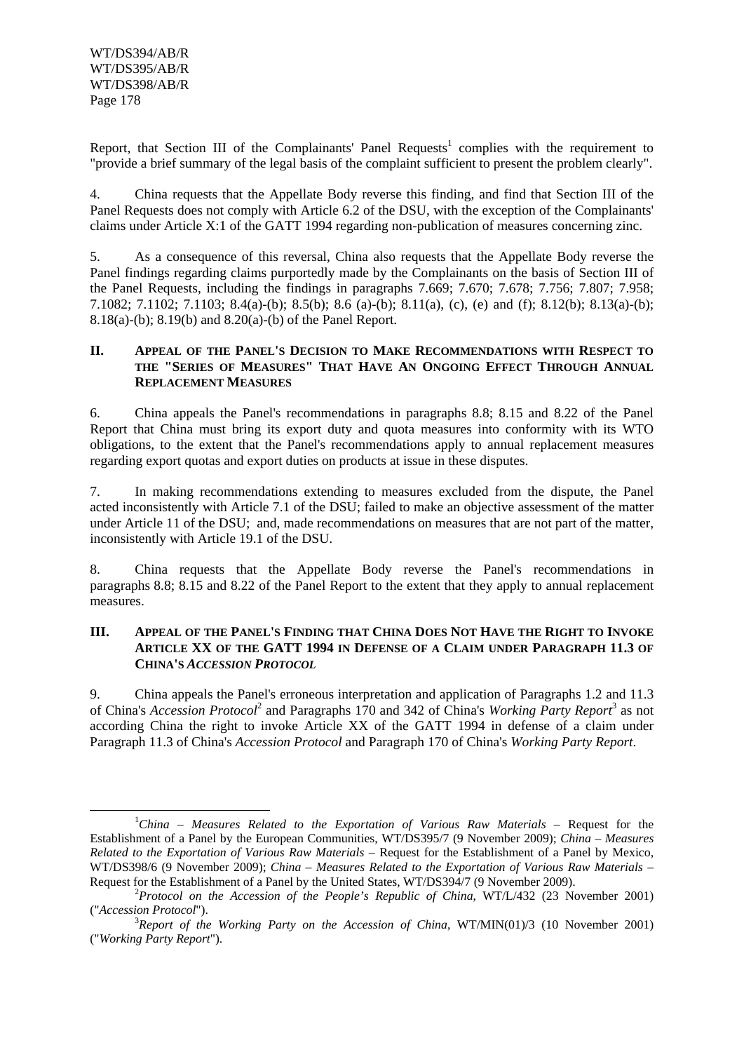Report, that Section III of the Complainants' Panel Requests[1] complies with the requirement to "provide a brief summary of the legal basis of the complaint sufficient to present the problem clearly".

4. China requests that the Appellate Body reverse this finding, and find that Section III of the Panel Requests does not comply with Article 6.2 of the DSU, with the exception of the Complainants' claims under Article X:1 of the GATT 1994 regarding non-publication of measures concerning zinc.

5. As a consequence of this reversal, China also requests that the Appellate Body reverse the Panel findings regarding claims purportedly made by the Complainants on the basis of Section III of the Panel Requests, including the findings in paragraphs 7.669; 7.670; 7.678; 7.756; 7.807; 7.958; 7.1082; 7.1102; 7.1103; 8.4(a)-(b); 8.5(b); 8.6 (a)-(b); 8.11(a), (c), (e) and (f); 8.12(b); 8.13(a)-(b); 8.18(a)-(b); 8.19(b) and 8.20(a)-(b) of the Panel Report.

## II. Appeal of the Panel's Decision to Make Recommendations with Respect to the "Series of Measures" That Have An Ongoing Effect Through Annual Replacement Measures

6. China appeals the Panel's recommendations in paragraphs 8.8; 8.15 and 8.22 of the Panel Report that China must bring its export duty and quota measures into conformity with its WTO obligations, to the extent that the Panel's recommendations apply to annual replacement measures regarding export quotas and export duties on products at issue in these disputes.

7. In making recommendations extending to measures excluded from the dispute, the Panel acted inconsistently with Article 7.1 of the DSU; failed to make an objective assessment of the matter under Article 11 of the DSU; and, made recommendations on measures that are not part of the matter, inconsistently with Article 19.1 of the DSU.

8. China requests that the Appellate Body reverse the Panel's recommendations in paragraphs 8.8; 8.15 and 8.22 of the Panel Report to the extent that they apply to annual replacement measures.

## III. Appeal of the Panel's Finding that China Does Not Have the Right to Invoke Article XX of the GATT 1994 in Defense of a Claim under Paragraph 11.3 of China's *Accession Protocol*

9. China appeals the Panel's erroneous interpretation and application of Paragraphs 1.2 and 11.3 of China's *Accession Protocol*[2] and Paragraphs 170 and 342 of China's *Working Party Report*[3] as not according China the right to invoke Article XX of the GATT 1994 in defense of a claim under Paragraph 11.3 of China's *Accession Protocol* and Paragraph 170 of China's *Working Party Report*.

---

[1] *China – Measures Related to the Exportation of Various Raw Materials* – Request for the Establishment of a Panel by the European Communities, WT/DS395/7 (9 November 2009); *China – Measures Related to the Exportation of Various Raw Materials* – Request for the Establishment of a Panel by Mexico, WT/DS398/6 (9 November 2009); *China – Measures Related to the Exportation of Various Raw Materials* – Request for the Establishment of a Panel by the United States, WT/DS394/7 (9 November 2009).

[2] *Protocol on the Accession of the People's Republic of China*, WT/L/432 (23 November 2001) ("*Accession Protocol*").

[3] *Report of the Working Party on the Accession of China*, WT/MIN(01)/3 (10 November 2001) ("*Working Party Report*").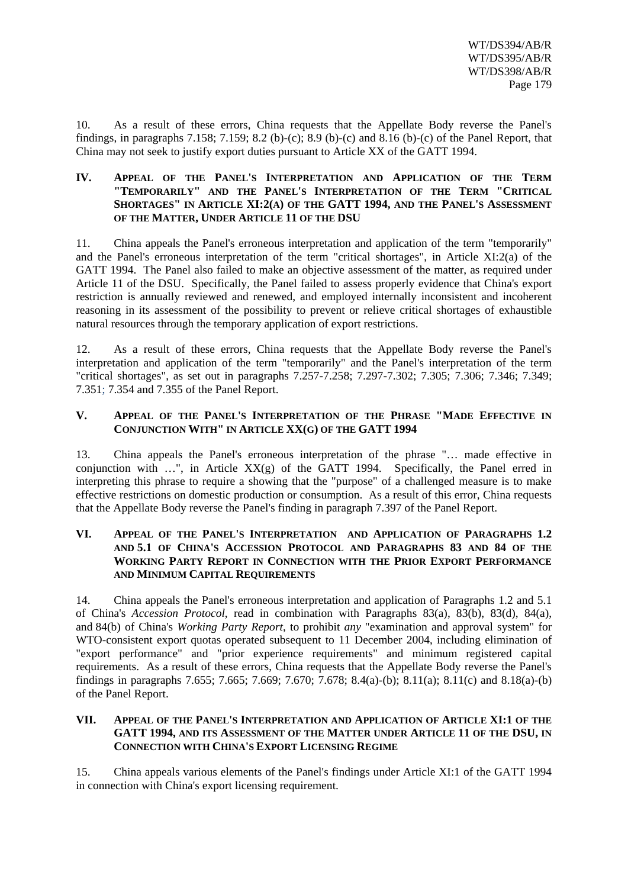10. As a result of these errors, China requests that the Appellate Body reverse the Panel's findings, in paragraphs 7.158; 7.159; 8.2 (b)-(c); 8.9 (b)-(c) and 8.16 (b)-(c) of the Panel Report, that China may not seek to justify export duties pursuant to Article XX of the GATT 1994.

## IV. APPEAL OF THE PANEL'S INTERPRETATION AND APPLICATION OF THE TERM "TEMPORARILY" AND THE PANEL'S INTERPRETATION OF THE TERM "CRITICAL SHORTAGES" IN ARTICLE XI:2(A) OF THE GATT 1994, AND THE PANEL'S ASSESSMENT OF THE MATTER, UNDER ARTICLE 11 OF THE DSU

11. China appeals the Panel's erroneous interpretation and application of the term "temporarily" and the Panel's erroneous interpretation of the term "critical shortages", in Article XI:2(a) of the GATT 1994. The Panel also failed to make an objective assessment of the matter, as required under Article 11 of the DSU. Specifically, the Panel failed to assess properly evidence that China's export restriction is annually reviewed and renewed, and employed internally inconsistent and incoherent reasoning in its assessment of the possibility to prevent or relieve critical shortages of exhaustible natural resources through the temporary application of export restrictions.

12. As a result of these errors, China requests that the Appellate Body reverse the Panel's interpretation and application of the term "temporarily" and the Panel's interpretation of the term "critical shortages", as set out in paragraphs 7.257-7.258; 7.297-7.302; 7.305; 7.306; 7.346; 7.349; 7.351; 7.354 and 7.355 of the Panel Report.

## V. APPEAL OF THE PANEL'S INTERPRETATION OF THE PHRASE "MADE EFFECTIVE IN CONJUNCTION WITH" IN ARTICLE XX(G) OF THE GATT 1994

13. China appeals the Panel's erroneous interpretation of the phrase "… made effective in conjunction with …", in Article XX(g) of the GATT 1994. Specifically, the Panel erred in interpreting this phrase to require a showing that the "purpose" of a challenged measure is to make effective restrictions on domestic production or consumption. As a result of this error, China requests that the Appellate Body reverse the Panel's finding in paragraph 7.397 of the Panel Report.

## VI. APPEAL OF THE PANEL'S INTERPRETATION AND APPLICATION OF PARAGRAPHS 1.2 AND 5.1 OF CHINA'S ACCESSION PROTOCOL AND PARAGRAPHS 83 AND 84 OF THE WORKING PARTY REPORT IN CONNECTION WITH THE PRIOR EXPORT PERFORMANCE AND MINIMUM CAPITAL REQUIREMENTS

14. China appeals the Panel's erroneous interpretation and application of Paragraphs 1.2 and 5.1 of China's *Accession Protocol*, read in combination with Paragraphs 83(a), 83(b), 83(d), 84(a), and 84(b) of China's *Working Party Report*, to prohibit *any* "examination and approval system" for WTO-consistent export quotas operated subsequent to 11 December 2004, including elimination of "export performance" and "prior experience requirements" and minimum registered capital requirements. As a result of these errors, China requests that the Appellate Body reverse the Panel's findings in paragraphs 7.655; 7.665; 7.669; 7.670; 7.678; 8.4(a)-(b); 8.11(a); 8.11(c) and 8.18(a)-(b) of the Panel Report.

## VII. APPEAL OF THE PANEL'S INTERPRETATION AND APPLICATION OF ARTICLE XI:1 OF THE GATT 1994, AND ITS ASSESSMENT OF THE MATTER UNDER ARTICLE 11 OF THE DSU, IN CONNECTION WITH CHINA'S EXPORT LICENSING REGIME

15. China appeals various elements of the Panel's findings under Article XI:1 of the GATT 1994 in connection with China's export licensing requirement.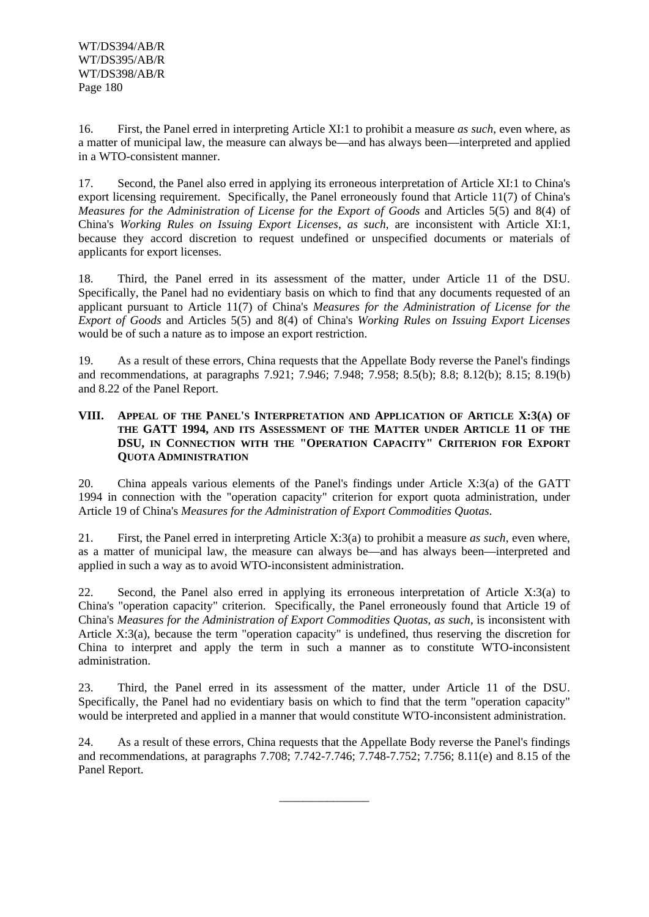16. First, the Panel erred in interpreting Article XI:1 to prohibit a measure *as such*, even where, as a matter of municipal law, the measure can always be—and has always been—interpreted and applied in a WTO-consistent manner.

17. Second, the Panel also erred in applying its erroneous interpretation of Article XI:1 to China's export licensing requirement. Specifically, the Panel erroneously found that Article 11(7) of China's *Measures for the Administration of License for the Export of Goods* and Articles 5(5) and 8(4) of China's *Working Rules on Issuing Export Licenses*, *as such*, are inconsistent with Article XI:1, because they accord discretion to request undefined or unspecified documents or materials of applicants for export licenses.

18. Third, the Panel erred in its assessment of the matter, under Article 11 of the DSU. Specifically, the Panel had no evidentiary basis on which to find that any documents requested of an applicant pursuant to Article 11(7) of China's *Measures for the Administration of License for the Export of Goods* and Articles 5(5) and 8(4) of China's *Working Rules on Issuing Export Licenses* would be of such a nature as to impose an export restriction.

19. As a result of these errors, China requests that the Appellate Body reverse the Panel's findings and recommendations, at paragraphs 7.921; 7.946; 7.948; 7.958; 8.5(b); 8.8; 8.12(b); 8.15; 8.19(b) and 8.22 of the Panel Report.

## VIII. Appeal of the Panel's Interpretation and Application of Article X:3(a) of the GATT 1994, and its Assessment of the Matter under Article 11 of the DSU, in Connection with the "Operation Capacity" Criterion for Export Quota Administration

20. China appeals various elements of the Panel's findings under Article X:3(a) of the GATT 1994 in connection with the "operation capacity" criterion for export quota administration, under Article 19 of China's *Measures for the Administration of Export Commodities Quotas*.

21. First, the Panel erred in interpreting Article X:3(a) to prohibit a measure *as such*, even where, as a matter of municipal law, the measure can always be—and has always been—interpreted and applied in such a way as to avoid WTO-inconsistent administration.

22. Second, the Panel also erred in applying its erroneous interpretation of Article X:3(a) to China's "operation capacity" criterion. Specifically, the Panel erroneously found that Article 19 of China's *Measures for the Administration of Export Commodities Quotas*, *as such*, is inconsistent with Article X:3(a), because the term "operation capacity" is undefined, thus reserving the discretion for China to interpret and apply the term in such a manner as to constitute WTO-inconsistent administration.

23. Third, the Panel erred in its assessment of the matter, under Article 11 of the DSU. Specifically, the Panel had no evidentiary basis on which to find that the term "operation capacity" would be interpreted and applied in a manner that would constitute WTO-inconsistent administration.

24. As a result of these errors, China requests that the Appellate Body reverse the Panel's findings and recommendations, at paragraphs 7.708; 7.742-7.746; 7.748-7.752; 7.756; 8.11(e) and 8.15 of the Panel Report.

__________________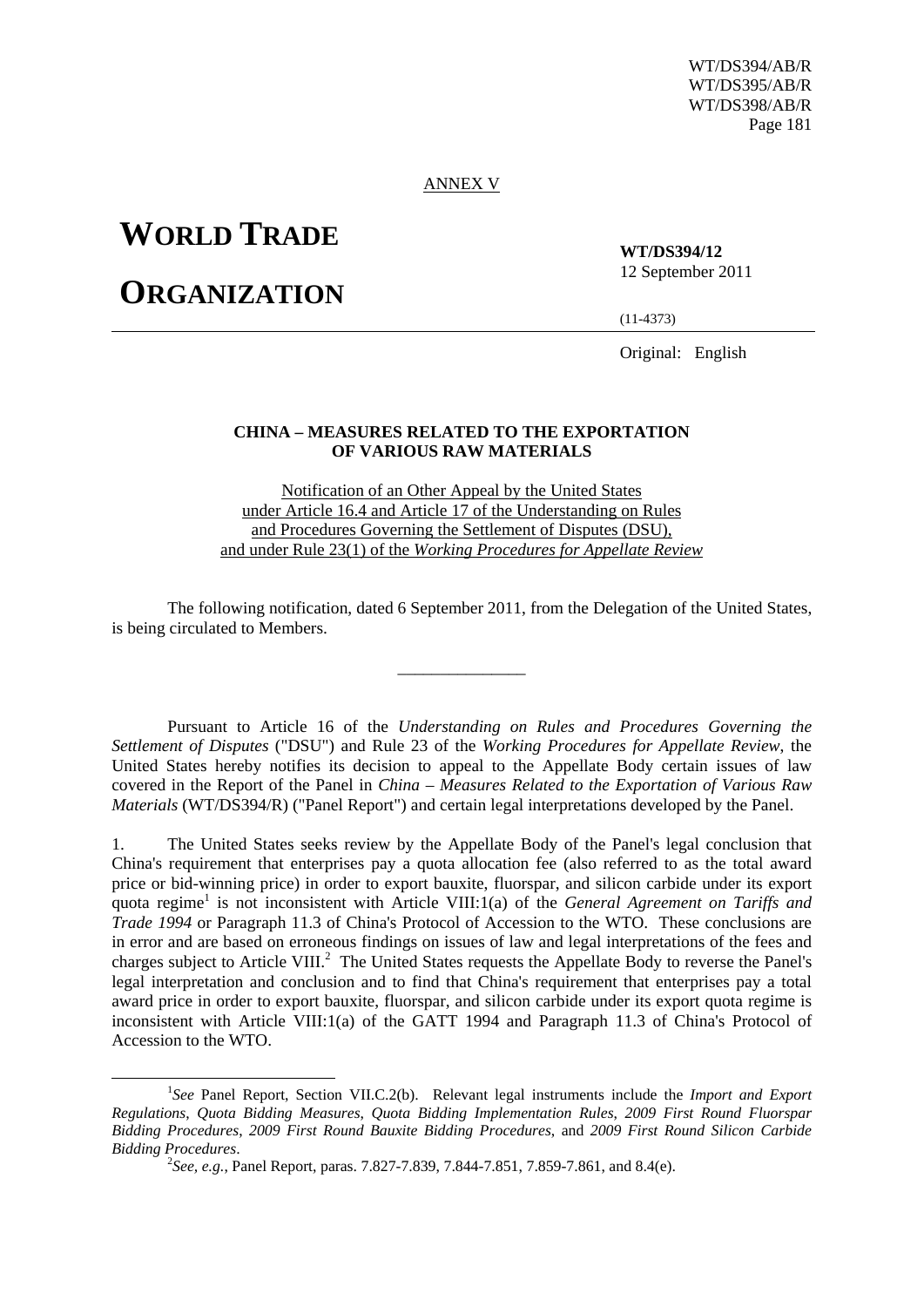ANNEX V

**WORLD TRADE ORGANIZATION**

**WT/DS394/12**
12 September 2011

(11-4373)

Original: English

**CHINA – MEASURES RELATED TO THE EXPORTATION OF VARIOUS RAW MATERIALS**

Notification of an Other Appeal by the United States under Article 16.4 and Article 17 of the Understanding on Rules and Procedures Governing the Settlement of Disputes (DSU), and under Rule 23(1) of the *Working Procedures for Appellate Review*

The following notification, dated 6 September 2011, from the Delegation of the United States, is being circulated to Members.

_______________

Pursuant to Article 16 of the *Understanding on Rules and Procedures Governing the Settlement of Disputes* ("DSU") and Rule 23 of the *Working Procedures for Appellate Review*, the United States hereby notifies its decision to appeal to the Appellate Body certain issues of law covered in the Report of the Panel in *China – Measures Related to the Exportation of Various Raw Materials* (WT/DS394/R) ("Panel Report") and certain legal interpretations developed by the Panel.

1. The United States seeks review by the Appellate Body of the Panel's legal conclusion that China's requirement that enterprises pay a quota allocation fee (also referred to as the total award price or bid-winning price) in order to export bauxite, fluorspar, and silicon carbide under its export quota regime[1] is not inconsistent with Article VIII:1(a) of the *General Agreement on Tariffs and Trade 1994* or Paragraph 11.3 of China's Protocol of Accession to the WTO. These conclusions are in error and are based on erroneous findings on issues of law and legal interpretations of the fees and charges subject to Article VIII.[2] The United States requests the Appellate Body to reverse the Panel's legal interpretation and conclusion and to find that China's requirement that enterprises pay a total award price in order to export bauxite, fluorspar, and silicon carbide under its export quota regime is inconsistent with Article VIII:1(a) of the GATT 1994 and Paragraph 11.3 of China's Protocol of Accession to the WTO.

[1] *See* Panel Report, Section VII.C.2(b). Relevant legal instruments include the *Import and Export Regulations*, *Quota Bidding Measures*, *Quota Bidding Implementation Rules*, *2009 First Round Fluorspar Bidding Procedures*, *2009 First Round Bauxite Bidding Procedures*, and *2009 First Round Silicon Carbide Bidding Procedures*.

[2] *See, e.g.*, Panel Report, paras. 7.827-7.839, 7.844-7.851, 7.859-7.861, and 8.4(e).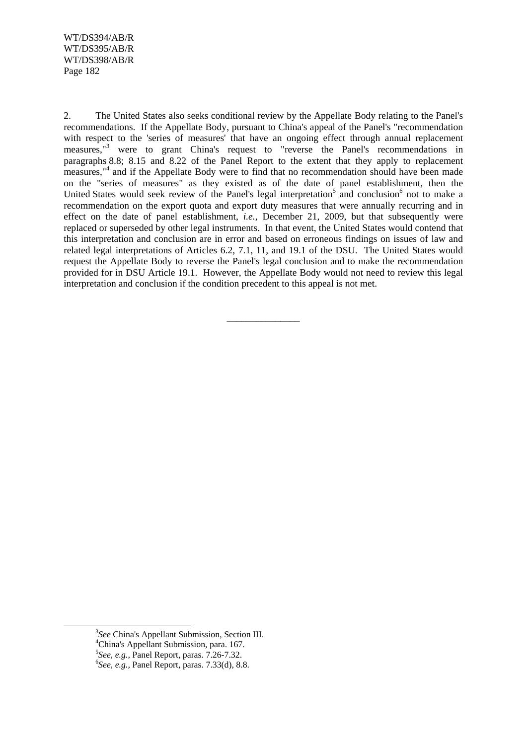2. The United States also seeks conditional review by the Appellate Body relating to the Panel's recommendations. If the Appellate Body, pursuant to China's appeal of the Panel's "recommendation with respect to the 'series of measures' that have an ongoing effect through annual replacement measures,"[3] were to grant China's request to "reverse the Panel's recommendations in paragraphs 8.8; 8.15 and 8.22 of the Panel Report to the extent that they apply to replacement measures,"[4] and if the Appellate Body were to find that no recommendation should have been made on the "series of measures" as they existed as of the date of panel establishment, then the United States would seek review of the Panel's legal interpretation[5] and conclusion[6] not to make a recommendation on the export quota and export duty measures that were annually recurring and in effect on the date of panel establishment, *i.e.*, December 21, 2009, but that subsequently were replaced or superseded by other legal instruments. In that event, the United States would contend that this interpretation and conclusion are in error and based on erroneous findings on issues of law and related legal interpretations of Articles 6.2, 7.1, 11, and 19.1 of the DSU. The United States would request the Appellate Body to reverse the Panel's legal conclusion and to make the recommendation provided for in DSU Article 19.1. However, the Appellate Body would not need to review this legal interpretation and conclusion if the condition precedent to this appeal is not met.

---

[3] *See* China's Appellant Submission, Section III.

[4] China's Appellant Submission, para. 167.

[5] *See, e.g.*, Panel Report, paras. 7.26-7.32.

[6] *See, e.g.*, Panel Report, paras. 7.33(d), 8.8.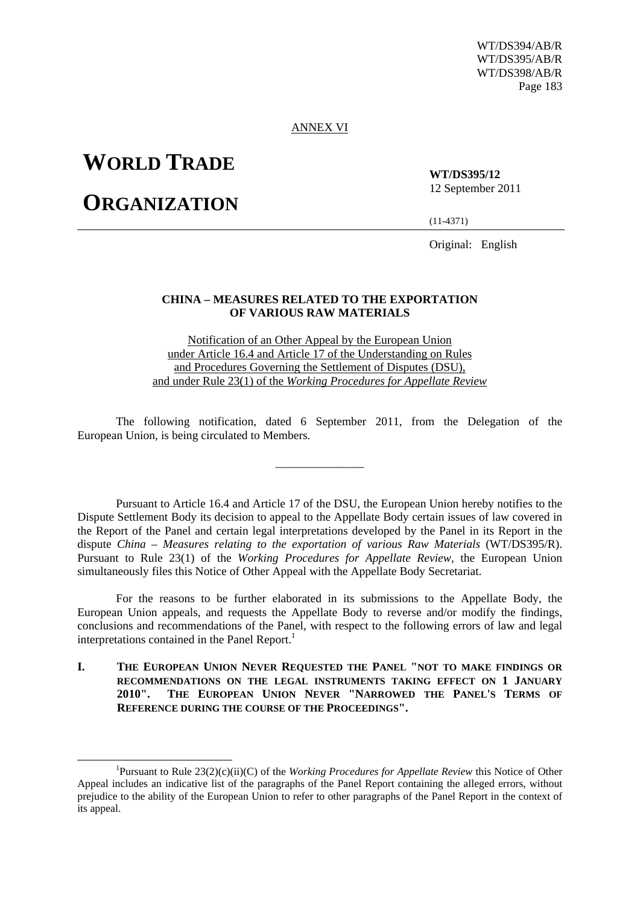ANNEX VI

# WORLD TRADE ORGANIZATION

**WT/DS395/12**
12 September 2011

(11-4371)

Original: English

## CHINA – MEASURES RELATED TO THE EXPORTATION OF VARIOUS RAW MATERIALS

Notification of an Other Appeal by the European Union under Article 16.4 and Article 17 of the Understanding on Rules and Procedures Governing the Settlement of Disputes (DSU), and under Rule 23(1) of the *Working Procedures for Appellate Review*

The following notification, dated 6 September 2011, from the Delegation of the European Union, is being circulated to Members.

_______________

Pursuant to Article 16.4 and Article 17 of the DSU, the European Union hereby notifies to the Dispute Settlement Body its decision to appeal to the Appellate Body certain issues of law covered in the Report of the Panel and certain legal interpretations developed by the Panel in its Report in the dispute *China – Measures relating to the exportation of various Raw Materials* (WT/DS395/R). Pursuant to Rule 23(1) of the *Working Procedures for Appellate Review*, the European Union simultaneously files this Notice of Other Appeal with the Appellate Body Secretariat.

For the reasons to be further elaborated in its submissions to the Appellate Body, the European Union appeals, and requests the Appellate Body to reverse and/or modify the findings, conclusions and recommendations of the Panel, with respect to the following errors of law and legal interpretations contained in the Panel Report.[1]

### I. THE EUROPEAN UNION NEVER REQUESTED THE PANEL "NOT TO MAKE FINDINGS OR RECOMMENDATIONS ON THE LEGAL INSTRUMENTS TAKING EFFECT ON 1 JANUARY 2010". THE EUROPEAN UNION NEVER "NARROWED THE PANEL'S TERMS OF REFERENCE DURING THE COURSE OF THE PROCEEDINGS".

[1] Pursuant to Rule 23(2)(c)(ii)(C) of the *Working Procedures for Appellate Review* this Notice of Other Appeal includes an indicative list of the paragraphs of the Panel Report containing the alleged errors, without prejudice to the ability of the European Union to refer to other paragraphs of the Panel Report in the context of its appeal.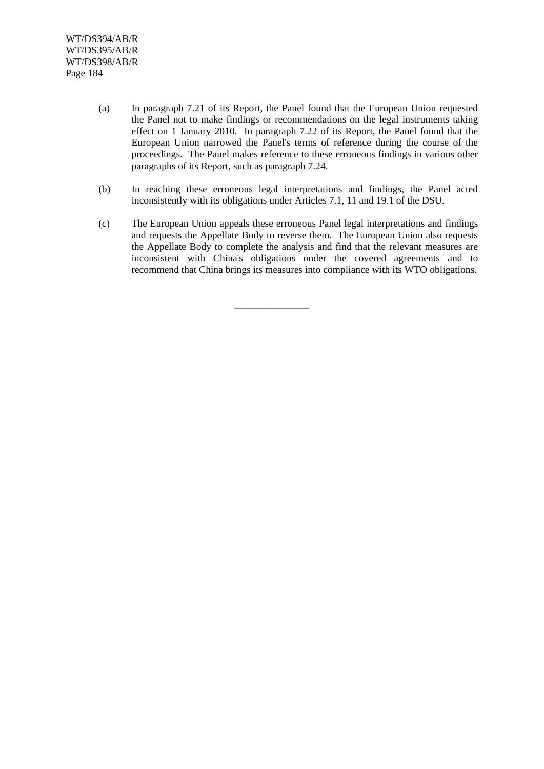(a) In paragraph 7.21 of its Report, the Panel found that the European Union requested the Panel not to make findings or recommendations on the legal instruments taking effect on 1 January 2010. In paragraph 7.22 of its Report, the Panel found that the European Union narrowed the Panel's terms of reference during the course of the proceedings. The Panel makes reference to these erroneous findings in various other paragraphs of its Report, such as paragraph 7.24.

(b) In reaching these erroneous legal interpretations and findings, the Panel acted inconsistently with its obligations under Articles 7.1, 11 and 19.1 of the DSU.

(c) The European Union appeals these erroneous Panel legal interpretations and findings and requests the Appellate Body to reverse them. The European Union also requests the Appellate Body to complete the analysis and find that the relevant measures are inconsistent with China's obligations under the covered agreements and to recommend that China brings its measures into compliance with its WTO obligations.

__________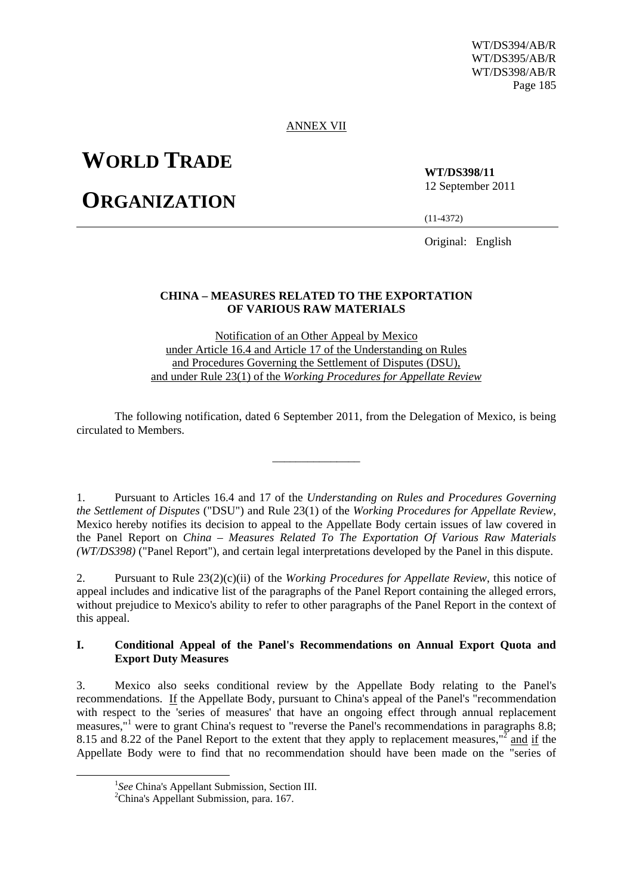ANNEX VII

# WORLD TRADE ORGANIZATION

**WT/DS398/11**
12 September 2011

(11-4372)

Original: English

### CHINA – MEASURES RELATED TO THE EXPORTATION OF VARIOUS RAW MATERIALS

Notification of an Other Appeal by Mexico under Article 16.4 and Article 17 of the Understanding on Rules and Procedures Governing the Settlement of Disputes (DSU), and under Rule 23(1) of the *Working Procedures for Appellate Review*

The following notification, dated 6 September 2011, from the Delegation of Mexico, is being circulated to Members.

_______________

1. Pursuant to Articles 16.4 and 17 of the *Understanding on Rules and Procedures Governing the Settlement of Disputes* ("DSU") and Rule 23(1) of the *Working Procedures for Appellate Review*, Mexico hereby notifies its decision to appeal to the Appellate Body certain issues of law covered in the Panel Report on *China – Measures Related To The Exportation Of Various Raw Materials (WT/DS398)* ("Panel Report"), and certain legal interpretations developed by the Panel in this dispute.

2. Pursuant to Rule 23(2)(c)(ii) of the *Working Procedures for Appellate Review*, this notice of appeal includes and indicative list of the paragraphs of the Panel Report containing the alleged errors, without prejudice to Mexico's ability to refer to other paragraphs of the Panel Report in the context of this appeal.

### I. Conditional Appeal of the Panel's Recommendations on Annual Export Quota and Export Duty Measures

3. Mexico also seeks conditional review by the Appellate Body relating to the Panel's recommendations. If the Appellate Body, pursuant to China's appeal of the Panel's "recommendation with respect to the 'series of measures' that have an ongoing effect through annual replacement measures,"[1] were to grant China's request to "reverse the Panel's recommendations in paragraphs 8.8; 8.15 and 8.22 of the Panel Report to the extent that they apply to replacement measures,"[2] and if the Appellate Body were to find that no recommendation should have been made on the "series of

[1] *See* China's Appellant Submission, Section III.
[2] China's Appellant Submission, para. 167.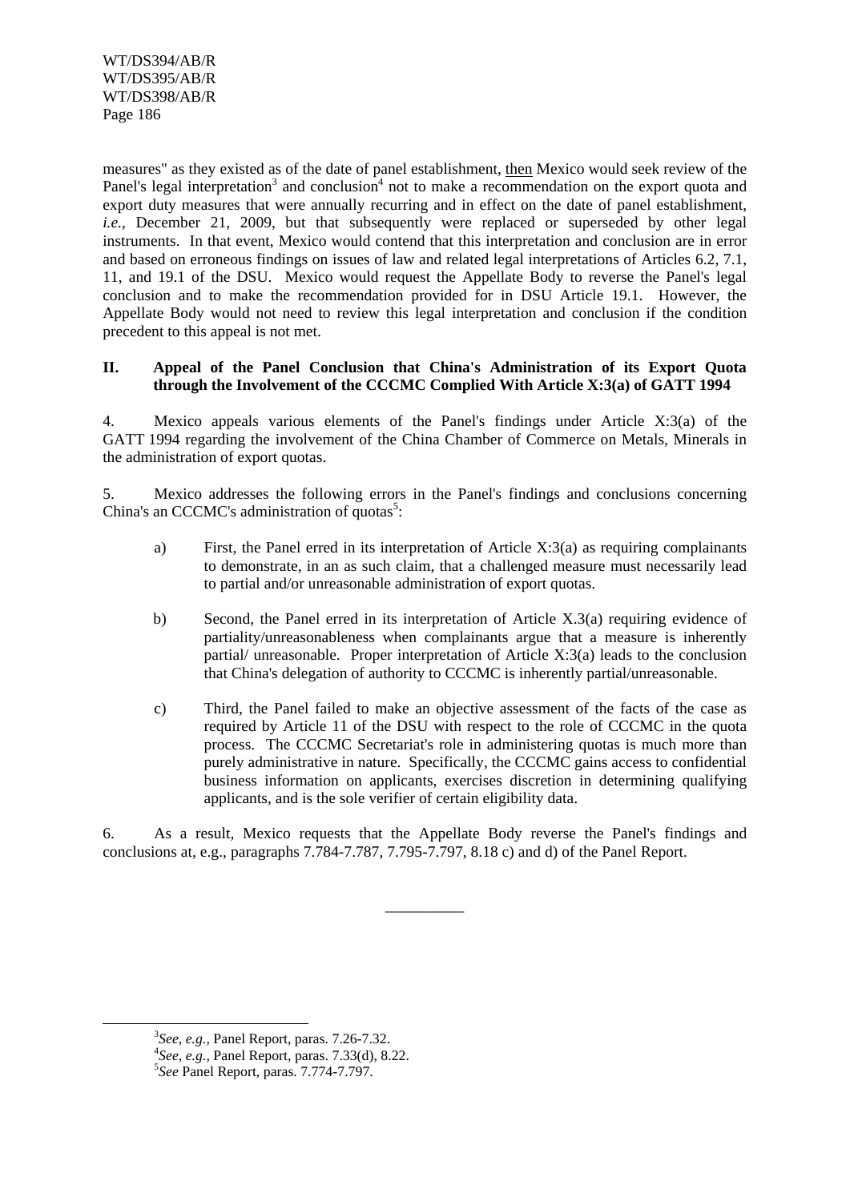measures" as they existed as of the date of panel establishment, then Mexico would seek review of the Panel's legal interpretation[3] and conclusion[4] not to make a recommendation on the export quota and export duty measures that were annually recurring and in effect on the date of panel establishment, *i.e.*, December 21, 2009, but that subsequently were replaced or superseded by other legal instruments. In that event, Mexico would contend that this interpretation and conclusion are in error and based on erroneous findings on issues of law and related legal interpretations of Articles 6.2, 7.1, 11, and 19.1 of the DSU. Mexico would request the Appellate Body to reverse the Panel's legal conclusion and to make the recommendation provided for in DSU Article 19.1. However, the Appellate Body would not need to review this legal interpretation and conclusion if the condition precedent to this appeal is not met.

## II. Appeal of the Panel Conclusion that China's Administration of its Export Quota through the Involvement of the CCCMC Complied With Article X:3(a) of GATT 1994

4. Mexico appeals various elements of the Panel's findings under Article X:3(a) of the GATT 1994 regarding the involvement of the China Chamber of Commerce on Metals, Minerals in the administration of export quotas.

5. Mexico addresses the following errors in the Panel's findings and conclusions concerning China's an CCCMC's administration of quotas[5]:

a) First, the Panel erred in its interpretation of Article X:3(a) as requiring complainants to demonstrate, in an as such claim, that a challenged measure must necessarily lead to partial and/or unreasonable administration of export quotas.

b) Second, the Panel erred in its interpretation of Article X.3(a) requiring evidence of partiality/unreasonableness when complainants argue that a measure is inherently partial/ unreasonable. Proper interpretation of Article X:3(a) leads to the conclusion that China's delegation of authority to CCCMC is inherently partial/unreasonable.

c) Third, the Panel failed to make an objective assessment of the facts of the case as required by Article 11 of the DSU with respect to the role of CCCMC in the quota process. The CCCMC Secretariat's role in administering quotas is much more than purely administrative in nature. Specifically, the CCCMC gains access to confidential business information on applicants, exercises discretion in determining qualifying applicants, and is the sole verifier of certain eligibility data.

6. As a result, Mexico requests that the Appellate Body reverse the Panel's findings and conclusions at, e.g., paragraphs 7.784-7.787, 7.795-7.797, 8.18 c) and d) of the Panel Report.

__________

[3] *See, e.g.,* Panel Report, paras. 7.26-7.32.

[4] *See, e.g.,* Panel Report, paras. 7.33(d), 8.22.

[5] *See* Panel Report, paras. 7.774-7.797.